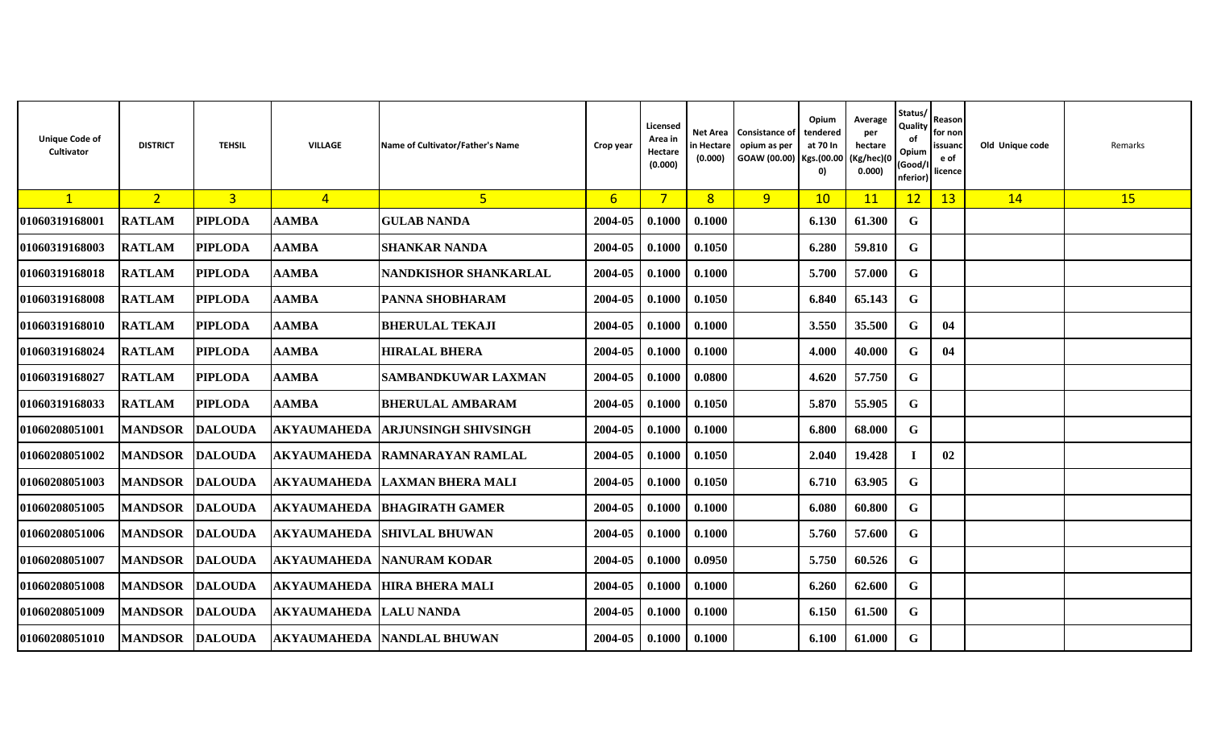| Unique Code of Cultivator | DISTRICT | TEHSIL | VILLAGE | Name of Cultivator/Father's Name | Crop year | Licensed Area in Hectare (0.000) | Net Area in Hectare (0.000) | Consistance of opium as per GOAW (00.00) | Opium tendered at 70 In Kgs.(00.000) | Average per hectare (Kg/hec)(00.000) | Status/ Quality of Opium (Good/Inferior) | Reason for non issuance of licence | Old Unique code | Remarks |
|---|---|---|---|---|---|---|---|---|---|---|---|---|---|---|
| 1 | 2 | 3 | 4 | 5 | 6 | 7 | 8 | 9 | 10 | 11 | 12 | 13 | 14 | 15 |
| 01060319168001 | RATLAM | PIPLODA | AAMBA | GULAB NANDA | 2004-05 | 0.1000 | 0.1000 | | 6.130 | 61.300 | G | | | |
| 01060319168003 | RATLAM | PIPLODA | AAMBA | SHANKAR NANDA | 2004-05 | 0.1000 | 0.1050 | | 6.280 | 59.810 | G | | | |
| 01060319168018 | RATLAM | PIPLODA | AAMBA | NANDKISHOR SHANKARLAL | 2004-05 | 0.1000 | 0.1000 | | 5.700 | 57.000 | G | | | |
| 01060319168008 | RATLAM | PIPLODA | AAMBA | PANNA SHOBHARAM | 2004-05 | 0.1000 | 0.1050 | | 6.840 | 65.143 | G | | | |
| 01060319168010 | RATLAM | PIPLODA | AAMBA | BHERULAL TEKAJI | 2004-05 | 0.1000 | 0.1000 | | 3.550 | 35.500 | G | 04 | | |
| 01060319168024 | RATLAM | PIPLODA | AAMBA | HIRALAL BHERA | 2004-05 | 0.1000 | 0.1000 | | 4.000 | 40.000 | G | 04 | | |
| 01060319168027 | RATLAM | PIPLODA | AAMBA | SAMBANDKUWAR LAXMAN | 2004-05 | 0.1000 | 0.0800 | | 4.620 | 57.750 | G | | | |
| 01060319168033 | RATLAM | PIPLODA | AAMBA | BHERULAL AMBARAM | 2004-05 | 0.1000 | 0.1050 | | 5.870 | 55.905 | G | | | |
| 01060208051001 | MANDSOR | DALOUDA | AKYAUMAHEDA | ARJUNSINGH SHIVSINGH | 2004-05 | 0.1000 | 0.1000 | | 6.800 | 68.000 | G | | | |
| 01060208051002 | MANDSOR | DALOUDA | AKYAUMAHEDA | RAMNARAYAN RAMLAL | 2004-05 | 0.1000 | 0.1050 | | 2.040 | 19.428 | I | 02 | | |
| 01060208051003 | MANDSOR | DALOUDA | AKYAUMAHEDA | LAXMAN BHERA MALI | 2004-05 | 0.1000 | 0.1050 | | 6.710 | 63.905 | G | | | |
| 01060208051005 | MANDSOR | DALOUDA | AKYAUMAHEDA | BHAGIRATH GAMER | 2004-05 | 0.1000 | 0.1000 | | 6.080 | 60.800 | G | | | |
| 01060208051006 | MANDSOR | DALOUDA | AKYAUMAHEDA | SHIVLAL BHUWAN | 2004-05 | 0.1000 | 0.1000 | | 5.760 | 57.600 | G | | | |
| 01060208051007 | MANDSOR | DALOUDA | AKYAUMAHEDA | NANURAM KODAR | 2004-05 | 0.1000 | 0.0950 | | 5.750 | 60.526 | G | | | |
| 01060208051008 | MANDSOR | DALOUDA | AKYAUMAHEDA | HIRA BHERA MALI | 2004-05 | 0.1000 | 0.1000 | | 6.260 | 62.600 | G | | | |
| 01060208051009 | MANDSOR | DALOUDA | AKYAUMAHEDA | LALU NANDA | 2004-05 | 0.1000 | 0.1000 | | 6.150 | 61.500 | G | | | |
| 01060208051010 | MANDSOR | DALOUDA | AKYAUMAHEDA | NANDLAL BHUWAN | 2004-05 | 0.1000 | 0.1000 | | 6.100 | 61.000 | G | | | |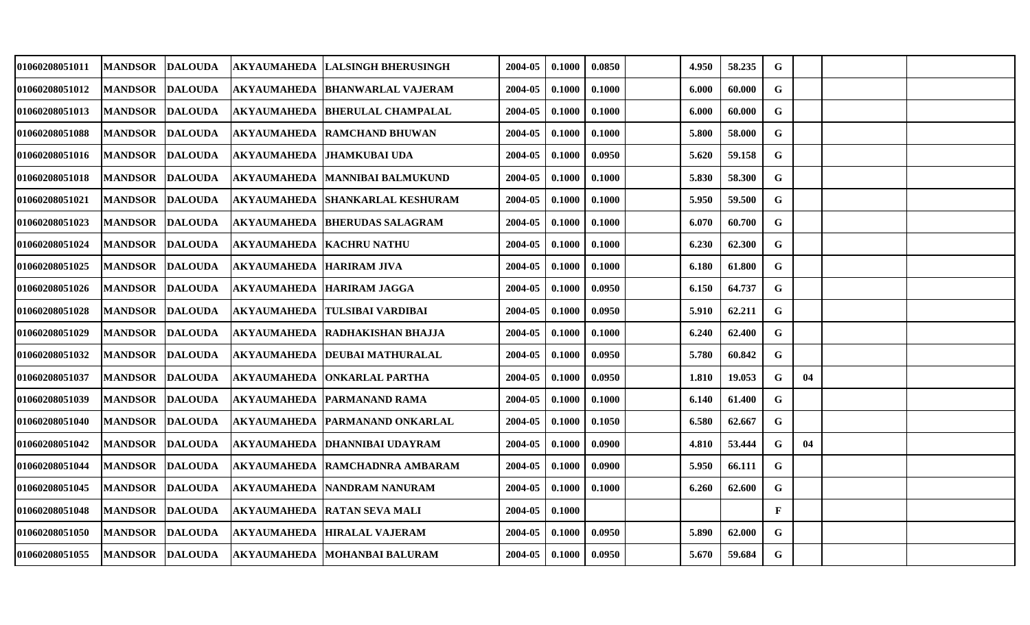| | | | | | | | | | | | | | | |
|---|---|---|---|---|---|---|---|---|---|---|---|---|---|---|
| 01060208051011 | MANDSOR | DALOUDA | AKYAUMAHEDA | LALSINGH BHERUSINGH | 2004-05 | 0.1000 | 0.0850 | | 4.950 | 58.235 | G | | | |
| 01060208051012 | MANDSOR | DALOUDA | AKYAUMAHEDA | BHANWARLAL VAJERAM | 2004-05 | 0.1000 | 0.1000 | | 6.000 | 60.000 | G | | | |
| 01060208051013 | MANDSOR | DALOUDA | AKYAUMAHEDA | BHERULAL CHAMPALAL | 2004-05 | 0.1000 | 0.1000 | | 6.000 | 60.000 | G | | | |
| 01060208051088 | MANDSOR | DALOUDA | AKYAUMAHEDA | RAMCHAND BHUWAN | 2004-05 | 0.1000 | 0.1000 | | 5.800 | 58.000 | G | | | |
| 01060208051016 | MANDSOR | DALOUDA | AKYAUMAHEDA | JHAMKUBAI UDA | 2004-05 | 0.1000 | 0.0950 | | 5.620 | 59.158 | G | | | |
| 01060208051018 | MANDSOR | DALOUDA | AKYAUMAHEDA | MANNIBAI BALMUKUND | 2004-05 | 0.1000 | 0.1000 | | 5.830 | 58.300 | G | | | |
| 01060208051021 | MANDSOR | DALOUDA | AKYAUMAHEDA | SHANKARLAL KESHURAM | 2004-05 | 0.1000 | 0.1000 | | 5.950 | 59.500 | G | | | |
| 01060208051023 | MANDSOR | DALOUDA | AKYAUMAHEDA | BHERUDAS SALAGRAM | 2004-05 | 0.1000 | 0.1000 | | 6.070 | 60.700 | G | | | |
| 01060208051024 | MANDSOR | DALOUDA | AKYAUMAHEDA | KACHRU NATHU | 2004-05 | 0.1000 | 0.1000 | | 6.230 | 62.300 | G | | | |
| 01060208051025 | MANDSOR | DALOUDA | AKYAUMAHEDA | HARIRAM JIVA | 2004-05 | 0.1000 | 0.1000 | | 6.180 | 61.800 | G | | | |
| 01060208051026 | MANDSOR | DALOUDA | AKYAUMAHEDA | HARIRAM JAGGA | 2004-05 | 0.1000 | 0.0950 | | 6.150 | 64.737 | G | | | |
| 01060208051028 | MANDSOR | DALOUDA | AKYAUMAHEDA | TULSIBAI VARDIBAI | 2004-05 | 0.1000 | 0.0950 | | 5.910 | 62.211 | G | | | |
| 01060208051029 | MANDSOR | DALOUDA | AKYAUMAHEDA | RADHAKISHAN BHAJJA | 2004-05 | 0.1000 | 0.1000 | | 6.240 | 62.400 | G | | | |
| 01060208051032 | MANDSOR | DALOUDA | AKYAUMAHEDA | DEUBAI MATHURALAL | 2004-05 | 0.1000 | 0.0950 | | 5.780 | 60.842 | G | | | |
| 01060208051037 | MANDSOR | DALOUDA | AKYAUMAHEDA | ONKARLAL PARTHA | 2004-05 | 0.1000 | 0.0950 | | 1.810 | 19.053 | G | 04 | | |
| 01060208051039 | MANDSOR | DALOUDA | AKYAUMAHEDA | PARMANAND RAMA | 2004-05 | 0.1000 | 0.1000 | | 6.140 | 61.400 | G | | | |
| 01060208051040 | MANDSOR | DALOUDA | AKYAUMAHEDA | PARMANAND ONKARLAL | 2004-05 | 0.1000 | 0.1050 | | 6.580 | 62.667 | G | | | |
| 01060208051042 | MANDSOR | DALOUDA | AKYAUMAHEDA | DHANNIBAI UDAYRAM | 2004-05 | 0.1000 | 0.0900 | | 4.810 | 53.444 | G | 04 | | |
| 01060208051044 | MANDSOR | DALOUDA | AKYAUMAHEDA | RAMCHADNRA AMBARAM | 2004-05 | 0.1000 | 0.0900 | | 5.950 | 66.111 | G | | | |
| 01060208051045 | MANDSOR | DALOUDA | AKYAUMAHEDA | NANDRAM NANURAM | 2004-05 | 0.1000 | 0.1000 | | 6.260 | 62.600 | G | | | |
| 01060208051048 | MANDSOR | DALOUDA | AKYAUMAHEDA | RATAN SEVA MALI | 2004-05 | 0.1000 | | | | | F | | | |
| 01060208051050 | MANDSOR | DALOUDA | AKYAUMAHEDA | HIRALAL VAJERAM | 2004-05 | 0.1000 | 0.0950 | | 5.890 | 62.000 | G | | | |
| 01060208051055 | MANDSOR | DALOUDA | AKYAUMAHEDA | MOHANBAI BALURAM | 2004-05 | 0.1000 | 0.0950 | | 5.670 | 59.684 | G | | | |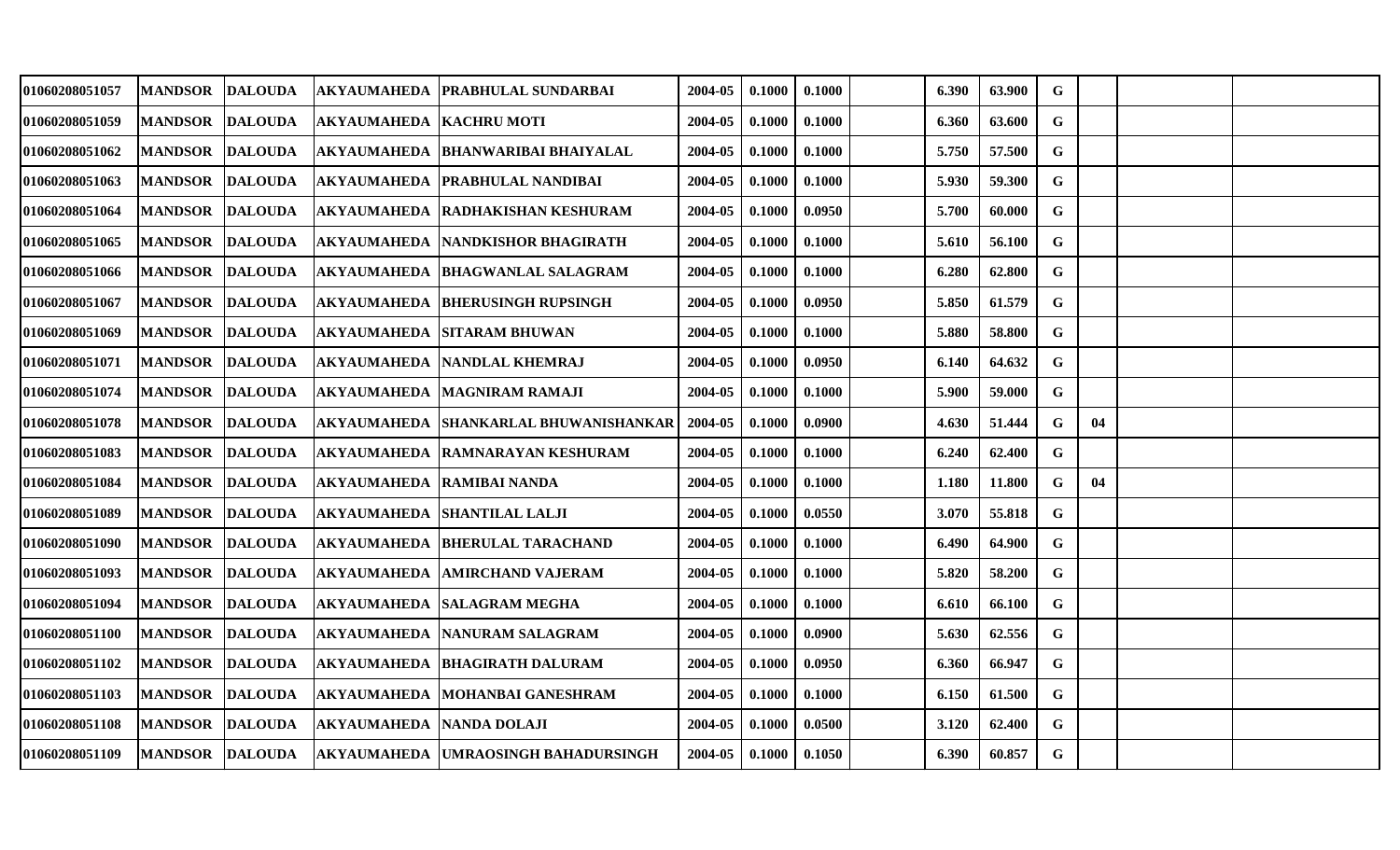| | | | | | | | | | | | | | | |
|---|---|---|---|---|---|---|---|---|---|---|---|---|---|---|
| 01060208051057 | MANDSOR | DALOUDA | AKYAUMAHEDA | PRABHULAL SUNDARBAI | 2004-05 | 0.1000 | 0.1000 | | 6.390 | 63.900 | G | | | |
| 01060208051059 | MANDSOR | DALOUDA | AKYAUMAHEDA | KACHRU MOTI | 2004-05 | 0.1000 | 0.1000 | | 6.360 | 63.600 | G | | | |
| 01060208051062 | MANDSOR | DALOUDA | AKYAUMAHEDA | BHANWARIBAI BHAIYALAL | 2004-05 | 0.1000 | 0.1000 | | 5.750 | 57.500 | G | | | |
| 01060208051063 | MANDSOR | DALOUDA | AKYAUMAHEDA | PRABHULAL NANDIBAI | 2004-05 | 0.1000 | 0.1000 | | 5.930 | 59.300 | G | | | |
| 01060208051064 | MANDSOR | DALOUDA | AKYAUMAHEDA | RADHAKISHAN KESHURAM | 2004-05 | 0.1000 | 0.0950 | | 5.700 | 60.000 | G | | | |
| 01060208051065 | MANDSOR | DALOUDA | AKYAUMAHEDA | NANDKISHOR BHAGIRATH | 2004-05 | 0.1000 | 0.1000 | | 5.610 | 56.100 | G | | | |
| 01060208051066 | MANDSOR | DALOUDA | AKYAUMAHEDA | BHAGWANLAL SALAGRAM | 2004-05 | 0.1000 | 0.1000 | | 6.280 | 62.800 | G | | | |
| 01060208051067 | MANDSOR | DALOUDA | AKYAUMAHEDA | BHERUSINGH RUPSINGH | 2004-05 | 0.1000 | 0.0950 | | 5.850 | 61.579 | G | | | |
| 01060208051069 | MANDSOR | DALOUDA | AKYAUMAHEDA | SITARAM BHUWAN | 2004-05 | 0.1000 | 0.1000 | | 5.880 | 58.800 | G | | | |
| 01060208051071 | MANDSOR | DALOUDA | AKYAUMAHEDA | NANDLAL KHEMRAJ | 2004-05 | 0.1000 | 0.0950 | | 6.140 | 64.632 | G | | | |
| 01060208051074 | MANDSOR | DALOUDA | AKYAUMAHEDA | MAGNIRAM RAMAJI | 2004-05 | 0.1000 | 0.1000 | | 5.900 | 59.000 | G | | | |
| 01060208051078 | MANDSOR | DALOUDA | AKYAUMAHEDA | SHANKARLAL BHUWANISHANKAR | 2004-05 | 0.1000 | 0.0900 | | 4.630 | 51.444 | G | 04 | | |
| 01060208051083 | MANDSOR | DALOUDA | AKYAUMAHEDA | RAMNARAYAN KESHURAM | 2004-05 | 0.1000 | 0.1000 | | 6.240 | 62.400 | G | | | |
| 01060208051084 | MANDSOR | DALOUDA | AKYAUMAHEDA | RAMIBAI NANDA | 2004-05 | 0.1000 | 0.1000 | | 1.180 | 11.800 | G | 04 | | |
| 01060208051089 | MANDSOR | DALOUDA | AKYAUMAHEDA | SHANTILAL LALJI | 2004-05 | 0.1000 | 0.0550 | | 3.070 | 55.818 | G | | | |
| 01060208051090 | MANDSOR | DALOUDA | AKYAUMAHEDA | BHERULAL TARACHAND | 2004-05 | 0.1000 | 0.1000 | | 6.490 | 64.900 | G | | | |
| 01060208051093 | MANDSOR | DALOUDA | AKYAUMAHEDA | AMIRCHAND VAJERAM | 2004-05 | 0.1000 | 0.1000 | | 5.820 | 58.200 | G | | | |
| 01060208051094 | MANDSOR | DALOUDA | AKYAUMAHEDA | SALAGRAM MEGHA | 2004-05 | 0.1000 | 0.1000 | | 6.610 | 66.100 | G | | | |
| 01060208051100 | MANDSOR | DALOUDA | AKYAUMAHEDA | NANURAM SALAGRAM | 2004-05 | 0.1000 | 0.0900 | | 5.630 | 62.556 | G | | | |
| 01060208051102 | MANDSOR | DALOUDA | AKYAUMAHEDA | BHAGIRATH DALURAM | 2004-05 | 0.1000 | 0.0950 | | 6.360 | 66.947 | G | | | |
| 01060208051103 | MANDSOR | DALOUDA | AKYAUMAHEDA | MOHANBAI GANESHRAM | 2004-05 | 0.1000 | 0.1000 | | 6.150 | 61.500 | G | | | |
| 01060208051108 | MANDSOR | DALOUDA | AKYAUMAHEDA | NANDA DOLAJI | 2004-05 | 0.1000 | 0.0500 | | 3.120 | 62.400 | G | | | |
| 01060208051109 | MANDSOR | DALOUDA | AKYAUMAHEDA | UMRAOSINGH BAHADURSINGH | 2004-05 | 0.1000 | 0.1050 | | 6.390 | 60.857 | G | | | |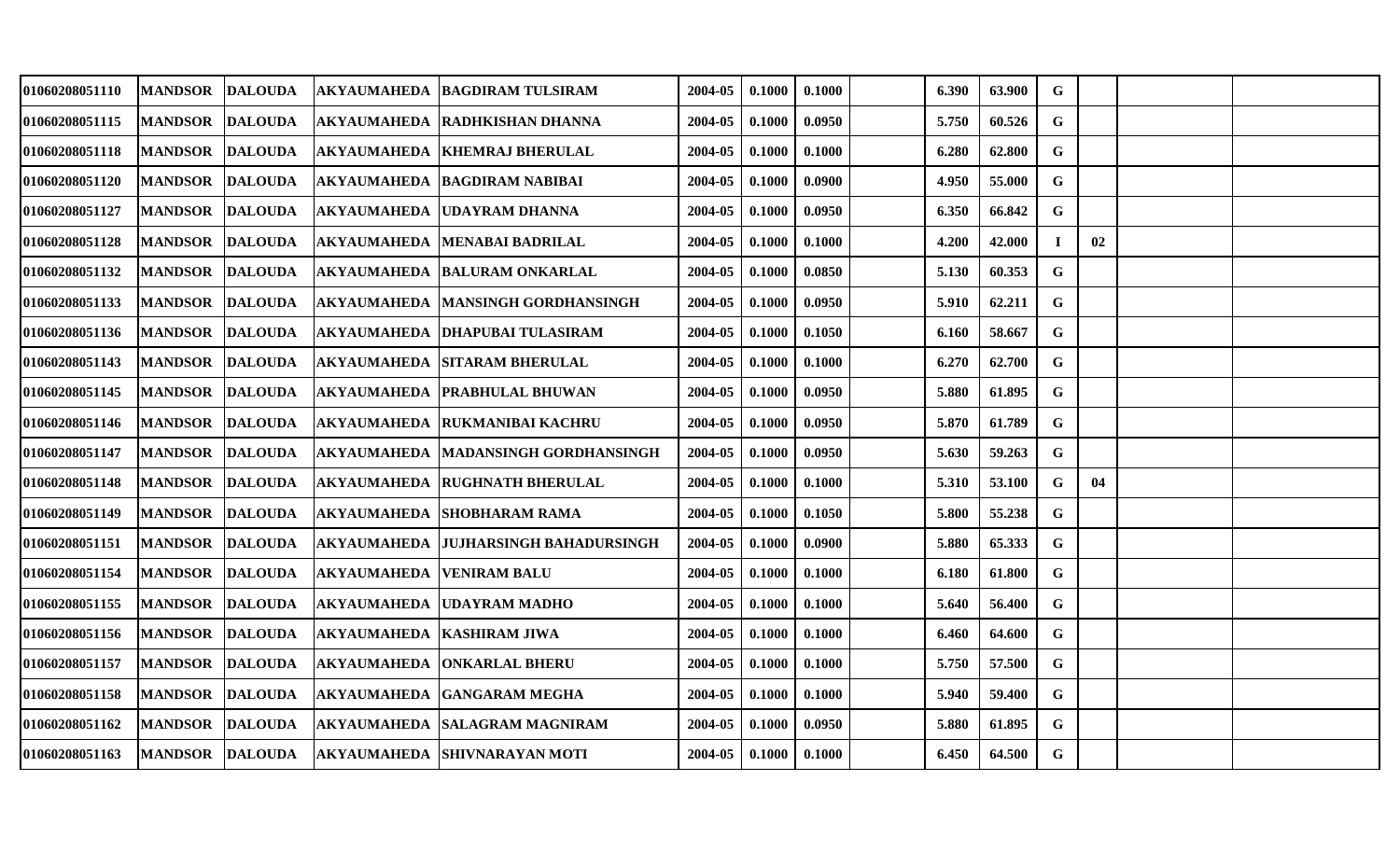| | | | | | | | | | | | | | | | |
|---|---|---|---|---|---|---|---|---|---|---|---|---|---|---|---|
| 01060208051110 | MANDSOR | DALOUDA | AKYAUMAHEDA | BAGDIRAM TULSIRAM | 2004-05 | 0.1000 | 0.1000 | | 6.390 | 63.900 | G | | | |
| 01060208051115 | MANDSOR | DALOUDA | AKYAUMAHEDA | RADHKISHAN DHANNA | 2004-05 | 0.1000 | 0.0950 | | 5.750 | 60.526 | G | | | |
| 01060208051118 | MANDSOR | DALOUDA | AKYAUMAHEDA | KHEMRAJ BHERULAL | 2004-05 | 0.1000 | 0.1000 | | 6.280 | 62.800 | G | | | |
| 01060208051120 | MANDSOR | DALOUDA | AKYAUMAHEDA | BAGDIRAM NABIBAI | 2004-05 | 0.1000 | 0.0900 | | 4.950 | 55.000 | G | | | |
| 01060208051127 | MANDSOR | DALOUDA | AKYAUMAHEDA | UDAYRAM DHANNA | 2004-05 | 0.1000 | 0.0950 | | 6.350 | 66.842 | G | | | |
| 01060208051128 | MANDSOR | DALOUDA | AKYAUMAHEDA | MENABAI BADRILAL | 2004-05 | 0.1000 | 0.1000 | | 4.200 | 42.000 | I | 02 | | |
| 01060208051132 | MANDSOR | DALOUDA | AKYAUMAHEDA | BALURAM ONKARLAL | 2004-05 | 0.1000 | 0.0850 | | 5.130 | 60.353 | G | | | |
| 01060208051133 | MANDSOR | DALOUDA | AKYAUMAHEDA | MANSINGH GORDHANSINGH | 2004-05 | 0.1000 | 0.0950 | | 5.910 | 62.211 | G | | | |
| 01060208051136 | MANDSOR | DALOUDA | AKYAUMAHEDA | DHAPUBAI TULASIRAM | 2004-05 | 0.1000 | 0.1050 | | 6.160 | 58.667 | G | | | |
| 01060208051143 | MANDSOR | DALOUDA | AKYAUMAHEDA | SITARAM BHERULAL | 2004-05 | 0.1000 | 0.1000 | | 6.270 | 62.700 | G | | | |
| 01060208051145 | MANDSOR | DALOUDA | AKYAUMAHEDA | PRABHULAL BHUWAN | 2004-05 | 0.1000 | 0.0950 | | 5.880 | 61.895 | G | | | |
| 01060208051146 | MANDSOR | DALOUDA | AKYAUMAHEDA | RUKMANIBAI KACHRU | 2004-05 | 0.1000 | 0.0950 | | 5.870 | 61.789 | G | | | |
| 01060208051147 | MANDSOR | DALOUDA | AKYAUMAHEDA | MADANSINGH GORDHANSINGH | 2004-05 | 0.1000 | 0.0950 | | 5.630 | 59.263 | G | | | |
| 01060208051148 | MANDSOR | DALOUDA | AKYAUMAHEDA | RUGHNATH BHERULAL | 2004-05 | 0.1000 | 0.1000 | | 5.310 | 53.100 | G | 04 | | |
| 01060208051149 | MANDSOR | DALOUDA | AKYAUMAHEDA | SHOBHARAM RAMA | 2004-05 | 0.1000 | 0.1050 | | 5.800 | 55.238 | G | | | |
| 01060208051151 | MANDSOR | DALOUDA | AKYAUMAHEDA | JUJHARSINGH BAHADURSINGH | 2004-05 | 0.1000 | 0.0900 | | 5.880 | 65.333 | G | | | |
| 01060208051154 | MANDSOR | DALOUDA | AKYAUMAHEDA | VENIRAM BALU | 2004-05 | 0.1000 | 0.1000 | | 6.180 | 61.800 | G | | | |
| 01060208051155 | MANDSOR | DALOUDA | AKYAUMAHEDA | UDAYRAM MADHO | 2004-05 | 0.1000 | 0.1000 | | 5.640 | 56.400 | G | | | |
| 01060208051156 | MANDSOR | DALOUDA | AKYAUMAHEDA | KASHIRAM JIWA | 2004-05 | 0.1000 | 0.1000 | | 6.460 | 64.600 | G | | | |
| 01060208051157 | MANDSOR | DALOUDA | AKYAUMAHEDA | ONKARLAL BHERU | 2004-05 | 0.1000 | 0.1000 | | 5.750 | 57.500 | G | | | |
| 01060208051158 | MANDSOR | DALOUDA | AKYAUMAHEDA | GANGARAM MEGHA | 2004-05 | 0.1000 | 0.1000 | | 5.940 | 59.400 | G | | | |
| 01060208051162 | MANDSOR | DALOUDA | AKYAUMAHEDA | SALAGRAM MAGNIRAM | 2004-05 | 0.1000 | 0.0950 | | 5.880 | 61.895 | G | | | |
| 01060208051163 | MANDSOR | DALOUDA | AKYAUMAHEDA | SHIVNARAYAN MOTI | 2004-05 | 0.1000 | 0.1000 | | 6.450 | 64.500 | G | | | |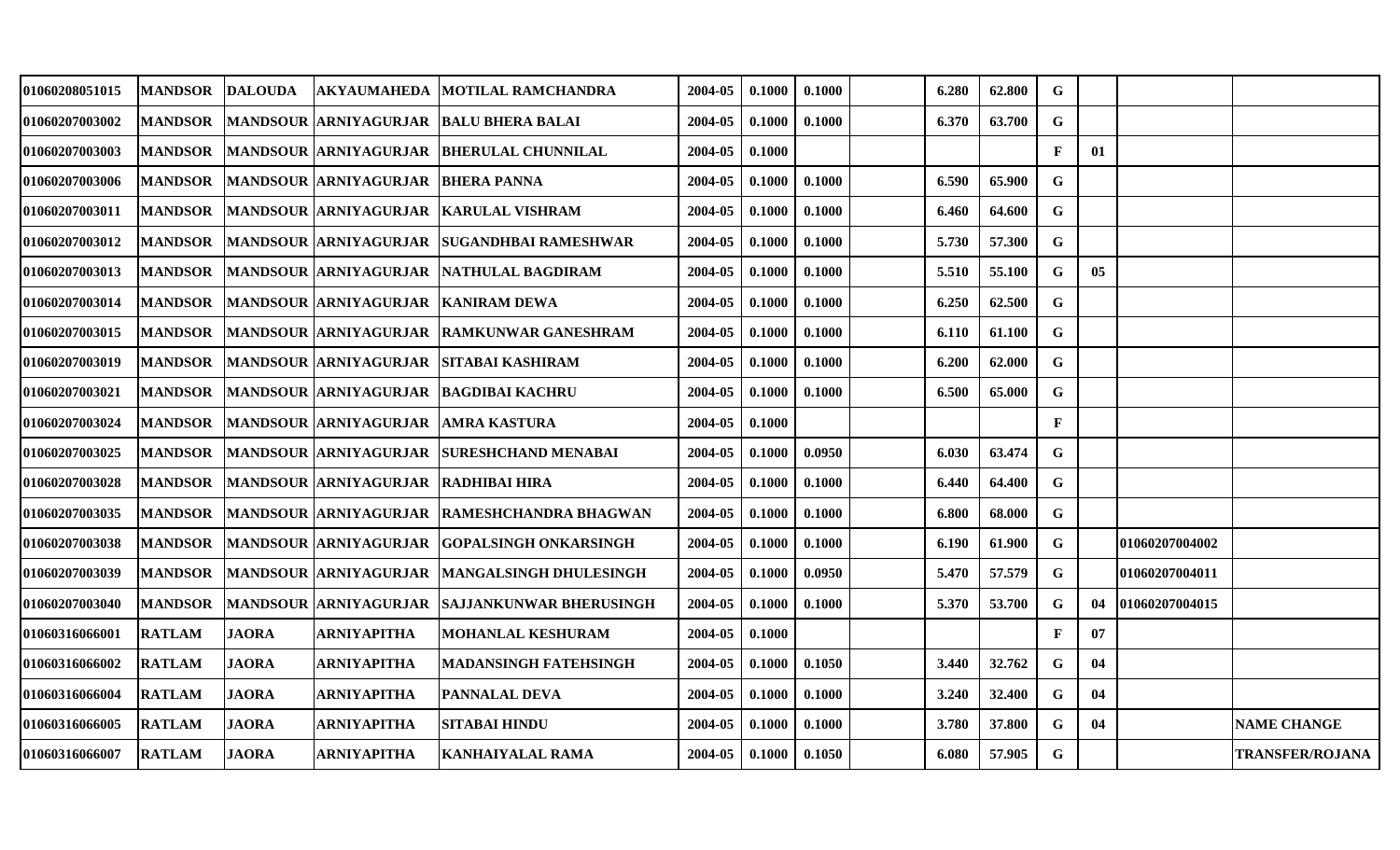| | | | | | | | | | | | | | | |
|---|---|---|---|---|---|---|---|---|---|---|---|---|---|---|
| 01060208051015 | MANDSOR | DALOUDA | AKYAUMAHEDA | MOTILAL RAMCHANDRA | 2004-05 | 0.1000 | 0.1000 | | 6.280 | 62.800 | G | | | |
| 01060207003002 | MANDSOR | MANDSOUR | ARNIYAGURJAR | BALU BHERA BALAI | 2004-05 | 0.1000 | 0.1000 | | 6.370 | 63.700 | G | | | |
| 01060207003003 | MANDSOR | MANDSOUR | ARNIYAGURJAR | BHERULAL CHUNNILAL | 2004-05 | 0.1000 | | | | | F | 01 | | |
| 01060207003006 | MANDSOR | MANDSOUR | ARNIYAGURJAR | BHERA PANNA | 2004-05 | 0.1000 | 0.1000 | | 6.590 | 65.900 | G | | | |
| 01060207003011 | MANDSOR | MANDSOUR | ARNIYAGURJAR | KARULAL VISHRAM | 2004-05 | 0.1000 | 0.1000 | | 6.460 | 64.600 | G | | | |
| 01060207003012 | MANDSOR | MANDSOUR | ARNIYAGURJAR | SUGANDHBAI RAMESHWAR | 2004-05 | 0.1000 | 0.1000 | | 5.730 | 57.300 | G | | | |
| 01060207003013 | MANDSOR | MANDSOUR | ARNIYAGURJAR | NATHULAL BAGDIRAM | 2004-05 | 0.1000 | 0.1000 | | 5.510 | 55.100 | G | 05 | | |
| 01060207003014 | MANDSOR | MANDSOUR | ARNIYAGURJAR | KANIRAM DEWA | 2004-05 | 0.1000 | 0.1000 | | 6.250 | 62.500 | G | | | |
| 01060207003015 | MANDSOR | MANDSOUR | ARNIYAGURJAR | RAMKUNWAR GANESHRAM | 2004-05 | 0.1000 | 0.1000 | | 6.110 | 61.100 | G | | | |
| 01060207003019 | MANDSOR | MANDSOUR | ARNIYAGURJAR | SITABAI KASHIRAM | 2004-05 | 0.1000 | 0.1000 | | 6.200 | 62.000 | G | | | |
| 01060207003021 | MANDSOR | MANDSOUR | ARNIYAGURJAR | BAGDIBAI KACHRU | 2004-05 | 0.1000 | 0.1000 | | 6.500 | 65.000 | G | | | |
| 01060207003024 | MANDSOR | MANDSOUR | ARNIYAGURJAR | AMRA KASTURA | 2004-05 | 0.1000 | | | | | F | | | |
| 01060207003025 | MANDSOR | MANDSOUR | ARNIYAGURJAR | SURESHCHAND MENABAI | 2004-05 | 0.1000 | 0.0950 | | 6.030 | 63.474 | G | | | |
| 01060207003028 | MANDSOR | MANDSOUR | ARNIYAGURJAR | RADHIBAI HIRA | 2004-05 | 0.1000 | 0.1000 | | 6.440 | 64.400 | G | | | |
| 01060207003035 | MANDSOR | MANDSOUR | ARNIYAGURJAR | RAMESHCHANDRA BHAGWAN | 2004-05 | 0.1000 | 0.1000 | | 6.800 | 68.000 | G | | | |
| 01060207003038 | MANDSOR | MANDSOUR | ARNIYAGURJAR | GOPALSINGH ONKARSINGH | 2004-05 | 0.1000 | 0.1000 | | 6.190 | 61.900 | G | | 01060207004002 | |
| 01060207003039 | MANDSOR | MANDSOUR | ARNIYAGURJAR | MANGALSINGH DHULESINGH | 2004-05 | 0.1000 | 0.0950 | | 5.470 | 57.579 | G | | 01060207004011 | |
| 01060207003040 | MANDSOR | MANDSOUR | ARNIYAGURJAR | SAJJANKUNWAR BHERUSINGH | 2004-05 | 0.1000 | 0.1000 | | 5.370 | 53.700 | G | 04 | 01060207004015 | |
| 01060316066001 | RATLAM | JAORA | ARNIYAPITHA | MOHANLAL KESHURAM | 2004-05 | 0.1000 | | | | | F | 07 | | |
| 01060316066002 | RATLAM | JAORA | ARNIYAPITHA | MADANSINGH FATEHSINGH | 2004-05 | 0.1000 | 0.1050 | | 3.440 | 32.762 | G | 04 | | |
| 01060316066004 | RATLAM | JAORA | ARNIYAPITHA | PANNALAL DEVA | 2004-05 | 0.1000 | 0.1000 | | 3.240 | 32.400 | G | 04 | | |
| 01060316066005 | RATLAM | JAORA | ARNIYAPITHA | SITABAI HINDU | 2004-05 | 0.1000 | 0.1000 | | 3.780 | 37.800 | G | 04 | | NAME CHANGE |
| 01060316066007 | RATLAM | JAORA | ARNIYAPITHA | KANHAIYALAL RAMA | 2004-05 | 0.1000 | 0.1050 | | 6.080 | 57.905 | G | | | TRANSFER/ROJANA |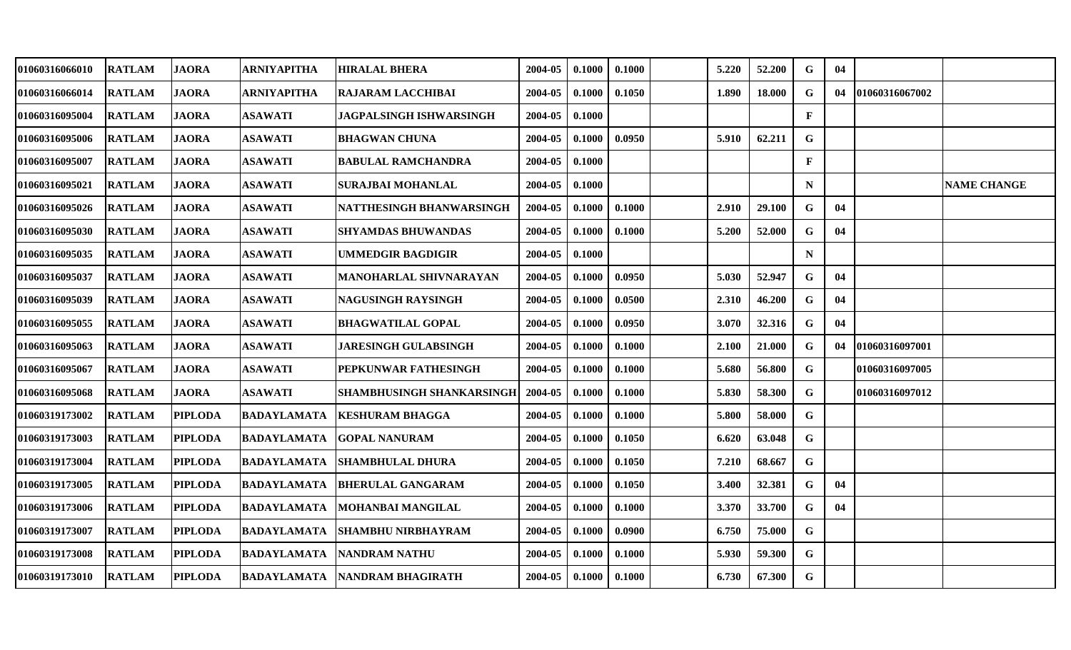| | | | | | | | | | | | | | | |
|---|---|---|---|---|---|---|---|---|---|---|---|---|---|---|
| 01060316066010 | RATLAM | JAORA | ARNIYAPITHA | HIRALAL BHERA | 2004-05 | 0.1000 | 0.1000 | | 5.220 | 52.200 | G | 04 | | |
| 01060316066014 | RATLAM | JAORA | ARNIYAPITHA | RAJARAM LACCHIBAI | 2004-05 | 0.1000 | 0.1050 | | 1.890 | 18.000 | G | 04 | 01060316067002 | |
| 01060316095004 | RATLAM | JAORA | ASAWATI | JAGPALSINGH ISHWARSINGH | 2004-05 | 0.1000 | | | | | F | | | |
| 01060316095006 | RATLAM | JAORA | ASAWATI | BHAGWAN CHUNA | 2004-05 | 0.1000 | 0.0950 | | 5.910 | 62.211 | G | | | |
| 01060316095007 | RATLAM | JAORA | ASAWATI | BABULAL RAMCHANDRA | 2004-05 | 0.1000 | | | | | F | | | |
| 01060316095021 | RATLAM | JAORA | ASAWATI | SURAJBAI MOHANLAL | 2004-05 | 0.1000 | | | | | N | | | NAME CHANGE |
| 01060316095026 | RATLAM | JAORA | ASAWATI | NATTHESINGH BHANWARSINGH | 2004-05 | 0.1000 | 0.1000 | | 2.910 | 29.100 | G | 04 | | |
| 01060316095030 | RATLAM | JAORA | ASAWATI | SHYAMDAS BHUWANDAS | 2004-05 | 0.1000 | 0.1000 | | 5.200 | 52.000 | G | 04 | | |
| 01060316095035 | RATLAM | JAORA | ASAWATI | UMMEDGIR BAGDIGIR | 2004-05 | 0.1000 | | | | | N | | | |
| 01060316095037 | RATLAM | JAORA | ASAWATI | MANOHARLAL SHIVNARAYAN | 2004-05 | 0.1000 | 0.0950 | | 5.030 | 52.947 | G | 04 | | |
| 01060316095039 | RATLAM | JAORA | ASAWATI | NAGUSINGH RAYSINGH | 2004-05 | 0.1000 | 0.0500 | | 2.310 | 46.200 | G | 04 | | |
| 01060316095055 | RATLAM | JAORA | ASAWATI | BHAGWATILAL GOPAL | 2004-05 | 0.1000 | 0.0950 | | 3.070 | 32.316 | G | 04 | | |
| 01060316095063 | RATLAM | JAORA | ASAWATI | JARESINGH GULABSINGH | 2004-05 | 0.1000 | 0.1000 | | 2.100 | 21.000 | G | 04 | 01060316097001 | |
| 01060316095067 | RATLAM | JAORA | ASAWATI | PEPKUNWAR FATHESINGH | 2004-05 | 0.1000 | 0.1000 | | 5.680 | 56.800 | G | | 01060316097005 | |
| 01060316095068 | RATLAM | JAORA | ASAWATI | SHAMBHUSINGH SHANKARSINGH | 2004-05 | 0.1000 | 0.1000 | | 5.830 | 58.300 | G | | 01060316097012 | |
| 01060319173002 | RATLAM | PIPLODA | BADAYLAMATA | KESHURAM BHAGGA | 2004-05 | 0.1000 | 0.1000 | | 5.800 | 58.000 | G | | | |
| 01060319173003 | RATLAM | PIPLODA | BADAYLAMATA | GOPAL NANURAM | 2004-05 | 0.1000 | 0.1050 | | 6.620 | 63.048 | G | | | |
| 01060319173004 | RATLAM | PIPLODA | BADAYLAMATA | SHAMBHULAL DHURA | 2004-05 | 0.1000 | 0.1050 | | 7.210 | 68.667 | G | | | |
| 01060319173005 | RATLAM | PIPLODA | BADAYLAMATA | BHERULAL GANGARAM | 2004-05 | 0.1000 | 0.1050 | | 3.400 | 32.381 | G | 04 | | |
| 01060319173006 | RATLAM | PIPLODA | BADAYLAMATA | MOHANBAI MANGILAL | 2004-05 | 0.1000 | 0.1000 | | 3.370 | 33.700 | G | 04 | | |
| 01060319173007 | RATLAM | PIPLODA | BADAYLAMATA | SHAMBHU NIRBHAYRAM | 2004-05 | 0.1000 | 0.0900 | | 6.750 | 75.000 | G | | | |
| 01060319173008 | RATLAM | PIPLODA | BADAYLAMATA | NANDRAM NATHU | 2004-05 | 0.1000 | 0.1000 | | 5.930 | 59.300 | G | | | |
| 01060319173010 | RATLAM | PIPLODA | BADAYLAMATA | NANDRAM BHAGIRATH | 2004-05 | 0.1000 | 0.1000 | | 6.730 | 67.300 | G | | | |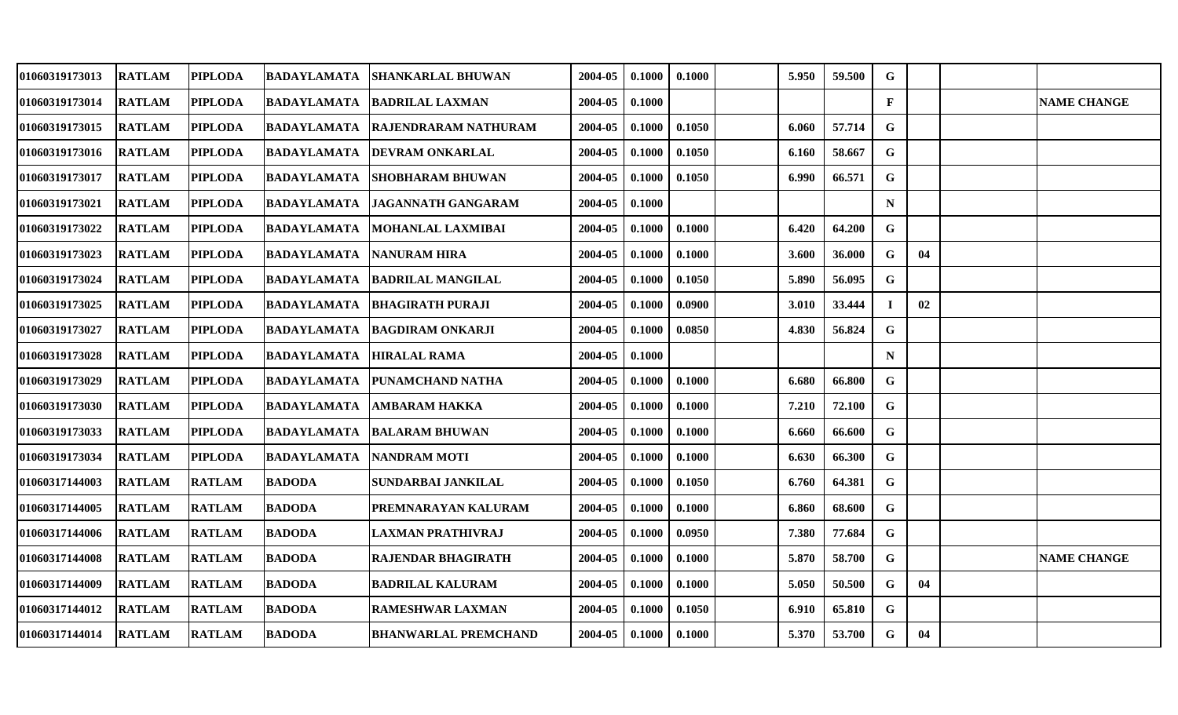| | | | | | | | | | | | | | | |
|---|---|---|---|---|---|---|---|---|---|---|---|---|---|---|
| 01060319173013 | RATLAM | PIPLODA | BADAYLAMATA | SHANKARLAL BHUWAN | 2004-05 | 0.1000 | 0.1000 | | 5.950 | 59.500 | G | | | |
| 01060319173014 | RATLAM | PIPLODA | BADAYLAMATA | BADRILAL LAXMAN | 2004-05 | 0.1000 | | | | | F | | | NAME CHANGE |
| 01060319173015 | RATLAM | PIPLODA | BADAYLAMATA | RAJENDRARAM NATHURAM | 2004-05 | 0.1000 | 0.1050 | | 6.060 | 57.714 | G | | | |
| 01060319173016 | RATLAM | PIPLODA | BADAYLAMATA | DEVRAM ONKARLAL | 2004-05 | 0.1000 | 0.1050 | | 6.160 | 58.667 | G | | | |
| 01060319173017 | RATLAM | PIPLODA | BADAYLAMATA | SHOBHARAM BHUWAN | 2004-05 | 0.1000 | 0.1050 | | 6.990 | 66.571 | G | | | |
| 01060319173021 | RATLAM | PIPLODA | BADAYLAMATA | JAGANNATH GANGARAM | 2004-05 | 0.1000 | | | | | N | | | |
| 01060319173022 | RATLAM | PIPLODA | BADAYLAMATA | MOHANLAL LAXMIBAI | 2004-05 | 0.1000 | 0.1000 | | 6.420 | 64.200 | G | | | |
| 01060319173023 | RATLAM | PIPLODA | BADAYLAMATA | NANURAM HIRA | 2004-05 | 0.1000 | 0.1000 | | 3.600 | 36.000 | G | 04 | | |
| 01060319173024 | RATLAM | PIPLODA | BADAYLAMATA | BADRILAL MANGILAL | 2004-05 | 0.1000 | 0.1050 | | 5.890 | 56.095 | G | | | |
| 01060319173025 | RATLAM | PIPLODA | BADAYLAMATA | BHAGIRATH PURAJI | 2004-05 | 0.1000 | 0.0900 | | 3.010 | 33.444 | I | 02 | | |
| 01060319173027 | RATLAM | PIPLODA | BADAYLAMATA | BAGDIRAM ONKARJI | 2004-05 | 0.1000 | 0.0850 | | 4.830 | 56.824 | G | | | |
| 01060319173028 | RATLAM | PIPLODA | BADAYLAMATA | HIRALAL RAMA | 2004-05 | 0.1000 | | | | | N | | | |
| 01060319173029 | RATLAM | PIPLODA | BADAYLAMATA | PUNAMCHAND NATHA | 2004-05 | 0.1000 | 0.1000 | | 6.680 | 66.800 | G | | | |
| 01060319173030 | RATLAM | PIPLODA | BADAYLAMATA | AMBARAM HAKKA | 2004-05 | 0.1000 | 0.1000 | | 7.210 | 72.100 | G | | | |
| 01060319173033 | RATLAM | PIPLODA | BADAYLAMATA | BALARAM BHUWAN | 2004-05 | 0.1000 | 0.1000 | | 6.660 | 66.600 | G | | | |
| 01060319173034 | RATLAM | PIPLODA | BADAYLAMATA | NANDRAM MOTI | 2004-05 | 0.1000 | 0.1000 | | 6.630 | 66.300 | G | | | |
| 01060317144003 | RATLAM | RATLAM | BADODA | SUNDARBAI JANKILAL | 2004-05 | 0.1000 | 0.1050 | | 6.760 | 64.381 | G | | | |
| 01060317144005 | RATLAM | RATLAM | BADODA | PREMNARAYAN KALURAM | 2004-05 | 0.1000 | 0.1000 | | 6.860 | 68.600 | G | | | |
| 01060317144006 | RATLAM | RATLAM | BADODA | LAXMAN PRATHIVRAJ | 2004-05 | 0.1000 | 0.0950 | | 7.380 | 77.684 | G | | | |
| 01060317144008 | RATLAM | RATLAM | BADODA | RAJENDAR BHAGIRATH | 2004-05 | 0.1000 | 0.1000 | | 5.870 | 58.700 | G | | | NAME CHANGE |
| 01060317144009 | RATLAM | RATLAM | BADODA | BADRILAL KALURAM | 2004-05 | 0.1000 | 0.1000 | | 5.050 | 50.500 | G | 04 | | |
| 01060317144012 | RATLAM | RATLAM | BADODA | RAMESHWAR LAXMAN | 2004-05 | 0.1000 | 0.1050 | | 6.910 | 65.810 | G | | | |
| 01060317144014 | RATLAM | RATLAM | BADODA | BHANWARLAL PREMCHAND | 2004-05 | 0.1000 | 0.1000 | | 5.370 | 53.700 | G | 04 | | |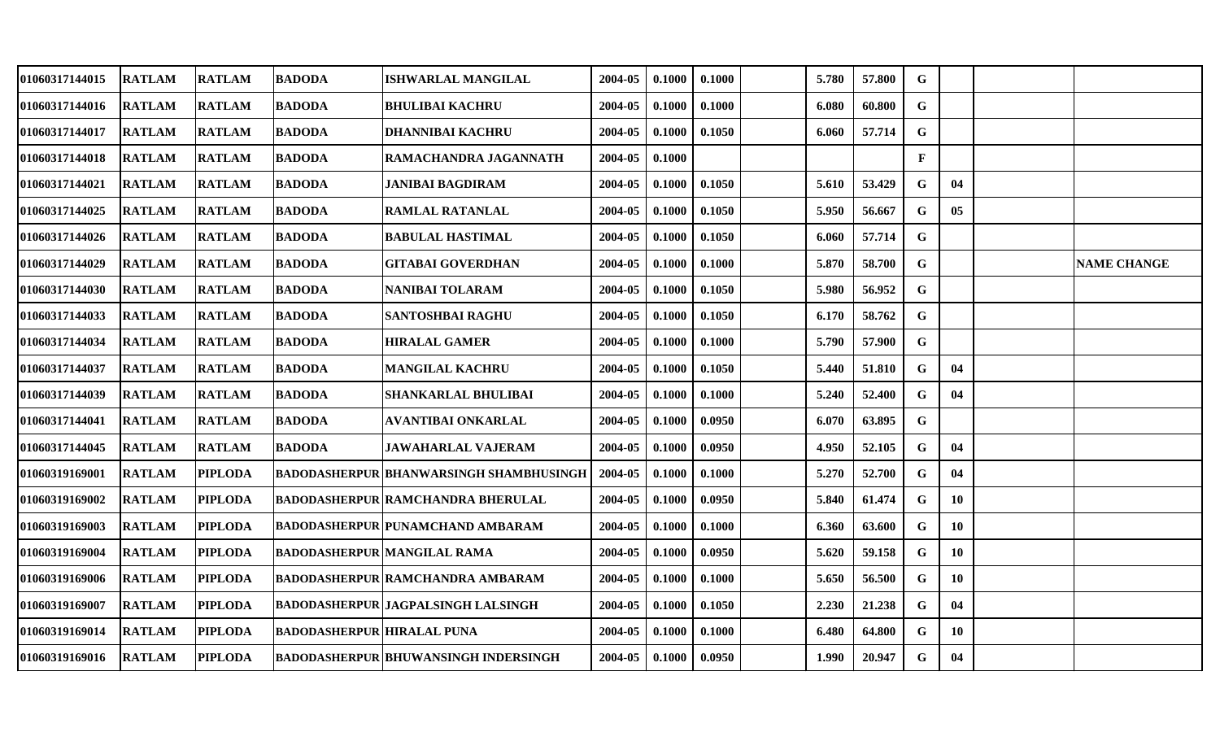| | | | | | | | | | | | | | | |
|---|---|---|---|---|---|---|---|---|---|---|---|---|---|---|
| 01060317144015 | RATLAM | RATLAM | BADODA | ISHWARLAL MANGILAL | 2004-05 | 0.1000 | 0.1000 | | 5.780 | 57.800 | G | | | |
| 01060317144016 | RATLAM | RATLAM | BADODA | BHULIBAI KACHRU | 2004-05 | 0.1000 | 0.1000 | | 6.080 | 60.800 | G | | | |
| 01060317144017 | RATLAM | RATLAM | BADODA | DHANNIBAI KACHRU | 2004-05 | 0.1000 | 0.1050 | | 6.060 | 57.714 | G | | | |
| 01060317144018 | RATLAM | RATLAM | BADODA | RAMACHANDRA JAGANNATH | 2004-05 | 0.1000 | | | | | F | | | |
| 01060317144021 | RATLAM | RATLAM | BADODA | JANIBAI BAGDIRAM | 2004-05 | 0.1000 | 0.1050 | | 5.610 | 53.429 | G | 04 | | |
| 01060317144025 | RATLAM | RATLAM | BADODA | RAMLAL RATANLAL | 2004-05 | 0.1000 | 0.1050 | | 5.950 | 56.667 | G | 05 | | |
| 01060317144026 | RATLAM | RATLAM | BADODA | BABULAL HASTIMAL | 2004-05 | 0.1000 | 0.1050 | | 6.060 | 57.714 | G | | | |
| 01060317144029 | RATLAM | RATLAM | BADODA | GITABAI GOVERDHAN | 2004-05 | 0.1000 | 0.1000 | | 5.870 | 58.700 | G | | | NAME CHANGE |
| 01060317144030 | RATLAM | RATLAM | BADODA | NANIBAI TOLARAM | 2004-05 | 0.1000 | 0.1050 | | 5.980 | 56.952 | G | | | |
| 01060317144033 | RATLAM | RATLAM | BADODA | SANTOSHBAI RAGHU | 2004-05 | 0.1000 | 0.1050 | | 6.170 | 58.762 | G | | | |
| 01060317144034 | RATLAM | RATLAM | BADODA | HIRALAL GAMER | 2004-05 | 0.1000 | 0.1000 | | 5.790 | 57.900 | G | | | |
| 01060317144037 | RATLAM | RATLAM | BADODA | MANGILAL KACHRU | 2004-05 | 0.1000 | 0.1050 | | 5.440 | 51.810 | G | 04 | | |
| 01060317144039 | RATLAM | RATLAM | BADODA | SHANKARLAL BHULIBAI | 2004-05 | 0.1000 | 0.1000 | | 5.240 | 52.400 | G | 04 | | |
| 01060317144041 | RATLAM | RATLAM | BADODA | AVANTIBAI ONKARLAL | 2004-05 | 0.1000 | 0.0950 | | 6.070 | 63.895 | G | | | |
| 01060317144045 | RATLAM | RATLAM | BADODA | JAWAHARLAL VAJERAM | 2004-05 | 0.1000 | 0.0950 | | 4.950 | 52.105 | G | 04 | | |
| 01060319169001 | RATLAM | PIPLODA | BADODASHERPUR | BHANWARSINGH SHAMBHUSINGH | 2004-05 | 0.1000 | 0.1000 | | 5.270 | 52.700 | G | 04 | | |
| 01060319169002 | RATLAM | PIPLODA | BADODASHERPUR | RAMCHANDRA BHERULAL | 2004-05 | 0.1000 | 0.0950 | | 5.840 | 61.474 | G | 10 | | |
| 01060319169003 | RATLAM | PIPLODA | BADODASHERPUR | PUNAMCHAND AMBARAM | 2004-05 | 0.1000 | 0.1000 | | 6.360 | 63.600 | G | 10 | | |
| 01060319169004 | RATLAM | PIPLODA | BADODASHERPUR | MANGILAL RAMA | 2004-05 | 0.1000 | 0.0950 | | 5.620 | 59.158 | G | 10 | | |
| 01060319169006 | RATLAM | PIPLODA | BADODASHERPUR | RAMCHANDRA AMBARAM | 2004-05 | 0.1000 | 0.1000 | | 5.650 | 56.500 | G | 10 | | |
| 01060319169007 | RATLAM | PIPLODA | BADODASHERPUR | JAGPALSINGH LALSINGH | 2004-05 | 0.1000 | 0.1050 | | 2.230 | 21.238 | G | 04 | | |
| 01060319169014 | RATLAM | PIPLODA | BADODASHERPUR | HIRALAL PUNA | 2004-05 | 0.1000 | 0.1000 | | 6.480 | 64.800 | G | 10 | | |
| 01060319169016 | RATLAM | PIPLODA | BADODASHERPUR | BHUWANSINGH INDERSINGH | 2004-05 | 0.1000 | 0.0950 | | 1.990 | 20.947 | G | 04 | | |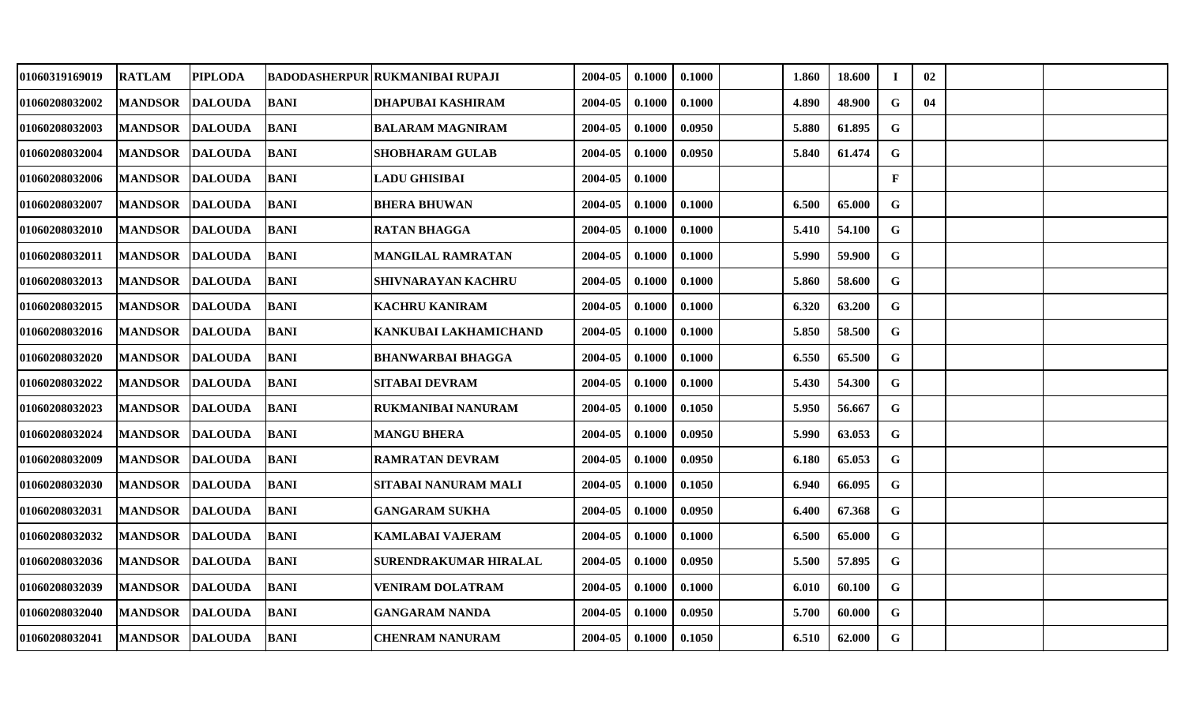| | | | | | | | | | | | | | | | |
|---|---|---|---|---|---|---|---|---|---|---|---|---|---|---|---|
| 01060319169019 | RATLAM | PIPLODA | BADODASHERPUR | RUKMANIBAI RUPAJI | 2004-05 | 0.1000 | 0.1000 | | 1.860 | 18.600 | I | 02 | | |
| 01060208032002 | MANDSOR | DALOUDA | BANI | DHAPUBAI KASHIRAM | 2004-05 | 0.1000 | 0.1000 | | 4.890 | 48.900 | G | 04 | | |
| 01060208032003 | MANDSOR | DALOUDA | BANI | BALARAM MAGNIRAM | 2004-05 | 0.1000 | 0.0950 | | 5.880 | 61.895 | G | | | |
| 01060208032004 | MANDSOR | DALOUDA | BANI | SHOBHARAM GULAB | 2004-05 | 0.1000 | 0.0950 | | 5.840 | 61.474 | G | | | |
| 01060208032006 | MANDSOR | DALOUDA | BANI | LADU GHISIBAI | 2004-05 | 0.1000 | | | | | F | | | |
| 01060208032007 | MANDSOR | DALOUDA | BANI | BHERA BHUWAN | 2004-05 | 0.1000 | 0.1000 | | 6.500 | 65.000 | G | | | |
| 01060208032010 | MANDSOR | DALOUDA | BANI | RATAN BHAGGA | 2004-05 | 0.1000 | 0.1000 | | 5.410 | 54.100 | G | | | |
| 01060208032011 | MANDSOR | DALOUDA | BANI | MANGILAL RAMRATAN | 2004-05 | 0.1000 | 0.1000 | | 5.990 | 59.900 | G | | | |
| 01060208032013 | MANDSOR | DALOUDA | BANI | SHIVNARAYAN KACHRU | 2004-05 | 0.1000 | 0.1000 | | 5.860 | 58.600 | G | | | |
| 01060208032015 | MANDSOR | DALOUDA | BANI | KACHRU KANIRAM | 2004-05 | 0.1000 | 0.1000 | | 6.320 | 63.200 | G | | | |
| 01060208032016 | MANDSOR | DALOUDA | BANI | KANKUBAI LAKHAMICHAND | 2004-05 | 0.1000 | 0.1000 | | 5.850 | 58.500 | G | | | |
| 01060208032020 | MANDSOR | DALOUDA | BANI | BHANWARBAI BHAGGA | 2004-05 | 0.1000 | 0.1000 | | 6.550 | 65.500 | G | | | |
| 01060208032022 | MANDSOR | DALOUDA | BANI | SITABAI DEVRAM | 2004-05 | 0.1000 | 0.1000 | | 5.430 | 54.300 | G | | | |
| 01060208032023 | MANDSOR | DALOUDA | BANI | RUKMANIBAI NANURAM | 2004-05 | 0.1000 | 0.1050 | | 5.950 | 56.667 | G | | | |
| 01060208032024 | MANDSOR | DALOUDA | BANI | MANGU BHERA | 2004-05 | 0.1000 | 0.0950 | | 5.990 | 63.053 | G | | | |
| 01060208032009 | MANDSOR | DALOUDA | BANI | RAMRATAN DEVRAM | 2004-05 | 0.1000 | 0.0950 | | 6.180 | 65.053 | G | | | |
| 01060208032030 | MANDSOR | DALOUDA | BANI | SITABAI NANURAM MALI | 2004-05 | 0.1000 | 0.1050 | | 6.940 | 66.095 | G | | | |
| 01060208032031 | MANDSOR | DALOUDA | BANI | GANGARAM SUKHA | 2004-05 | 0.1000 | 0.0950 | | 6.400 | 67.368 | G | | | |
| 01060208032032 | MANDSOR | DALOUDA | BANI | KAMLABAI VAJERAM | 2004-05 | 0.1000 | 0.1000 | | 6.500 | 65.000 | G | | | |
| 01060208032036 | MANDSOR | DALOUDA | BANI | SURENDRAKUMAR HIRALAL | 2004-05 | 0.1000 | 0.0950 | | 5.500 | 57.895 | G | | | |
| 01060208032039 | MANDSOR | DALOUDA | BANI | VENIRAM DOLATRAM | 2004-05 | 0.1000 | 0.1000 | | 6.010 | 60.100 | G | | | |
| 01060208032040 | MANDSOR | DALOUDA | BANI | GANGARAM NANDA | 2004-05 | 0.1000 | 0.0950 | | 5.700 | 60.000 | G | | | |
| 01060208032041 | MANDSOR | DALOUDA | BANI | CHENRAM NANURAM | 2004-05 | 0.1000 | 0.1050 | | 6.510 | 62.000 | G | | | |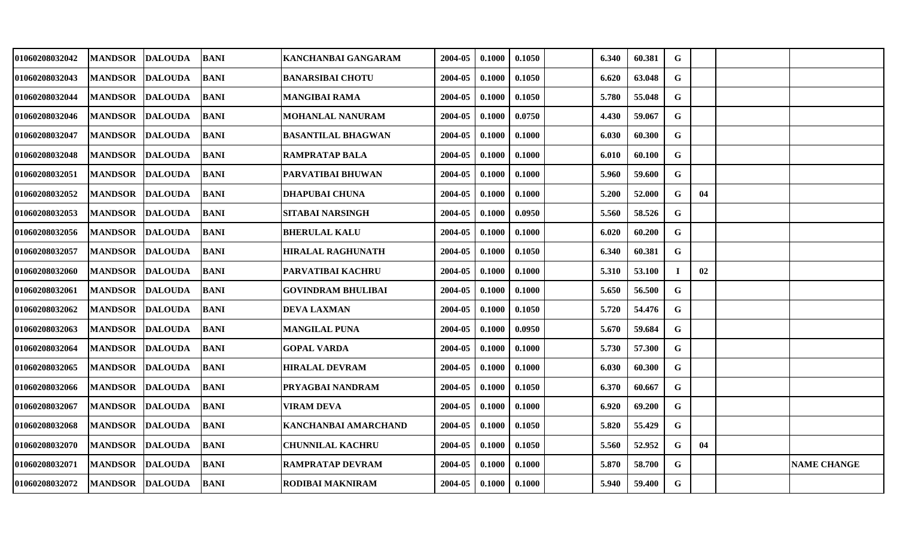| | | | | | | | | | | | | | | |
|---|---|---|---|---|---|---|---|---|---|---|---|---|---|---|
| 01060208032042 | MANDSOR | DALOUDA | BANI | KANCHANBAI GANGARAM | 2004-05 | 0.1000 | 0.1050 | | 6.340 | 60.381 | G | | | |
| 01060208032043 | MANDSOR | DALOUDA | BANI | BANARSIBAI CHOTU | 2004-05 | 0.1000 | 0.1050 | | 6.620 | 63.048 | G | | | |
| 01060208032044 | MANDSOR | DALOUDA | BANI | MANGIBAI RAMA | 2004-05 | 0.1000 | 0.1050 | | 5.780 | 55.048 | G | | | |
| 01060208032046 | MANDSOR | DALOUDA | BANI | MOHANLAL NANURAM | 2004-05 | 0.1000 | 0.0750 | | 4.430 | 59.067 | G | | | |
| 01060208032047 | MANDSOR | DALOUDA | BANI | BASANTILAL BHAGWAN | 2004-05 | 0.1000 | 0.1000 | | 6.030 | 60.300 | G | | | |
| 01060208032048 | MANDSOR | DALOUDA | BANI | RAMPRATAP BALA | 2004-05 | 0.1000 | 0.1000 | | 6.010 | 60.100 | G | | | |
| 01060208032051 | MANDSOR | DALOUDA | BANI | PARVATIBAI BHUWAN | 2004-05 | 0.1000 | 0.1000 | | 5.960 | 59.600 | G | | | |
| 01060208032052 | MANDSOR | DALOUDA | BANI | DHAPUBAI CHUNA | 2004-05 | 0.1000 | 0.1000 | | 5.200 | 52.000 | G | 04 | | |
| 01060208032053 | MANDSOR | DALOUDA | BANI | SITABAI NARSINGH | 2004-05 | 0.1000 | 0.0950 | | 5.560 | 58.526 | G | | | |
| 01060208032056 | MANDSOR | DALOUDA | BANI | BHERULAL KALU | 2004-05 | 0.1000 | 0.1000 | | 6.020 | 60.200 | G | | | |
| 01060208032057 | MANDSOR | DALOUDA | BANI | HIRALAL RAGHUNATH | 2004-05 | 0.1000 | 0.1050 | | 6.340 | 60.381 | G | | | |
| 01060208032060 | MANDSOR | DALOUDA | BANI | PARVATIBAI KACHRU | 2004-05 | 0.1000 | 0.1000 | | 5.310 | 53.100 | I | 02 | | |
| 01060208032061 | MANDSOR | DALOUDA | BANI | GOVINDRAM BHULIBAI | 2004-05 | 0.1000 | 0.1000 | | 5.650 | 56.500 | G | | | |
| 01060208032062 | MANDSOR | DALOUDA | BANI | DEVA LAXMAN | 2004-05 | 0.1000 | 0.1050 | | 5.720 | 54.476 | G | | | |
| 01060208032063 | MANDSOR | DALOUDA | BANI | MANGILAL PUNA | 2004-05 | 0.1000 | 0.0950 | | 5.670 | 59.684 | G | | | |
| 01060208032064 | MANDSOR | DALOUDA | BANI | GOPAL VARDA | 2004-05 | 0.1000 | 0.1000 | | 5.730 | 57.300 | G | | | |
| 01060208032065 | MANDSOR | DALOUDA | BANI | HIRALAL DEVRAM | 2004-05 | 0.1000 | 0.1000 | | 6.030 | 60.300 | G | | | |
| 01060208032066 | MANDSOR | DALOUDA | BANI | PRYAGBAI NANDRAM | 2004-05 | 0.1000 | 0.1050 | | 6.370 | 60.667 | G | | | |
| 01060208032067 | MANDSOR | DALOUDA | BANI | VIRAM DEVA | 2004-05 | 0.1000 | 0.1000 | | 6.920 | 69.200 | G | | | |
| 01060208032068 | MANDSOR | DALOUDA | BANI | KANCHANBAI AMARCHAND | 2004-05 | 0.1000 | 0.1050 | | 5.820 | 55.429 | G | | | |
| 01060208032070 | MANDSOR | DALOUDA | BANI | CHUNNILAL KACHRU | 2004-05 | 0.1000 | 0.1050 | | 5.560 | 52.952 | G | 04 | | |
| 01060208032071 | MANDSOR | DALOUDA | BANI | RAMPRATAP DEVRAM | 2004-05 | 0.1000 | 0.1000 | | 5.870 | 58.700 | G | | | NAME CHANGE |
| 01060208032072 | MANDSOR | DALOUDA | BANI | RODIBAI MAKNIRAM | 2004-05 | 0.1000 | 0.1000 | | 5.940 | 59.400 | G | | | |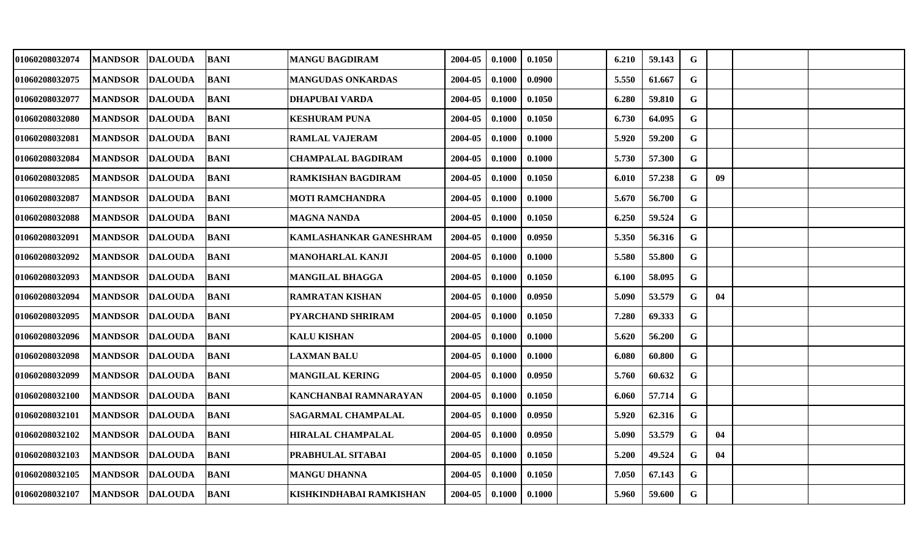| | | | | | | | | | | | | | | |
|---|---|---|---|---|---|---|---|---|---|---|---|---|---|---|
| 01060208032074 | MANDSOR | DALOUDA | BANI | MANGU BAGDIRAM | 2004-05 | 0.1000 | 0.1050 | | 6.210 | 59.143 | G | | | |
| 01060208032075 | MANDSOR | DALOUDA | BANI | MANGUDAS ONKARDAS | 2004-05 | 0.1000 | 0.0900 | | 5.550 | 61.667 | G | | | |
| 01060208032077 | MANDSOR | DALOUDA | BANI | DHAPUBAI VARDA | 2004-05 | 0.1000 | 0.1050 | | 6.280 | 59.810 | G | | | |
| 01060208032080 | MANDSOR | DALOUDA | BANI | KESHURAM PUNA | 2004-05 | 0.1000 | 0.1050 | | 6.730 | 64.095 | G | | | |
| 01060208032081 | MANDSOR | DALOUDA | BANI | RAMLAL VAJERAM | 2004-05 | 0.1000 | 0.1000 | | 5.920 | 59.200 | G | | | |
| 01060208032084 | MANDSOR | DALOUDA | BANI | CHAMPALAL BAGDIRAM | 2004-05 | 0.1000 | 0.1000 | | 5.730 | 57.300 | G | | | |
| 01060208032085 | MANDSOR | DALOUDA | BANI | RAMKISHAN BAGDIRAM | 2004-05 | 0.1000 | 0.1050 | | 6.010 | 57.238 | G | 09 | | |
| 01060208032087 | MANDSOR | DALOUDA | BANI | MOTI RAMCHANDRA | 2004-05 | 0.1000 | 0.1000 | | 5.670 | 56.700 | G | | | |
| 01060208032088 | MANDSOR | DALOUDA | BANI | MAGNA NANDA | 2004-05 | 0.1000 | 0.1050 | | 6.250 | 59.524 | G | | | |
| 01060208032091 | MANDSOR | DALOUDA | BANI | KAMLASHANKAR GANESHRAM | 2004-05 | 0.1000 | 0.0950 | | 5.350 | 56.316 | G | | | |
| 01060208032092 | MANDSOR | DALOUDA | BANI | MANOHARLAL KANJI | 2004-05 | 0.1000 | 0.1000 | | 5.580 | 55.800 | G | | | |
| 01060208032093 | MANDSOR | DALOUDA | BANI | MANGILAL BHAGGA | 2004-05 | 0.1000 | 0.1050 | | 6.100 | 58.095 | G | | | |
| 01060208032094 | MANDSOR | DALOUDA | BANI | RAMRATAN KISHAN | 2004-05 | 0.1000 | 0.0950 | | 5.090 | 53.579 | G | 04 | | |
| 01060208032095 | MANDSOR | DALOUDA | BANI | PYARCHAND SHRIRAM | 2004-05 | 0.1000 | 0.1050 | | 7.280 | 69.333 | G | | | |
| 01060208032096 | MANDSOR | DALOUDA | BANI | KALU KISHAN | 2004-05 | 0.1000 | 0.1000 | | 5.620 | 56.200 | G | | | |
| 01060208032098 | MANDSOR | DALOUDA | BANI | LAXMAN BALU | 2004-05 | 0.1000 | 0.1000 | | 6.080 | 60.800 | G | | | |
| 01060208032099 | MANDSOR | DALOUDA | BANI | MANGILAL KERING | 2004-05 | 0.1000 | 0.0950 | | 5.760 | 60.632 | G | | | |
| 01060208032100 | MANDSOR | DALOUDA | BANI | KANCHANBAI RAMNARAYAN | 2004-05 | 0.1000 | 0.1050 | | 6.060 | 57.714 | G | | | |
| 01060208032101 | MANDSOR | DALOUDA | BANI | SAGARMAL CHAMPALAL | 2004-05 | 0.1000 | 0.0950 | | 5.920 | 62.316 | G | | | |
| 01060208032102 | MANDSOR | DALOUDA | BANI | HIRALAL CHAMPALAL | 2004-05 | 0.1000 | 0.0950 | | 5.090 | 53.579 | G | 04 | | |
| 01060208032103 | MANDSOR | DALOUDA | BANI | PRABHULAL SITABAI | 2004-05 | 0.1000 | 0.1050 | | 5.200 | 49.524 | G | 04 | | |
| 01060208032105 | MANDSOR | DALOUDA | BANI | MANGU DHANNA | 2004-05 | 0.1000 | 0.1050 | | 7.050 | 67.143 | G | | | |
| 01060208032107 | MANDSOR | DALOUDA | BANI | KISHKINDHABAI RAMKISHAN | 2004-05 | 0.1000 | 0.1000 | | 5.960 | 59.600 | G | | | |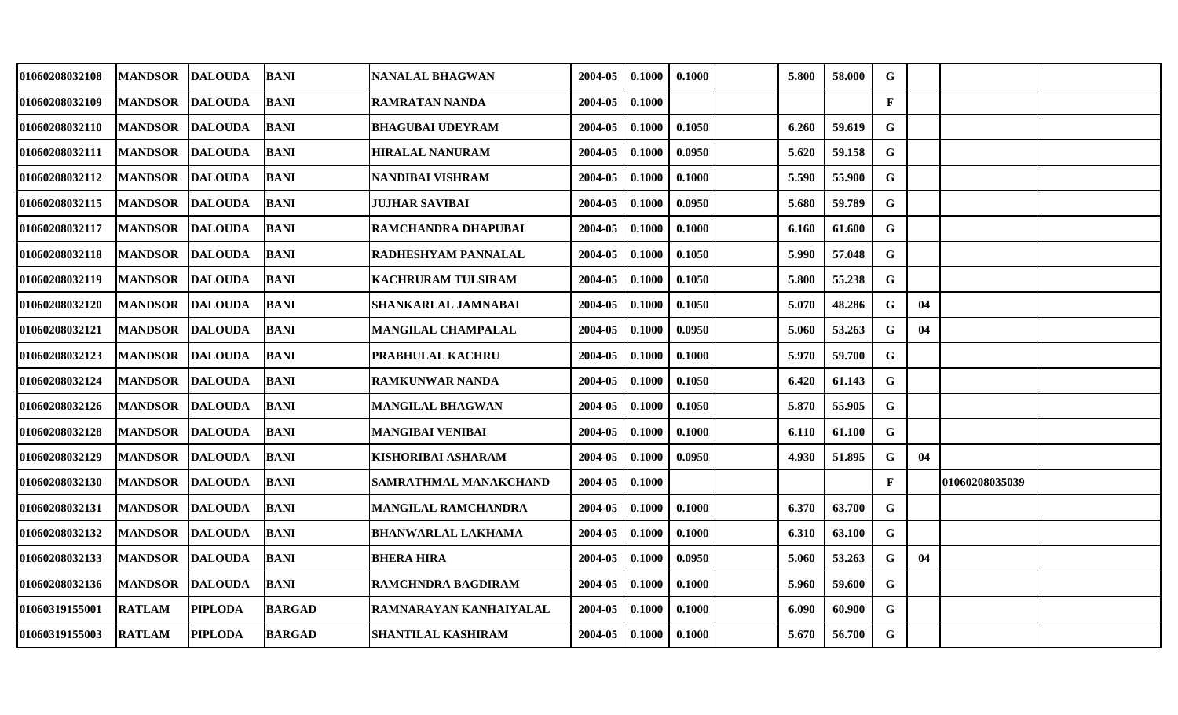| | | | | | | | | | | | | | | |
|---|---|---|---|---|---|---|---|---|---|---|---|---|---|---|
| 01060208032108 | MANDSOR | DALOUDA | BANI | NANALAL BHAGWAN | 2004-05 | 0.1000 | 0.1000 | | 5.800 | 58.000 | G | | | |
| 01060208032109 | MANDSOR | DALOUDA | BANI | RAMRATAN NANDA | 2004-05 | 0.1000 | | | | | F | | | |
| 01060208032110 | MANDSOR | DALOUDA | BANI | BHAGUBAI UDEYRAM | 2004-05 | 0.1000 | 0.1050 | | 6.260 | 59.619 | G | | | |
| 01060208032111 | MANDSOR | DALOUDA | BANI | HIRALAL NANURAM | 2004-05 | 0.1000 | 0.0950 | | 5.620 | 59.158 | G | | | |
| 01060208032112 | MANDSOR | DALOUDA | BANI | NANDIBAI VISHRAM | 2004-05 | 0.1000 | 0.1000 | | 5.590 | 55.900 | G | | | |
| 01060208032115 | MANDSOR | DALOUDA | BANI | JUJHAR SAVIBAI | 2004-05 | 0.1000 | 0.0950 | | 5.680 | 59.789 | G | | | |
| 01060208032117 | MANDSOR | DALOUDA | BANI | RAMCHANDRA DHAPUBAI | 2004-05 | 0.1000 | 0.1000 | | 6.160 | 61.600 | G | | | |
| 01060208032118 | MANDSOR | DALOUDA | BANI | RADHESHYAM PANNALAL | 2004-05 | 0.1000 | 0.1050 | | 5.990 | 57.048 | G | | | |
| 01060208032119 | MANDSOR | DALOUDA | BANI | KACHRURAM TULSIRAM | 2004-05 | 0.1000 | 0.1050 | | 5.800 | 55.238 | G | | | |
| 01060208032120 | MANDSOR | DALOUDA | BANI | SHANKARLAL JAMNABAI | 2004-05 | 0.1000 | 0.1050 | | 5.070 | 48.286 | G | 04 | | |
| 01060208032121 | MANDSOR | DALOUDA | BANI | MANGILAL CHAMPALAL | 2004-05 | 0.1000 | 0.0950 | | 5.060 | 53.263 | G | 04 | | |
| 01060208032123 | MANDSOR | DALOUDA | BANI | PRABHULAL KACHRU | 2004-05 | 0.1000 | 0.1000 | | 5.970 | 59.700 | G | | | |
| 01060208032124 | MANDSOR | DALOUDA | BANI | RAMKUNWAR NANDA | 2004-05 | 0.1000 | 0.1050 | | 6.420 | 61.143 | G | | | |
| 01060208032126 | MANDSOR | DALOUDA | BANI | MANGILAL BHAGWAN | 2004-05 | 0.1000 | 0.1050 | | 5.870 | 55.905 | G | | | |
| 01060208032128 | MANDSOR | DALOUDA | BANI | MANGIBAI VENIBAI | 2004-05 | 0.1000 | 0.1000 | | 6.110 | 61.100 | G | | | |
| 01060208032129 | MANDSOR | DALOUDA | BANI | KISHORIBAI ASHARAM | 2004-05 | 0.1000 | 0.0950 | | 4.930 | 51.895 | G | 04 | | |
| 01060208032130 | MANDSOR | DALOUDA | BANI | SAMRATHMAL MANAKCHAND | 2004-05 | 0.1000 | | | | | F | | 01060208035039 | |
| 01060208032131 | MANDSOR | DALOUDA | BANI | MANGILAL RAMCHANDRA | 2004-05 | 0.1000 | 0.1000 | | 6.370 | 63.700 | G | | | |
| 01060208032132 | MANDSOR | DALOUDA | BANI | BHANWARLAL LAKHAMA | 2004-05 | 0.1000 | 0.1000 | | 6.310 | 63.100 | G | | | |
| 01060208032133 | MANDSOR | DALOUDA | BANI | BHERA HIRA | 2004-05 | 0.1000 | 0.0950 | | 5.060 | 53.263 | G | 04 | | |
| 01060208032136 | MANDSOR | DALOUDA | BANI | RAMCHNDRA BAGDIRAM | 2004-05 | 0.1000 | 0.1000 | | 5.960 | 59.600 | G | | | |
| 01060319155001 | RATLAM | PIPLODA | BARGAD | RAMNARAYAN KANHAIYALAL | 2004-05 | 0.1000 | 0.1000 | | 6.090 | 60.900 | G | | | |
| 01060319155003 | RATLAM | PIPLODA | BARGAD | SHANTILAL KASHIRAM | 2004-05 | 0.1000 | 0.1000 | | 5.670 | 56.700 | G | | | |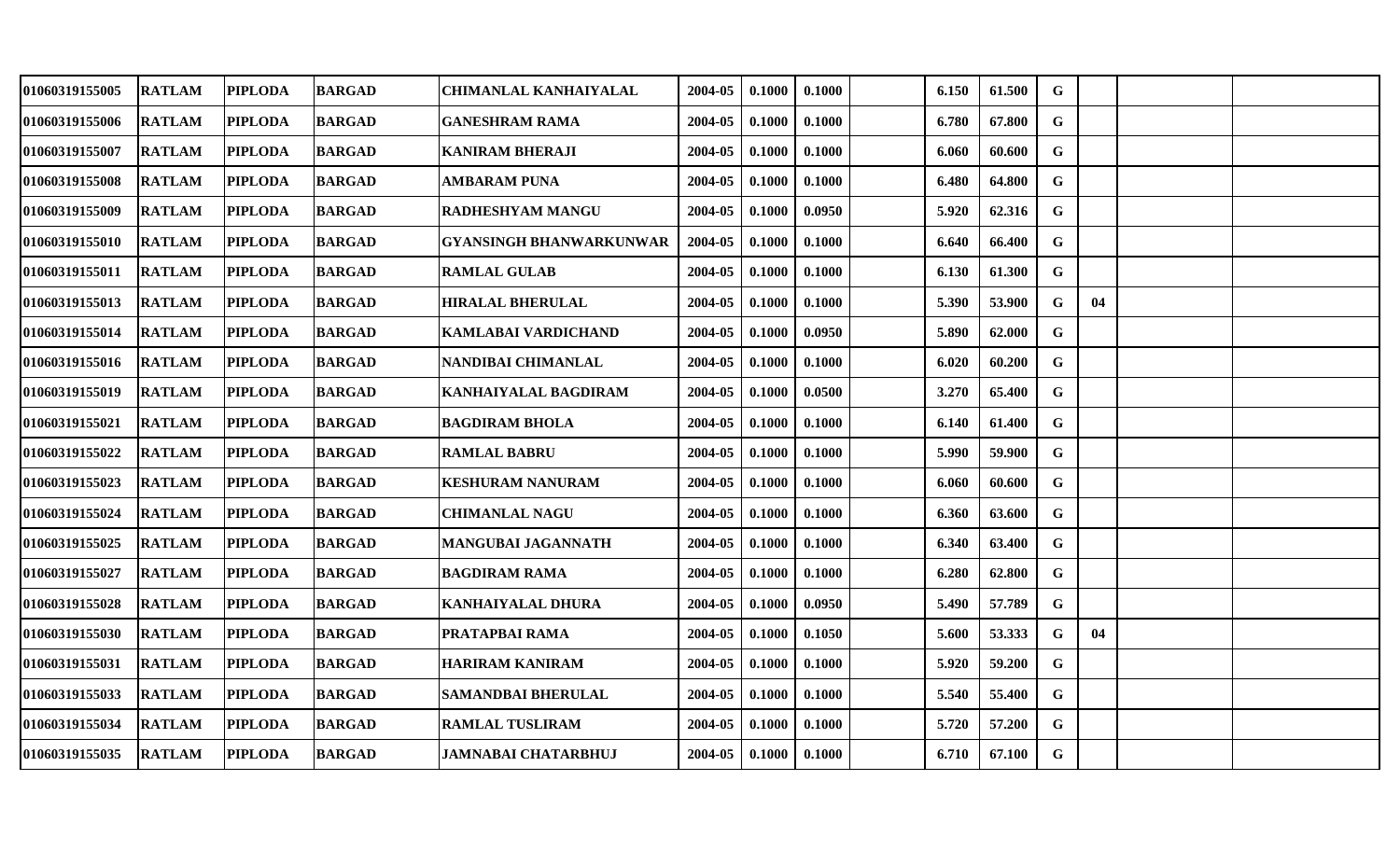| | | | | | | | | | | | | | | | |
|---|---|---|---|---|---|---|---|---|---|---|---|---|---|---|---|
| 01060319155005 | RATLAM | PIPLODA | BARGAD | CHIMANLAL KANHAIYALAL | 2004-05 | 0.1000 | 0.1000 | | 6.150 | 61.500 | G | | | |
| 01060319155006 | RATLAM | PIPLODA | BARGAD | GANESHRAM RAMA | 2004-05 | 0.1000 | 0.1000 | | 6.780 | 67.800 | G | | | |
| 01060319155007 | RATLAM | PIPLODA | BARGAD | KANIRAM BHERAJI | 2004-05 | 0.1000 | 0.1000 | | 6.060 | 60.600 | G | | | |
| 01060319155008 | RATLAM | PIPLODA | BARGAD | AMBARAM PUNA | 2004-05 | 0.1000 | 0.1000 | | 6.480 | 64.800 | G | | | |
| 01060319155009 | RATLAM | PIPLODA | BARGAD | RADHESHYAM MANGU | 2004-05 | 0.1000 | 0.0950 | | 5.920 | 62.316 | G | | | |
| 01060319155010 | RATLAM | PIPLODA | BARGAD | GYANSINGH BHANWARKUNWAR | 2004-05 | 0.1000 | 0.1000 | | 6.640 | 66.400 | G | | | |
| 01060319155011 | RATLAM | PIPLODA | BARGAD | RAMLAL GULAB | 2004-05 | 0.1000 | 0.1000 | | 6.130 | 61.300 | G | | | |
| 01060319155013 | RATLAM | PIPLODA | BARGAD | HIRALAL BHERULAL | 2004-05 | 0.1000 | 0.1000 | | 5.390 | 53.900 | G | 04 | | |
| 01060319155014 | RATLAM | PIPLODA | BARGAD | KAMLABAI VARDICHAND | 2004-05 | 0.1000 | 0.0950 | | 5.890 | 62.000 | G | | | |
| 01060319155016 | RATLAM | PIPLODA | BARGAD | NANDIBAI CHIMANLAL | 2004-05 | 0.1000 | 0.1000 | | 6.020 | 60.200 | G | | | |
| 01060319155019 | RATLAM | PIPLODA | BARGAD | KANHAIYALAL BAGDIRAM | 2004-05 | 0.1000 | 0.0500 | | 3.270 | 65.400 | G | | | |
| 01060319155021 | RATLAM | PIPLODA | BARGAD | BAGDIRAM BHOLA | 2004-05 | 0.1000 | 0.1000 | | 6.140 | 61.400 | G | | | |
| 01060319155022 | RATLAM | PIPLODA | BARGAD | RAMLAL BABRU | 2004-05 | 0.1000 | 0.1000 | | 5.990 | 59.900 | G | | | |
| 01060319155023 | RATLAM | PIPLODA | BARGAD | KESHURAM NANURAM | 2004-05 | 0.1000 | 0.1000 | | 6.060 | 60.600 | G | | | |
| 01060319155024 | RATLAM | PIPLODA | BARGAD | CHIMANLAL NAGU | 2004-05 | 0.1000 | 0.1000 | | 6.360 | 63.600 | G | | | |
| 01060319155025 | RATLAM | PIPLODA | BARGAD | MANGUBAI JAGANNATH | 2004-05 | 0.1000 | 0.1000 | | 6.340 | 63.400 | G | | | |
| 01060319155027 | RATLAM | PIPLODA | BARGAD | BAGDIRAM RAMA | 2004-05 | 0.1000 | 0.1000 | | 6.280 | 62.800 | G | | | |
| 01060319155028 | RATLAM | PIPLODA | BARGAD | KANHAIYALAL DHURA | 2004-05 | 0.1000 | 0.0950 | | 5.490 | 57.789 | G | | | |
| 01060319155030 | RATLAM | PIPLODA | BARGAD | PRATAPBAI RAMA | 2004-05 | 0.1000 | 0.1050 | | 5.600 | 53.333 | G | 04 | | |
| 01060319155031 | RATLAM | PIPLODA | BARGAD | HARIRAM KANIRAM | 2004-05 | 0.1000 | 0.1000 | | 5.920 | 59.200 | G | | | |
| 01060319155033 | RATLAM | PIPLODA | BARGAD | SAMANDBAI BHERULAL | 2004-05 | 0.1000 | 0.1000 | | 5.540 | 55.400 | G | | | |
| 01060319155034 | RATLAM | PIPLODA | BARGAD | RAMLAL TUSLIRAM | 2004-05 | 0.1000 | 0.1000 | | 5.720 | 57.200 | G | | | |
| 01060319155035 | RATLAM | PIPLODA | BARGAD | JAMNABAI CHATARBHUJ | 2004-05 | 0.1000 | 0.1000 | | 6.710 | 67.100 | G | | | |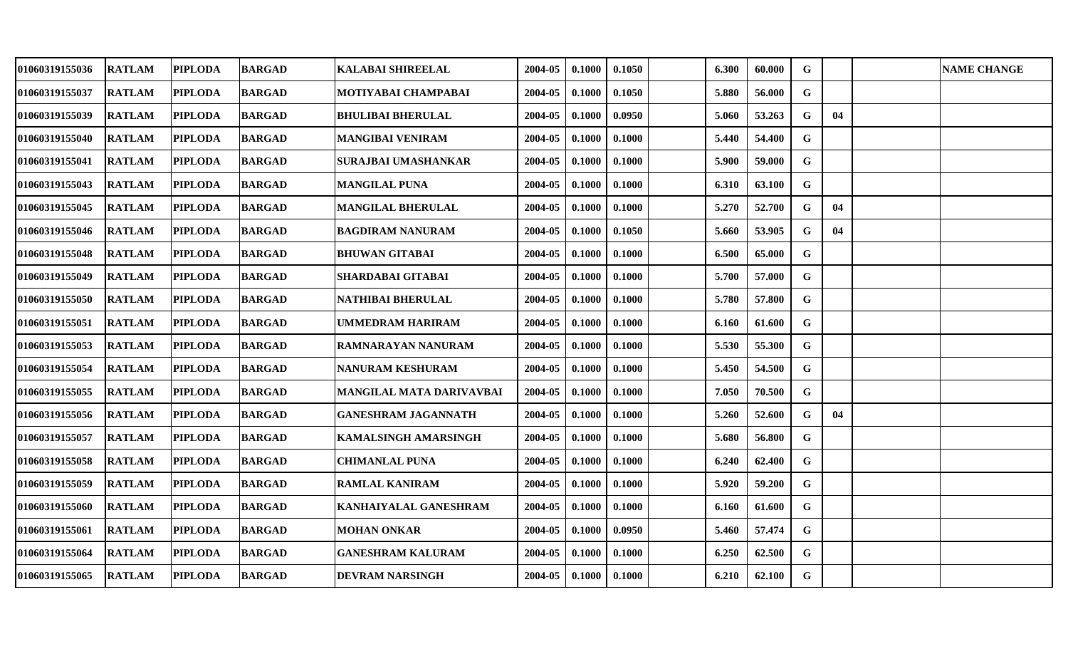| | | | | | | | | | | | | | | |
|---|---|---|---|---|---|---|---|---|---|---|---|---|---|---|
| 01060319155036 | RATLAM | PIPLODA | BARGAD | KALABAI SHIREELAL | 2004-05 | 0.1000 | 0.1050 | | 6.300 | 60.000 | G | | | NAME CHANGE |
| 01060319155037 | RATLAM | PIPLODA | BARGAD | MOTIYABAI CHAMPABAI | 2004-05 | 0.1000 | 0.1050 | | 5.880 | 56.000 | G | | | |
| 01060319155039 | RATLAM | PIPLODA | BARGAD | BHULIBAI BHERULAL | 2004-05 | 0.1000 | 0.0950 | | 5.060 | 53.263 | G | 04 | | |
| 01060319155040 | RATLAM | PIPLODA | BARGAD | MANGIBAI VENIRAM | 2004-05 | 0.1000 | 0.1000 | | 5.440 | 54.400 | G | | | |
| 01060319155041 | RATLAM | PIPLODA | BARGAD | SURAJBAI UMASHANKAR | 2004-05 | 0.1000 | 0.1000 | | 5.900 | 59.000 | G | | | |
| 01060319155043 | RATLAM | PIPLODA | BARGAD | MANGILAL PUNA | 2004-05 | 0.1000 | 0.1000 | | 6.310 | 63.100 | G | | | |
| 01060319155045 | RATLAM | PIPLODA | BARGAD | MANGILAL BHERULAL | 2004-05 | 0.1000 | 0.1000 | | 5.270 | 52.700 | G | 04 | | |
| 01060319155046 | RATLAM | PIPLODA | BARGAD | BAGDIRAM NANURAM | 2004-05 | 0.1000 | 0.1050 | | 5.660 | 53.905 | G | 04 | | |
| 01060319155048 | RATLAM | PIPLODA | BARGAD | BHUWAN GITABAI | 2004-05 | 0.1000 | 0.1000 | | 6.500 | 65.000 | G | | | |
| 01060319155049 | RATLAM | PIPLODA | BARGAD | SHARDABAI GITABAI | 2004-05 | 0.1000 | 0.1000 | | 5.700 | 57.000 | G | | | |
| 01060319155050 | RATLAM | PIPLODA | BARGAD | NATHIBAI BHERULAL | 2004-05 | 0.1000 | 0.1000 | | 5.780 | 57.800 | G | | | |
| 01060319155051 | RATLAM | PIPLODA | BARGAD | UMMEDRAM HARIRAM | 2004-05 | 0.1000 | 0.1000 | | 6.160 | 61.600 | G | | | |
| 01060319155053 | RATLAM | PIPLODA | BARGAD | RAMNARAYAN NANURAM | 2004-05 | 0.1000 | 0.1000 | | 5.530 | 55.300 | G | | | |
| 01060319155054 | RATLAM | PIPLODA | BARGAD | NANURAM KESHURAM | 2004-05 | 0.1000 | 0.1000 | | 5.450 | 54.500 | G | | | |
| 01060319155055 | RATLAM | PIPLODA | BARGAD | MANGILAL MATA DARIVAVBAI | 2004-05 | 0.1000 | 0.1000 | | 7.050 | 70.500 | G | | | |
| 01060319155056 | RATLAM | PIPLODA | BARGAD | GANESHRAM JAGANNATH | 2004-05 | 0.1000 | 0.1000 | | 5.260 | 52.600 | G | 04 | | |
| 01060319155057 | RATLAM | PIPLODA | BARGAD | KAMALSINGH AMARSINGH | 2004-05 | 0.1000 | 0.1000 | | 5.680 | 56.800 | G | | | |
| 01060319155058 | RATLAM | PIPLODA | BARGAD | CHIMANLAL PUNA | 2004-05 | 0.1000 | 0.1000 | | 6.240 | 62.400 | G | | | |
| 01060319155059 | RATLAM | PIPLODA | BARGAD | RAMLAL KANIRAM | 2004-05 | 0.1000 | 0.1000 | | 5.920 | 59.200 | G | | | |
| 01060319155060 | RATLAM | PIPLODA | BARGAD | KANHAIYALAL GANESHRAM | 2004-05 | 0.1000 | 0.1000 | | 6.160 | 61.600 | G | | | |
| 01060319155061 | RATLAM | PIPLODA | BARGAD | MOHAN ONKAR | 2004-05 | 0.1000 | 0.0950 | | 5.460 | 57.474 | G | | | |
| 01060319155064 | RATLAM | PIPLODA | BARGAD | GANESHRAM KALURAM | 2004-05 | 0.1000 | 0.1000 | | 6.250 | 62.500 | G | | | |
| 01060319155065 | RATLAM | PIPLODA | BARGAD | DEVRAM NARSINGH | 2004-05 | 0.1000 | 0.1000 | | 6.210 | 62.100 | G | | | |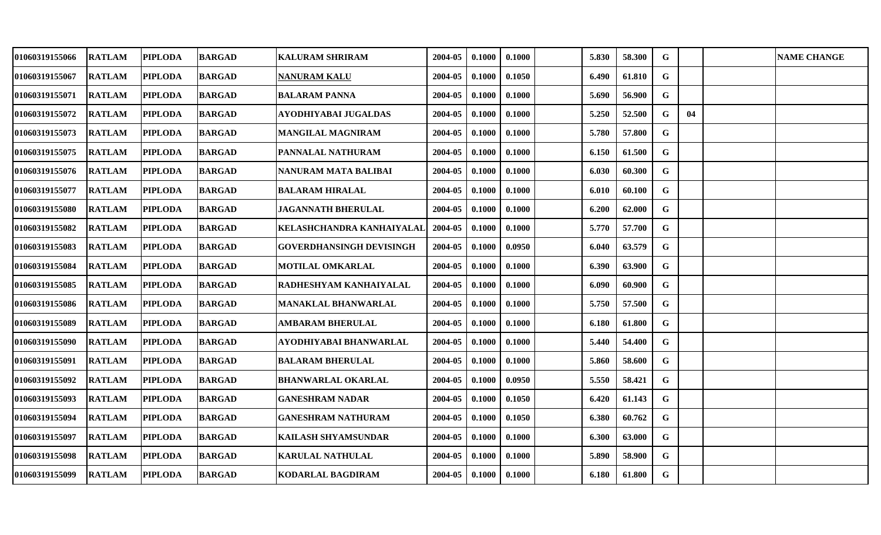| 01060319155066 | RATLAM | PIPLODA | BARGAD | KALURAM SHRIRAM | 2004-05 | 0.1000 | 0.1000 | | 5.830 | 58.300 | G | | | NAME CHANGE |
|---|---|---|---|---|---|---|---|---|---|---|---|---|---|---|
| 01060319155067 | RATLAM | PIPLODA | BARGAD | NANURAM KALU | 2004-05 | 0.1000 | 0.1050 | | 6.490 | 61.810 | G | | | |
| 01060319155071 | RATLAM | PIPLODA | BARGAD | BALARAM PANNA | 2004-05 | 0.1000 | 0.1000 | | 5.690 | 56.900 | G | | | |
| 01060319155072 | RATLAM | PIPLODA | BARGAD | AYODHIYABAI JUGALDAS | 2004-05 | 0.1000 | 0.1000 | | 5.250 | 52.500 | G | 04 | | |
| 01060319155073 | RATLAM | PIPLODA | BARGAD | MANGILAL MAGNIRAM | 2004-05 | 0.1000 | 0.1000 | | 5.780 | 57.800 | G | | | |
| 01060319155075 | RATLAM | PIPLODA | BARGAD | PANNALAL NATHURAM | 2004-05 | 0.1000 | 0.1000 | | 6.150 | 61.500 | G | | | |
| 01060319155076 | RATLAM | PIPLODA | BARGAD | NANURAM MATA BALIBAI | 2004-05 | 0.1000 | 0.1000 | | 6.030 | 60.300 | G | | | |
| 01060319155077 | RATLAM | PIPLODA | BARGAD | BALARAM HIRALAL | 2004-05 | 0.1000 | 0.1000 | | 6.010 | 60.100 | G | | | |
| 01060319155080 | RATLAM | PIPLODA | BARGAD | JAGANNATH BHERULAL | 2004-05 | 0.1000 | 0.1000 | | 6.200 | 62.000 | G | | | |
| 01060319155082 | RATLAM | PIPLODA | BARGAD | KELASHCHANDRA KANHAIYALAL | 2004-05 | 0.1000 | 0.1000 | | 5.770 | 57.700 | G | | | |
| 01060319155083 | RATLAM | PIPLODA | BARGAD | GOVERDHANSINGH DEVISINGH | 2004-05 | 0.1000 | 0.0950 | | 6.040 | 63.579 | G | | | |
| 01060319155084 | RATLAM | PIPLODA | BARGAD | MOTILAL OMKARLAL | 2004-05 | 0.1000 | 0.1000 | | 6.390 | 63.900 | G | | | |
| 01060319155085 | RATLAM | PIPLODA | BARGAD | RADHESHYAM KANHAIYALAL | 2004-05 | 0.1000 | 0.1000 | | 6.090 | 60.900 | G | | | |
| 01060319155086 | RATLAM | PIPLODA | BARGAD | MANAKLAL BHANWARLAL | 2004-05 | 0.1000 | 0.1000 | | 5.750 | 57.500 | G | | | |
| 01060319155089 | RATLAM | PIPLODA | BARGAD | AMBARAM BHERULAL | 2004-05 | 0.1000 | 0.1000 | | 6.180 | 61.800 | G | | | |
| 01060319155090 | RATLAM | PIPLODA | BARGAD | AYODHIYABAI BHANWARLAL | 2004-05 | 0.1000 | 0.1000 | | 5.440 | 54.400 | G | | | |
| 01060319155091 | RATLAM | PIPLODA | BARGAD | BALARAM BHERULAL | 2004-05 | 0.1000 | 0.1000 | | 5.860 | 58.600 | G | | | |
| 01060319155092 | RATLAM | PIPLODA | BARGAD | BHANWARLAL OKARLAL | 2004-05 | 0.1000 | 0.0950 | | 5.550 | 58.421 | G | | | |
| 01060319155093 | RATLAM | PIPLODA | BARGAD | GANESHRAM NADAR | 2004-05 | 0.1000 | 0.1050 | | 6.420 | 61.143 | G | | | |
| 01060319155094 | RATLAM | PIPLODA | BARGAD | GANESHRAM NATHURAM | 2004-05 | 0.1000 | 0.1050 | | 6.380 | 60.762 | G | | | |
| 01060319155097 | RATLAM | PIPLODA | BARGAD | KAILASH SHYAMSUNDAR | 2004-05 | 0.1000 | 0.1000 | | 6.300 | 63.000 | G | | | |
| 01060319155098 | RATLAM | PIPLODA | BARGAD | KARULAL NATHULAL | 2004-05 | 0.1000 | 0.1000 | | 5.890 | 58.900 | G | | | |
| 01060319155099 | RATLAM | PIPLODA | BARGAD | KODARLAL BAGDIRAM | 2004-05 | 0.1000 | 0.1000 | | 6.180 | 61.800 | G | | | |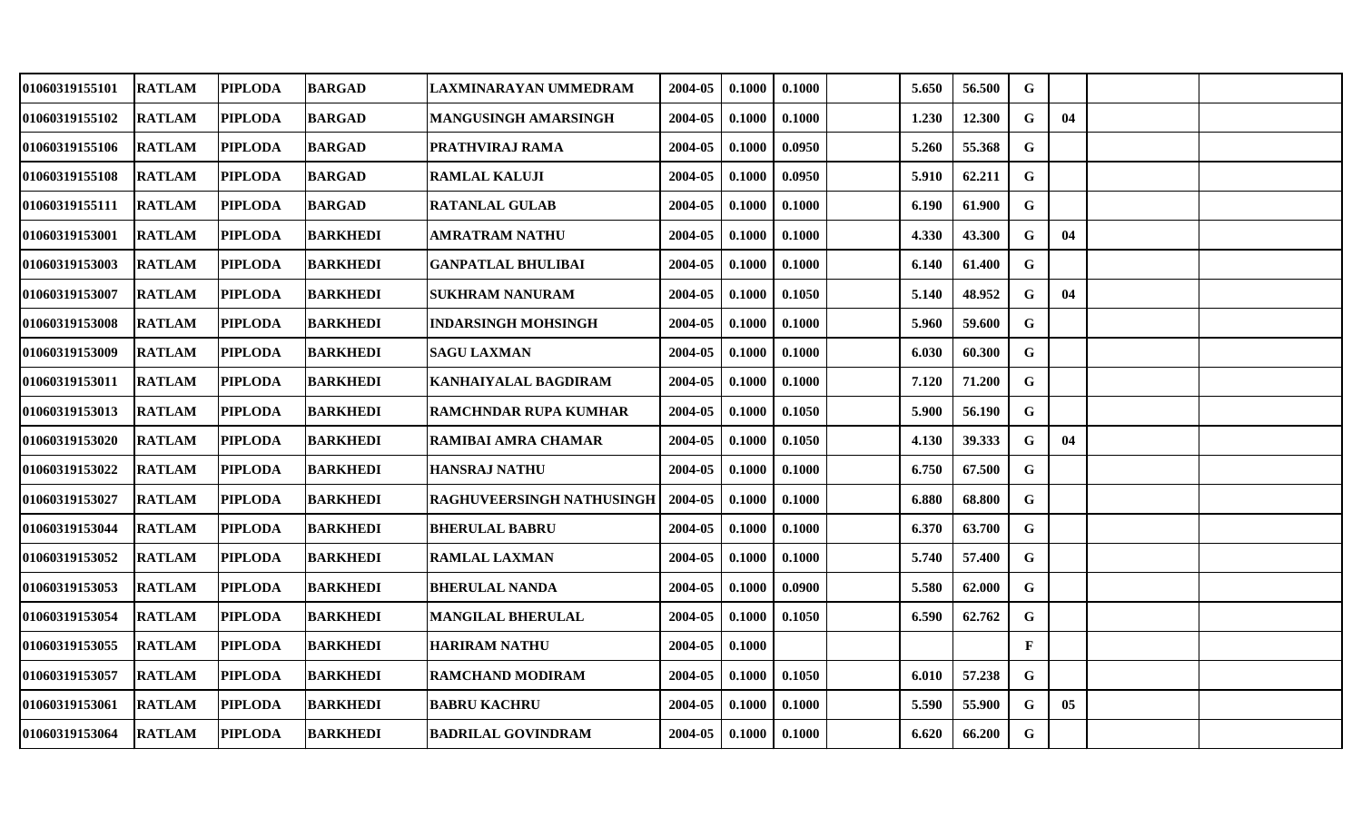| | | | | | | | | | | | | | | | |
|---|---|---|---|---|---|---|---|---|---|---|---|---|---|---|---|
| 01060319155101 | RATLAM | PIPLODA | BARGAD | LAXMINARAYAN UMMEDRAM | 2004-05 | 0.1000 | 0.1000 | | 5.650 | 56.500 | G | | | |
| 01060319155102 | RATLAM | PIPLODA | BARGAD | MANGUSINGH AMARSINGH | 2004-05 | 0.1000 | 0.1000 | | 1.230 | 12.300 | G | 04 | | |
| 01060319155106 | RATLAM | PIPLODA | BARGAD | PRATHVIRAJ RAMA | 2004-05 | 0.1000 | 0.0950 | | 5.260 | 55.368 | G | | | |
| 01060319155108 | RATLAM | PIPLODA | BARGAD | RAMLAL KALUJI | 2004-05 | 0.1000 | 0.0950 | | 5.910 | 62.211 | G | | | |
| 01060319155111 | RATLAM | PIPLODA | BARGAD | RATANLAL GULAB | 2004-05 | 0.1000 | 0.1000 | | 6.190 | 61.900 | G | | | |
| 01060319153001 | RATLAM | PIPLODA | BARKHEDI | AMRATRAM NATHU | 2004-05 | 0.1000 | 0.1000 | | 4.330 | 43.300 | G | 04 | | |
| 01060319153003 | RATLAM | PIPLODA | BARKHEDI | GANPATLAL BHULIBAI | 2004-05 | 0.1000 | 0.1000 | | 6.140 | 61.400 | G | | | |
| 01060319153007 | RATLAM | PIPLODA | BARKHEDI | SUKHRAM NANURAM | 2004-05 | 0.1000 | 0.1050 | | 5.140 | 48.952 | G | 04 | | |
| 01060319153008 | RATLAM | PIPLODA | BARKHEDI | INDARSINGH MOHSINGH | 2004-05 | 0.1000 | 0.1000 | | 5.960 | 59.600 | G | | | |
| 01060319153009 | RATLAM | PIPLODA | BARKHEDI | SAGU LAXMAN | 2004-05 | 0.1000 | 0.1000 | | 6.030 | 60.300 | G | | | |
| 01060319153011 | RATLAM | PIPLODA | BARKHEDI | KANHAIYALAL BAGDIRAM | 2004-05 | 0.1000 | 0.1000 | | 7.120 | 71.200 | G | | | |
| 01060319153013 | RATLAM | PIPLODA | BARKHEDI | RAMCHNDAR RUPA KUMHAR | 2004-05 | 0.1000 | 0.1050 | | 5.900 | 56.190 | G | | | |
| 01060319153020 | RATLAM | PIPLODA | BARKHEDI | RAMIBAI AMRA CHAMAR | 2004-05 | 0.1000 | 0.1050 | | 4.130 | 39.333 | G | 04 | | |
| 01060319153022 | RATLAM | PIPLODA | BARKHEDI | HANSRAJ NATHU | 2004-05 | 0.1000 | 0.1000 | | 6.750 | 67.500 | G | | | |
| 01060319153027 | RATLAM | PIPLODA | BARKHEDI | RAGHUVEERSINGH NATHUSINGH | 2004-05 | 0.1000 | 0.1000 | | 6.880 | 68.800 | G | | | |
| 01060319153044 | RATLAM | PIPLODA | BARKHEDI | BHERULAL BABRU | 2004-05 | 0.1000 | 0.1000 | | 6.370 | 63.700 | G | | | |
| 01060319153052 | RATLAM | PIPLODA | BARKHEDI | RAMLAL LAXMAN | 2004-05 | 0.1000 | 0.1000 | | 5.740 | 57.400 | G | | | |
| 01060319153053 | RATLAM | PIPLODA | BARKHEDI | BHERULAL NANDA | 2004-05 | 0.1000 | 0.0900 | | 5.580 | 62.000 | G | | | |
| 01060319153054 | RATLAM | PIPLODA | BARKHEDI | MANGILAL BHERULAL | 2004-05 | 0.1000 | 0.1050 | | 6.590 | 62.762 | G | | | |
| 01060319153055 | RATLAM | PIPLODA | BARKHEDI | HARIRAM NATHU | 2004-05 | 0.1000 | | | | | F | | | |
| 01060319153057 | RATLAM | PIPLODA | BARKHEDI | RAMCHAND MODIRAM | 2004-05 | 0.1000 | 0.1050 | | 6.010 | 57.238 | G | | | |
| 01060319153061 | RATLAM | PIPLODA | BARKHEDI | BABRU KACHRU | 2004-05 | 0.1000 | 0.1000 | | 5.590 | 55.900 | G | 05 | | |
| 01060319153064 | RATLAM | PIPLODA | BARKHEDI | BADRILAL GOVINDRAM | 2004-05 | 0.1000 | 0.1000 | | 6.620 | 66.200 | G | | | |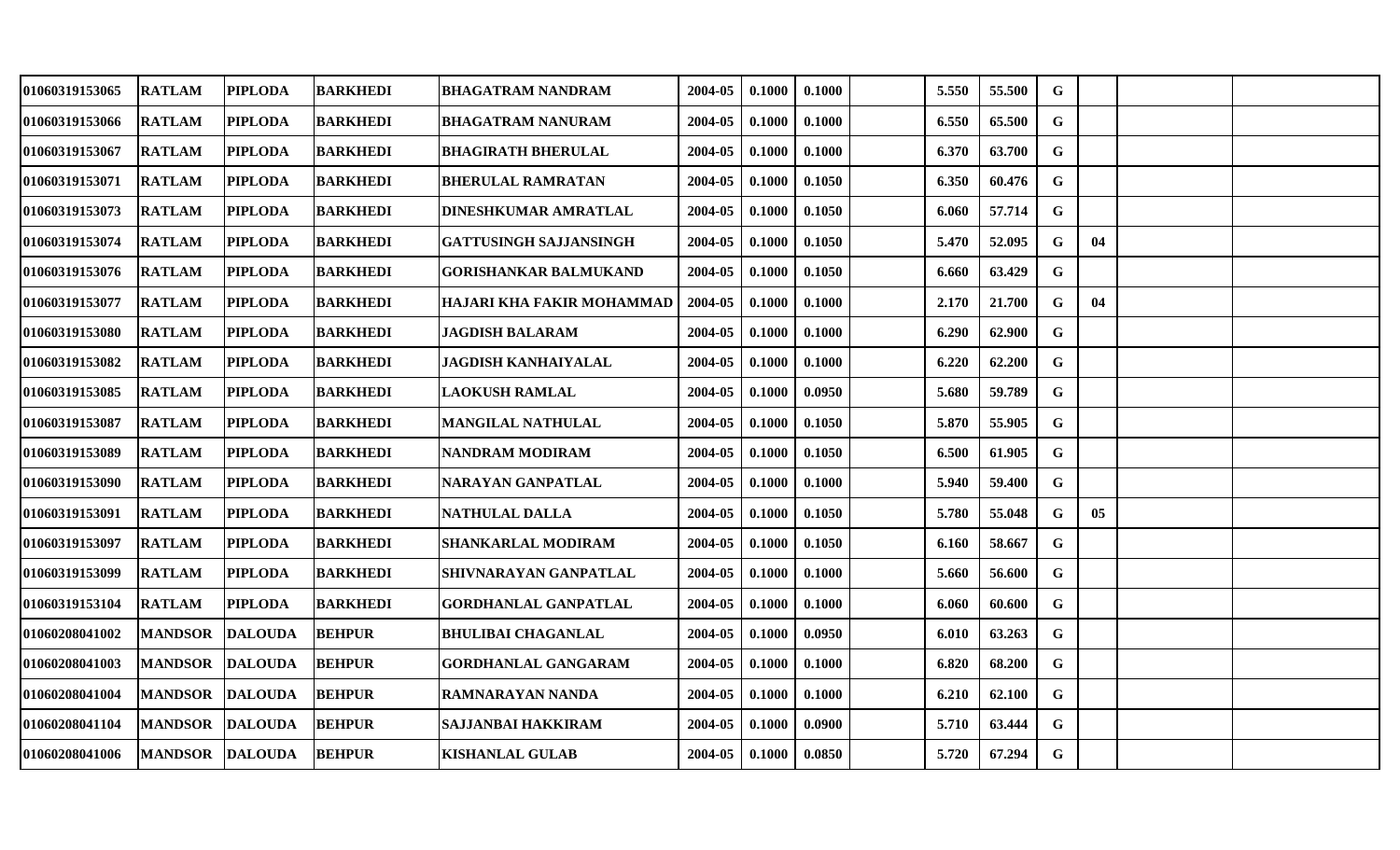| | | | | | | | | | | | | | | |
|---|---|---|---|---|---|---|---|---|---|---|---|---|---|---|
| 01060319153065 | RATLAM | PIPLODA | BARKHEDI | BHAGATRAM NANDRAM | 2004-05 | 0.1000 | 0.1000 | | 5.550 | 55.500 | G | | | |
| 01060319153066 | RATLAM | PIPLODA | BARKHEDI | BHAGATRAM NANURAM | 2004-05 | 0.1000 | 0.1000 | | 6.550 | 65.500 | G | | | |
| 01060319153067 | RATLAM | PIPLODA | BARKHEDI | BHAGIRATH BHERULAL | 2004-05 | 0.1000 | 0.1000 | | 6.370 | 63.700 | G | | | |
| 01060319153071 | RATLAM | PIPLODA | BARKHEDI | BHERULAL RAMRATAN | 2004-05 | 0.1000 | 0.1050 | | 6.350 | 60.476 | G | | | |
| 01060319153073 | RATLAM | PIPLODA | BARKHEDI | DINESHKUMAR AMRATLAL | 2004-05 | 0.1000 | 0.1050 | | 6.060 | 57.714 | G | | | |
| 01060319153074 | RATLAM | PIPLODA | BARKHEDI | GATTUSINGH SAJJANSINGH | 2004-05 | 0.1000 | 0.1050 | | 5.470 | 52.095 | G | 04 | | |
| 01060319153076 | RATLAM | PIPLODA | BARKHEDI | GORISHANKAR BALMUKAND | 2004-05 | 0.1000 | 0.1050 | | 6.660 | 63.429 | G | | | |
| 01060319153077 | RATLAM | PIPLODA | BARKHEDI | HAJARI KHA FAKIR MOHAMMAD | 2004-05 | 0.1000 | 0.1000 | | 2.170 | 21.700 | G | 04 | | |
| 01060319153080 | RATLAM | PIPLODA | BARKHEDI | JAGDISH BALARAM | 2004-05 | 0.1000 | 0.1000 | | 6.290 | 62.900 | G | | | |
| 01060319153082 | RATLAM | PIPLODA | BARKHEDI | JAGDISH KANHAIYALAL | 2004-05 | 0.1000 | 0.1000 | | 6.220 | 62.200 | G | | | |
| 01060319153085 | RATLAM | PIPLODA | BARKHEDI | LAOKUSH RAMLAL | 2004-05 | 0.1000 | 0.0950 | | 5.680 | 59.789 | G | | | |
| 01060319153087 | RATLAM | PIPLODA | BARKHEDI | MANGILAL NATHULAL | 2004-05 | 0.1000 | 0.1050 | | 5.870 | 55.905 | G | | | |
| 01060319153089 | RATLAM | PIPLODA | BARKHEDI | NANDRAM MODIRAM | 2004-05 | 0.1000 | 0.1050 | | 6.500 | 61.905 | G | | | |
| 01060319153090 | RATLAM | PIPLODA | BARKHEDI | NARAYAN GANPATLAL | 2004-05 | 0.1000 | 0.1000 | | 5.940 | 59.400 | G | | | |
| 01060319153091 | RATLAM | PIPLODA | BARKHEDI | NATHULAL DALLA | 2004-05 | 0.1000 | 0.1050 | | 5.780 | 55.048 | G | 05 | | |
| 01060319153097 | RATLAM | PIPLODA | BARKHEDI | SHANKARLAL MODIRAM | 2004-05 | 0.1000 | 0.1050 | | 6.160 | 58.667 | G | | | |
| 01060319153099 | RATLAM | PIPLODA | BARKHEDI | SHIVNARAYAN GANPATLAL | 2004-05 | 0.1000 | 0.1000 | | 5.660 | 56.600 | G | | | |
| 01060319153104 | RATLAM | PIPLODA | BARKHEDI | GORDHANLAL GANPATLAL | 2004-05 | 0.1000 | 0.1000 | | 6.060 | 60.600 | G | | | |
| 01060208041002 | MANDSOR | DALOUDA | BEHPUR | BHULIBAI CHAGANLAL | 2004-05 | 0.1000 | 0.0950 | | 6.010 | 63.263 | G | | | |
| 01060208041003 | MANDSOR | DALOUDA | BEHPUR | GORDHANLAL GANGARAM | 2004-05 | 0.1000 | 0.1000 | | 6.820 | 68.200 | G | | | |
| 01060208041004 | MANDSOR | DALOUDA | BEHPUR | RAMNARAYAN NANDA | 2004-05 | 0.1000 | 0.1000 | | 6.210 | 62.100 | G | | | |
| 01060208041104 | MANDSOR | DALOUDA | BEHPUR | SAJJANBAI HAKKIRAM | 2004-05 | 0.1000 | 0.0900 | | 5.710 | 63.444 | G | | | |
| 01060208041006 | MANDSOR | DALOUDA | BEHPUR | KISHANLAL GULAB | 2004-05 | 0.1000 | 0.0850 | | 5.720 | 67.294 | G | | | |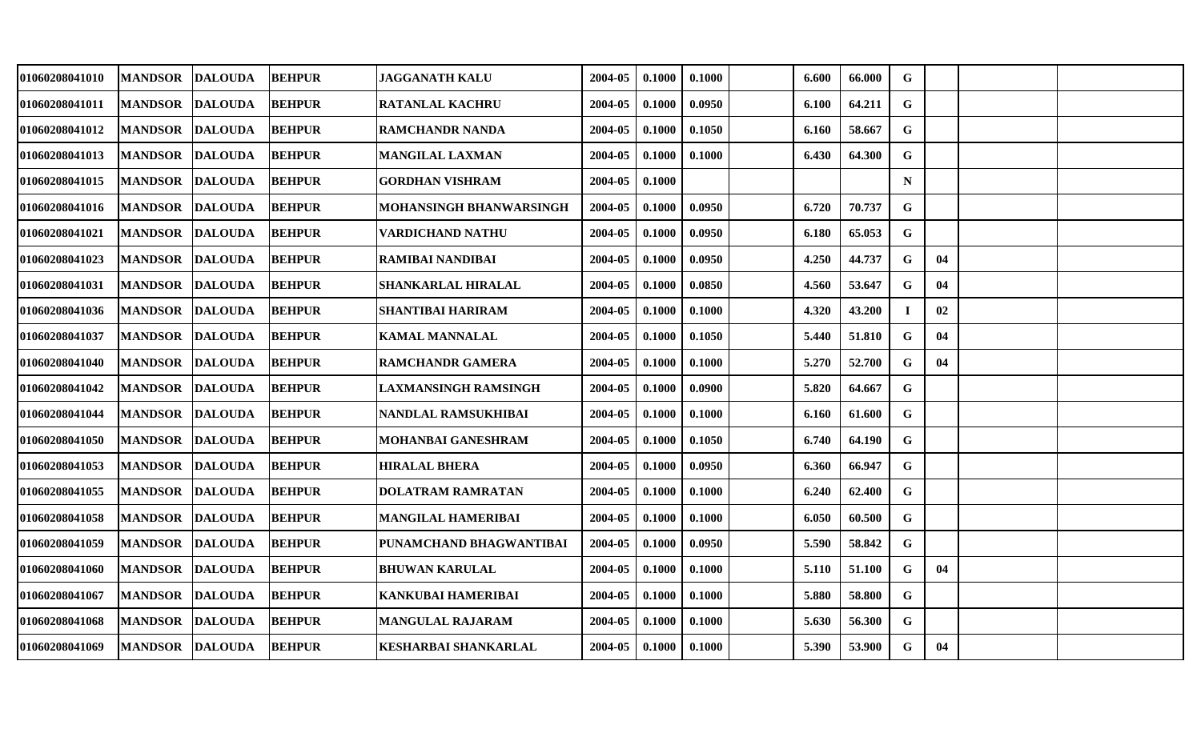| | | | | | | | | | | | | | | |
|---|---|---|---|---|---|---|---|---|---|---|---|---|---|---|
| 01060208041010 | MANDSOR | DALOUDA | BEHPUR | JAGGANATH KALU | 2004-05 | 0.1000 | 0.1000 | | 6.600 | 66.000 | G | | | |
| 01060208041011 | MANDSOR | DALOUDA | BEHPUR | RATANLAL KACHRU | 2004-05 | 0.1000 | 0.0950 | | 6.100 | 64.211 | G | | | |
| 01060208041012 | MANDSOR | DALOUDA | BEHPUR | RAMCHANDR NANDA | 2004-05 | 0.1000 | 0.1050 | | 6.160 | 58.667 | G | | | |
| 01060208041013 | MANDSOR | DALOUDA | BEHPUR | MANGILAL LAXMAN | 2004-05 | 0.1000 | 0.1000 | | 6.430 | 64.300 | G | | | |
| 01060208041015 | MANDSOR | DALOUDA | BEHPUR | GORDHAN VISHRAM | 2004-05 | 0.1000 | | | | | N | | | |
| 01060208041016 | MANDSOR | DALOUDA | BEHPUR | MOHANSINGH BHANWARSINGH | 2004-05 | 0.1000 | 0.0950 | | 6.720 | 70.737 | G | | | |
| 01060208041021 | MANDSOR | DALOUDA | BEHPUR | VARDICHAND NATHU | 2004-05 | 0.1000 | 0.0950 | | 6.180 | 65.053 | G | | | |
| 01060208041023 | MANDSOR | DALOUDA | BEHPUR | RAMIBAI NANDIBAI | 2004-05 | 0.1000 | 0.0950 | | 4.250 | 44.737 | G | 04 | | |
| 01060208041031 | MANDSOR | DALOUDA | BEHPUR | SHANKARLAL HIRALAL | 2004-05 | 0.1000 | 0.0850 | | 4.560 | 53.647 | G | 04 | | |
| 01060208041036 | MANDSOR | DALOUDA | BEHPUR | SHANTIBAI HARIRAM | 2004-05 | 0.1000 | 0.1000 | | 4.320 | 43.200 | I | 02 | | |
| 01060208041037 | MANDSOR | DALOUDA | BEHPUR | KAMAL MANNALAL | 2004-05 | 0.1000 | 0.1050 | | 5.440 | 51.810 | G | 04 | | |
| 01060208041040 | MANDSOR | DALOUDA | BEHPUR | RAMCHANDR GAMERA | 2004-05 | 0.1000 | 0.1000 | | 5.270 | 52.700 | G | 04 | | |
| 01060208041042 | MANDSOR | DALOUDA | BEHPUR | LAXMANSINGH RAMSINGH | 2004-05 | 0.1000 | 0.0900 | | 5.820 | 64.667 | G | | | |
| 01060208041044 | MANDSOR | DALOUDA | BEHPUR | NANDLAL RAMSUKHIBAI | 2004-05 | 0.1000 | 0.1000 | | 6.160 | 61.600 | G | | | |
| 01060208041050 | MANDSOR | DALOUDA | BEHPUR | MOHANBAI GANESHRAM | 2004-05 | 0.1000 | 0.1050 | | 6.740 | 64.190 | G | | | |
| 01060208041053 | MANDSOR | DALOUDA | BEHPUR | HIRALAL BHERA | 2004-05 | 0.1000 | 0.0950 | | 6.360 | 66.947 | G | | | |
| 01060208041055 | MANDSOR | DALOUDA | BEHPUR | DOLATRAM RAMRATAN | 2004-05 | 0.1000 | 0.1000 | | 6.240 | 62.400 | G | | | |
| 01060208041058 | MANDSOR | DALOUDA | BEHPUR | MANGILAL HAMERIBAI | 2004-05 | 0.1000 | 0.1000 | | 6.050 | 60.500 | G | | | |
| 01060208041059 | MANDSOR | DALOUDA | BEHPUR | PUNAMCHAND BHAGWANTIBAI | 2004-05 | 0.1000 | 0.0950 | | 5.590 | 58.842 | G | | | |
| 01060208041060 | MANDSOR | DALOUDA | BEHPUR | BHUWAN KARULAL | 2004-05 | 0.1000 | 0.1000 | | 5.110 | 51.100 | G | 04 | | |
| 01060208041067 | MANDSOR | DALOUDA | BEHPUR | KANKUBAI HAMERIBAI | 2004-05 | 0.1000 | 0.1000 | | 5.880 | 58.800 | G | | | |
| 01060208041068 | MANDSOR | DALOUDA | BEHPUR | MANGULAL RAJARAM | 2004-05 | 0.1000 | 0.1000 | | 5.630 | 56.300 | G | | | |
| 01060208041069 | MANDSOR | DALOUDA | BEHPUR | KESHARBAI SHANKARLAL | 2004-05 | 0.1000 | 0.1000 | | 5.390 | 53.900 | G | 04 | | |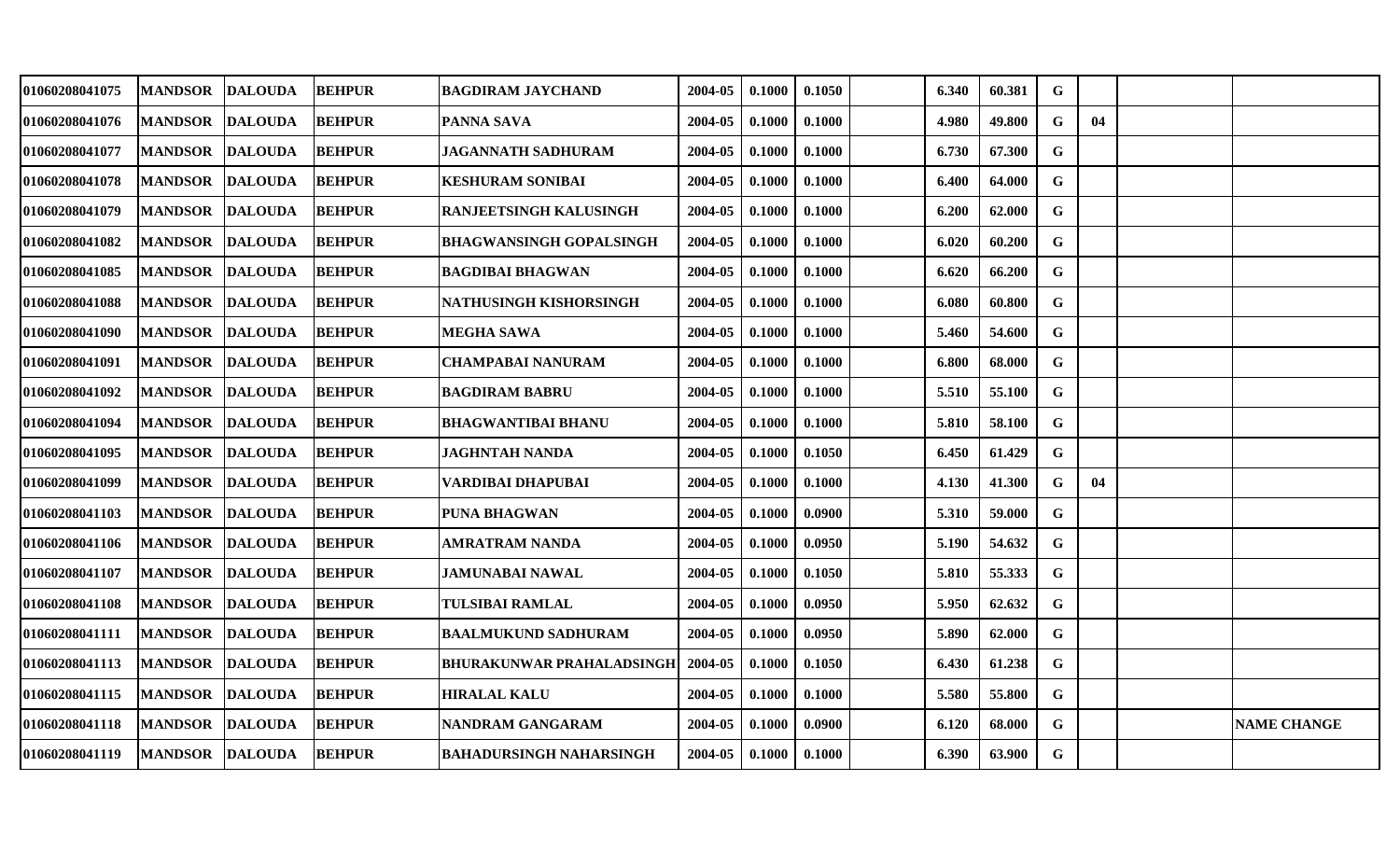| | | | | | | | | | | | | | | |
|---|---|---|---|---|---|---|---|---|---|---|---|---|---|---|
| 01060208041075 | MANDSOR | DALOUDA | BEHPUR | BAGDIRAM JAYCHAND | 2004-05 | 0.1000 | 0.1050 | | 6.340 | 60.381 | G | | | |
| 01060208041076 | MANDSOR | DALOUDA | BEHPUR | PANNA SAVA | 2004-05 | 0.1000 | 0.1000 | | 4.980 | 49.800 | G | 04 | | |
| 01060208041077 | MANDSOR | DALOUDA | BEHPUR | JAGANNATH SADHURAM | 2004-05 | 0.1000 | 0.1000 | | 6.730 | 67.300 | G | | | |
| 01060208041078 | MANDSOR | DALOUDA | BEHPUR | KESHURAM SONIBAI | 2004-05 | 0.1000 | 0.1000 | | 6.400 | 64.000 | G | | | |
| 01060208041079 | MANDSOR | DALOUDA | BEHPUR | RANJEETSINGH KALUSINGH | 2004-05 | 0.1000 | 0.1000 | | 6.200 | 62.000 | G | | | |
| 01060208041082 | MANDSOR | DALOUDA | BEHPUR | BHAGWANSINGH GOPALSINGH | 2004-05 | 0.1000 | 0.1000 | | 6.020 | 60.200 | G | | | |
| 01060208041085 | MANDSOR | DALOUDA | BEHPUR | BAGDIBAI BHAGWAN | 2004-05 | 0.1000 | 0.1000 | | 6.620 | 66.200 | G | | | |
| 01060208041088 | MANDSOR | DALOUDA | BEHPUR | NATHUSINGH KISHORSINGH | 2004-05 | 0.1000 | 0.1000 | | 6.080 | 60.800 | G | | | |
| 01060208041090 | MANDSOR | DALOUDA | BEHPUR | MEGHA SAWA | 2004-05 | 0.1000 | 0.1000 | | 5.460 | 54.600 | G | | | |
| 01060208041091 | MANDSOR | DALOUDA | BEHPUR | CHAMPABAI NANURAM | 2004-05 | 0.1000 | 0.1000 | | 6.800 | 68.000 | G | | | |
| 01060208041092 | MANDSOR | DALOUDA | BEHPUR | BAGDIRAM BABRU | 2004-05 | 0.1000 | 0.1000 | | 5.510 | 55.100 | G | | | |
| 01060208041094 | MANDSOR | DALOUDA | BEHPUR | BHAGWANTIBAI BHANU | 2004-05 | 0.1000 | 0.1000 | | 5.810 | 58.100 | G | | | |
| 01060208041095 | MANDSOR | DALOUDA | BEHPUR | JAGHNTAH NANDA | 2004-05 | 0.1000 | 0.1050 | | 6.450 | 61.429 | G | | | |
| 01060208041099 | MANDSOR | DALOUDA | BEHPUR | VARDIBAI DHAPUBAI | 2004-05 | 0.1000 | 0.1000 | | 4.130 | 41.300 | G | 04 | | |
| 01060208041103 | MANDSOR | DALOUDA | BEHPUR | PUNA BHAGWAN | 2004-05 | 0.1000 | 0.0900 | | 5.310 | 59.000 | G | | | |
| 01060208041106 | MANDSOR | DALOUDA | BEHPUR | AMRATRAM NANDA | 2004-05 | 0.1000 | 0.0950 | | 5.190 | 54.632 | G | | | |
| 01060208041107 | MANDSOR | DALOUDA | BEHPUR | JAMUNABAI NAWAL | 2004-05 | 0.1000 | 0.1050 | | 5.810 | 55.333 | G | | | |
| 01060208041108 | MANDSOR | DALOUDA | BEHPUR | TULSIBAI RAMLAL | 2004-05 | 0.1000 | 0.0950 | | 5.950 | 62.632 | G | | | |
| 01060208041111 | MANDSOR | DALOUDA | BEHPUR | BAALMUKUND SADHURAM | 2004-05 | 0.1000 | 0.0950 | | 5.890 | 62.000 | G | | | |
| 01060208041113 | MANDSOR | DALOUDA | BEHPUR | BHURAKUNWAR PRAHALADSINGH | 2004-05 | 0.1000 | 0.1050 | | 6.430 | 61.238 | G | | | |
| 01060208041115 | MANDSOR | DALOUDA | BEHPUR | HIRALAL KALU | 2004-05 | 0.1000 | 0.1000 | | 5.580 | 55.800 | G | | | |
| 01060208041118 | MANDSOR | DALOUDA | BEHPUR | NANDRAM GANGARAM | 2004-05 | 0.1000 | 0.0900 | | 6.120 | 68.000 | G | | | NAME CHANGE |
| 01060208041119 | MANDSOR | DALOUDA | BEHPUR | BAHADURSINGH NAHARSINGH | 2004-05 | 0.1000 | 0.1000 | | 6.390 | 63.900 | G | | | |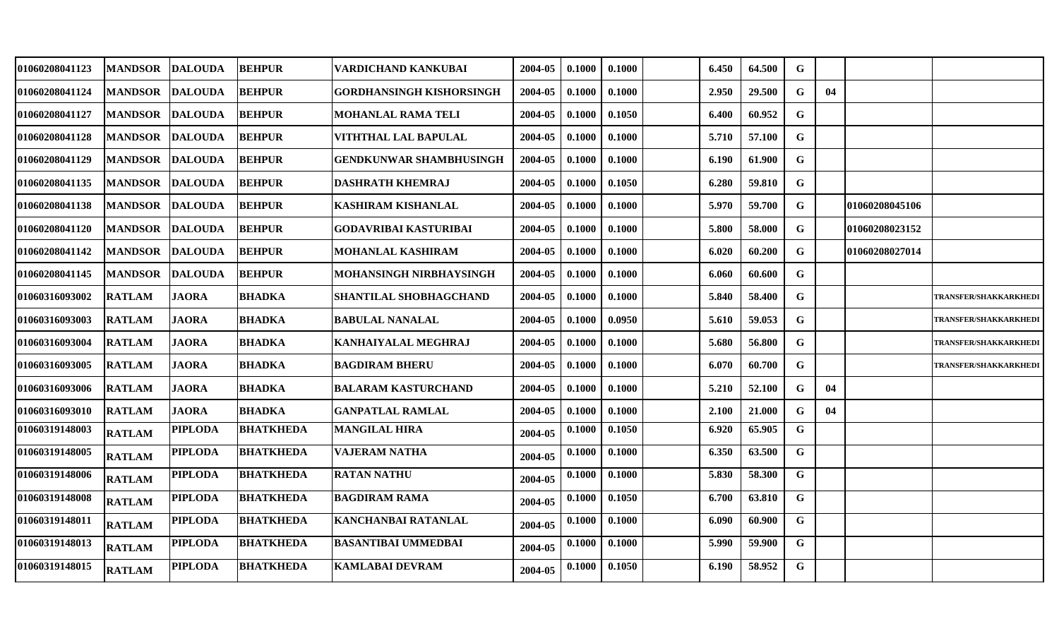| | | | | | | | | | | | | | | |
|---|---|---|---|---|---|---|---|---|---|---|---|---|---|---|
| 01060208041123 | MANDSOR | DALOUDA | BEHPUR | VARDICHAND KANKUBAI | 2004-05 | 0.1000 | 0.1000 | | 6.450 | 64.500 | G | | | |
| 01060208041124 | MANDSOR | DALOUDA | BEHPUR | GORDHANSINGH KISHORSINGH | 2004-05 | 0.1000 | 0.1000 | | 2.950 | 29.500 | G | 04 | | |
| 01060208041127 | MANDSOR | DALOUDA | BEHPUR | MOHANLAL RAMA TELI | 2004-05 | 0.1000 | 0.1050 | | 6.400 | 60.952 | G | | | |
| 01060208041128 | MANDSOR | DALOUDA | BEHPUR | VITHTHAL LAL BAPULAL | 2004-05 | 0.1000 | 0.1000 | | 5.710 | 57.100 | G | | | |
| 01060208041129 | MANDSOR | DALOUDA | BEHPUR | GENDKUNWAR SHAMBHUSINGH | 2004-05 | 0.1000 | 0.1000 | | 6.190 | 61.900 | G | | | |
| 01060208041135 | MANDSOR | DALOUDA | BEHPUR | DASHRATH KHEMRAJ | 2004-05 | 0.1000 | 0.1050 | | 6.280 | 59.810 | G | | | |
| 01060208041138 | MANDSOR | DALOUDA | BEHPUR | KASHIRAM KISHANLAL | 2004-05 | 0.1000 | 0.1000 | | 5.970 | 59.700 | G | | 01060208045106 | |
| 01060208041120 | MANDSOR | DALOUDA | BEHPUR | GODAVRIBAI KASTURIBAI | 2004-05 | 0.1000 | 0.1000 | | 5.800 | 58.000 | G | | 01060208023152 | |
| 01060208041142 | MANDSOR | DALOUDA | BEHPUR | MOHANLAL KASHIRAM | 2004-05 | 0.1000 | 0.1000 | | 6.020 | 60.200 | G | | 01060208027014 | |
| 01060208041145 | MANDSOR | DALOUDA | BEHPUR | MOHANSINGH NIRBHAYSINGH | 2004-05 | 0.1000 | 0.1000 | | 6.060 | 60.600 | G | | | |
| 01060316093002 | RATLAM | JAORA | BHADKA | SHANTILAL SHOBHAGCHAND | 2004-05 | 0.1000 | 0.1000 | | 5.840 | 58.400 | G | | | TRANSFER/SHAKKARKHEDI |
| 01060316093003 | RATLAM | JAORA | BHADKA | BABULAL NANALAL | 2004-05 | 0.1000 | 0.0950 | | 5.610 | 59.053 | G | | | TRANSFER/SHAKKARKHEDI |
| 01060316093004 | RATLAM | JAORA | BHADKA | KANHAIYALAL MEGHRAJ | 2004-05 | 0.1000 | 0.1000 | | 5.680 | 56.800 | G | | | TRANSFER/SHAKKARKHEDI |
| 01060316093005 | RATLAM | JAORA | BHADKA | BAGDIRAM BHERU | 2004-05 | 0.1000 | 0.1000 | | 6.070 | 60.700 | G | | | TRANSFER/SHAKKARKHEDI |
| 01060316093006 | RATLAM | JAORA | BHADKA | BALARAM KASTURCHAND | 2004-05 | 0.1000 | 0.1000 | | 5.210 | 52.100 | G | 04 | | |
| 01060316093010 | RATLAM | JAORA | BHADKA | GANPATLAL RAMLAL | 2004-05 | 0.1000 | 0.1000 | | 2.100 | 21.000 | G | 04 | | |
| 01060319148003 | RATLAM | PIPLODA | BHATKHEDA | MANGILAL HIRA | 2004-05 | 0.1000 | 0.1050 | | 6.920 | 65.905 | G | | | |
| 01060319148005 | RATLAM | PIPLODA | BHATKHEDA | VAJERAM NATHA | 2004-05 | 0.1000 | 0.1000 | | 6.350 | 63.500 | G | | | |
| 01060319148006 | RATLAM | PIPLODA | BHATKHEDA | RATAN NATHU | 2004-05 | 0.1000 | 0.1000 | | 5.830 | 58.300 | G | | | |
| 01060319148008 | RATLAM | PIPLODA | BHATKHEDA | BAGDIRAM RAMA | 2004-05 | 0.1000 | 0.1050 | | 6.700 | 63.810 | G | | | |
| 01060319148011 | RATLAM | PIPLODA | BHATKHEDA | KANCHANBAI RATANLAL | 2004-05 | 0.1000 | 0.1000 | | 6.090 | 60.900 | G | | | |
| 01060319148013 | RATLAM | PIPLODA | BHATKHEDA | BASANTIBAI UMMEDBAI | 2004-05 | 0.1000 | 0.1000 | | 5.990 | 59.900 | G | | | |
| 01060319148015 | RATLAM | PIPLODA | BHATKHEDA | KAMLABAI DEVRAM | 2004-05 | 0.1000 | 0.1050 | | 6.190 | 58.952 | G | | | |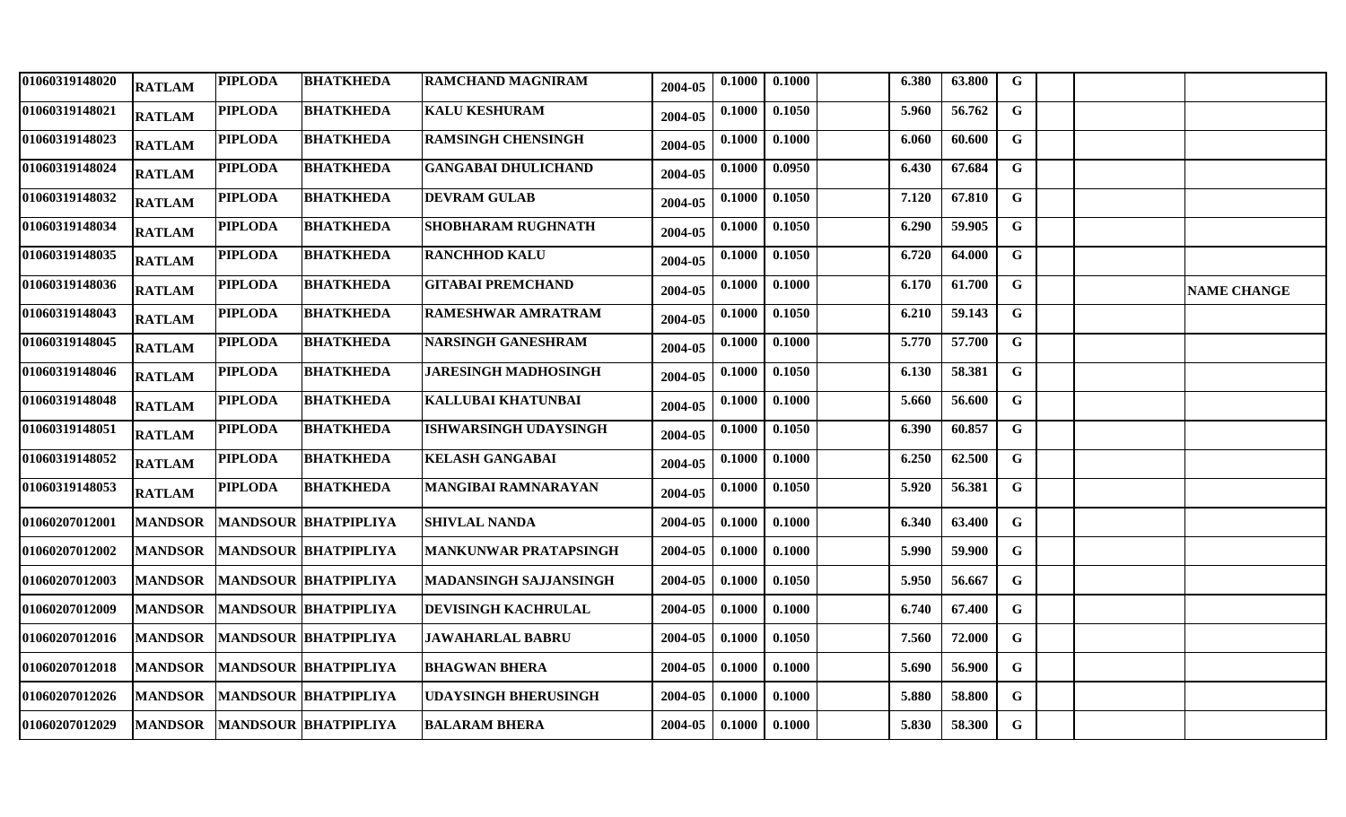| | | | | | | | | | | | | | | | |
|---|---|---|---|---|---|---|---|---|---|---|---|---|---|---|---|
| 01060319148020 | RATLAM | PIPLODA | BHATKHEDA | RAMCHAND MAGNIRAM | 2004-05 | 0.1000 | 0.1000 | | 6.380 | 63.800 | G | | | |
| 01060319148021 | RATLAM | PIPLODA | BHATKHEDA | KALU KESHURAM | 2004-05 | 0.1000 | 0.1050 | | 5.960 | 56.762 | G | | | |
| 01060319148023 | RATLAM | PIPLODA | BHATKHEDA | RAMSINGH CHENSINGH | 2004-05 | 0.1000 | 0.1000 | | 6.060 | 60.600 | G | | | |
| 01060319148024 | RATLAM | PIPLODA | BHATKHEDA | GANGABAI DHULICHAND | 2004-05 | 0.1000 | 0.0950 | | 6.430 | 67.684 | G | | | |
| 01060319148032 | RATLAM | PIPLODA | BHATKHEDA | DEVRAM GULAB | 2004-05 | 0.1000 | 0.1050 | | 7.120 | 67.810 | G | | | |
| 01060319148034 | RATLAM | PIPLODA | BHATKHEDA | SHOBHARAM RUGHNATH | 2004-05 | 0.1000 | 0.1050 | | 6.290 | 59.905 | G | | | |
| 01060319148035 | RATLAM | PIPLODA | BHATKHEDA | RANCHHOD KALU | 2004-05 | 0.1000 | 0.1050 | | 6.720 | 64.000 | G | | | |
| 01060319148036 | RATLAM | PIPLODA | BHATKHEDA | GITABAI PREMCHAND | 2004-05 | 0.1000 | 0.1000 | | 6.170 | 61.700 | G | | | NAME CHANGE |
| 01060319148043 | RATLAM | PIPLODA | BHATKHEDA | RAMESHWAR AMRATRAM | 2004-05 | 0.1000 | 0.1050 | | 6.210 | 59.143 | G | | | |
| 01060319148045 | RATLAM | PIPLODA | BHATKHEDA | NARSINGH GANESHRAM | 2004-05 | 0.1000 | 0.1000 | | 5.770 | 57.700 | G | | | |
| 01060319148046 | RATLAM | PIPLODA | BHATKHEDA | JARESINGH MADHOSINGH | 2004-05 | 0.1000 | 0.1050 | | 6.130 | 58.381 | G | | | |
| 01060319148048 | RATLAM | PIPLODA | BHATKHEDA | KALLUBAI KHATUNBAI | 2004-05 | 0.1000 | 0.1000 | | 5.660 | 56.600 | G | | | |
| 01060319148051 | RATLAM | PIPLODA | BHATKHEDA | ISHWARSINGH UDAYSINGH | 2004-05 | 0.1000 | 0.1050 | | 6.390 | 60.857 | G | | | |
| 01060319148052 | RATLAM | PIPLODA | BHATKHEDA | KELASH GANGABAI | 2004-05 | 0.1000 | 0.1000 | | 6.250 | 62.500 | G | | | |
| 01060319148053 | RATLAM | PIPLODA | BHATKHEDA | MANGIBAI RAMNARAYAN | 2004-05 | 0.1000 | 0.1050 | | 5.920 | 56.381 | G | | | |
| 01060207012001 | MANDSOR | MANDSOUR | BHATPIPLIYA | SHIVLAL NANDA | 2004-05 | 0.1000 | 0.1000 | | 6.340 | 63.400 | G | | | |
| 01060207012002 | MANDSOR | MANDSOUR | BHATPIPLIYA | MANKUNWAR PRATAPSINGH | 2004-05 | 0.1000 | 0.1000 | | 5.990 | 59.900 | G | | | |
| 01060207012003 | MANDSOR | MANDSOUR | BHATPIPLIYA | MADANSINGH SAJJANSINGH | 2004-05 | 0.1000 | 0.1050 | | 5.950 | 56.667 | G | | | |
| 01060207012009 | MANDSOR | MANDSOUR | BHATPIPLIYA | DEVISINGH KACHRULAL | 2004-05 | 0.1000 | 0.1000 | | 6.740 | 67.400 | G | | | |
| 01060207012016 | MANDSOR | MANDSOUR | BHATPIPLIYA | JAWAHARLAL BABRU | 2004-05 | 0.1000 | 0.1050 | | 7.560 | 72.000 | G | | | |
| 01060207012018 | MANDSOR | MANDSOUR | BHATPIPLIYA | BHAGWAN BHERA | 2004-05 | 0.1000 | 0.1000 | | 5.690 | 56.900 | G | | | |
| 01060207012026 | MANDSOR | MANDSOUR | BHATPIPLIYA | UDAYSINGH BHERUSINGH | 2004-05 | 0.1000 | 0.1000 | | 5.880 | 58.800 | G | | | |
| 01060207012029 | MANDSOR | MANDSOUR | BHATPIPLIYA | BALARAM BHERA | 2004-05 | 0.1000 | 0.1000 | | 5.830 | 58.300 | G | | | |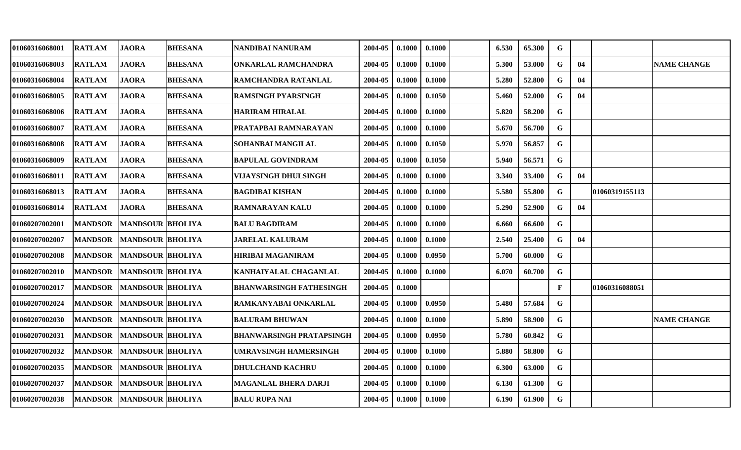| | | | | | | | | | | | | | | |
|---|---|---|---|---|---|---|---|---|---|---|---|---|---|---|
| 01060316068001 | RATLAM | JAORA | BHESANA | NANDIBAI NANURAM | 2004-05 | 0.1000 | 0.1000 | | 6.530 | 65.300 | G | | | |
| 01060316068003 | RATLAM | JAORA | BHESANA | ONKARLAL RAMCHANDRA | 2004-05 | 0.1000 | 0.1000 | | 5.300 | 53.000 | G | 04 | | NAME CHANGE |
| 01060316068004 | RATLAM | JAORA | BHESANA | RAMCHANDRA RATANLAL | 2004-05 | 0.1000 | 0.1000 | | 5.280 | 52.800 | G | 04 | | |
| 01060316068005 | RATLAM | JAORA | BHESANA | RAMSINGH PYARSINGH | 2004-05 | 0.1000 | 0.1050 | | 5.460 | 52.000 | G | 04 | | |
| 01060316068006 | RATLAM | JAORA | BHESANA | HARIRAM HIRALAL | 2004-05 | 0.1000 | 0.1000 | | 5.820 | 58.200 | G | | | |
| 01060316068007 | RATLAM | JAORA | BHESANA | PRATAPBAI RAMNARAYAN | 2004-05 | 0.1000 | 0.1000 | | 5.670 | 56.700 | G | | | |
| 01060316068008 | RATLAM | JAORA | BHESANA | SOHANBAI MANGILAL | 2004-05 | 0.1000 | 0.1050 | | 5.970 | 56.857 | G | | | |
| 01060316068009 | RATLAM | JAORA | BHESANA | BAPULAL GOVINDRAM | 2004-05 | 0.1000 | 0.1050 | | 5.940 | 56.571 | G | | | |
| 01060316068011 | RATLAM | JAORA | BHESANA | VIJAYSINGH DHULSINGH | 2004-05 | 0.1000 | 0.1000 | | 3.340 | 33.400 | G | 04 | | |
| 01060316068013 | RATLAM | JAORA | BHESANA | BAGDIBAI KISHAN | 2004-05 | 0.1000 | 0.1000 | | 5.580 | 55.800 | G | | 01060319155113 | |
| 01060316068014 | RATLAM | JAORA | BHESANA | RAMNARAYAN KALU | 2004-05 | 0.1000 | 0.1000 | | 5.290 | 52.900 | G | 04 | | |
| 01060207002001 | MANDSOR | MANDSOUR | BHOLIYA | BALU BAGDIRAM | 2004-05 | 0.1000 | 0.1000 | | 6.660 | 66.600 | G | | | |
| 01060207002007 | MANDSOR | MANDSOUR | BHOLIYA | JARELAL KALURAM | 2004-05 | 0.1000 | 0.1000 | | 2.540 | 25.400 | G | 04 | | |
| 01060207002008 | MANDSOR | MANDSOUR | BHOLIYA | HIRIBAI MAGANIRAM | 2004-05 | 0.1000 | 0.0950 | | 5.700 | 60.000 | G | | | |
| 01060207002010 | MANDSOR | MANDSOUR | BHOLIYA | KANHAIYALAL CHAGANLAL | 2004-05 | 0.1000 | 0.1000 | | 6.070 | 60.700 | G | | | |
| 01060207002017 | MANDSOR | MANDSOUR | BHOLIYA | BHANWARSINGH FATHESINGH | 2004-05 | 0.1000 | | | | | F | | 01060316088051 | |
| 01060207002024 | MANDSOR | MANDSOUR | BHOLIYA | RAMKANYABAI ONKARLAL | 2004-05 | 0.1000 | 0.0950 | | 5.480 | 57.684 | G | | | |
| 01060207002030 | MANDSOR | MANDSOUR | BHOLIYA | BALURAM BHUWAN | 2004-05 | 0.1000 | 0.1000 | | 5.890 | 58.900 | G | | | NAME CHANGE |
| 01060207002031 | MANDSOR | MANDSOUR | BHOLIYA | BHANWARSINGH PRATAPSINGH | 2004-05 | 0.1000 | 0.0950 | | 5.780 | 60.842 | G | | | |
| 01060207002032 | MANDSOR | MANDSOUR | BHOLIYA | UMRAVSINGH HAMERSINGH | 2004-05 | 0.1000 | 0.1000 | | 5.880 | 58.800 | G | | | |
| 01060207002035 | MANDSOR | MANDSOUR | BHOLIYA | DHULCHAND KACHRU | 2004-05 | 0.1000 | 0.1000 | | 6.300 | 63.000 | G | | | |
| 01060207002037 | MANDSOR | MANDSOUR | BHOLIYA | MAGANLAL BHERA DARJI | 2004-05 | 0.1000 | 0.1000 | | 6.130 | 61.300 | G | | | |
| 01060207002038 | MANDSOR | MANDSOUR | BHOLIYA | BALU RUPA NAI | 2004-05 | 0.1000 | 0.1000 | | 6.190 | 61.900 | G | | | |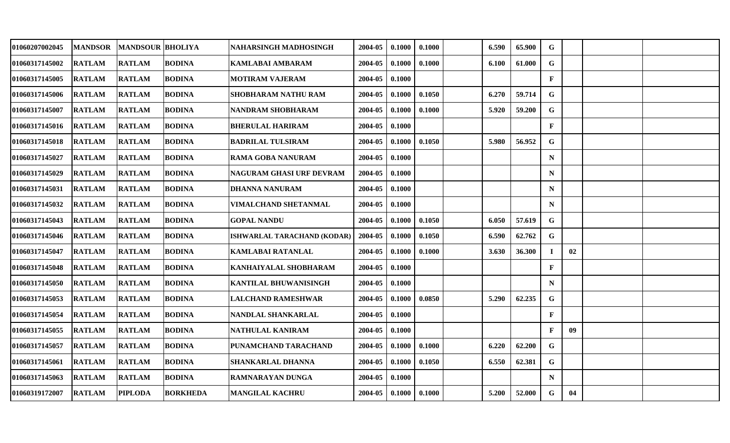| | | | | | | | | | | | | | | |
|---|---|---|---|---|---|---|---|---|---|---|---|---|---|---|
| 01060207002045 | MANDSOR | MANDSOUR | BHOLIYA | NAHARSINGH MADHOSINGH | 2004-05 | 0.1000 | 0.1000 | | 6.590 | 65.900 | G | | | |
| 01060317145002 | RATLAM | RATLAM | BODINA | KAMLABAI AMBARAM | 2004-05 | 0.1000 | 0.1000 | | 6.100 | 61.000 | G | | | |
| 01060317145005 | RATLAM | RATLAM | BODINA | MOTIRAM VAJERAM | 2004-05 | 0.1000 | | | | | F | | | |
| 01060317145006 | RATLAM | RATLAM | BODINA | SHOBHARAM NATHU RAM | 2004-05 | 0.1000 | 0.1050 | | 6.270 | 59.714 | G | | | |
| 01060317145007 | RATLAM | RATLAM | BODINA | NANDRAM SHOBHARAM | 2004-05 | 0.1000 | 0.1000 | | 5.920 | 59.200 | G | | | |
| 01060317145016 | RATLAM | RATLAM | BODINA | BHERULAL HARIRAM | 2004-05 | 0.1000 | | | | | F | | | |
| 01060317145018 | RATLAM | RATLAM | BODINA | BADRILAL TULSIRAM | 2004-05 | 0.1000 | 0.1050 | | 5.980 | 56.952 | G | | | |
| 01060317145027 | RATLAM | RATLAM | BODINA | RAMA GOBA NANURAM | 2004-05 | 0.1000 | | | | | N | | | |
| 01060317145029 | RATLAM | RATLAM | BODINA | NAGURAM GHASI URF DEVRAM | 2004-05 | 0.1000 | | | | | N | | | |
| 01060317145031 | RATLAM | RATLAM | BODINA | DHANNA NANURAM | 2004-05 | 0.1000 | | | | | N | | | |
| 01060317145032 | RATLAM | RATLAM | BODINA | VIMALCHAND SHETANMAL | 2004-05 | 0.1000 | | | | | N | | | |
| 01060317145043 | RATLAM | RATLAM | BODINA | GOPAL NANDU | 2004-05 | 0.1000 | 0.1050 | | 6.050 | 57.619 | G | | | |
| 01060317145046 | RATLAM | RATLAM | BODINA | ISHWARLAL TARACHAND (KODAR) | 2004-05 | 0.1000 | 0.1050 | | 6.590 | 62.762 | G | | | |
| 01060317145047 | RATLAM | RATLAM | BODINA | KAMLABAI RATANLAL | 2004-05 | 0.1000 | 0.1000 | | 3.630 | 36.300 | I | 02 | | |
| 01060317145048 | RATLAM | RATLAM | BODINA | KANHAIYALAL SHOBHARAM | 2004-05 | 0.1000 | | | | | F | | | |
| 01060317145050 | RATLAM | RATLAM | BODINA | KANTILAL BHUWANISINGH | 2004-05 | 0.1000 | | | | | N | | | |
| 01060317145053 | RATLAM | RATLAM | BODINA | LALCHAND RAMESHWAR | 2004-05 | 0.1000 | 0.0850 | | 5.290 | 62.235 | G | | | |
| 01060317145054 | RATLAM | RATLAM | BODINA | NANDLAL SHANKARLAL | 2004-05 | 0.1000 | | | | | F | | | |
| 01060317145055 | RATLAM | RATLAM | BODINA | NATHULAL KANIRAM | 2004-05 | 0.1000 | | | | | F | 09 | | |
| 01060317145057 | RATLAM | RATLAM | BODINA | PUNAMCHAND TARACHAND | 2004-05 | 0.1000 | 0.1000 | | 6.220 | 62.200 | G | | | |
| 01060317145061 | RATLAM | RATLAM | BODINA | SHANKARLAL DHANNA | 2004-05 | 0.1000 | 0.1050 | | 6.550 | 62.381 | G | | | |
| 01060317145063 | RATLAM | RATLAM | BODINA | RAMNARAYAN DUNGA | 2004-05 | 0.1000 | | | | | N | | | |
| 01060319172007 | RATLAM | PIPLODA | BORKHEDA | MANGILAL KACHRU | 2004-05 | 0.1000 | 0.1000 | | 5.200 | 52.000 | G | 04 | | |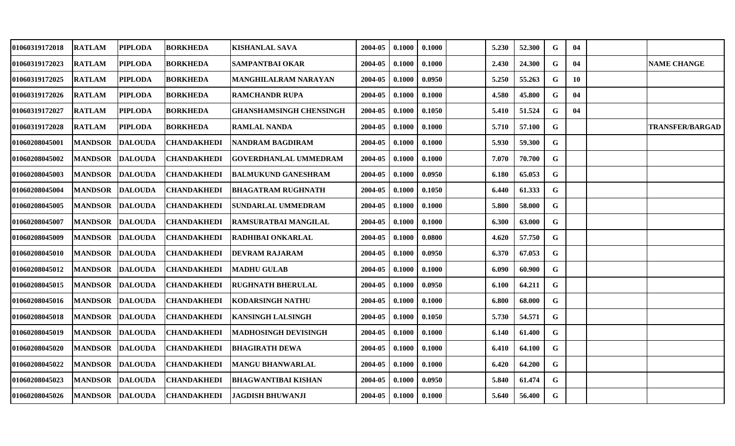| | | | | | | | | | | | | | | |
|---|---|---|---|---|---|---|---|---|---|---|---|---|---|---|
| 01060319172018 | RATLAM | PIPLODA | BORKHEDA | KISHANLAL SAVA | 2004-05 | 0.1000 | 0.1000 | | 5.230 | 52.300 | G | 04 | | |
| 01060319172023 | RATLAM | PIPLODA | BORKHEDA | SAMPANTBAI OKAR | 2004-05 | 0.1000 | 0.1000 | | 2.430 | 24.300 | G | 04 | | NAME CHANGE |
| 01060319172025 | RATLAM | PIPLODA | BORKHEDA | MANGHILALRAM NARAYAN | 2004-05 | 0.1000 | 0.0950 | | 5.250 | 55.263 | G | 10 | | |
| 01060319172026 | RATLAM | PIPLODA | BORKHEDA | RAMCHANDR RUPA | 2004-05 | 0.1000 | 0.1000 | | 4.580 | 45.800 | G | 04 | | |
| 01060319172027 | RATLAM | PIPLODA | BORKHEDA | GHANSHAMSINGH CHENSINGH | 2004-05 | 0.1000 | 0.1050 | | 5.410 | 51.524 | G | 04 | | |
| 01060319172028 | RATLAM | PIPLODA | BORKHEDA | RAMLAL NANDA | 2004-05 | 0.1000 | 0.1000 | | 5.710 | 57.100 | G | | | TRANSFER/BARGAD |
| 01060208045001 | MANDSOR | DALOUDA | CHANDAKHEDI | NANDRAM BAGDIRAM | 2004-05 | 0.1000 | 0.1000 | | 5.930 | 59.300 | G | | | |
| 01060208045002 | MANDSOR | DALOUDA | CHANDAKHEDI | GOVERDHANLAL UMMEDRAM | 2004-05 | 0.1000 | 0.1000 | | 7.070 | 70.700 | G | | | |
| 01060208045003 | MANDSOR | DALOUDA | CHANDAKHEDI | BALMUKUND GANESHRAM | 2004-05 | 0.1000 | 0.0950 | | 6.180 | 65.053 | G | | | |
| 01060208045004 | MANDSOR | DALOUDA | CHANDAKHEDI | BHAGATRAM RUGHNATH | 2004-05 | 0.1000 | 0.1050 | | 6.440 | 61.333 | G | | | |
| 01060208045005 | MANDSOR | DALOUDA | CHANDAKHEDI | SUNDARLAL UMMEDRAM | 2004-05 | 0.1000 | 0.1000 | | 5.800 | 58.000 | G | | | |
| 01060208045007 | MANDSOR | DALOUDA | CHANDAKHEDI | RAMSURATBAI MANGILAL | 2004-05 | 0.1000 | 0.1000 | | 6.300 | 63.000 | G | | | |
| 01060208045009 | MANDSOR | DALOUDA | CHANDAKHEDI | RADHIBAI ONKARLAL | 2004-05 | 0.1000 | 0.0800 | | 4.620 | 57.750 | G | | | |
| 01060208045010 | MANDSOR | DALOUDA | CHANDAKHEDI | DEVRAM RAJARAM | 2004-05 | 0.1000 | 0.0950 | | 6.370 | 67.053 | G | | | |
| 01060208045012 | MANDSOR | DALOUDA | CHANDAKHEDI | MADHU GULAB | 2004-05 | 0.1000 | 0.1000 | | 6.090 | 60.900 | G | | | |
| 01060208045015 | MANDSOR | DALOUDA | CHANDAKHEDI | RUGHNATH BHERULAL | 2004-05 | 0.1000 | 0.0950 | | 6.100 | 64.211 | G | | | |
| 01060208045016 | MANDSOR | DALOUDA | CHANDAKHEDI | KODARSINGH NATHU | 2004-05 | 0.1000 | 0.1000 | | 6.800 | 68.000 | G | | | |
| 01060208045018 | MANDSOR | DALOUDA | CHANDAKHEDI | KANSINGH LALSINGH | 2004-05 | 0.1000 | 0.1050 | | 5.730 | 54.571 | G | | | |
| 01060208045019 | MANDSOR | DALOUDA | CHANDAKHEDI | MADHOSINGH DEVISINGH | 2004-05 | 0.1000 | 0.1000 | | 6.140 | 61.400 | G | | | |
| 01060208045020 | MANDSOR | DALOUDA | CHANDAKHEDI | BHAGIRATH DEWA | 2004-05 | 0.1000 | 0.1000 | | 6.410 | 64.100 | G | | | |
| 01060208045022 | MANDSOR | DALOUDA | CHANDAKHEDI | MANGU BHANWARLAL | 2004-05 | 0.1000 | 0.1000 | | 6.420 | 64.200 | G | | | |
| 01060208045023 | MANDSOR | DALOUDA | CHANDAKHEDI | BHAGWANTIBAI KISHAN | 2004-05 | 0.1000 | 0.0950 | | 5.840 | 61.474 | G | | | |
| 01060208045026 | MANDSOR | DALOUDA | CHANDAKHEDI | JAGDISH BHUWANJI | 2004-05 | 0.1000 | 0.1000 | | 5.640 | 56.400 | G | | | |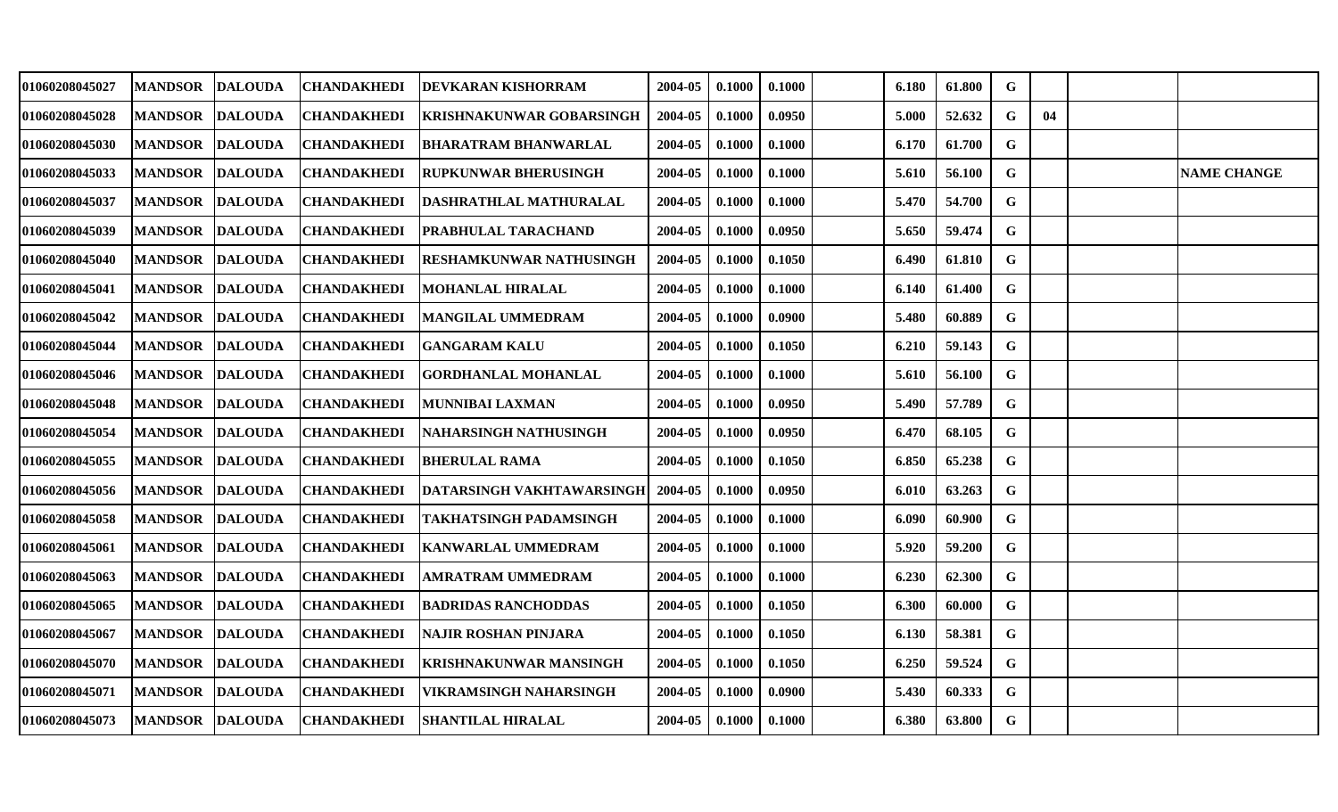| | | | | | | | | | | | | | | |
|---|---|---|---|---|---|---|---|---|---|---|---|---|---|---|
| 01060208045027 | MANDSOR | DALOUDA | CHANDAKHEDI | DEVKARAN KISHORRAM | 2004-05 | 0.1000 | 0.1000 | | 6.180 | 61.800 | G | | | |
| 01060208045028 | MANDSOR | DALOUDA | CHANDAKHEDI | KRISHNAKUNWAR GOBARSINGH | 2004-05 | 0.1000 | 0.0950 | | 5.000 | 52.632 | G | 04 | | |
| 01060208045030 | MANDSOR | DALOUDA | CHANDAKHEDI | BHARATRAM BHANWARLAL | 2004-05 | 0.1000 | 0.1000 | | 6.170 | 61.700 | G | | | |
| 01060208045033 | MANDSOR | DALOUDA | CHANDAKHEDI | RUPKUNWAR BHERUSINGH | 2004-05 | 0.1000 | 0.1000 | | 5.610 | 56.100 | G | | | NAME CHANGE |
| 01060208045037 | MANDSOR | DALOUDA | CHANDAKHEDI | DASHRATHLAL MATHURALAL | 2004-05 | 0.1000 | 0.1000 | | 5.470 | 54.700 | G | | | |
| 01060208045039 | MANDSOR | DALOUDA | CHANDAKHEDI | PRABHULAL TARACHAND | 2004-05 | 0.1000 | 0.0950 | | 5.650 | 59.474 | G | | | |
| 01060208045040 | MANDSOR | DALOUDA | CHANDAKHEDI | RESHAMKUNWAR NATHUSINGH | 2004-05 | 0.1000 | 0.1050 | | 6.490 | 61.810 | G | | | |
| 01060208045041 | MANDSOR | DALOUDA | CHANDAKHEDI | MOHANLAL HIRALAL | 2004-05 | 0.1000 | 0.1000 | | 6.140 | 61.400 | G | | | |
| 01060208045042 | MANDSOR | DALOUDA | CHANDAKHEDI | MANGILAL UMMEDRAM | 2004-05 | 0.1000 | 0.0900 | | 5.480 | 60.889 | G | | | |
| 01060208045044 | MANDSOR | DALOUDA | CHANDAKHEDI | GANGARAM KALU | 2004-05 | 0.1000 | 0.1050 | | 6.210 | 59.143 | G | | | |
| 01060208045046 | MANDSOR | DALOUDA | CHANDAKHEDI | GORDHANLAL MOHANLAL | 2004-05 | 0.1000 | 0.1000 | | 5.610 | 56.100 | G | | | |
| 01060208045048 | MANDSOR | DALOUDA | CHANDAKHEDI | MUNNIBAI LAXMAN | 2004-05 | 0.1000 | 0.0950 | | 5.490 | 57.789 | G | | | |
| 01060208045054 | MANDSOR | DALOUDA | CHANDAKHEDI | NAHARSINGH NATHUSINGH | 2004-05 | 0.1000 | 0.0950 | | 6.470 | 68.105 | G | | | |
| 01060208045055 | MANDSOR | DALOUDA | CHANDAKHEDI | BHERULAL RAMA | 2004-05 | 0.1000 | 0.1050 | | 6.850 | 65.238 | G | | | |
| 01060208045056 | MANDSOR | DALOUDA | CHANDAKHEDI | DATARSINGH VAKHTAWARSINGH | 2004-05 | 0.1000 | 0.0950 | | 6.010 | 63.263 | G | | | |
| 01060208045058 | MANDSOR | DALOUDA | CHANDAKHEDI | TAKHATSINGH PADAMSINGH | 2004-05 | 0.1000 | 0.1000 | | 6.090 | 60.900 | G | | | |
| 01060208045061 | MANDSOR | DALOUDA | CHANDAKHEDI | KANWARLAL UMMEDRAM | 2004-05 | 0.1000 | 0.1000 | | 5.920 | 59.200 | G | | | |
| 01060208045063 | MANDSOR | DALOUDA | CHANDAKHEDI | AMRATRAM UMMEDRAM | 2004-05 | 0.1000 | 0.1000 | | 6.230 | 62.300 | G | | | |
| 01060208045065 | MANDSOR | DALOUDA | CHANDAKHEDI | BADRIDAS RANCHODDAS | 2004-05 | 0.1000 | 0.1050 | | 6.300 | 60.000 | G | | | |
| 01060208045067 | MANDSOR | DALOUDA | CHANDAKHEDI | NAJIR ROSHAN PINJARA | 2004-05 | 0.1000 | 0.1050 | | 6.130 | 58.381 | G | | | |
| 01060208045070 | MANDSOR | DALOUDA | CHANDAKHEDI | KRISHNAKUNWAR MANSINGH | 2004-05 | 0.1000 | 0.1050 | | 6.250 | 59.524 | G | | | |
| 01060208045071 | MANDSOR | DALOUDA | CHANDAKHEDI | VIKRAMSINGH NAHARSINGH | 2004-05 | 0.1000 | 0.0900 | | 5.430 | 60.333 | G | | | |
| 01060208045073 | MANDSOR | DALOUDA | CHANDAKHEDI | SHANTILAL HIRALAL | 2004-05 | 0.1000 | 0.1000 | | 6.380 | 63.800 | G | | | |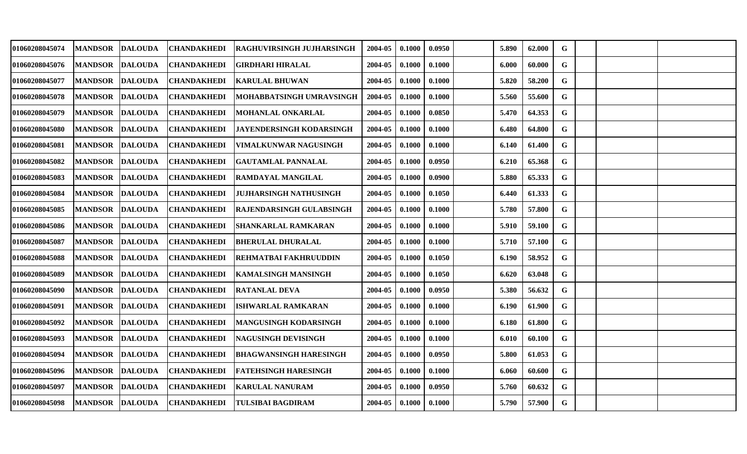| | | | | | | | | | | | | | | | |
|---|---|---|---|---|---|---|---|---|---|---|---|---|---|---|---|
| 01060208045074 | MANDSOR | DALOUDA | CHANDAKHEDI | RAGHUVIRSINGH JUJHARSINGH | 2004-05 | 0.1000 | 0.0950 | | 5.890 | 62.000 | G | | | |
| 01060208045076 | MANDSOR | DALOUDA | CHANDAKHEDI | GIRDHARI HIRALAL | 2004-05 | 0.1000 | 0.1000 | | 6.000 | 60.000 | G | | | |
| 01060208045077 | MANDSOR | DALOUDA | CHANDAKHEDI | KARULAL BHUWAN | 2004-05 | 0.1000 | 0.1000 | | 5.820 | 58.200 | G | | | |
| 01060208045078 | MANDSOR | DALOUDA | CHANDAKHEDI | MOHABBATSINGH UMRAVSINGH | 2004-05 | 0.1000 | 0.1000 | | 5.560 | 55.600 | G | | | |
| 01060208045079 | MANDSOR | DALOUDA | CHANDAKHEDI | MOHANLAL ONKARLAL | 2004-05 | 0.1000 | 0.0850 | | 5.470 | 64.353 | G | | | |
| 01060208045080 | MANDSOR | DALOUDA | CHANDAKHEDI | JAYENDERSINGH KODARSINGH | 2004-05 | 0.1000 | 0.1000 | | 6.480 | 64.800 | G | | | |
| 01060208045081 | MANDSOR | DALOUDA | CHANDAKHEDI | VIMALKUNWAR NAGUSINGH | 2004-05 | 0.1000 | 0.1000 | | 6.140 | 61.400 | G | | | |
| 01060208045082 | MANDSOR | DALOUDA | CHANDAKHEDI | GAUTAMLAL PANNALAL | 2004-05 | 0.1000 | 0.0950 | | 6.210 | 65.368 | G | | | |
| 01060208045083 | MANDSOR | DALOUDA | CHANDAKHEDI | RAMDAYAL MANGILAL | 2004-05 | 0.1000 | 0.0900 | | 5.880 | 65.333 | G | | | |
| 01060208045084 | MANDSOR | DALOUDA | CHANDAKHEDI | JUJHARSINGH NATHUSINGH | 2004-05 | 0.1000 | 0.1050 | | 6.440 | 61.333 | G | | | |
| 01060208045085 | MANDSOR | DALOUDA | CHANDAKHEDI | RAJENDARSINGH GULABSINGH | 2004-05 | 0.1000 | 0.1000 | | 5.780 | 57.800 | G | | | |
| 01060208045086 | MANDSOR | DALOUDA | CHANDAKHEDI | SHANKARLAL RAMKARAN | 2004-05 | 0.1000 | 0.1000 | | 5.910 | 59.100 | G | | | |
| 01060208045087 | MANDSOR | DALOUDA | CHANDAKHEDI | BHERULAL DHURALAL | 2004-05 | 0.1000 | 0.1000 | | 5.710 | 57.100 | G | | | |
| 01060208045088 | MANDSOR | DALOUDA | CHANDAKHEDI | REHMATBAI FAKHRUUDDIN | 2004-05 | 0.1000 | 0.1050 | | 6.190 | 58.952 | G | | | |
| 01060208045089 | MANDSOR | DALOUDA | CHANDAKHEDI | KAMALSINGH MANSINGH | 2004-05 | 0.1000 | 0.1050 | | 6.620 | 63.048 | G | | | |
| 01060208045090 | MANDSOR | DALOUDA | CHANDAKHEDI | RATANLAL DEVA | 2004-05 | 0.1000 | 0.0950 | | 5.380 | 56.632 | G | | | |
| 01060208045091 | MANDSOR | DALOUDA | CHANDAKHEDI | ISHWARLAL RAMKARAN | 2004-05 | 0.1000 | 0.1000 | | 6.190 | 61.900 | G | | | |
| 01060208045092 | MANDSOR | DALOUDA | CHANDAKHEDI | MANGUSINGH KODARSINGH | 2004-05 | 0.1000 | 0.1000 | | 6.180 | 61.800 | G | | | |
| 01060208045093 | MANDSOR | DALOUDA | CHANDAKHEDI | NAGUSINGH DEVISINGH | 2004-05 | 0.1000 | 0.1000 | | 6.010 | 60.100 | G | | | |
| 01060208045094 | MANDSOR | DALOUDA | CHANDAKHEDI | BHAGWANSINGH HARESINGH | 2004-05 | 0.1000 | 0.0950 | | 5.800 | 61.053 | G | | | |
| 01060208045096 | MANDSOR | DALOUDA | CHANDAKHEDI | FATEHSINGH HARESINGH | 2004-05 | 0.1000 | 0.1000 | | 6.060 | 60.600 | G | | | |
| 01060208045097 | MANDSOR | DALOUDA | CHANDAKHEDI | KARULAL NANURAM | 2004-05 | 0.1000 | 0.0950 | | 5.760 | 60.632 | G | | | |
| 01060208045098 | MANDSOR | DALOUDA | CHANDAKHEDI | TULSIBAI BAGDIRAM | 2004-05 | 0.1000 | 0.1000 | | 5.790 | 57.900 | G | | | |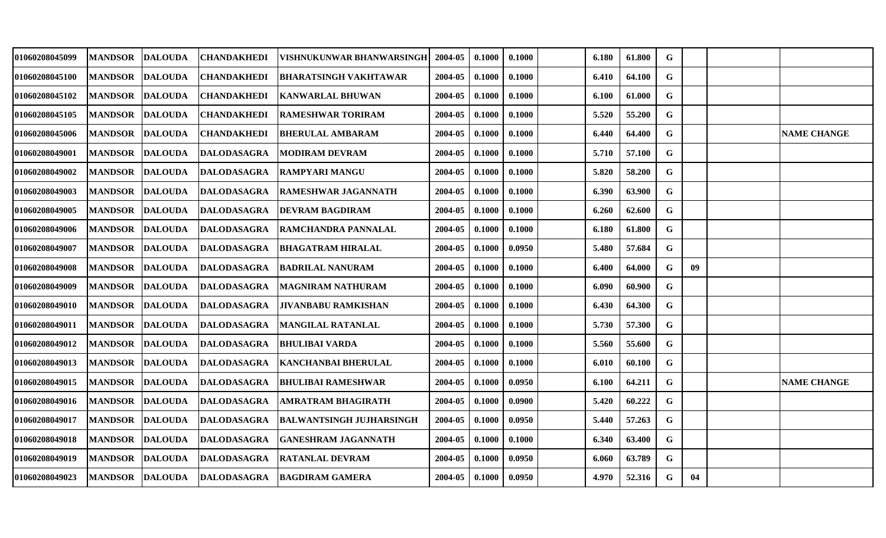| | | | | | | | | | | | | | | |
|---|---|---|---|---|---|---|---|---|---|---|---|---|---|---|
| 01060208045099 | MANDSOR | DALOUDA | CHANDAKHEDI | VISHNUKUNWAR BHANWARSINGH | 2004-05 | 0.1000 | 0.1000 | | 6.180 | 61.800 | G | | | |
| 01060208045100 | MANDSOR | DALOUDA | CHANDAKHEDI | BHARATSINGH VAKHTAWAR | 2004-05 | 0.1000 | 0.1000 | | 6.410 | 64.100 | G | | | |
| 01060208045102 | MANDSOR | DALOUDA | CHANDAKHEDI | KANWARLAL BHUWAN | 2004-05 | 0.1000 | 0.1000 | | 6.100 | 61.000 | G | | | |
| 01060208045105 | MANDSOR | DALOUDA | CHANDAKHEDI | RAMESHWAR TORIRAM | 2004-05 | 0.1000 | 0.1000 | | 5.520 | 55.200 | G | | | |
| 01060208045006 | MANDSOR | DALOUDA | CHANDAKHEDI | BHERULAL AMBARAM | 2004-05 | 0.1000 | 0.1000 | | 6.440 | 64.400 | G | | | NAME CHANGE |
| 01060208049001 | MANDSOR | DALOUDA | DALODASAGRA | MODIRAM DEVRAM | 2004-05 | 0.1000 | 0.1000 | | 5.710 | 57.100 | G | | | |
| 01060208049002 | MANDSOR | DALOUDA | DALODASAGRA | RAMPYARI MANGU | 2004-05 | 0.1000 | 0.1000 | | 5.820 | 58.200 | G | | | |
| 01060208049003 | MANDSOR | DALOUDA | DALODASAGRA | RAMESHWAR JAGANNATH | 2004-05 | 0.1000 | 0.1000 | | 6.390 | 63.900 | G | | | |
| 01060208049005 | MANDSOR | DALOUDA | DALODASAGRA | DEVRAM BAGDIRAM | 2004-05 | 0.1000 | 0.1000 | | 6.260 | 62.600 | G | | | |
| 01060208049006 | MANDSOR | DALOUDA | DALODASAGRA | RAMCHANDRA PANNALAL | 2004-05 | 0.1000 | 0.1000 | | 6.180 | 61.800 | G | | | |
| 01060208049007 | MANDSOR | DALOUDA | DALODASAGRA | BHAGATRAM HIRALAL | 2004-05 | 0.1000 | 0.0950 | | 5.480 | 57.684 | G | | | |
| 01060208049008 | MANDSOR | DALOUDA | DALODASAGRA | BADRILAL NANURAM | 2004-05 | 0.1000 | 0.1000 | | 6.400 | 64.000 | G | 09 | | |
| 01060208049009 | MANDSOR | DALOUDA | DALODASAGRA | MAGNIRAM NATHURAM | 2004-05 | 0.1000 | 0.1000 | | 6.090 | 60.900 | G | | | |
| 01060208049010 | MANDSOR | DALOUDA | DALODASAGRA | JIVANBABU RAMKISHAN | 2004-05 | 0.1000 | 0.1000 | | 6.430 | 64.300 | G | | | |
| 01060208049011 | MANDSOR | DALOUDA | DALODASAGRA | MANGILAL RATANLAL | 2004-05 | 0.1000 | 0.1000 | | 5.730 | 57.300 | G | | | |
| 01060208049012 | MANDSOR | DALOUDA | DALODASAGRA | BHULIBAI VARDA | 2004-05 | 0.1000 | 0.1000 | | 5.560 | 55.600 | G | | | |
| 01060208049013 | MANDSOR | DALOUDA | DALODASAGRA | KANCHANBAI BHERULAL | 2004-05 | 0.1000 | 0.1000 | | 6.010 | 60.100 | G | | | |
| 01060208049015 | MANDSOR | DALOUDA | DALODASAGRA | BHULIBAI RAMESHWAR | 2004-05 | 0.1000 | 0.0950 | | 6.100 | 64.211 | G | | | NAME CHANGE |
| 01060208049016 | MANDSOR | DALOUDA | DALODASAGRA | AMRATRAM BHAGIRATH | 2004-05 | 0.1000 | 0.0900 | | 5.420 | 60.222 | G | | | |
| 01060208049017 | MANDSOR | DALOUDA | DALODASAGRA | BALWANTSINGH JUJHARSINGH | 2004-05 | 0.1000 | 0.0950 | | 5.440 | 57.263 | G | | | |
| 01060208049018 | MANDSOR | DALOUDA | DALODASAGRA | GANESHRAM JAGANNATH | 2004-05 | 0.1000 | 0.1000 | | 6.340 | 63.400 | G | | | |
| 01060208049019 | MANDSOR | DALOUDA | DALODASAGRA | RATANLAL DEVRAM | 2004-05 | 0.1000 | 0.0950 | | 6.060 | 63.789 | G | | | |
| 01060208049023 | MANDSOR | DALOUDA | DALODASAGRA | BAGDIRAM GAMERA | 2004-05 | 0.1000 | 0.0950 | | 4.970 | 52.316 | G | 04 | | |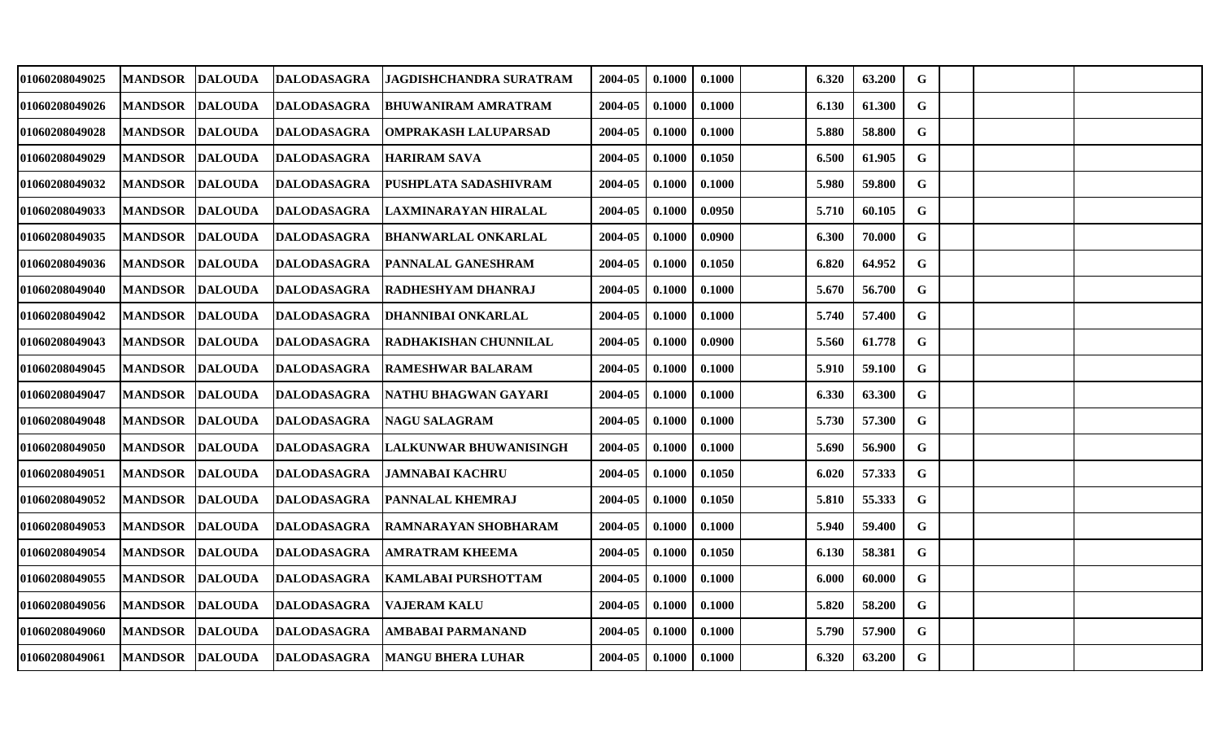| | | | | | | | | | | | | | | |
|---|---|---|---|---|---|---|---|---|---|---|---|---|---|---|
| 01060208049025 | MANDSOR | DALOUDA | DALODASAGRA | JAGDISHCHANDRA SURATRAM | 2004-05 | 0.1000 | 0.1000 | | 6.320 | 63.200 | G | | | |
| 01060208049026 | MANDSOR | DALOUDA | DALODASAGRA | BHUWANIRAM AMRATRAM | 2004-05 | 0.1000 | 0.1000 | | 6.130 | 61.300 | G | | | |
| 01060208049028 | MANDSOR | DALOUDA | DALODASAGRA | OMPRAKASH LALUPARSAD | 2004-05 | 0.1000 | 0.1000 | | 5.880 | 58.800 | G | | | |
| 01060208049029 | MANDSOR | DALOUDA | DALODASAGRA | HARIRAM SAVA | 2004-05 | 0.1000 | 0.1050 | | 6.500 | 61.905 | G | | | |
| 01060208049032 | MANDSOR | DALOUDA | DALODASAGRA | PUSHPLATA SADASHIVRAM | 2004-05 | 0.1000 | 0.1000 | | 5.980 | 59.800 | G | | | |
| 01060208049033 | MANDSOR | DALOUDA | DALODASAGRA | LAXMINARAYAN HIRALAL | 2004-05 | 0.1000 | 0.0950 | | 5.710 | 60.105 | G | | | |
| 01060208049035 | MANDSOR | DALOUDA | DALODASAGRA | BHANWARLAL ONKARLAL | 2004-05 | 0.1000 | 0.0900 | | 6.300 | 70.000 | G | | | |
| 01060208049036 | MANDSOR | DALOUDA | DALODASAGRA | PANNALAL GANESHRAM | 2004-05 | 0.1000 | 0.1050 | | 6.820 | 64.952 | G | | | |
| 01060208049040 | MANDSOR | DALOUDA | DALODASAGRA | RADHESHYAM DHANRAJ | 2004-05 | 0.1000 | 0.1000 | | 5.670 | 56.700 | G | | | |
| 01060208049042 | MANDSOR | DALOUDA | DALODASAGRA | DHANNIBAI ONKARLAL | 2004-05 | 0.1000 | 0.1000 | | 5.740 | 57.400 | G | | | |
| 01060208049043 | MANDSOR | DALOUDA | DALODASAGRA | RADHAKISHAN CHUNNILAL | 2004-05 | 0.1000 | 0.0900 | | 5.560 | 61.778 | G | | | |
| 01060208049045 | MANDSOR | DALOUDA | DALODASAGRA | RAMESHWAR BALARAM | 2004-05 | 0.1000 | 0.1000 | | 5.910 | 59.100 | G | | | |
| 01060208049047 | MANDSOR | DALOUDA | DALODASAGRA | NATHU BHAGWAN GAYARI | 2004-05 | 0.1000 | 0.1000 | | 6.330 | 63.300 | G | | | |
| 01060208049048 | MANDSOR | DALOUDA | DALODASAGRA | NAGU SALAGRAM | 2004-05 | 0.1000 | 0.1000 | | 5.730 | 57.300 | G | | | |
| 01060208049050 | MANDSOR | DALOUDA | DALODASAGRA | LALKUNWAR BHUWANISINGH | 2004-05 | 0.1000 | 0.1000 | | 5.690 | 56.900 | G | | | |
| 01060208049051 | MANDSOR | DALOUDA | DALODASAGRA | JAMNABAI KACHRU | 2004-05 | 0.1000 | 0.1050 | | 6.020 | 57.333 | G | | | |
| 01060208049052 | MANDSOR | DALOUDA | DALODASAGRA | PANNALAL KHEMRAJ | 2004-05 | 0.1000 | 0.1050 | | 5.810 | 55.333 | G | | | |
| 01060208049053 | MANDSOR | DALOUDA | DALODASAGRA | RAMNARAYAN SHOBHARAM | 2004-05 | 0.1000 | 0.1000 | | 5.940 | 59.400 | G | | | |
| 01060208049054 | MANDSOR | DALOUDA | DALODASAGRA | AMRATRAM KHEEMA | 2004-05 | 0.1000 | 0.1050 | | 6.130 | 58.381 | G | | | |
| 01060208049055 | MANDSOR | DALOUDA | DALODASAGRA | KAMLABAI PURSHOTTAM | 2004-05 | 0.1000 | 0.1000 | | 6.000 | 60.000 | G | | | |
| 01060208049056 | MANDSOR | DALOUDA | DALODASAGRA | VAJERAM KALU | 2004-05 | 0.1000 | 0.1000 | | 5.820 | 58.200 | G | | | |
| 01060208049060 | MANDSOR | DALOUDA | DALODASAGRA | AMBABAI PARMANAND | 2004-05 | 0.1000 | 0.1000 | | 5.790 | 57.900 | G | | | |
| 01060208049061 | MANDSOR | DALOUDA | DALODASAGRA | MANGU BHERA LUHAR | 2004-05 | 0.1000 | 0.1000 | | 6.320 | 63.200 | G | | | |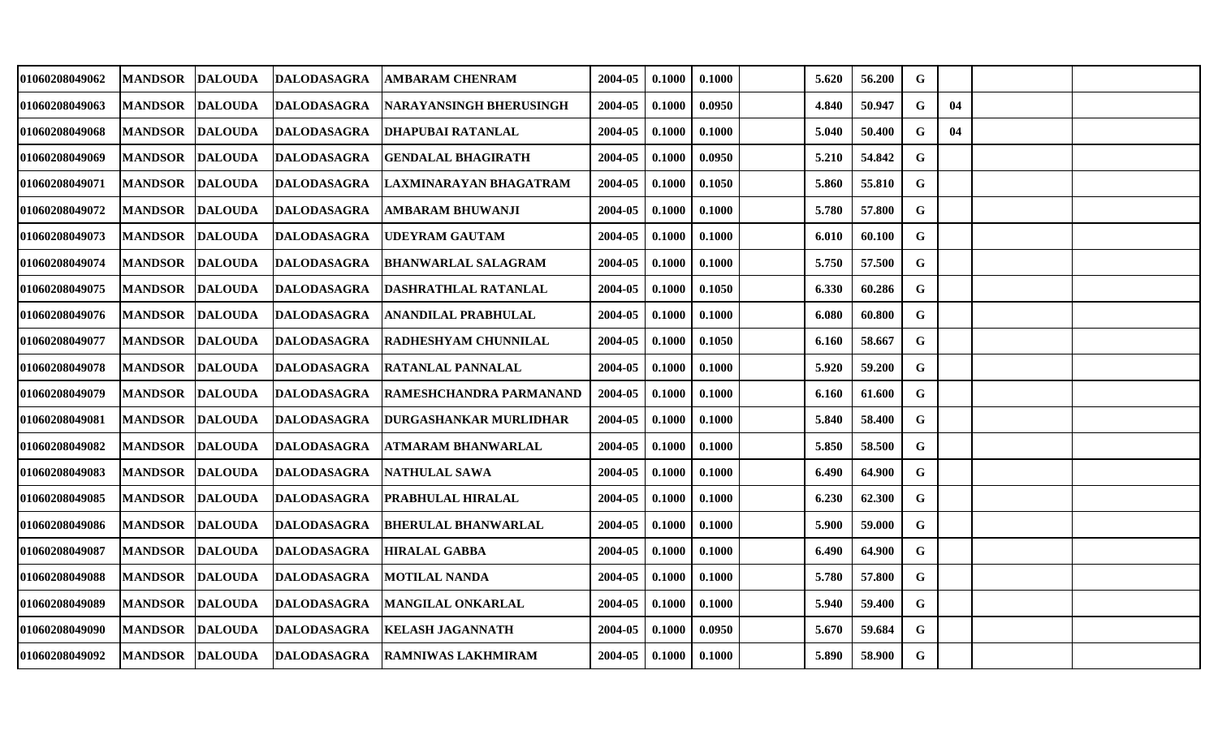| | | | | | | | | | | | | | | |
|---|---|---|---|---|---|---|---|---|---|---|---|---|---|---|
| 01060208049062 | MANDSOR | DALOUDA | DALODASAGRA | AMBARAM CHENRAM | 2004-05 | 0.1000 | 0.1000 | | 5.620 | 56.200 | G | | | |
| 01060208049063 | MANDSOR | DALOUDA | DALODASAGRA | NARAYANSINGH BHERUSINGH | 2004-05 | 0.1000 | 0.0950 | | 4.840 | 50.947 | G | 04 | | |
| 01060208049068 | MANDSOR | DALOUDA | DALODASAGRA | DHAPUBAI RATANLAL | 2004-05 | 0.1000 | 0.1000 | | 5.040 | 50.400 | G | 04 | | |
| 01060208049069 | MANDSOR | DALOUDA | DALODASAGRA | GENDALAL BHAGIRATH | 2004-05 | 0.1000 | 0.0950 | | 5.210 | 54.842 | G | | | |
| 01060208049071 | MANDSOR | DALOUDA | DALODASAGRA | LAXMINARAYAN BHAGATRAM | 2004-05 | 0.1000 | 0.1050 | | 5.860 | 55.810 | G | | | |
| 01060208049072 | MANDSOR | DALOUDA | DALODASAGRA | AMBARAM BHUWANJI | 2004-05 | 0.1000 | 0.1000 | | 5.780 | 57.800 | G | | | |
| 01060208049073 | MANDSOR | DALOUDA | DALODASAGRA | UDEYRAM GAUTAM | 2004-05 | 0.1000 | 0.1000 | | 6.010 | 60.100 | G | | | |
| 01060208049074 | MANDSOR | DALOUDA | DALODASAGRA | BHANWARLAL SALAGRAM | 2004-05 | 0.1000 | 0.1000 | | 5.750 | 57.500 | G | | | |
| 01060208049075 | MANDSOR | DALOUDA | DALODASAGRA | DASHRATHLAL RATANLAL | 2004-05 | 0.1000 | 0.1050 | | 6.330 | 60.286 | G | | | |
| 01060208049076 | MANDSOR | DALOUDA | DALODASAGRA | ANANDILAL PRABHULAL | 2004-05 | 0.1000 | 0.1000 | | 6.080 | 60.800 | G | | | |
| 01060208049077 | MANDSOR | DALOUDA | DALODASAGRA | RADHESHYAM CHUNNILAL | 2004-05 | 0.1000 | 0.1050 | | 6.160 | 58.667 | G | | | |
| 01060208049078 | MANDSOR | DALOUDA | DALODASAGRA | RATANLAL PANNALAL | 2004-05 | 0.1000 | 0.1000 | | 5.920 | 59.200 | G | | | |
| 01060208049079 | MANDSOR | DALOUDA | DALODASAGRA | RAMESHCHANDRA PARMANAND | 2004-05 | 0.1000 | 0.1000 | | 6.160 | 61.600 | G | | | |
| 01060208049081 | MANDSOR | DALOUDA | DALODASAGRA | DURGASHANKAR MURLIDHAR | 2004-05 | 0.1000 | 0.1000 | | 5.840 | 58.400 | G | | | |
| 01060208049082 | MANDSOR | DALOUDA | DALODASAGRA | ATMARAM BHANWARLAL | 2004-05 | 0.1000 | 0.1000 | | 5.850 | 58.500 | G | | | |
| 01060208049083 | MANDSOR | DALOUDA | DALODASAGRA | NATHULAL SAWA | 2004-05 | 0.1000 | 0.1000 | | 6.490 | 64.900 | G | | | |
| 01060208049085 | MANDSOR | DALOUDA | DALODASAGRA | PRABHULAL HIRALAL | 2004-05 | 0.1000 | 0.1000 | | 6.230 | 62.300 | G | | | |
| 01060208049086 | MANDSOR | DALOUDA | DALODASAGRA | BHERULAL BHANWARLAL | 2004-05 | 0.1000 | 0.1000 | | 5.900 | 59.000 | G | | | |
| 01060208049087 | MANDSOR | DALOUDA | DALODASAGRA | HIRALAL GABBA | 2004-05 | 0.1000 | 0.1000 | | 6.490 | 64.900 | G | | | |
| 01060208049088 | MANDSOR | DALOUDA | DALODASAGRA | MOTILAL NANDA | 2004-05 | 0.1000 | 0.1000 | | 5.780 | 57.800 | G | | | |
| 01060208049089 | MANDSOR | DALOUDA | DALODASAGRA | MANGILAL ONKARLAL | 2004-05 | 0.1000 | 0.1000 | | 5.940 | 59.400 | G | | | |
| 01060208049090 | MANDSOR | DALOUDA | DALODASAGRA | KELASH JAGANNATH | 2004-05 | 0.1000 | 0.0950 | | 5.670 | 59.684 | G | | | |
| 01060208049092 | MANDSOR | DALOUDA | DALODASAGRA | RAMNIWAS LAKHMIRAM | 2004-05 | 0.1000 | 0.1000 | | 5.890 | 58.900 | G | | | |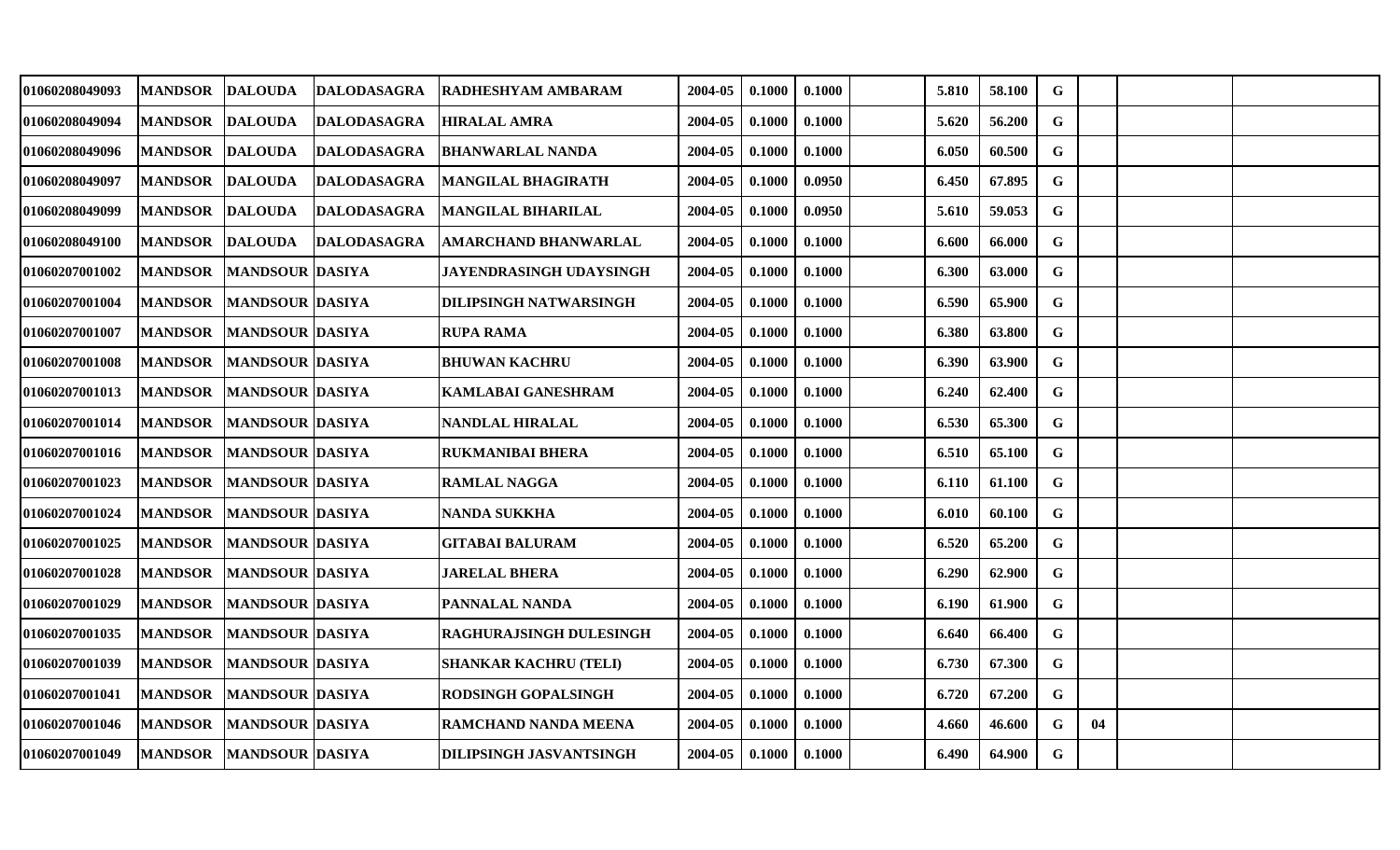| | | | | | | | | | | | | | | |
|---|---|---|---|---|---|---|---|---|---|---|---|---|---|---|
| 01060208049093 | MANDSOR | DALOUDA | DALODASAGRA | RADHESHYAM AMBARAM | 2004-05 | 0.1000 | 0.1000 | | 5.810 | 58.100 | G | | | |
| 01060208049094 | MANDSOR | DALOUDA | DALODASAGRA | HIRALAL AMRA | 2004-05 | 0.1000 | 0.1000 | | 5.620 | 56.200 | G | | | |
| 01060208049096 | MANDSOR | DALOUDA | DALODASAGRA | BHANWARLAL NANDA | 2004-05 | 0.1000 | 0.1000 | | 6.050 | 60.500 | G | | | |
| 01060208049097 | MANDSOR | DALOUDA | DALODASAGRA | MANGILAL BHAGIRATH | 2004-05 | 0.1000 | 0.0950 | | 6.450 | 67.895 | G | | | |
| 01060208049099 | MANDSOR | DALOUDA | DALODASAGRA | MANGILAL BIHARILAL | 2004-05 | 0.1000 | 0.0950 | | 5.610 | 59.053 | G | | | |
| 01060208049100 | MANDSOR | DALOUDA | DALODASAGRA | AMARCHAND BHANWARLAL | 2004-05 | 0.1000 | 0.1000 | | 6.600 | 66.000 | G | | | |
| 01060207001002 | MANDSOR | MANDSOUR | DASIYA | JAYENDRASINGH UDAYSINGH | 2004-05 | 0.1000 | 0.1000 | | 6.300 | 63.000 | G | | | |
| 01060207001004 | MANDSOR | MANDSOUR | DASIYA | DILIPSINGH NATWARSINGH | 2004-05 | 0.1000 | 0.1000 | | 6.590 | 65.900 | G | | | |
| 01060207001007 | MANDSOR | MANDSOUR | DASIYA | RUPA RAMA | 2004-05 | 0.1000 | 0.1000 | | 6.380 | 63.800 | G | | | |
| 01060207001008 | MANDSOR | MANDSOUR | DASIYA | BHUWAN KACHRU | 2004-05 | 0.1000 | 0.1000 | | 6.390 | 63.900 | G | | | |
| 01060207001013 | MANDSOR | MANDSOUR | DASIYA | KAMLABAI GANESHRAM | 2004-05 | 0.1000 | 0.1000 | | 6.240 | 62.400 | G | | | |
| 01060207001014 | MANDSOR | MANDSOUR | DASIYA | NANDLAL HIRALAL | 2004-05 | 0.1000 | 0.1000 | | 6.530 | 65.300 | G | | | |
| 01060207001016 | MANDSOR | MANDSOUR | DASIYA | RUKMANIBAI BHERA | 2004-05 | 0.1000 | 0.1000 | | 6.510 | 65.100 | G | | | |
| 01060207001023 | MANDSOR | MANDSOUR | DASIYA | RAMLAL NAGGA | 2004-05 | 0.1000 | 0.1000 | | 6.110 | 61.100 | G | | | |
| 01060207001024 | MANDSOR | MANDSOUR | DASIYA | NANDA SUKKHA | 2004-05 | 0.1000 | 0.1000 | | 6.010 | 60.100 | G | | | |
| 01060207001025 | MANDSOR | MANDSOUR | DASIYA | GITABAI BALURAM | 2004-05 | 0.1000 | 0.1000 | | 6.520 | 65.200 | G | | | |
| 01060207001028 | MANDSOR | MANDSOUR | DASIYA | JARELAL BHERA | 2004-05 | 0.1000 | 0.1000 | | 6.290 | 62.900 | G | | | |
| 01060207001029 | MANDSOR | MANDSOUR | DASIYA | PANNALAL NANDA | 2004-05 | 0.1000 | 0.1000 | | 6.190 | 61.900 | G | | | |
| 01060207001035 | MANDSOR | MANDSOUR | DASIYA | RAGHURAJSINGH DULESINGH | 2004-05 | 0.1000 | 0.1000 | | 6.640 | 66.400 | G | | | |
| 01060207001039 | MANDSOR | MANDSOUR | DASIYA | SHANKAR KACHRU (TELI) | 2004-05 | 0.1000 | 0.1000 | | 6.730 | 67.300 | G | | | |
| 01060207001041 | MANDSOR | MANDSOUR | DASIYA | RODSINGH GOPALSINGH | 2004-05 | 0.1000 | 0.1000 | | 6.720 | 67.200 | G | | | |
| 01060207001046 | MANDSOR | MANDSOUR | DASIYA | RAMCHAND NANDA MEENA | 2004-05 | 0.1000 | 0.1000 | | 4.660 | 46.600 | G | 04 | | |
| 01060207001049 | MANDSOR | MANDSOUR | DASIYA | DILIPSINGH JASVANTSINGH | 2004-05 | 0.1000 | 0.1000 | | 6.490 | 64.900 | G | | | |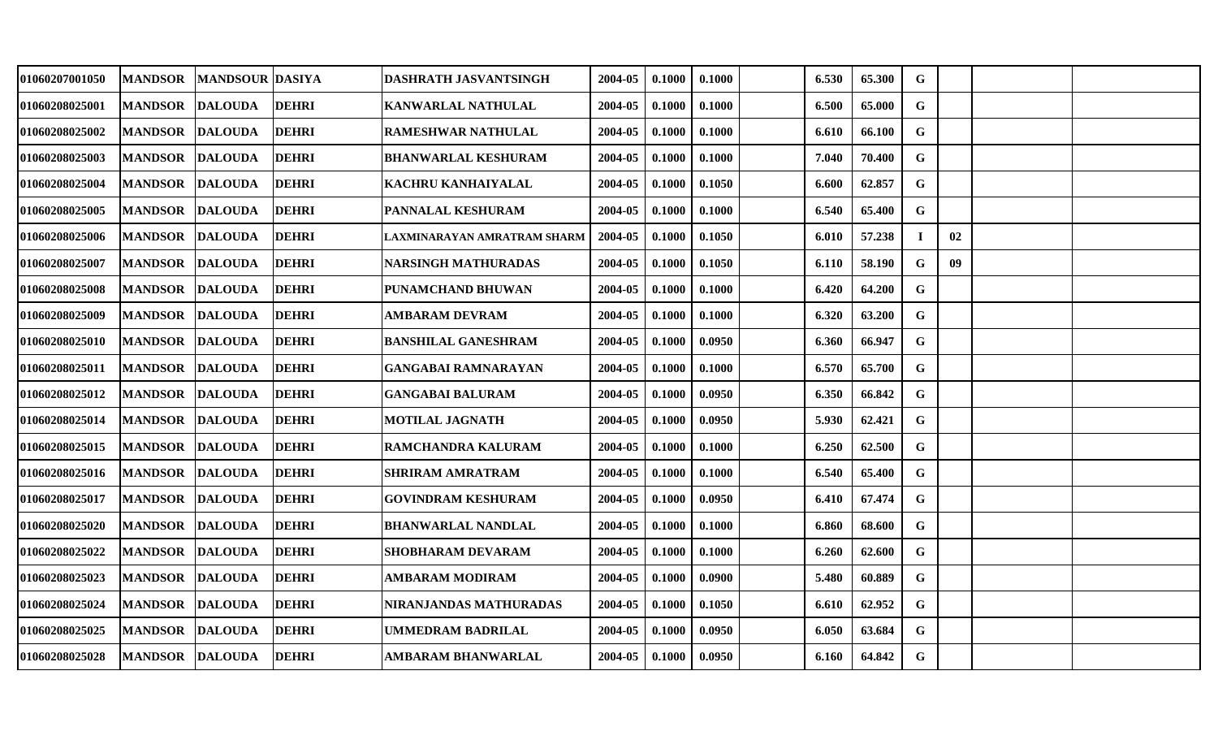| | | | | | | | | | | | | | | |
|---|---|---|---|---|---|---|---|---|---|---|---|---|---|---|
| 01060207001050 | MANDSOR | MANDSOUR | DASIYA | DASHRATH JASVANTSINGH | 2004-05 | 0.1000 | 0.1000 | | 6.530 | 65.300 | G | | | |
| 01060208025001 | MANDSOR | DALOUDA | DEHRI | KANWARLAL NATHULAL | 2004-05 | 0.1000 | 0.1000 | | 6.500 | 65.000 | G | | | |
| 01060208025002 | MANDSOR | DALOUDA | DEHRI | RAMESHWAR NATHULAL | 2004-05 | 0.1000 | 0.1000 | | 6.610 | 66.100 | G | | | |
| 01060208025003 | MANDSOR | DALOUDA | DEHRI | BHANWARLAL KESHURAM | 2004-05 | 0.1000 | 0.1000 | | 7.040 | 70.400 | G | | | |
| 01060208025004 | MANDSOR | DALOUDA | DEHRI | KACHRU KANHAIYALAL | 2004-05 | 0.1000 | 0.1050 | | 6.600 | 62.857 | G | | | |
| 01060208025005 | MANDSOR | DALOUDA | DEHRI | PANNALAL KESHURAM | 2004-05 | 0.1000 | 0.1000 | | 6.540 | 65.400 | G | | | |
| 01060208025006 | MANDSOR | DALOUDA | DEHRI | LAXMINARAYAN AMRATRAM SHARM | 2004-05 | 0.1000 | 0.1050 | | 6.010 | 57.238 | I | 02 | | |
| 01060208025007 | MANDSOR | DALOUDA | DEHRI | NARSINGH MATHURADAS | 2004-05 | 0.1000 | 0.1050 | | 6.110 | 58.190 | G | 09 | | |
| 01060208025008 | MANDSOR | DALOUDA | DEHRI | PUNAMCHAND BHUWAN | 2004-05 | 0.1000 | 0.1000 | | 6.420 | 64.200 | G | | | |
| 01060208025009 | MANDSOR | DALOUDA | DEHRI | AMBARAM DEVRAM | 2004-05 | 0.1000 | 0.1000 | | 6.320 | 63.200 | G | | | |
| 01060208025010 | MANDSOR | DALOUDA | DEHRI | BANSHILAL GANESHRAM | 2004-05 | 0.1000 | 0.0950 | | 6.360 | 66.947 | G | | | |
| 01060208025011 | MANDSOR | DALOUDA | DEHRI | GANGABAI RAMNARAYAN | 2004-05 | 0.1000 | 0.1000 | | 6.570 | 65.700 | G | | | |
| 01060208025012 | MANDSOR | DALOUDA | DEHRI | GANGABAI BALURAM | 2004-05 | 0.1000 | 0.0950 | | 6.350 | 66.842 | G | | | |
| 01060208025014 | MANDSOR | DALOUDA | DEHRI | MOTILAL JAGNATH | 2004-05 | 0.1000 | 0.0950 | | 5.930 | 62.421 | G | | | |
| 01060208025015 | MANDSOR | DALOUDA | DEHRI | RAMCHANDRA KALURAM | 2004-05 | 0.1000 | 0.1000 | | 6.250 | 62.500 | G | | | |
| 01060208025016 | MANDSOR | DALOUDA | DEHRI | SHRIRAM AMRATRAM | 2004-05 | 0.1000 | 0.1000 | | 6.540 | 65.400 | G | | | |
| 01060208025017 | MANDSOR | DALOUDA | DEHRI | GOVINDRAM KESHURAM | 2004-05 | 0.1000 | 0.0950 | | 6.410 | 67.474 | G | | | |
| 01060208025020 | MANDSOR | DALOUDA | DEHRI | BHANWARLAL NANDLAL | 2004-05 | 0.1000 | 0.1000 | | 6.860 | 68.600 | G | | | |
| 01060208025022 | MANDSOR | DALOUDA | DEHRI | SHOBHARAM DEVARAM | 2004-05 | 0.1000 | 0.1000 | | 6.260 | 62.600 | G | | | |
| 01060208025023 | MANDSOR | DALOUDA | DEHRI | AMBARAM MODIRAM | 2004-05 | 0.1000 | 0.0900 | | 5.480 | 60.889 | G | | | |
| 01060208025024 | MANDSOR | DALOUDA | DEHRI | NIRANJANDAS MATHURADAS | 2004-05 | 0.1000 | 0.1050 | | 6.610 | 62.952 | G | | | |
| 01060208025025 | MANDSOR | DALOUDA | DEHRI | UMMEDRAM BADRILAL | 2004-05 | 0.1000 | 0.0950 | | 6.050 | 63.684 | G | | | |
| 01060208025028 | MANDSOR | DALOUDA | DEHRI | AMBARAM BHANWARLAL | 2004-05 | 0.1000 | 0.0950 | | 6.160 | 64.842 | G | | | |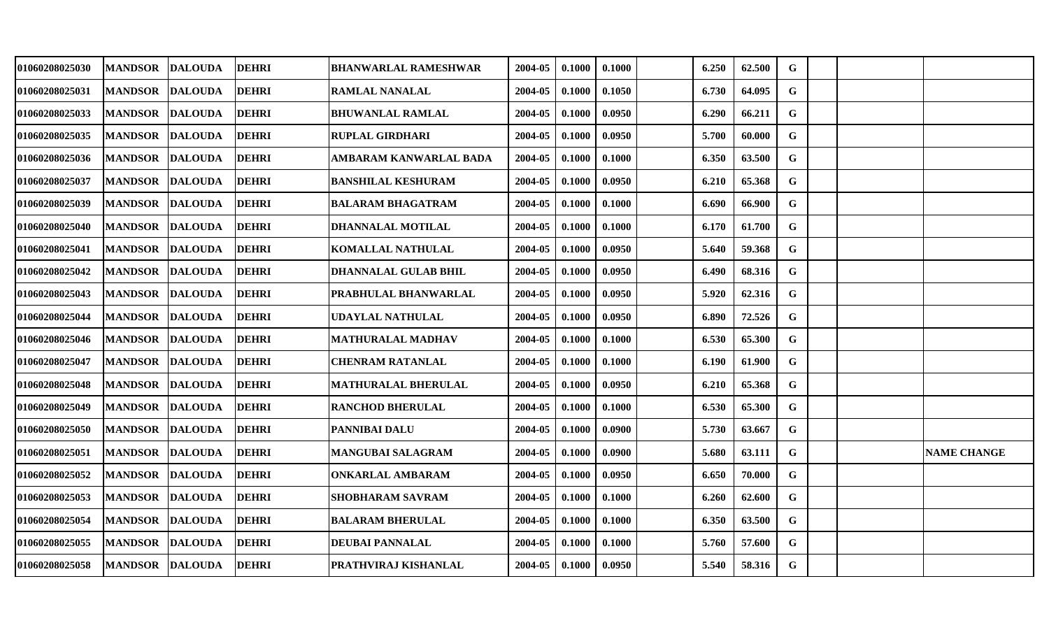| | | | | | | | | | | | | | | |
|---|---|---|---|---|---|---|---|---|---|---|---|---|---|---|
| 01060208025030 | MANDSOR | DALOUDA | DEHRI | BHANWARLAL RAMESHWAR | 2004-05 | 0.1000 | 0.1000 | | 6.250 | 62.500 | G | | | |
| 01060208025031 | MANDSOR | DALOUDA | DEHRI | RAMLAL NANALAL | 2004-05 | 0.1000 | 0.1050 | | 6.730 | 64.095 | G | | | |
| 01060208025033 | MANDSOR | DALOUDA | DEHRI | BHUWANLAL RAMLAL | 2004-05 | 0.1000 | 0.0950 | | 6.290 | 66.211 | G | | | |
| 01060208025035 | MANDSOR | DALOUDA | DEHRI | RUPLAL GIRDHARI | 2004-05 | 0.1000 | 0.0950 | | 5.700 | 60.000 | G | | | |
| 01060208025036 | MANDSOR | DALOUDA | DEHRI | AMBARAM KANWARLAL BADA | 2004-05 | 0.1000 | 0.1000 | | 6.350 | 63.500 | G | | | |
| 01060208025037 | MANDSOR | DALOUDA | DEHRI | BANSHILAL KESHURAM | 2004-05 | 0.1000 | 0.0950 | | 6.210 | 65.368 | G | | | |
| 01060208025039 | MANDSOR | DALOUDA | DEHRI | BALARAM BHAGATRAM | 2004-05 | 0.1000 | 0.1000 | | 6.690 | 66.900 | G | | | |
| 01060208025040 | MANDSOR | DALOUDA | DEHRI | DHANNALAL MOTILAL | 2004-05 | 0.1000 | 0.1000 | | 6.170 | 61.700 | G | | | |
| 01060208025041 | MANDSOR | DALOUDA | DEHRI | KOMALLAL NATHULAL | 2004-05 | 0.1000 | 0.0950 | | 5.640 | 59.368 | G | | | |
| 01060208025042 | MANDSOR | DALOUDA | DEHRI | DHANNALAL GULAB BHIL | 2004-05 | 0.1000 | 0.0950 | | 6.490 | 68.316 | G | | | |
| 01060208025043 | MANDSOR | DALOUDA | DEHRI | PRABHULAL BHANWARLAL | 2004-05 | 0.1000 | 0.0950 | | 5.920 | 62.316 | G | | | |
| 01060208025044 | MANDSOR | DALOUDA | DEHRI | UDAYLAL NATHULAL | 2004-05 | 0.1000 | 0.0950 | | 6.890 | 72.526 | G | | | |
| 01060208025046 | MANDSOR | DALOUDA | DEHRI | MATHURALAL MADHAV | 2004-05 | 0.1000 | 0.1000 | | 6.530 | 65.300 | G | | | |
| 01060208025047 | MANDSOR | DALOUDA | DEHRI | CHENRAM RATANLAL | 2004-05 | 0.1000 | 0.1000 | | 6.190 | 61.900 | G | | | |
| 01060208025048 | MANDSOR | DALOUDA | DEHRI | MATHURALAL BHERULAL | 2004-05 | 0.1000 | 0.0950 | | 6.210 | 65.368 | G | | | |
| 01060208025049 | MANDSOR | DALOUDA | DEHRI | RANCHOD BHERULAL | 2004-05 | 0.1000 | 0.1000 | | 6.530 | 65.300 | G | | | |
| 01060208025050 | MANDSOR | DALOUDA | DEHRI | PANNIBAI DALU | 2004-05 | 0.1000 | 0.0900 | | 5.730 | 63.667 | G | | | |
| 01060208025051 | MANDSOR | DALOUDA | DEHRI | MANGUBAI SALAGRAM | 2004-05 | 0.1000 | 0.0900 | | 5.680 | 63.111 | G | | | NAME CHANGE |
| 01060208025052 | MANDSOR | DALOUDA | DEHRI | ONKARLAL AMBARAM | 2004-05 | 0.1000 | 0.0950 | | 6.650 | 70.000 | G | | | |
| 01060208025053 | MANDSOR | DALOUDA | DEHRI | SHOBHARAM SAVRAM | 2004-05 | 0.1000 | 0.1000 | | 6.260 | 62.600 | G | | | |
| 01060208025054 | MANDSOR | DALOUDA | DEHRI | BALARAM BHERULAL | 2004-05 | 0.1000 | 0.1000 | | 6.350 | 63.500 | G | | | |
| 01060208025055 | MANDSOR | DALOUDA | DEHRI | DEUBAI PANNALAL | 2004-05 | 0.1000 | 0.1000 | | 5.760 | 57.600 | G | | | |
| 01060208025058 | MANDSOR | DALOUDA | DEHRI | PRATHVIRAJ KISHANLAL | 2004-05 | 0.1000 | 0.0950 | | 5.540 | 58.316 | G | | | |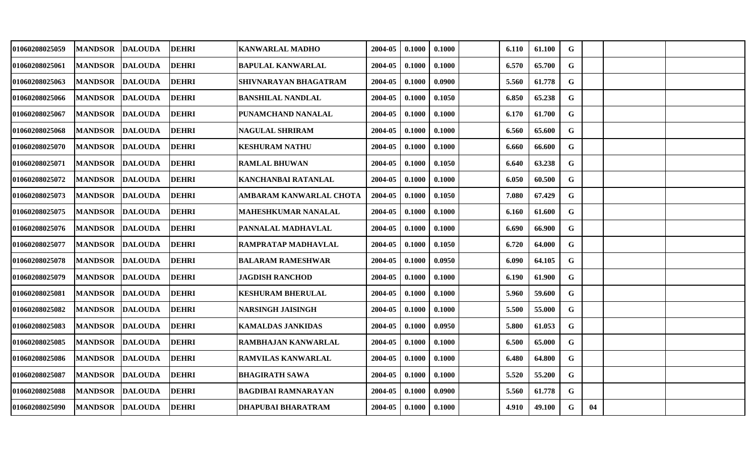| | | | | | | | | | | | | | | |
|---|---|---|---|---|---|---|---|---|---|---|---|---|---|---|
| 01060208025059 | MANDSOR | DALOUDA | DEHRI | KANWARLAL MADHO | 2004-05 | 0.1000 | 0.1000 | | 6.110 | 61.100 | G | | | |
| 01060208025061 | MANDSOR | DALOUDA | DEHRI | BAPULAL KANWARLAL | 2004-05 | 0.1000 | 0.1000 | | 6.570 | 65.700 | G | | | |
| 01060208025063 | MANDSOR | DALOUDA | DEHRI | SHIVNARAYAN BHAGATRAM | 2004-05 | 0.1000 | 0.0900 | | 5.560 | 61.778 | G | | | |
| 01060208025066 | MANDSOR | DALOUDA | DEHRI | BANSHILAL NANDLAL | 2004-05 | 0.1000 | 0.1050 | | 6.850 | 65.238 | G | | | |
| 01060208025067 | MANDSOR | DALOUDA | DEHRI | PUNAMCHAND NANALAL | 2004-05 | 0.1000 | 0.1000 | | 6.170 | 61.700 | G | | | |
| 01060208025068 | MANDSOR | DALOUDA | DEHRI | NAGULAL SHRIRAM | 2004-05 | 0.1000 | 0.1000 | | 6.560 | 65.600 | G | | | |
| 01060208025070 | MANDSOR | DALOUDA | DEHRI | KESHURAM NATHU | 2004-05 | 0.1000 | 0.1000 | | 6.660 | 66.600 | G | | | |
| 01060208025071 | MANDSOR | DALOUDA | DEHRI | RAMLAL BHUWAN | 2004-05 | 0.1000 | 0.1050 | | 6.640 | 63.238 | G | | | |
| 01060208025072 | MANDSOR | DALOUDA | DEHRI | KANCHANBAI RATANLAL | 2004-05 | 0.1000 | 0.1000 | | 6.050 | 60.500 | G | | | |
| 01060208025073 | MANDSOR | DALOUDA | DEHRI | AMBARAM KANWARLAL CHOTA | 2004-05 | 0.1000 | 0.1050 | | 7.080 | 67.429 | G | | | |
| 01060208025075 | MANDSOR | DALOUDA | DEHRI | MAHESHKUMAR NANALAL | 2004-05 | 0.1000 | 0.1000 | | 6.160 | 61.600 | G | | | |
| 01060208025076 | MANDSOR | DALOUDA | DEHRI | PANNALAL MADHAVLAL | 2004-05 | 0.1000 | 0.1000 | | 6.690 | 66.900 | G | | | |
| 01060208025077 | MANDSOR | DALOUDA | DEHRI | RAMPRATAP MADHAVLAL | 2004-05 | 0.1000 | 0.1050 | | 6.720 | 64.000 | G | | | |
| 01060208025078 | MANDSOR | DALOUDA | DEHRI | BALARAM RAMESHWAR | 2004-05 | 0.1000 | 0.0950 | | 6.090 | 64.105 | G | | | |
| 01060208025079 | MANDSOR | DALOUDA | DEHRI | JAGDISH RANCHOD | 2004-05 | 0.1000 | 0.1000 | | 6.190 | 61.900 | G | | | |
| 01060208025081 | MANDSOR | DALOUDA | DEHRI | KESHURAM BHERULAL | 2004-05 | 0.1000 | 0.1000 | | 5.960 | 59.600 | G | | | |
| 01060208025082 | MANDSOR | DALOUDA | DEHRI | NARSINGH JAISINGH | 2004-05 | 0.1000 | 0.1000 | | 5.500 | 55.000 | G | | | |
| 01060208025083 | MANDSOR | DALOUDA | DEHRI | KAMALDAS JANKIDAS | 2004-05 | 0.1000 | 0.0950 | | 5.800 | 61.053 | G | | | |
| 01060208025085 | MANDSOR | DALOUDA | DEHRI | RAMBHAJAN KANWARLAL | 2004-05 | 0.1000 | 0.1000 | | 6.500 | 65.000 | G | | | |
| 01060208025086 | MANDSOR | DALOUDA | DEHRI | RAMVILAS KANWARLAL | 2004-05 | 0.1000 | 0.1000 | | 6.480 | 64.800 | G | | | |
| 01060208025087 | MANDSOR | DALOUDA | DEHRI | BHAGIRATH SAWA | 2004-05 | 0.1000 | 0.1000 | | 5.520 | 55.200 | G | | | |
| 01060208025088 | MANDSOR | DALOUDA | DEHRI | BAGDIBAI RAMNARAYAN | 2004-05 | 0.1000 | 0.0900 | | 5.560 | 61.778 | G | | | |
| 01060208025090 | MANDSOR | DALOUDA | DEHRI | DHAPUBAI BHARATRAM | 2004-05 | 0.1000 | 0.1000 | | 4.910 | 49.100 | G | 04 | | |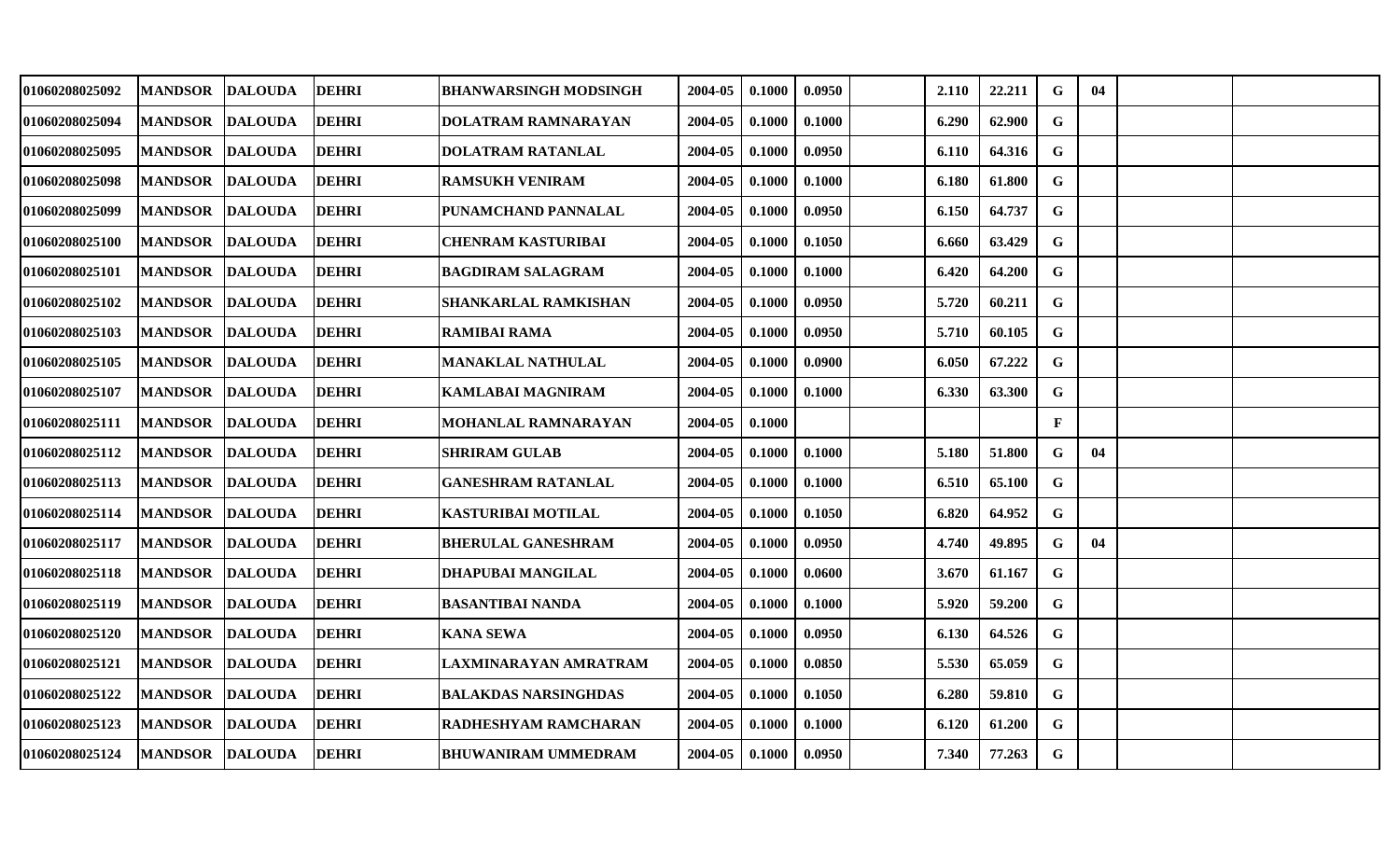| | | | | | | | | | | | | | | | |
|---|---|---|---|---|---|---|---|---|---|---|---|---|---|---|---|
| 01060208025092 | MANDSOR | DALOUDA | DEHRI | BHANWARSINGH MODSINGH | 2004-05 | 0.1000 | 0.0950 | | 2.110 | 22.211 | G | 04 | | |
| 01060208025094 | MANDSOR | DALOUDA | DEHRI | DOLATRAM RAMNARAYAN | 2004-05 | 0.1000 | 0.1000 | | 6.290 | 62.900 | G | | | |
| 01060208025095 | MANDSOR | DALOUDA | DEHRI | DOLATRAM RATANLAL | 2004-05 | 0.1000 | 0.0950 | | 6.110 | 64.316 | G | | | |
| 01060208025098 | MANDSOR | DALOUDA | DEHRI | RAMSUKH VENIRAM | 2004-05 | 0.1000 | 0.1000 | | 6.180 | 61.800 | G | | | |
| 01060208025099 | MANDSOR | DALOUDA | DEHRI | PUNAMCHAND PANNALAL | 2004-05 | 0.1000 | 0.0950 | | 6.150 | 64.737 | G | | | |
| 01060208025100 | MANDSOR | DALOUDA | DEHRI | CHENRAM KASTURIBAI | 2004-05 | 0.1000 | 0.1050 | | 6.660 | 63.429 | G | | | |
| 01060208025101 | MANDSOR | DALOUDA | DEHRI | BAGDIRAM SALAGRAM | 2004-05 | 0.1000 | 0.1000 | | 6.420 | 64.200 | G | | | |
| 01060208025102 | MANDSOR | DALOUDA | DEHRI | SHANKARLAL RAMKISHAN | 2004-05 | 0.1000 | 0.0950 | | 5.720 | 60.211 | G | | | |
| 01060208025103 | MANDSOR | DALOUDA | DEHRI | RAMIBAI RAMA | 2004-05 | 0.1000 | 0.0950 | | 5.710 | 60.105 | G | | | |
| 01060208025105 | MANDSOR | DALOUDA | DEHRI | MANAKLAL NATHULAL | 2004-05 | 0.1000 | 0.0900 | | 6.050 | 67.222 | G | | | |
| 01060208025107 | MANDSOR | DALOUDA | DEHRI | KAMLABAI MAGNIRAM | 2004-05 | 0.1000 | 0.1000 | | 6.330 | 63.300 | G | | | |
| 01060208025111 | MANDSOR | DALOUDA | DEHRI | MOHANLAL RAMNARAYAN | 2004-05 | 0.1000 | | | | | F | | | |
| 01060208025112 | MANDSOR | DALOUDA | DEHRI | SHRIRAM GULAB | 2004-05 | 0.1000 | 0.1000 | | 5.180 | 51.800 | G | 04 | | |
| 01060208025113 | MANDSOR | DALOUDA | DEHRI | GANESHRAM RATANLAL | 2004-05 | 0.1000 | 0.1000 | | 6.510 | 65.100 | G | | | |
| 01060208025114 | MANDSOR | DALOUDA | DEHRI | KASTURIBAI MOTILAL | 2004-05 | 0.1000 | 0.1050 | | 6.820 | 64.952 | G | | | |
| 01060208025117 | MANDSOR | DALOUDA | DEHRI | BHERULAL GANESHRAM | 2004-05 | 0.1000 | 0.0950 | | 4.740 | 49.895 | G | 04 | | |
| 01060208025118 | MANDSOR | DALOUDA | DEHRI | DHAPUBAI MANGILAL | 2004-05 | 0.1000 | 0.0600 | | 3.670 | 61.167 | G | | | |
| 01060208025119 | MANDSOR | DALOUDA | DEHRI | BASANTIBAI NANDA | 2004-05 | 0.1000 | 0.1000 | | 5.920 | 59.200 | G | | | |
| 01060208025120 | MANDSOR | DALOUDA | DEHRI | KANA SEWA | 2004-05 | 0.1000 | 0.0950 | | 6.130 | 64.526 | G | | | |
| 01060208025121 | MANDSOR | DALOUDA | DEHRI | LAXMINARAYAN AMRATRAM | 2004-05 | 0.1000 | 0.0850 | | 5.530 | 65.059 | G | | | |
| 01060208025122 | MANDSOR | DALOUDA | DEHRI | BALAKDAS NARSINGHDAS | 2004-05 | 0.1000 | 0.1050 | | 6.280 | 59.810 | G | | | |
| 01060208025123 | MANDSOR | DALOUDA | DEHRI | RADHESHYAM RAMCHARAN | 2004-05 | 0.1000 | 0.1000 | | 6.120 | 61.200 | G | | | |
| 01060208025124 | MANDSOR | DALOUDA | DEHRI | BHUWANIRAM UMMEDRAM | 2004-05 | 0.1000 | 0.0950 | | 7.340 | 77.263 | G | | | |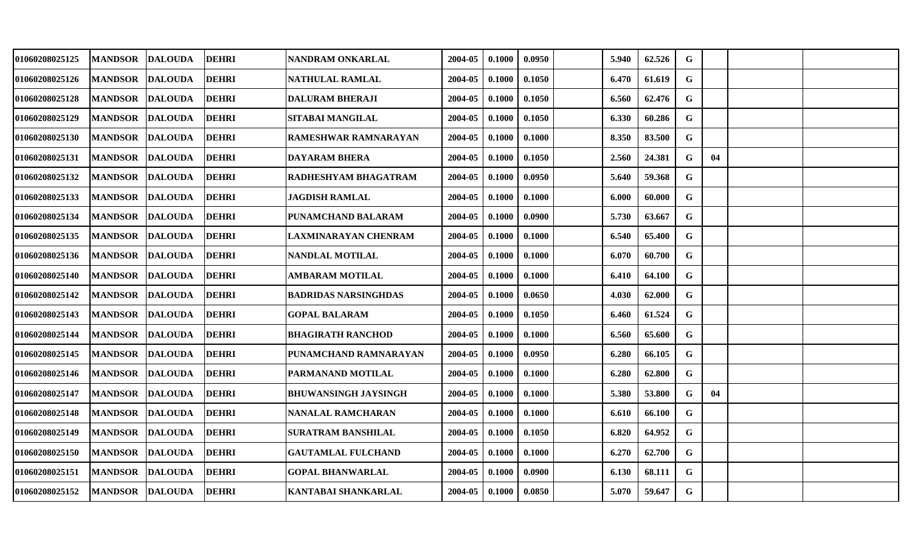| | | | | | | | | | | | | | | |
|---|---|---|---|---|---|---|---|---|---|---|---|---|---|---|
| 01060208025125 | MANDSOR | DALOUDA | DEHRI | NANDRAM ONKARLAL | 2004-05 | 0.1000 | 0.0950 | | 5.940 | 62.526 | G | | | |
| 01060208025126 | MANDSOR | DALOUDA | DEHRI | NATHULAL RAMLAL | 2004-05 | 0.1000 | 0.1050 | | 6.470 | 61.619 | G | | | |
| 01060208025128 | MANDSOR | DALOUDA | DEHRI | DALURAM BHERAJI | 2004-05 | 0.1000 | 0.1050 | | 6.560 | 62.476 | G | | | |
| 01060208025129 | MANDSOR | DALOUDA | DEHRI | SITABAI MANGILAL | 2004-05 | 0.1000 | 0.1050 | | 6.330 | 60.286 | G | | | |
| 01060208025130 | MANDSOR | DALOUDA | DEHRI | RAMESHWAR RAMNARAYAN | 2004-05 | 0.1000 | 0.1000 | | 8.350 | 83.500 | G | | | |
| 01060208025131 | MANDSOR | DALOUDA | DEHRI | DAYARAM BHERA | 2004-05 | 0.1000 | 0.1050 | | 2.560 | 24.381 | G | 04 | | |
| 01060208025132 | MANDSOR | DALOUDA | DEHRI | RADHESHYAM BHAGATRAM | 2004-05 | 0.1000 | 0.0950 | | 5.640 | 59.368 | G | | | |
| 01060208025133 | MANDSOR | DALOUDA | DEHRI | JAGDISH RAMLAL | 2004-05 | 0.1000 | 0.1000 | | 6.000 | 60.000 | G | | | |
| 01060208025134 | MANDSOR | DALOUDA | DEHRI | PUNAMCHAND BALARAM | 2004-05 | 0.1000 | 0.0900 | | 5.730 | 63.667 | G | | | |
| 01060208025135 | MANDSOR | DALOUDA | DEHRI | LAXMINARAYAN CHENRAM | 2004-05 | 0.1000 | 0.1000 | | 6.540 | 65.400 | G | | | |
| 01060208025136 | MANDSOR | DALOUDA | DEHRI | NANDLAL MOTILAL | 2004-05 | 0.1000 | 0.1000 | | 6.070 | 60.700 | G | | | |
| 01060208025140 | MANDSOR | DALOUDA | DEHRI | AMBARAM MOTILAL | 2004-05 | 0.1000 | 0.1000 | | 6.410 | 64.100 | G | | | |
| 01060208025142 | MANDSOR | DALOUDA | DEHRI | BADRIDAS NARSINGHDAS | 2004-05 | 0.1000 | 0.0650 | | 4.030 | 62.000 | G | | | |
| 01060208025143 | MANDSOR | DALOUDA | DEHRI | GOPAL BALARAM | 2004-05 | 0.1000 | 0.1050 | | 6.460 | 61.524 | G | | | |
| 01060208025144 | MANDSOR | DALOUDA | DEHRI | BHAGIRATH RANCHOD | 2004-05 | 0.1000 | 0.1000 | | 6.560 | 65.600 | G | | | |
| 01060208025145 | MANDSOR | DALOUDA | DEHRI | PUNAMCHAND RAMNARAYAN | 2004-05 | 0.1000 | 0.0950 | | 6.280 | 66.105 | G | | | |
| 01060208025146 | MANDSOR | DALOUDA | DEHRI | PARMANAND MOTILAL | 2004-05 | 0.1000 | 0.1000 | | 6.280 | 62.800 | G | | | |
| 01060208025147 | MANDSOR | DALOUDA | DEHRI | BHUWANSINGH JAYSINGH | 2004-05 | 0.1000 | 0.1000 | | 5.380 | 53.800 | G | 04 | | |
| 01060208025148 | MANDSOR | DALOUDA | DEHRI | NANALAL RAMCHARAN | 2004-05 | 0.1000 | 0.1000 | | 6.610 | 66.100 | G | | | |
| 01060208025149 | MANDSOR | DALOUDA | DEHRI | SURATRAM BANSHILAL | 2004-05 | 0.1000 | 0.1050 | | 6.820 | 64.952 | G | | | |
| 01060208025150 | MANDSOR | DALOUDA | DEHRI | GAUTAMLAL FULCHAND | 2004-05 | 0.1000 | 0.1000 | | 6.270 | 62.700 | G | | | |
| 01060208025151 | MANDSOR | DALOUDA | DEHRI | GOPAL BHANWARLAL | 2004-05 | 0.1000 | 0.0900 | | 6.130 | 68.111 | G | | | |
| 01060208025152 | MANDSOR | DALOUDA | DEHRI | KANTABAI SHANKARLAL | 2004-05 | 0.1000 | 0.0850 | | 5.070 | 59.647 | G | | | |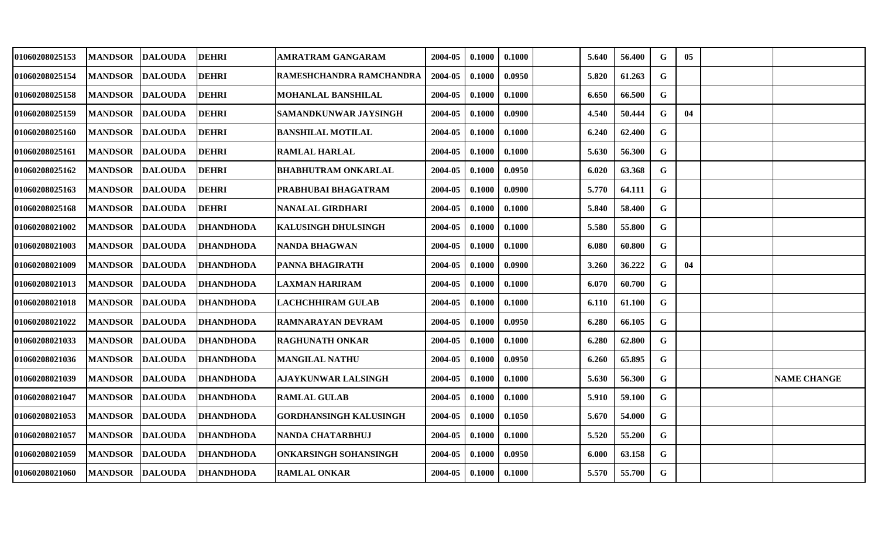| | | | | | | | | | | | | | | |
|---|---|---|---|---|---|---|---|---|---|---|---|---|---|---|
| 01060208025153 | MANDSOR | DALOUDA | DEHRI | AMRATRAM GANGARAM | 2004-05 | 0.1000 | 0.1000 | | 5.640 | 56.400 | G | 05 | | |
| 01060208025154 | MANDSOR | DALOUDA | DEHRI | RAMESHCHANDRA RAMCHANDRA | 2004-05 | 0.1000 | 0.0950 | | 5.820 | 61.263 | G | | | |
| 01060208025158 | MANDSOR | DALOUDA | DEHRI | MOHANLAL BANSHILAL | 2004-05 | 0.1000 | 0.1000 | | 6.650 | 66.500 | G | | | |
| 01060208025159 | MANDSOR | DALOUDA | DEHRI | SAMANDKUNWAR JAYSINGH | 2004-05 | 0.1000 | 0.0900 | | 4.540 | 50.444 | G | 04 | | |
| 01060208025160 | MANDSOR | DALOUDA | DEHRI | BANSHILAL MOTILAL | 2004-05 | 0.1000 | 0.1000 | | 6.240 | 62.400 | G | | | |
| 01060208025161 | MANDSOR | DALOUDA | DEHRI | RAMLAL HARLAL | 2004-05 | 0.1000 | 0.1000 | | 5.630 | 56.300 | G | | | |
| 01060208025162 | MANDSOR | DALOUDA | DEHRI | BHABHUTRAM ONKARLAL | 2004-05 | 0.1000 | 0.0950 | | 6.020 | 63.368 | G | | | |
| 01060208025163 | MANDSOR | DALOUDA | DEHRI | PRABHUBAI BHAGATRAM | 2004-05 | 0.1000 | 0.0900 | | 5.770 | 64.111 | G | | | |
| 01060208025168 | MANDSOR | DALOUDA | DEHRI | NANALAL GIRDHARI | 2004-05 | 0.1000 | 0.1000 | | 5.840 | 58.400 | G | | | |
| 01060208021002 | MANDSOR | DALOUDA | DHANDHODA | KALUSINGH DHULSINGH | 2004-05 | 0.1000 | 0.1000 | | 5.580 | 55.800 | G | | | |
| 01060208021003 | MANDSOR | DALOUDA | DHANDHODA | NANDA BHAGWAN | 2004-05 | 0.1000 | 0.1000 | | 6.080 | 60.800 | G | | | |
| 01060208021009 | MANDSOR | DALOUDA | DHANDHODA | PANNA BHAGIRATH | 2004-05 | 0.1000 | 0.0900 | | 3.260 | 36.222 | G | 04 | | |
| 01060208021013 | MANDSOR | DALOUDA | DHANDHODA | LAXMAN HARIRAM | 2004-05 | 0.1000 | 0.1000 | | 6.070 | 60.700 | G | | | |
| 01060208021018 | MANDSOR | DALOUDA | DHANDHODA | LACHCHHIRAM GULAB | 2004-05 | 0.1000 | 0.1000 | | 6.110 | 61.100 | G | | | |
| 01060208021022 | MANDSOR | DALOUDA | DHANDHODA | RAMNARAYAN DEVRAM | 2004-05 | 0.1000 | 0.0950 | | 6.280 | 66.105 | G | | | |
| 01060208021033 | MANDSOR | DALOUDA | DHANDHODA | RAGHUNATH ONKAR | 2004-05 | 0.1000 | 0.1000 | | 6.280 | 62.800 | G | | | |
| 01060208021036 | MANDSOR | DALOUDA | DHANDHODA | MANGILAL NATHU | 2004-05 | 0.1000 | 0.0950 | | 6.260 | 65.895 | G | | | |
| 01060208021039 | MANDSOR | DALOUDA | DHANDHODA | AJAYKUNWAR LALSINGH | 2004-05 | 0.1000 | 0.1000 | | 5.630 | 56.300 | G | | | NAME CHANGE |
| 01060208021047 | MANDSOR | DALOUDA | DHANDHODA | RAMLAL GULAB | 2004-05 | 0.1000 | 0.1000 | | 5.910 | 59.100 | G | | | |
| 01060208021053 | MANDSOR | DALOUDA | DHANDHODA | GORDHANSINGH KALUSINGH | 2004-05 | 0.1000 | 0.1050 | | 5.670 | 54.000 | G | | | |
| 01060208021057 | MANDSOR | DALOUDA | DHANDHODA | NANDA CHATARBHUJ | 2004-05 | 0.1000 | 0.1000 | | 5.520 | 55.200 | G | | | |
| 01060208021059 | MANDSOR | DALOUDA | DHANDHODA | ONKARSINGH SOHANSINGH | 2004-05 | 0.1000 | 0.0950 | | 6.000 | 63.158 | G | | | |
| 01060208021060 | MANDSOR | DALOUDA | DHANDHODA | RAMLAL ONKAR | 2004-05 | 0.1000 | 0.1000 | | 5.570 | 55.700 | G | | | |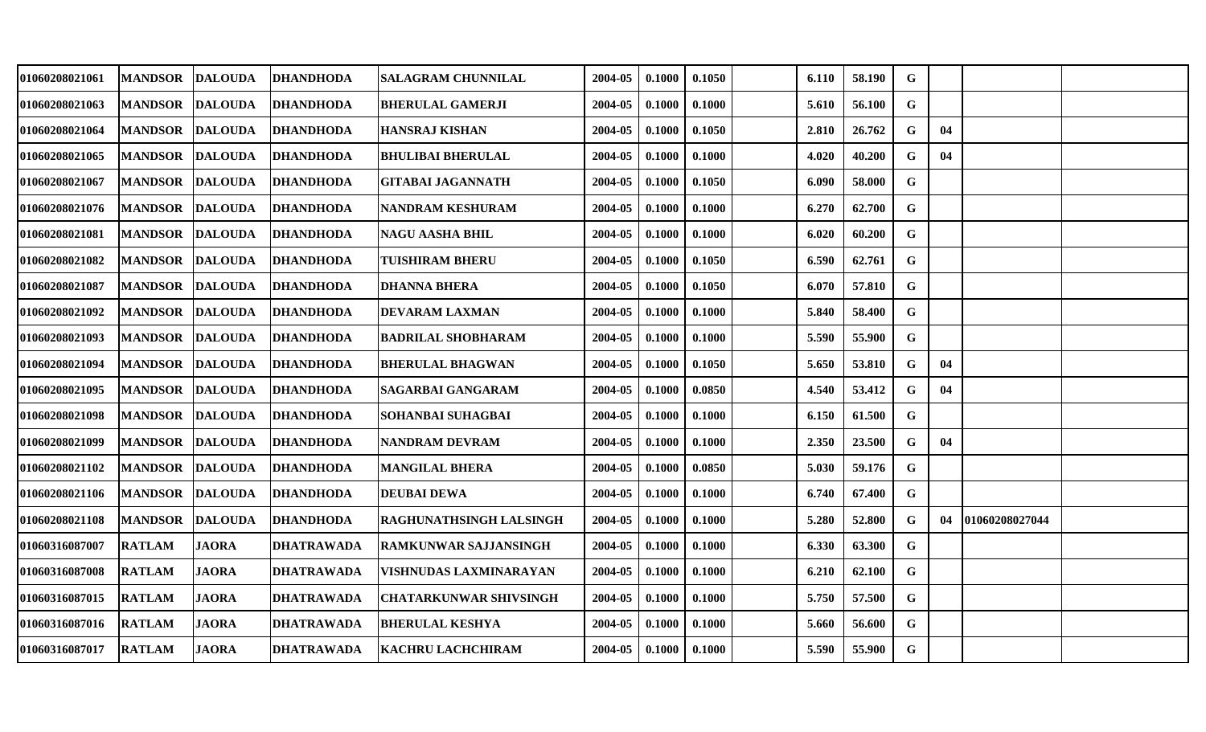| | | | | | | | | | | | | | | |
|---|---|---|---|---|---|---|---|---|---|---|---|---|---|---|
| 01060208021061 | MANDSOR | DALOUDA | DHANDHODA | SALAGRAM CHUNNILAL | 2004-05 | 0.1000 | 0.1050 | | 6.110 | 58.190 | G | | | |
| 01060208021063 | MANDSOR | DALOUDA | DHANDHODA | BHERULAL GAMERJI | 2004-05 | 0.1000 | 0.1000 | | 5.610 | 56.100 | G | | | |
| 01060208021064 | MANDSOR | DALOUDA | DHANDHODA | HANSRAJ KISHAN | 2004-05 | 0.1000 | 0.1050 | | 2.810 | 26.762 | G | 04 | | |
| 01060208021065 | MANDSOR | DALOUDA | DHANDHODA | BHULIBAI BHERULAL | 2004-05 | 0.1000 | 0.1000 | | 4.020 | 40.200 | G | 04 | | |
| 01060208021067 | MANDSOR | DALOUDA | DHANDHODA | GITABAI JAGANNATH | 2004-05 | 0.1000 | 0.1050 | | 6.090 | 58.000 | G | | | |
| 01060208021076 | MANDSOR | DALOUDA | DHANDHODA | NANDRAM KESHURAM | 2004-05 | 0.1000 | 0.1000 | | 6.270 | 62.700 | G | | | |
| 01060208021081 | MANDSOR | DALOUDA | DHANDHODA | NAGU AASHA BHIL | 2004-05 | 0.1000 | 0.1000 | | 6.020 | 60.200 | G | | | |
| 01060208021082 | MANDSOR | DALOUDA | DHANDHODA | TUISHIRAM BHERU | 2004-05 | 0.1000 | 0.1050 | | 6.590 | 62.761 | G | | | |
| 01060208021087 | MANDSOR | DALOUDA | DHANDHODA | DHANNA BHERA | 2004-05 | 0.1000 | 0.1050 | | 6.070 | 57.810 | G | | | |
| 01060208021092 | MANDSOR | DALOUDA | DHANDHODA | DEVARAM LAXMAN | 2004-05 | 0.1000 | 0.1000 | | 5.840 | 58.400 | G | | | |
| 01060208021093 | MANDSOR | DALOUDA | DHANDHODA | BADRILAL SHOBHARAM | 2004-05 | 0.1000 | 0.1000 | | 5.590 | 55.900 | G | | | |
| 01060208021094 | MANDSOR | DALOUDA | DHANDHODA | BHERULAL BHAGWAN | 2004-05 | 0.1000 | 0.1050 | | 5.650 | 53.810 | G | 04 | | |
| 01060208021095 | MANDSOR | DALOUDA | DHANDHODA | SAGARBAI GANGARAM | 2004-05 | 0.1000 | 0.0850 | | 4.540 | 53.412 | G | 04 | | |
| 01060208021098 | MANDSOR | DALOUDA | DHANDHODA | SOHANBAI SUHAGBAI | 2004-05 | 0.1000 | 0.1000 | | 6.150 | 61.500 | G | | | |
| 01060208021099 | MANDSOR | DALOUDA | DHANDHODA | NANDRAM DEVRAM | 2004-05 | 0.1000 | 0.1000 | | 2.350 | 23.500 | G | 04 | | |
| 01060208021102 | MANDSOR | DALOUDA | DHANDHODA | MANGILAL BHERA | 2004-05 | 0.1000 | 0.0850 | | 5.030 | 59.176 | G | | | |
| 01060208021106 | MANDSOR | DALOUDA | DHANDHODA | DEUBAI DEWA | 2004-05 | 0.1000 | 0.1000 | | 6.740 | 67.400 | G | | | |
| 01060208021108 | MANDSOR | DALOUDA | DHANDHODA | RAGHUNATHSINGH LALSINGH | 2004-05 | 0.1000 | 0.1000 | | 5.280 | 52.800 | G | 04 | 01060208027044 | |
| 01060316087007 | RATLAM | JAORA | DHATRAWADA | RAMKUNWAR SAJJANSINGH | 2004-05 | 0.1000 | 0.1000 | | 6.330 | 63.300 | G | | | |
| 01060316087008 | RATLAM | JAORA | DHATRAWADA | VISHNUDAS LAXMINARAYAN | 2004-05 | 0.1000 | 0.1000 | | 6.210 | 62.100 | G | | | |
| 01060316087015 | RATLAM | JAORA | DHATRAWADA | CHATARKUNWAR SHIVSINGH | 2004-05 | 0.1000 | 0.1000 | | 5.750 | 57.500 | G | | | |
| 01060316087016 | RATLAM | JAORA | DHATRAWADA | BHERULAL KESHYA | 2004-05 | 0.1000 | 0.1000 | | 5.660 | 56.600 | G | | | |
| 01060316087017 | RATLAM | JAORA | DHATRAWADA | KACHRU LACHCHIRAM | 2004-05 | 0.1000 | 0.1000 | | 5.590 | 55.900 | G | | | |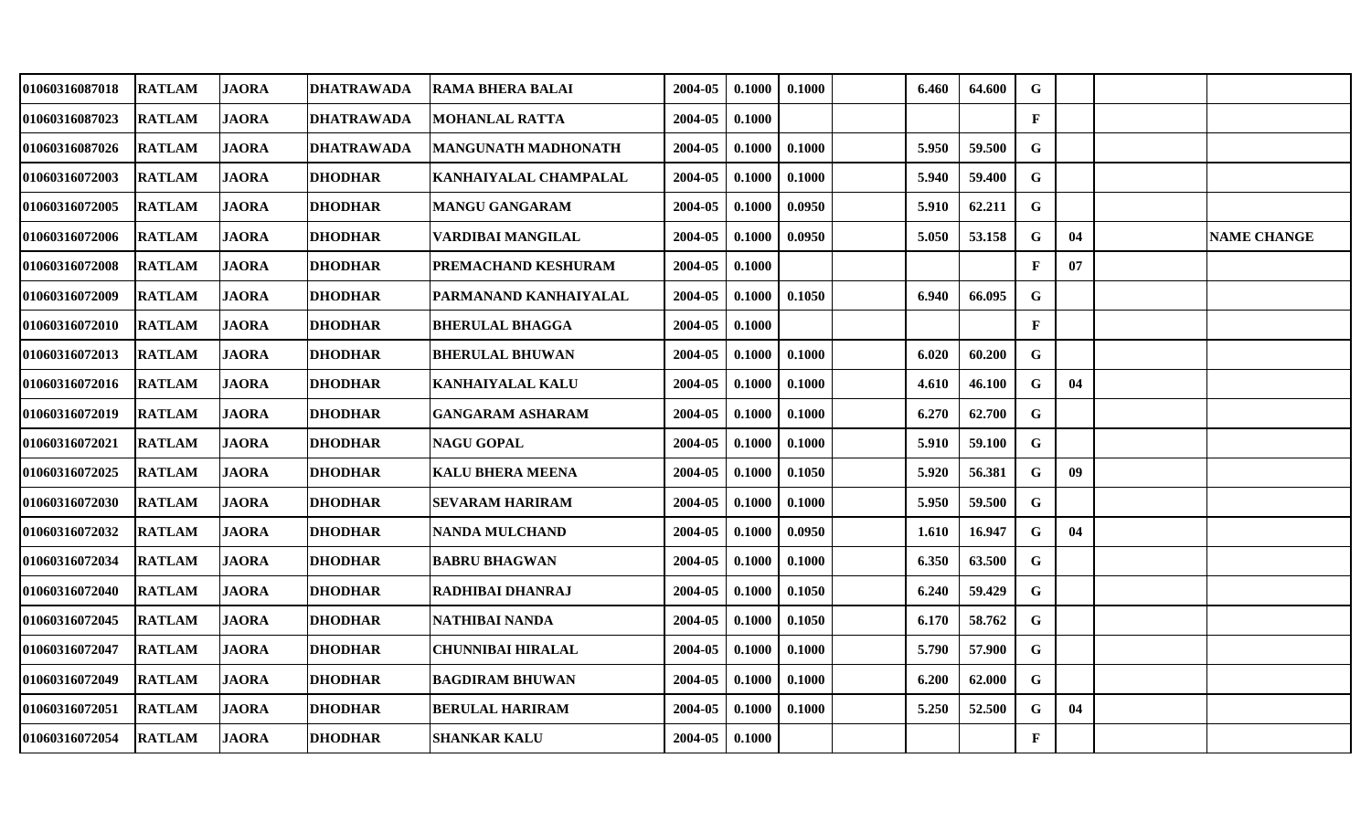| | | | | | | | | | | | | | | |
|---|---|---|---|---|---|---|---|---|---|---|---|---|---|---|
| 01060316087018 | RATLAM | JAORA | DHATRAWADA | RAMA BHERA BALAI | 2004-05 | 0.1000 | 0.1000 | | 6.460 | 64.600 | G | | | |
| 01060316087023 | RATLAM | JAORA | DHATRAWADA | MOHANLAL RATTA | 2004-05 | 0.1000 | | | | | F | | | |
| 01060316087026 | RATLAM | JAORA | DHATRAWADA | MANGUNATH MADHONATH | 2004-05 | 0.1000 | 0.1000 | | 5.950 | 59.500 | G | | | |
| 01060316072003 | RATLAM | JAORA | DHODHAR | KANHAIYALAL CHAMPALAL | 2004-05 | 0.1000 | 0.1000 | | 5.940 | 59.400 | G | | | |
| 01060316072005 | RATLAM | JAORA | DHODHAR | MANGU GANGARAM | 2004-05 | 0.1000 | 0.0950 | | 5.910 | 62.211 | G | | | |
| 01060316072006 | RATLAM | JAORA | DHODHAR | VARDIBAI MANGILAL | 2004-05 | 0.1000 | 0.0950 | | 5.050 | 53.158 | G | 04 | | NAME CHANGE |
| 01060316072008 | RATLAM | JAORA | DHODHAR | PREMACHAND KESHURAM | 2004-05 | 0.1000 | | | | | F | 07 | | |
| 01060316072009 | RATLAM | JAORA | DHODHAR | PARMANAND KANHAIYALAL | 2004-05 | 0.1000 | 0.1050 | | 6.940 | 66.095 | G | | | |
| 01060316072010 | RATLAM | JAORA | DHODHAR | BHERULAL BHAGGA | 2004-05 | 0.1000 | | | | | F | | | |
| 01060316072013 | RATLAM | JAORA | DHODHAR | BHERULAL BHUWAN | 2004-05 | 0.1000 | 0.1000 | | 6.020 | 60.200 | G | | | |
| 01060316072016 | RATLAM | JAORA | DHODHAR | KANHAIYALAL KALU | 2004-05 | 0.1000 | 0.1000 | | 4.610 | 46.100 | G | 04 | | |
| 01060316072019 | RATLAM | JAORA | DHODHAR | GANGARAM ASHARAM | 2004-05 | 0.1000 | 0.1000 | | 6.270 | 62.700 | G | | | |
| 01060316072021 | RATLAM | JAORA | DHODHAR | NAGU GOPAL | 2004-05 | 0.1000 | 0.1000 | | 5.910 | 59.100 | G | | | |
| 01060316072025 | RATLAM | JAORA | DHODHAR | KALU BHERA MEENA | 2004-05 | 0.1000 | 0.1050 | | 5.920 | 56.381 | G | 09 | | |
| 01060316072030 | RATLAM | JAORA | DHODHAR | SEVARAM HARIRAM | 2004-05 | 0.1000 | 0.1000 | | 5.950 | 59.500 | G | | | |
| 01060316072032 | RATLAM | JAORA | DHODHAR | NANDA MULCHAND | 2004-05 | 0.1000 | 0.0950 | | 1.610 | 16.947 | G | 04 | | |
| 01060316072034 | RATLAM | JAORA | DHODHAR | BABRU BHAGWAN | 2004-05 | 0.1000 | 0.1000 | | 6.350 | 63.500 | G | | | |
| 01060316072040 | RATLAM | JAORA | DHODHAR | RADHIBAI DHANRAJ | 2004-05 | 0.1000 | 0.1050 | | 6.240 | 59.429 | G | | | |
| 01060316072045 | RATLAM | JAORA | DHODHAR | NATHIBAI NANDA | 2004-05 | 0.1000 | 0.1050 | | 6.170 | 58.762 | G | | | |
| 01060316072047 | RATLAM | JAORA | DHODHAR | CHUNNIBAI HIRALAL | 2004-05 | 0.1000 | 0.1000 | | 5.790 | 57.900 | G | | | |
| 01060316072049 | RATLAM | JAORA | DHODHAR | BAGDIRAM BHUWAN | 2004-05 | 0.1000 | 0.1000 | | 6.200 | 62.000 | G | | | |
| 01060316072051 | RATLAM | JAORA | DHODHAR | BERULAL HARIRAM | 2004-05 | 0.1000 | 0.1000 | | 5.250 | 52.500 | G | 04 | | |
| 01060316072054 | RATLAM | JAORA | DHODHAR | SHANKAR KALU | 2004-05 | 0.1000 | | | | | F | | | |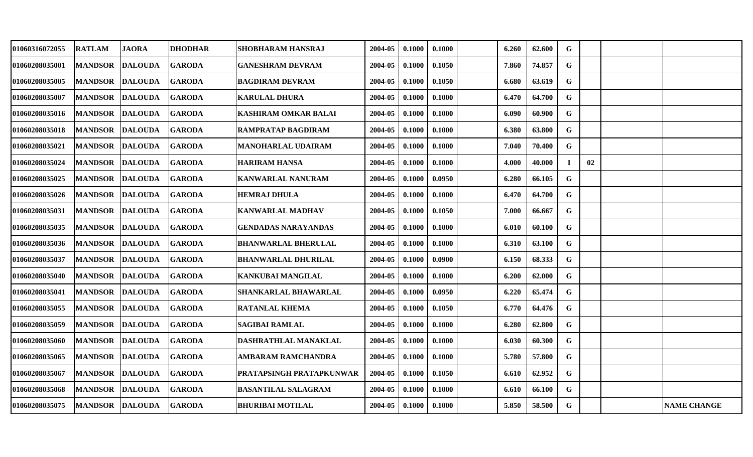| | | | | | | | | | | | | | | |
|---|---|---|---|---|---|---|---|---|---|---|---|---|---|---|
| 01060316072055 | RATLAM | JAORA | DHODHAR | SHOBHARAM HANSRAJ | 2004-05 | 0.1000 | 0.1000 | | 6.260 | 62.600 | G | | | |
| 01060208035001 | MANDSOR | DALOUDA | GARODA | GANESHRAM DEVRAM | 2004-05 | 0.1000 | 0.1050 | | 7.860 | 74.857 | G | | | |
| 01060208035005 | MANDSOR | DALOUDA | GARODA | BAGDIRAM DEVRAM | 2004-05 | 0.1000 | 0.1050 | | 6.680 | 63.619 | G | | | |
| 01060208035007 | MANDSOR | DALOUDA | GARODA | KARULAL DHURA | 2004-05 | 0.1000 | 0.1000 | | 6.470 | 64.700 | G | | | |
| 01060208035016 | MANDSOR | DALOUDA | GARODA | KASHIRAM OMKAR BALAI | 2004-05 | 0.1000 | 0.1000 | | 6.090 | 60.900 | G | | | |
| 01060208035018 | MANDSOR | DALOUDA | GARODA | RAMPRATAP BAGDIRAM | 2004-05 | 0.1000 | 0.1000 | | 6.380 | 63.800 | G | | | |
| 01060208035021 | MANDSOR | DALOUDA | GARODA | MANOHARLAL UDAIRAM | 2004-05 | 0.1000 | 0.1000 | | 7.040 | 70.400 | G | | | |
| 01060208035024 | MANDSOR | DALOUDA | GARODA | HARIRAM HANSA | 2004-05 | 0.1000 | 0.1000 | | 4.000 | 40.000 | I | 02 | | |
| 01060208035025 | MANDSOR | DALOUDA | GARODA | KANWARLAL NANURAM | 2004-05 | 0.1000 | 0.0950 | | 6.280 | 66.105 | G | | | |
| 01060208035026 | MANDSOR | DALOUDA | GARODA | HEMRAJ DHULA | 2004-05 | 0.1000 | 0.1000 | | 6.470 | 64.700 | G | | | |
| 01060208035031 | MANDSOR | DALOUDA | GARODA | KANWARLAL MADHAV | 2004-05 | 0.1000 | 0.1050 | | 7.000 | 66.667 | G | | | |
| 01060208035035 | MANDSOR | DALOUDA | GARODA | GENDADAS NARAYANDAS | 2004-05 | 0.1000 | 0.1000 | | 6.010 | 60.100 | G | | | |
| 01060208035036 | MANDSOR | DALOUDA | GARODA | BHANWARLAL BHERULAL | 2004-05 | 0.1000 | 0.1000 | | 6.310 | 63.100 | G | | | |
| 01060208035037 | MANDSOR | DALOUDA | GARODA | BHANWARLAL DHURILAL | 2004-05 | 0.1000 | 0.0900 | | 6.150 | 68.333 | G | | | |
| 01060208035040 | MANDSOR | DALOUDA | GARODA | KANKUBAI MANGILAL | 2004-05 | 0.1000 | 0.1000 | | 6.200 | 62.000 | G | | | |
| 01060208035041 | MANDSOR | DALOUDA | GARODA | SHANKARLAL BHAWARLAL | 2004-05 | 0.1000 | 0.0950 | | 6.220 | 65.474 | G | | | |
| 01060208035055 | MANDSOR | DALOUDA | GARODA | RATANLAL KHEMA | 2004-05 | 0.1000 | 0.1050 | | 6.770 | 64.476 | G | | | |
| 01060208035059 | MANDSOR | DALOUDA | GARODA | SAGIBAI RAMLAL | 2004-05 | 0.1000 | 0.1000 | | 6.280 | 62.800 | G | | | |
| 01060208035060 | MANDSOR | DALOUDA | GARODA | DASHRATHLAL MANAKLAL | 2004-05 | 0.1000 | 0.1000 | | 6.030 | 60.300 | G | | | |
| 01060208035065 | MANDSOR | DALOUDA | GARODA | AMBARAM RAMCHANDRA | 2004-05 | 0.1000 | 0.1000 | | 5.780 | 57.800 | G | | | |
| 01060208035067 | MANDSOR | DALOUDA | GARODA | PRATAPSINGH PRATAPKUNWAR | 2004-05 | 0.1000 | 0.1050 | | 6.610 | 62.952 | G | | | |
| 01060208035068 | MANDSOR | DALOUDA | GARODA | BASANTILAL SALAGRAM | 2004-05 | 0.1000 | 0.1000 | | 6.610 | 66.100 | G | | | |
| 01060208035075 | MANDSOR | DALOUDA | GARODA | BHURIBAI MOTILAL | 2004-05 | 0.1000 | 0.1000 | | 5.850 | 58.500 | G | | | NAME CHANGE |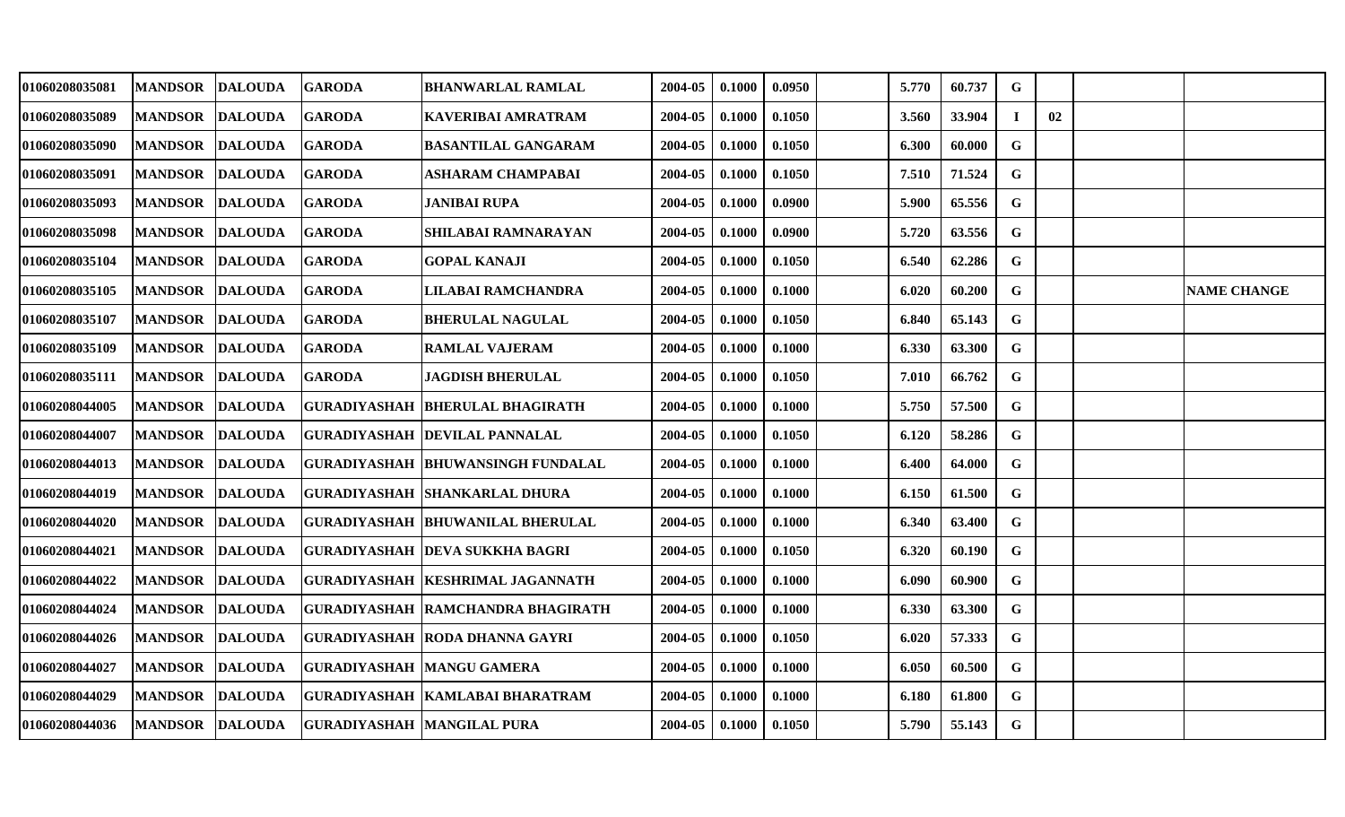| | | | | | | | | | | | | | | |
|---|---|---|---|---|---|---|---|---|---|---|---|---|---|---|
| 01060208035081 | MANDSOR | DALOUDA | GARODA | BHANWARLAL RAMLAL | 2004-05 | 0.1000 | 0.0950 | | 5.770 | 60.737 | G | | | |
| 01060208035089 | MANDSOR | DALOUDA | GARODA | KAVERIBAI AMRATRAM | 2004-05 | 0.1000 | 0.1050 | | 3.560 | 33.904 | I | 02 | | |
| 01060208035090 | MANDSOR | DALOUDA | GARODA | BASANTILAL GANGARAM | 2004-05 | 0.1000 | 0.1050 | | 6.300 | 60.000 | G | | | |
| 01060208035091 | MANDSOR | DALOUDA | GARODA | ASHARAM CHAMPABAI | 2004-05 | 0.1000 | 0.1050 | | 7.510 | 71.524 | G | | | |
| 01060208035093 | MANDSOR | DALOUDA | GARODA | JANIBAI RUPA | 2004-05 | 0.1000 | 0.0900 | | 5.900 | 65.556 | G | | | |
| 01060208035098 | MANDSOR | DALOUDA | GARODA | SHILABAI RAMNARAYAN | 2004-05 | 0.1000 | 0.0900 | | 5.720 | 63.556 | G | | | |
| 01060208035104 | MANDSOR | DALOUDA | GARODA | GOPAL KANAJI | 2004-05 | 0.1000 | 0.1050 | | 6.540 | 62.286 | G | | | |
| 01060208035105 | MANDSOR | DALOUDA | GARODA | LILABAI RAMCHANDRA | 2004-05 | 0.1000 | 0.1000 | | 6.020 | 60.200 | G | | | NAME CHANGE |
| 01060208035107 | MANDSOR | DALOUDA | GARODA | BHERULAL NAGULAL | 2004-05 | 0.1000 | 0.1050 | | 6.840 | 65.143 | G | | | |
| 01060208035109 | MANDSOR | DALOUDA | GARODA | RAMLAL VAJERAM | 2004-05 | 0.1000 | 0.1000 | | 6.330 | 63.300 | G | | | |
| 01060208035111 | MANDSOR | DALOUDA | GARODA | JAGDISH BHERULAL | 2004-05 | 0.1000 | 0.1050 | | 7.010 | 66.762 | G | | | |
| 01060208044005 | MANDSOR | DALOUDA | GURADIYASHAH | BHERULAL BHAGIRATH | 2004-05 | 0.1000 | 0.1000 | | 5.750 | 57.500 | G | | | |
| 01060208044007 | MANDSOR | DALOUDA | GURADIYASHAH | DEVILAL PANNALAL | 2004-05 | 0.1000 | 0.1050 | | 6.120 | 58.286 | G | | | |
| 01060208044013 | MANDSOR | DALOUDA | GURADIYASHAH | BHUWANSINGH FUNDALAL | 2004-05 | 0.1000 | 0.1000 | | 6.400 | 64.000 | G | | | |
| 01060208044019 | MANDSOR | DALOUDA | GURADIYASHAH | SHANKARLAL DHURA | 2004-05 | 0.1000 | 0.1000 | | 6.150 | 61.500 | G | | | |
| 01060208044020 | MANDSOR | DALOUDA | GURADIYASHAH | BHUWANILAL BHERULAL | 2004-05 | 0.1000 | 0.1000 | | 6.340 | 63.400 | G | | | |
| 01060208044021 | MANDSOR | DALOUDA | GURADIYASHAH | DEVA SUKKHA BAGRI | 2004-05 | 0.1000 | 0.1050 | | 6.320 | 60.190 | G | | | |
| 01060208044022 | MANDSOR | DALOUDA | GURADIYASHAH | KESHRIMAL JAGANNATH | 2004-05 | 0.1000 | 0.1000 | | 6.090 | 60.900 | G | | | |
| 01060208044024 | MANDSOR | DALOUDA | GURADIYASHAH | RAMCHANDRA BHAGIRATH | 2004-05 | 0.1000 | 0.1000 | | 6.330 | 63.300 | G | | | |
| 01060208044026 | MANDSOR | DALOUDA | GURADIYASHAH | RODA DHANNA GAYRI | 2004-05 | 0.1000 | 0.1050 | | 6.020 | 57.333 | G | | | |
| 01060208044027 | MANDSOR | DALOUDA | GURADIYASHAH | MANGU GAMERA | 2004-05 | 0.1000 | 0.1000 | | 6.050 | 60.500 | G | | | |
| 01060208044029 | MANDSOR | DALOUDA | GURADIYASHAH | KAMLABAI BHARATRAM | 2004-05 | 0.1000 | 0.1000 | | 6.180 | 61.800 | G | | | |
| 01060208044036 | MANDSOR | DALOUDA | GURADIYASHAH | MANGILAL PURA | 2004-05 | 0.1000 | 0.1050 | | 5.790 | 55.143 | G | | | |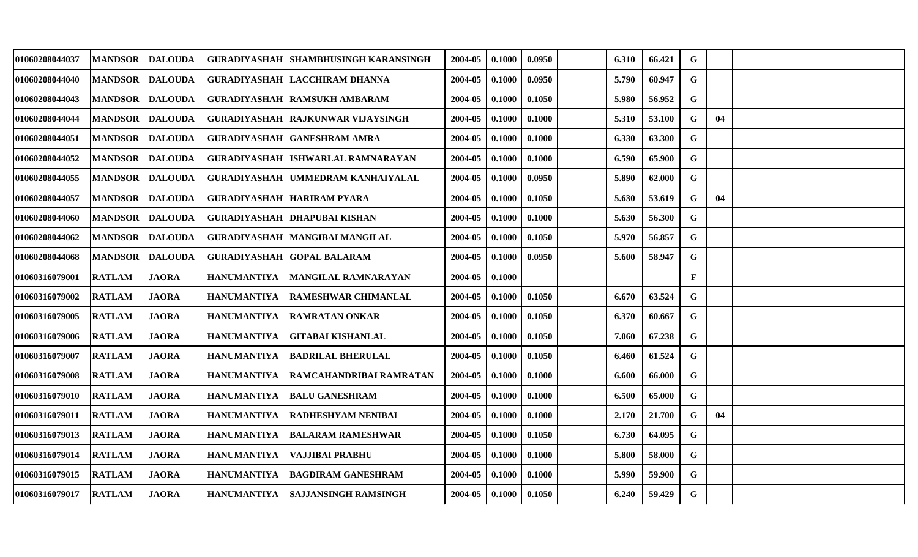| | | | | | | | | | | | | | | |
|---|---|---|---|---|---|---|---|---|---|---|---|---|---|---|
| 01060208044037 | MANDSOR | DALOUDA | GURADIYASHAH | SHAMBHUSINGH KARANSINGH | 2004-05 | 0.1000 | 0.0950 | | 6.310 | 66.421 | G | | | |
| 01060208044040 | MANDSOR | DALOUDA | GURADIYASHAH | LACCHIRAM DHANNA | 2004-05 | 0.1000 | 0.0950 | | 5.790 | 60.947 | G | | | |
| 01060208044043 | MANDSOR | DALOUDA | GURADIYASHAH | RAMSUKH AMBARAM | 2004-05 | 0.1000 | 0.1050 | | 5.980 | 56.952 | G | | | |
| 01060208044044 | MANDSOR | DALOUDA | GURADIYASHAH | RAJKUNWAR VIJAYSINGH | 2004-05 | 0.1000 | 0.1000 | | 5.310 | 53.100 | G | 04 | | |
| 01060208044051 | MANDSOR | DALOUDA | GURADIYASHAH | GANESHRAM AMRA | 2004-05 | 0.1000 | 0.1000 | | 6.330 | 63.300 | G | | | |
| 01060208044052 | MANDSOR | DALOUDA | GURADIYASHAH | ISHWARLAL RAMNARAYAN | 2004-05 | 0.1000 | 0.1000 | | 6.590 | 65.900 | G | | | |
| 01060208044055 | MANDSOR | DALOUDA | GURADIYASHAH | UMMEDRAM KANHAIYALAL | 2004-05 | 0.1000 | 0.0950 | | 5.890 | 62.000 | G | | | |
| 01060208044057 | MANDSOR | DALOUDA | GURADIYASHAH | HARIRAM PYARA | 2004-05 | 0.1000 | 0.1050 | | 5.630 | 53.619 | G | 04 | | |
| 01060208044060 | MANDSOR | DALOUDA | GURADIYASHAH | DHAPUBAI KISHAN | 2004-05 | 0.1000 | 0.1000 | | 5.630 | 56.300 | G | | | |
| 01060208044062 | MANDSOR | DALOUDA | GURADIYASHAH | MANGIBAI MANGILAL | 2004-05 | 0.1000 | 0.1050 | | 5.970 | 56.857 | G | | | |
| 01060208044068 | MANDSOR | DALOUDA | GURADIYASHAH | GOPAL BALARAM | 2004-05 | 0.1000 | 0.0950 | | 5.600 | 58.947 | G | | | |
| 01060316079001 | RATLAM | JAORA | HANUMANTIYA | MANGILAL RAMNARAYAN | 2004-05 | 0.1000 | | | | | F | | | |
| 01060316079002 | RATLAM | JAORA | HANUMANTIYA | RAMESHWAR CHIMANLAL | 2004-05 | 0.1000 | 0.1050 | | 6.670 | 63.524 | G | | | |
| 01060316079005 | RATLAM | JAORA | HANUMANTIYA | RAMRATAN ONKAR | 2004-05 | 0.1000 | 0.1050 | | 6.370 | 60.667 | G | | | |
| 01060316079006 | RATLAM | JAORA | HANUMANTIYA | GITABAI KISHANLAL | 2004-05 | 0.1000 | 0.1050 | | 7.060 | 67.238 | G | | | |
| 01060316079007 | RATLAM | JAORA | HANUMANTIYA | BADRILAL BHERULAL | 2004-05 | 0.1000 | 0.1050 | | 6.460 | 61.524 | G | | | |
| 01060316079008 | RATLAM | JAORA | HANUMANTIYA | RAMCAHANDRIBAI RAMRATAN | 2004-05 | 0.1000 | 0.1000 | | 6.600 | 66.000 | G | | | |
| 01060316079010 | RATLAM | JAORA | HANUMANTIYA | BALU GANESHRAM | 2004-05 | 0.1000 | 0.1000 | | 6.500 | 65.000 | G | | | |
| 01060316079011 | RATLAM | JAORA | HANUMANTIYA | RADHESHYAM NENIBAI | 2004-05 | 0.1000 | 0.1000 | | 2.170 | 21.700 | G | 04 | | |
| 01060316079013 | RATLAM | JAORA | HANUMANTIYA | BALARAM RAMESHWAR | 2004-05 | 0.1000 | 0.1050 | | 6.730 | 64.095 | G | | | |
| 01060316079014 | RATLAM | JAORA | HANUMANTIYA | VAJJIBAI PRABHU | 2004-05 | 0.1000 | 0.1000 | | 5.800 | 58.000 | G | | | |
| 01060316079015 | RATLAM | JAORA | HANUMANTIYA | BAGDIRAM GANESHRAM | 2004-05 | 0.1000 | 0.1000 | | 5.990 | 59.900 | G | | | |
| 01060316079017 | RATLAM | JAORA | HANUMANTIYA | SAJJANSINGH RAMSINGH | 2004-05 | 0.1000 | 0.1050 | | 6.240 | 59.429 | G | | | |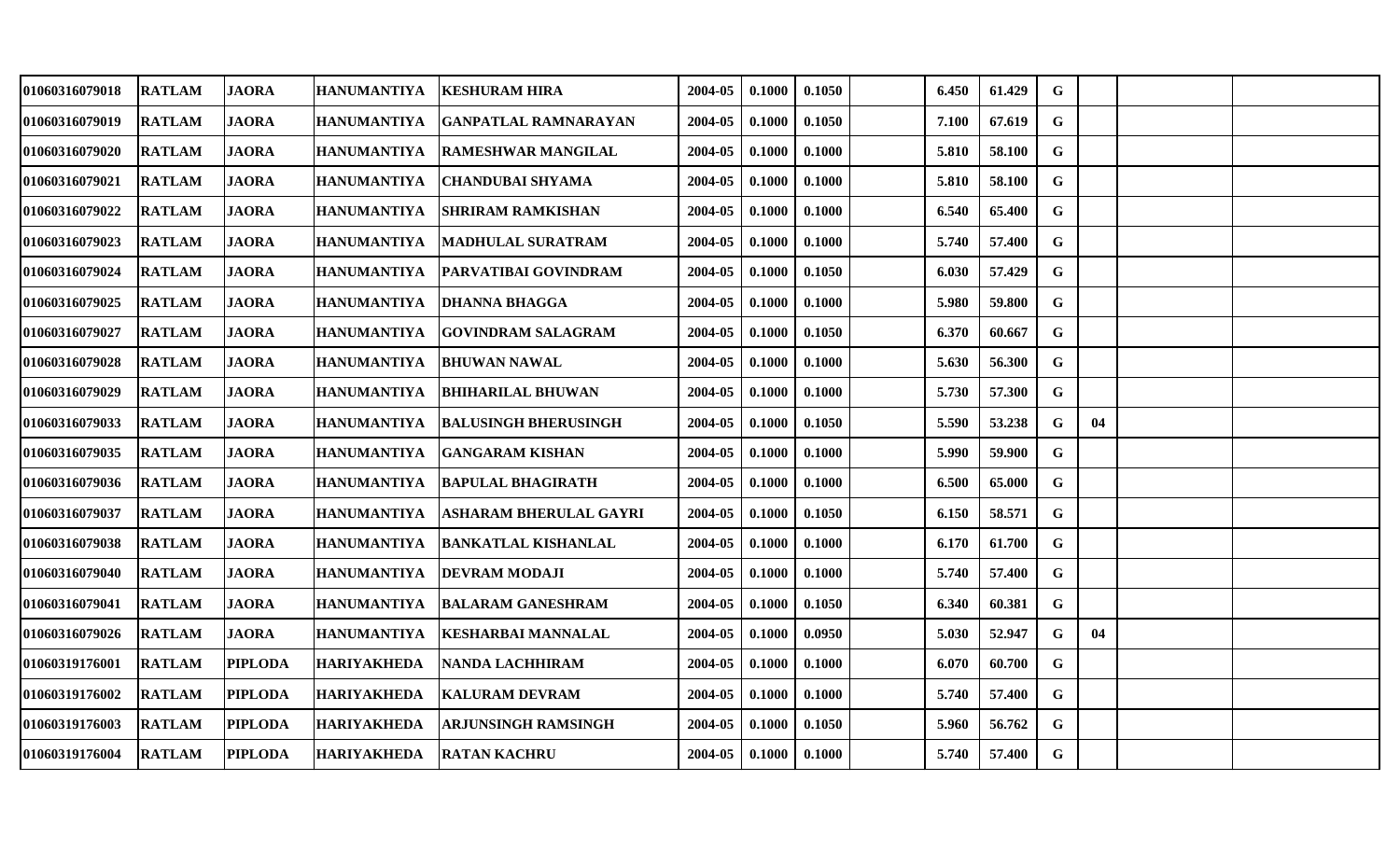| | | | | | | | | | | | | | | |
|---|---|---|---|---|---|---|---|---|---|---|---|---|---|---|
| 01060316079018 | RATLAM | JAORA | HANUMANTIYA | KESHURAM HIRA | 2004-05 | 0.1000 | 0.1050 | | 6.450 | 61.429 | G | | | |
| 01060316079019 | RATLAM | JAORA | HANUMANTIYA | GANPATLAL RAMNARAYAN | 2004-05 | 0.1000 | 0.1050 | | 7.100 | 67.619 | G | | | |
| 01060316079020 | RATLAM | JAORA | HANUMANTIYA | RAMESHWAR MANGILAL | 2004-05 | 0.1000 | 0.1000 | | 5.810 | 58.100 | G | | | |
| 01060316079021 | RATLAM | JAORA | HANUMANTIYA | CHANDUBAI SHYAMA | 2004-05 | 0.1000 | 0.1000 | | 5.810 | 58.100 | G | | | |
| 01060316079022 | RATLAM | JAORA | HANUMANTIYA | SHRIRAM RAMKISHAN | 2004-05 | 0.1000 | 0.1000 | | 6.540 | 65.400 | G | | | |
| 01060316079023 | RATLAM | JAORA | HANUMANTIYA | MADHULAL SURATRAM | 2004-05 | 0.1000 | 0.1000 | | 5.740 | 57.400 | G | | | |
| 01060316079024 | RATLAM | JAORA | HANUMANTIYA | PARVATIBAI GOVINDRAM | 2004-05 | 0.1000 | 0.1050 | | 6.030 | 57.429 | G | | | |
| 01060316079025 | RATLAM | JAORA | HANUMANTIYA | DHANNA BHAGGA | 2004-05 | 0.1000 | 0.1000 | | 5.980 | 59.800 | G | | | |
| 01060316079027 | RATLAM | JAORA | HANUMANTIYA | GOVINDRAM SALAGRAM | 2004-05 | 0.1000 | 0.1050 | | 6.370 | 60.667 | G | | | |
| 01060316079028 | RATLAM | JAORA | HANUMANTIYA | BHUWAN NAWAL | 2004-05 | 0.1000 | 0.1000 | | 5.630 | 56.300 | G | | | |
| 01060316079029 | RATLAM | JAORA | HANUMANTIYA | BHIHARILAL BHUWAN | 2004-05 | 0.1000 | 0.1000 | | 5.730 | 57.300 | G | | | |
| 01060316079033 | RATLAM | JAORA | HANUMANTIYA | BALUSINGH BHERUSINGH | 2004-05 | 0.1000 | 0.1050 | | 5.590 | 53.238 | G | 04 | | |
| 01060316079035 | RATLAM | JAORA | HANUMANTIYA | GANGARAM KISHAN | 2004-05 | 0.1000 | 0.1000 | | 5.990 | 59.900 | G | | | |
| 01060316079036 | RATLAM | JAORA | HANUMANTIYA | BAPULAL BHAGIRATH | 2004-05 | 0.1000 | 0.1000 | | 6.500 | 65.000 | G | | | |
| 01060316079037 | RATLAM | JAORA | HANUMANTIYA | ASHARAM BHERULAL GAYRI | 2004-05 | 0.1000 | 0.1050 | | 6.150 | 58.571 | G | | | |
| 01060316079038 | RATLAM | JAORA | HANUMANTIYA | BANKATLAL KISHANLAL | 2004-05 | 0.1000 | 0.1000 | | 6.170 | 61.700 | G | | | |
| 01060316079040 | RATLAM | JAORA | HANUMANTIYA | DEVRAM MODAJI | 2004-05 | 0.1000 | 0.1000 | | 5.740 | 57.400 | G | | | |
| 01060316079041 | RATLAM | JAORA | HANUMANTIYA | BALARAM GANESHRAM | 2004-05 | 0.1000 | 0.1050 | | 6.340 | 60.381 | G | | | |
| 01060316079026 | RATLAM | JAORA | HANUMANTIYA | KESHARBAI MANNALAL | 2004-05 | 0.1000 | 0.0950 | | 5.030 | 52.947 | G | 04 | | |
| 01060319176001 | RATLAM | PIPLODA | HARIYAKHEDA | NANDA LACHHIRAM | 2004-05 | 0.1000 | 0.1000 | | 6.070 | 60.700 | G | | | |
| 01060319176002 | RATLAM | PIPLODA | HARIYAKHEDA | KALURAM DEVRAM | 2004-05 | 0.1000 | 0.1000 | | 5.740 | 57.400 | G | | | |
| 01060319176003 | RATLAM | PIPLODA | HARIYAKHEDA | ARJUNSINGH RAMSINGH | 2004-05 | 0.1000 | 0.1050 | | 5.960 | 56.762 | G | | | |
| 01060319176004 | RATLAM | PIPLODA | HARIYAKHEDA | RATAN KACHRU | 2004-05 | 0.1000 | 0.1000 | | 5.740 | 57.400 | G | | | |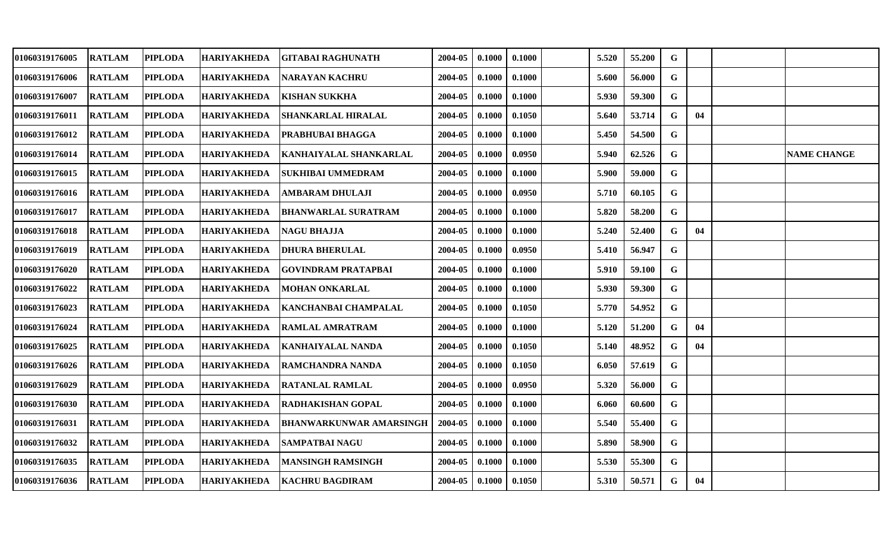| | | | | | | | | | | | | | | |
|---|---|---|---|---|---|---|---|---|---|---|---|---|---|---|
| 01060319176005 | RATLAM | PIPLODA | HARIYAKHEDA | GITABAI RAGHUNATH | 2004-05 | 0.1000 | 0.1000 | | 5.520 | 55.200 | G | | | |
| 01060319176006 | RATLAM | PIPLODA | HARIYAKHEDA | NARAYAN KACHRU | 2004-05 | 0.1000 | 0.1000 | | 5.600 | 56.000 | G | | | |
| 01060319176007 | RATLAM | PIPLODA | HARIYAKHEDA | KISHAN SUKKHA | 2004-05 | 0.1000 | 0.1000 | | 5.930 | 59.300 | G | | | |
| 01060319176011 | RATLAM | PIPLODA | HARIYAKHEDA | SHANKARLAL HIRALAL | 2004-05 | 0.1000 | 0.1050 | | 5.640 | 53.714 | G | 04 | | |
| 01060319176012 | RATLAM | PIPLODA | HARIYAKHEDA | PRABHUBAI BHAGGA | 2004-05 | 0.1000 | 0.1000 | | 5.450 | 54.500 | G | | | |
| 01060319176014 | RATLAM | PIPLODA | HARIYAKHEDA | KANHAIYALAL SHANKARLAL | 2004-05 | 0.1000 | 0.0950 | | 5.940 | 62.526 | G | | | NAME CHANGE |
| 01060319176015 | RATLAM | PIPLODA | HARIYAKHEDA | SUKHIBAI UMMEDRAM | 2004-05 | 0.1000 | 0.1000 | | 5.900 | 59.000 | G | | | |
| 01060319176016 | RATLAM | PIPLODA | HARIYAKHEDA | AMBARAM DHULAJI | 2004-05 | 0.1000 | 0.0950 | | 5.710 | 60.105 | G | | | |
| 01060319176017 | RATLAM | PIPLODA | HARIYAKHEDA | BHANWARLAL SURATRAM | 2004-05 | 0.1000 | 0.1000 | | 5.820 | 58.200 | G | | | |
| 01060319176018 | RATLAM | PIPLODA | HARIYAKHEDA | NAGU BHAJJA | 2004-05 | 0.1000 | 0.1000 | | 5.240 | 52.400 | G | 04 | | |
| 01060319176019 | RATLAM | PIPLODA | HARIYAKHEDA | DHURA BHERULAL | 2004-05 | 0.1000 | 0.0950 | | 5.410 | 56.947 | G | | | |
| 01060319176020 | RATLAM | PIPLODA | HARIYAKHEDA | GOVINDRAM PRATAPBAI | 2004-05 | 0.1000 | 0.1000 | | 5.910 | 59.100 | G | | | |
| 01060319176022 | RATLAM | PIPLODA | HARIYAKHEDA | MOHAN ONKARLAL | 2004-05 | 0.1000 | 0.1000 | | 5.930 | 59.300 | G | | | |
| 01060319176023 | RATLAM | PIPLODA | HARIYAKHEDA | KANCHANBAI CHAMPALAL | 2004-05 | 0.1000 | 0.1050 | | 5.770 | 54.952 | G | | | |
| 01060319176024 | RATLAM | PIPLODA | HARIYAKHEDA | RAMLAL AMRATRAM | 2004-05 | 0.1000 | 0.1000 | | 5.120 | 51.200 | G | 04 | | |
| 01060319176025 | RATLAM | PIPLODA | HARIYAKHEDA | KANHAIYALAL NANDA | 2004-05 | 0.1000 | 0.1050 | | 5.140 | 48.952 | G | 04 | | |
| 01060319176026 | RATLAM | PIPLODA | HARIYAKHEDA | RAMCHANDRA NANDA | 2004-05 | 0.1000 | 0.1050 | | 6.050 | 57.619 | G | | | |
| 01060319176029 | RATLAM | PIPLODA | HARIYAKHEDA | RATANLAL RAMLAL | 2004-05 | 0.1000 | 0.0950 | | 5.320 | 56.000 | G | | | |
| 01060319176030 | RATLAM | PIPLODA | HARIYAKHEDA | RADHAKISHAN GOPAL | 2004-05 | 0.1000 | 0.1000 | | 6.060 | 60.600 | G | | | |
| 01060319176031 | RATLAM | PIPLODA | HARIYAKHEDA | BHANWARKUNWAR AMARSINGH | 2004-05 | 0.1000 | 0.1000 | | 5.540 | 55.400 | G | | | |
| 01060319176032 | RATLAM | PIPLODA | HARIYAKHEDA | SAMPATBAI NAGU | 2004-05 | 0.1000 | 0.1000 | | 5.890 | 58.900 | G | | | |
| 01060319176035 | RATLAM | PIPLODA | HARIYAKHEDA | MANSINGH RAMSINGH | 2004-05 | 0.1000 | 0.1000 | | 5.530 | 55.300 | G | | | |
| 01060319176036 | RATLAM | PIPLODA | HARIYAKHEDA | KACHRU BAGDIRAM | 2004-05 | 0.1000 | 0.1050 | | 5.310 | 50.571 | G | 04 | | |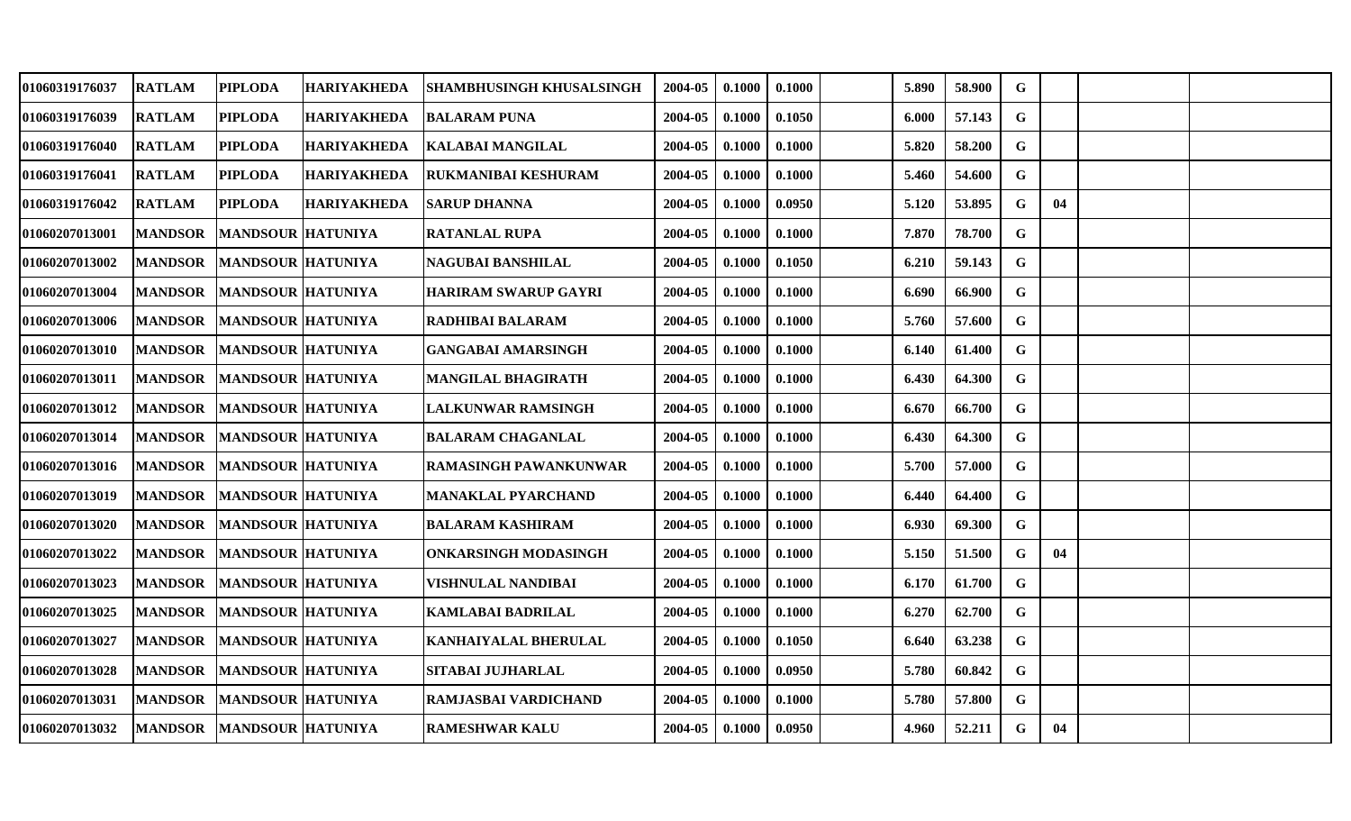| | | | | | | | | | | | | | | |
|---|---|---|---|---|---|---|---|---|---|---|---|---|---|---|
| 01060319176037 | RATLAM | PIPLODA | HARIYAKHEDA | SHAMBHUSINGH KHUSALSINGH | 2004-05 | 0.1000 | 0.1000 | | 5.890 | 58.900 | G | | | |
| 01060319176039 | RATLAM | PIPLODA | HARIYAKHEDA | BALARAM PUNA | 2004-05 | 0.1000 | 0.1050 | | 6.000 | 57.143 | G | | | |
| 01060319176040 | RATLAM | PIPLODA | HARIYAKHEDA | KALABAI MANGILAL | 2004-05 | 0.1000 | 0.1000 | | 5.820 | 58.200 | G | | | |
| 01060319176041 | RATLAM | PIPLODA | HARIYAKHEDA | RUKMANIBAI KESHURAM | 2004-05 | 0.1000 | 0.1000 | | 5.460 | 54.600 | G | | | |
| 01060319176042 | RATLAM | PIPLODA | HARIYAKHEDA | SARUP DHANNA | 2004-05 | 0.1000 | 0.0950 | | 5.120 | 53.895 | G | 04 | | |
| 01060207013001 | MANDSOR | MANDSOUR | HATUNIYA | RATANLAL RUPA | 2004-05 | 0.1000 | 0.1000 | | 7.870 | 78.700 | G | | | |
| 01060207013002 | MANDSOR | MANDSOUR | HATUNIYA | NAGUBAI BANSHILAL | 2004-05 | 0.1000 | 0.1050 | | 6.210 | 59.143 | G | | | |
| 01060207013004 | MANDSOR | MANDSOUR | HATUNIYA | HARIRAM SWARUP GAYRI | 2004-05 | 0.1000 | 0.1000 | | 6.690 | 66.900 | G | | | |
| 01060207013006 | MANDSOR | MANDSOUR | HATUNIYA | RADHIBAI BALARAM | 2004-05 | 0.1000 | 0.1000 | | 5.760 | 57.600 | G | | | |
| 01060207013010 | MANDSOR | MANDSOUR | HATUNIYA | GANGABAI AMARSINGH | 2004-05 | 0.1000 | 0.1000 | | 6.140 | 61.400 | G | | | |
| 01060207013011 | MANDSOR | MANDSOUR | HATUNIYA | MANGILAL BHAGIRATH | 2004-05 | 0.1000 | 0.1000 | | 6.430 | 64.300 | G | | | |
| 01060207013012 | MANDSOR | MANDSOUR | HATUNIYA | LALKUNWAR RAMSINGH | 2004-05 | 0.1000 | 0.1000 | | 6.670 | 66.700 | G | | | |
| 01060207013014 | MANDSOR | MANDSOUR | HATUNIYA | BALARAM CHAGANLAL | 2004-05 | 0.1000 | 0.1000 | | 6.430 | 64.300 | G | | | |
| 01060207013016 | MANDSOR | MANDSOUR | HATUNIYA | RAMASINGH PAWANKUNWAR | 2004-05 | 0.1000 | 0.1000 | | 5.700 | 57.000 | G | | | |
| 01060207013019 | MANDSOR | MANDSOUR | HATUNIYA | MANAKLAL PYARCHAND | 2004-05 | 0.1000 | 0.1000 | | 6.440 | 64.400 | G | | | |
| 01060207013020 | MANDSOR | MANDSOUR | HATUNIYA | BALARAM KASHIRAM | 2004-05 | 0.1000 | 0.1000 | | 6.930 | 69.300 | G | | | |
| 01060207013022 | MANDSOR | MANDSOUR | HATUNIYA | ONKARSINGH MODASINGH | 2004-05 | 0.1000 | 0.1000 | | 5.150 | 51.500 | G | 04 | | |
| 01060207013023 | MANDSOR | MANDSOUR | HATUNIYA | VISHNULAL NANDIBAI | 2004-05 | 0.1000 | 0.1000 | | 6.170 | 61.700 | G | | | |
| 01060207013025 | MANDSOR | MANDSOUR | HATUNIYA | KAMLABAI BADRILAL | 2004-05 | 0.1000 | 0.1000 | | 6.270 | 62.700 | G | | | |
| 01060207013027 | MANDSOR | MANDSOUR | HATUNIYA | KANHAIYALAL BHERULAL | 2004-05 | 0.1000 | 0.1050 | | 6.640 | 63.238 | G | | | |
| 01060207013028 | MANDSOR | MANDSOUR | HATUNIYA | SITABAI JUJHARLAL | 2004-05 | 0.1000 | 0.0950 | | 5.780 | 60.842 | G | | | |
| 01060207013031 | MANDSOR | MANDSOUR | HATUNIYA | RAMJASBAI VARDICHAND | 2004-05 | 0.1000 | 0.1000 | | 5.780 | 57.800 | G | | | |
| 01060207013032 | MANDSOR | MANDSOUR | HATUNIYA | RAMESHWAR KALU | 2004-05 | 0.1000 | 0.0950 | | 4.960 | 52.211 | G | 04 | | |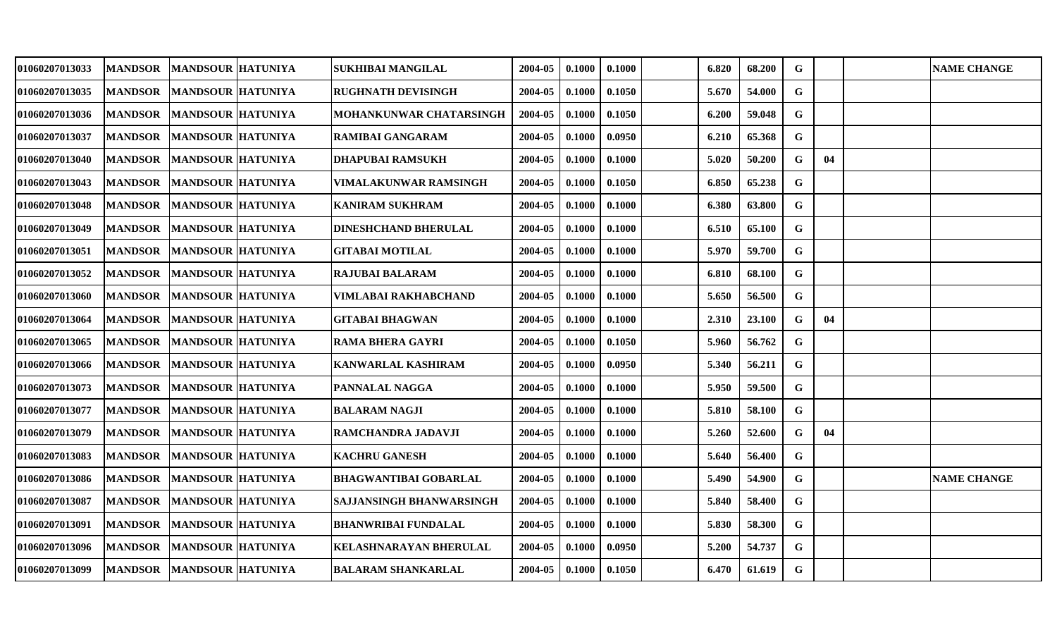| | | | | | | | | | | | | | | | |
|---|---|---|---|---|---|---|---|---|---|---|---|---|---|---|---|
| 01060207013033 | MANDSOR | MANDSOUR | HATUNIYA | SUKHIBAI MANGILAL | 2004-05 | 0.1000 | 0.1000 | | 6.820 | 68.200 | G | | | | NAME CHANGE |
| 01060207013035 | MANDSOR | MANDSOUR | HATUNIYA | RUGHNATH DEVISINGH | 2004-05 | 0.1000 | 0.1050 | | 5.670 | 54.000 | G | | | | |
| 01060207013036 | MANDSOR | MANDSOUR | HATUNIYA | MOHANKUNWAR CHATARSINGH | 2004-05 | 0.1000 | 0.1050 | | 6.200 | 59.048 | G | | | | |
| 01060207013037 | MANDSOR | MANDSOUR | HATUNIYA | RAMIBAI GANGARAM | 2004-05 | 0.1000 | 0.0950 | | 6.210 | 65.368 | G | | | | |
| 01060207013040 | MANDSOR | MANDSOUR | HATUNIYA | DHAPUBAI RAMSUKH | 2004-05 | 0.1000 | 0.1000 | | 5.020 | 50.200 | G | 04 | | | |
| 01060207013043 | MANDSOR | MANDSOUR | HATUNIYA | VIMALAKUNWAR RAMSINGH | 2004-05 | 0.1000 | 0.1050 | | 6.850 | 65.238 | G | | | | |
| 01060207013048 | MANDSOR | MANDSOUR | HATUNIYA | KANIRAM SUKHRAM | 2004-05 | 0.1000 | 0.1000 | | 6.380 | 63.800 | G | | | | |
| 01060207013049 | MANDSOR | MANDSOUR | HATUNIYA | DINESHCHAND BHERULAL | 2004-05 | 0.1000 | 0.1000 | | 6.510 | 65.100 | G | | | | |
| 01060207013051 | MANDSOR | MANDSOUR | HATUNIYA | GITABAI MOTILAL | 2004-05 | 0.1000 | 0.1000 | | 5.970 | 59.700 | G | | | | |
| 01060207013052 | MANDSOR | MANDSOUR | HATUNIYA | RAJUBAI BALARAM | 2004-05 | 0.1000 | 0.1000 | | 6.810 | 68.100 | G | | | | |
| 01060207013060 | MANDSOR | MANDSOUR | HATUNIYA | VIMLABAI RAKHABCHAND | 2004-05 | 0.1000 | 0.1000 | | 5.650 | 56.500 | G | | | | |
| 01060207013064 | MANDSOR | MANDSOUR | HATUNIYA | GITABAI BHAGWAN | 2004-05 | 0.1000 | 0.1000 | | 2.310 | 23.100 | G | 04 | | | |
| 01060207013065 | MANDSOR | MANDSOUR | HATUNIYA | RAMA BHERA GAYRI | 2004-05 | 0.1000 | 0.1050 | | 5.960 | 56.762 | G | | | | |
| 01060207013066 | MANDSOR | MANDSOUR | HATUNIYA | KANWARLAL KASHIRAM | 2004-05 | 0.1000 | 0.0950 | | 5.340 | 56.211 | G | | | | |
| 01060207013073 | MANDSOR | MANDSOUR | HATUNIYA | PANNALAL NAGGA | 2004-05 | 0.1000 | 0.1000 | | 5.950 | 59.500 | G | | | | |
| 01060207013077 | MANDSOR | MANDSOUR | HATUNIYA | BALARAM NAGJI | 2004-05 | 0.1000 | 0.1000 | | 5.810 | 58.100 | G | | | | |
| 01060207013079 | MANDSOR | MANDSOUR | HATUNIYA | RAMCHANDRA JADAVJI | 2004-05 | 0.1000 | 0.1000 | | 5.260 | 52.600 | G | 04 | | | |
| 01060207013083 | MANDSOR | MANDSOUR | HATUNIYA | KACHRU GANESH | 2004-05 | 0.1000 | 0.1000 | | 5.640 | 56.400 | G | | | | |
| 01060207013086 | MANDSOR | MANDSOUR | HATUNIYA | BHAGWANTIBAI GOBARLAL | 2004-05 | 0.1000 | 0.1000 | | 5.490 | 54.900 | G | | | | NAME CHANGE |
| 01060207013087 | MANDSOR | MANDSOUR | HATUNIYA | SAJJANSINGH BHANWARSINGH | 2004-05 | 0.1000 | 0.1000 | | 5.840 | 58.400 | G | | | | |
| 01060207013091 | MANDSOR | MANDSOUR | HATUNIYA | BHANWRIBAI FUNDALAL | 2004-05 | 0.1000 | 0.1000 | | 5.830 | 58.300 | G | | | | |
| 01060207013096 | MANDSOR | MANDSOUR | HATUNIYA | KELASHNARAYAN BHERULAL | 2004-05 | 0.1000 | 0.0950 | | 5.200 | 54.737 | G | | | | |
| 01060207013099 | MANDSOR | MANDSOUR | HATUNIYA | BALARAM SHANKARLAL | 2004-05 | 0.1000 | 0.1050 | | 6.470 | 61.619 | G | | | | |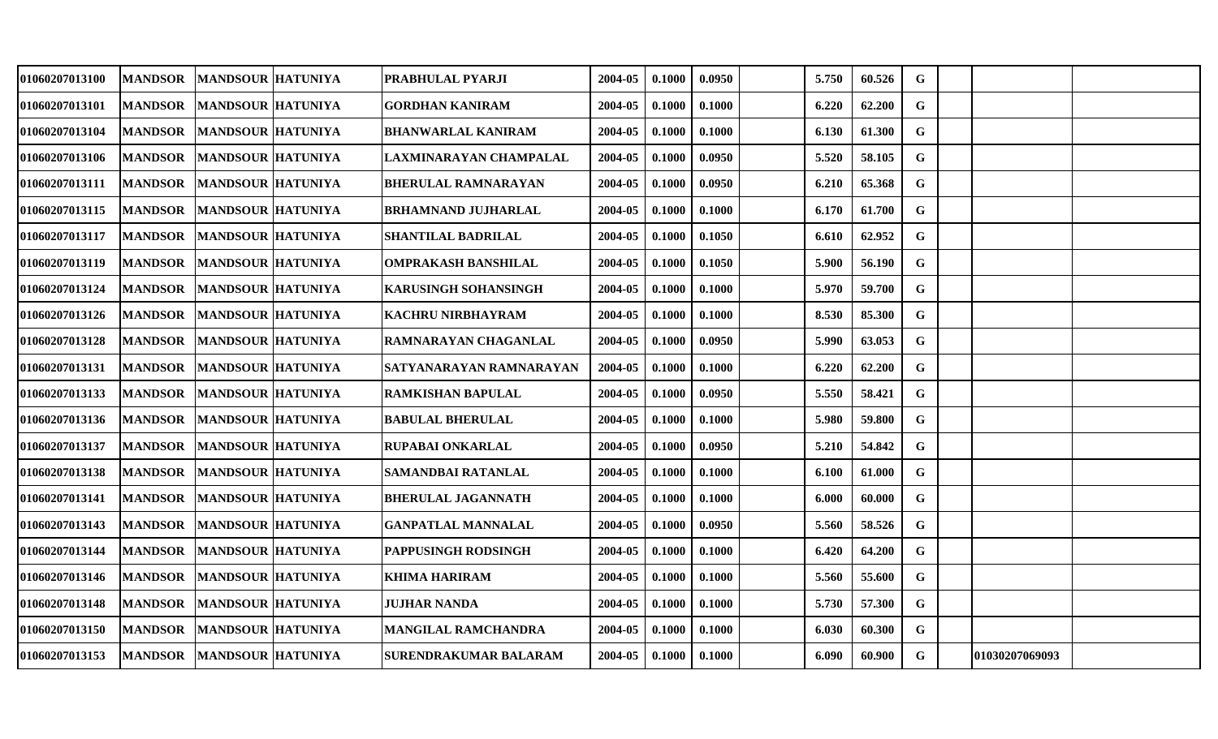| | | | | | | | | | | | | | | |
|---|---|---|---|---|---|---|---|---|---|---|---|---|---|---|
| 01060207013100 | MANDSOR | MANDSOUR | HATUNIYA | PRABHULAL PYARJI | 2004-05 | 0.1000 | 0.0950 | | 5.750 | 60.526 | G | | | |
| 01060207013101 | MANDSOR | MANDSOUR | HATUNIYA | GORDHAN KANIRAM | 2004-05 | 0.1000 | 0.1000 | | 6.220 | 62.200 | G | | | |
| 01060207013104 | MANDSOR | MANDSOUR | HATUNIYA | BHANWARLAL KANIRAM | 2004-05 | 0.1000 | 0.1000 | | 6.130 | 61.300 | G | | | |
| 01060207013106 | MANDSOR | MANDSOUR | HATUNIYA | LAXMINARAYAN CHAMPALAL | 2004-05 | 0.1000 | 0.0950 | | 5.520 | 58.105 | G | | | |
| 01060207013111 | MANDSOR | MANDSOUR | HATUNIYA | BHERULAL RAMNARAYAN | 2004-05 | 0.1000 | 0.0950 | | 6.210 | 65.368 | G | | | |
| 01060207013115 | MANDSOR | MANDSOUR | HATUNIYA | BRHAMNAND JUJHARLAL | 2004-05 | 0.1000 | 0.1000 | | 6.170 | 61.700 | G | | | |
| 01060207013117 | MANDSOR | MANDSOUR | HATUNIYA | SHANTILAL BADRILAL | 2004-05 | 0.1000 | 0.1050 | | 6.610 | 62.952 | G | | | |
| 01060207013119 | MANDSOR | MANDSOUR | HATUNIYA | OMPRAKASH BANSHILAL | 2004-05 | 0.1000 | 0.1050 | | 5.900 | 56.190 | G | | | |
| 01060207013124 | MANDSOR | MANDSOUR | HATUNIYA | KARUSINGH SOHANSINGH | 2004-05 | 0.1000 | 0.1000 | | 5.970 | 59.700 | G | | | |
| 01060207013126 | MANDSOR | MANDSOUR | HATUNIYA | KACHRU NIRBHAYRAM | 2004-05 | 0.1000 | 0.1000 | | 8.530 | 85.300 | G | | | |
| 01060207013128 | MANDSOR | MANDSOUR | HATUNIYA | RAMNARAYAN CHAGANLAL | 2004-05 | 0.1000 | 0.0950 | | 5.990 | 63.053 | G | | | |
| 01060207013131 | MANDSOR | MANDSOUR | HATUNIYA | SATYANARAYAN RAMNARAYAN | 2004-05 | 0.1000 | 0.1000 | | 6.220 | 62.200 | G | | | |
| 01060207013133 | MANDSOR | MANDSOUR | HATUNIYA | RAMKISHAN BAPULAL | 2004-05 | 0.1000 | 0.0950 | | 5.550 | 58.421 | G | | | |
| 01060207013136 | MANDSOR | MANDSOUR | HATUNIYA | BABULAL BHERULAL | 2004-05 | 0.1000 | 0.1000 | | 5.980 | 59.800 | G | | | |
| 01060207013137 | MANDSOR | MANDSOUR | HATUNIYA | RUPABAI ONKARLAL | 2004-05 | 0.1000 | 0.0950 | | 5.210 | 54.842 | G | | | |
| 01060207013138 | MANDSOR | MANDSOUR | HATUNIYA | SAMANDBAI RATANLAL | 2004-05 | 0.1000 | 0.1000 | | 6.100 | 61.000 | G | | | |
| 01060207013141 | MANDSOR | MANDSOUR | HATUNIYA | BHERULAL JAGANNATH | 2004-05 | 0.1000 | 0.1000 | | 6.000 | 60.000 | G | | | |
| 01060207013143 | MANDSOR | MANDSOUR | HATUNIYA | GANPATLAL MANNALAL | 2004-05 | 0.1000 | 0.0950 | | 5.560 | 58.526 | G | | | |
| 01060207013144 | MANDSOR | MANDSOUR | HATUNIYA | PAPPUSINGH RODSINGH | 2004-05 | 0.1000 | 0.1000 | | 6.420 | 64.200 | G | | | |
| 01060207013146 | MANDSOR | MANDSOUR | HATUNIYA | KHIMA HARIRAM | 2004-05 | 0.1000 | 0.1000 | | 5.560 | 55.600 | G | | | |
| 01060207013148 | MANDSOR | MANDSOUR | HATUNIYA | JUJHAR NANDA | 2004-05 | 0.1000 | 0.1000 | | 5.730 | 57.300 | G | | | |
| 01060207013150 | MANDSOR | MANDSOUR | HATUNIYA | MANGILAL RAMCHANDRA | 2004-05 | 0.1000 | 0.1000 | | 6.030 | 60.300 | G | | | |
| 01060207013153 | MANDSOR | MANDSOUR | HATUNIYA | SURENDRAKUMAR BALARAM | 2004-05 | 0.1000 | 0.1000 | | 6.090 | 60.900 | G | | 01030207069093 | |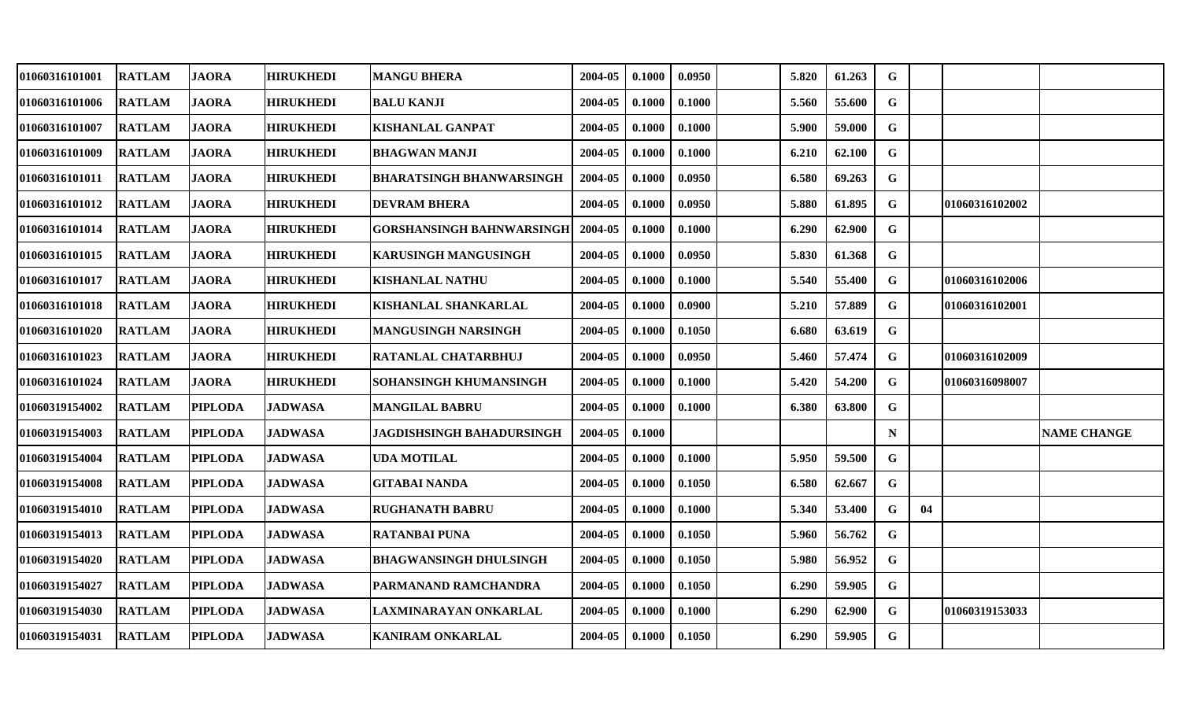| | | | | | | | | | | | | | | |
|---|---|---|---|---|---|---|---|---|---|---|---|---|---|---|
| 01060316101001 | RATLAM | JAORA | HIRUKHEDI | MANGU BHERA | 2004-05 | 0.1000 | 0.0950 | | 5.820 | 61.263 | G | | | |
| 01060316101006 | RATLAM | JAORA | HIRUKHEDI | BALU KANJI | 2004-05 | 0.1000 | 0.1000 | | 5.560 | 55.600 | G | | | |
| 01060316101007 | RATLAM | JAORA | HIRUKHEDI | KISHANLAL GANPAT | 2004-05 | 0.1000 | 0.1000 | | 5.900 | 59.000 | G | | | |
| 01060316101009 | RATLAM | JAORA | HIRUKHEDI | BHAGWAN MANJI | 2004-05 | 0.1000 | 0.1000 | | 6.210 | 62.100 | G | | | |
| 01060316101011 | RATLAM | JAORA | HIRUKHEDI | BHARATSINGH BHANWARSINGH | 2004-05 | 0.1000 | 0.0950 | | 6.580 | 69.263 | G | | | |
| 01060316101012 | RATLAM | JAORA | HIRUKHEDI | DEVRAM BHERA | 2004-05 | 0.1000 | 0.0950 | | 5.880 | 61.895 | G | | 01060316102002 | |
| 01060316101014 | RATLAM | JAORA | HIRUKHEDI | GORSHANSINGH BAHNWARSINGH | 2004-05 | 0.1000 | 0.1000 | | 6.290 | 62.900 | G | | | |
| 01060316101015 | RATLAM | JAORA | HIRUKHEDI | KARUSINGH MANGUSINGH | 2004-05 | 0.1000 | 0.0950 | | 5.830 | 61.368 | G | | | |
| 01060316101017 | RATLAM | JAORA | HIRUKHEDI | KISHANLAL NATHU | 2004-05 | 0.1000 | 0.1000 | | 5.540 | 55.400 | G | | 01060316102006 | |
| 01060316101018 | RATLAM | JAORA | HIRUKHEDI | KISHANLAL SHANKARLAL | 2004-05 | 0.1000 | 0.0900 | | 5.210 | 57.889 | G | | 01060316102001 | |
| 01060316101020 | RATLAM | JAORA | HIRUKHEDI | MANGUSINGH NARSINGH | 2004-05 | 0.1000 | 0.1050 | | 6.680 | 63.619 | G | | | |
| 01060316101023 | RATLAM | JAORA | HIRUKHEDI | RATANLAL CHATARBHUJ | 2004-05 | 0.1000 | 0.0950 | | 5.460 | 57.474 | G | | 01060316102009 | |
| 01060316101024 | RATLAM | JAORA | HIRUKHEDI | SOHANSINGH KHUMANSINGH | 2004-05 | 0.1000 | 0.1000 | | 5.420 | 54.200 | G | | 01060316098007 | |
| 01060319154002 | RATLAM | PIPLODA | JADWASA | MANGILAL BABRU | 2004-05 | 0.1000 | 0.1000 | | 6.380 | 63.800 | G | | | |
| 01060319154003 | RATLAM | PIPLODA | JADWASA | JAGDISHSINGH BAHADURSINGH | 2004-05 | 0.1000 | | | | | N | | | NAME CHANGE |
| 01060319154004 | RATLAM | PIPLODA | JADWASA | UDA MOTILAL | 2004-05 | 0.1000 | 0.1000 | | 5.950 | 59.500 | G | | | |
| 01060319154008 | RATLAM | PIPLODA | JADWASA | GITABAI NANDA | 2004-05 | 0.1000 | 0.1050 | | 6.580 | 62.667 | G | | | |
| 01060319154010 | RATLAM | PIPLODA | JADWASA | RUGHANATH BABRU | 2004-05 | 0.1000 | 0.1000 | | 5.340 | 53.400 | G | 04 | | |
| 01060319154013 | RATLAM | PIPLODA | JADWASA | RATANBAI PUNA | 2004-05 | 0.1000 | 0.1050 | | 5.960 | 56.762 | G | | | |
| 01060319154020 | RATLAM | PIPLODA | JADWASA | BHAGWANSINGH DHULSINGH | 2004-05 | 0.1000 | 0.1050 | | 5.980 | 56.952 | G | | | |
| 01060319154027 | RATLAM | PIPLODA | JADWASA | PARMANAND RAMCHANDRA | 2004-05 | 0.1000 | 0.1050 | | 6.290 | 59.905 | G | | | |
| 01060319154030 | RATLAM | PIPLODA | JADWASA | LAXMINARAYAN ONKARLAL | 2004-05 | 0.1000 | 0.1000 | | 6.290 | 62.900 | G | | 01060319153033 | |
| 01060319154031 | RATLAM | PIPLODA | JADWASA | KANIRAM ONKARLAL | 2004-05 | 0.1000 | 0.1050 | | 6.290 | 59.905 | G | | | |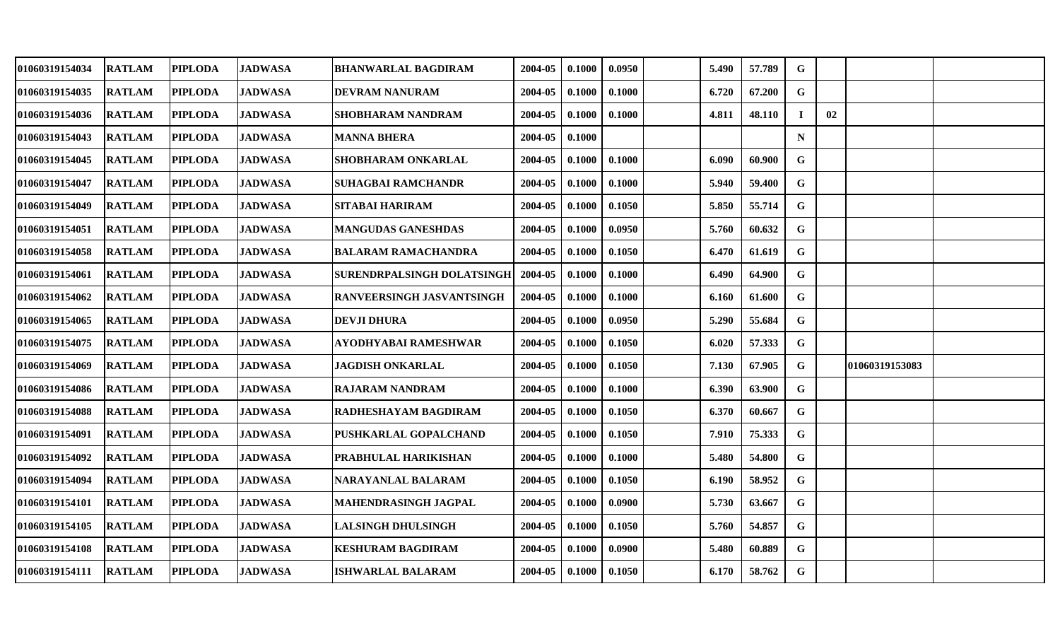| | | | | | | | | | | | | | | |
|---|---|---|---|---|---|---|---|---|---|---|---|---|---|---|
| 01060319154034 | RATLAM | PIPLODA | JADWASA | BHANWARLAL BAGDIRAM | 2004-05 | 0.1000 | 0.0950 | | 5.490 | 57.789 | G | | | |
| 01060319154035 | RATLAM | PIPLODA | JADWASA | DEVRAM NANURAM | 2004-05 | 0.1000 | 0.1000 | | 6.720 | 67.200 | G | | | |
| 01060319154036 | RATLAM | PIPLODA | JADWASA | SHOBHARAM NANDRAM | 2004-05 | 0.1000 | 0.1000 | | 4.811 | 48.110 | I | 02 | | |
| 01060319154043 | RATLAM | PIPLODA | JADWASA | MANNA BHERA | 2004-05 | 0.1000 | | | | | N | | | |
| 01060319154045 | RATLAM | PIPLODA | JADWASA | SHOBHARAM ONKARLAL | 2004-05 | 0.1000 | 0.1000 | | 6.090 | 60.900 | G | | | |
| 01060319154047 | RATLAM | PIPLODA | JADWASA | SUHAGBAI RAMCHANDR | 2004-05 | 0.1000 | 0.1000 | | 5.940 | 59.400 | G | | | |
| 01060319154049 | RATLAM | PIPLODA | JADWASA | SITABAI HARIRAM | 2004-05 | 0.1000 | 0.1050 | | 5.850 | 55.714 | G | | | |
| 01060319154051 | RATLAM | PIPLODA | JADWASA | MANGUDAS GANESHDAS | 2004-05 | 0.1000 | 0.0950 | | 5.760 | 60.632 | G | | | |
| 01060319154058 | RATLAM | PIPLODA | JADWASA | BALARAM RAMACHANDRA | 2004-05 | 0.1000 | 0.1050 | | 6.470 | 61.619 | G | | | |
| 01060319154061 | RATLAM | PIPLODA | JADWASA | SURENDRPALSINGH DOLATSINGH | 2004-05 | 0.1000 | 0.1000 | | 6.490 | 64.900 | G | | | |
| 01060319154062 | RATLAM | PIPLODA | JADWASA | RANVEERSINGH JASVANTSINGH | 2004-05 | 0.1000 | 0.1000 | | 6.160 | 61.600 | G | | | |
| 01060319154065 | RATLAM | PIPLODA | JADWASA | DEVJI DHURA | 2004-05 | 0.1000 | 0.0950 | | 5.290 | 55.684 | G | | | |
| 01060319154075 | RATLAM | PIPLODA | JADWASA | AYODHYABAI RAMESHWAR | 2004-05 | 0.1000 | 0.1050 | | 6.020 | 57.333 | G | | | |
| 01060319154069 | RATLAM | PIPLODA | JADWASA | JAGDISH ONKARLAL | 2004-05 | 0.1000 | 0.1050 | | 7.130 | 67.905 | G | | 01060319153083 | |
| 01060319154086 | RATLAM | PIPLODA | JADWASA | RAJARAM NANDRAM | 2004-05 | 0.1000 | 0.1000 | | 6.390 | 63.900 | G | | | |
| 01060319154088 | RATLAM | PIPLODA | JADWASA | RADHESHAYAM BAGDIRAM | 2004-05 | 0.1000 | 0.1050 | | 6.370 | 60.667 | G | | | |
| 01060319154091 | RATLAM | PIPLODA | JADWASA | PUSHKARLAL GOPALCHAND | 2004-05 | 0.1000 | 0.1050 | | 7.910 | 75.333 | G | | | |
| 01060319154092 | RATLAM | PIPLODA | JADWASA | PRABHULAL HARIKISHAN | 2004-05 | 0.1000 | 0.1000 | | 5.480 | 54.800 | G | | | |
| 01060319154094 | RATLAM | PIPLODA | JADWASA | NARAYANLAL BALARAM | 2004-05 | 0.1000 | 0.1050 | | 6.190 | 58.952 | G | | | |
| 01060319154101 | RATLAM | PIPLODA | JADWASA | MAHENDRASINGH JAGPAL | 2004-05 | 0.1000 | 0.0900 | | 5.730 | 63.667 | G | | | |
| 01060319154105 | RATLAM | PIPLODA | JADWASA | LALSINGH DHULSINGH | 2004-05 | 0.1000 | 0.1050 | | 5.760 | 54.857 | G | | | |
| 01060319154108 | RATLAM | PIPLODA | JADWASA | KESHURAM BAGDIRAM | 2004-05 | 0.1000 | 0.0900 | | 5.480 | 60.889 | G | | | |
| 01060319154111 | RATLAM | PIPLODA | JADWASA | ISHWARLAL BALARAM | 2004-05 | 0.1000 | 0.1050 | | 6.170 | 58.762 | G | | | |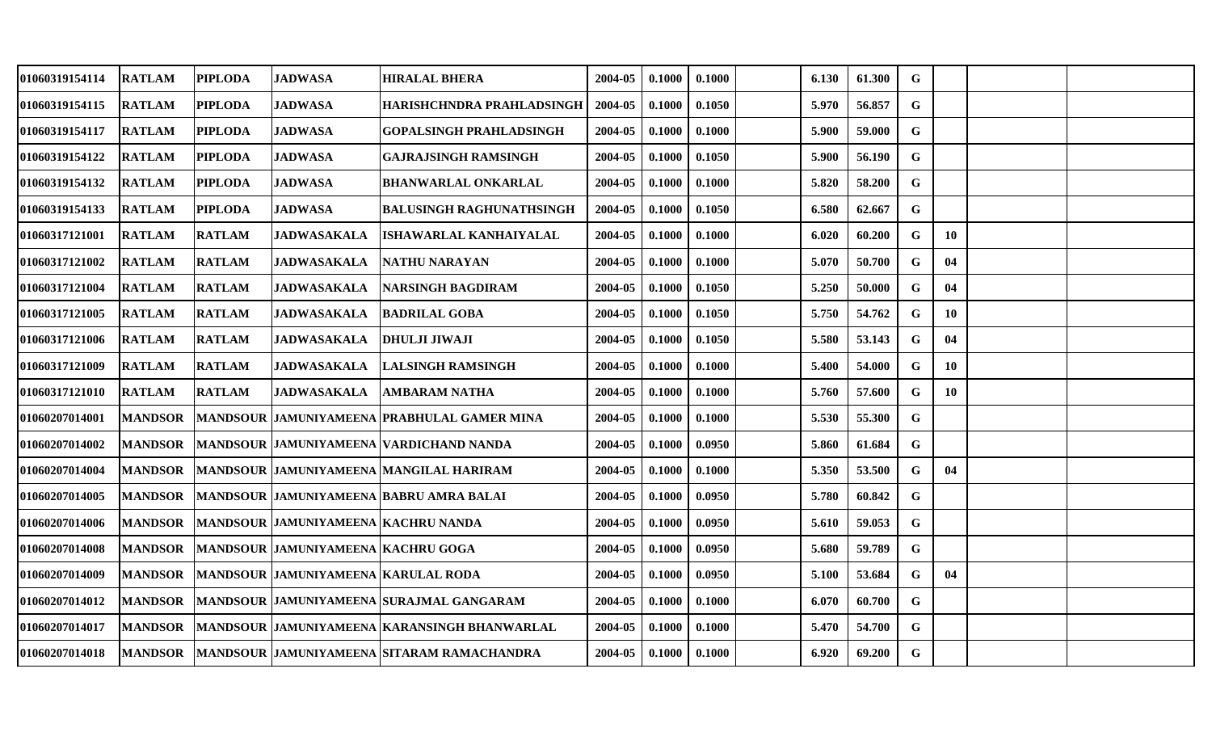| | | | | | | | | | | | | | | |
|---|---|---|---|---|---|---|---|---|---|---|---|---|---|---|
| 01060319154114 | RATLAM | PIPLODA | JADWASA | HIRALAL BHERA | 2004-05 | 0.1000 | 0.1000 | | 6.130 | 61.300 | G | | | |
| 01060319154115 | RATLAM | PIPLODA | JADWASA | HARISHCHNDRA PRAHLADSINGH | 2004-05 | 0.1000 | 0.1050 | | 5.970 | 56.857 | G | | | |
| 01060319154117 | RATLAM | PIPLODA | JADWASA | GOPALSINGH PRAHLADSINGH | 2004-05 | 0.1000 | 0.1000 | | 5.900 | 59.000 | G | | | |
| 01060319154122 | RATLAM | PIPLODA | JADWASA | GAJRAJSINGH RAMSINGH | 2004-05 | 0.1000 | 0.1050 | | 5.900 | 56.190 | G | | | |
| 01060319154132 | RATLAM | PIPLODA | JADWASA | BHANWARLAL ONKARLAL | 2004-05 | 0.1000 | 0.1000 | | 5.820 | 58.200 | G | | | |
| 01060319154133 | RATLAM | PIPLODA | JADWASA | BALUSINGH RAGHUNATHSINGH | 2004-05 | 0.1000 | 0.1050 | | 6.580 | 62.667 | G | | | |
| 01060317121001 | RATLAM | RATLAM | JADWASAKALA | ISHAWARLAL KANHAIYALAL | 2004-05 | 0.1000 | 0.1000 | | 6.020 | 60.200 | G | 10 | | |
| 01060317121002 | RATLAM | RATLAM | JADWASAKALA | NATHU NARAYAN | 2004-05 | 0.1000 | 0.1000 | | 5.070 | 50.700 | G | 04 | | |
| 01060317121004 | RATLAM | RATLAM | JADWASAKALA | NARSINGH BAGDIRAM | 2004-05 | 0.1000 | 0.1050 | | 5.250 | 50.000 | G | 04 | | |
| 01060317121005 | RATLAM | RATLAM | JADWASAKALA | BADRILAL GOBA | 2004-05 | 0.1000 | 0.1050 | | 5.750 | 54.762 | G | 10 | | |
| 01060317121006 | RATLAM | RATLAM | JADWASAKALA | DHULJI JIWAJI | 2004-05 | 0.1000 | 0.1050 | | 5.580 | 53.143 | G | 04 | | |
| 01060317121009 | RATLAM | RATLAM | JADWASAKALA | LALSINGH RAMSINGH | 2004-05 | 0.1000 | 0.1000 | | 5.400 | 54.000 | G | 10 | | |
| 01060317121010 | RATLAM | RATLAM | JADWASAKALA | AMBARAM NATHA | 2004-05 | 0.1000 | 0.1000 | | 5.760 | 57.600 | G | 10 | | |
| 01060207014001 | MANDSOR | MANDSOUR | JAMUNIYAMEENA | PRABHULAL GAMER MINA | 2004-05 | 0.1000 | 0.1000 | | 5.530 | 55.300 | G | | | |
| 01060207014002 | MANDSOR | MANDSOUR | JAMUNIYAMEENA | VARDICHAND NANDA | 2004-05 | 0.1000 | 0.0950 | | 5.860 | 61.684 | G | | | |
| 01060207014004 | MANDSOR | MANDSOUR | JAMUNIYAMEENA | MANGILAL HARIRAM | 2004-05 | 0.1000 | 0.1000 | | 5.350 | 53.500 | G | 04 | | |
| 01060207014005 | MANDSOR | MANDSOUR | JAMUNIYAMEENA | BABRU AMRA BALAI | 2004-05 | 0.1000 | 0.0950 | | 5.780 | 60.842 | G | | | |
| 01060207014006 | MANDSOR | MANDSOUR | JAMUNIYAMEENA | KACHRU NANDA | 2004-05 | 0.1000 | 0.0950 | | 5.610 | 59.053 | G | | | |
| 01060207014008 | MANDSOR | MANDSOUR | JAMUNIYAMEENA | KACHRU GOGA | 2004-05 | 0.1000 | 0.0950 | | 5.680 | 59.789 | G | | | |
| 01060207014009 | MANDSOR | MANDSOUR | JAMUNIYAMEENA | KARULAL RODA | 2004-05 | 0.1000 | 0.0950 | | 5.100 | 53.684 | G | 04 | | |
| 01060207014012 | MANDSOR | MANDSOUR | JAMUNIYAMEENA | SURAJMAL GANGARAM | 2004-05 | 0.1000 | 0.1000 | | 6.070 | 60.700 | G | | | |
| 01060207014017 | MANDSOR | MANDSOUR | JAMUNIYAMEENA | KARANSINGH BHANWARLAL | 2004-05 | 0.1000 | 0.1000 | | 5.470 | 54.700 | G | | | |
| 01060207014018 | MANDSOR | MANDSOUR | JAMUNIYAMEENA | SITARAM RAMACHANDRA | 2004-05 | 0.1000 | 0.1000 | | 6.920 | 69.200 | G | | | |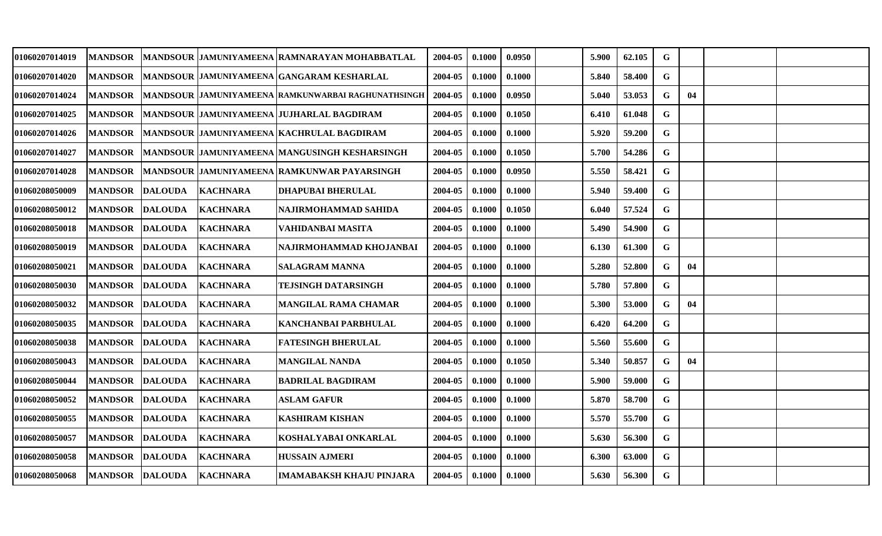| | | | | | | | | | | | | | | | |
|---|---|---|---|---|---|---|---|---|---|---|---|---|---|---|---|
| 01060207014019 | MANDSOR | MANDSOUR | JAMUNIYAMEENA | RAMNARAYAN MOHABBATLAL | 2004-05 | 0.1000 | 0.0950 | | 5.900 | 62.105 | G | | | |
| 01060207014020 | MANDSOR | MANDSOUR | JAMUNIYAMEENA | GANGARAM KESHARLAL | 2004-05 | 0.1000 | 0.1000 | | 5.840 | 58.400 | G | | | |
| 01060207014024 | MANDSOR | MANDSOUR | JAMUNIYAMEENA | RAMKUNWARBAI RAGHUNATHSINGH | 2004-05 | 0.1000 | 0.0950 | | 5.040 | 53.053 | G | 04 | | |
| 01060207014025 | MANDSOR | MANDSOUR | JAMUNIYAMEENA | JUJHARLAL BAGDIRAM | 2004-05 | 0.1000 | 0.1050 | | 6.410 | 61.048 | G | | | |
| 01060207014026 | MANDSOR | MANDSOUR | JAMUNIYAMEENA | KACHRULAL BAGDIRAM | 2004-05 | 0.1000 | 0.1000 | | 5.920 | 59.200 | G | | | |
| 01060207014027 | MANDSOR | MANDSOUR | JAMUNIYAMEENA | MANGUSINGH KESHARSINGH | 2004-05 | 0.1000 | 0.1050 | | 5.700 | 54.286 | G | | | |
| 01060207014028 | MANDSOR | MANDSOUR | JAMUNIYAMEENA | RAMKUNWAR PAYARSINGH | 2004-05 | 0.1000 | 0.0950 | | 5.550 | 58.421 | G | | | |
| 01060208050009 | MANDSOR | DALOUDA | KACHNARA | DHAPUBAI BHERULAL | 2004-05 | 0.1000 | 0.1000 | | 5.940 | 59.400 | G | | | |
| 01060208050012 | MANDSOR | DALOUDA | KACHNARA | NAJIRMOHAMMAD SAHIDA | 2004-05 | 0.1000 | 0.1050 | | 6.040 | 57.524 | G | | | |
| 01060208050018 | MANDSOR | DALOUDA | KACHNARA | VAHIDANBAI MASITA | 2004-05 | 0.1000 | 0.1000 | | 5.490 | 54.900 | G | | | |
| 01060208050019 | MANDSOR | DALOUDA | KACHNARA | NAJIRMOHAMMAD KHOJANBAI | 2004-05 | 0.1000 | 0.1000 | | 6.130 | 61.300 | G | | | |
| 01060208050021 | MANDSOR | DALOUDA | KACHNARA | SALAGRAM MANNA | 2004-05 | 0.1000 | 0.1000 | | 5.280 | 52.800 | G | 04 | | |
| 01060208050030 | MANDSOR | DALOUDA | KACHNARA | TEJSINGH DATARSINGH | 2004-05 | 0.1000 | 0.1000 | | 5.780 | 57.800 | G | | | |
| 01060208050032 | MANDSOR | DALOUDA | KACHNARA | MANGILAL RAMA CHAMAR | 2004-05 | 0.1000 | 0.1000 | | 5.300 | 53.000 | G | 04 | | |
| 01060208050035 | MANDSOR | DALOUDA | KACHNARA | KANCHANBAI PARBHULAL | 2004-05 | 0.1000 | 0.1000 | | 6.420 | 64.200 | G | | | |
| 01060208050038 | MANDSOR | DALOUDA | KACHNARA | FATESINGH BHERULAL | 2004-05 | 0.1000 | 0.1000 | | 5.560 | 55.600 | G | | | |
| 01060208050043 | MANDSOR | DALOUDA | KACHNARA | MANGILAL NANDA | 2004-05 | 0.1000 | 0.1050 | | 5.340 | 50.857 | G | 04 | | |
| 01060208050044 | MANDSOR | DALOUDA | KACHNARA | BADRILAL BAGDIRAM | 2004-05 | 0.1000 | 0.1000 | | 5.900 | 59.000 | G | | | |
| 01060208050052 | MANDSOR | DALOUDA | KACHNARA | ASLAM GAFUR | 2004-05 | 0.1000 | 0.1000 | | 5.870 | 58.700 | G | | | |
| 01060208050055 | MANDSOR | DALOUDA | KACHNARA | KASHIRAM KISHAN | 2004-05 | 0.1000 | 0.1000 | | 5.570 | 55.700 | G | | | |
| 01060208050057 | MANDSOR | DALOUDA | KACHNARA | KOSHALYABAI ONKARLAL | 2004-05 | 0.1000 | 0.1000 | | 5.630 | 56.300 | G | | | |
| 01060208050058 | MANDSOR | DALOUDA | KACHNARA | HUSSAIN AJMERI | 2004-05 | 0.1000 | 0.1000 | | 6.300 | 63.000 | G | | | |
| 01060208050068 | MANDSOR | DALOUDA | KACHNARA | IMAMABAKSH KHAJU PINJARA | 2004-05 | 0.1000 | 0.1000 | | 5.630 | 56.300 | G | | | |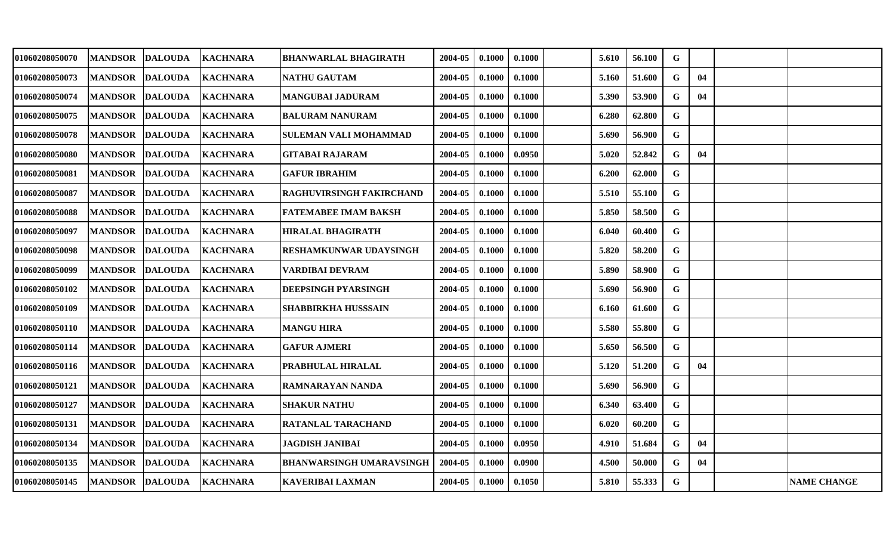| | | | | | | | | | | | | | | |
|---|---|---|---|---|---|---|---|---|---|---|---|---|---|---|
| 01060208050070 | MANDSOR | DALOUDA | KACHNARA | BHANWARLAL BHAGIRATH | 2004-05 | 0.1000 | 0.1000 | | 5.610 | 56.100 | G | | | |
| 01060208050073 | MANDSOR | DALOUDA | KACHNARA | NATHU GAUTAM | 2004-05 | 0.1000 | 0.1000 | | 5.160 | 51.600 | G | 04 | | |
| 01060208050074 | MANDSOR | DALOUDA | KACHNARA | MANGUBAI JADURAM | 2004-05 | 0.1000 | 0.1000 | | 5.390 | 53.900 | G | 04 | | |
| 01060208050075 | MANDSOR | DALOUDA | KACHNARA | BALURAM NANURAM | 2004-05 | 0.1000 | 0.1000 | | 6.280 | 62.800 | G | | | |
| 01060208050078 | MANDSOR | DALOUDA | KACHNARA | SULEMAN VALI MOHAMMAD | 2004-05 | 0.1000 | 0.1000 | | 5.690 | 56.900 | G | | | |
| 01060208050080 | MANDSOR | DALOUDA | KACHNARA | GITABAI RAJARAM | 2004-05 | 0.1000 | 0.0950 | | 5.020 | 52.842 | G | 04 | | |
| 01060208050081 | MANDSOR | DALOUDA | KACHNARA | GAFUR IBRAHIM | 2004-05 | 0.1000 | 0.1000 | | 6.200 | 62.000 | G | | | |
| 01060208050087 | MANDSOR | DALOUDA | KACHNARA | RAGHUVIRSINGH FAKIRCHAND | 2004-05 | 0.1000 | 0.1000 | | 5.510 | 55.100 | G | | | |
| 01060208050088 | MANDSOR | DALOUDA | KACHNARA | FATEMABEE IMAM BAKSH | 2004-05 | 0.1000 | 0.1000 | | 5.850 | 58.500 | G | | | |
| 01060208050097 | MANDSOR | DALOUDA | KACHNARA | HIRALAL BHAGIRATH | 2004-05 | 0.1000 | 0.1000 | | 6.040 | 60.400 | G | | | |
| 01060208050098 | MANDSOR | DALOUDA | KACHNARA | RESHAMKUNWAR UDAYSINGH | 2004-05 | 0.1000 | 0.1000 | | 5.820 | 58.200 | G | | | |
| 01060208050099 | MANDSOR | DALOUDA | KACHNARA | VARDIBAI DEVRAM | 2004-05 | 0.1000 | 0.1000 | | 5.890 | 58.900 | G | | | |
| 01060208050102 | MANDSOR | DALOUDA | KACHNARA | DEEPSINGH PYARSINGH | 2004-05 | 0.1000 | 0.1000 | | 5.690 | 56.900 | G | | | |
| 01060208050109 | MANDSOR | DALOUDA | KACHNARA | SHABBIRKHA HUSSSAIN | 2004-05 | 0.1000 | 0.1000 | | 6.160 | 61.600 | G | | | |
| 01060208050110 | MANDSOR | DALOUDA | KACHNARA | MANGU HIRA | 2004-05 | 0.1000 | 0.1000 | | 5.580 | 55.800 | G | | | |
| 01060208050114 | MANDSOR | DALOUDA | KACHNARA | GAFUR AJMERI | 2004-05 | 0.1000 | 0.1000 | | 5.650 | 56.500 | G | | | |
| 01060208050116 | MANDSOR | DALOUDA | KACHNARA | PRABHULAL HIRALAL | 2004-05 | 0.1000 | 0.1000 | | 5.120 | 51.200 | G | 04 | | |
| 01060208050121 | MANDSOR | DALOUDA | KACHNARA | RAMNARAYAN NANDA | 2004-05 | 0.1000 | 0.1000 | | 5.690 | 56.900 | G | | | |
| 01060208050127 | MANDSOR | DALOUDA | KACHNARA | SHAKUR NATHU | 2004-05 | 0.1000 | 0.1000 | | 6.340 | 63.400 | G | | | |
| 01060208050131 | MANDSOR | DALOUDA | KACHNARA | RATANLAL TARACHAND | 2004-05 | 0.1000 | 0.1000 | | 6.020 | 60.200 | G | | | |
| 01060208050134 | MANDSOR | DALOUDA | KACHNARA | JAGDISH JANIBAI | 2004-05 | 0.1000 | 0.0950 | | 4.910 | 51.684 | G | 04 | | |
| 01060208050135 | MANDSOR | DALOUDA | KACHNARA | BHANWARSINGH UMARAVSINGH | 2004-05 | 0.1000 | 0.0900 | | 4.500 | 50.000 | G | 04 | | |
| 01060208050145 | MANDSOR | DALOUDA | KACHNARA | KAVERIBAI LAXMAN | 2004-05 | 0.1000 | 0.1050 | | 5.810 | 55.333 | G | | | NAME CHANGE |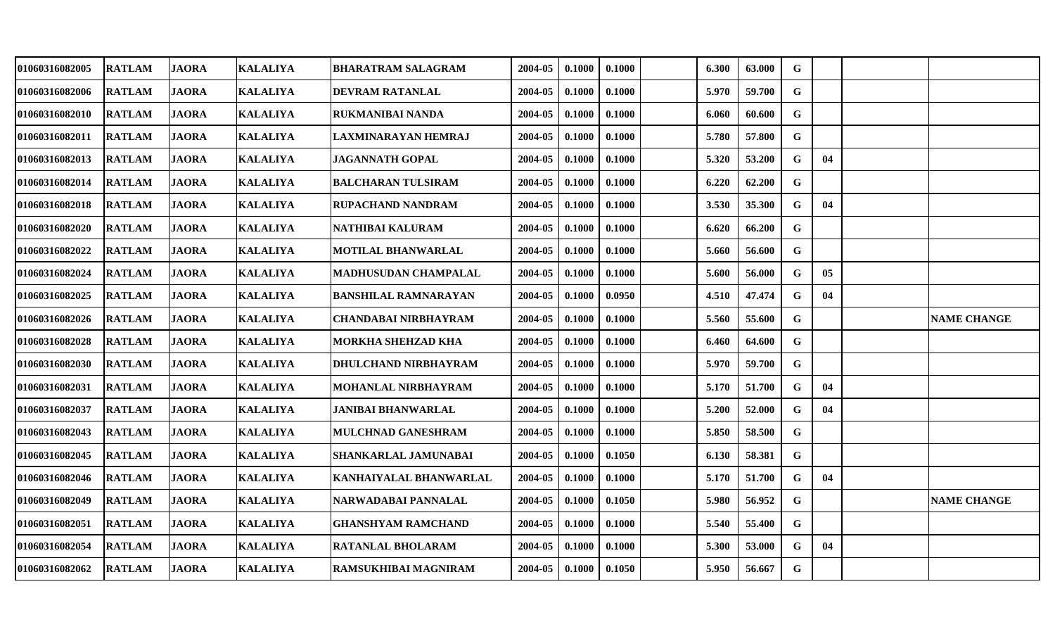| | | | | | | | | | | | | | | |
|---|---|---|---|---|---|---|---|---|---|---|---|---|---|---|
| 01060316082005 | RATLAM | JAORA | KALALIYA | BHARATRAM SALAGRAM | 2004-05 | 0.1000 | 0.1000 | | 6.300 | 63.000 | G | | | |
| 01060316082006 | RATLAM | JAORA | KALALIYA | DEVRAM RATANLAL | 2004-05 | 0.1000 | 0.1000 | | 5.970 | 59.700 | G | | | |
| 01060316082010 | RATLAM | JAORA | KALALIYA | RUKMANIBAI NANDA | 2004-05 | 0.1000 | 0.1000 | | 6.060 | 60.600 | G | | | |
| 01060316082011 | RATLAM | JAORA | KALALIYA | LAXMINARAYAN HEMRAJ | 2004-05 | 0.1000 | 0.1000 | | 5.780 | 57.800 | G | | | |
| 01060316082013 | RATLAM | JAORA | KALALIYA | JAGANNATH GOPAL | 2004-05 | 0.1000 | 0.1000 | | 5.320 | 53.200 | G | 04 | | |
| 01060316082014 | RATLAM | JAORA | KALALIYA | BALCHARAN TULSIRAM | 2004-05 | 0.1000 | 0.1000 | | 6.220 | 62.200 | G | | | |
| 01060316082018 | RATLAM | JAORA | KALALIYA | RUPACHAND NANDRAM | 2004-05 | 0.1000 | 0.1000 | | 3.530 | 35.300 | G | 04 | | |
| 01060316082020 | RATLAM | JAORA | KALALIYA | NATHIBAI KALURAM | 2004-05 | 0.1000 | 0.1000 | | 6.620 | 66.200 | G | | | |
| 01060316082022 | RATLAM | JAORA | KALALIYA | MOTILAL BHANWARLAL | 2004-05 | 0.1000 | 0.1000 | | 5.660 | 56.600 | G | | | |
| 01060316082024 | RATLAM | JAORA | KALALIYA | MADHUSUDAN CHAMPALAL | 2004-05 | 0.1000 | 0.1000 | | 5.600 | 56.000 | G | 05 | | |
| 01060316082025 | RATLAM | JAORA | KALALIYA | BANSHILAL RAMNARAYAN | 2004-05 | 0.1000 | 0.0950 | | 4.510 | 47.474 | G | 04 | | |
| 01060316082026 | RATLAM | JAORA | KALALIYA | CHANDABAI NIRBHAYRAM | 2004-05 | 0.1000 | 0.1000 | | 5.560 | 55.600 | G | | | NAME CHANGE |
| 01060316082028 | RATLAM | JAORA | KALALIYA | MORKHA SHEHZAD KHA | 2004-05 | 0.1000 | 0.1000 | | 6.460 | 64.600 | G | | | |
| 01060316082030 | RATLAM | JAORA | KALALIYA | DHULCHAND NIRBHAYRAM | 2004-05 | 0.1000 | 0.1000 | | 5.970 | 59.700 | G | | | |
| 01060316082031 | RATLAM | JAORA | KALALIYA | MOHANLAL NIRBHAYRAM | 2004-05 | 0.1000 | 0.1000 | | 5.170 | 51.700 | G | 04 | | |
| 01060316082037 | RATLAM | JAORA | KALALIYA | JANIBAI BHANWARLAL | 2004-05 | 0.1000 | 0.1000 | | 5.200 | 52.000 | G | 04 | | |
| 01060316082043 | RATLAM | JAORA | KALALIYA | MULCHNAD GANESHRAM | 2004-05 | 0.1000 | 0.1000 | | 5.850 | 58.500 | G | | | |
| 01060316082045 | RATLAM | JAORA | KALALIYA | SHANKARLAL JAMUNABAI | 2004-05 | 0.1000 | 0.1050 | | 6.130 | 58.381 | G | | | |
| 01060316082046 | RATLAM | JAORA | KALALIYA | KANHAIYALAL BHANWARLAL | 2004-05 | 0.1000 | 0.1000 | | 5.170 | 51.700 | G | 04 | | |
| 01060316082049 | RATLAM | JAORA | KALALIYA | NARWADABAI PANNALAL | 2004-05 | 0.1000 | 0.1050 | | 5.980 | 56.952 | G | | | NAME CHANGE |
| 01060316082051 | RATLAM | JAORA | KALALIYA | GHANSHYAM RAMCHAND | 2004-05 | 0.1000 | 0.1000 | | 5.540 | 55.400 | G | | | |
| 01060316082054 | RATLAM | JAORA | KALALIYA | RATANLAL BHOLARAM | 2004-05 | 0.1000 | 0.1000 | | 5.300 | 53.000 | G | 04 | | |
| 01060316082062 | RATLAM | JAORA | KALALIYA | RAMSUKHIBAI MAGNIRAM | 2004-05 | 0.1000 | 0.1050 | | 5.950 | 56.667 | G | | | |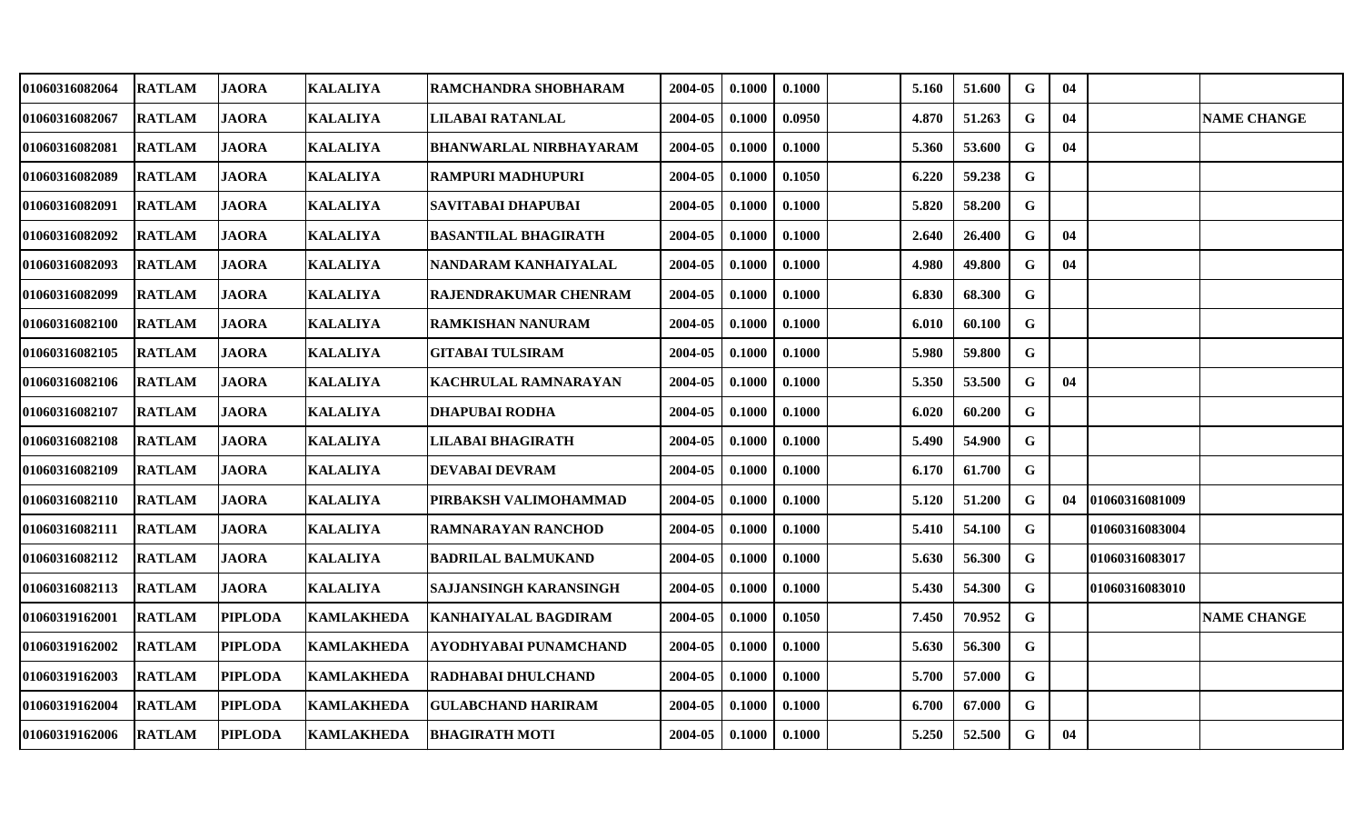| | | | | | | | | | | | | | | |
|---|---|---|---|---|---|---|---|---|---|---|---|---|---|---|
| 01060316082064 | RATLAM | JAORA | KALALIYA | RAMCHANDRA SHOBHARAM | 2004-05 | 0.1000 | 0.1000 | | 5.160 | 51.600 | G | 04 | | |
| 01060316082067 | RATLAM | JAORA | KALALIYA | LILABAI RATANLAL | 2004-05 | 0.1000 | 0.0950 | | 4.870 | 51.263 | G | 04 | | NAME CHANGE |
| 01060316082081 | RATLAM | JAORA | KALALIYA | BHANWARLAL NIRBHAYARAM | 2004-05 | 0.1000 | 0.1000 | | 5.360 | 53.600 | G | 04 | | |
| 01060316082089 | RATLAM | JAORA | KALALIYA | RAMPURI MADHUPURI | 2004-05 | 0.1000 | 0.1050 | | 6.220 | 59.238 | G | | | |
| 01060316082091 | RATLAM | JAORA | KALALIYA | SAVITABAI DHAPUBAI | 2004-05 | 0.1000 | 0.1000 | | 5.820 | 58.200 | G | | | |
| 01060316082092 | RATLAM | JAORA | KALALIYA | BASANTILAL BHAGIRATH | 2004-05 | 0.1000 | 0.1000 | | 2.640 | 26.400 | G | 04 | | |
| 01060316082093 | RATLAM | JAORA | KALALIYA | NANDARAM KANHAIYALAL | 2004-05 | 0.1000 | 0.1000 | | 4.980 | 49.800 | G | 04 | | |
| 01060316082099 | RATLAM | JAORA | KALALIYA | RAJENDRAKUMAR CHENRAM | 2004-05 | 0.1000 | 0.1000 | | 6.830 | 68.300 | G | | | |
| 01060316082100 | RATLAM | JAORA | KALALIYA | RAMKISHAN NANURAM | 2004-05 | 0.1000 | 0.1000 | | 6.010 | 60.100 | G | | | |
| 01060316082105 | RATLAM | JAORA | KALALIYA | GITABAI TULSIRAM | 2004-05 | 0.1000 | 0.1000 | | 5.980 | 59.800 | G | | | |
| 01060316082106 | RATLAM | JAORA | KALALIYA | KACHRULAL RAMNARAYAN | 2004-05 | 0.1000 | 0.1000 | | 5.350 | 53.500 | G | 04 | | |
| 01060316082107 | RATLAM | JAORA | KALALIYA | DHAPUBAI RODHA | 2004-05 | 0.1000 | 0.1000 | | 6.020 | 60.200 | G | | | |
| 01060316082108 | RATLAM | JAORA | KALALIYA | LILABAI BHAGIRATH | 2004-05 | 0.1000 | 0.1000 | | 5.490 | 54.900 | G | | | |
| 01060316082109 | RATLAM | JAORA | KALALIYA | DEVABAI DEVRAM | 2004-05 | 0.1000 | 0.1000 | | 6.170 | 61.700 | G | | | |
| 01060316082110 | RATLAM | JAORA | KALALIYA | PIRBAKSH VALIMOHAMMAD | 2004-05 | 0.1000 | 0.1000 | | 5.120 | 51.200 | G | 04 | 01060316081009 | |
| 01060316082111 | RATLAM | JAORA | KALALIYA | RAMNARAYAN RANCHOD | 2004-05 | 0.1000 | 0.1000 | | 5.410 | 54.100 | G | | 01060316083004 | |
| 01060316082112 | RATLAM | JAORA | KALALIYA | BADRILAL BALMUKAND | 2004-05 | 0.1000 | 0.1000 | | 5.630 | 56.300 | G | | 01060316083017 | |
| 01060316082113 | RATLAM | JAORA | KALALIYA | SAJJANSINGH KARANSINGH | 2004-05 | 0.1000 | 0.1000 | | 5.430 | 54.300 | G | | 01060316083010 | |
| 01060319162001 | RATLAM | PIPLODA | KAMLAKHEDA | KANHAIYALAL BAGDIRAM | 2004-05 | 0.1000 | 0.1050 | | 7.450 | 70.952 | G | | | NAME CHANGE |
| 01060319162002 | RATLAM | PIPLODA | KAMLAKHEDA | AYODHYABAI PUNAMCHAND | 2004-05 | 0.1000 | 0.1000 | | 5.630 | 56.300 | G | | | |
| 01060319162003 | RATLAM | PIPLODA | KAMLAKHEDA | RADHABAI DHULCHAND | 2004-05 | 0.1000 | 0.1000 | | 5.700 | 57.000 | G | | | |
| 01060319162004 | RATLAM | PIPLODA | KAMLAKHEDA | GULABCHAND HARIRAM | 2004-05 | 0.1000 | 0.1000 | | 6.700 | 67.000 | G | | | |
| 01060319162006 | RATLAM | PIPLODA | KAMLAKHEDA | BHAGIRATH MOTI | 2004-05 | 0.1000 | 0.1000 | | 5.250 | 52.500 | G | 04 | | |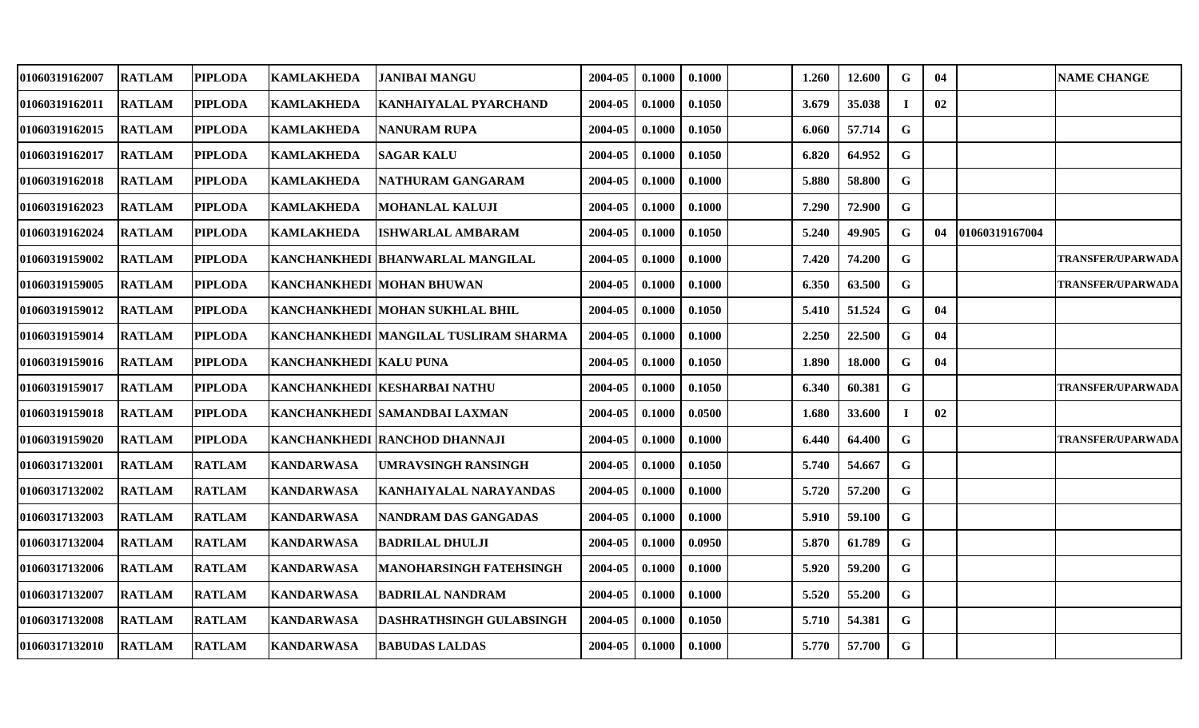| | | | | | | | | | | | | | | |
|---|---|---|---|---|---|---|---|---|---|---|---|---|---|---|
| 01060319162007 | RATLAM | PIPLODA | KAMLAKHEDA | JANIBAI MANGU | 2004-05 | 0.1000 | 0.1000 | | 1.260 | 12.600 | G | 04 | | NAME CHANGE |
| 01060319162011 | RATLAM | PIPLODA | KAMLAKHEDA | KANHAIYALAL PYARCHAND | 2004-05 | 0.1000 | 0.1050 | | 3.679 | 35.038 | I | 02 | | |
| 01060319162015 | RATLAM | PIPLODA | KAMLAKHEDA | NANURAM RUPA | 2004-05 | 0.1000 | 0.1050 | | 6.060 | 57.714 | G | | | |
| 01060319162017 | RATLAM | PIPLODA | KAMLAKHEDA | SAGAR KALU | 2004-05 | 0.1000 | 0.1050 | | 6.820 | 64.952 | G | | | |
| 01060319162018 | RATLAM | PIPLODA | KAMLAKHEDA | NATHURAM GANGARAM | 2004-05 | 0.1000 | 0.1000 | | 5.880 | 58.800 | G | | | |
| 01060319162023 | RATLAM | PIPLODA | KAMLAKHEDA | MOHANLAL KALUJI | 2004-05 | 0.1000 | 0.1000 | | 7.290 | 72.900 | G | | | |
| 01060319162024 | RATLAM | PIPLODA | KAMLAKHEDA | ISHWARLAL AMBARAM | 2004-05 | 0.1000 | 0.1050 | | 5.240 | 49.905 | G | 04 | 01060319167004 | |
| 01060319159002 | RATLAM | PIPLODA | KANCHANKHEDI | BHANWARLAL MANGILAL | 2004-05 | 0.1000 | 0.1000 | | 7.420 | 74.200 | G | | | TRANSFER/UPARWADA |
| 01060319159005 | RATLAM | PIPLODA | KANCHANKHEDI | MOHAN BHUWAN | 2004-05 | 0.1000 | 0.1000 | | 6.350 | 63.500 | G | | | TRANSFER/UPARWADA |
| 01060319159012 | RATLAM | PIPLODA | KANCHANKHEDI | MOHAN SUKHLAL BHIL | 2004-05 | 0.1000 | 0.1050 | | 5.410 | 51.524 | G | 04 | | |
| 01060319159014 | RATLAM | PIPLODA | KANCHANKHEDI | MANGILAL TUSLIRAM SHARMA | 2004-05 | 0.1000 | 0.1000 | | 2.250 | 22.500 | G | 04 | | |
| 01060319159016 | RATLAM | PIPLODA | KANCHANKHEDI | KALU PUNA | 2004-05 | 0.1000 | 0.1050 | | 1.890 | 18.000 | G | 04 | | |
| 01060319159017 | RATLAM | PIPLODA | KANCHANKHEDI | KESHARBAI NATHU | 2004-05 | 0.1000 | 0.1050 | | 6.340 | 60.381 | G | | | TRANSFER/UPARWADA |
| 01060319159018 | RATLAM | PIPLODA | KANCHANKHEDI | SAMANDBAI LAXMAN | 2004-05 | 0.1000 | 0.0500 | | 1.680 | 33.600 | I | 02 | | |
| 01060319159020 | RATLAM | PIPLODA | KANCHANKHEDI | RANCHOD DHANNAJI | 2004-05 | 0.1000 | 0.1000 | | 6.440 | 64.400 | G | | | TRANSFER/UPARWADA |
| 01060317132001 | RATLAM | RATLAM | KANDARWASA | UMRAVSINGH RANSINGH | 2004-05 | 0.1000 | 0.1050 | | 5.740 | 54.667 | G | | | |
| 01060317132002 | RATLAM | RATLAM | KANDARWASA | KANHAIYALAL NARAYANDAS | 2004-05 | 0.1000 | 0.1000 | | 5.720 | 57.200 | G | | | |
| 01060317132003 | RATLAM | RATLAM | KANDARWASA | NANDRAM DAS GANGADAS | 2004-05 | 0.1000 | 0.1000 | | 5.910 | 59.100 | G | | | |
| 01060317132004 | RATLAM | RATLAM | KANDARWASA | BADRILAL DHULJI | 2004-05 | 0.1000 | 0.0950 | | 5.870 | 61.789 | G | | | |
| 01060317132006 | RATLAM | RATLAM | KANDARWASA | MANOHARSINGH FATEHSINGH | 2004-05 | 0.1000 | 0.1000 | | 5.920 | 59.200 | G | | | |
| 01060317132007 | RATLAM | RATLAM | KANDARWASA | BADRILAL NANDRAM | 2004-05 | 0.1000 | 0.1000 | | 5.520 | 55.200 | G | | | |
| 01060317132008 | RATLAM | RATLAM | KANDARWASA | DASHRATHSINGH GULABSINGH | 2004-05 | 0.1000 | 0.1050 | | 5.710 | 54.381 | G | | | |
| 01060317132010 | RATLAM | RATLAM | KANDARWASA | BABUDAS LALDAS | 2004-05 | 0.1000 | 0.1000 | | 5.770 | 57.700 | G | | | |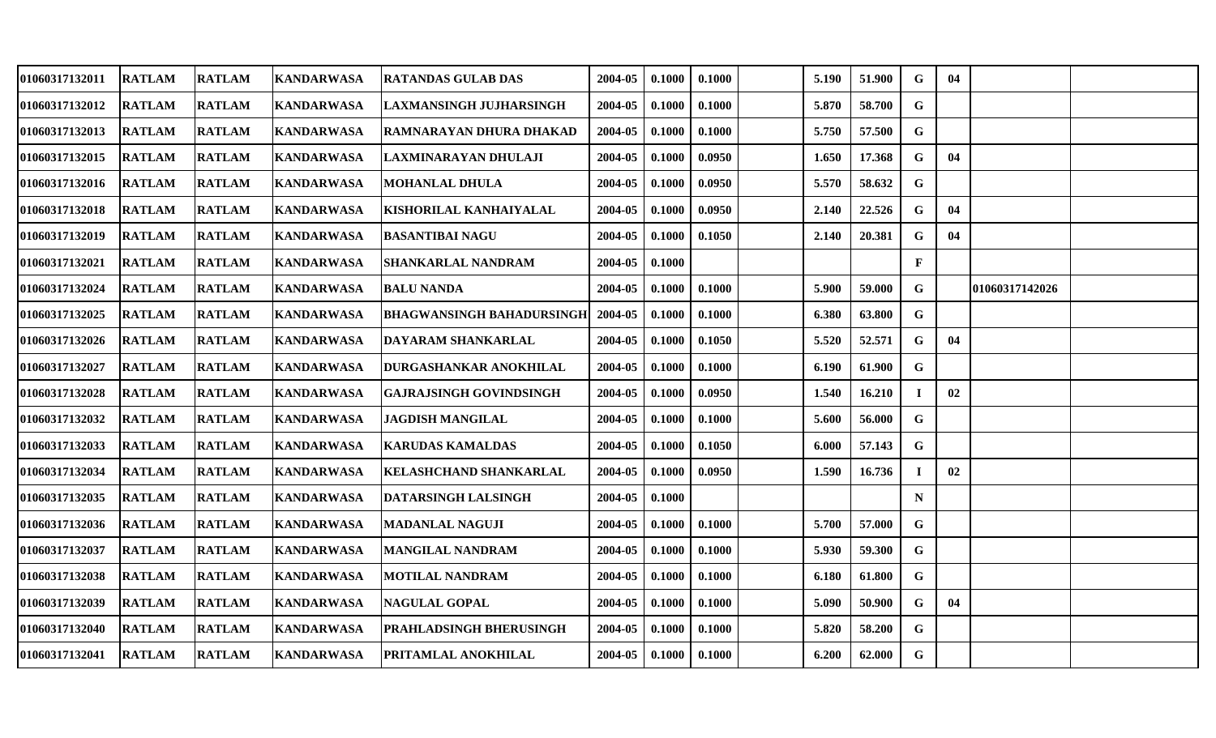| | | | | | | | | | | | | | | |
|---|---|---|---|---|---|---|---|---|---|---|---|---|---|---|
| 01060317132011 | RATLAM | RATLAM | KANDARWASA | RATANDAS GULAB DAS | 2004-05 | 0.1000 | 0.1000 | | 5.190 | 51.900 | G | 04 | | |
| 01060317132012 | RATLAM | RATLAM | KANDARWASA | LAXMANSINGH JUJHARSINGH | 2004-05 | 0.1000 | 0.1000 | | 5.870 | 58.700 | G | | | |
| 01060317132013 | RATLAM | RATLAM | KANDARWASA | RAMNARAYAN DHURA DHAKAD | 2004-05 | 0.1000 | 0.1000 | | 5.750 | 57.500 | G | | | |
| 01060317132015 | RATLAM | RATLAM | KANDARWASA | LAXMINARAYAN DHULAJI | 2004-05 | 0.1000 | 0.0950 | | 1.650 | 17.368 | G | 04 | | |
| 01060317132016 | RATLAM | RATLAM | KANDARWASA | MOHANLAL DHULA | 2004-05 | 0.1000 | 0.0950 | | 5.570 | 58.632 | G | | | |
| 01060317132018 | RATLAM | RATLAM | KANDARWASA | KISHORILAL KANHAIYALAL | 2004-05 | 0.1000 | 0.0950 | | 2.140 | 22.526 | G | 04 | | |
| 01060317132019 | RATLAM | RATLAM | KANDARWASA | BASANTIBAI NAGU | 2004-05 | 0.1000 | 0.1050 | | 2.140 | 20.381 | G | 04 | | |
| 01060317132021 | RATLAM | RATLAM | KANDARWASA | SHANKARLAL NANDRAM | 2004-05 | 0.1000 | | | | | F | | | |
| 01060317132024 | RATLAM | RATLAM | KANDARWASA | BALU NANDA | 2004-05 | 0.1000 | 0.1000 | | 5.900 | 59.000 | G | | 01060317142026 | |
| 01060317132025 | RATLAM | RATLAM | KANDARWASA | BHAGWANSINGH BAHADURSINGH | 2004-05 | 0.1000 | 0.1000 | | 6.380 | 63.800 | G | | | |
| 01060317132026 | RATLAM | RATLAM | KANDARWASA | DAYARAM SHANKARLAL | 2004-05 | 0.1000 | 0.1050 | | 5.520 | 52.571 | G | 04 | | |
| 01060317132027 | RATLAM | RATLAM | KANDARWASA | DURGASHANKAR ANOKHILAL | 2004-05 | 0.1000 | 0.1000 | | 6.190 | 61.900 | G | | | |
| 01060317132028 | RATLAM | RATLAM | KANDARWASA | GAJRAJSINGH GOVINDSINGH | 2004-05 | 0.1000 | 0.0950 | | 1.540 | 16.210 | I | 02 | | |
| 01060317132032 | RATLAM | RATLAM | KANDARWASA | JAGDISH MANGILAL | 2004-05 | 0.1000 | 0.1000 | | 5.600 | 56.000 | G | | | |
| 01060317132033 | RATLAM | RATLAM | KANDARWASA | KARUDAS KAMALDAS | 2004-05 | 0.1000 | 0.1050 | | 6.000 | 57.143 | G | | | |
| 01060317132034 | RATLAM | RATLAM | KANDARWASA | KELASHCHAND SHANKARLAL | 2004-05 | 0.1000 | 0.0950 | | 1.590 | 16.736 | I | 02 | | |
| 01060317132035 | RATLAM | RATLAM | KANDARWASA | DATARSINGH LALSINGH | 2004-05 | 0.1000 | | | | | N | | | |
| 01060317132036 | RATLAM | RATLAM | KANDARWASA | MADANLAL NAGUJI | 2004-05 | 0.1000 | 0.1000 | | 5.700 | 57.000 | G | | | |
| 01060317132037 | RATLAM | RATLAM | KANDARWASA | MANGILAL NANDRAM | 2004-05 | 0.1000 | 0.1000 | | 5.930 | 59.300 | G | | | |
| 01060317132038 | RATLAM | RATLAM | KANDARWASA | MOTILAL NANDRAM | 2004-05 | 0.1000 | 0.1000 | | 6.180 | 61.800 | G | | | |
| 01060317132039 | RATLAM | RATLAM | KANDARWASA | NAGULAL GOPAL | 2004-05 | 0.1000 | 0.1000 | | 5.090 | 50.900 | G | 04 | | |
| 01060317132040 | RATLAM | RATLAM | KANDARWASA | PRAHLADSINGH BHERUSINGH | 2004-05 | 0.1000 | 0.1000 | | 5.820 | 58.200 | G | | | |
| 01060317132041 | RATLAM | RATLAM | KANDARWASA | PRITAMLAL ANOKHILAL | 2004-05 | 0.1000 | 0.1000 | | 6.200 | 62.000 | G | | | |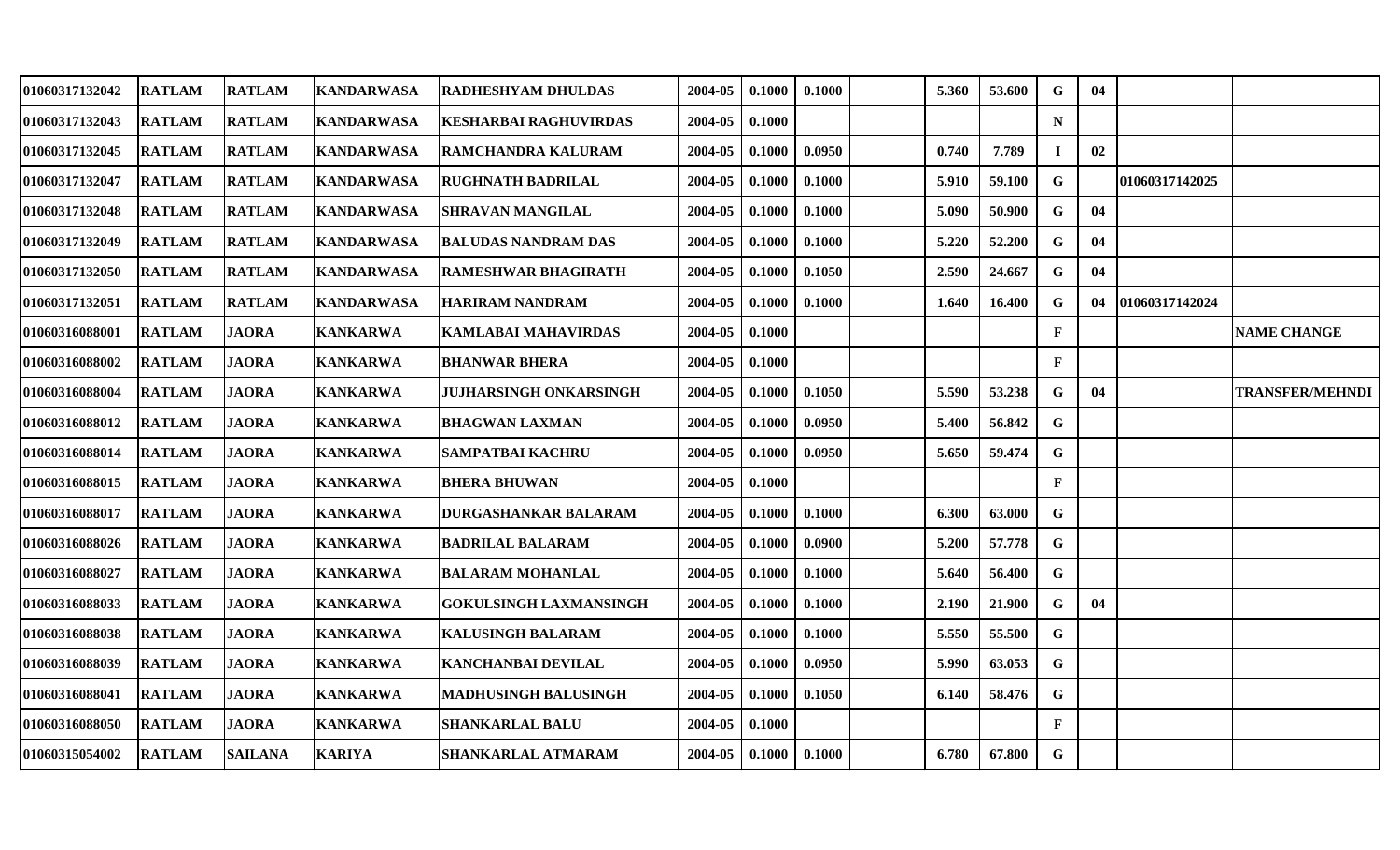| | | | | | | | | | | | | | | |
|---|---|---|---|---|---|---|---|---|---|---|---|---|---|---|
| 01060317132042 | RATLAM | RATLAM | KANDARWASA | RADHESHYAM DHULDAS | 2004-05 | 0.1000 | 0.1000 | | 5.360 | 53.600 | G | 04 | | |
| 01060317132043 | RATLAM | RATLAM | KANDARWASA | KESHARBAI RAGHUVIRDAS | 2004-05 | 0.1000 | | | | | N | | | |
| 01060317132045 | RATLAM | RATLAM | KANDARWASA | RAMCHANDRA KALURAM | 2004-05 | 0.1000 | 0.0950 | | 0.740 | 7.789 | I | 02 | | |
| 01060317132047 | RATLAM | RATLAM | KANDARWASA | RUGHNATH BADRILAL | 2004-05 | 0.1000 | 0.1000 | | 5.910 | 59.100 | G | | 01060317142025 | |
| 01060317132048 | RATLAM | RATLAM | KANDARWASA | SHRAVAN MANGILAL | 2004-05 | 0.1000 | 0.1000 | | 5.090 | 50.900 | G | 04 | | |
| 01060317132049 | RATLAM | RATLAM | KANDARWASA | BALUDAS NANDRAM DAS | 2004-05 | 0.1000 | 0.1000 | | 5.220 | 52.200 | G | 04 | | |
| 01060317132050 | RATLAM | RATLAM | KANDARWASA | RAMESHWAR BHAGIRATH | 2004-05 | 0.1000 | 0.1050 | | 2.590 | 24.667 | G | 04 | | |
| 01060317132051 | RATLAM | RATLAM | KANDARWASA | HARIRAM NANDRAM | 2004-05 | 0.1000 | 0.1000 | | 1.640 | 16.400 | G | 04 | 01060317142024 | |
| 01060316088001 | RATLAM | JAORA | KANKARWA | KAMLABAI MAHAVIRDAS | 2004-05 | 0.1000 | | | | | F | | | NAME CHANGE |
| 01060316088002 | RATLAM | JAORA | KANKARWA | BHANWAR BHERA | 2004-05 | 0.1000 | | | | | F | | | |
| 01060316088004 | RATLAM | JAORA | KANKARWA | JUJHARSINGH ONKARSINGH | 2004-05 | 0.1000 | 0.1050 | | 5.590 | 53.238 | G | 04 | | TRANSFER/MEHNDI |
| 01060316088012 | RATLAM | JAORA | KANKARWA | BHAGWAN LAXMAN | 2004-05 | 0.1000 | 0.0950 | | 5.400 | 56.842 | G | | | |
| 01060316088014 | RATLAM | JAORA | KANKARWA | SAMPATBAI KACHRU | 2004-05 | 0.1000 | 0.0950 | | 5.650 | 59.474 | G | | | |
| 01060316088015 | RATLAM | JAORA | KANKARWA | BHERA BHUWAN | 2004-05 | 0.1000 | | | | | F | | | |
| 01060316088017 | RATLAM | JAORA | KANKARWA | DURGASHANKAR BALARAM | 2004-05 | 0.1000 | 0.1000 | | 6.300 | 63.000 | G | | | |
| 01060316088026 | RATLAM | JAORA | KANKARWA | BADRILAL BALARAM | 2004-05 | 0.1000 | 0.0900 | | 5.200 | 57.778 | G | | | |
| 01060316088027 | RATLAM | JAORA | KANKARWA | BALARAM MOHANLAL | 2004-05 | 0.1000 | 0.1000 | | 5.640 | 56.400 | G | | | |
| 01060316088033 | RATLAM | JAORA | KANKARWA | GOKULSINGH LAXMANSINGH | 2004-05 | 0.1000 | 0.1000 | | 2.190 | 21.900 | G | 04 | | |
| 01060316088038 | RATLAM | JAORA | KANKARWA | KALUSINGH BALARAM | 2004-05 | 0.1000 | 0.1000 | | 5.550 | 55.500 | G | | | |
| 01060316088039 | RATLAM | JAORA | KANKARWA | KANCHANBAI DEVILAL | 2004-05 | 0.1000 | 0.0950 | | 5.990 | 63.053 | G | | | |
| 01060316088041 | RATLAM | JAORA | KANKARWA | MADHUSINGH BALUSINGH | 2004-05 | 0.1000 | 0.1050 | | 6.140 | 58.476 | G | | | |
| 01060316088050 | RATLAM | JAORA | KANKARWA | SHANKARLAL BALU | 2004-05 | 0.1000 | | | | | F | | | |
| 01060315054002 | RATLAM | SAILANA | KARIYA | SHANKARLAL ATMARAM | 2004-05 | 0.1000 | 0.1000 | | 6.780 | 67.800 | G | | | |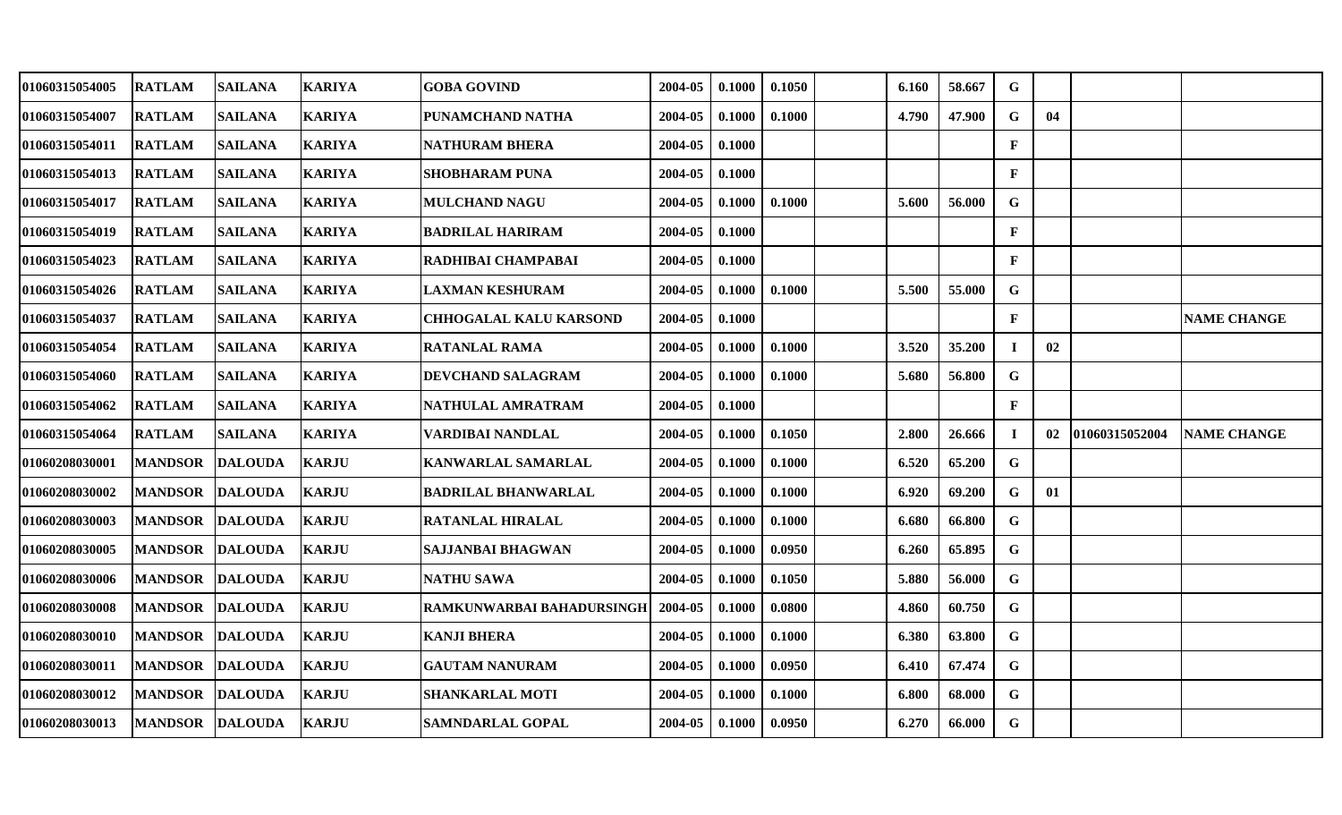| | | | | | | | | | | | | | | |
|---|---|---|---|---|---|---|---|---|---|---|---|---|---|---|
| 01060315054005 | RATLAM | SAILANA | KARIYA | GOBA GOVIND | 2004-05 | 0.1000 | 0.1050 | | 6.160 | 58.667 | G | | | |
| 01060315054007 | RATLAM | SAILANA | KARIYA | PUNAMCHAND NATHA | 2004-05 | 0.1000 | 0.1000 | | 4.790 | 47.900 | G | 04 | | |
| 01060315054011 | RATLAM | SAILANA | KARIYA | NATHURAM BHERA | 2004-05 | 0.1000 | | | | | F | | | |
| 01060315054013 | RATLAM | SAILANA | KARIYA | SHOBHARAM PUNA | 2004-05 | 0.1000 | | | | | F | | | |
| 01060315054017 | RATLAM | SAILANA | KARIYA | MULCHAND NAGU | 2004-05 | 0.1000 | 0.1000 | | 5.600 | 56.000 | G | | | |
| 01060315054019 | RATLAM | SAILANA | KARIYA | BADRILAL HARIRAM | 2004-05 | 0.1000 | | | | | F | | | |
| 01060315054023 | RATLAM | SAILANA | KARIYA | RADHIBAI CHAMPABAI | 2004-05 | 0.1000 | | | | | F | | | |
| 01060315054026 | RATLAM | SAILANA | KARIYA | LAXMAN KESHURAM | 2004-05 | 0.1000 | 0.1000 | | 5.500 | 55.000 | G | | | |
| 01060315054037 | RATLAM | SAILANA | KARIYA | CHHOGALAL KALU KARSOND | 2004-05 | 0.1000 | | | | | F | | | NAME CHANGE |
| 01060315054054 | RATLAM | SAILANA | KARIYA | RATANLAL RAMA | 2004-05 | 0.1000 | 0.1000 | | 3.520 | 35.200 | I | 02 | | |
| 01060315054060 | RATLAM | SAILANA | KARIYA | DEVCHAND SALAGRAM | 2004-05 | 0.1000 | 0.1000 | | 5.680 | 56.800 | G | | | |
| 01060315054062 | RATLAM | SAILANA | KARIYA | NATHULAL AMRATRAM | 2004-05 | 0.1000 | | | | | F | | | |
| 01060315054064 | RATLAM | SAILANA | KARIYA | VARDIBAI NANDLAL | 2004-05 | 0.1000 | 0.1050 | | 2.800 | 26.666 | I | 02 | 01060315052004 | NAME CHANGE |
| 01060208030001 | MANDSOR | DALOUDA | KARJU | KANWARLAL SAMARLAL | 2004-05 | 0.1000 | 0.1000 | | 6.520 | 65.200 | G | | | |
| 01060208030002 | MANDSOR | DALOUDA | KARJU | BADRILAL BHANWARLAL | 2004-05 | 0.1000 | 0.1000 | | 6.920 | 69.200 | G | 01 | | |
| 01060208030003 | MANDSOR | DALOUDA | KARJU | RATANLAL HIRALAL | 2004-05 | 0.1000 | 0.1000 | | 6.680 | 66.800 | G | | | |
| 01060208030005 | MANDSOR | DALOUDA | KARJU | SAJJANBAI BHAGWAN | 2004-05 | 0.1000 | 0.0950 | | 6.260 | 65.895 | G | | | |
| 01060208030006 | MANDSOR | DALOUDA | KARJU | NATHU SAWA | 2004-05 | 0.1000 | 0.1050 | | 5.880 | 56.000 | G | | | |
| 01060208030008 | MANDSOR | DALOUDA | KARJU | RAMKUNWARBAI BAHADURSINGH | 2004-05 | 0.1000 | 0.0800 | | 4.860 | 60.750 | G | | | |
| 01060208030010 | MANDSOR | DALOUDA | KARJU | KANJI BHERA | 2004-05 | 0.1000 | 0.1000 | | 6.380 | 63.800 | G | | | |
| 01060208030011 | MANDSOR | DALOUDA | KARJU | GAUTAM NANURAM | 2004-05 | 0.1000 | 0.0950 | | 6.410 | 67.474 | G | | | |
| 01060208030012 | MANDSOR | DALOUDA | KARJU | SHANKARLAL MOTI | 2004-05 | 0.1000 | 0.1000 | | 6.800 | 68.000 | G | | | |
| 01060208030013 | MANDSOR | DALOUDA | KARJU | SAMNDARLAL GOPAL | 2004-05 | 0.1000 | 0.0950 | | 6.270 | 66.000 | G | | | |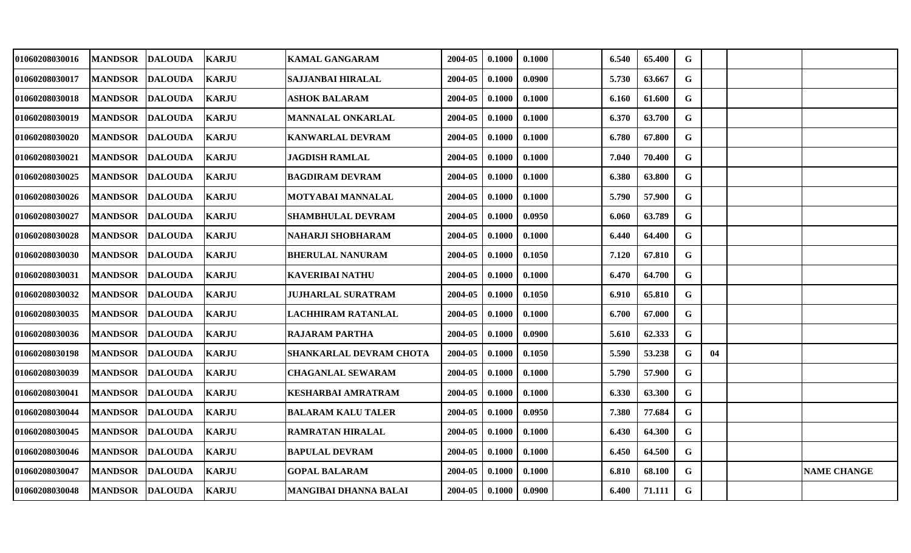| | | | | | | | | | | | | | | |
|---|---|---|---|---|---|---|---|---|---|---|---|---|---|---|
| 01060208030016 | MANDSOR | DALOUDA | KARJU | KAMAL GANGARAM | 2004-05 | 0.1000 | 0.1000 | | 6.540 | 65.400 | G | | | |
| 01060208030017 | MANDSOR | DALOUDA | KARJU | SAJJANBAI HIRALAL | 2004-05 | 0.1000 | 0.0900 | | 5.730 | 63.667 | G | | | |
| 01060208030018 | MANDSOR | DALOUDA | KARJU | ASHOK BALARAM | 2004-05 | 0.1000 | 0.1000 | | 6.160 | 61.600 | G | | | |
| 01060208030019 | MANDSOR | DALOUDA | KARJU | MANNALAL ONKARLAL | 2004-05 | 0.1000 | 0.1000 | | 6.370 | 63.700 | G | | | |
| 01060208030020 | MANDSOR | DALOUDA | KARJU | KANWARLAL DEVRAM | 2004-05 | 0.1000 | 0.1000 | | 6.780 | 67.800 | G | | | |
| 01060208030021 | MANDSOR | DALOUDA | KARJU | JAGDISH RAMLAL | 2004-05 | 0.1000 | 0.1000 | | 7.040 | 70.400 | G | | | |
| 01060208030025 | MANDSOR | DALOUDA | KARJU | BAGDIRAM DEVRAM | 2004-05 | 0.1000 | 0.1000 | | 6.380 | 63.800 | G | | | |
| 01060208030026 | MANDSOR | DALOUDA | KARJU | MOTYABAI MANNALAL | 2004-05 | 0.1000 | 0.1000 | | 5.790 | 57.900 | G | | | |
| 01060208030027 | MANDSOR | DALOUDA | KARJU | SHAMBHULAL DEVRAM | 2004-05 | 0.1000 | 0.0950 | | 6.060 | 63.789 | G | | | |
| 01060208030028 | MANDSOR | DALOUDA | KARJU | NAHARJI SHOBHARAM | 2004-05 | 0.1000 | 0.1000 | | 6.440 | 64.400 | G | | | |
| 01060208030030 | MANDSOR | DALOUDA | KARJU | BHERULAL NANURAM | 2004-05 | 0.1000 | 0.1050 | | 7.120 | 67.810 | G | | | |
| 01060208030031 | MANDSOR | DALOUDA | KARJU | KAVERIBAI NATHU | 2004-05 | 0.1000 | 0.1000 | | 6.470 | 64.700 | G | | | |
| 01060208030032 | MANDSOR | DALOUDA | KARJU | JUJHARLAL SURATRAM | 2004-05 | 0.1000 | 0.1050 | | 6.910 | 65.810 | G | | | |
| 01060208030035 | MANDSOR | DALOUDA | KARJU | LACHHIRAM RATANLAL | 2004-05 | 0.1000 | 0.1000 | | 6.700 | 67.000 | G | | | |
| 01060208030036 | MANDSOR | DALOUDA | KARJU | RAJARAM PARTHA | 2004-05 | 0.1000 | 0.0900 | | 5.610 | 62.333 | G | | | |
| 01060208030198 | MANDSOR | DALOUDA | KARJU | SHANKARLAL DEVRAM CHOTA | 2004-05 | 0.1000 | 0.1050 | | 5.590 | 53.238 | G | 04 | | |
| 01060208030039 | MANDSOR | DALOUDA | KARJU | CHAGANLAL SEWARAM | 2004-05 | 0.1000 | 0.1000 | | 5.790 | 57.900 | G | | | |
| 01060208030041 | MANDSOR | DALOUDA | KARJU | KESHARBAI AMRATRAM | 2004-05 | 0.1000 | 0.1000 | | 6.330 | 63.300 | G | | | |
| 01060208030044 | MANDSOR | DALOUDA | KARJU | BALARAM KALU TALER | 2004-05 | 0.1000 | 0.0950 | | 7.380 | 77.684 | G | | | |
| 01060208030045 | MANDSOR | DALOUDA | KARJU | RAMRATAN HIRALAL | 2004-05 | 0.1000 | 0.1000 | | 6.430 | 64.300 | G | | | |
| 01060208030046 | MANDSOR | DALOUDA | KARJU | BAPULAL DEVRAM | 2004-05 | 0.1000 | 0.1000 | | 6.450 | 64.500 | G | | | |
| 01060208030047 | MANDSOR | DALOUDA | KARJU | GOPAL BALARAM | 2004-05 | 0.1000 | 0.1000 | | 6.810 | 68.100 | G | | | NAME CHANGE |
| 01060208030048 | MANDSOR | DALOUDA | KARJU | MANGIBAI DHANNA BALAI | 2004-05 | 0.1000 | 0.0900 | | 6.400 | 71.111 | G | | | |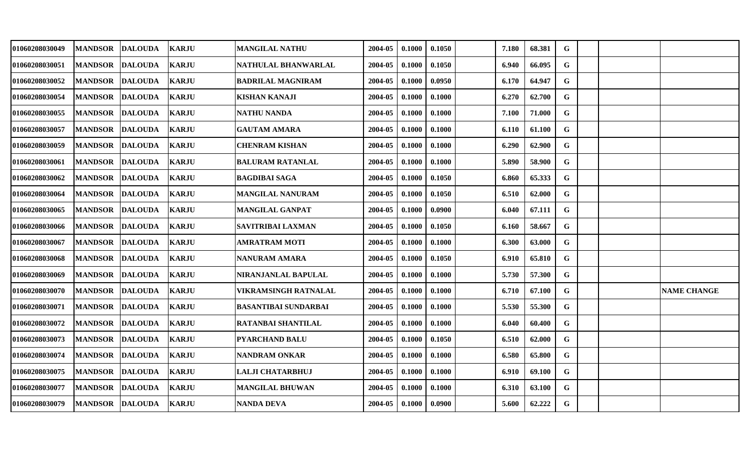| | | | | | | | | | | | | | | |
|---|---|---|---|---|---|---|---|---|---|---|---|---|---|---|
| 01060208030049 | MANDSOR | DALOUDA | KARJU | MANGILAL NATHU | 2004-05 | 0.1000 | 0.1050 | | 7.180 | 68.381 | G | | | |
| 01060208030051 | MANDSOR | DALOUDA | KARJU | NATHULAL BHANWARLAL | 2004-05 | 0.1000 | 0.1050 | | 6.940 | 66.095 | G | | | |
| 01060208030052 | MANDSOR | DALOUDA | KARJU | BADRILAL MAGNIRAM | 2004-05 | 0.1000 | 0.0950 | | 6.170 | 64.947 | G | | | |
| 01060208030054 | MANDSOR | DALOUDA | KARJU | KISHAN KANAJI | 2004-05 | 0.1000 | 0.1000 | | 6.270 | 62.700 | G | | | |
| 01060208030055 | MANDSOR | DALOUDA | KARJU | NATHU NANDA | 2004-05 | 0.1000 | 0.1000 | | 7.100 | 71.000 | G | | | |
| 01060208030057 | MANDSOR | DALOUDA | KARJU | GAUTAM AMARA | 2004-05 | 0.1000 | 0.1000 | | 6.110 | 61.100 | G | | | |
| 01060208030059 | MANDSOR | DALOUDA | KARJU | CHENRAM KISHAN | 2004-05 | 0.1000 | 0.1000 | | 6.290 | 62.900 | G | | | |
| 01060208030061 | MANDSOR | DALOUDA | KARJU | BALURAM RATANLAL | 2004-05 | 0.1000 | 0.1000 | | 5.890 | 58.900 | G | | | |
| 01060208030062 | MANDSOR | DALOUDA | KARJU | BAGDIBAI SAGA | 2004-05 | 0.1000 | 0.1050 | | 6.860 | 65.333 | G | | | |
| 01060208030064 | MANDSOR | DALOUDA | KARJU | MANGILAL NANURAM | 2004-05 | 0.1000 | 0.1050 | | 6.510 | 62.000 | G | | | |
| 01060208030065 | MANDSOR | DALOUDA | KARJU | MANGILAL GANPAT | 2004-05 | 0.1000 | 0.0900 | | 6.040 | 67.111 | G | | | |
| 01060208030066 | MANDSOR | DALOUDA | KARJU | SAVITRIBAI LAXMAN | 2004-05 | 0.1000 | 0.1050 | | 6.160 | 58.667 | G | | | |
| 01060208030067 | MANDSOR | DALOUDA | KARJU | AMRATRAM MOTI | 2004-05 | 0.1000 | 0.1000 | | 6.300 | 63.000 | G | | | |
| 01060208030068 | MANDSOR | DALOUDA | KARJU | NANURAM AMARA | 2004-05 | 0.1000 | 0.1050 | | 6.910 | 65.810 | G | | | |
| 01060208030069 | MANDSOR | DALOUDA | KARJU | NIRANJANLAL BAPULAL | 2004-05 | 0.1000 | 0.1000 | | 5.730 | 57.300 | G | | | |
| 01060208030070 | MANDSOR | DALOUDA | KARJU | VIKRAMSINGH RATNALAL | 2004-05 | 0.1000 | 0.1000 | | 6.710 | 67.100 | G | | | NAME CHANGE |
| 01060208030071 | MANDSOR | DALOUDA | KARJU | BASANTIBAI SUNDARBAI | 2004-05 | 0.1000 | 0.1000 | | 5.530 | 55.300 | G | | | |
| 01060208030072 | MANDSOR | DALOUDA | KARJU | RATANBAI SHANTILAL | 2004-05 | 0.1000 | 0.1000 | | 6.040 | 60.400 | G | | | |
| 01060208030073 | MANDSOR | DALOUDA | KARJU | PYARCHAND BALU | 2004-05 | 0.1000 | 0.1050 | | 6.510 | 62.000 | G | | | |
| 01060208030074 | MANDSOR | DALOUDA | KARJU | NANDRAM ONKAR | 2004-05 | 0.1000 | 0.1000 | | 6.580 | 65.800 | G | | | |
| 01060208030075 | MANDSOR | DALOUDA | KARJU | LALJI CHATARBHUJ | 2004-05 | 0.1000 | 0.1000 | | 6.910 | 69.100 | G | | | |
| 01060208030077 | MANDSOR | DALOUDA | KARJU | MANGILAL BHUWAN | 2004-05 | 0.1000 | 0.1000 | | 6.310 | 63.100 | G | | | |
| 01060208030079 | MANDSOR | DALOUDA | KARJU | NANDA DEVA | 2004-05 | 0.1000 | 0.0900 | | 5.600 | 62.222 | G | | | |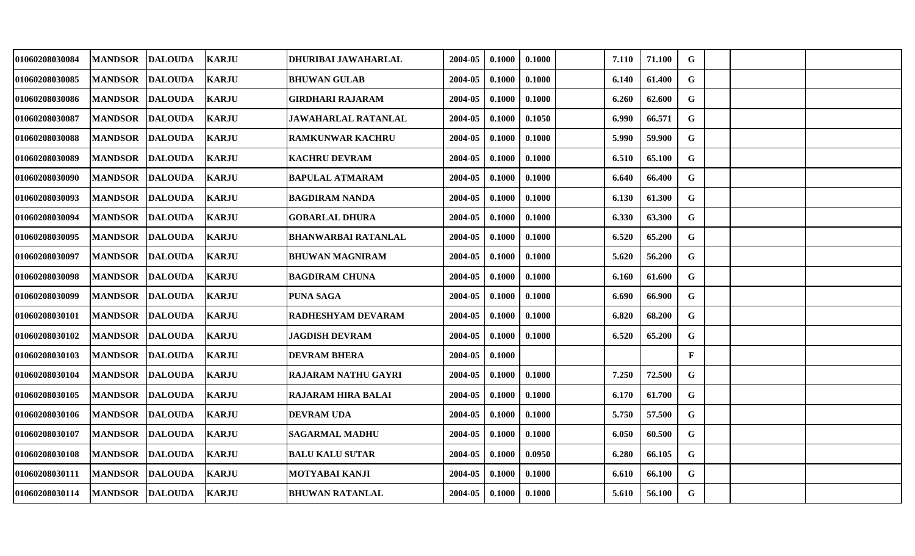| | | | | | | | | | | | | | | |
|---|---|---|---|---|---|---|---|---|---|---|---|---|---|---|
| 01060208030084 | MANDSOR | DALOUDA | KARJU | DHURIBAI JAWAHARLAL | 2004-05 | 0.1000 | 0.1000 | | 7.110 | 71.100 | G | | | |
| 01060208030085 | MANDSOR | DALOUDA | KARJU | BHUWAN GULAB | 2004-05 | 0.1000 | 0.1000 | | 6.140 | 61.400 | G | | | |
| 01060208030086 | MANDSOR | DALOUDA | KARJU | GIRDHARI RAJARAM | 2004-05 | 0.1000 | 0.1000 | | 6.260 | 62.600 | G | | | |
| 01060208030087 | MANDSOR | DALOUDA | KARJU | JAWAHARLAL RATANLAL | 2004-05 | 0.1000 | 0.1050 | | 6.990 | 66.571 | G | | | |
| 01060208030088 | MANDSOR | DALOUDA | KARJU | RAMKUNWAR KACHRU | 2004-05 | 0.1000 | 0.1000 | | 5.990 | 59.900 | G | | | |
| 01060208030089 | MANDSOR | DALOUDA | KARJU | KACHRU DEVRAM | 2004-05 | 0.1000 | 0.1000 | | 6.510 | 65.100 | G | | | |
| 01060208030090 | MANDSOR | DALOUDA | KARJU | BAPULAL ATMARAM | 2004-05 | 0.1000 | 0.1000 | | 6.640 | 66.400 | G | | | |
| 01060208030093 | MANDSOR | DALOUDA | KARJU | BAGDIRAM NANDA | 2004-05 | 0.1000 | 0.1000 | | 6.130 | 61.300 | G | | | |
| 01060208030094 | MANDSOR | DALOUDA | KARJU | GOBARLAL DHURA | 2004-05 | 0.1000 | 0.1000 | | 6.330 | 63.300 | G | | | |
| 01060208030095 | MANDSOR | DALOUDA | KARJU | BHANWARBAI RATANLAL | 2004-05 | 0.1000 | 0.1000 | | 6.520 | 65.200 | G | | | |
| 01060208030097 | MANDSOR | DALOUDA | KARJU | BHUWAN MAGNIRAM | 2004-05 | 0.1000 | 0.1000 | | 5.620 | 56.200 | G | | | |
| 01060208030098 | MANDSOR | DALOUDA | KARJU | BAGDIRAM CHUNA | 2004-05 | 0.1000 | 0.1000 | | 6.160 | 61.600 | G | | | |
| 01060208030099 | MANDSOR | DALOUDA | KARJU | PUNA SAGA | 2004-05 | 0.1000 | 0.1000 | | 6.690 | 66.900 | G | | | |
| 01060208030101 | MANDSOR | DALOUDA | KARJU | RADHESHYAM DEVARAM | 2004-05 | 0.1000 | 0.1000 | | 6.820 | 68.200 | G | | | |
| 01060208030102 | MANDSOR | DALOUDA | KARJU | JAGDISH DEVRAM | 2004-05 | 0.1000 | 0.1000 | | 6.520 | 65.200 | G | | | |
| 01060208030103 | MANDSOR | DALOUDA | KARJU | DEVRAM BHERA | 2004-05 | 0.1000 | | | | | F | | | |
| 01060208030104 | MANDSOR | DALOUDA | KARJU | RAJARAM NATHU GAYRI | 2004-05 | 0.1000 | 0.1000 | | 7.250 | 72.500 | G | | | |
| 01060208030105 | MANDSOR | DALOUDA | KARJU | RAJARAM HIRA BALAI | 2004-05 | 0.1000 | 0.1000 | | 6.170 | 61.700 | G | | | |
| 01060208030106 | MANDSOR | DALOUDA | KARJU | DEVRAM UDA | 2004-05 | 0.1000 | 0.1000 | | 5.750 | 57.500 | G | | | |
| 01060208030107 | MANDSOR | DALOUDA | KARJU | SAGARMAL MADHU | 2004-05 | 0.1000 | 0.1000 | | 6.050 | 60.500 | G | | | |
| 01060208030108 | MANDSOR | DALOUDA | KARJU | BALU KALU SUTAR | 2004-05 | 0.1000 | 0.0950 | | 6.280 | 66.105 | G | | | |
| 01060208030111 | MANDSOR | DALOUDA | KARJU | MOTYABAI KANJI | 2004-05 | 0.1000 | 0.1000 | | 6.610 | 66.100 | G | | | |
| 01060208030114 | MANDSOR | DALOUDA | KARJU | BHUWAN RATANLAL | 2004-05 | 0.1000 | 0.1000 | | 5.610 | 56.100 | G | | | |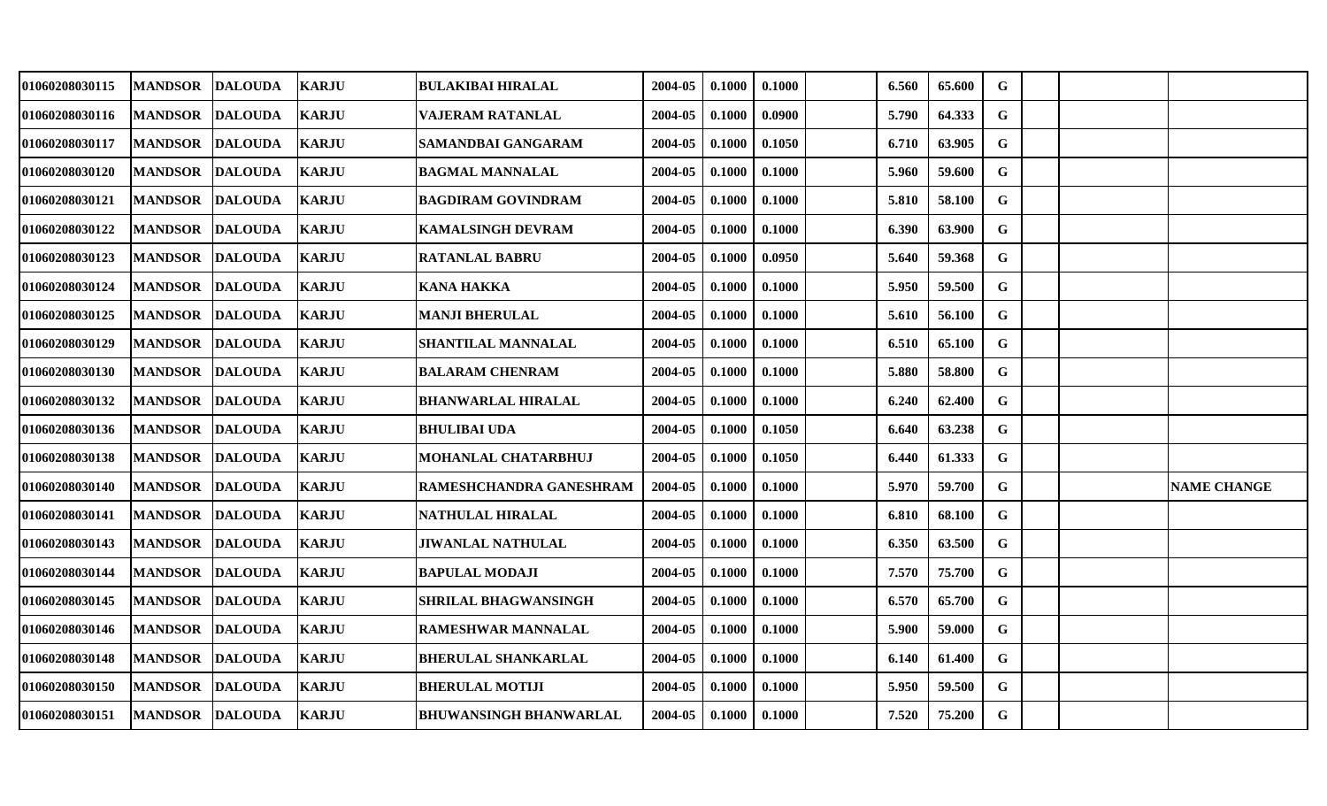| | | | | | | | | | | | | | | |
|---|---|---|---|---|---|---|---|---|---|---|---|---|---|---|
| 01060208030115 | MANDSOR | DALOUDA | KARJU | BULAKIBAI HIRALAL | 2004-05 | 0.1000 | 0.1000 | | 6.560 | 65.600 | G | | | |
| 01060208030116 | MANDSOR | DALOUDA | KARJU | VAJERAM RATANLAL | 2004-05 | 0.1000 | 0.0900 | | 5.790 | 64.333 | G | | | |
| 01060208030117 | MANDSOR | DALOUDA | KARJU | SAMANDBAI GANGARAM | 2004-05 | 0.1000 | 0.1050 | | 6.710 | 63.905 | G | | | |
| 01060208030120 | MANDSOR | DALOUDA | KARJU | BAGMAL MANNALAL | 2004-05 | 0.1000 | 0.1000 | | 5.960 | 59.600 | G | | | |
| 01060208030121 | MANDSOR | DALOUDA | KARJU | BAGDIRAM GOVINDRAM | 2004-05 | 0.1000 | 0.1000 | | 5.810 | 58.100 | G | | | |
| 01060208030122 | MANDSOR | DALOUDA | KARJU | KAMALSINGH DEVRAM | 2004-05 | 0.1000 | 0.1000 | | 6.390 | 63.900 | G | | | |
| 01060208030123 | MANDSOR | DALOUDA | KARJU | RATANLAL BABRU | 2004-05 | 0.1000 | 0.0950 | | 5.640 | 59.368 | G | | | |
| 01060208030124 | MANDSOR | DALOUDA | KARJU | KANA HAKKA | 2004-05 | 0.1000 | 0.1000 | | 5.950 | 59.500 | G | | | |
| 01060208030125 | MANDSOR | DALOUDA | KARJU | MANJI BHERULAL | 2004-05 | 0.1000 | 0.1000 | | 5.610 | 56.100 | G | | | |
| 01060208030129 | MANDSOR | DALOUDA | KARJU | SHANTILAL MANNALAL | 2004-05 | 0.1000 | 0.1000 | | 6.510 | 65.100 | G | | | |
| 01060208030130 | MANDSOR | DALOUDA | KARJU | BALARAM CHENRAM | 2004-05 | 0.1000 | 0.1000 | | 5.880 | 58.800 | G | | | |
| 01060208030132 | MANDSOR | DALOUDA | KARJU | BHANWARLAL HIRALAL | 2004-05 | 0.1000 | 0.1000 | | 6.240 | 62.400 | G | | | |
| 01060208030136 | MANDSOR | DALOUDA | KARJU | BHULIBAI UDA | 2004-05 | 0.1000 | 0.1050 | | 6.640 | 63.238 | G | | | |
| 01060208030138 | MANDSOR | DALOUDA | KARJU | MOHANLAL CHATARBHUJ | 2004-05 | 0.1000 | 0.1050 | | 6.440 | 61.333 | G | | | |
| 01060208030140 | MANDSOR | DALOUDA | KARJU | RAMESHCHANDRA GANESHRAM | 2004-05 | 0.1000 | 0.1000 | | 5.970 | 59.700 | G | | | NAME CHANGE |
| 01060208030141 | MANDSOR | DALOUDA | KARJU | NATHULAL HIRALAL | 2004-05 | 0.1000 | 0.1000 | | 6.810 | 68.100 | G | | | |
| 01060208030143 | MANDSOR | DALOUDA | KARJU | JIWANLAL NATHULAL | 2004-05 | 0.1000 | 0.1000 | | 6.350 | 63.500 | G | | | |
| 01060208030144 | MANDSOR | DALOUDA | KARJU | BAPULAL MODAJI | 2004-05 | 0.1000 | 0.1000 | | 7.570 | 75.700 | G | | | |
| 01060208030145 | MANDSOR | DALOUDA | KARJU | SHRILAL BHAGWANSINGH | 2004-05 | 0.1000 | 0.1000 | | 6.570 | 65.700 | G | | | |
| 01060208030146 | MANDSOR | DALOUDA | KARJU | RAMESHWAR MANNALAL | 2004-05 | 0.1000 | 0.1000 | | 5.900 | 59.000 | G | | | |
| 01060208030148 | MANDSOR | DALOUDA | KARJU | BHERULAL SHANKARLAL | 2004-05 | 0.1000 | 0.1000 | | 6.140 | 61.400 | G | | | |
| 01060208030150 | MANDSOR | DALOUDA | KARJU | BHERULAL MOTIJI | 2004-05 | 0.1000 | 0.1000 | | 5.950 | 59.500 | G | | | |
| 01060208030151 | MANDSOR | DALOUDA | KARJU | BHUWANSINGH BHANWARLAL | 2004-05 | 0.1000 | 0.1000 | | 7.520 | 75.200 | G | | | |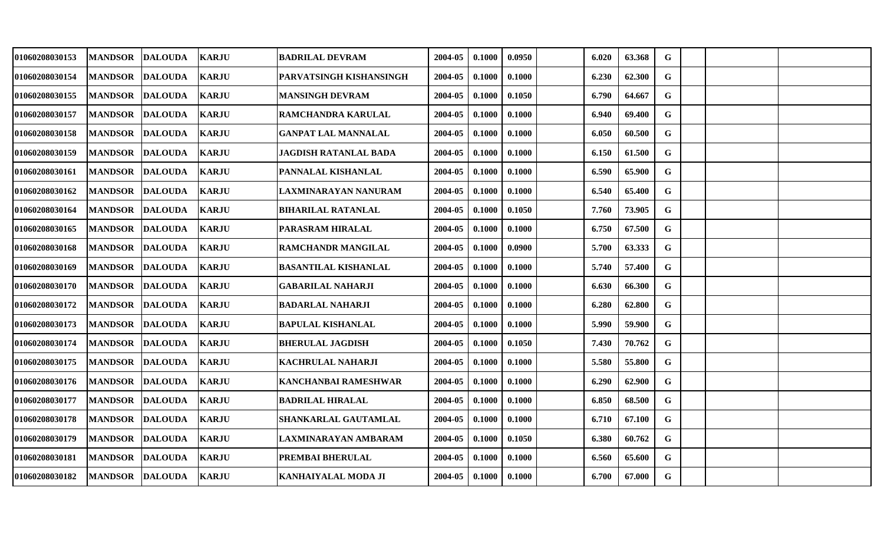| | | | | | | | | | | | | | | |
|---|---|---|---|---|---|---|---|---|---|---|---|---|---|---|
| 01060208030153 | MANDSOR | DALOUDA | KARJU | BADRILAL DEVRAM | 2004-05 | 0.1000 | 0.0950 | | 6.020 | 63.368 | G | | | |
| 01060208030154 | MANDSOR | DALOUDA | KARJU | PARVATSINGH KISHANSINGH | 2004-05 | 0.1000 | 0.1000 | | 6.230 | 62.300 | G | | | |
| 01060208030155 | MANDSOR | DALOUDA | KARJU | MANSINGH DEVRAM | 2004-05 | 0.1000 | 0.1050 | | 6.790 | 64.667 | G | | | |
| 01060208030157 | MANDSOR | DALOUDA | KARJU | RAMCHANDRA KARULAL | 2004-05 | 0.1000 | 0.1000 | | 6.940 | 69.400 | G | | | |
| 01060208030158 | MANDSOR | DALOUDA | KARJU | GANPAT LAL MANNALAL | 2004-05 | 0.1000 | 0.1000 | | 6.050 | 60.500 | G | | | |
| 01060208030159 | MANDSOR | DALOUDA | KARJU | JAGDISH RATANLAL BADA | 2004-05 | 0.1000 | 0.1000 | | 6.150 | 61.500 | G | | | |
| 01060208030161 | MANDSOR | DALOUDA | KARJU | PANNALAL KISHANLAL | 2004-05 | 0.1000 | 0.1000 | | 6.590 | 65.900 | G | | | |
| 01060208030162 | MANDSOR | DALOUDA | KARJU | LAXMINARAYAN NANURAM | 2004-05 | 0.1000 | 0.1000 | | 6.540 | 65.400 | G | | | |
| 01060208030164 | MANDSOR | DALOUDA | KARJU | BIHARILAL RATANLAL | 2004-05 | 0.1000 | 0.1050 | | 7.760 | 73.905 | G | | | |
| 01060208030165 | MANDSOR | DALOUDA | KARJU | PARASRAM HIRALAL | 2004-05 | 0.1000 | 0.1000 | | 6.750 | 67.500 | G | | | |
| 01060208030168 | MANDSOR | DALOUDA | KARJU | RAMCHANDR MANGILAL | 2004-05 | 0.1000 | 0.0900 | | 5.700 | 63.333 | G | | | |
| 01060208030169 | MANDSOR | DALOUDA | KARJU | BASANTILAL KISHANLAL | 2004-05 | 0.1000 | 0.1000 | | 5.740 | 57.400 | G | | | |
| 01060208030170 | MANDSOR | DALOUDA | KARJU | GABARILAL NAHARJI | 2004-05 | 0.1000 | 0.1000 | | 6.630 | 66.300 | G | | | |
| 01060208030172 | MANDSOR | DALOUDA | KARJU | BADARLAL NAHARJI | 2004-05 | 0.1000 | 0.1000 | | 6.280 | 62.800 | G | | | |
| 01060208030173 | MANDSOR | DALOUDA | KARJU | BAPULAL KISHANLAL | 2004-05 | 0.1000 | 0.1000 | | 5.990 | 59.900 | G | | | |
| 01060208030174 | MANDSOR | DALOUDA | KARJU | BHERULAL JAGDISH | 2004-05 | 0.1000 | 0.1050 | | 7.430 | 70.762 | G | | | |
| 01060208030175 | MANDSOR | DALOUDA | KARJU | KACHRULAL NAHARJI | 2004-05 | 0.1000 | 0.1000 | | 5.580 | 55.800 | G | | | |
| 01060208030176 | MANDSOR | DALOUDA | KARJU | KANCHANBAI RAMESHWAR | 2004-05 | 0.1000 | 0.1000 | | 6.290 | 62.900 | G | | | |
| 01060208030177 | MANDSOR | DALOUDA | KARJU | BADRILAL HIRALAL | 2004-05 | 0.1000 | 0.1000 | | 6.850 | 68.500 | G | | | |
| 01060208030178 | MANDSOR | DALOUDA | KARJU | SHANKARLAL GAUTAMLAL | 2004-05 | 0.1000 | 0.1000 | | 6.710 | 67.100 | G | | | |
| 01060208030179 | MANDSOR | DALOUDA | KARJU | LAXMINARAYAN AMBARAM | 2004-05 | 0.1000 | 0.1050 | | 6.380 | 60.762 | G | | | |
| 01060208030181 | MANDSOR | DALOUDA | KARJU | PREMBAI BHERULAL | 2004-05 | 0.1000 | 0.1000 | | 6.560 | 65.600 | G | | | |
| 01060208030182 | MANDSOR | DALOUDA | KARJU | KANHAIYALAL MODA JI | 2004-05 | 0.1000 | 0.1000 | | 6.700 | 67.000 | G | | | |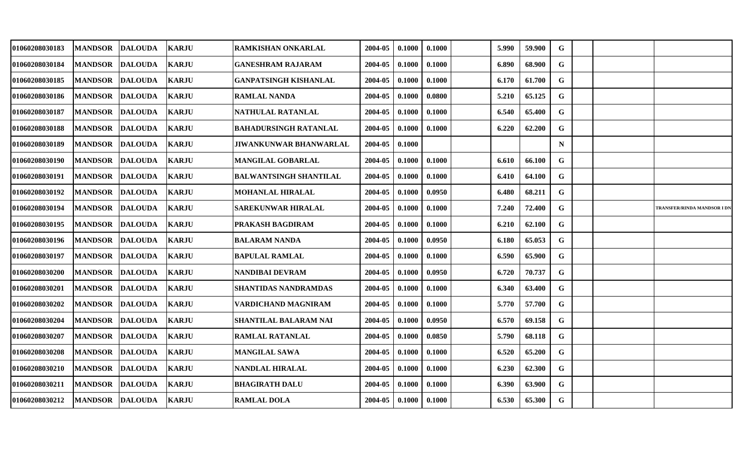| | | | | | | | | | | | | | | |
|---|---|---|---|---|---|---|---|---|---|---|---|---|---|---|
| 01060208030183 | MANDSOR | DALOUDA | KARJU | RAMKISHAN ONKARLAL | 2004-05 | 0.1000 | 0.1000 | | 5.990 | 59.900 | G | | | |
| 01060208030184 | MANDSOR | DALOUDA | KARJU | GANESHRAM RAJARAM | 2004-05 | 0.1000 | 0.1000 | | 6.890 | 68.900 | G | | | |
| 01060208030185 | MANDSOR | DALOUDA | KARJU | GANPATSINGH KISHANLAL | 2004-05 | 0.1000 | 0.1000 | | 6.170 | 61.700 | G | | | |
| 01060208030186 | MANDSOR | DALOUDA | KARJU | RAMLAL NANDA | 2004-05 | 0.1000 | 0.0800 | | 5.210 | 65.125 | G | | | |
| 01060208030187 | MANDSOR | DALOUDA | KARJU | NATHULAL RATANLAL | 2004-05 | 0.1000 | 0.1000 | | 6.540 | 65.400 | G | | | |
| 01060208030188 | MANDSOR | DALOUDA | KARJU | BAHADURSINGH RATANLAL | 2004-05 | 0.1000 | 0.1000 | | 6.220 | 62.200 | G | | | |
| 01060208030189 | MANDSOR | DALOUDA | KARJU | JIWANKUNWAR BHANWARLAL | 2004-05 | 0.1000 | | | | | N | | | |
| 01060208030190 | MANDSOR | DALOUDA | KARJU | MANGILAL GOBARLAL | 2004-05 | 0.1000 | 0.1000 | | 6.610 | 66.100 | G | | | |
| 01060208030191 | MANDSOR | DALOUDA | KARJU | BALWANTSINGH SHANTILAL | 2004-05 | 0.1000 | 0.1000 | | 6.410 | 64.100 | G | | | |
| 01060208030192 | MANDSOR | DALOUDA | KARJU | MOHANLAL HIRALAL | 2004-05 | 0.1000 | 0.0950 | | 6.480 | 68.211 | G | | | |
| 01060208030194 | MANDSOR | DALOUDA | KARJU | SAREKUNWAR HIRALAL | 2004-05 | 0.1000 | 0.1000 | | 7.240 | 72.400 | G | | | TRANSFER/RINDA MANDSOR I DN |
| 01060208030195 | MANDSOR | DALOUDA | KARJU | PRAKASH BAGDIRAM | 2004-05 | 0.1000 | 0.1000 | | 6.210 | 62.100 | G | | | |
| 01060208030196 | MANDSOR | DALOUDA | KARJU | BALARAM NANDA | 2004-05 | 0.1000 | 0.0950 | | 6.180 | 65.053 | G | | | |
| 01060208030197 | MANDSOR | DALOUDA | KARJU | BAPULAL RAMLAL | 2004-05 | 0.1000 | 0.1000 | | 6.590 | 65.900 | G | | | |
| 01060208030200 | MANDSOR | DALOUDA | KARJU | NANDIBAI DEVRAM | 2004-05 | 0.1000 | 0.0950 | | 6.720 | 70.737 | G | | | |
| 01060208030201 | MANDSOR | DALOUDA | KARJU | SHANTIDAS NANDRAMDAS | 2004-05 | 0.1000 | 0.1000 | | 6.340 | 63.400 | G | | | |
| 01060208030202 | MANDSOR | DALOUDA | KARJU | VARDICHAND MAGNIRAM | 2004-05 | 0.1000 | 0.1000 | | 5.770 | 57.700 | G | | | |
| 01060208030204 | MANDSOR | DALOUDA | KARJU | SHANTILAL BALARAM NAI | 2004-05 | 0.1000 | 0.0950 | | 6.570 | 69.158 | G | | | |
| 01060208030207 | MANDSOR | DALOUDA | KARJU | RAMLAL RATANLAL | 2004-05 | 0.1000 | 0.0850 | | 5.790 | 68.118 | G | | | |
| 01060208030208 | MANDSOR | DALOUDA | KARJU | MANGILAL SAWA | 2004-05 | 0.1000 | 0.1000 | | 6.520 | 65.200 | G | | | |
| 01060208030210 | MANDSOR | DALOUDA | KARJU | NANDLAL HIRALAL | 2004-05 | 0.1000 | 0.1000 | | 6.230 | 62.300 | G | | | |
| 01060208030211 | MANDSOR | DALOUDA | KARJU | BHAGIRATH DALU | 2004-05 | 0.1000 | 0.1000 | | 6.390 | 63.900 | G | | | |
| 01060208030212 | MANDSOR | DALOUDA | KARJU | RAMLAL DOLA | 2004-05 | 0.1000 | 0.1000 | | 6.530 | 65.300 | G | | | |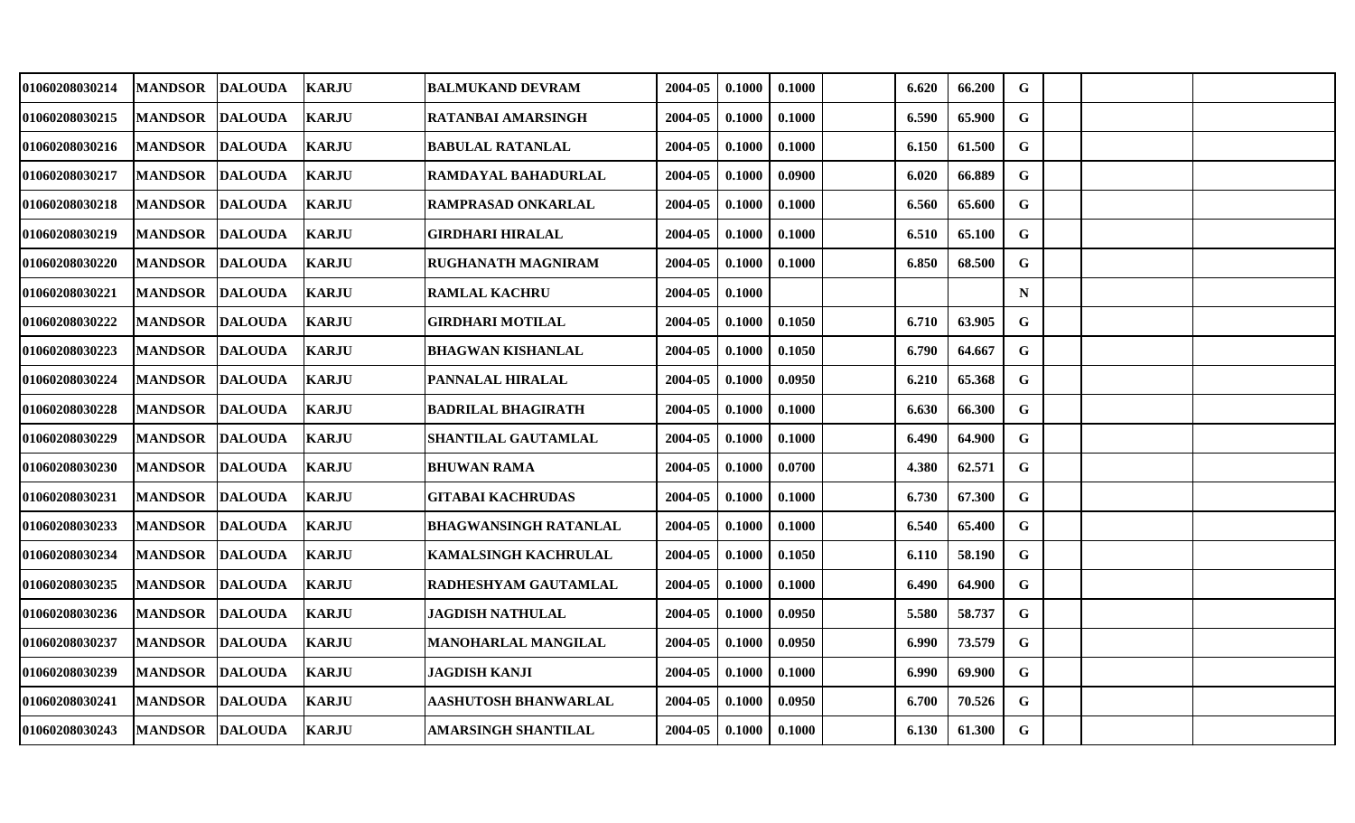| | | | | | | | | | | | | | | | |
|---|---|---|---|---|---|---|---|---|---|---|---|---|---|---|---|
| 01060208030214 | MANDSOR | DALOUDA | KARJU | BALMUKAND DEVRAM | 2004-05 | 0.1000 | 0.1000 | | 6.620 | 66.200 | G | | | |
| 01060208030215 | MANDSOR | DALOUDA | KARJU | RATANBAI AMARSINGH | 2004-05 | 0.1000 | 0.1000 | | 6.590 | 65.900 | G | | | |
| 01060208030216 | MANDSOR | DALOUDA | KARJU | BABULAL RATANLAL | 2004-05 | 0.1000 | 0.1000 | | 6.150 | 61.500 | G | | | |
| 01060208030217 | MANDSOR | DALOUDA | KARJU | RAMDAYAL BAHADURLAL | 2004-05 | 0.1000 | 0.0900 | | 6.020 | 66.889 | G | | | |
| 01060208030218 | MANDSOR | DALOUDA | KARJU | RAMPRASAD ONKARLAL | 2004-05 | 0.1000 | 0.1000 | | 6.560 | 65.600 | G | | | |
| 01060208030219 | MANDSOR | DALOUDA | KARJU | GIRDHARI HIRALAL | 2004-05 | 0.1000 | 0.1000 | | 6.510 | 65.100 | G | | | |
| 01060208030220 | MANDSOR | DALOUDA | KARJU | RUGHANATH MAGNIRAM | 2004-05 | 0.1000 | 0.1000 | | 6.850 | 68.500 | G | | | |
| 01060208030221 | MANDSOR | DALOUDA | KARJU | RAMLAL KACHRU | 2004-05 | 0.1000 | | | | | N | | | |
| 01060208030222 | MANDSOR | DALOUDA | KARJU | GIRDHARI MOTILAL | 2004-05 | 0.1000 | 0.1050 | | 6.710 | 63.905 | G | | | |
| 01060208030223 | MANDSOR | DALOUDA | KARJU | BHAGWAN KISHANLAL | 2004-05 | 0.1000 | 0.1050 | | 6.790 | 64.667 | G | | | |
| 01060208030224 | MANDSOR | DALOUDA | KARJU | PANNALAL HIRALAL | 2004-05 | 0.1000 | 0.0950 | | 6.210 | 65.368 | G | | | |
| 01060208030228 | MANDSOR | DALOUDA | KARJU | BADRILAL BHAGIRATH | 2004-05 | 0.1000 | 0.1000 | | 6.630 | 66.300 | G | | | |
| 01060208030229 | MANDSOR | DALOUDA | KARJU | SHANTILAL GAUTAMLAL | 2004-05 | 0.1000 | 0.1000 | | 6.490 | 64.900 | G | | | |
| 01060208030230 | MANDSOR | DALOUDA | KARJU | BHUWAN RAMA | 2004-05 | 0.1000 | 0.0700 | | 4.380 | 62.571 | G | | | |
| 01060208030231 | MANDSOR | DALOUDA | KARJU | GITABAI KACHRUDAS | 2004-05 | 0.1000 | 0.1000 | | 6.730 | 67.300 | G | | | |
| 01060208030233 | MANDSOR | DALOUDA | KARJU | BHAGWANSINGH RATANLAL | 2004-05 | 0.1000 | 0.1000 | | 6.540 | 65.400 | G | | | |
| 01060208030234 | MANDSOR | DALOUDA | KARJU | KAMALSINGH KACHRULAL | 2004-05 | 0.1000 | 0.1050 | | 6.110 | 58.190 | G | | | |
| 01060208030235 | MANDSOR | DALOUDA | KARJU | RADHESHYAM GAUTAMLAL | 2004-05 | 0.1000 | 0.1000 | | 6.490 | 64.900 | G | | | |
| 01060208030236 | MANDSOR | DALOUDA | KARJU | JAGDISH NATHULAL | 2004-05 | 0.1000 | 0.0950 | | 5.580 | 58.737 | G | | | |
| 01060208030237 | MANDSOR | DALOUDA | KARJU | MANOHARLAL MANGILAL | 2004-05 | 0.1000 | 0.0950 | | 6.990 | 73.579 | G | | | |
| 01060208030239 | MANDSOR | DALOUDA | KARJU | JAGDISH KANJI | 2004-05 | 0.1000 | 0.1000 | | 6.990 | 69.900 | G | | | |
| 01060208030241 | MANDSOR | DALOUDA | KARJU | AASHUTOSH BHANWARLAL | 2004-05 | 0.1000 | 0.0950 | | 6.700 | 70.526 | G | | | |
| 01060208030243 | MANDSOR | DALOUDA | KARJU | AMARSINGH SHANTILAL | 2004-05 | 0.1000 | 0.1000 | | 6.130 | 61.300 | G | | | |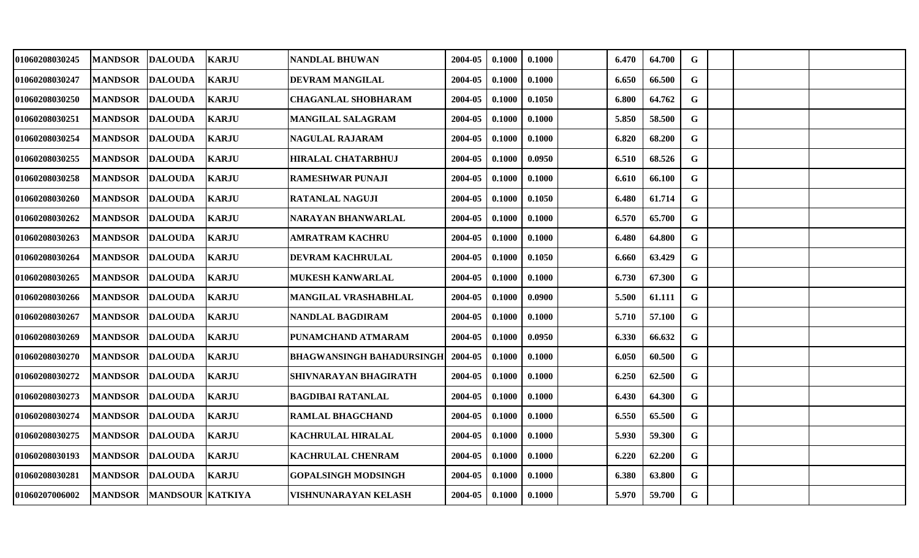| | | | | | | | | | | | | | | |
|---|---|---|---|---|---|---|---|---|---|---|---|---|---|---|
| 01060208030245 | MANDSOR | DALOUDA | KARJU | NANDLAL BHUWAN | 2004-05 | 0.1000 | 0.1000 | | 6.470 | 64.700 | G | | | |
| 01060208030247 | MANDSOR | DALOUDA | KARJU | DEVRAM MANGILAL | 2004-05 | 0.1000 | 0.1000 | | 6.650 | 66.500 | G | | | |
| 01060208030250 | MANDSOR | DALOUDA | KARJU | CHAGANLAL SHOBHARAM | 2004-05 | 0.1000 | 0.1050 | | 6.800 | 64.762 | G | | | |
| 01060208030251 | MANDSOR | DALOUDA | KARJU | MANGILAL SALAGRAM | 2004-05 | 0.1000 | 0.1000 | | 5.850 | 58.500 | G | | | |
| 01060208030254 | MANDSOR | DALOUDA | KARJU | NAGULAL RAJARAM | 2004-05 | 0.1000 | 0.1000 | | 6.820 | 68.200 | G | | | |
| 01060208030255 | MANDSOR | DALOUDA | KARJU | HIRALAL CHATARBHUJ | 2004-05 | 0.1000 | 0.0950 | | 6.510 | 68.526 | G | | | |
| 01060208030258 | MANDSOR | DALOUDA | KARJU | RAMESHWAR PUNAJI | 2004-05 | 0.1000 | 0.1000 | | 6.610 | 66.100 | G | | | |
| 01060208030260 | MANDSOR | DALOUDA | KARJU | RATANLAL NAGUJI | 2004-05 | 0.1000 | 0.1050 | | 6.480 | 61.714 | G | | | |
| 01060208030262 | MANDSOR | DALOUDA | KARJU | NARAYAN BHANWARLAL | 2004-05 | 0.1000 | 0.1000 | | 6.570 | 65.700 | G | | | |
| 01060208030263 | MANDSOR | DALOUDA | KARJU | AMRATRAM KACHRU | 2004-05 | 0.1000 | 0.1000 | | 6.480 | 64.800 | G | | | |
| 01060208030264 | MANDSOR | DALOUDA | KARJU | DEVRAM KACHRULAL | 2004-05 | 0.1000 | 0.1050 | | 6.660 | 63.429 | G | | | |
| 01060208030265 | MANDSOR | DALOUDA | KARJU | MUKESH KANWARLAL | 2004-05 | 0.1000 | 0.1000 | | 6.730 | 67.300 | G | | | |
| 01060208030266 | MANDSOR | DALOUDA | KARJU | MANGILAL VRASHABHLAL | 2004-05 | 0.1000 | 0.0900 | | 5.500 | 61.111 | G | | | |
| 01060208030267 | MANDSOR | DALOUDA | KARJU | NANDLAL BAGDIRAM | 2004-05 | 0.1000 | 0.1000 | | 5.710 | 57.100 | G | | | |
| 01060208030269 | MANDSOR | DALOUDA | KARJU | PUNAMCHAND ATMARAM | 2004-05 | 0.1000 | 0.0950 | | 6.330 | 66.632 | G | | | |
| 01060208030270 | MANDSOR | DALOUDA | KARJU | BHAGWANSINGH BAHADURSINGH | 2004-05 | 0.1000 | 0.1000 | | 6.050 | 60.500 | G | | | |
| 01060208030272 | MANDSOR | DALOUDA | KARJU | SHIVNARAYAN BHAGIRATH | 2004-05 | 0.1000 | 0.1000 | | 6.250 | 62.500 | G | | | |
| 01060208030273 | MANDSOR | DALOUDA | KARJU | BAGDIBAI RATANLAL | 2004-05 | 0.1000 | 0.1000 | | 6.430 | 64.300 | G | | | |
| 01060208030274 | MANDSOR | DALOUDA | KARJU | RAMLAL BHAGCHAND | 2004-05 | 0.1000 | 0.1000 | | 6.550 | 65.500 | G | | | |
| 01060208030275 | MANDSOR | DALOUDA | KARJU | KACHRULAL HIRALAL | 2004-05 | 0.1000 | 0.1000 | | 5.930 | 59.300 | G | | | |
| 01060208030193 | MANDSOR | DALOUDA | KARJU | KACHRULAL CHENRAM | 2004-05 | 0.1000 | 0.1000 | | 6.220 | 62.200 | G | | | |
| 01060208030281 | MANDSOR | DALOUDA | KARJU | GOPALSINGH MODSINGH | 2004-05 | 0.1000 | 0.1000 | | 6.380 | 63.800 | G | | | |
| 01060207006002 | MANDSOR | MANDSOUR | KATKIYA | VISHNUNARAYAN KELASH | 2004-05 | 0.1000 | 0.1000 | | 5.970 | 59.700 | G | | | |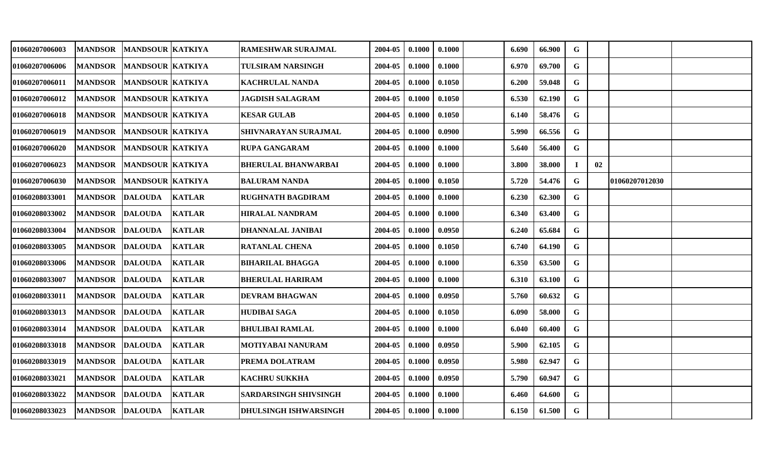| | | | | | | | | | | | | | | |
|---|---|---|---|---|---|---|---|---|---|---|---|---|---|---|
| 01060207006003 | MANDSOR | MANDSOUR | KATKIYA | RAMESHWAR SURAJMAL | 2004-05 | 0.1000 | 0.1000 | | 6.690 | 66.900 | G | | | |
| 01060207006006 | MANDSOR | MANDSOUR | KATKIYA | TULSIRAM NARSINGH | 2004-05 | 0.1000 | 0.1000 | | 6.970 | 69.700 | G | | | |
| 01060207006011 | MANDSOR | MANDSOUR | KATKIYA | KACHRULAL NANDA | 2004-05 | 0.1000 | 0.1050 | | 6.200 | 59.048 | G | | | |
| 01060207006012 | MANDSOR | MANDSOUR | KATKIYA | JAGDISH SALAGRAM | 2004-05 | 0.1000 | 0.1050 | | 6.530 | 62.190 | G | | | |
| 01060207006018 | MANDSOR | MANDSOUR | KATKIYA | KESAR GULAB | 2004-05 | 0.1000 | 0.1050 | | 6.140 | 58.476 | G | | | |
| 01060207006019 | MANDSOR | MANDSOUR | KATKIYA | SHIVNARAYAN SURAJMAL | 2004-05 | 0.1000 | 0.0900 | | 5.990 | 66.556 | G | | | |
| 01060207006020 | MANDSOR | MANDSOUR | KATKIYA | RUPA GANGARAM | 2004-05 | 0.1000 | 0.1000 | | 5.640 | 56.400 | G | | | |
| 01060207006023 | MANDSOR | MANDSOUR | KATKIYA | BHERULAL BHANWARBAI | 2004-05 | 0.1000 | 0.1000 | | 3.800 | 38.000 | I | 02 | | |
| 01060207006030 | MANDSOR | MANDSOUR | KATKIYA | BALURAM NANDA | 2004-05 | 0.1000 | 0.1050 | | 5.720 | 54.476 | G | | 01060207012030 | |
| 01060208033001 | MANDSOR | DALOUDA | KATLAR | RUGHNATH BAGDIRAM | 2004-05 | 0.1000 | 0.1000 | | 6.230 | 62.300 | G | | | |
| 01060208033002 | MANDSOR | DALOUDA | KATLAR | HIRALAL NANDRAM | 2004-05 | 0.1000 | 0.1000 | | 6.340 | 63.400 | G | | | |
| 01060208033004 | MANDSOR | DALOUDA | KATLAR | DHANNALAL JANIBAI | 2004-05 | 0.1000 | 0.0950 | | 6.240 | 65.684 | G | | | |
| 01060208033005 | MANDSOR | DALOUDA | KATLAR | RATANLAL CHENA | 2004-05 | 0.1000 | 0.1050 | | 6.740 | 64.190 | G | | | |
| 01060208033006 | MANDSOR | DALOUDA | KATLAR | BIHARILAL BHAGGA | 2004-05 | 0.1000 | 0.1000 | | 6.350 | 63.500 | G | | | |
| 01060208033007 | MANDSOR | DALOUDA | KATLAR | BHERULAL HARIRAM | 2004-05 | 0.1000 | 0.1000 | | 6.310 | 63.100 | G | | | |
| 01060208033011 | MANDSOR | DALOUDA | KATLAR | DEVRAM BHAGWAN | 2004-05 | 0.1000 | 0.0950 | | 5.760 | 60.632 | G | | | |
| 01060208033013 | MANDSOR | DALOUDA | KATLAR | HUDIBAI SAGA | 2004-05 | 0.1000 | 0.1050 | | 6.090 | 58.000 | G | | | |
| 01060208033014 | MANDSOR | DALOUDA | KATLAR | BHULIBAI RAMLAL | 2004-05 | 0.1000 | 0.1000 | | 6.040 | 60.400 | G | | | |
| 01060208033018 | MANDSOR | DALOUDA | KATLAR | MOTIYABAI NANURAM | 2004-05 | 0.1000 | 0.0950 | | 5.900 | 62.105 | G | | | |
| 01060208033019 | MANDSOR | DALOUDA | KATLAR | PREMA DOLATRAM | 2004-05 | 0.1000 | 0.0950 | | 5.980 | 62.947 | G | | | |
| 01060208033021 | MANDSOR | DALOUDA | KATLAR | KACHRU SUKKHA | 2004-05 | 0.1000 | 0.0950 | | 5.790 | 60.947 | G | | | |
| 01060208033022 | MANDSOR | DALOUDA | KATLAR | SARDARSINGH SHIVSINGH | 2004-05 | 0.1000 | 0.1000 | | 6.460 | 64.600 | G | | | |
| 01060208033023 | MANDSOR | DALOUDA | KATLAR | DHULSINGH ISHWARSINGH | 2004-05 | 0.1000 | 0.1000 | | 6.150 | 61.500 | G | | | |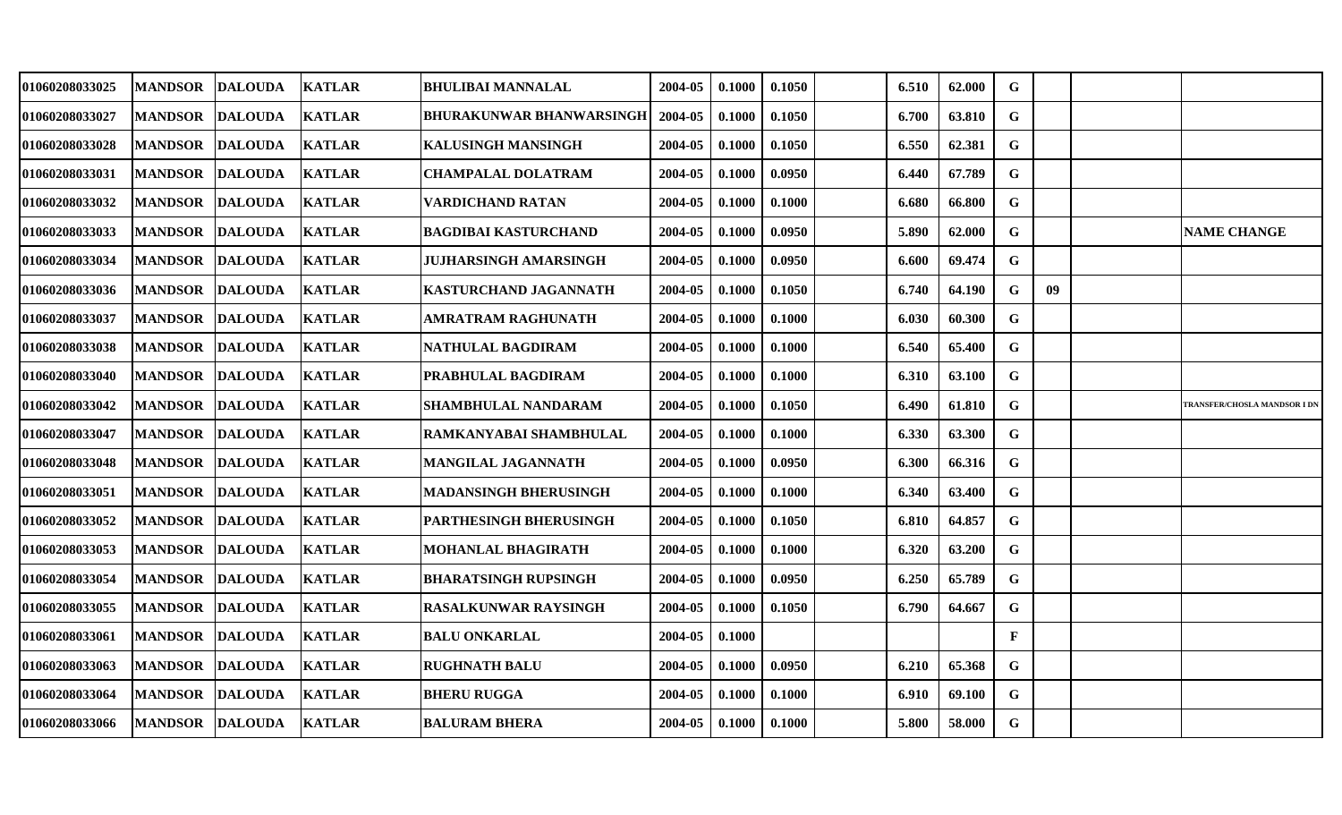| | | | | | | | | | | | | | | |
|---|---|---|---|---|---|---|---|---|---|---|---|---|---|---|
| 01060208033025 | MANDSOR | DALOUDA | KATLAR | BHULIBAI MANNALAL | 2004-05 | 0.1000 | 0.1050 | | 6.510 | 62.000 | G | | | |
| 01060208033027 | MANDSOR | DALOUDA | KATLAR | BHURAKUNWAR BHANWARSINGH | 2004-05 | 0.1000 | 0.1050 | | 6.700 | 63.810 | G | | | |
| 01060208033028 | MANDSOR | DALOUDA | KATLAR | KALUSINGH MANSINGH | 2004-05 | 0.1000 | 0.1050 | | 6.550 | 62.381 | G | | | |
| 01060208033031 | MANDSOR | DALOUDA | KATLAR | CHAMPALAL DOLATRAM | 2004-05 | 0.1000 | 0.0950 | | 6.440 | 67.789 | G | | | |
| 01060208033032 | MANDSOR | DALOUDA | KATLAR | VARDICHAND RATAN | 2004-05 | 0.1000 | 0.1000 | | 6.680 | 66.800 | G | | | |
| 01060208033033 | MANDSOR | DALOUDA | KATLAR | BAGDIBAI KASTURCHAND | 2004-05 | 0.1000 | 0.0950 | | 5.890 | 62.000 | G | | | NAME CHANGE |
| 01060208033034 | MANDSOR | DALOUDA | KATLAR | JUJHARSINGH AMARSINGH | 2004-05 | 0.1000 | 0.0950 | | 6.600 | 69.474 | G | | | |
| 01060208033036 | MANDSOR | DALOUDA | KATLAR | KASTURCHAND JAGANNATH | 2004-05 | 0.1000 | 0.1050 | | 6.740 | 64.190 | G | 09 | | |
| 01060208033037 | MANDSOR | DALOUDA | KATLAR | AMRATRAM RAGHUNATH | 2004-05 | 0.1000 | 0.1000 | | 6.030 | 60.300 | G | | | |
| 01060208033038 | MANDSOR | DALOUDA | KATLAR | NATHULAL BAGDIRAM | 2004-05 | 0.1000 | 0.1000 | | 6.540 | 65.400 | G | | | |
| 01060208033040 | MANDSOR | DALOUDA | KATLAR | PRABHULAL BAGDIRAM | 2004-05 | 0.1000 | 0.1000 | | 6.310 | 63.100 | G | | | |
| 01060208033042 | MANDSOR | DALOUDA | KATLAR | SHAMBHULAL NANDARAM | 2004-05 | 0.1000 | 0.1050 | | 6.490 | 61.810 | G | | | TRANSFER/CHOSLA MANDSOR I DN |
| 01060208033047 | MANDSOR | DALOUDA | KATLAR | RAMKANYABAI SHAMBHULAL | 2004-05 | 0.1000 | 0.1000 | | 6.330 | 63.300 | G | | | |
| 01060208033048 | MANDSOR | DALOUDA | KATLAR | MANGILAL JAGANNATH | 2004-05 | 0.1000 | 0.0950 | | 6.300 | 66.316 | G | | | |
| 01060208033051 | MANDSOR | DALOUDA | KATLAR | MADANSINGH BHERUSINGH | 2004-05 | 0.1000 | 0.1000 | | 6.340 | 63.400 | G | | | |
| 01060208033052 | MANDSOR | DALOUDA | KATLAR | PARTHESINGH BHERUSINGH | 2004-05 | 0.1000 | 0.1050 | | 6.810 | 64.857 | G | | | |
| 01060208033053 | MANDSOR | DALOUDA | KATLAR | MOHANLAL BHAGIRATH | 2004-05 | 0.1000 | 0.1000 | | 6.320 | 63.200 | G | | | |
| 01060208033054 | MANDSOR | DALOUDA | KATLAR | BHARATSINGH RUPSINGH | 2004-05 | 0.1000 | 0.0950 | | 6.250 | 65.789 | G | | | |
| 01060208033055 | MANDSOR | DALOUDA | KATLAR | RASALKUNWAR RAYSINGH | 2004-05 | 0.1000 | 0.1050 | | 6.790 | 64.667 | G | | | |
| 01060208033061 | MANDSOR | DALOUDA | KATLAR | BALU ONKARLAL | 2004-05 | 0.1000 | | | | | F | | | |
| 01060208033063 | MANDSOR | DALOUDA | KATLAR | RUGHNATH BALU | 2004-05 | 0.1000 | 0.0950 | | 6.210 | 65.368 | G | | | |
| 01060208033064 | MANDSOR | DALOUDA | KATLAR | BHERU RUGGA | 2004-05 | 0.1000 | 0.1000 | | 6.910 | 69.100 | G | | | |
| 01060208033066 | MANDSOR | DALOUDA | KATLAR | BALURAM BHERA | 2004-05 | 0.1000 | 0.1000 | | 5.800 | 58.000 | G | | | |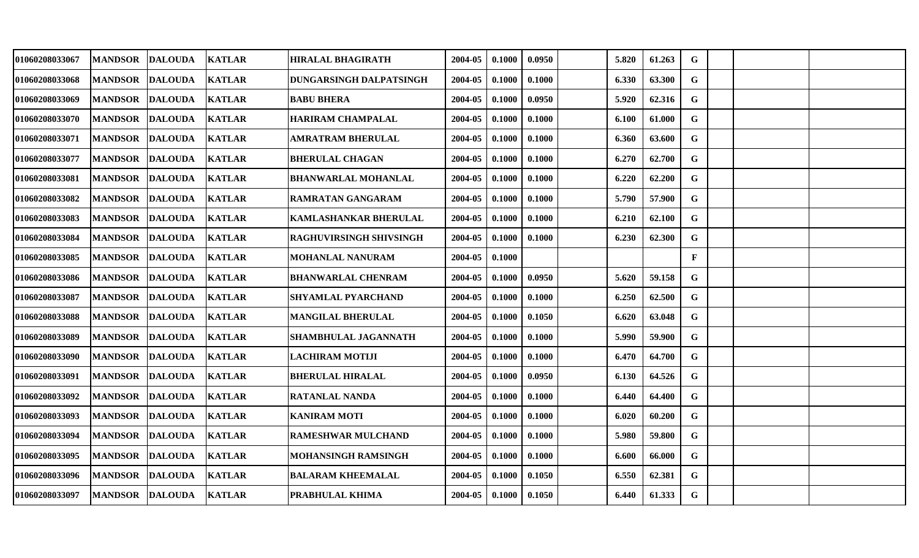| | | | | | | | | | | | | | | | |
|---|---|---|---|---|---|---|---|---|---|---|---|---|---|---|---|
| 01060208033067 | MANDSOR | DALOUDA | KATLAR | HIRALAL BHAGIRATH | 2004-05 | 0.1000 | 0.0950 | | 5.820 | 61.263 | G | | | |
| 01060208033068 | MANDSOR | DALOUDA | KATLAR | DUNGARSINGH DALPATSINGH | 2004-05 | 0.1000 | 0.1000 | | 6.330 | 63.300 | G | | | |
| 01060208033069 | MANDSOR | DALOUDA | KATLAR | BABU BHERA | 2004-05 | 0.1000 | 0.0950 | | 5.920 | 62.316 | G | | | |
| 01060208033070 | MANDSOR | DALOUDA | KATLAR | HARIRAM CHAMPALAL | 2004-05 | 0.1000 | 0.1000 | | 6.100 | 61.000 | G | | | |
| 01060208033071 | MANDSOR | DALOUDA | KATLAR | AMRATRAM BHERULAL | 2004-05 | 0.1000 | 0.1000 | | 6.360 | 63.600 | G | | | |
| 01060208033077 | MANDSOR | DALOUDA | KATLAR | BHERULAL CHAGAN | 2004-05 | 0.1000 | 0.1000 | | 6.270 | 62.700 | G | | | |
| 01060208033081 | MANDSOR | DALOUDA | KATLAR | BHANWARLAL MOHANLAL | 2004-05 | 0.1000 | 0.1000 | | 6.220 | 62.200 | G | | | |
| 01060208033082 | MANDSOR | DALOUDA | KATLAR | RAMRATAN GANGARAM | 2004-05 | 0.1000 | 0.1000 | | 5.790 | 57.900 | G | | | |
| 01060208033083 | MANDSOR | DALOUDA | KATLAR | KAMLASHANKAR BHERULAL | 2004-05 | 0.1000 | 0.1000 | | 6.210 | 62.100 | G | | | |
| 01060208033084 | MANDSOR | DALOUDA | KATLAR | RAGHUVIRSINGH SHIVSINGH | 2004-05 | 0.1000 | 0.1000 | | 6.230 | 62.300 | G | | | |
| 01060208033085 | MANDSOR | DALOUDA | KATLAR | MOHANLAL NANURAM | 2004-05 | 0.1000 | | | | | F | | | |
| 01060208033086 | MANDSOR | DALOUDA | KATLAR | BHANWARLAL CHENRAM | 2004-05 | 0.1000 | 0.0950 | | 5.620 | 59.158 | G | | | |
| 01060208033087 | MANDSOR | DALOUDA | KATLAR | SHYAMLAL PYARCHAND | 2004-05 | 0.1000 | 0.1000 | | 6.250 | 62.500 | G | | | |
| 01060208033088 | MANDSOR | DALOUDA | KATLAR | MANGILAL BHERULAL | 2004-05 | 0.1000 | 0.1050 | | 6.620 | 63.048 | G | | | |
| 01060208033089 | MANDSOR | DALOUDA | KATLAR | SHAMBHULAL JAGANNATH | 2004-05 | 0.1000 | 0.1000 | | 5.990 | 59.900 | G | | | |
| 01060208033090 | MANDSOR | DALOUDA | KATLAR | LACHIRAM MOTIJI | 2004-05 | 0.1000 | 0.1000 | | 6.470 | 64.700 | G | | | |
| 01060208033091 | MANDSOR | DALOUDA | KATLAR | BHERULAL HIRALAL | 2004-05 | 0.1000 | 0.0950 | | 6.130 | 64.526 | G | | | |
| 01060208033092 | MANDSOR | DALOUDA | KATLAR | RATANLAL NANDA | 2004-05 | 0.1000 | 0.1000 | | 6.440 | 64.400 | G | | | |
| 01060208033093 | MANDSOR | DALOUDA | KATLAR | KANIRAM MOTI | 2004-05 | 0.1000 | 0.1000 | | 6.020 | 60.200 | G | | | |
| 01060208033094 | MANDSOR | DALOUDA | KATLAR | RAMESHWAR MULCHAND | 2004-05 | 0.1000 | 0.1000 | | 5.980 | 59.800 | G | | | |
| 01060208033095 | MANDSOR | DALOUDA | KATLAR | MOHANSINGH RAMSINGH | 2004-05 | 0.1000 | 0.1000 | | 6.600 | 66.000 | G | | | |
| 01060208033096 | MANDSOR | DALOUDA | KATLAR | BALARAM KHEEMALAL | 2004-05 | 0.1000 | 0.1050 | | 6.550 | 62.381 | G | | | |
| 01060208033097 | MANDSOR | DALOUDA | KATLAR | PRABHULAL KHIMA | 2004-05 | 0.1000 | 0.1050 | | 6.440 | 61.333 | G | | | |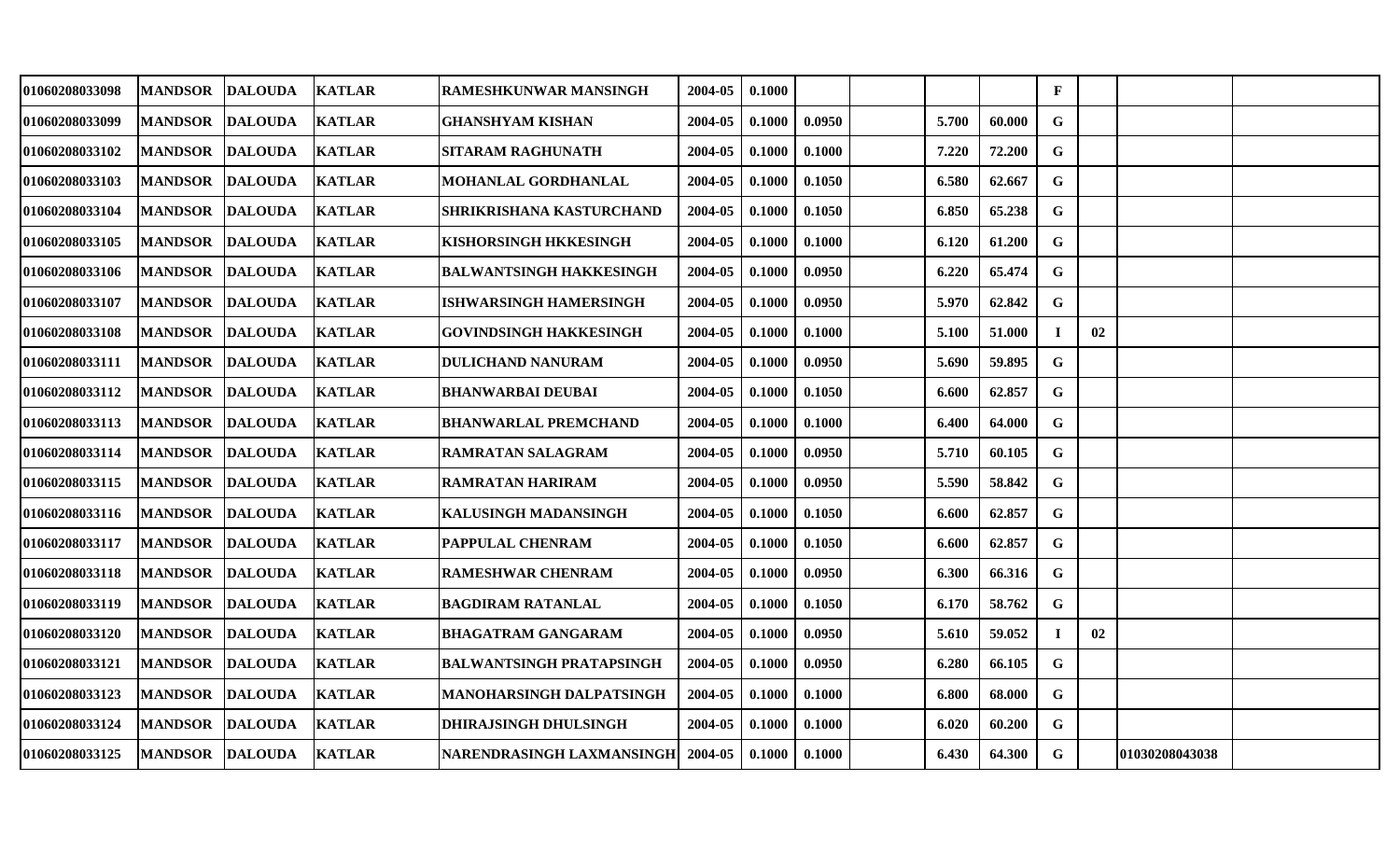| | | | | | | | | | | | | | | |
|---|---|---|---|---|---|---|---|---|---|---|---|---|---|---|
| 01060208033098 | MANDSOR | DALOUDA | KATLAR | RAMESHKUNWAR MANSINGH | 2004-05 | 0.1000 | | | | | F | | | |
| 01060208033099 | MANDSOR | DALOUDA | KATLAR | GHANSHYAM KISHAN | 2004-05 | 0.1000 | 0.0950 | | 5.700 | 60.000 | G | | | |
| 01060208033102 | MANDSOR | DALOUDA | KATLAR | SITARAM RAGHUNATH | 2004-05 | 0.1000 | 0.1000 | | 7.220 | 72.200 | G | | | |
| 01060208033103 | MANDSOR | DALOUDA | KATLAR | MOHANLAL GORDHANLAL | 2004-05 | 0.1000 | 0.1050 | | 6.580 | 62.667 | G | | | |
| 01060208033104 | MANDSOR | DALOUDA | KATLAR | SHRIKRISHANA KASTURCHAND | 2004-05 | 0.1000 | 0.1050 | | 6.850 | 65.238 | G | | | |
| 01060208033105 | MANDSOR | DALOUDA | KATLAR | KISHORSINGH HKKESINGH | 2004-05 | 0.1000 | 0.1000 | | 6.120 | 61.200 | G | | | |
| 01060208033106 | MANDSOR | DALOUDA | KATLAR | BALWANTSINGH HAKKESINGH | 2004-05 | 0.1000 | 0.0950 | | 6.220 | 65.474 | G | | | |
| 01060208033107 | MANDSOR | DALOUDA | KATLAR | ISHWARSINGH HAMERSINGH | 2004-05 | 0.1000 | 0.0950 | | 5.970 | 62.842 | G | | | |
| 01060208033108 | MANDSOR | DALOUDA | KATLAR | GOVINDSINGH HAKKESINGH | 2004-05 | 0.1000 | 0.1000 | | 5.100 | 51.000 | I | 02 | | |
| 01060208033111 | MANDSOR | DALOUDA | KATLAR | DULICHAND NANURAM | 2004-05 | 0.1000 | 0.0950 | | 5.690 | 59.895 | G | | | |
| 01060208033112 | MANDSOR | DALOUDA | KATLAR | BHANWARBAI DEUBAI | 2004-05 | 0.1000 | 0.1050 | | 6.600 | 62.857 | G | | | |
| 01060208033113 | MANDSOR | DALOUDA | KATLAR | BHANWARLAL PREMCHAND | 2004-05 | 0.1000 | 0.1000 | | 6.400 | 64.000 | G | | | |
| 01060208033114 | MANDSOR | DALOUDA | KATLAR | RAMRATAN SALAGRAM | 2004-05 | 0.1000 | 0.0950 | | 5.710 | 60.105 | G | | | |
| 01060208033115 | MANDSOR | DALOUDA | KATLAR | RAMRATAN HARIRAM | 2004-05 | 0.1000 | 0.0950 | | 5.590 | 58.842 | G | | | |
| 01060208033116 | MANDSOR | DALOUDA | KATLAR | KALUSINGH MADANSINGH | 2004-05 | 0.1000 | 0.1050 | | 6.600 | 62.857 | G | | | |
| 01060208033117 | MANDSOR | DALOUDA | KATLAR | PAPPULAL CHENRAM | 2004-05 | 0.1000 | 0.1050 | | 6.600 | 62.857 | G | | | |
| 01060208033118 | MANDSOR | DALOUDA | KATLAR | RAMESHWAR CHENRAM | 2004-05 | 0.1000 | 0.0950 | | 6.300 | 66.316 | G | | | |
| 01060208033119 | MANDSOR | DALOUDA | KATLAR | BAGDIRAM RATANLAL | 2004-05 | 0.1000 | 0.1050 | | 6.170 | 58.762 | G | | | |
| 01060208033120 | MANDSOR | DALOUDA | KATLAR | BHAGATRAM GANGARAM | 2004-05 | 0.1000 | 0.0950 | | 5.610 | 59.052 | I | 02 | | |
| 01060208033121 | MANDSOR | DALOUDA | KATLAR | BALWANTSINGH PRATAPSINGH | 2004-05 | 0.1000 | 0.0950 | | 6.280 | 66.105 | G | | | |
| 01060208033123 | MANDSOR | DALOUDA | KATLAR | MANOHARSINGH DALPATSINGH | 2004-05 | 0.1000 | 0.1000 | | 6.800 | 68.000 | G | | | |
| 01060208033124 | MANDSOR | DALOUDA | KATLAR | DHIRAJSINGH DHULSINGH | 2004-05 | 0.1000 | 0.1000 | | 6.020 | 60.200 | G | | | |
| 01060208033125 | MANDSOR | DALOUDA | KATLAR | NARENDRASINGH LAXMANSINGH | 2004-05 | 0.1000 | 0.1000 | | 6.430 | 64.300 | G | | 01030208043038 | |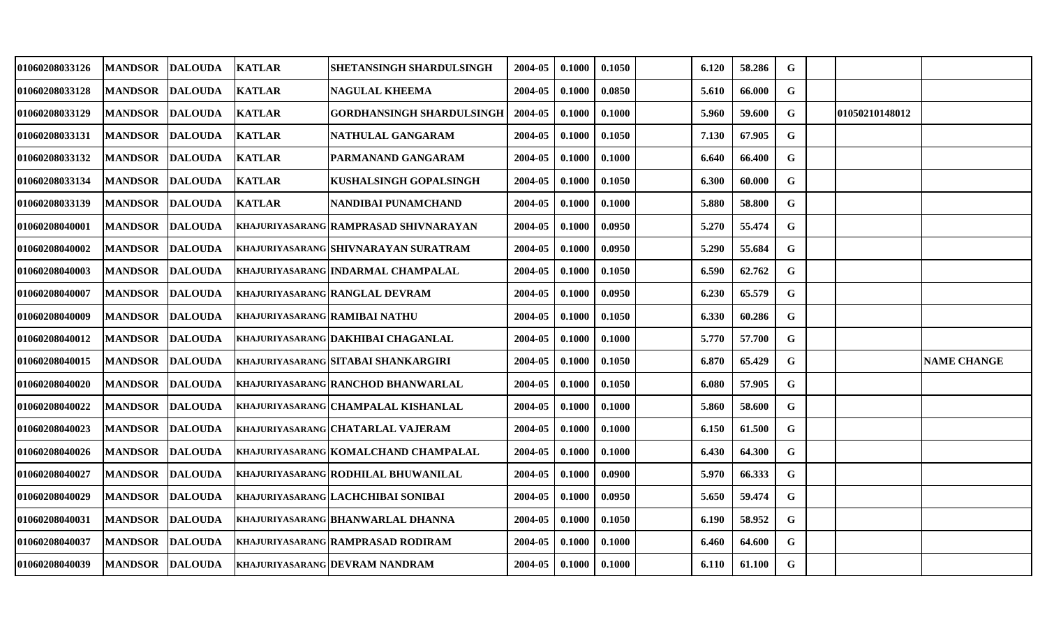| | | | | | | | | | | | | | | |
|---|---|---|---|---|---|---|---|---|---|---|---|---|---|---|
| 01060208033126 | MANDSOR | DALOUDA | KATLAR | SHETANSINGH SHARDULSINGH | 2004-05 | 0.1000 | 0.1050 | | 6.120 | 58.286 | G | | | |
| 01060208033128 | MANDSOR | DALOUDA | KATLAR | NAGULAL KHEEMA | 2004-05 | 0.1000 | 0.0850 | | 5.610 | 66.000 | G | | | |
| 01060208033129 | MANDSOR | DALOUDA | KATLAR | GORDHANSINGH SHARDULSINGH | 2004-05 | 0.1000 | 0.1000 | | 5.960 | 59.600 | G | | 01050210148012 | |
| 01060208033131 | MANDSOR | DALOUDA | KATLAR | NATHULAL GANGARAM | 2004-05 | 0.1000 | 0.1050 | | 7.130 | 67.905 | G | | | |
| 01060208033132 | MANDSOR | DALOUDA | KATLAR | PARMANAND GANGARAM | 2004-05 | 0.1000 | 0.1000 | | 6.640 | 66.400 | G | | | |
| 01060208033134 | MANDSOR | DALOUDA | KATLAR | KUSHALSINGH GOPALSINGH | 2004-05 | 0.1000 | 0.1050 | | 6.300 | 60.000 | G | | | |
| 01060208033139 | MANDSOR | DALOUDA | KATLAR | NANDIBAI PUNAMCHAND | 2004-05 | 0.1000 | 0.1000 | | 5.880 | 58.800 | G | | | |
| 01060208040001 | MANDSOR | DALOUDA | KHAJURIYASARANG | RAMPRASAD SHIVNARAYAN | 2004-05 | 0.1000 | 0.0950 | | 5.270 | 55.474 | G | | | |
| 01060208040002 | MANDSOR | DALOUDA | KHAJURIYASARANG | SHIVNARAYAN SURATRAM | 2004-05 | 0.1000 | 0.0950 | | 5.290 | 55.684 | G | | | |
| 01060208040003 | MANDSOR | DALOUDA | KHAJURIYASARANG | INDARMAL CHAMPALAL | 2004-05 | 0.1000 | 0.1050 | | 6.590 | 62.762 | G | | | |
| 01060208040007 | MANDSOR | DALOUDA | KHAJURIYASARANG | RANGLAL DEVRAM | 2004-05 | 0.1000 | 0.0950 | | 6.230 | 65.579 | G | | | |
| 01060208040009 | MANDSOR | DALOUDA | KHAJURIYASARANG | RAMIBAI NATHU | 2004-05 | 0.1000 | 0.1050 | | 6.330 | 60.286 | G | | | |
| 01060208040012 | MANDSOR | DALOUDA | KHAJURIYASARANG | DAKHIBAI CHAGANLAL | 2004-05 | 0.1000 | 0.1000 | | 5.770 | 57.700 | G | | | |
| 01060208040015 | MANDSOR | DALOUDA | KHAJURIYASARANG | SITABAI SHANKARGIRI | 2004-05 | 0.1000 | 0.1050 | | 6.870 | 65.429 | G | | | NAME CHANGE |
| 01060208040020 | MANDSOR | DALOUDA | KHAJURIYASARANG | RANCHOD BHANWARLAL | 2004-05 | 0.1000 | 0.1050 | | 6.080 | 57.905 | G | | | |
| 01060208040022 | MANDSOR | DALOUDA | KHAJURIYASARANG | CHAMPALAL KISHANLAL | 2004-05 | 0.1000 | 0.1000 | | 5.860 | 58.600 | G | | | |
| 01060208040023 | MANDSOR | DALOUDA | KHAJURIYASARANG | CHATARLAL VAJERAM | 2004-05 | 0.1000 | 0.1000 | | 6.150 | 61.500 | G | | | |
| 01060208040026 | MANDSOR | DALOUDA | KHAJURIYASARANG | KOMALCHAND CHAMPALAL | 2004-05 | 0.1000 | 0.1000 | | 6.430 | 64.300 | G | | | |
| 01060208040027 | MANDSOR | DALOUDA | KHAJURIYASARANG | RODHILAL BHUWANILAL | 2004-05 | 0.1000 | 0.0900 | | 5.970 | 66.333 | G | | | |
| 01060208040029 | MANDSOR | DALOUDA | KHAJURIYASARANG | LACHCHIBAI SONIBAI | 2004-05 | 0.1000 | 0.0950 | | 5.650 | 59.474 | G | | | |
| 01060208040031 | MANDSOR | DALOUDA | KHAJURIYASARANG | BHANWARLAL DHANNA | 2004-05 | 0.1000 | 0.1050 | | 6.190 | 58.952 | G | | | |
| 01060208040037 | MANDSOR | DALOUDA | KHAJURIYASARANG | RAMPRASAD RODIRAM | 2004-05 | 0.1000 | 0.1000 | | 6.460 | 64.600 | G | | | |
| 01060208040039 | MANDSOR | DALOUDA | KHAJURIYASARANG | DEVRAM NANDRAM | 2004-05 | 0.1000 | 0.1000 | | 6.110 | 61.100 | G | | | |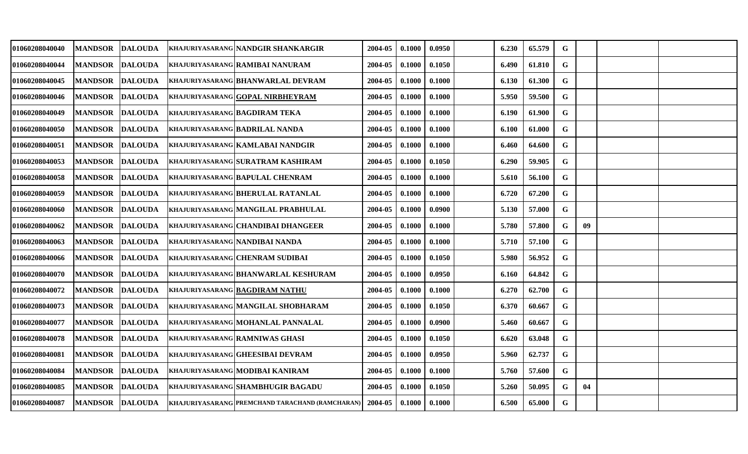| | | | | | | | | | | | | | | |
|---|---|---|---|---|---|---|---|---|---|---|---|---|---|---|
| 01060208040040 | MANDSOR | DALOUDA | KHAJURIYASARANG | NANDGIR SHANKARGIR | 2004-05 | 0.1000 | 0.0950 | | 6.230 | 65.579 | G | | | |
| 01060208040044 | MANDSOR | DALOUDA | KHAJURIYASARANG | RAMIBAI NANURAM | 2004-05 | 0.1000 | 0.1050 | | 6.490 | 61.810 | G | | | |
| 01060208040045 | MANDSOR | DALOUDA | KHAJURIYASARANG | BHANWARLAL DEVRAM | 2004-05 | 0.1000 | 0.1000 | | 6.130 | 61.300 | G | | | |
| 01060208040046 | MANDSOR | DALOUDA | KHAJURIYASARANG | GOPAL NIRBHEYRAM | 2004-05 | 0.1000 | 0.1000 | | 5.950 | 59.500 | G | | | |
| 01060208040049 | MANDSOR | DALOUDA | KHAJURIYASARANG | BAGDIRAM TEKA | 2004-05 | 0.1000 | 0.1000 | | 6.190 | 61.900 | G | | | |
| 01060208040050 | MANDSOR | DALOUDA | KHAJURIYASARANG | BADRILAL NANDA | 2004-05 | 0.1000 | 0.1000 | | 6.100 | 61.000 | G | | | |
| 01060208040051 | MANDSOR | DALOUDA | KHAJURIYASARANG | KAMLABAI NANDGIR | 2004-05 | 0.1000 | 0.1000 | | 6.460 | 64.600 | G | | | |
| 01060208040053 | MANDSOR | DALOUDA | KHAJURIYASARANG | SURATRAM KASHIRAM | 2004-05 | 0.1000 | 0.1050 | | 6.290 | 59.905 | G | | | |
| 01060208040058 | MANDSOR | DALOUDA | KHAJURIYASARANG | BAPULAL CHENRAM | 2004-05 | 0.1000 | 0.1000 | | 5.610 | 56.100 | G | | | |
| 01060208040059 | MANDSOR | DALOUDA | KHAJURIYASARANG | BHERULAL RATANLAL | 2004-05 | 0.1000 | 0.1000 | | 6.720 | 67.200 | G | | | |
| 01060208040060 | MANDSOR | DALOUDA | KHAJURIYASARANG | MANGILAL PRABHULAL | 2004-05 | 0.1000 | 0.0900 | | 5.130 | 57.000 | G | | | |
| 01060208040062 | MANDSOR | DALOUDA | KHAJURIYASARANG | CHANDIBAI DHANGEER | 2004-05 | 0.1000 | 0.1000 | | 5.780 | 57.800 | G | 09 | | |
| 01060208040063 | MANDSOR | DALOUDA | KHAJURIYASARANG | NANDIBAI NANDA | 2004-05 | 0.1000 | 0.1000 | | 5.710 | 57.100 | G | | | |
| 01060208040066 | MANDSOR | DALOUDA | KHAJURIYASARANG | CHENRAM SUDIBAI | 2004-05 | 0.1000 | 0.1050 | | 5.980 | 56.952 | G | | | |
| 01060208040070 | MANDSOR | DALOUDA | KHAJURIYASARANG | BHANWARLAL KESHURAM | 2004-05 | 0.1000 | 0.0950 | | 6.160 | 64.842 | G | | | |
| 01060208040072 | MANDSOR | DALOUDA | KHAJURIYASARANG | BAGDIRAM NATHU | 2004-05 | 0.1000 | 0.1000 | | 6.270 | 62.700 | G | | | |
| 01060208040073 | MANDSOR | DALOUDA | KHAJURIYASARANG | MANGILAL SHOBHARAM | 2004-05 | 0.1000 | 0.1050 | | 6.370 | 60.667 | G | | | |
| 01060208040077 | MANDSOR | DALOUDA | KHAJURIYASARANG | MOHANLAL PANNALAL | 2004-05 | 0.1000 | 0.0900 | | 5.460 | 60.667 | G | | | |
| 01060208040078 | MANDSOR | DALOUDA | KHAJURIYASARANG | RAMNIWAS GHASI | 2004-05 | 0.1000 | 0.1050 | | 6.620 | 63.048 | G | | | |
| 01060208040081 | MANDSOR | DALOUDA | KHAJURIYASARANG | GHEESIBAI DEVRAM | 2004-05 | 0.1000 | 0.0950 | | 5.960 | 62.737 | G | | | |
| 01060208040084 | MANDSOR | DALOUDA | KHAJURIYASARANG | MODIBAI KANIRAM | 2004-05 | 0.1000 | 0.1000 | | 5.760 | 57.600 | G | | | |
| 01060208040085 | MANDSOR | DALOUDA | KHAJURIYASARANG | SHAMBHUGIR BAGADU | 2004-05 | 0.1000 | 0.1050 | | 5.260 | 50.095 | G | 04 | | |
| 01060208040087 | MANDSOR | DALOUDA | KHAJURIYASARANG | PREMCHAND TARACHAND (RAMCHARAN) | 2004-05 | 0.1000 | 0.1000 | | 6.500 | 65.000 | G | | | |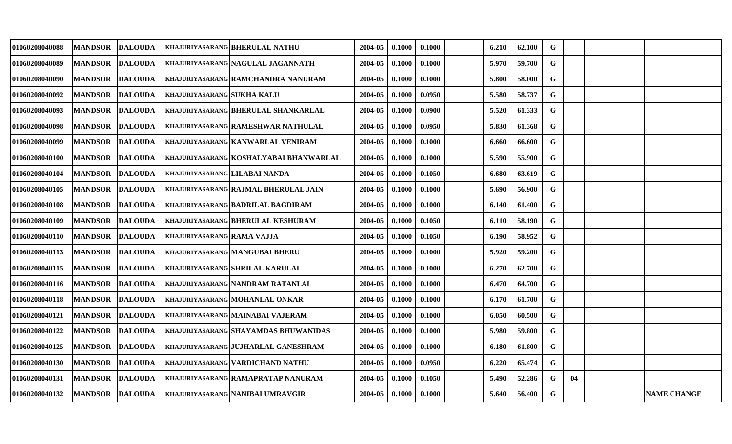| | | | | | | | | | | | | | | |
|---|---|---|---|---|---|---|---|---|---|---|---|---|---|---|
| 01060208040088 | MANDSOR | DALOUDA | KHAJURIYASARANG | BHERULAL NATHU | 2004-05 | 0.1000 | 0.1000 | | 6.210 | 62.100 | G | | | |
| 01060208040089 | MANDSOR | DALOUDA | KHAJURIYASARANG | NAGULAL JAGANNATH | 2004-05 | 0.1000 | 0.1000 | | 5.970 | 59.700 | G | | | |
| 01060208040090 | MANDSOR | DALOUDA | KHAJURIYASARANG | RAMCHANDRA NANURAM | 2004-05 | 0.1000 | 0.1000 | | 5.800 | 58.000 | G | | | |
| 01060208040092 | MANDSOR | DALOUDA | KHAJURIYASARANG | SUKHA KALU | 2004-05 | 0.1000 | 0.0950 | | 5.580 | 58.737 | G | | | |
| 01060208040093 | MANDSOR | DALOUDA | KHAJURIYASARANG | BHERULAL SHANKARLAL | 2004-05 | 0.1000 | 0.0900 | | 5.520 | 61.333 | G | | | |
| 01060208040098 | MANDSOR | DALOUDA | KHAJURIYASARANG | RAMESHWAR NATHULAL | 2004-05 | 0.1000 | 0.0950 | | 5.830 | 61.368 | G | | | |
| 01060208040099 | MANDSOR | DALOUDA | KHAJURIYASARANG | KANWARLAL VENIRAM | 2004-05 | 0.1000 | 0.1000 | | 6.660 | 66.600 | G | | | |
| 01060208040100 | MANDSOR | DALOUDA | KHAJURIYASARANG | KOSHALYABAI BHANWARLAL | 2004-05 | 0.1000 | 0.1000 | | 5.590 | 55.900 | G | | | |
| 01060208040104 | MANDSOR | DALOUDA | KHAJURIYASARANG | LILABAI NANDA | 2004-05 | 0.1000 | 0.1050 | | 6.680 | 63.619 | G | | | |
| 01060208040105 | MANDSOR | DALOUDA | KHAJURIYASARANG | RAJMAL BHERULAL JAIN | 2004-05 | 0.1000 | 0.1000 | | 5.690 | 56.900 | G | | | |
| 01060208040108 | MANDSOR | DALOUDA | KHAJURIYASARANG | BADRILAL BAGDIRAM | 2004-05 | 0.1000 | 0.1000 | | 6.140 | 61.400 | G | | | |
| 01060208040109 | MANDSOR | DALOUDA | KHAJURIYASARANG | BHERULAL KESHURAM | 2004-05 | 0.1000 | 0.1050 | | 6.110 | 58.190 | G | | | |
| 01060208040110 | MANDSOR | DALOUDA | KHAJURIYASARANG | RAMA VAJJA | 2004-05 | 0.1000 | 0.1050 | | 6.190 | 58.952 | G | | | |
| 01060208040113 | MANDSOR | DALOUDA | KHAJURIYASARANG | MANGUBAI BHERU | 2004-05 | 0.1000 | 0.1000 | | 5.920 | 59.200 | G | | | |
| 01060208040115 | MANDSOR | DALOUDA | KHAJURIYASARANG | SHRILAL KARULAL | 2004-05 | 0.1000 | 0.1000 | | 6.270 | 62.700 | G | | | |
| 01060208040116 | MANDSOR | DALOUDA | KHAJURIYASARANG | NANDRAM RATANLAL | 2004-05 | 0.1000 | 0.1000 | | 6.470 | 64.700 | G | | | |
| 01060208040118 | MANDSOR | DALOUDA | KHAJURIYASARANG | MOHANLAL ONKAR | 2004-05 | 0.1000 | 0.1000 | | 6.170 | 61.700 | G | | | |
| 01060208040121 | MANDSOR | DALOUDA | KHAJURIYASARANG | MAINABAI VAJERAM | 2004-05 | 0.1000 | 0.1000 | | 6.050 | 60.500 | G | | | |
| 01060208040122 | MANDSOR | DALOUDA | KHAJURIYASARANG | SHAYAMDAS BHUWANIDAS | 2004-05 | 0.1000 | 0.1000 | | 5.980 | 59.800 | G | | | |
| 01060208040125 | MANDSOR | DALOUDA | KHAJURIYASARANG | JUJHARLAL GANESHRAM | 2004-05 | 0.1000 | 0.1000 | | 6.180 | 61.800 | G | | | |
| 01060208040130 | MANDSOR | DALOUDA | KHAJURIYASARANG | VARDICHAND NATHU | 2004-05 | 0.1000 | 0.0950 | | 6.220 | 65.474 | G | | | |
| 01060208040131 | MANDSOR | DALOUDA | KHAJURIYASARANG | RAMAPRATAP NANURAM | 2004-05 | 0.1000 | 0.1050 | | 5.490 | 52.286 | G | 04 | | |
| 01060208040132 | MANDSOR | DALOUDA | KHAJURIYASARANG | NANIBAI UMRAVGIR | 2004-05 | 0.1000 | 0.1000 | | 5.640 | 56.400 | G | | | NAME CHANGE |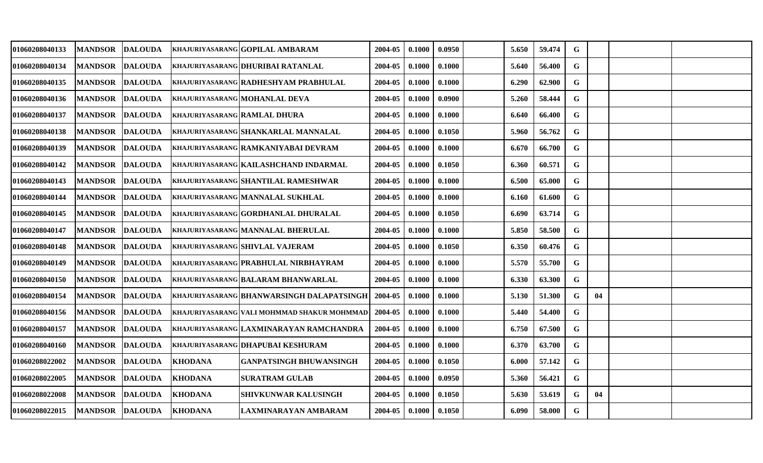| | | | | | | | | | | | | | | |
|---|---|---|---|---|---|---|---|---|---|---|---|---|---|---|
| 01060208040133 | MANDSOR | DALOUDA | KHAJURIYASARANG | GOPILAL AMBARAM | 2004-05 | 0.1000 | 0.0950 | | 5.650 | 59.474 | G | | | |
| 01060208040134 | MANDSOR | DALOUDA | KHAJURIYASARANG | DHURIBAI RATANLAL | 2004-05 | 0.1000 | 0.1000 | | 5.640 | 56.400 | G | | | |
| 01060208040135 | MANDSOR | DALOUDA | KHAJURIYASARANG | RADHESHYAM PRABHULAL | 2004-05 | 0.1000 | 0.1000 | | 6.290 | 62.900 | G | | | |
| 01060208040136 | MANDSOR | DALOUDA | KHAJURIYASARANG | MOHANLAL DEVA | 2004-05 | 0.1000 | 0.0900 | | 5.260 | 58.444 | G | | | |
| 01060208040137 | MANDSOR | DALOUDA | KHAJURIYASARANG | RAMLAL DHURA | 2004-05 | 0.1000 | 0.1000 | | 6.640 | 66.400 | G | | | |
| 01060208040138 | MANDSOR | DALOUDA | KHAJURIYASARANG | SHANKARLAL MANNALAL | 2004-05 | 0.1000 | 0.1050 | | 5.960 | 56.762 | G | | | |
| 01060208040139 | MANDSOR | DALOUDA | KHAJURIYASARANG | RAMKANIYABAI DEVRAM | 2004-05 | 0.1000 | 0.1000 | | 6.670 | 66.700 | G | | | |
| 01060208040142 | MANDSOR | DALOUDA | KHAJURIYASARANG | KAILASHCHAND INDARMAL | 2004-05 | 0.1000 | 0.1050 | | 6.360 | 60.571 | G | | | |
| 01060208040143 | MANDSOR | DALOUDA | KHAJURIYASARANG | SHANTILAL RAMESHWAR | 2004-05 | 0.1000 | 0.1000 | | 6.500 | 65.000 | G | | | |
| 01060208040144 | MANDSOR | DALOUDA | KHAJURIYASARANG | MANNALAL SUKHLAL | 2004-05 | 0.1000 | 0.1000 | | 6.160 | 61.600 | G | | | |
| 01060208040145 | MANDSOR | DALOUDA | KHAJURIYASARANG | GORDHANLAL DHURALAL | 2004-05 | 0.1000 | 0.1050 | | 6.690 | 63.714 | G | | | |
| 01060208040147 | MANDSOR | DALOUDA | KHAJURIYASARANG | MANNALAL BHERULAL | 2004-05 | 0.1000 | 0.1000 | | 5.850 | 58.500 | G | | | |
| 01060208040148 | MANDSOR | DALOUDA | KHAJURIYASARANG | SHIVLAL VAJERAM | 2004-05 | 0.1000 | 0.1050 | | 6.350 | 60.476 | G | | | |
| 01060208040149 | MANDSOR | DALOUDA | KHAJURIYASARANG | PRABHULAL NIRBHAYRAM | 2004-05 | 0.1000 | 0.1000 | | 5.570 | 55.700 | G | | | |
| 01060208040150 | MANDSOR | DALOUDA | KHAJURIYASARANG | BALARAM BHANWARLAL | 2004-05 | 0.1000 | 0.1000 | | 6.330 | 63.300 | G | | | |
| 01060208040154 | MANDSOR | DALOUDA | KHAJURIYASARANG | BHANWARSINGH DALAPATSINGH | 2004-05 | 0.1000 | 0.1000 | | 5.130 | 51.300 | G | 04 | | |
| 01060208040156 | MANDSOR | DALOUDA | KHAJURIYASARANG | VALI MOHMMAD SHAKUR MOHMMAD | 2004-05 | 0.1000 | 0.1000 | | 5.440 | 54.400 | G | | | |
| 01060208040157 | MANDSOR | DALOUDA | KHAJURIYASARANG | LAXMINARAYAN RAMCHANDRA | 2004-05 | 0.1000 | 0.1000 | | 6.750 | 67.500 | G | | | |
| 01060208040160 | MANDSOR | DALOUDA | KHAJURIYASARANG | DHAPUBAI KESHURAM | 2004-05 | 0.1000 | 0.1000 | | 6.370 | 63.700 | G | | | |
| 01060208022002 | MANDSOR | DALOUDA | KHODANA | GANPATSINGH BHUWANSINGH | 2004-05 | 0.1000 | 0.1050 | | 6.000 | 57.142 | G | | | |
| 01060208022005 | MANDSOR | DALOUDA | KHODANA | SURATRAM GULAB | 2004-05 | 0.1000 | 0.0950 | | 5.360 | 56.421 | G | | | |
| 01060208022008 | MANDSOR | DALOUDA | KHODANA | SHIVKUNWAR KALUSINGH | 2004-05 | 0.1000 | 0.1050 | | 5.630 | 53.619 | G | 04 | | |
| 01060208022015 | MANDSOR | DALOUDA | KHODANA | LAXMINARAYAN AMBARAM | 2004-05 | 0.1000 | 0.1050 | | 6.090 | 58.000 | G | | | |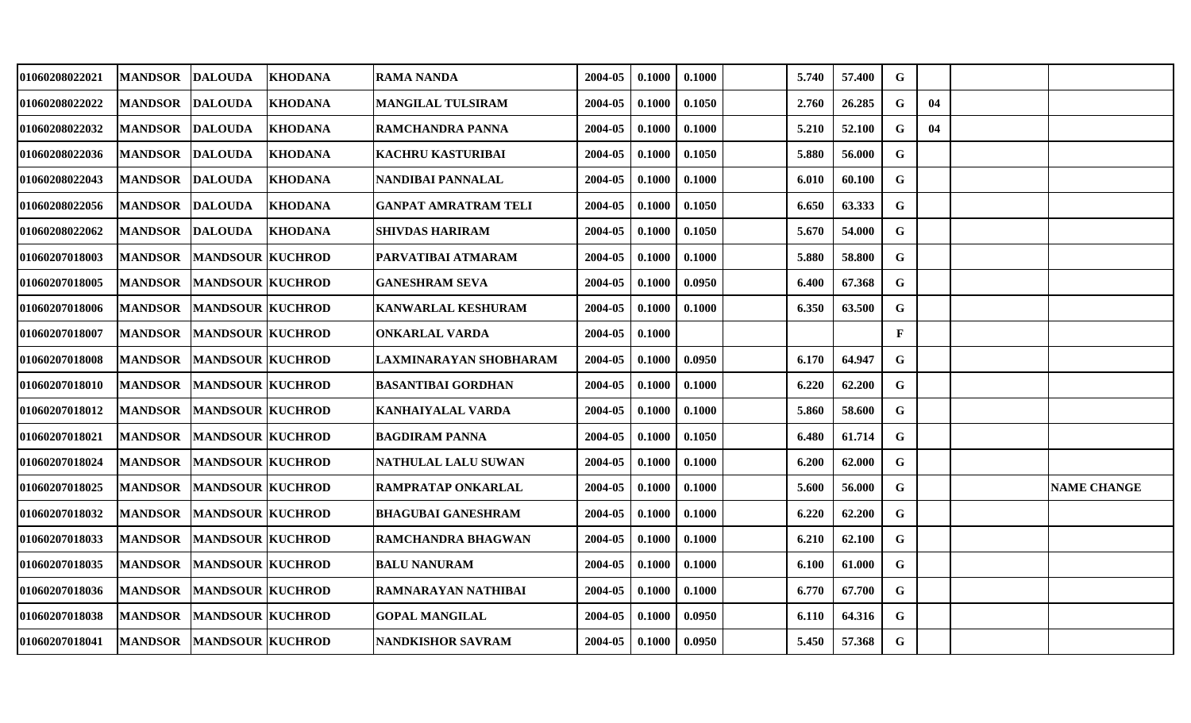| | | | | | | | | | | | | | | |
|---|---|---|---|---|---|---|---|---|---|---|---|---|---|---|
| 01060208022021 | MANDSOR | DALOUDA | KHODANA | RAMA NANDA | 2004-05 | 0.1000 | 0.1000 | | 5.740 | 57.400 | G | | | |
| 01060208022022 | MANDSOR | DALOUDA | KHODANA | MANGILAL TULSIRAM | 2004-05 | 0.1000 | 0.1050 | | 2.760 | 26.285 | G | 04 | | |
| 01060208022032 | MANDSOR | DALOUDA | KHODANA | RAMCHANDRA PANNA | 2004-05 | 0.1000 | 0.1000 | | 5.210 | 52.100 | G | 04 | | |
| 01060208022036 | MANDSOR | DALOUDA | KHODANA | KACHRU KASTURIBAI | 2004-05 | 0.1000 | 0.1050 | | 5.880 | 56.000 | G | | | |
| 01060208022043 | MANDSOR | DALOUDA | KHODANA | NANDIBAI PANNALAL | 2004-05 | 0.1000 | 0.1000 | | 6.010 | 60.100 | G | | | |
| 01060208022056 | MANDSOR | DALOUDA | KHODANA | GANPAT AMRATRAM TELI | 2004-05 | 0.1000 | 0.1050 | | 6.650 | 63.333 | G | | | |
| 01060208022062 | MANDSOR | DALOUDA | KHODANA | SHIVDAS HARIRAM | 2004-05 | 0.1000 | 0.1050 | | 5.670 | 54.000 | G | | | |
| 01060207018003 | MANDSOR | MANDSOUR | KUCHROD | PARVATIBAI ATMARAM | 2004-05 | 0.1000 | 0.1000 | | 5.880 | 58.800 | G | | | |
| 01060207018005 | MANDSOR | MANDSOUR | KUCHROD | GANESHRAM SEVA | 2004-05 | 0.1000 | 0.0950 | | 6.400 | 67.368 | G | | | |
| 01060207018006 | MANDSOR | MANDSOUR | KUCHROD | KANWARLAL KESHURAM | 2004-05 | 0.1000 | 0.1000 | | 6.350 | 63.500 | G | | | |
| 01060207018007 | MANDSOR | MANDSOUR | KUCHROD | ONKARLAL VARDA | 2004-05 | 0.1000 | | | | | F | | | |
| 01060207018008 | MANDSOR | MANDSOUR | KUCHROD | LAXMINARAYAN SHOBHARAM | 2004-05 | 0.1000 | 0.0950 | | 6.170 | 64.947 | G | | | |
| 01060207018010 | MANDSOR | MANDSOUR | KUCHROD | BASANTIBAI GORDHAN | 2004-05 | 0.1000 | 0.1000 | | 6.220 | 62.200 | G | | | |
| 01060207018012 | MANDSOR | MANDSOUR | KUCHROD | KANHAIYALAL VARDA | 2004-05 | 0.1000 | 0.1000 | | 5.860 | 58.600 | G | | | |
| 01060207018021 | MANDSOR | MANDSOUR | KUCHROD | BAGDIRAM PANNA | 2004-05 | 0.1000 | 0.1050 | | 6.480 | 61.714 | G | | | |
| 01060207018024 | MANDSOR | MANDSOUR | KUCHROD | NATHULAL LALU SUWAN | 2004-05 | 0.1000 | 0.1000 | | 6.200 | 62.000 | G | | | |
| 01060207018025 | MANDSOR | MANDSOUR | KUCHROD | RAMPRATAP ONKARLAL | 2004-05 | 0.1000 | 0.1000 | | 5.600 | 56.000 | G | | | NAME CHANGE |
| 01060207018032 | MANDSOR | MANDSOUR | KUCHROD | BHAGUBAI GANESHRAM | 2004-05 | 0.1000 | 0.1000 | | 6.220 | 62.200 | G | | | |
| 01060207018033 | MANDSOR | MANDSOUR | KUCHROD | RAMCHANDRA BHAGWAN | 2004-05 | 0.1000 | 0.1000 | | 6.210 | 62.100 | G | | | |
| 01060207018035 | MANDSOR | MANDSOUR | KUCHROD | BALU NANURAM | 2004-05 | 0.1000 | 0.1000 | | 6.100 | 61.000 | G | | | |
| 01060207018036 | MANDSOR | MANDSOUR | KUCHROD | RAMNARAYAN NATHIBAI | 2004-05 | 0.1000 | 0.1000 | | 6.770 | 67.700 | G | | | |
| 01060207018038 | MANDSOR | MANDSOUR | KUCHROD | GOPAL MANGILAL | 2004-05 | 0.1000 | 0.0950 | | 6.110 | 64.316 | G | | | |
| 01060207018041 | MANDSOR | MANDSOUR | KUCHROD | NANDKISHOR SAVRAM | 2004-05 | 0.1000 | 0.0950 | | 5.450 | 57.368 | G | | | |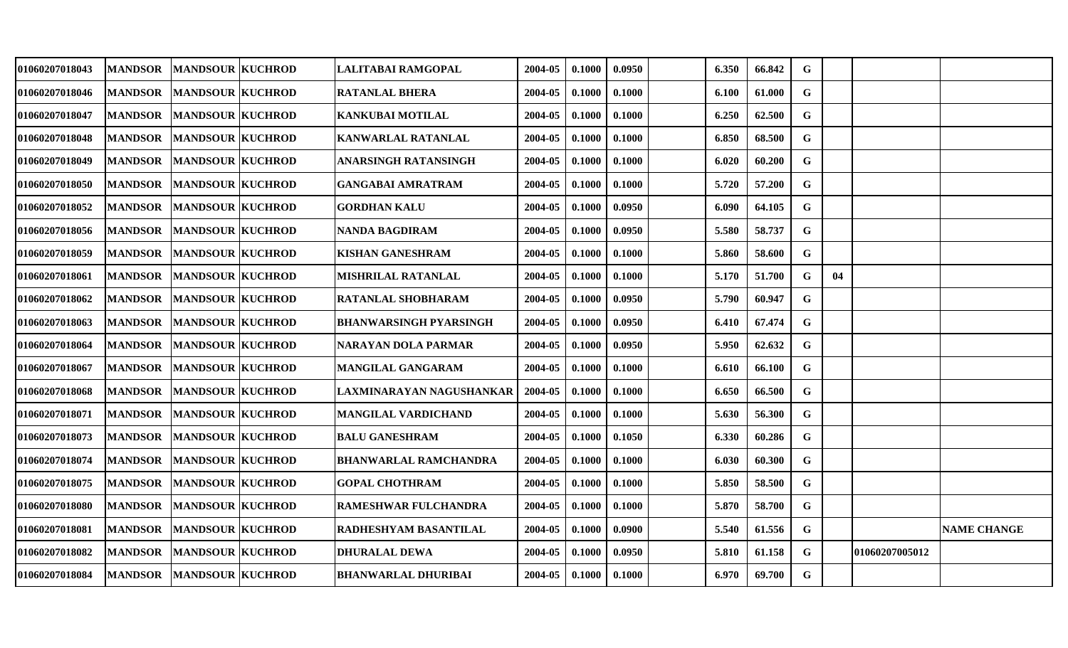| | | | | | | | | | | | | | | |
|---|---|---|---|---|---|---|---|---|---|---|---|---|---|---|
| 01060207018043 | MANDSOR | MANDSOUR | KUCHROD | LALITABAI RAMGOPAL | 2004-05 | 0.1000 | 0.0950 | | 6.350 | 66.842 | G | | | |
| 01060207018046 | MANDSOR | MANDSOUR | KUCHROD | RATANLAL BHERA | 2004-05 | 0.1000 | 0.1000 | | 6.100 | 61.000 | G | | | |
| 01060207018047 | MANDSOR | MANDSOUR | KUCHROD | KANKUBAI MOTILAL | 2004-05 | 0.1000 | 0.1000 | | 6.250 | 62.500 | G | | | |
| 01060207018048 | MANDSOR | MANDSOUR | KUCHROD | KANWARLAL RATANLAL | 2004-05 | 0.1000 | 0.1000 | | 6.850 | 68.500 | G | | | |
| 01060207018049 | MANDSOR | MANDSOUR | KUCHROD | ANARSINGH RATANSINGH | 2004-05 | 0.1000 | 0.1000 | | 6.020 | 60.200 | G | | | |
| 01060207018050 | MANDSOR | MANDSOUR | KUCHROD | GANGABAI AMRATRAM | 2004-05 | 0.1000 | 0.1000 | | 5.720 | 57.200 | G | | | |
| 01060207018052 | MANDSOR | MANDSOUR | KUCHROD | GORDHAN KALU | 2004-05 | 0.1000 | 0.0950 | | 6.090 | 64.105 | G | | | |
| 01060207018056 | MANDSOR | MANDSOUR | KUCHROD | NANDA BAGDIRAM | 2004-05 | 0.1000 | 0.0950 | | 5.580 | 58.737 | G | | | |
| 01060207018059 | MANDSOR | MANDSOUR | KUCHROD | KISHAN GANESHRAM | 2004-05 | 0.1000 | 0.1000 | | 5.860 | 58.600 | G | | | |
| 01060207018061 | MANDSOR | MANDSOUR | KUCHROD | MISHRILAL RATANLAL | 2004-05 | 0.1000 | 0.1000 | | 5.170 | 51.700 | G | 04 | | |
| 01060207018062 | MANDSOR | MANDSOUR | KUCHROD | RATANLAL SHOBHARAM | 2004-05 | 0.1000 | 0.0950 | | 5.790 | 60.947 | G | | | |
| 01060207018063 | MANDSOR | MANDSOUR | KUCHROD | BHANWARSINGH PYARSINGH | 2004-05 | 0.1000 | 0.0950 | | 6.410 | 67.474 | G | | | |
| 01060207018064 | MANDSOR | MANDSOUR | KUCHROD | NARAYAN DOLA PARMAR | 2004-05 | 0.1000 | 0.0950 | | 5.950 | 62.632 | G | | | |
| 01060207018067 | MANDSOR | MANDSOUR | KUCHROD | MANGILAL GANGARAM | 2004-05 | 0.1000 | 0.1000 | | 6.610 | 66.100 | G | | | |
| 01060207018068 | MANDSOR | MANDSOUR | KUCHROD | LAXMINARAYAN NAGUSHANKAR | 2004-05 | 0.1000 | 0.1000 | | 6.650 | 66.500 | G | | | |
| 01060207018071 | MANDSOR | MANDSOUR | KUCHROD | MANGILAL VARDICHAND | 2004-05 | 0.1000 | 0.1000 | | 5.630 | 56.300 | G | | | |
| 01060207018073 | MANDSOR | MANDSOUR | KUCHROD | BALU GANESHRAM | 2004-05 | 0.1000 | 0.1050 | | 6.330 | 60.286 | G | | | |
| 01060207018074 | MANDSOR | MANDSOUR | KUCHROD | BHANWARLAL RAMCHANDRA | 2004-05 | 0.1000 | 0.1000 | | 6.030 | 60.300 | G | | | |
| 01060207018075 | MANDSOR | MANDSOUR | KUCHROD | GOPAL CHOTHRAM | 2004-05 | 0.1000 | 0.1000 | | 5.850 | 58.500 | G | | | |
| 01060207018080 | MANDSOR | MANDSOUR | KUCHROD | RAMESHWAR FULCHANDRA | 2004-05 | 0.1000 | 0.1000 | | 5.870 | 58.700 | G | | | |
| 01060207018081 | MANDSOR | MANDSOUR | KUCHROD | RADHESHYAM BASANTILAL | 2004-05 | 0.1000 | 0.0900 | | 5.540 | 61.556 | G | | | NAME CHANGE |
| 01060207018082 | MANDSOR | MANDSOUR | KUCHROD | DHURALAL DEWA | 2004-05 | 0.1000 | 0.0950 | | 5.810 | 61.158 | G | | 01060207005012 | |
| 01060207018084 | MANDSOR | MANDSOUR | KUCHROD | BHANWARLAL DHURIBAI | 2004-05 | 0.1000 | 0.1000 | | 6.970 | 69.700 | G | | | |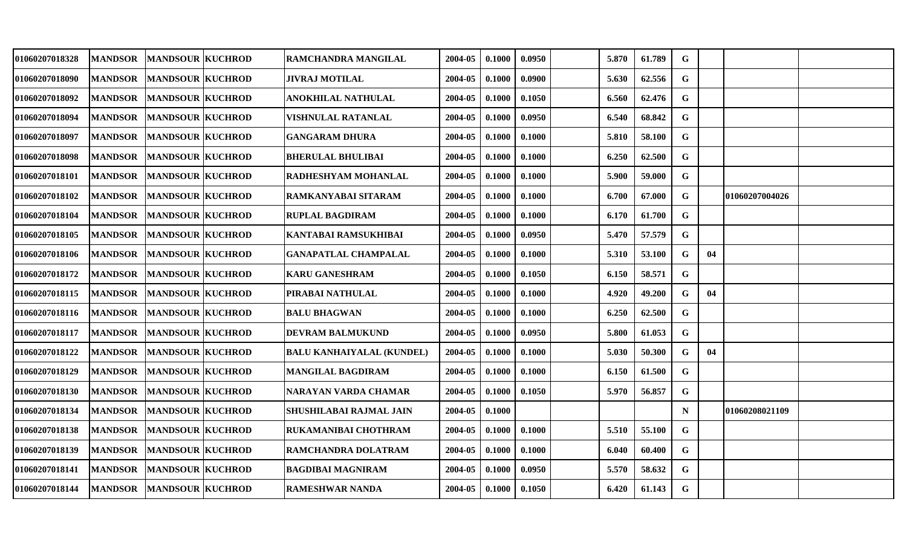| | | | | | | | | | | | | | | |
|---|---|---|---|---|---|---|---|---|---|---|---|---|---|---|
| 01060207018328 | MANDSOR | MANDSOUR | KUCHROD | RAMCHANDRA MANGILAL | 2004-05 | 0.1000 | 0.0950 | | 5.870 | 61.789 | G | | | |
| 01060207018090 | MANDSOR | MANDSOUR | KUCHROD | JIVRAJ MOTILAL | 2004-05 | 0.1000 | 0.0900 | | 5.630 | 62.556 | G | | | |
| 01060207018092 | MANDSOR | MANDSOUR | KUCHROD | ANOKHILAL NATHULAL | 2004-05 | 0.1000 | 0.1050 | | 6.560 | 62.476 | G | | | |
| 01060207018094 | MANDSOR | MANDSOUR | KUCHROD | VISHNULAL RATANLAL | 2004-05 | 0.1000 | 0.0950 | | 6.540 | 68.842 | G | | | |
| 01060207018097 | MANDSOR | MANDSOUR | KUCHROD | GANGARAM DHURA | 2004-05 | 0.1000 | 0.1000 | | 5.810 | 58.100 | G | | | |
| 01060207018098 | MANDSOR | MANDSOUR | KUCHROD | BHERULAL BHULIBAI | 2004-05 | 0.1000 | 0.1000 | | 6.250 | 62.500 | G | | | |
| 01060207018101 | MANDSOR | MANDSOUR | KUCHROD | RADHESHYAM MOHANLAL | 2004-05 | 0.1000 | 0.1000 | | 5.900 | 59.000 | G | | | |
| 01060207018102 | MANDSOR | MANDSOUR | KUCHROD | RAMKANYABAI SITARAM | 2004-05 | 0.1000 | 0.1000 | | 6.700 | 67.000 | G | | 01060207004026 | |
| 01060207018104 | MANDSOR | MANDSOUR | KUCHROD | RUPLAL BAGDIRAM | 2004-05 | 0.1000 | 0.1000 | | 6.170 | 61.700 | G | | | |
| 01060207018105 | MANDSOR | MANDSOUR | KUCHROD | KANTABAI RAMSUKHIBAI | 2004-05 | 0.1000 | 0.0950 | | 5.470 | 57.579 | G | | | |
| 01060207018106 | MANDSOR | MANDSOUR | KUCHROD | GANAPATLAL CHAMPALAL | 2004-05 | 0.1000 | 0.1000 | | 5.310 | 53.100 | G | 04 | | |
| 01060207018172 | MANDSOR | MANDSOUR | KUCHROD | KARU GANESHRAM | 2004-05 | 0.1000 | 0.1050 | | 6.150 | 58.571 | G | | | |
| 01060207018115 | MANDSOR | MANDSOUR | KUCHROD | PIRABAI NATHULAL | 2004-05 | 0.1000 | 0.1000 | | 4.920 | 49.200 | G | 04 | | |
| 01060207018116 | MANDSOR | MANDSOUR | KUCHROD | BALU BHAGWAN | 2004-05 | 0.1000 | 0.1000 | | 6.250 | 62.500 | G | | | |
| 01060207018117 | MANDSOR | MANDSOUR | KUCHROD | DEVRAM BALMUKUND | 2004-05 | 0.1000 | 0.0950 | | 5.800 | 61.053 | G | | | |
| 01060207018122 | MANDSOR | MANDSOUR | KUCHROD | BALU KANHAIYALAL (KUNDEL) | 2004-05 | 0.1000 | 0.1000 | | 5.030 | 50.300 | G | 04 | | |
| 01060207018129 | MANDSOR | MANDSOUR | KUCHROD | MANGILAL BAGDIRAM | 2004-05 | 0.1000 | 0.1000 | | 6.150 | 61.500 | G | | | |
| 01060207018130 | MANDSOR | MANDSOUR | KUCHROD | NARAYAN VARDA CHAMAR | 2004-05 | 0.1000 | 0.1050 | | 5.970 | 56.857 | G | | | |
| 01060207018134 | MANDSOR | MANDSOUR | KUCHROD | SHUSHILABAI RAJMAL JAIN | 2004-05 | 0.1000 | | | | | N | | 01060208021109 | |
| 01060207018138 | MANDSOR | MANDSOUR | KUCHROD | RUKAMANIBAI CHOTHRAM | 2004-05 | 0.1000 | 0.1000 | | 5.510 | 55.100 | G | | | |
| 01060207018139 | MANDSOR | MANDSOUR | KUCHROD | RAMCHANDRA DOLATRAM | 2004-05 | 0.1000 | 0.1000 | | 6.040 | 60.400 | G | | | |
| 01060207018141 | MANDSOR | MANDSOUR | KUCHROD | BAGDIBAI MAGNIRAM | 2004-05 | 0.1000 | 0.0950 | | 5.570 | 58.632 | G | | | |
| 01060207018144 | MANDSOR | MANDSOUR | KUCHROD | RAMESHWAR NANDA | 2004-05 | 0.1000 | 0.1050 | | 6.420 | 61.143 | G | | | |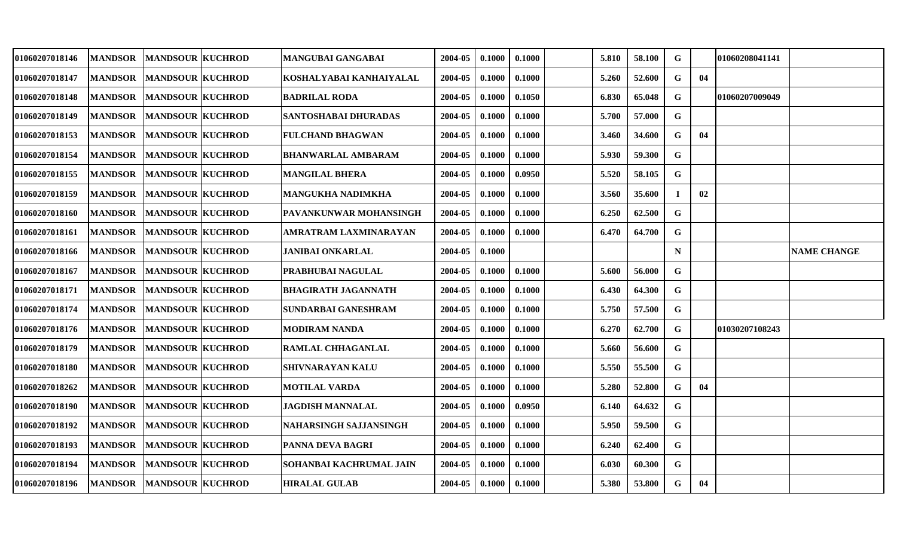| | | | | | | | | | | | | | | |
|---|---|---|---|---|---|---|---|---|---|---|---|---|---|---|
| 01060207018146 | MANDSOR | MANDSOUR | KUCHROD | MANGUBAI GANGABAI | 2004-05 | 0.1000 | 0.1000 | | 5.810 | 58.100 | G | | 01060208041141 | |
| 01060207018147 | MANDSOR | MANDSOUR | KUCHROD | KOSHALYABAI KANHAIYALAL | 2004-05 | 0.1000 | 0.1000 | | 5.260 | 52.600 | G | 04 | | |
| 01060207018148 | MANDSOR | MANDSOUR | KUCHROD | BADRILAL RODA | 2004-05 | 0.1000 | 0.1050 | | 6.830 | 65.048 | G | | 01060207009049 | |
| 01060207018149 | MANDSOR | MANDSOUR | KUCHROD | SANTOSHABAI DHURADAS | 2004-05 | 0.1000 | 0.1000 | | 5.700 | 57.000 | G | | | |
| 01060207018153 | MANDSOR | MANDSOUR | KUCHROD | FULCHAND BHAGWAN | 2004-05 | 0.1000 | 0.1000 | | 3.460 | 34.600 | G | 04 | | |
| 01060207018154 | MANDSOR | MANDSOUR | KUCHROD | BHANWARLAL AMBARAM | 2004-05 | 0.1000 | 0.1000 | | 5.930 | 59.300 | G | | | |
| 01060207018155 | MANDSOR | MANDSOUR | KUCHROD | MANGILAL BHERA | 2004-05 | 0.1000 | 0.0950 | | 5.520 | 58.105 | G | | | |
| 01060207018159 | MANDSOR | MANDSOUR | KUCHROD | MANGUKHA NADIMKHA | 2004-05 | 0.1000 | 0.1000 | | 3.560 | 35.600 | I | 02 | | |
| 01060207018160 | MANDSOR | MANDSOUR | KUCHROD | PAVANKUNWAR MOHANSINGH | 2004-05 | 0.1000 | 0.1000 | | 6.250 | 62.500 | G | | | |
| 01060207018161 | MANDSOR | MANDSOUR | KUCHROD | AMRATRAM LAXMINARAYAN | 2004-05 | 0.1000 | 0.1000 | | 6.470 | 64.700 | G | | | |
| 01060207018166 | MANDSOR | MANDSOUR | KUCHROD | JANIBAI ONKARLAL | 2004-05 | 0.1000 | | | | | N | | | NAME CHANGE |
| 01060207018167 | MANDSOR | MANDSOUR | KUCHROD | PRABHUBAI NAGULAL | 2004-05 | 0.1000 | 0.1000 | | 5.600 | 56.000 | G | | | |
| 01060207018171 | MANDSOR | MANDSOUR | KUCHROD | BHAGIRATH JAGANNATH | 2004-05 | 0.1000 | 0.1000 | | 6.430 | 64.300 | G | | | |
| 01060207018174 | MANDSOR | MANDSOUR | KUCHROD | SUNDARBAI GANESHRAM | 2004-05 | 0.1000 | 0.1000 | | 5.750 | 57.500 | G | | | |
| 01060207018176 | MANDSOR | MANDSOUR | KUCHROD | MODIRAM NANDA | 2004-05 | 0.1000 | 0.1000 | | 6.270 | 62.700 | G | | 01030207108243 | |
| 01060207018179 | MANDSOR | MANDSOUR | KUCHROD | RAMLAL CHHAGANLAL | 2004-05 | 0.1000 | 0.1000 | | 5.660 | 56.600 | G | | | |
| 01060207018180 | MANDSOR | MANDSOUR | KUCHROD | SHIVNARAYAN KALU | 2004-05 | 0.1000 | 0.1000 | | 5.550 | 55.500 | G | | | |
| 01060207018262 | MANDSOR | MANDSOUR | KUCHROD | MOTILAL VARDA | 2004-05 | 0.1000 | 0.1000 | | 5.280 | 52.800 | G | 04 | | |
| 01060207018190 | MANDSOR | MANDSOUR | KUCHROD | JAGDISH MANNALAL | 2004-05 | 0.1000 | 0.0950 | | 6.140 | 64.632 | G | | | |
| 01060207018192 | MANDSOR | MANDSOUR | KUCHROD | NAHARSINGH SAJJANSINGH | 2004-05 | 0.1000 | 0.1000 | | 5.950 | 59.500 | G | | | |
| 01060207018193 | MANDSOR | MANDSOUR | KUCHROD | PANNA DEVA BAGRI | 2004-05 | 0.1000 | 0.1000 | | 6.240 | 62.400 | G | | | |
| 01060207018194 | MANDSOR | MANDSOUR | KUCHROD | SOHANBAI KACHRUMAL JAIN | 2004-05 | 0.1000 | 0.1000 | | 6.030 | 60.300 | G | | | |
| 01060207018196 | MANDSOR | MANDSOUR | KUCHROD | HIRALAL GULAB | 2004-05 | 0.1000 | 0.1000 | | 5.380 | 53.800 | G | 04 | | |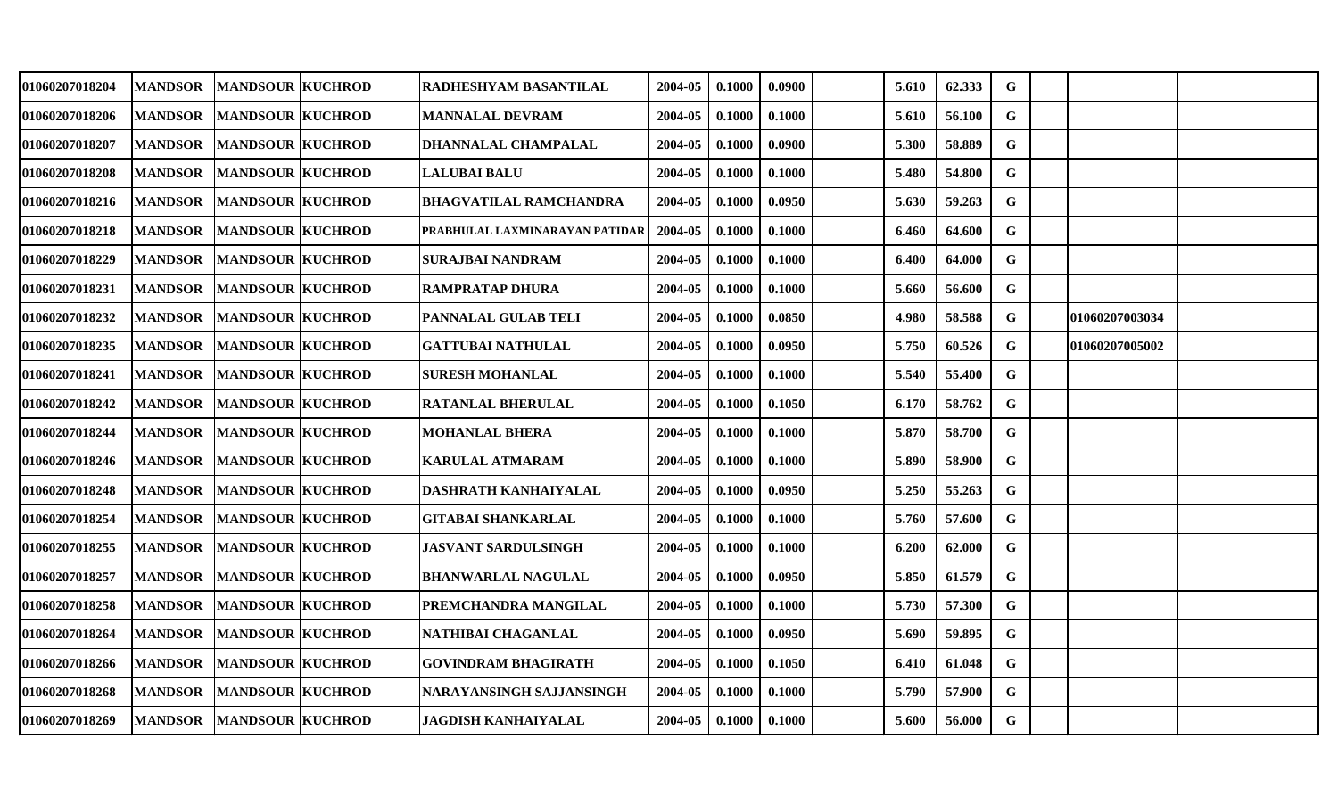| | | | | | | | | | | | | | | | |
|---|---|---|---|---|---|---|---|---|---|---|---|---|---|---|---|
| 01060207018204 | MANDSOR | MANDSOUR | KUCHROD | RADHESHYAM BASANTILAL | 2004-05 | 0.1000 | 0.0900 | | 5.610 | 62.333 | G | | | |
| 01060207018206 | MANDSOR | MANDSOUR | KUCHROD | MANNALAL DEVRAM | 2004-05 | 0.1000 | 0.1000 | | 5.610 | 56.100 | G | | | |
| 01060207018207 | MANDSOR | MANDSOUR | KUCHROD | DHANNALAL CHAMPALAL | 2004-05 | 0.1000 | 0.0900 | | 5.300 | 58.889 | G | | | |
| 01060207018208 | MANDSOR | MANDSOUR | KUCHROD | LALUBAI BALU | 2004-05 | 0.1000 | 0.1000 | | 5.480 | 54.800 | G | | | |
| 01060207018216 | MANDSOR | MANDSOUR | KUCHROD | BHAGVATILAL RAMCHANDRA | 2004-05 | 0.1000 | 0.0950 | | 5.630 | 59.263 | G | | | |
| 01060207018218 | MANDSOR | MANDSOUR | KUCHROD | PRABHULAL LAXMINARAYAN PATIDAR | 2004-05 | 0.1000 | 0.1000 | | 6.460 | 64.600 | G | | | |
| 01060207018229 | MANDSOR | MANDSOUR | KUCHROD | SURAJBAI NANDRAM | 2004-05 | 0.1000 | 0.1000 | | 6.400 | 64.000 | G | | | |
| 01060207018231 | MANDSOR | MANDSOUR | KUCHROD | RAMPRATAP DHURA | 2004-05 | 0.1000 | 0.1000 | | 5.660 | 56.600 | G | | | |
| 01060207018232 | MANDSOR | MANDSOUR | KUCHROD | PANNALAL GULAB TELI | 2004-05 | 0.1000 | 0.0850 | | 4.980 | 58.588 | G | | 01060207003034 | |
| 01060207018235 | MANDSOR | MANDSOUR | KUCHROD | GATTUBAI NATHULAL | 2004-05 | 0.1000 | 0.0950 | | 5.750 | 60.526 | G | | 01060207005002 | |
| 01060207018241 | MANDSOR | MANDSOUR | KUCHROD | SURESH MOHANLAL | 2004-05 | 0.1000 | 0.1000 | | 5.540 | 55.400 | G | | | |
| 01060207018242 | MANDSOR | MANDSOUR | KUCHROD | RATANLAL BHERULAL | 2004-05 | 0.1000 | 0.1050 | | 6.170 | 58.762 | G | | | |
| 01060207018244 | MANDSOR | MANDSOUR | KUCHROD | MOHANLAL BHERA | 2004-05 | 0.1000 | 0.1000 | | 5.870 | 58.700 | G | | | |
| 01060207018246 | MANDSOR | MANDSOUR | KUCHROD | KARULAL ATMARAM | 2004-05 | 0.1000 | 0.1000 | | 5.890 | 58.900 | G | | | |
| 01060207018248 | MANDSOR | MANDSOUR | KUCHROD | DASHRATH KANHAIYALAL | 2004-05 | 0.1000 | 0.0950 | | 5.250 | 55.263 | G | | | |
| 01060207018254 | MANDSOR | MANDSOUR | KUCHROD | GITABAI SHANKARLAL | 2004-05 | 0.1000 | 0.1000 | | 5.760 | 57.600 | G | | | |
| 01060207018255 | MANDSOR | MANDSOUR | KUCHROD | JASVANT SARDULSINGH | 2004-05 | 0.1000 | 0.1000 | | 6.200 | 62.000 | G | | | |
| 01060207018257 | MANDSOR | MANDSOUR | KUCHROD | BHANWARLAL NAGULAL | 2004-05 | 0.1000 | 0.0950 | | 5.850 | 61.579 | G | | | |
| 01060207018258 | MANDSOR | MANDSOUR | KUCHROD | PREMCHANDRA MANGILAL | 2004-05 | 0.1000 | 0.1000 | | 5.730 | 57.300 | G | | | |
| 01060207018264 | MANDSOR | MANDSOUR | KUCHROD | NATHIBAI CHAGANLAL | 2004-05 | 0.1000 | 0.0950 | | 5.690 | 59.895 | G | | | |
| 01060207018266 | MANDSOR | MANDSOUR | KUCHROD | GOVINDRAM BHAGIRATH | 2004-05 | 0.1000 | 0.1050 | | 6.410 | 61.048 | G | | | |
| 01060207018268 | MANDSOR | MANDSOUR | KUCHROD | NARAYANSINGH SAJJANSINGH | 2004-05 | 0.1000 | 0.1000 | | 5.790 | 57.900 | G | | | |
| 01060207018269 | MANDSOR | MANDSOUR | KUCHROD | JAGDISH KANHAIYALAL | 2004-05 | 0.1000 | 0.1000 | | 5.600 | 56.000 | G | | | |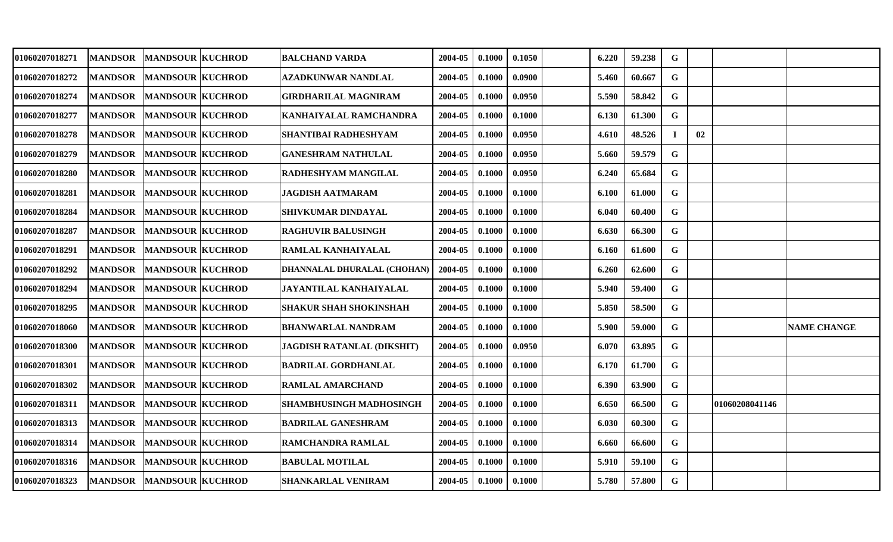| | | | | | | | | | | | | | | |
|---|---|---|---|---|---|---|---|---|---|---|---|---|---|---|
| 01060207018271 | MANDSOR | MANDSOUR | KUCHROD | BALCHAND VARDA | 2004-05 | 0.1000 | 0.1050 | | 6.220 | 59.238 | G | | | |
| 01060207018272 | MANDSOR | MANDSOUR | KUCHROD | AZADKUNWAR NANDLAL | 2004-05 | 0.1000 | 0.0900 | | 5.460 | 60.667 | G | | | |
| 01060207018274 | MANDSOR | MANDSOUR | KUCHROD | GIRDHARILAL MAGNIRAM | 2004-05 | 0.1000 | 0.0950 | | 5.590 | 58.842 | G | | | |
| 01060207018277 | MANDSOR | MANDSOUR | KUCHROD | KANHAIYALAL RAMCHANDRA | 2004-05 | 0.1000 | 0.1000 | | 6.130 | 61.300 | G | | | |
| 01060207018278 | MANDSOR | MANDSOUR | KUCHROD | SHANTIBAI RADHESHYAM | 2004-05 | 0.1000 | 0.0950 | | 4.610 | 48.526 | I | 02 | | |
| 01060207018279 | MANDSOR | MANDSOUR | KUCHROD | GANESHRAM NATHULAL | 2004-05 | 0.1000 | 0.0950 | | 5.660 | 59.579 | G | | | |
| 01060207018280 | MANDSOR | MANDSOUR | KUCHROD | RADHESHYAM MANGILAL | 2004-05 | 0.1000 | 0.0950 | | 6.240 | 65.684 | G | | | |
| 01060207018281 | MANDSOR | MANDSOUR | KUCHROD | JAGDISH AATMARAM | 2004-05 | 0.1000 | 0.1000 | | 6.100 | 61.000 | G | | | |
| 01060207018284 | MANDSOR | MANDSOUR | KUCHROD | SHIVKUMAR DINDAYAL | 2004-05 | 0.1000 | 0.1000 | | 6.040 | 60.400 | G | | | |
| 01060207018287 | MANDSOR | MANDSOUR | KUCHROD | RAGHUVIR BALUSINGH | 2004-05 | 0.1000 | 0.1000 | | 6.630 | 66.300 | G | | | |
| 01060207018291 | MANDSOR | MANDSOUR | KUCHROD | RAMLAL KANHAIYALAL | 2004-05 | 0.1000 | 0.1000 | | 6.160 | 61.600 | G | | | |
| 01060207018292 | MANDSOR | MANDSOUR | KUCHROD | DHANNALAL DHURALAL (CHOHAN) | 2004-05 | 0.1000 | 0.1000 | | 6.260 | 62.600 | G | | | |
| 01060207018294 | MANDSOR | MANDSOUR | KUCHROD | JAYANTILAL KANHAIYALAL | 2004-05 | 0.1000 | 0.1000 | | 5.940 | 59.400 | G | | | |
| 01060207018295 | MANDSOR | MANDSOUR | KUCHROD | SHAKUR SHAH SHOKINSHAH | 2004-05 | 0.1000 | 0.1000 | | 5.850 | 58.500 | G | | | |
| 01060207018060 | MANDSOR | MANDSOUR | KUCHROD | BHANWARLAL NANDRAM | 2004-05 | 0.1000 | 0.1000 | | 5.900 | 59.000 | G | | | NAME CHANGE |
| 01060207018300 | MANDSOR | MANDSOUR | KUCHROD | JAGDISH RATANLAL (DIKSHIT) | 2004-05 | 0.1000 | 0.0950 | | 6.070 | 63.895 | G | | | |
| 01060207018301 | MANDSOR | MANDSOUR | KUCHROD | BADRILAL GORDHANLAL | 2004-05 | 0.1000 | 0.1000 | | 6.170 | 61.700 | G | | | |
| 01060207018302 | MANDSOR | MANDSOUR | KUCHROD | RAMLAL AMARCHAND | 2004-05 | 0.1000 | 0.1000 | | 6.390 | 63.900 | G | | | |
| 01060207018311 | MANDSOR | MANDSOUR | KUCHROD | SHAMBHUSINGH MADHOSINGH | 2004-05 | 0.1000 | 0.1000 | | 6.650 | 66.500 | G | | 01060208041146 | |
| 01060207018313 | MANDSOR | MANDSOUR | KUCHROD | BADRILAL GANESHRAM | 2004-05 | 0.1000 | 0.1000 | | 6.030 | 60.300 | G | | | |
| 01060207018314 | MANDSOR | MANDSOUR | KUCHROD | RAMCHANDRA RAMLAL | 2004-05 | 0.1000 | 0.1000 | | 6.660 | 66.600 | G | | | |
| 01060207018316 | MANDSOR | MANDSOUR | KUCHROD | BABULAL MOTILAL | 2004-05 | 0.1000 | 0.1000 | | 5.910 | 59.100 | G | | | |
| 01060207018323 | MANDSOR | MANDSOUR | KUCHROD | SHANKARLAL VENIRAM | 2004-05 | 0.1000 | 0.1000 | | 5.780 | 57.800 | G | | | |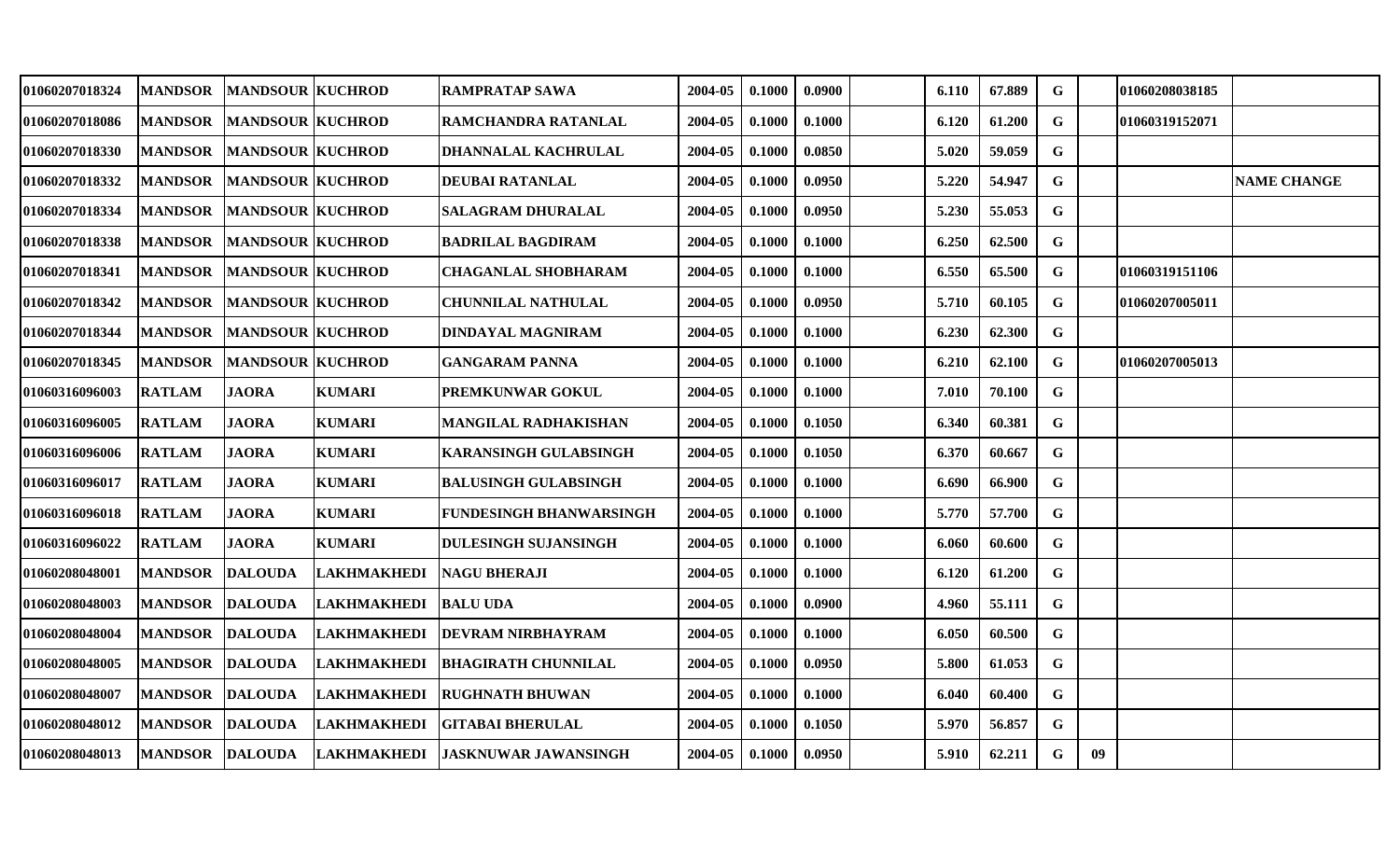| | | | | | | | | | | | | | | |
|---|---|---|---|---|---|---|---|---|---|---|---|---|---|---|
| 01060207018324 | MANDSOR | MANDSOUR | KUCHROD | RAMPRATAP SAWA | 2004-05 | 0.1000 | 0.0900 | | 6.110 | 67.889 | G | | 01060208038185 | |
| 01060207018086 | MANDSOR | MANDSOUR | KUCHROD | RAMCHANDRA RATANLAL | 2004-05 | 0.1000 | 0.1000 | | 6.120 | 61.200 | G | | 01060319152071 | |
| 01060207018330 | MANDSOR | MANDSOUR | KUCHROD | DHANNALAL KACHRULAL | 2004-05 | 0.1000 | 0.0850 | | 5.020 | 59.059 | G | | | |
| 01060207018332 | MANDSOR | MANDSOUR | KUCHROD | DEUBAI RATANLAL | 2004-05 | 0.1000 | 0.0950 | | 5.220 | 54.947 | G | | | NAME CHANGE |
| 01060207018334 | MANDSOR | MANDSOUR | KUCHROD | SALAGRAM DHURALAL | 2004-05 | 0.1000 | 0.0950 | | 5.230 | 55.053 | G | | | |
| 01060207018338 | MANDSOR | MANDSOUR | KUCHROD | BADRILAL BAGDIRAM | 2004-05 | 0.1000 | 0.1000 | | 6.250 | 62.500 | G | | | |
| 01060207018341 | MANDSOR | MANDSOUR | KUCHROD | CHAGANLAL SHOBHARAM | 2004-05 | 0.1000 | 0.1000 | | 6.550 | 65.500 | G | | 01060319151106 | |
| 01060207018342 | MANDSOR | MANDSOUR | KUCHROD | CHUNNILAL NATHULAL | 2004-05 | 0.1000 | 0.0950 | | 5.710 | 60.105 | G | | 01060207005011 | |
| 01060207018344 | MANDSOR | MANDSOUR | KUCHROD | DINDAYAL MAGNIRAM | 2004-05 | 0.1000 | 0.1000 | | 6.230 | 62.300 | G | | | |
| 01060207018345 | MANDSOR | MANDSOUR | KUCHROD | GANGARAM PANNA | 2004-05 | 0.1000 | 0.1000 | | 6.210 | 62.100 | G | | 01060207005013 | |
| 01060316096003 | RATLAM | JAORA | KUMARI | PREMKUNWAR GOKUL | 2004-05 | 0.1000 | 0.1000 | | 7.010 | 70.100 | G | | | |
| 01060316096005 | RATLAM | JAORA | KUMARI | MANGILAL RADHAKISHAN | 2004-05 | 0.1000 | 0.1050 | | 6.340 | 60.381 | G | | | |
| 01060316096006 | RATLAM | JAORA | KUMARI | KARANSINGH GULABSINGH | 2004-05 | 0.1000 | 0.1050 | | 6.370 | 60.667 | G | | | |
| 01060316096017 | RATLAM | JAORA | KUMARI | BALUSINGH GULABSINGH | 2004-05 | 0.1000 | 0.1000 | | 6.690 | 66.900 | G | | | |
| 01060316096018 | RATLAM | JAORA | KUMARI | FUNDESINGH BHANWARSINGH | 2004-05 | 0.1000 | 0.1000 | | 5.770 | 57.700 | G | | | |
| 01060316096022 | RATLAM | JAORA | KUMARI | DULESINGH SUJANSINGH | 2004-05 | 0.1000 | 0.1000 | | 6.060 | 60.600 | G | | | |
| 01060208048001 | MANDSOR | DALOUDA | LAKHMAKHEDI | NAGU BHERAJI | 2004-05 | 0.1000 | 0.1000 | | 6.120 | 61.200 | G | | | |
| 01060208048003 | MANDSOR | DALOUDA | LAKHMAKHEDI | BALU UDA | 2004-05 | 0.1000 | 0.0900 | | 4.960 | 55.111 | G | | | |
| 01060208048004 | MANDSOR | DALOUDA | LAKHMAKHEDI | DEVRAM NIRBHAYRAM | 2004-05 | 0.1000 | 0.1000 | | 6.050 | 60.500 | G | | | |
| 01060208048005 | MANDSOR | DALOUDA | LAKHMAKHEDI | BHAGIRATH CHUNNILAL | 2004-05 | 0.1000 | 0.0950 | | 5.800 | 61.053 | G | | | |
| 01060208048007 | MANDSOR | DALOUDA | LAKHMAKHEDI | RUGHNATH BHUWAN | 2004-05 | 0.1000 | 0.1000 | | 6.040 | 60.400 | G | | | |
| 01060208048012 | MANDSOR | DALOUDA | LAKHMAKHEDI | GITABAI BHERULAL | 2004-05 | 0.1000 | 0.1050 | | 5.970 | 56.857 | G | | | |
| 01060208048013 | MANDSOR | DALOUDA | LAKHMAKHEDI | JASKNUWAR JAWANSINGH | 2004-05 | 0.1000 | 0.0950 | | 5.910 | 62.211 | G | 09 | | |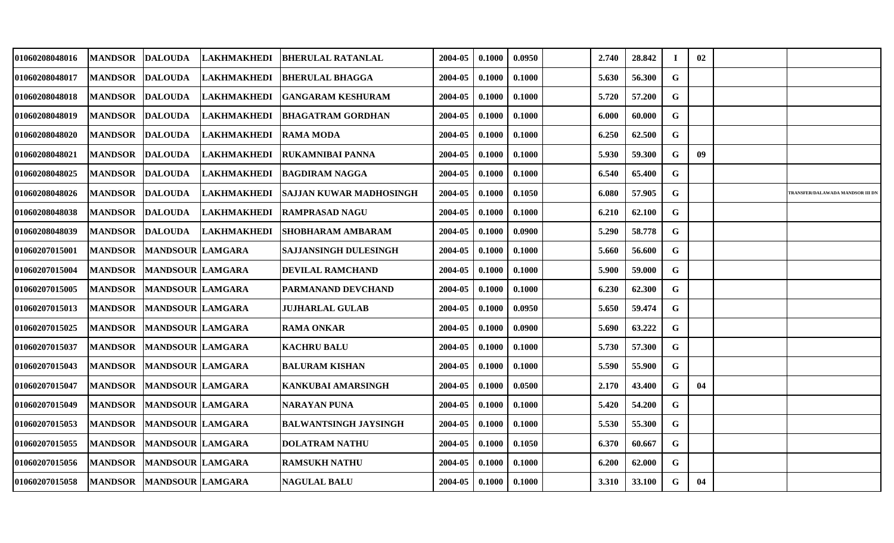| | | | | | | | | | | | | | | | |
|---|---|---|---|---|---|---|---|---|---|---|---|---|---|---|---|
| 01060208048016 | MANDSOR | DALOUDA | LAKHMAKHEDI | BHERULAL RATANLAL | 2004-05 | 0.1000 | 0.0950 | | 2.740 | 28.842 | I | 02 | | |
| 01060208048017 | MANDSOR | DALOUDA | LAKHMAKHEDI | BHERULAL BHAGGA | 2004-05 | 0.1000 | 0.1000 | | 5.630 | 56.300 | G | | | |
| 01060208048018 | MANDSOR | DALOUDA | LAKHMAKHEDI | GANGARAM KESHURAM | 2004-05 | 0.1000 | 0.1000 | | 5.720 | 57.200 | G | | | |
| 01060208048019 | MANDSOR | DALOUDA | LAKHMAKHEDI | BHAGATRAM GORDHAN | 2004-05 | 0.1000 | 0.1000 | | 6.000 | 60.000 | G | | | |
| 01060208048020 | MANDSOR | DALOUDA | LAKHMAKHEDI | RAMA MODA | 2004-05 | 0.1000 | 0.1000 | | 6.250 | 62.500 | G | | | |
| 01060208048021 | MANDSOR | DALOUDA | LAKHMAKHEDI | RUKAMNIBAI PANNA | 2004-05 | 0.1000 | 0.1000 | | 5.930 | 59.300 | G | 09 | | |
| 01060208048025 | MANDSOR | DALOUDA | LAKHMAKHEDI | BAGDIRAM NAGGA | 2004-05 | 0.1000 | 0.1000 | | 6.540 | 65.400 | G | | | |
| 01060208048026 | MANDSOR | DALOUDA | LAKHMAKHEDI | SAJJAN KUWAR MADHOSINGH | 2004-05 | 0.1000 | 0.1050 | | 6.080 | 57.905 | G | | | TRANSFER/DALAWADA MANDSOR III DN |
| 01060208048038 | MANDSOR | DALOUDA | LAKHMAKHEDI | RAMPRASAD NAGU | 2004-05 | 0.1000 | 0.1000 | | 6.210 | 62.100 | G | | | |
| 01060208048039 | MANDSOR | DALOUDA | LAKHMAKHEDI | SHOBHARAM AMBARAM | 2004-05 | 0.1000 | 0.0900 | | 5.290 | 58.778 | G | | | |
| 01060207015001 | MANDSOR | MANDSOUR | LAMGARA | SAJJANSINGH DULESINGH | 2004-05 | 0.1000 | 0.1000 | | 5.660 | 56.600 | G | | | |
| 01060207015004 | MANDSOR | MANDSOUR | LAMGARA | DEVILAL RAMCHAND | 2004-05 | 0.1000 | 0.1000 | | 5.900 | 59.000 | G | | | |
| 01060207015005 | MANDSOR | MANDSOUR | LAMGARA | PARMANAND DEVCHAND | 2004-05 | 0.1000 | 0.1000 | | 6.230 | 62.300 | G | | | |
| 01060207015013 | MANDSOR | MANDSOUR | LAMGARA | JUJHARLAL GULAB | 2004-05 | 0.1000 | 0.0950 | | 5.650 | 59.474 | G | | | |
| 01060207015025 | MANDSOR | MANDSOUR | LAMGARA | RAMA ONKAR | 2004-05 | 0.1000 | 0.0900 | | 5.690 | 63.222 | G | | | |
| 01060207015037 | MANDSOR | MANDSOUR | LAMGARA | KACHRU BALU | 2004-05 | 0.1000 | 0.1000 | | 5.730 | 57.300 | G | | | |
| 01060207015043 | MANDSOR | MANDSOUR | LAMGARA | BALURAM KISHAN | 2004-05 | 0.1000 | 0.1000 | | 5.590 | 55.900 | G | | | |
| 01060207015047 | MANDSOR | MANDSOUR | LAMGARA | KANKUBAI AMARSINGH | 2004-05 | 0.1000 | 0.0500 | | 2.170 | 43.400 | G | 04 | | |
| 01060207015049 | MANDSOR | MANDSOUR | LAMGARA | NARAYAN PUNA | 2004-05 | 0.1000 | 0.1000 | | 5.420 | 54.200 | G | | | |
| 01060207015053 | MANDSOR | MANDSOUR | LAMGARA | BALWANTSINGH JAYSINGH | 2004-05 | 0.1000 | 0.1000 | | 5.530 | 55.300 | G | | | |
| 01060207015055 | MANDSOR | MANDSOUR | LAMGARA | DOLATRAM NATHU | 2004-05 | 0.1000 | 0.1050 | | 6.370 | 60.667 | G | | | |
| 01060207015056 | MANDSOR | MANDSOUR | LAMGARA | RAMSUKH NATHU | 2004-05 | 0.1000 | 0.1000 | | 6.200 | 62.000 | G | | | |
| 01060207015058 | MANDSOR | MANDSOUR | LAMGARA | NAGULAL BALU | 2004-05 | 0.1000 | 0.1000 | | 3.310 | 33.100 | G | 04 | | |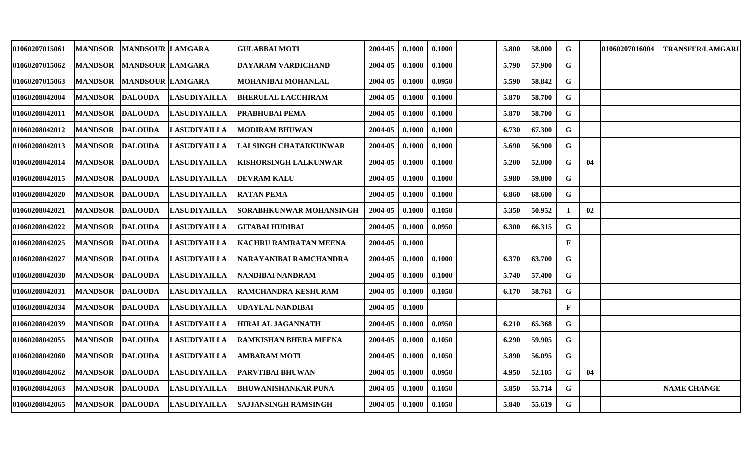| | | | | | | | | | | | | | | |
|---|---|---|---|---|---|---|---|---|---|---|---|---|---|---|
| 01060207015061 | MANDSOR | MANDSOUR | LAMGARA | GULABBAI MOTI | 2004-05 | 0.1000 | 0.1000 | | 5.800 | 58.000 | G | | 01060207016004 | TRANSFER/LAMGARI |
| 01060207015062 | MANDSOR | MANDSOUR | LAMGARA | DAYARAM VARDICHAND | 2004-05 | 0.1000 | 0.1000 | | 5.790 | 57.900 | G | | | |
| 01060207015063 | MANDSOR | MANDSOUR | LAMGARA | MOHANIBAI MOHANLAL | 2004-05 | 0.1000 | 0.0950 | | 5.590 | 58.842 | G | | | |
| 01060208042004 | MANDSOR | DALOUDA | LASUDIYAILLA | BHERULAL LACCHIRAM | 2004-05 | 0.1000 | 0.1000 | | 5.870 | 58.700 | G | | | |
| 01060208042011 | MANDSOR | DALOUDA | LASUDIYAILLA | PRABHUBAI PEMA | 2004-05 | 0.1000 | 0.1000 | | 5.870 | 58.700 | G | | | |
| 01060208042012 | MANDSOR | DALOUDA | LASUDIYAILLA | MODIRAM BHUWAN | 2004-05 | 0.1000 | 0.1000 | | 6.730 | 67.300 | G | | | |
| 01060208042013 | MANDSOR | DALOUDA | LASUDIYAILLA | LALSINGH CHATARKUNWAR | 2004-05 | 0.1000 | 0.1000 | | 5.690 | 56.900 | G | | | |
| 01060208042014 | MANDSOR | DALOUDA | LASUDIYAILLA | KISHORSINGH LALKUNWAR | 2004-05 | 0.1000 | 0.1000 | | 5.200 | 52.000 | G | 04 | | |
| 01060208042015 | MANDSOR | DALOUDA | LASUDIYAILLA | DEVRAM KALU | 2004-05 | 0.1000 | 0.1000 | | 5.980 | 59.800 | G | | | |
| 01060208042020 | MANDSOR | DALOUDA | LASUDIYAILLA | RATAN PEMA | 2004-05 | 0.1000 | 0.1000 | | 6.860 | 68.600 | G | | | |
| 01060208042021 | MANDSOR | DALOUDA | LASUDIYAILLA | SORABHKUNWAR MOHANSINGH | 2004-05 | 0.1000 | 0.1050 | | 5.350 | 50.952 | I | 02 | | |
| 01060208042022 | MANDSOR | DALOUDA | LASUDIYAILLA | GITABAI HUDIBAI | 2004-05 | 0.1000 | 0.0950 | | 6.300 | 66.315 | G | | | |
| 01060208042025 | MANDSOR | DALOUDA | LASUDIYAILLA | KACHRU RAMRATAN MEENA | 2004-05 | 0.1000 | | | | | F | | | |
| 01060208042027 | MANDSOR | DALOUDA | LASUDIYAILLA | NARAYANIBAI RAMCHANDRA | 2004-05 | 0.1000 | 0.1000 | | 6.370 | 63.700 | G | | | |
| 01060208042030 | MANDSOR | DALOUDA | LASUDIYAILLA | NANDIBAI NANDRAM | 2004-05 | 0.1000 | 0.1000 | | 5.740 | 57.400 | G | | | |
| 01060208042031 | MANDSOR | DALOUDA | LASUDIYAILLA | RAMCHANDRA KESHURAM | 2004-05 | 0.1000 | 0.1050 | | 6.170 | 58.761 | G | | | |
| 01060208042034 | MANDSOR | DALOUDA | LASUDIYAILLA | UDAYLAL NANDIBAI | 2004-05 | 0.1000 | | | | | F | | | |
| 01060208042039 | MANDSOR | DALOUDA | LASUDIYAILLA | HIRALAL JAGANNATH | 2004-05 | 0.1000 | 0.0950 | | 6.210 | 65.368 | G | | | |
| 01060208042055 | MANDSOR | DALOUDA | LASUDIYAILLA | RAMKISHAN BHERA MEENA | 2004-05 | 0.1000 | 0.1050 | | 6.290 | 59.905 | G | | | |
| 01060208042060 | MANDSOR | DALOUDA | LASUDIYAILLA | AMBARAM MOTI | 2004-05 | 0.1000 | 0.1050 | | 5.890 | 56.095 | G | | | |
| 01060208042062 | MANDSOR | DALOUDA | LASUDIYAILLA | PARVTIBAI BHUWAN | 2004-05 | 0.1000 | 0.0950 | | 4.950 | 52.105 | G | 04 | | |
| 01060208042063 | MANDSOR | DALOUDA | LASUDIYAILLA | BHUWANISHANKAR PUNA | 2004-05 | 0.1000 | 0.1050 | | 5.850 | 55.714 | G | | | NAME CHANGE |
| 01060208042065 | MANDSOR | DALOUDA | LASUDIYAILLA | SAJJANSINGH RAMSINGH | 2004-05 | 0.1000 | 0.1050 | | 5.840 | 55.619 | G | | | |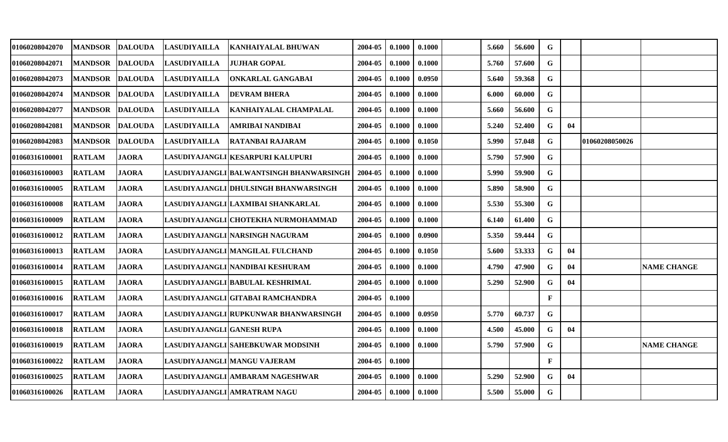| | | | | | | | | | | | | | | |
|---|---|---|---|---|---|---|---|---|---|---|---|---|---|---|
| 01060208042070 | MANDSOR | DALOUDA | LASUDIYAILLA | KANHAIYALAL BHUWAN | 2004-05 | 0.1000 | 0.1000 | | 5.660 | 56.600 | G | | | |
| 01060208042071 | MANDSOR | DALOUDA | LASUDIYAILLA | JUJHAR GOPAL | 2004-05 | 0.1000 | 0.1000 | | 5.760 | 57.600 | G | | | |
| 01060208042073 | MANDSOR | DALOUDA | LASUDIYAILLA | ONKARLAL GANGABAI | 2004-05 | 0.1000 | 0.0950 | | 5.640 | 59.368 | G | | | |
| 01060208042074 | MANDSOR | DALOUDA | LASUDIYAILLA | DEVRAM BHERA | 2004-05 | 0.1000 | 0.1000 | | 6.000 | 60.000 | G | | | |
| 01060208042077 | MANDSOR | DALOUDA | LASUDIYAILLA | KANHAIYALAL CHAMPALAL | 2004-05 | 0.1000 | 0.1000 | | 5.660 | 56.600 | G | | | |
| 01060208042081 | MANDSOR | DALOUDA | LASUDIYAILLA | AMRIBAI NANDIBAI | 2004-05 | 0.1000 | 0.1000 | | 5.240 | 52.400 | G | 04 | | |
| 01060208042083 | MANDSOR | DALOUDA | LASUDIYAILLA | RATANBAI RAJARAM | 2004-05 | 0.1000 | 0.1050 | | 5.990 | 57.048 | G | | 01060208050026 | |
| 01060316100001 | RATLAM | JAORA | LASUDIYAJANGLI | KESARPURI KALUPURI | 2004-05 | 0.1000 | 0.1000 | | 5.790 | 57.900 | G | | | |
| 01060316100003 | RATLAM | JAORA | LASUDIYAJANGLI | BALWANTSINGH BHANWARSINGH | 2004-05 | 0.1000 | 0.1000 | | 5.990 | 59.900 | G | | | |
| 01060316100005 | RATLAM | JAORA | LASUDIYAJANGLI | DHULSINGH BHANWARSINGH | 2004-05 | 0.1000 | 0.1000 | | 5.890 | 58.900 | G | | | |
| 01060316100008 | RATLAM | JAORA | LASUDIYAJANGLI | LAXMIBAI SHANKARLAL | 2004-05 | 0.1000 | 0.1000 | | 5.530 | 55.300 | G | | | |
| 01060316100009 | RATLAM | JAORA | LASUDIYAJANGLI | CHOTEKHA NURMOHAMMAD | 2004-05 | 0.1000 | 0.1000 | | 6.140 | 61.400 | G | | | |
| 01060316100012 | RATLAM | JAORA | LASUDIYAJANGLI | NARSINGH NAGURAM | 2004-05 | 0.1000 | 0.0900 | | 5.350 | 59.444 | G | | | |
| 01060316100013 | RATLAM | JAORA | LASUDIYAJANGLI | MANGILAL FULCHAND | 2004-05 | 0.1000 | 0.1050 | | 5.600 | 53.333 | G | 04 | | |
| 01060316100014 | RATLAM | JAORA | LASUDIYAJANGLI | NANDIBAI KESHURAM | 2004-05 | 0.1000 | 0.1000 | | 4.790 | 47.900 | G | 04 | | NAME CHANGE |
| 01060316100015 | RATLAM | JAORA | LASUDIYAJANGLI | BABULAL KESHRIMAL | 2004-05 | 0.1000 | 0.1000 | | 5.290 | 52.900 | G | 04 | | |
| 01060316100016 | RATLAM | JAORA | LASUDIYAJANGLI | GITABAI RAMCHANDRA | 2004-05 | 0.1000 | | | | | F | | | |
| 01060316100017 | RATLAM | JAORA | LASUDIYAJANGLI | RUPKUNWAR BHANWARSINGH | 2004-05 | 0.1000 | 0.0950 | | 5.770 | 60.737 | G | | | |
| 01060316100018 | RATLAM | JAORA | LASUDIYAJANGLI | GANESH RUPA | 2004-05 | 0.1000 | 0.1000 | | 4.500 | 45.000 | G | 04 | | |
| 01060316100019 | RATLAM | JAORA | LASUDIYAJANGLI | SAHEBKUWAR MODSINH | 2004-05 | 0.1000 | 0.1000 | | 5.790 | 57.900 | G | | | NAME CHANGE |
| 01060316100022 | RATLAM | JAORA | LASUDIYAJANGLI | MANGU VAJERAM | 2004-05 | 0.1000 | | | | | F | | | |
| 01060316100025 | RATLAM | JAORA | LASUDIYAJANGLI | AMBARAM NAGESHWAR | 2004-05 | 0.1000 | 0.1000 | | 5.290 | 52.900 | G | 04 | | |
| 01060316100026 | RATLAM | JAORA | LASUDIYAJANGLI | AMRATRAM NAGU | 2004-05 | 0.1000 | 0.1000 | | 5.500 | 55.000 | G | | | |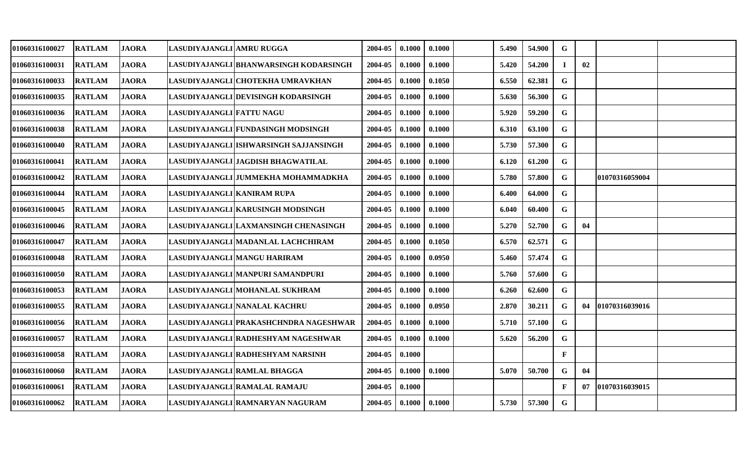| | | | | | | | | | | | | | | |
|---|---|---|---|---|---|---|---|---|---|---|---|---|---|---|
| 01060316100027 | RATLAM | JAORA | LASUDIYAJANGLI | AMRU RUGGA | 2004-05 | 0.1000 | 0.1000 | | 5.490 | 54.900 | G | | | |
| 01060316100031 | RATLAM | JAORA | LASUDIYAJANGLI | BHANWARSINGH KODARSINGH | 2004-05 | 0.1000 | 0.1000 | | 5.420 | 54.200 | I | 02 | | |
| 01060316100033 | RATLAM | JAORA | LASUDIYAJANGLI | CHOTEKHA UMRAVKHAN | 2004-05 | 0.1000 | 0.1050 | | 6.550 | 62.381 | G | | | |
| 01060316100035 | RATLAM | JAORA | LASUDIYAJANGLI | DEVISINGH KODARSINGH | 2004-05 | 0.1000 | 0.1000 | | 5.630 | 56.300 | G | | | |
| 01060316100036 | RATLAM | JAORA | LASUDIYAJANGLI | FATTU NAGU | 2004-05 | 0.1000 | 0.1000 | | 5.920 | 59.200 | G | | | |
| 01060316100038 | RATLAM | JAORA | LASUDIYAJANGLI | FUNDASINGH MODSINGH | 2004-05 | 0.1000 | 0.1000 | | 6.310 | 63.100 | G | | | |
| 01060316100040 | RATLAM | JAORA | LASUDIYAJANGLI | ISHWARSINGH SAJJANSINGH | 2004-05 | 0.1000 | 0.1000 | | 5.730 | 57.300 | G | | | |
| 01060316100041 | RATLAM | JAORA | LASUDIYAJANGLI | JAGDISH BHAGWATILAL | 2004-05 | 0.1000 | 0.1000 | | 6.120 | 61.200 | G | | | |
| 01060316100042 | RATLAM | JAORA | LASUDIYAJANGLI | JUMMEKHA MOHAMMADKHA | 2004-05 | 0.1000 | 0.1000 | | 5.780 | 57.800 | G | | 01070316059004 | |
| 01060316100044 | RATLAM | JAORA | LASUDIYAJANGLI | KANIRAM RUPA | 2004-05 | 0.1000 | 0.1000 | | 6.400 | 64.000 | G | | | |
| 01060316100045 | RATLAM | JAORA | LASUDIYAJANGLI | KARUSINGH MODSINGH | 2004-05 | 0.1000 | 0.1000 | | 6.040 | 60.400 | G | | | |
| 01060316100046 | RATLAM | JAORA | LASUDIYAJANGLI | LAXMANSINGH CHENASINGH | 2004-05 | 0.1000 | 0.1000 | | 5.270 | 52.700 | G | 04 | | |
| 01060316100047 | RATLAM | JAORA | LASUDIYAJANGLI | MADANLAL LACHCHIRAM | 2004-05 | 0.1000 | 0.1050 | | 6.570 | 62.571 | G | | | |
| 01060316100048 | RATLAM | JAORA | LASUDIYAJANGLI | MANGU HARIRAM | 2004-05 | 0.1000 | 0.0950 | | 5.460 | 57.474 | G | | | |
| 01060316100050 | RATLAM | JAORA | LASUDIYAJANGLI | MANPURI SAMANDPURI | 2004-05 | 0.1000 | 0.1000 | | 5.760 | 57.600 | G | | | |
| 01060316100053 | RATLAM | JAORA | LASUDIYAJANGLI | MOHANLAL SUKHRAM | 2004-05 | 0.1000 | 0.1000 | | 6.260 | 62.600 | G | | | |
| 01060316100055 | RATLAM | JAORA | LASUDIYAJANGLI | NANALAL KACHRU | 2004-05 | 0.1000 | 0.0950 | | 2.870 | 30.211 | G | 04 | 01070316039016 | |
| 01060316100056 | RATLAM | JAORA | LASUDIYAJANGLI | PRAKASHCHNDRA NAGESHWAR | 2004-05 | 0.1000 | 0.1000 | | 5.710 | 57.100 | G | | | |
| 01060316100057 | RATLAM | JAORA | LASUDIYAJANGLI | RADHESHYAM NAGESHWAR | 2004-05 | 0.1000 | 0.1000 | | 5.620 | 56.200 | G | | | |
| 01060316100058 | RATLAM | JAORA | LASUDIYAJANGLI | RADHESHYAM NARSINH | 2004-05 | 0.1000 | | | | | F | | | |
| 01060316100060 | RATLAM | JAORA | LASUDIYAJANGLI | RAMLAL BHAGGA | 2004-05 | 0.1000 | 0.1000 | | 5.070 | 50.700 | G | 04 | | |
| 01060316100061 | RATLAM | JAORA | LASUDIYAJANGLI | RAMALAL RAMAJU | 2004-05 | 0.1000 | | | | | F | 07 | 01070316039015 | |
| 01060316100062 | RATLAM | JAORA | LASUDIYAJANGLI | RAMNARYAN NAGURAM | 2004-05 | 0.1000 | 0.1000 | | 5.730 | 57.300 | G | | | |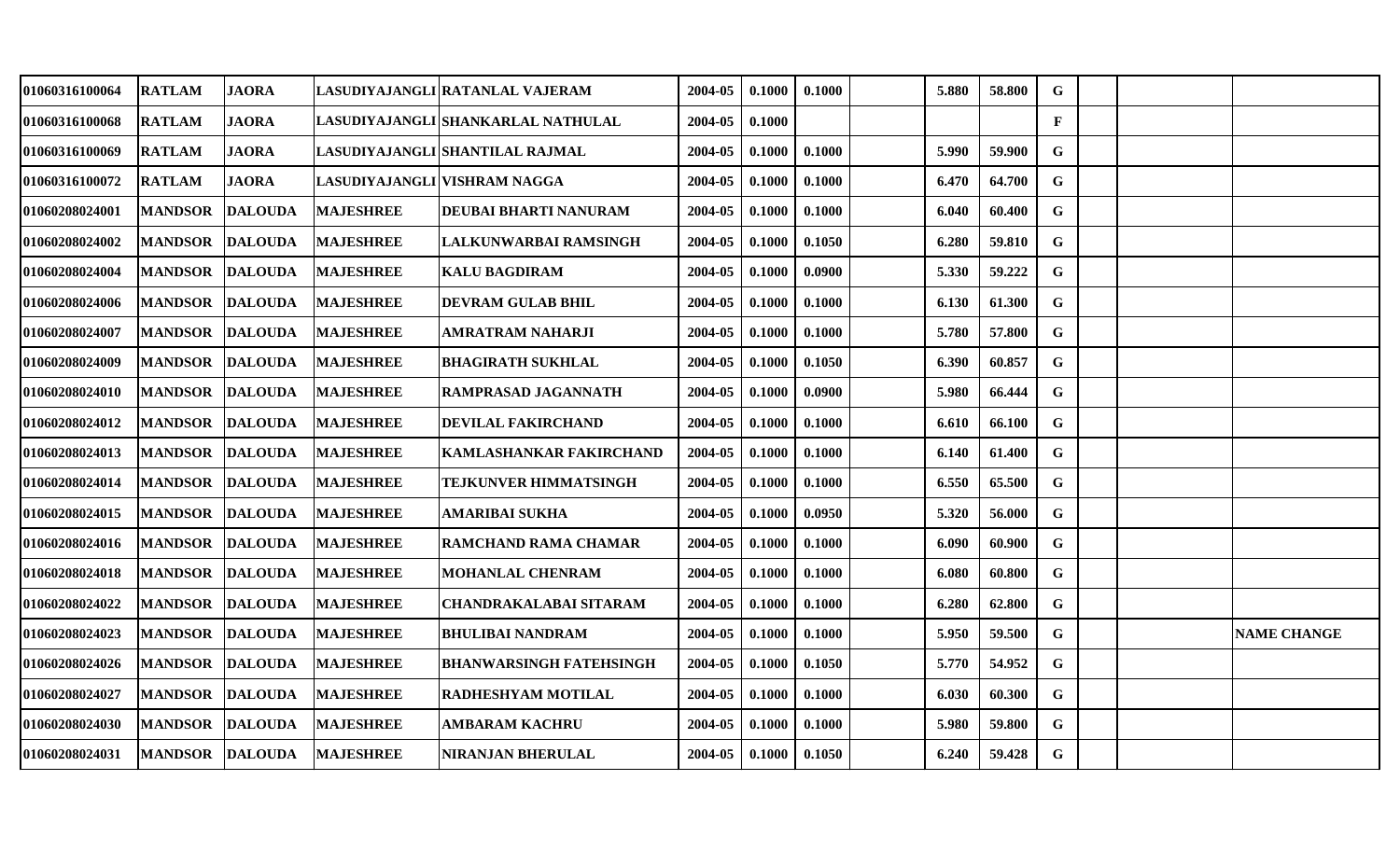| | | | | | | | | | | | | | | |
|---|---|---|---|---|---|---|---|---|---|---|---|---|---|---|
| 01060316100064 | RATLAM | JAORA | LASUDIYAJANGLI | RATANLAL VAJERAM | 2004-05 | 0.1000 | 0.1000 | | 5.880 | 58.800 | G | | | |
| 01060316100068 | RATLAM | JAORA | LASUDIYAJANGLI | SHANKARLAL NATHULAL | 2004-05 | 0.1000 | | | | | F | | | |
| 01060316100069 | RATLAM | JAORA | LASUDIYAJANGLI | SHANTILAL RAJMAL | 2004-05 | 0.1000 | 0.1000 | | 5.990 | 59.900 | G | | | |
| 01060316100072 | RATLAM | JAORA | LASUDIYAJANGLI | VISHRAM NAGGA | 2004-05 | 0.1000 | 0.1000 | | 6.470 | 64.700 | G | | | |
| 01060208024001 | MANDSOR | DALOUDA | MAJESHREE | DEUBAI BHARTI NANURAM | 2004-05 | 0.1000 | 0.1000 | | 6.040 | 60.400 | G | | | |
| 01060208024002 | MANDSOR | DALOUDA | MAJESHREE | LALKUNWARBAI RAMSINGH | 2004-05 | 0.1000 | 0.1050 | | 6.280 | 59.810 | G | | | |
| 01060208024004 | MANDSOR | DALOUDA | MAJESHREE | KALU BAGDIRAM | 2004-05 | 0.1000 | 0.0900 | | 5.330 | 59.222 | G | | | |
| 01060208024006 | MANDSOR | DALOUDA | MAJESHREE | DEVRAM GULAB BHIL | 2004-05 | 0.1000 | 0.1000 | | 6.130 | 61.300 | G | | | |
| 01060208024007 | MANDSOR | DALOUDA | MAJESHREE | AMRATRAM NAHARJI | 2004-05 | 0.1000 | 0.1000 | | 5.780 | 57.800 | G | | | |
| 01060208024009 | MANDSOR | DALOUDA | MAJESHREE | BHAGIRATH SUKHLAL | 2004-05 | 0.1000 | 0.1050 | | 6.390 | 60.857 | G | | | |
| 01060208024010 | MANDSOR | DALOUDA | MAJESHREE | RAMPRASAD JAGANNATH | 2004-05 | 0.1000 | 0.0900 | | 5.980 | 66.444 | G | | | |
| 01060208024012 | MANDSOR | DALOUDA | MAJESHREE | DEVILAL FAKIRCHAND | 2004-05 | 0.1000 | 0.1000 | | 6.610 | 66.100 | G | | | |
| 01060208024013 | MANDSOR | DALOUDA | MAJESHREE | KAMLASHANKAR FAKIRCHAND | 2004-05 | 0.1000 | 0.1000 | | 6.140 | 61.400 | G | | | |
| 01060208024014 | MANDSOR | DALOUDA | MAJESHREE | TEJKUNVER HIMMATSINGH | 2004-05 | 0.1000 | 0.1000 | | 6.550 | 65.500 | G | | | |
| 01060208024015 | MANDSOR | DALOUDA | MAJESHREE | AMARIBAI SUKHA | 2004-05 | 0.1000 | 0.0950 | | 5.320 | 56.000 | G | | | |
| 01060208024016 | MANDSOR | DALOUDA | MAJESHREE | RAMCHAND RAMA CHAMAR | 2004-05 | 0.1000 | 0.1000 | | 6.090 | 60.900 | G | | | |
| 01060208024018 | MANDSOR | DALOUDA | MAJESHREE | MOHANLAL CHENRAM | 2004-05 | 0.1000 | 0.1000 | | 6.080 | 60.800 | G | | | |
| 01060208024022 | MANDSOR | DALOUDA | MAJESHREE | CHANDRAKALABAI SITARAM | 2004-05 | 0.1000 | 0.1000 | | 6.280 | 62.800 | G | | | |
| 01060208024023 | MANDSOR | DALOUDA | MAJESHREE | BHULIBAI NANDRAM | 2004-05 | 0.1000 | 0.1000 | | 5.950 | 59.500 | G | | | NAME CHANGE |
| 01060208024026 | MANDSOR | DALOUDA | MAJESHREE | BHANWARSINGH FATEHSINGH | 2004-05 | 0.1000 | 0.1050 | | 5.770 | 54.952 | G | | | |
| 01060208024027 | MANDSOR | DALOUDA | MAJESHREE | RADHESHYAM MOTILAL | 2004-05 | 0.1000 | 0.1000 | | 6.030 | 60.300 | G | | | |
| 01060208024030 | MANDSOR | DALOUDA | MAJESHREE | AMBARAM KACHRU | 2004-05 | 0.1000 | 0.1000 | | 5.980 | 59.800 | G | | | |
| 01060208024031 | MANDSOR | DALOUDA | MAJESHREE | NIRANJAN BHERULAL | 2004-05 | 0.1000 | 0.1050 | | 6.240 | 59.428 | G | | | |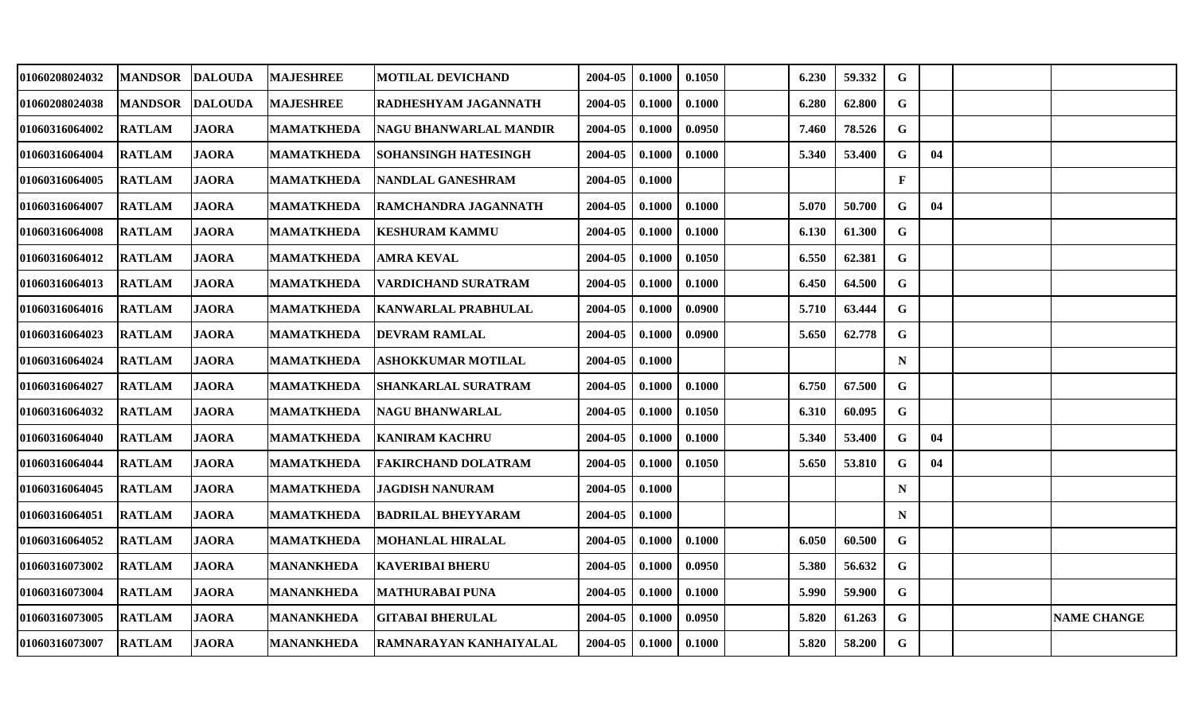| | | | | | | | | | | | | | | |
|---|---|---|---|---|---|---|---|---|---|---|---|---|---|---|
| 01060208024032 | MANDSOR | DALOUDA | MAJESHREE | MOTILAL DEVICHAND | 2004-05 | 0.1000 | 0.1050 | | 6.230 | 59.332 | G | | | |
| 01060208024038 | MANDSOR | DALOUDA | MAJESHREE | RADHESHYAM JAGANNATH | 2004-05 | 0.1000 | 0.1000 | | 6.280 | 62.800 | G | | | |
| 01060316064002 | RATLAM | JAORA | MAMATKHEDA | NAGU BHANWARLAL MANDIR | 2004-05 | 0.1000 | 0.0950 | | 7.460 | 78.526 | G | | | |
| 01060316064004 | RATLAM | JAORA | MAMATKHEDA | SOHANSINGH HATESINGH | 2004-05 | 0.1000 | 0.1000 | | 5.340 | 53.400 | G | 04 | | |
| 01060316064005 | RATLAM | JAORA | MAMATKHEDA | NANDLAL GANESHRAM | 2004-05 | 0.1000 | | | | | F | | | |
| 01060316064007 | RATLAM | JAORA | MAMATKHEDA | RAMCHANDRA JAGANNATH | 2004-05 | 0.1000 | 0.1000 | | 5.070 | 50.700 | G | 04 | | |
| 01060316064008 | RATLAM | JAORA | MAMATKHEDA | KESHURAM KAMMU | 2004-05 | 0.1000 | 0.1000 | | 6.130 | 61.300 | G | | | |
| 01060316064012 | RATLAM | JAORA | MAMATKHEDA | AMRA KEVAL | 2004-05 | 0.1000 | 0.1050 | | 6.550 | 62.381 | G | | | |
| 01060316064013 | RATLAM | JAORA | MAMATKHEDA | VARDICHAND SURATRAM | 2004-05 | 0.1000 | 0.1000 | | 6.450 | 64.500 | G | | | |
| 01060316064016 | RATLAM | JAORA | MAMATKHEDA | KANWARLAL PRABHULAL | 2004-05 | 0.1000 | 0.0900 | | 5.710 | 63.444 | G | | | |
| 01060316064023 | RATLAM | JAORA | MAMATKHEDA | DEVRAM RAMLAL | 2004-05 | 0.1000 | 0.0900 | | 5.650 | 62.778 | G | | | |
| 01060316064024 | RATLAM | JAORA | MAMATKHEDA | ASHOKKUMAR MOTILAL | 2004-05 | 0.1000 | | | | | N | | | |
| 01060316064027 | RATLAM | JAORA | MAMATKHEDA | SHANKARLAL SURATRAM | 2004-05 | 0.1000 | 0.1000 | | 6.750 | 67.500 | G | | | |
| 01060316064032 | RATLAM | JAORA | MAMATKHEDA | NAGU BHANWARLAL | 2004-05 | 0.1000 | 0.1050 | | 6.310 | 60.095 | G | | | |
| 01060316064040 | RATLAM | JAORA | MAMATKHEDA | KANIRAM KACHRU | 2004-05 | 0.1000 | 0.1000 | | 5.340 | 53.400 | G | 04 | | |
| 01060316064044 | RATLAM | JAORA | MAMATKHEDA | FAKIRCHAND DOLATRAM | 2004-05 | 0.1000 | 0.1050 | | 5.650 | 53.810 | G | 04 | | |
| 01060316064045 | RATLAM | JAORA | MAMATKHEDA | JAGDISH NANURAM | 2004-05 | 0.1000 | | | | | N | | | |
| 01060316064051 | RATLAM | JAORA | MAMATKHEDA | BADRILAL BHEYYARAM | 2004-05 | 0.1000 | | | | | N | | | |
| 01060316064052 | RATLAM | JAORA | MAMATKHEDA | MOHANLAL HIRALAL | 2004-05 | 0.1000 | 0.1000 | | 6.050 | 60.500 | G | | | |
| 01060316073002 | RATLAM | JAORA | MANANKHEDA | KAVERIBAI BHERU | 2004-05 | 0.1000 | 0.0950 | | 5.380 | 56.632 | G | | | |
| 01060316073004 | RATLAM | JAORA | MANANKHEDA | MATHURABAI PUNA | 2004-05 | 0.1000 | 0.1000 | | 5.990 | 59.900 | G | | | |
| 01060316073005 | RATLAM | JAORA | MANANKHEDA | GITABAI BHERULAL | 2004-05 | 0.1000 | 0.0950 | | 5.820 | 61.263 | G | | | NAME CHANGE |
| 01060316073007 | RATLAM | JAORA | MANANKHEDA | RAMNARAYAN KANHAIYALAL | 2004-05 | 0.1000 | 0.1000 | | 5.820 | 58.200 | G | | | |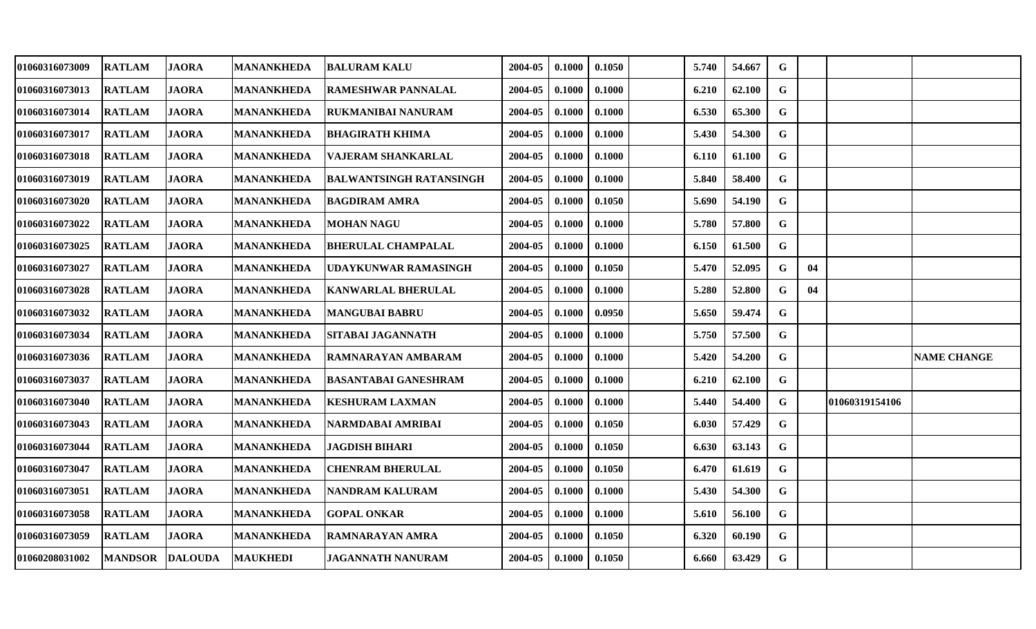| | | | | | | | | | | | | | | |
|---|---|---|---|---|---|---|---|---|---|---|---|---|---|---|
| 01060316073009 | RATLAM | JAORA | MANANKHEDA | BALURAM KALU | 2004-05 | 0.1000 | 0.1050 | | 5.740 | 54.667 | G | | | |
| 01060316073013 | RATLAM | JAORA | MANANKHEDA | RAMESHWAR PANNALAL | 2004-05 | 0.1000 | 0.1000 | | 6.210 | 62.100 | G | | | |
| 01060316073014 | RATLAM | JAORA | MANANKHEDA | RUKMANIBAI NANURAM | 2004-05 | 0.1000 | 0.1000 | | 6.530 | 65.300 | G | | | |
| 01060316073017 | RATLAM | JAORA | MANANKHEDA | BHAGIRATH KHIMA | 2004-05 | 0.1000 | 0.1000 | | 5.430 | 54.300 | G | | | |
| 01060316073018 | RATLAM | JAORA | MANANKHEDA | VAJERAM SHANKARLAL | 2004-05 | 0.1000 | 0.1000 | | 6.110 | 61.100 | G | | | |
| 01060316073019 | RATLAM | JAORA | MANANKHEDA | BALWANTSINGH RATANSINGH | 2004-05 | 0.1000 | 0.1000 | | 5.840 | 58.400 | G | | | |
| 01060316073020 | RATLAM | JAORA | MANANKHEDA | BAGDIRAM AMRA | 2004-05 | 0.1000 | 0.1050 | | 5.690 | 54.190 | G | | | |
| 01060316073022 | RATLAM | JAORA | MANANKHEDA | MOHAN NAGU | 2004-05 | 0.1000 | 0.1000 | | 5.780 | 57.800 | G | | | |
| 01060316073025 | RATLAM | JAORA | MANANKHEDA | BHERULAL CHAMPALAL | 2004-05 | 0.1000 | 0.1000 | | 6.150 | 61.500 | G | | | |
| 01060316073027 | RATLAM | JAORA | MANANKHEDA | UDAYKUNWAR RAMASINGH | 2004-05 | 0.1000 | 0.1050 | | 5.470 | 52.095 | G | 04 | | |
| 01060316073028 | RATLAM | JAORA | MANANKHEDA | KANWARLAL BHERULAL | 2004-05 | 0.1000 | 0.1000 | | 5.280 | 52.800 | G | 04 | | |
| 01060316073032 | RATLAM | JAORA | MANANKHEDA | MANGUBAI BABRU | 2004-05 | 0.1000 | 0.0950 | | 5.650 | 59.474 | G | | | |
| 01060316073034 | RATLAM | JAORA | MANANKHEDA | SITABAI JAGANNATH | 2004-05 | 0.1000 | 0.1000 | | 5.750 | 57.500 | G | | | |
| 01060316073036 | RATLAM | JAORA | MANANKHEDA | RAMNARAYAN AMBARAM | 2004-05 | 0.1000 | 0.1000 | | 5.420 | 54.200 | G | | | NAME CHANGE |
| 01060316073037 | RATLAM | JAORA | MANANKHEDA | BASANTABAI GANESHRAM | 2004-05 | 0.1000 | 0.1000 | | 6.210 | 62.100 | G | | | |
| 01060316073040 | RATLAM | JAORA | MANANKHEDA | KESHURAM LAXMAN | 2004-05 | 0.1000 | 0.1000 | | 5.440 | 54.400 | G | | 01060319154106 | |
| 01060316073043 | RATLAM | JAORA | MANANKHEDA | NARMDABAI AMRIBAI | 2004-05 | 0.1000 | 0.1050 | | 6.030 | 57.429 | G | | | |
| 01060316073044 | RATLAM | JAORA | MANANKHEDA | JAGDISH BIHARI | 2004-05 | 0.1000 | 0.1050 | | 6.630 | 63.143 | G | | | |
| 01060316073047 | RATLAM | JAORA | MANANKHEDA | CHENRAM BHERULAL | 2004-05 | 0.1000 | 0.1050 | | 6.470 | 61.619 | G | | | |
| 01060316073051 | RATLAM | JAORA | MANANKHEDA | NANDRAM KALURAM | 2004-05 | 0.1000 | 0.1000 | | 5.430 | 54.300 | G | | | |
| 01060316073058 | RATLAM | JAORA | MANANKHEDA | GOPAL ONKAR | 2004-05 | 0.1000 | 0.1000 | | 5.610 | 56.100 | G | | | |
| 01060316073059 | RATLAM | JAORA | MANANKHEDA | RAMNARAYAN AMRA | 2004-05 | 0.1000 | 0.1050 | | 6.320 | 60.190 | G | | | |
| 01060208031002 | MANDSOR | DALOUDA | MAUKHEDI | JAGANNATH NANURAM | 2004-05 | 0.1000 | 0.1050 | | 6.660 | 63.429 | G | | | |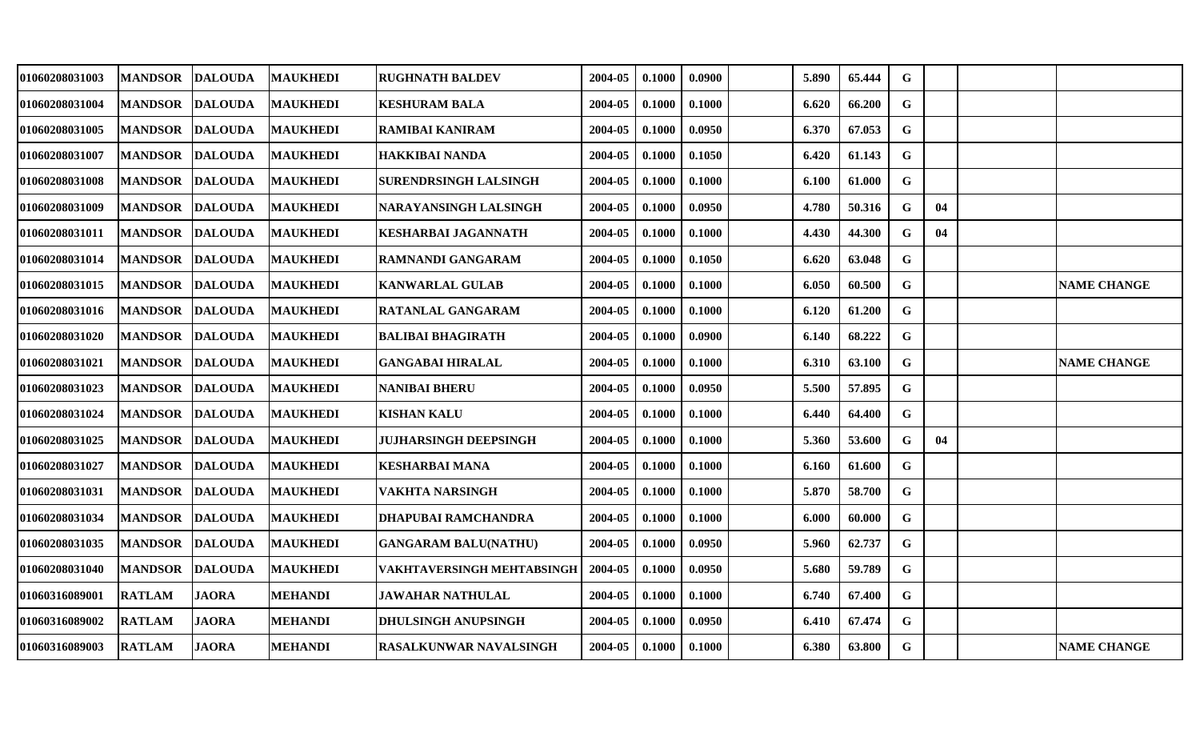| | | | | | | | | | | | | | | |
|---|---|---|---|---|---|---|---|---|---|---|---|---|---|---|
| 01060208031003 | MANDSOR | DALOUDA | MAUKHEDI | RUGHNATH BALDEV | 2004-05 | 0.1000 | 0.0900 | | 5.890 | 65.444 | G | | | |
| 01060208031004 | MANDSOR | DALOUDA | MAUKHEDI | KESHURAM BALA | 2004-05 | 0.1000 | 0.1000 | | 6.620 | 66.200 | G | | | |
| 01060208031005 | MANDSOR | DALOUDA | MAUKHEDI | RAMIBAI KANIRAM | 2004-05 | 0.1000 | 0.0950 | | 6.370 | 67.053 | G | | | |
| 01060208031007 | MANDSOR | DALOUDA | MAUKHEDI | HAKKIBAI NANDA | 2004-05 | 0.1000 | 0.1050 | | 6.420 | 61.143 | G | | | |
| 01060208031008 | MANDSOR | DALOUDA | MAUKHEDI | SURENDRSINGH LALSINGH | 2004-05 | 0.1000 | 0.1000 | | 6.100 | 61.000 | G | | | |
| 01060208031009 | MANDSOR | DALOUDA | MAUKHEDI | NARAYANSINGH LALSINGH | 2004-05 | 0.1000 | 0.0950 | | 4.780 | 50.316 | G | 04 | | |
| 01060208031011 | MANDSOR | DALOUDA | MAUKHEDI | KESHARBAI JAGANNATH | 2004-05 | 0.1000 | 0.1000 | | 4.430 | 44.300 | G | 04 | | |
| 01060208031014 | MANDSOR | DALOUDA | MAUKHEDI | RAMNANDI GANGARAM | 2004-05 | 0.1000 | 0.1050 | | 6.620 | 63.048 | G | | | |
| 01060208031015 | MANDSOR | DALOUDA | MAUKHEDI | KANWARLAL GULAB | 2004-05 | 0.1000 | 0.1000 | | 6.050 | 60.500 | G | | | NAME CHANGE |
| 01060208031016 | MANDSOR | DALOUDA | MAUKHEDI | RATANLAL GANGARAM | 2004-05 | 0.1000 | 0.1000 | | 6.120 | 61.200 | G | | | |
| 01060208031020 | MANDSOR | DALOUDA | MAUKHEDI | BALIBAI BHAGIRATH | 2004-05 | 0.1000 | 0.0900 | | 6.140 | 68.222 | G | | | |
| 01060208031021 | MANDSOR | DALOUDA | MAUKHEDI | GANGABAI HIRALAL | 2004-05 | 0.1000 | 0.1000 | | 6.310 | 63.100 | G | | | NAME CHANGE |
| 01060208031023 | MANDSOR | DALOUDA | MAUKHEDI | NANIBAI BHERU | 2004-05 | 0.1000 | 0.0950 | | 5.500 | 57.895 | G | | | |
| 01060208031024 | MANDSOR | DALOUDA | MAUKHEDI | KISHAN KALU | 2004-05 | 0.1000 | 0.1000 | | 6.440 | 64.400 | G | | | |
| 01060208031025 | MANDSOR | DALOUDA | MAUKHEDI | JUJHARSINGH DEEPSINGH | 2004-05 | 0.1000 | 0.1000 | | 5.360 | 53.600 | G | 04 | | |
| 01060208031027 | MANDSOR | DALOUDA | MAUKHEDI | KESHARBAI MANA | 2004-05 | 0.1000 | 0.1000 | | 6.160 | 61.600 | G | | | |
| 01060208031031 | MANDSOR | DALOUDA | MAUKHEDI | VAKHTA NARSINGH | 2004-05 | 0.1000 | 0.1000 | | 5.870 | 58.700 | G | | | |
| 01060208031034 | MANDSOR | DALOUDA | MAUKHEDI | DHAPUBAI RAMCHANDRA | 2004-05 | 0.1000 | 0.1000 | | 6.000 | 60.000 | G | | | |
| 01060208031035 | MANDSOR | DALOUDA | MAUKHEDI | GANGARAM BALU(NATHU) | 2004-05 | 0.1000 | 0.0950 | | 5.960 | 62.737 | G | | | |
| 01060208031040 | MANDSOR | DALOUDA | MAUKHEDI | VAKHTAVERSINGH MEHTABSINGH | 2004-05 | 0.1000 | 0.0950 | | 5.680 | 59.789 | G | | | |
| 01060316089001 | RATLAM | JAORA | MEHANDI | JAWAHAR NATHULAL | 2004-05 | 0.1000 | 0.1000 | | 6.740 | 67.400 | G | | | |
| 01060316089002 | RATLAM | JAORA | MEHANDI | DHULSINGH ANUPSINGH | 2004-05 | 0.1000 | 0.0950 | | 6.410 | 67.474 | G | | | |
| 01060316089003 | RATLAM | JAORA | MEHANDI | RASALKUNWAR NAVALSINGH | 2004-05 | 0.1000 | 0.1000 | | 6.380 | 63.800 | G | | | NAME CHANGE |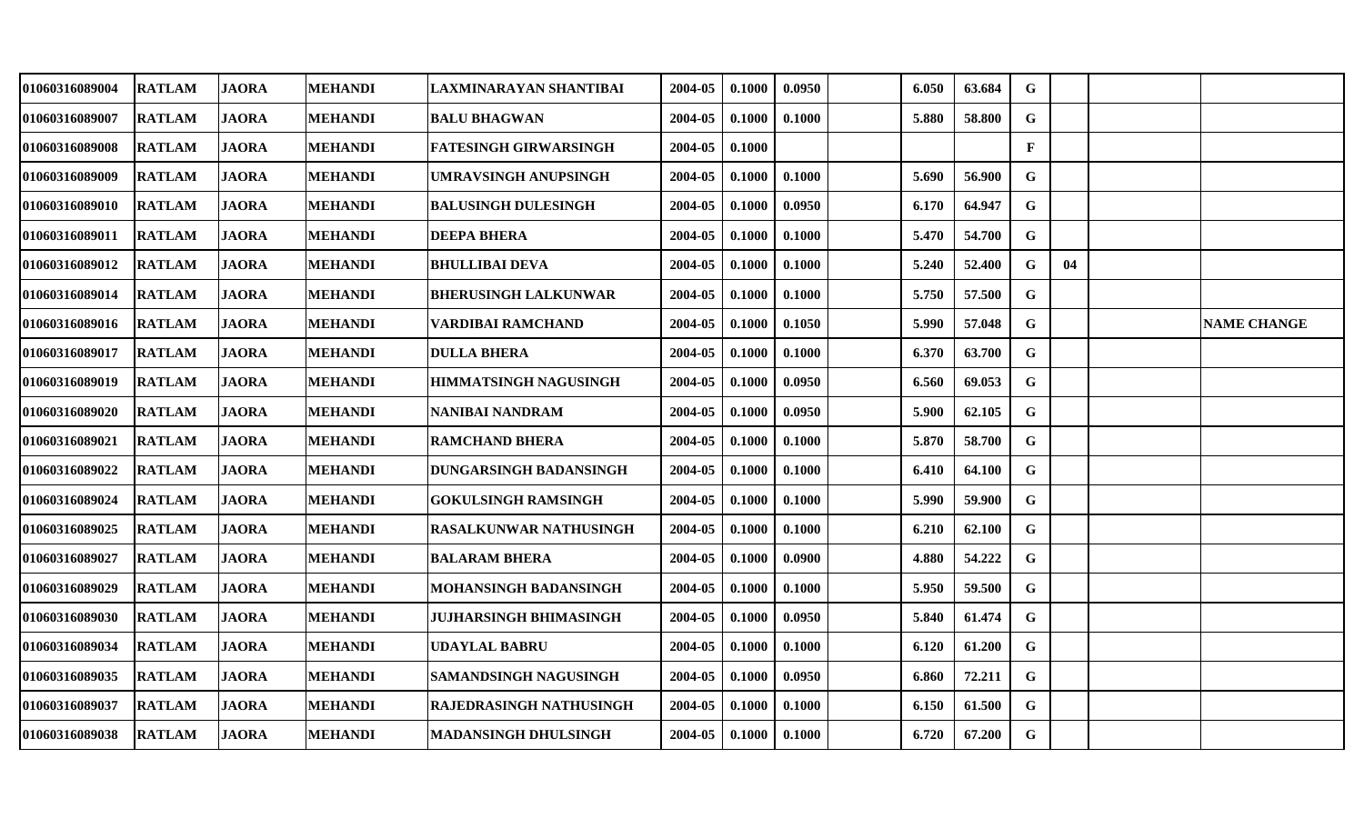| | | | | | | | | | | | | | | |
|---|---|---|---|---|---|---|---|---|---|---|---|---|---|---|
| 01060316089004 | RATLAM | JAORA | MEHANDI | LAXMINARAYAN SHANTIBAI | 2004-05 | 0.1000 | 0.0950 | | 6.050 | 63.684 | G | | | |
| 01060316089007 | RATLAM | JAORA | MEHANDI | BALU BHAGWAN | 2004-05 | 0.1000 | 0.1000 | | 5.880 | 58.800 | G | | | |
| 01060316089008 | RATLAM | JAORA | MEHANDI | FATESINGH GIRWARSINGH | 2004-05 | 0.1000 | | | | | F | | | |
| 01060316089009 | RATLAM | JAORA | MEHANDI | UMRAVSINGH ANUPSINGH | 2004-05 | 0.1000 | 0.1000 | | 5.690 | 56.900 | G | | | |
| 01060316089010 | RATLAM | JAORA | MEHANDI | BALUSINGH DULESINGH | 2004-05 | 0.1000 | 0.0950 | | 6.170 | 64.947 | G | | | |
| 01060316089011 | RATLAM | JAORA | MEHANDI | DEEPA BHERA | 2004-05 | 0.1000 | 0.1000 | | 5.470 | 54.700 | G | | | |
| 01060316089012 | RATLAM | JAORA | MEHANDI | BHULLIBAI DEVA | 2004-05 | 0.1000 | 0.1000 | | 5.240 | 52.400 | G | 04 | | |
| 01060316089014 | RATLAM | JAORA | MEHANDI | BHERUSINGH LALKUNWAR | 2004-05 | 0.1000 | 0.1000 | | 5.750 | 57.500 | G | | | |
| 01060316089016 | RATLAM | JAORA | MEHANDI | VARDIBAI RAMCHAND | 2004-05 | 0.1000 | 0.1050 | | 5.990 | 57.048 | G | | | NAME CHANGE |
| 01060316089017 | RATLAM | JAORA | MEHANDI | DULLA BHERA | 2004-05 | 0.1000 | 0.1000 | | 6.370 | 63.700 | G | | | |
| 01060316089019 | RATLAM | JAORA | MEHANDI | HIMMATSINGH NAGUSINGH | 2004-05 | 0.1000 | 0.0950 | | 6.560 | 69.053 | G | | | |
| 01060316089020 | RATLAM | JAORA | MEHANDI | NANIBAI NANDRAM | 2004-05 | 0.1000 | 0.0950 | | 5.900 | 62.105 | G | | | |
| 01060316089021 | RATLAM | JAORA | MEHANDI | RAMCHAND BHERA | 2004-05 | 0.1000 | 0.1000 | | 5.870 | 58.700 | G | | | |
| 01060316089022 | RATLAM | JAORA | MEHANDI | DUNGARSINGH BADANSINGH | 2004-05 | 0.1000 | 0.1000 | | 6.410 | 64.100 | G | | | |
| 01060316089024 | RATLAM | JAORA | MEHANDI | GOKULSINGH RAMSINGH | 2004-05 | 0.1000 | 0.1000 | | 5.990 | 59.900 | G | | | |
| 01060316089025 | RATLAM | JAORA | MEHANDI | RASALKUNWAR NATHUSINGH | 2004-05 | 0.1000 | 0.1000 | | 6.210 | 62.100 | G | | | |
| 01060316089027 | RATLAM | JAORA | MEHANDI | BALARAM BHERA | 2004-05 | 0.1000 | 0.0900 | | 4.880 | 54.222 | G | | | |
| 01060316089029 | RATLAM | JAORA | MEHANDI | MOHANSINGH BADANSINGH | 2004-05 | 0.1000 | 0.1000 | | 5.950 | 59.500 | G | | | |
| 01060316089030 | RATLAM | JAORA | MEHANDI | JUJHARSINGH BHIMASINGH | 2004-05 | 0.1000 | 0.0950 | | 5.840 | 61.474 | G | | | |
| 01060316089034 | RATLAM | JAORA | MEHANDI | UDAYLAL BABRU | 2004-05 | 0.1000 | 0.1000 | | 6.120 | 61.200 | G | | | |
| 01060316089035 | RATLAM | JAORA | MEHANDI | SAMANDSINGH NAGUSINGH | 2004-05 | 0.1000 | 0.0950 | | 6.860 | 72.211 | G | | | |
| 01060316089037 | RATLAM | JAORA | MEHANDI | RAJEDRASINGH NATHUSINGH | 2004-05 | 0.1000 | 0.1000 | | 6.150 | 61.500 | G | | | |
| 01060316089038 | RATLAM | JAORA | MEHANDI | MADANSINGH DHULSINGH | 2004-05 | 0.1000 | 0.1000 | | 6.720 | 67.200 | G | | | |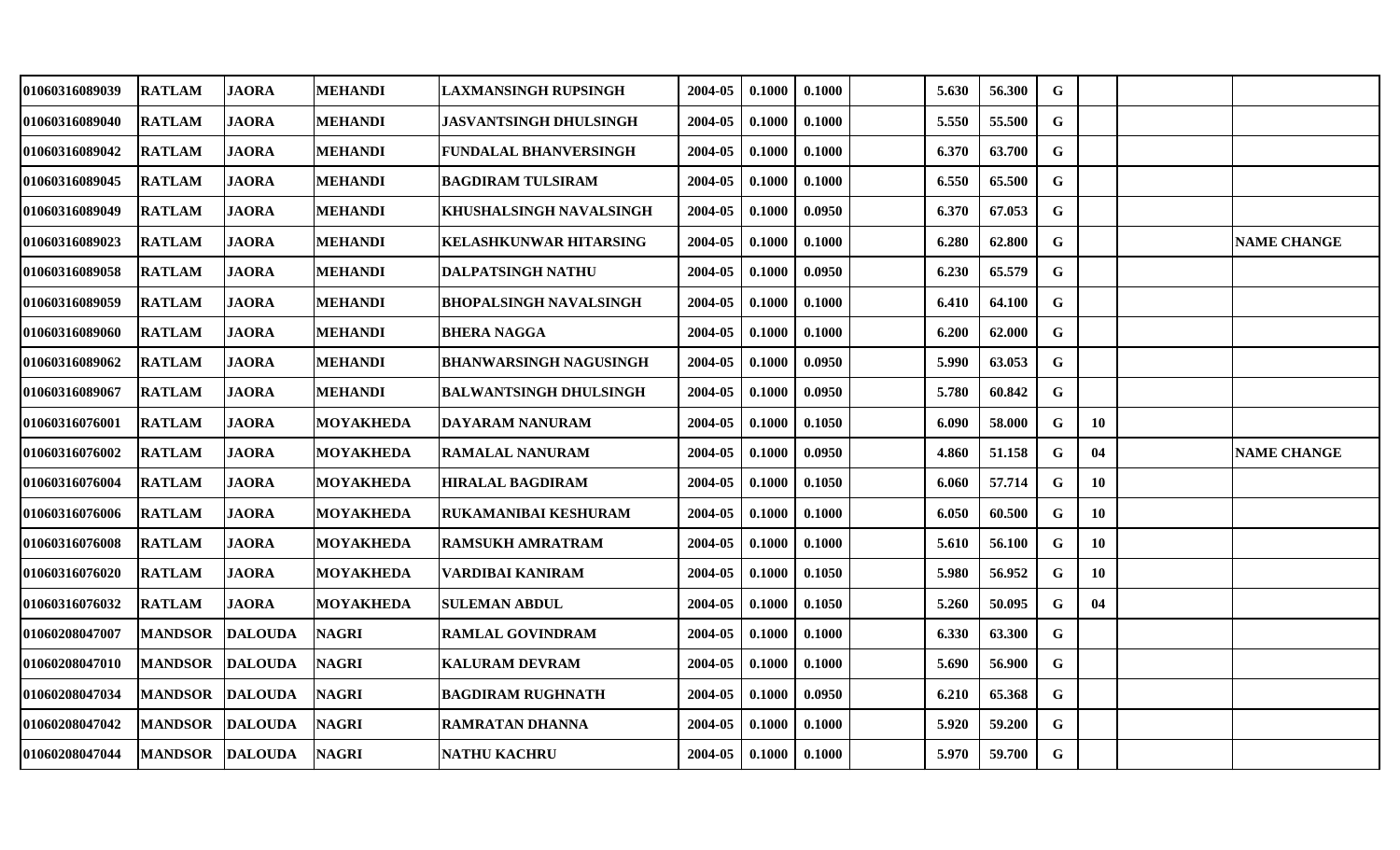| | | | | | | | | | | | | | | |
|---|---|---|---|---|---|---|---|---|---|---|---|---|---|---|
| 01060316089039 | RATLAM | JAORA | MEHANDI | LAXMANSINGH RUPSINGH | 2004-05 | 0.1000 | 0.1000 | | 5.630 | 56.300 | G | | | |
| 01060316089040 | RATLAM | JAORA | MEHANDI | JASVANTSINGH DHULSINGH | 2004-05 | 0.1000 | 0.1000 | | 5.550 | 55.500 | G | | | |
| 01060316089042 | RATLAM | JAORA | MEHANDI | FUNDALAL BHANVERSINGH | 2004-05 | 0.1000 | 0.1000 | | 6.370 | 63.700 | G | | | |
| 01060316089045 | RATLAM | JAORA | MEHANDI | BAGDIRAM TULSIRAM | 2004-05 | 0.1000 | 0.1000 | | 6.550 | 65.500 | G | | | |
| 01060316089049 | RATLAM | JAORA | MEHANDI | KHUSHALSINGH NAVALSINGH | 2004-05 | 0.1000 | 0.0950 | | 6.370 | 67.053 | G | | | |
| 01060316089023 | RATLAM | JAORA | MEHANDI | KELASHKUNWAR HITARSING | 2004-05 | 0.1000 | 0.1000 | | 6.280 | 62.800 | G | | | NAME CHANGE |
| 01060316089058 | RATLAM | JAORA | MEHANDI | DALPATSINGH NATHU | 2004-05 | 0.1000 | 0.0950 | | 6.230 | 65.579 | G | | | |
| 01060316089059 | RATLAM | JAORA | MEHANDI | BHOPALSINGH NAVALSINGH | 2004-05 | 0.1000 | 0.1000 | | 6.410 | 64.100 | G | | | |
| 01060316089060 | RATLAM | JAORA | MEHANDI | BHERA NAGGA | 2004-05 | 0.1000 | 0.1000 | | 6.200 | 62.000 | G | | | |
| 01060316089062 | RATLAM | JAORA | MEHANDI | BHANWARSINGH NAGUSINGH | 2004-05 | 0.1000 | 0.0950 | | 5.990 | 63.053 | G | | | |
| 01060316089067 | RATLAM | JAORA | MEHANDI | BALWANTSINGH DHULSINGH | 2004-05 | 0.1000 | 0.0950 | | 5.780 | 60.842 | G | | | |
| 01060316076001 | RATLAM | JAORA | MOYAKHEDA | DAYARAM NANURAM | 2004-05 | 0.1000 | 0.1050 | | 6.090 | 58.000 | G | 10 | | |
| 01060316076002 | RATLAM | JAORA | MOYAKHEDA | RAMALAL NANURAM | 2004-05 | 0.1000 | 0.0950 | | 4.860 | 51.158 | G | 04 | | NAME CHANGE |
| 01060316076004 | RATLAM | JAORA | MOYAKHEDA | HIRALAL BAGDIRAM | 2004-05 | 0.1000 | 0.1050 | | 6.060 | 57.714 | G | 10 | | |
| 01060316076006 | RATLAM | JAORA | MOYAKHEDA | RUKAMANIBAI KESHURAM | 2004-05 | 0.1000 | 0.1000 | | 6.050 | 60.500 | G | 10 | | |
| 01060316076008 | RATLAM | JAORA | MOYAKHEDA | RAMSUKH AMRATRAM | 2004-05 | 0.1000 | 0.1000 | | 5.610 | 56.100 | G | 10 | | |
| 01060316076020 | RATLAM | JAORA | MOYAKHEDA | VARDIBAI KANIRAM | 2004-05 | 0.1000 | 0.1050 | | 5.980 | 56.952 | G | 10 | | |
| 01060316076032 | RATLAM | JAORA | MOYAKHEDA | SULEMAN ABDUL | 2004-05 | 0.1000 | 0.1050 | | 5.260 | 50.095 | G | 04 | | |
| 01060208047007 | MANDSOR | DALOUDA | NAGRI | RAMLAL GOVINDRAM | 2004-05 | 0.1000 | 0.1000 | | 6.330 | 63.300 | G | | | |
| 01060208047010 | MANDSOR | DALOUDA | NAGRI | KALURAM DEVRAM | 2004-05 | 0.1000 | 0.1000 | | 5.690 | 56.900 | G | | | |
| 01060208047034 | MANDSOR | DALOUDA | NAGRI | BAGDIRAM RUGHNATH | 2004-05 | 0.1000 | 0.0950 | | 6.210 | 65.368 | G | | | |
| 01060208047042 | MANDSOR | DALOUDA | NAGRI | RAMRATAN DHANNA | 2004-05 | 0.1000 | 0.1000 | | 5.920 | 59.200 | G | | | |
| 01060208047044 | MANDSOR | DALOUDA | NAGRI | NATHU KACHRU | 2004-05 | 0.1000 | 0.1000 | | 5.970 | 59.700 | G | | | |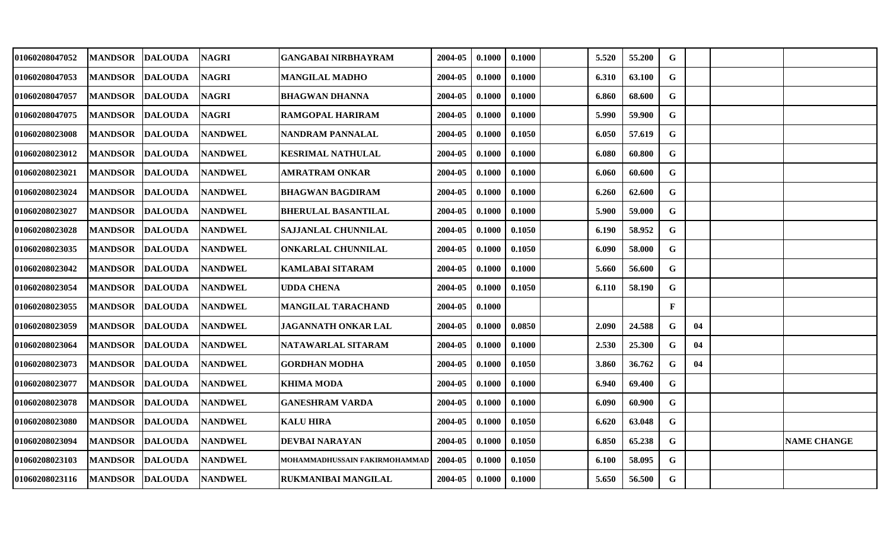| | | | | | | | | | | | | | | |
|---|---|---|---|---|---|---|---|---|---|---|---|---|---|---|
| 01060208047052 | MANDSOR | DALOUDA | NAGRI | GANGABAI NIRBHAYRAM | 2004-05 | 0.1000 | 0.1000 | | 5.520 | 55.200 | G | | | |
| 01060208047053 | MANDSOR | DALOUDA | NAGRI | MANGILAL MADHO | 2004-05 | 0.1000 | 0.1000 | | 6.310 | 63.100 | G | | | |
| 01060208047057 | MANDSOR | DALOUDA | NAGRI | BHAGWAN DHANNA | 2004-05 | 0.1000 | 0.1000 | | 6.860 | 68.600 | G | | | |
| 01060208047075 | MANDSOR | DALOUDA | NAGRI | RAMGOPAL HARIRAM | 2004-05 | 0.1000 | 0.1000 | | 5.990 | 59.900 | G | | | |
| 01060208023008 | MANDSOR | DALOUDA | NANDWEL | NANDRAM PANNALAL | 2004-05 | 0.1000 | 0.1050 | | 6.050 | 57.619 | G | | | |
| 01060208023012 | MANDSOR | DALOUDA | NANDWEL | KESRIMAL NATHULAL | 2004-05 | 0.1000 | 0.1000 | | 6.080 | 60.800 | G | | | |
| 01060208023021 | MANDSOR | DALOUDA | NANDWEL | AMRATRAM ONKAR | 2004-05 | 0.1000 | 0.1000 | | 6.060 | 60.600 | G | | | |
| 01060208023024 | MANDSOR | DALOUDA | NANDWEL | BHAGWAN BAGDIRAM | 2004-05 | 0.1000 | 0.1000 | | 6.260 | 62.600 | G | | | |
| 01060208023027 | MANDSOR | DALOUDA | NANDWEL | BHERULAL BASANTILAL | 2004-05 | 0.1000 | 0.1000 | | 5.900 | 59.000 | G | | | |
| 01060208023028 | MANDSOR | DALOUDA | NANDWEL | SAJJANLAL CHUNNILAL | 2004-05 | 0.1000 | 0.1050 | | 6.190 | 58.952 | G | | | |
| 01060208023035 | MANDSOR | DALOUDA | NANDWEL | ONKARLAL CHUNNILAL | 2004-05 | 0.1000 | 0.1050 | | 6.090 | 58.000 | G | | | |
| 01060208023042 | MANDSOR | DALOUDA | NANDWEL | KAMLABAI SITARAM | 2004-05 | 0.1000 | 0.1000 | | 5.660 | 56.600 | G | | | |
| 01060208023054 | MANDSOR | DALOUDA | NANDWEL | UDDA CHENA | 2004-05 | 0.1000 | 0.1050 | | 6.110 | 58.190 | G | | | |
| 01060208023055 | MANDSOR | DALOUDA | NANDWEL | MANGILAL TARACHAND | 2004-05 | 0.1000 | | | | | F | | | |
| 01060208023059 | MANDSOR | DALOUDA | NANDWEL | JAGANNATH ONKAR LAL | 2004-05 | 0.1000 | 0.0850 | | 2.090 | 24.588 | G | 04 | | |
| 01060208023064 | MANDSOR | DALOUDA | NANDWEL | NATAWARLAL SITARAM | 2004-05 | 0.1000 | 0.1000 | | 2.530 | 25.300 | G | 04 | | |
| 01060208023073 | MANDSOR | DALOUDA | NANDWEL | GORDHAN MODHA | 2004-05 | 0.1000 | 0.1050 | | 3.860 | 36.762 | G | 04 | | |
| 01060208023077 | MANDSOR | DALOUDA | NANDWEL | KHIMA MODA | 2004-05 | 0.1000 | 0.1000 | | 6.940 | 69.400 | G | | | |
| 01060208023078 | MANDSOR | DALOUDA | NANDWEL | GANESHRAM VARDA | 2004-05 | 0.1000 | 0.1000 | | 6.090 | 60.900 | G | | | |
| 01060208023080 | MANDSOR | DALOUDA | NANDWEL | KALU HIRA | 2004-05 | 0.1000 | 0.1050 | | 6.620 | 63.048 | G | | | |
| 01060208023094 | MANDSOR | DALOUDA | NANDWEL | DEVBAI NARAYAN | 2004-05 | 0.1000 | 0.1050 | | 6.850 | 65.238 | G | | | NAME CHANGE |
| 01060208023103 | MANDSOR | DALOUDA | NANDWEL | MOHAMMADHUSSAIN FAKIRMOHAMMAD | 2004-05 | 0.1000 | 0.1050 | | 6.100 | 58.095 | G | | | |
| 01060208023116 | MANDSOR | DALOUDA | NANDWEL | RUKMANIBAI MANGILAL | 2004-05 | 0.1000 | 0.1000 | | 5.650 | 56.500 | G | | | |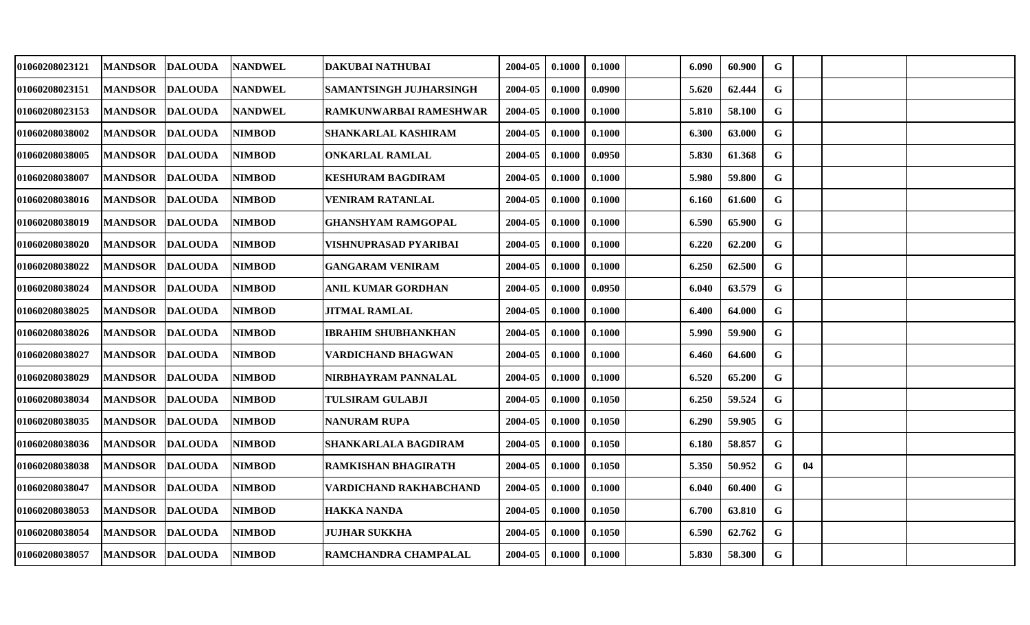| | | | | | | | | | | | | | | |
|---|---|---|---|---|---|---|---|---|---|---|---|---|---|---|
| 01060208023121 | MANDSOR | DALOUDA | NANDWEL | DAKUBAI NATHUBAI | 2004-05 | 0.1000 | 0.1000 | | 6.090 | 60.900 | G | | | |
| 01060208023151 | MANDSOR | DALOUDA | NANDWEL | SAMANTSINGH JUJHARSINGH | 2004-05 | 0.1000 | 0.0900 | | 5.620 | 62.444 | G | | | |
| 01060208023153 | MANDSOR | DALOUDA | NANDWEL | RAMKUNWARBAI RAMESHWAR | 2004-05 | 0.1000 | 0.1000 | | 5.810 | 58.100 | G | | | |
| 01060208038002 | MANDSOR | DALOUDA | NIMBOD | SHANKARLAL KASHIRAM | 2004-05 | 0.1000 | 0.1000 | | 6.300 | 63.000 | G | | | |
| 01060208038005 | MANDSOR | DALOUDA | NIMBOD | ONKARLAL RAMLAL | 2004-05 | 0.1000 | 0.0950 | | 5.830 | 61.368 | G | | | |
| 01060208038007 | MANDSOR | DALOUDA | NIMBOD | KESHURAM BAGDIRAM | 2004-05 | 0.1000 | 0.1000 | | 5.980 | 59.800 | G | | | |
| 01060208038016 | MANDSOR | DALOUDA | NIMBOD | VENIRAM RATANLAL | 2004-05 | 0.1000 | 0.1000 | | 6.160 | 61.600 | G | | | |
| 01060208038019 | MANDSOR | DALOUDA | NIMBOD | GHANSHYAM RAMGOPAL | 2004-05 | 0.1000 | 0.1000 | | 6.590 | 65.900 | G | | | |
| 01060208038020 | MANDSOR | DALOUDA | NIMBOD | VISHNUPRASAD PYARIBAI | 2004-05 | 0.1000 | 0.1000 | | 6.220 | 62.200 | G | | | |
| 01060208038022 | MANDSOR | DALOUDA | NIMBOD | GANGARAM VENIRAM | 2004-05 | 0.1000 | 0.1000 | | 6.250 | 62.500 | G | | | |
| 01060208038024 | MANDSOR | DALOUDA | NIMBOD | ANIL KUMAR GORDHAN | 2004-05 | 0.1000 | 0.0950 | | 6.040 | 63.579 | G | | | |
| 01060208038025 | MANDSOR | DALOUDA | NIMBOD | JITMAL RAMLAL | 2004-05 | 0.1000 | 0.1000 | | 6.400 | 64.000 | G | | | |
| 01060208038026 | MANDSOR | DALOUDA | NIMBOD | IBRAHIM SHUBHANKHAN | 2004-05 | 0.1000 | 0.1000 | | 5.990 | 59.900 | G | | | |
| 01060208038027 | MANDSOR | DALOUDA | NIMBOD | VARDICHAND BHAGWAN | 2004-05 | 0.1000 | 0.1000 | | 6.460 | 64.600 | G | | | |
| 01060208038029 | MANDSOR | DALOUDA | NIMBOD | NIRBHAYRAM PANNALAL | 2004-05 | 0.1000 | 0.1000 | | 6.520 | 65.200 | G | | | |
| 01060208038034 | MANDSOR | DALOUDA | NIMBOD | TULSIRAM GULABJI | 2004-05 | 0.1000 | 0.1050 | | 6.250 | 59.524 | G | | | |
| 01060208038035 | MANDSOR | DALOUDA | NIMBOD | NANURAM RUPA | 2004-05 | 0.1000 | 0.1050 | | 6.290 | 59.905 | G | | | |
| 01060208038036 | MANDSOR | DALOUDA | NIMBOD | SHANKARLALA BAGDIRAM | 2004-05 | 0.1000 | 0.1050 | | 6.180 | 58.857 | G | | | |
| 01060208038038 | MANDSOR | DALOUDA | NIMBOD | RAMKISHAN BHAGIRATH | 2004-05 | 0.1000 | 0.1050 | | 5.350 | 50.952 | G | 04 | | |
| 01060208038047 | MANDSOR | DALOUDA | NIMBOD | VARDICHAND RAKHABCHAND | 2004-05 | 0.1000 | 0.1000 | | 6.040 | 60.400 | G | | | |
| 01060208038053 | MANDSOR | DALOUDA | NIMBOD | HAKKA NANDA | 2004-05 | 0.1000 | 0.1050 | | 6.700 | 63.810 | G | | | |
| 01060208038054 | MANDSOR | DALOUDA | NIMBOD | JUJHAR SUKKHA | 2004-05 | 0.1000 | 0.1050 | | 6.590 | 62.762 | G | | | |
| 01060208038057 | MANDSOR | DALOUDA | NIMBOD | RAMCHANDRA CHAMPALAL | 2004-05 | 0.1000 | 0.1000 | | 5.830 | 58.300 | G | | | |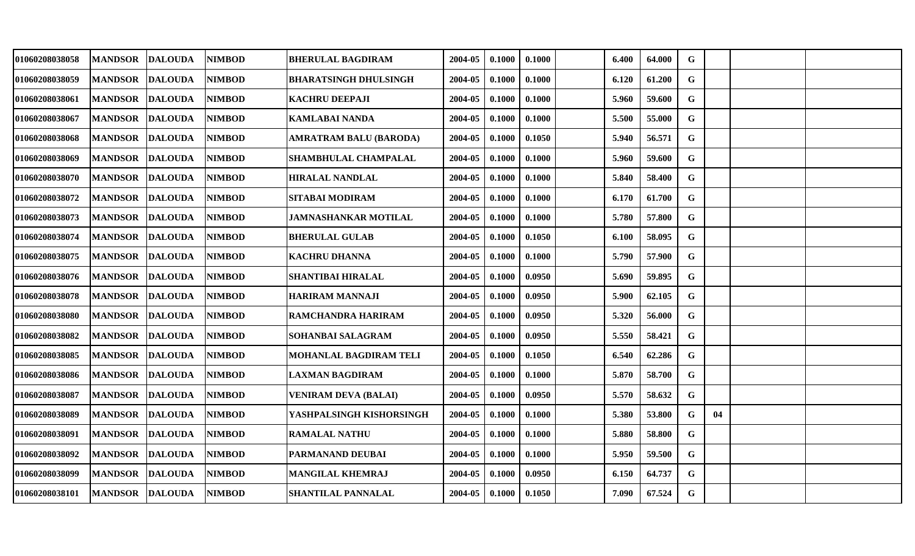| | | | | | | | | | | | | | | | |
|---|---|---|---|---|---|---|---|---|---|---|---|---|---|---|---|
| 01060208038058 | MANDSOR | DALOUDA | NIMBOD | BHERULAL BAGDIRAM | 2004-05 | 0.1000 | 0.1000 | | 6.400 | 64.000 | G | | | |
| 01060208038059 | MANDSOR | DALOUDA | NIMBOD | BHARATSINGH DHULSINGH | 2004-05 | 0.1000 | 0.1000 | | 6.120 | 61.200 | G | | | |
| 01060208038061 | MANDSOR | DALOUDA | NIMBOD | KACHRU DEEPAJI | 2004-05 | 0.1000 | 0.1000 | | 5.960 | 59.600 | G | | | |
| 01060208038067 | MANDSOR | DALOUDA | NIMBOD | KAMLABAI NANDA | 2004-05 | 0.1000 | 0.1000 | | 5.500 | 55.000 | G | | | |
| 01060208038068 | MANDSOR | DALOUDA | NIMBOD | AMRATRAM BALU (BARODA) | 2004-05 | 0.1000 | 0.1050 | | 5.940 | 56.571 | G | | | |
| 01060208038069 | MANDSOR | DALOUDA | NIMBOD | SHAMBHULAL CHAMPALAL | 2004-05 | 0.1000 | 0.1000 | | 5.960 | 59.600 | G | | | |
| 01060208038070 | MANDSOR | DALOUDA | NIMBOD | HIRALAL NANDLAL | 2004-05 | 0.1000 | 0.1000 | | 5.840 | 58.400 | G | | | |
| 01060208038072 | MANDSOR | DALOUDA | NIMBOD | SITABAI MODIRAM | 2004-05 | 0.1000 | 0.1000 | | 6.170 | 61.700 | G | | | |
| 01060208038073 | MANDSOR | DALOUDA | NIMBOD | JAMNASHANKAR MOTILAL | 2004-05 | 0.1000 | 0.1000 | | 5.780 | 57.800 | G | | | |
| 01060208038074 | MANDSOR | DALOUDA | NIMBOD | BHERULAL GULAB | 2004-05 | 0.1000 | 0.1050 | | 6.100 | 58.095 | G | | | |
| 01060208038075 | MANDSOR | DALOUDA | NIMBOD | KACHRU DHANNA | 2004-05 | 0.1000 | 0.1000 | | 5.790 | 57.900 | G | | | |
| 01060208038076 | MANDSOR | DALOUDA | NIMBOD | SHANTIBAI HIRALAL | 2004-05 | 0.1000 | 0.0950 | | 5.690 | 59.895 | G | | | |
| 01060208038078 | MANDSOR | DALOUDA | NIMBOD | HARIRAM MANNAJI | 2004-05 | 0.1000 | 0.0950 | | 5.900 | 62.105 | G | | | |
| 01060208038080 | MANDSOR | DALOUDA | NIMBOD | RAMCHANDRA HARIRAM | 2004-05 | 0.1000 | 0.0950 | | 5.320 | 56.000 | G | | | |
| 01060208038082 | MANDSOR | DALOUDA | NIMBOD | SOHANBAI SALAGRAM | 2004-05 | 0.1000 | 0.0950 | | 5.550 | 58.421 | G | | | |
| 01060208038085 | MANDSOR | DALOUDA | NIMBOD | MOHANLAL BAGDIRAM TELI | 2004-05 | 0.1000 | 0.1050 | | 6.540 | 62.286 | G | | | |
| 01060208038086 | MANDSOR | DALOUDA | NIMBOD | LAXMAN BAGDIRAM | 2004-05 | 0.1000 | 0.1000 | | 5.870 | 58.700 | G | | | |
| 01060208038087 | MANDSOR | DALOUDA | NIMBOD | VENIRAM DEVA (BALAI) | 2004-05 | 0.1000 | 0.0950 | | 5.570 | 58.632 | G | | | |
| 01060208038089 | MANDSOR | DALOUDA | NIMBOD | YASHPALSINGH KISHORSINGH | 2004-05 | 0.1000 | 0.1000 | | 5.380 | 53.800 | G | 04 | | |
| 01060208038091 | MANDSOR | DALOUDA | NIMBOD | RAMALAL NATHU | 2004-05 | 0.1000 | 0.1000 | | 5.880 | 58.800 | G | | | |
| 01060208038092 | MANDSOR | DALOUDA | NIMBOD | PARMANAND DEUBAI | 2004-05 | 0.1000 | 0.1000 | | 5.950 | 59.500 | G | | | |
| 01060208038099 | MANDSOR | DALOUDA | NIMBOD | MANGILAL KHEMRAJ | 2004-05 | 0.1000 | 0.0950 | | 6.150 | 64.737 | G | | | |
| 01060208038101 | MANDSOR | DALOUDA | NIMBOD | SHANTILAL PANNALAL | 2004-05 | 0.1000 | 0.1050 | | 7.090 | 67.524 | G | | | |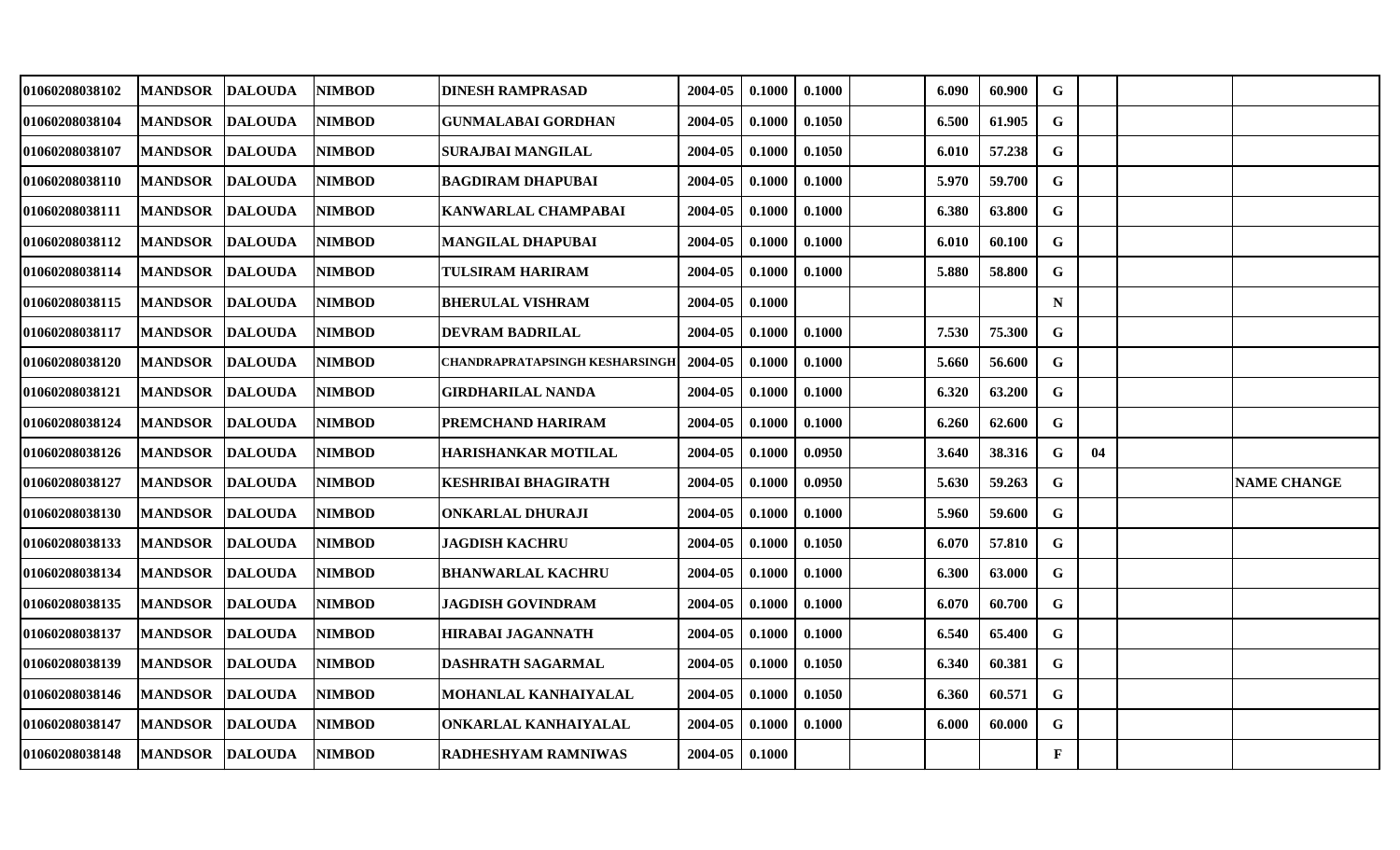| | | | | | | | | | | | | | | |
|---|---|---|---|---|---|---|---|---|---|---|---|---|---|---|
| 01060208038102 | MANDSOR | DALOUDA | NIMBOD | DINESH RAMPRASAD | 2004-05 | 0.1000 | 0.1000 | | 6.090 | 60.900 | G | | | |
| 01060208038104 | MANDSOR | DALOUDA | NIMBOD | GUNMALABAI GORDHAN | 2004-05 | 0.1000 | 0.1050 | | 6.500 | 61.905 | G | | | |
| 01060208038107 | MANDSOR | DALOUDA | NIMBOD | SURAJBAI MANGILAL | 2004-05 | 0.1000 | 0.1050 | | 6.010 | 57.238 | G | | | |
| 01060208038110 | MANDSOR | DALOUDA | NIMBOD | BAGDIRAM DHAPUBAI | 2004-05 | 0.1000 | 0.1000 | | 5.970 | 59.700 | G | | | |
| 01060208038111 | MANDSOR | DALOUDA | NIMBOD | KANWARLAL CHAMPABAI | 2004-05 | 0.1000 | 0.1000 | | 6.380 | 63.800 | G | | | |
| 01060208038112 | MANDSOR | DALOUDA | NIMBOD | MANGILAL DHAPUBAI | 2004-05 | 0.1000 | 0.1000 | | 6.010 | 60.100 | G | | | |
| 01060208038114 | MANDSOR | DALOUDA | NIMBOD | TULSIRAM HARIRAM | 2004-05 | 0.1000 | 0.1000 | | 5.880 | 58.800 | G | | | |
| 01060208038115 | MANDSOR | DALOUDA | NIMBOD | BHERULAL VISHRAM | 2004-05 | 0.1000 | | | | | N | | | |
| 01060208038117 | MANDSOR | DALOUDA | NIMBOD | DEVRAM BADRILAL | 2004-05 | 0.1000 | 0.1000 | | 7.530 | 75.300 | G | | | |
| 01060208038120 | MANDSOR | DALOUDA | NIMBOD | CHANDRAPRATAPSINGH KESHARSINGH | 2004-05 | 0.1000 | 0.1000 | | 5.660 | 56.600 | G | | | |
| 01060208038121 | MANDSOR | DALOUDA | NIMBOD | GIRDHARILAL NANDA | 2004-05 | 0.1000 | 0.1000 | | 6.320 | 63.200 | G | | | |
| 01060208038124 | MANDSOR | DALOUDA | NIMBOD | PREMCHAND HARIRAM | 2004-05 | 0.1000 | 0.1000 | | 6.260 | 62.600 | G | | | |
| 01060208038126 | MANDSOR | DALOUDA | NIMBOD | HARISHANKAR MOTILAL | 2004-05 | 0.1000 | 0.0950 | | 3.640 | 38.316 | G | 04 | | |
| 01060208038127 | MANDSOR | DALOUDA | NIMBOD | KESHRIBAI BHAGIRATH | 2004-05 | 0.1000 | 0.0950 | | 5.630 | 59.263 | G | | | NAME CHANGE |
| 01060208038130 | MANDSOR | DALOUDA | NIMBOD | ONKARLAL DHURAJI | 2004-05 | 0.1000 | 0.1000 | | 5.960 | 59.600 | G | | | |
| 01060208038133 | MANDSOR | DALOUDA | NIMBOD | JAGDISH KACHRU | 2004-05 | 0.1000 | 0.1050 | | 6.070 | 57.810 | G | | | |
| 01060208038134 | MANDSOR | DALOUDA | NIMBOD | BHANWARLAL KACHRU | 2004-05 | 0.1000 | 0.1000 | | 6.300 | 63.000 | G | | | |
| 01060208038135 | MANDSOR | DALOUDA | NIMBOD | JAGDISH GOVINDRAM | 2004-05 | 0.1000 | 0.1000 | | 6.070 | 60.700 | G | | | |
| 01060208038137 | MANDSOR | DALOUDA | NIMBOD | HIRABAI JAGANNATH | 2004-05 | 0.1000 | 0.1000 | | 6.540 | 65.400 | G | | | |
| 01060208038139 | MANDSOR | DALOUDA | NIMBOD | DASHRATH SAGARMAL | 2004-05 | 0.1000 | 0.1050 | | 6.340 | 60.381 | G | | | |
| 01060208038146 | MANDSOR | DALOUDA | NIMBOD | MOHANLAL KANHAIYALAL | 2004-05 | 0.1000 | 0.1050 | | 6.360 | 60.571 | G | | | |
| 01060208038147 | MANDSOR | DALOUDA | NIMBOD | ONKARLAL KANHAIYALAL | 2004-05 | 0.1000 | 0.1000 | | 6.000 | 60.000 | G | | | |
| 01060208038148 | MANDSOR | DALOUDA | NIMBOD | RADHESHYAM RAMNIWAS | 2004-05 | 0.1000 | | | | | F | | | |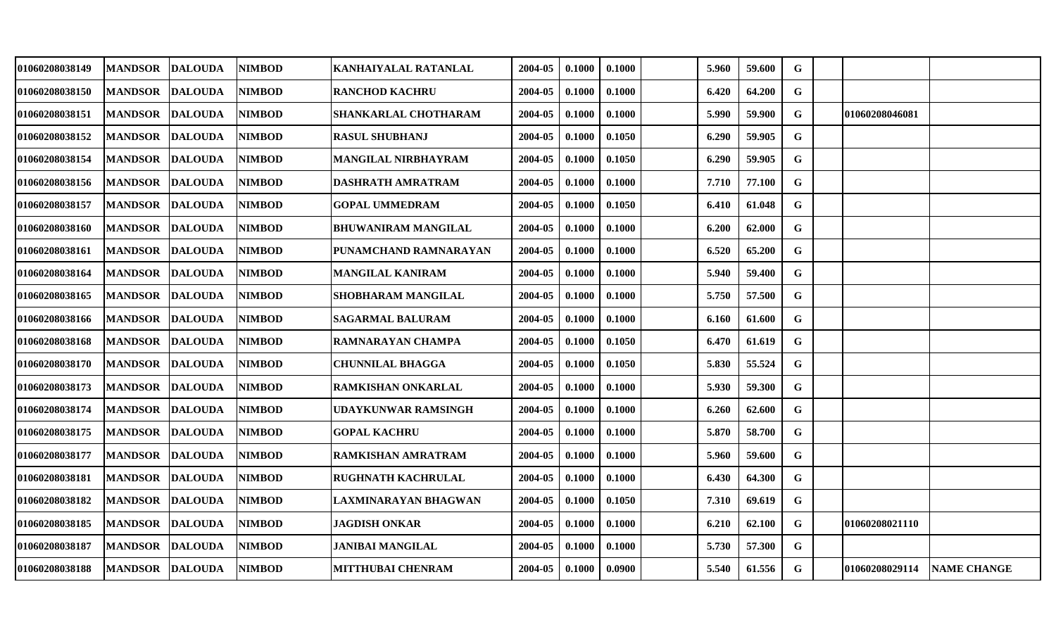| | | | | | | | | | | | | | | |
|---|---|---|---|---|---|---|---|---|---|---|---|---|---|---|
| 01060208038149 | MANDSOR | DALOUDA | NIMBOD | KANHAIYALAL RATANLAL | 2004-05 | 0.1000 | 0.1000 | | 5.960 | 59.600 | G | | | |
| 01060208038150 | MANDSOR | DALOUDA | NIMBOD | RANCHOD KACHRU | 2004-05 | 0.1000 | 0.1000 | | 6.420 | 64.200 | G | | | |
| 01060208038151 | MANDSOR | DALOUDA | NIMBOD | SHANKARLAL CHOTHARAM | 2004-05 | 0.1000 | 0.1000 | | 5.990 | 59.900 | G | | 01060208046081 | |
| 01060208038152 | MANDSOR | DALOUDA | NIMBOD | RASUL SHUBHANJ | 2004-05 | 0.1000 | 0.1050 | | 6.290 | 59.905 | G | | | |
| 01060208038154 | MANDSOR | DALOUDA | NIMBOD | MANGILAL NIRBHAYRAM | 2004-05 | 0.1000 | 0.1050 | | 6.290 | 59.905 | G | | | |
| 01060208038156 | MANDSOR | DALOUDA | NIMBOD | DASHRATH AMRATRAM | 2004-05 | 0.1000 | 0.1000 | | 7.710 | 77.100 | G | | | |
| 01060208038157 | MANDSOR | DALOUDA | NIMBOD | GOPAL UMMEDRAM | 2004-05 | 0.1000 | 0.1050 | | 6.410 | 61.048 | G | | | |
| 01060208038160 | MANDSOR | DALOUDA | NIMBOD | BHUWANIRAM MANGILAL | 2004-05 | 0.1000 | 0.1000 | | 6.200 | 62.000 | G | | | |
| 01060208038161 | MANDSOR | DALOUDA | NIMBOD | PUNAMCHAND RAMNARAYAN | 2004-05 | 0.1000 | 0.1000 | | 6.520 | 65.200 | G | | | |
| 01060208038164 | MANDSOR | DALOUDA | NIMBOD | MANGILAL KANIRAM | 2004-05 | 0.1000 | 0.1000 | | 5.940 | 59.400 | G | | | |
| 01060208038165 | MANDSOR | DALOUDA | NIMBOD | SHOBHARAM MANGILAL | 2004-05 | 0.1000 | 0.1000 | | 5.750 | 57.500 | G | | | |
| 01060208038166 | MANDSOR | DALOUDA | NIMBOD | SAGARMAL BALURAM | 2004-05 | 0.1000 | 0.1000 | | 6.160 | 61.600 | G | | | |
| 01060208038168 | MANDSOR | DALOUDA | NIMBOD | RAMNARAYAN CHAMPA | 2004-05 | 0.1000 | 0.1050 | | 6.470 | 61.619 | G | | | |
| 01060208038170 | MANDSOR | DALOUDA | NIMBOD | CHUNNILAL BHAGGA | 2004-05 | 0.1000 | 0.1050 | | 5.830 | 55.524 | G | | | |
| 01060208038173 | MANDSOR | DALOUDA | NIMBOD | RAMKISHAN ONKARLAL | 2004-05 | 0.1000 | 0.1000 | | 5.930 | 59.300 | G | | | |
| 01060208038174 | MANDSOR | DALOUDA | NIMBOD | UDAYKUNWAR RAMSINGH | 2004-05 | 0.1000 | 0.1000 | | 6.260 | 62.600 | G | | | |
| 01060208038175 | MANDSOR | DALOUDA | NIMBOD | GOPAL KACHRU | 2004-05 | 0.1000 | 0.1000 | | 5.870 | 58.700 | G | | | |
| 01060208038177 | MANDSOR | DALOUDA | NIMBOD | RAMKISHAN AMRATRAM | 2004-05 | 0.1000 | 0.1000 | | 5.960 | 59.600 | G | | | |
| 01060208038181 | MANDSOR | DALOUDA | NIMBOD | RUGHNATH KACHRULAL | 2004-05 | 0.1000 | 0.1000 | | 6.430 | 64.300 | G | | | |
| 01060208038182 | MANDSOR | DALOUDA | NIMBOD | LAXMINARAYAN BHAGWAN | 2004-05 | 0.1000 | 0.1050 | | 7.310 | 69.619 | G | | | |
| 01060208038185 | MANDSOR | DALOUDA | NIMBOD | JAGDISH ONKAR | 2004-05 | 0.1000 | 0.1000 | | 6.210 | 62.100 | G | | 01060208021110 | |
| 01060208038187 | MANDSOR | DALOUDA | NIMBOD | JANIBAI MANGILAL | 2004-05 | 0.1000 | 0.1000 | | 5.730 | 57.300 | G | | | |
| 01060208038188 | MANDSOR | DALOUDA | NIMBOD | MITTHUBAI CHENRAM | 2004-05 | 0.1000 | 0.0900 | | 5.540 | 61.556 | G | | 01060208029114 | NAME CHANGE |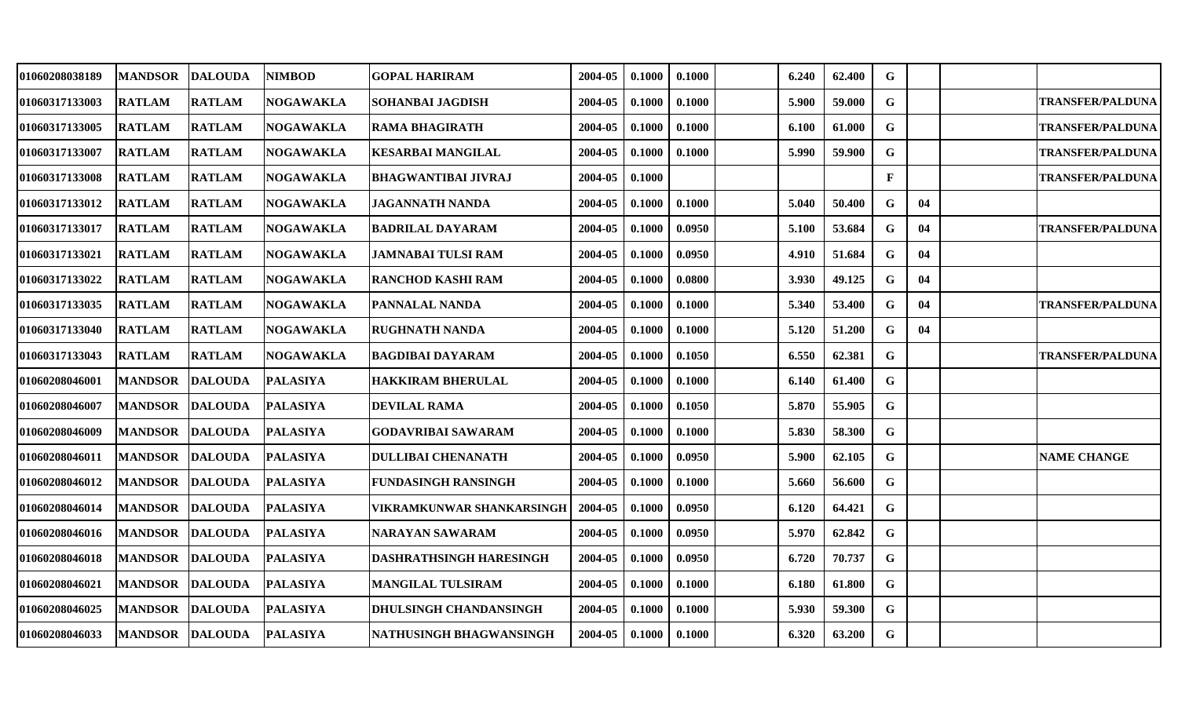| | | | | | | | | | | | | | | |
|---|---|---|---|---|---|---|---|---|---|---|---|---|---|---|
| 01060208038189 | MANDSOR | DALOUDA | NIMBOD | GOPAL HARIRAM | 2004-05 | 0.1000 | 0.1000 | | 6.240 | 62.400 | G | | | |
| 01060317133003 | RATLAM | RATLAM | NOGAWAKLA | SOHANBAI JAGDISH | 2004-05 | 0.1000 | 0.1000 | | 5.900 | 59.000 | G | | | TRANSFER/PALDUNA |
| 01060317133005 | RATLAM | RATLAM | NOGAWAKLA | RAMA BHAGIRATH | 2004-05 | 0.1000 | 0.1000 | | 6.100 | 61.000 | G | | | TRANSFER/PALDUNA |
| 01060317133007 | RATLAM | RATLAM | NOGAWAKLA | KESARBAI MANGILAL | 2004-05 | 0.1000 | 0.1000 | | 5.990 | 59.900 | G | | | TRANSFER/PALDUNA |
| 01060317133008 | RATLAM | RATLAM | NOGAWAKLA | BHAGWANTIBAI JIVRAJ | 2004-05 | 0.1000 | | | | | F | | | TRANSFER/PALDUNA |
| 01060317133012 | RATLAM | RATLAM | NOGAWAKLA | JAGANNATH NANDA | 2004-05 | 0.1000 | 0.1000 | | 5.040 | 50.400 | G | 04 | | |
| 01060317133017 | RATLAM | RATLAM | NOGAWAKLA | BADRILAL DAYARAM | 2004-05 | 0.1000 | 0.0950 | | 5.100 | 53.684 | G | 04 | | TRANSFER/PALDUNA |
| 01060317133021 | RATLAM | RATLAM | NOGAWAKLA | JAMNABAI TULSI RAM | 2004-05 | 0.1000 | 0.0950 | | 4.910 | 51.684 | G | 04 | | |
| 01060317133022 | RATLAM | RATLAM | NOGAWAKLA | RANCHOD KASHI RAM | 2004-05 | 0.1000 | 0.0800 | | 3.930 | 49.125 | G | 04 | | |
| 01060317133035 | RATLAM | RATLAM | NOGAWAKLA | PANNALAL NANDA | 2004-05 | 0.1000 | 0.1000 | | 5.340 | 53.400 | G | 04 | | TRANSFER/PALDUNA |
| 01060317133040 | RATLAM | RATLAM | NOGAWAKLA | RUGHNATH NANDA | 2004-05 | 0.1000 | 0.1000 | | 5.120 | 51.200 | G | 04 | | |
| 01060317133043 | RATLAM | RATLAM | NOGAWAKLA | BAGDIBAI DAYARAM | 2004-05 | 0.1000 | 0.1050 | | 6.550 | 62.381 | G | | | TRANSFER/PALDUNA |
| 01060208046001 | MANDSOR | DALOUDA | PALASIYA | HAKKIRAM BHERULAL | 2004-05 | 0.1000 | 0.1000 | | 6.140 | 61.400 | G | | | |
| 01060208046007 | MANDSOR | DALOUDA | PALASIYA | DEVILAL RAMA | 2004-05 | 0.1000 | 0.1050 | | 5.870 | 55.905 | G | | | |
| 01060208046009 | MANDSOR | DALOUDA | PALASIYA | GODAVRIBAI SAWARAM | 2004-05 | 0.1000 | 0.1000 | | 5.830 | 58.300 | G | | | |
| 01060208046011 | MANDSOR | DALOUDA | PALASIYA | DULLIBAI CHENANATH | 2004-05 | 0.1000 | 0.0950 | | 5.900 | 62.105 | G | | | NAME CHANGE |
| 01060208046012 | MANDSOR | DALOUDA | PALASIYA | FUNDASINGH RANSINGH | 2004-05 | 0.1000 | 0.1000 | | 5.660 | 56.600 | G | | | |
| 01060208046014 | MANDSOR | DALOUDA | PALASIYA | VIKRAMKUNWAR SHANKARSINGH | 2004-05 | 0.1000 | 0.0950 | | 6.120 | 64.421 | G | | | |
| 01060208046016 | MANDSOR | DALOUDA | PALASIYA | NARAYAN SAWARAM | 2004-05 | 0.1000 | 0.0950 | | 5.970 | 62.842 | G | | | |
| 01060208046018 | MANDSOR | DALOUDA | PALASIYA | DASHRATHSINGH HARESINGH | 2004-05 | 0.1000 | 0.0950 | | 6.720 | 70.737 | G | | | |
| 01060208046021 | MANDSOR | DALOUDA | PALASIYA | MANGILAL TULSIRAM | 2004-05 | 0.1000 | 0.1000 | | 6.180 | 61.800 | G | | | |
| 01060208046025 | MANDSOR | DALOUDA | PALASIYA | DHULSINGH CHANDANSINGH | 2004-05 | 0.1000 | 0.1000 | | 5.930 | 59.300 | G | | | |
| 01060208046033 | MANDSOR | DALOUDA | PALASIYA | NATHUSINGH BHAGWANSINGH | 2004-05 | 0.1000 | 0.1000 | | 6.320 | 63.200 | G | | | |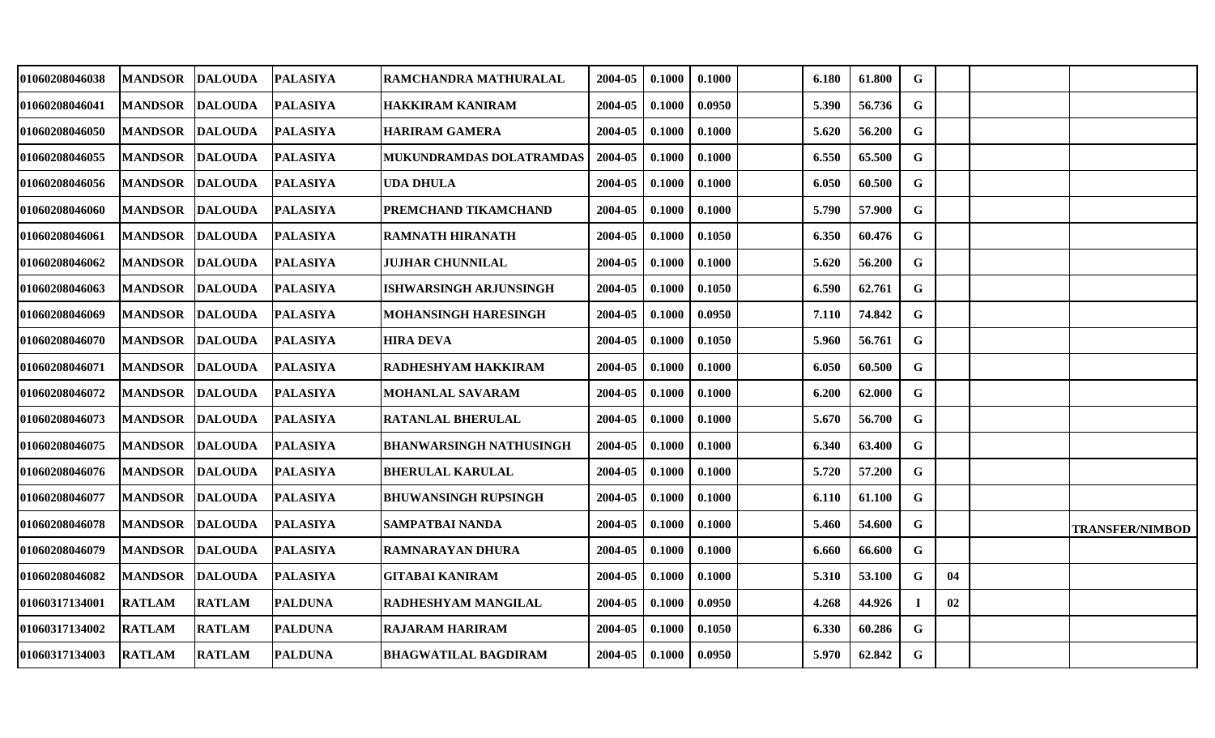| | | | | | | | | | | | | | | |
|---|---|---|---|---|---|---|---|---|---|---|---|---|---|---|
| 01060208046038 | MANDSOR | DALOUDA | PALASIYA | RAMCHANDRA MATHURALAL | 2004-05 | 0.1000 | 0.1000 | | 6.180 | 61.800 | G | | | |
| 01060208046041 | MANDSOR | DALOUDA | PALASIYA | HAKKIRAM KANIRAM | 2004-05 | 0.1000 | 0.0950 | | 5.390 | 56.736 | G | | | |
| 01060208046050 | MANDSOR | DALOUDA | PALASIYA | HARIRAM GAMERA | 2004-05 | 0.1000 | 0.1000 | | 5.620 | 56.200 | G | | | |
| 01060208046055 | MANDSOR | DALOUDA | PALASIYA | MUKUNDRAMDAS DOLATRAMDAS | 2004-05 | 0.1000 | 0.1000 | | 6.550 | 65.500 | G | | | |
| 01060208046056 | MANDSOR | DALOUDA | PALASIYA | UDA DHULA | 2004-05 | 0.1000 | 0.1000 | | 6.050 | 60.500 | G | | | |
| 01060208046060 | MANDSOR | DALOUDA | PALASIYA | PREMCHAND TIKAMCHAND | 2004-05 | 0.1000 | 0.1000 | | 5.790 | 57.900 | G | | | |
| 01060208046061 | MANDSOR | DALOUDA | PALASIYA | RAMNATH HIRANATH | 2004-05 | 0.1000 | 0.1050 | | 6.350 | 60.476 | G | | | |
| 01060208046062 | MANDSOR | DALOUDA | PALASIYA | JUJHAR CHUNNILAL | 2004-05 | 0.1000 | 0.1000 | | 5.620 | 56.200 | G | | | |
| 01060208046063 | MANDSOR | DALOUDA | PALASIYA | ISHWARSINGH ARJUNSINGH | 2004-05 | 0.1000 | 0.1050 | | 6.590 | 62.761 | G | | | |
| 01060208046069 | MANDSOR | DALOUDA | PALASIYA | MOHANSINGH HARESINGH | 2004-05 | 0.1000 | 0.0950 | | 7.110 | 74.842 | G | | | |
| 01060208046070 | MANDSOR | DALOUDA | PALASIYA | HIRA DEVA | 2004-05 | 0.1000 | 0.1050 | | 5.960 | 56.761 | G | | | |
| 01060208046071 | MANDSOR | DALOUDA | PALASIYA | RADHESHYAM HAKKIRAM | 2004-05 | 0.1000 | 0.1000 | | 6.050 | 60.500 | G | | | |
| 01060208046072 | MANDSOR | DALOUDA | PALASIYA | MOHANLAL SAVARAM | 2004-05 | 0.1000 | 0.1000 | | 6.200 | 62.000 | G | | | |
| 01060208046073 | MANDSOR | DALOUDA | PALASIYA | RATANLAL BHERULAL | 2004-05 | 0.1000 | 0.1000 | | 5.670 | 56.700 | G | | | |
| 01060208046075 | MANDSOR | DALOUDA | PALASIYA | BHANWARSINGH NATHUSINGH | 2004-05 | 0.1000 | 0.1000 | | 6.340 | 63.400 | G | | | |
| 01060208046076 | MANDSOR | DALOUDA | PALASIYA | BHERULAL KARULAL | 2004-05 | 0.1000 | 0.1000 | | 5.720 | 57.200 | G | | | |
| 01060208046077 | MANDSOR | DALOUDA | PALASIYA | BHUWANSINGH RUPSINGH | 2004-05 | 0.1000 | 0.1000 | | 6.110 | 61.100 | G | | | |
| 01060208046078 | MANDSOR | DALOUDA | PALASIYA | SAMPATBAI NANDA | 2004-05 | 0.1000 | 0.1000 | | 5.460 | 54.600 | G | | | TRANSFER/NIMBOD |
| 01060208046079 | MANDSOR | DALOUDA | PALASIYA | RAMNARAYAN DHURA | 2004-05 | 0.1000 | 0.1000 | | 6.660 | 66.600 | G | | | |
| 01060208046082 | MANDSOR | DALOUDA | PALASIYA | GITABAI KANIRAM | 2004-05 | 0.1000 | 0.1000 | | 5.310 | 53.100 | G | 04 | | |
| 01060317134001 | RATLAM | RATLAM | PALDUNA | RADHESHYAM MANGILAL | 2004-05 | 0.1000 | 0.0950 | | 4.268 | 44.926 | I | 02 | | |
| 01060317134002 | RATLAM | RATLAM | PALDUNA | RAJARAM HARIRAM | 2004-05 | 0.1000 | 0.1050 | | 6.330 | 60.286 | G | | | |
| 01060317134003 | RATLAM | RATLAM | PALDUNA | BHAGWATILAL BAGDIRAM | 2004-05 | 0.1000 | 0.0950 | | 5.970 | 62.842 | G | | | |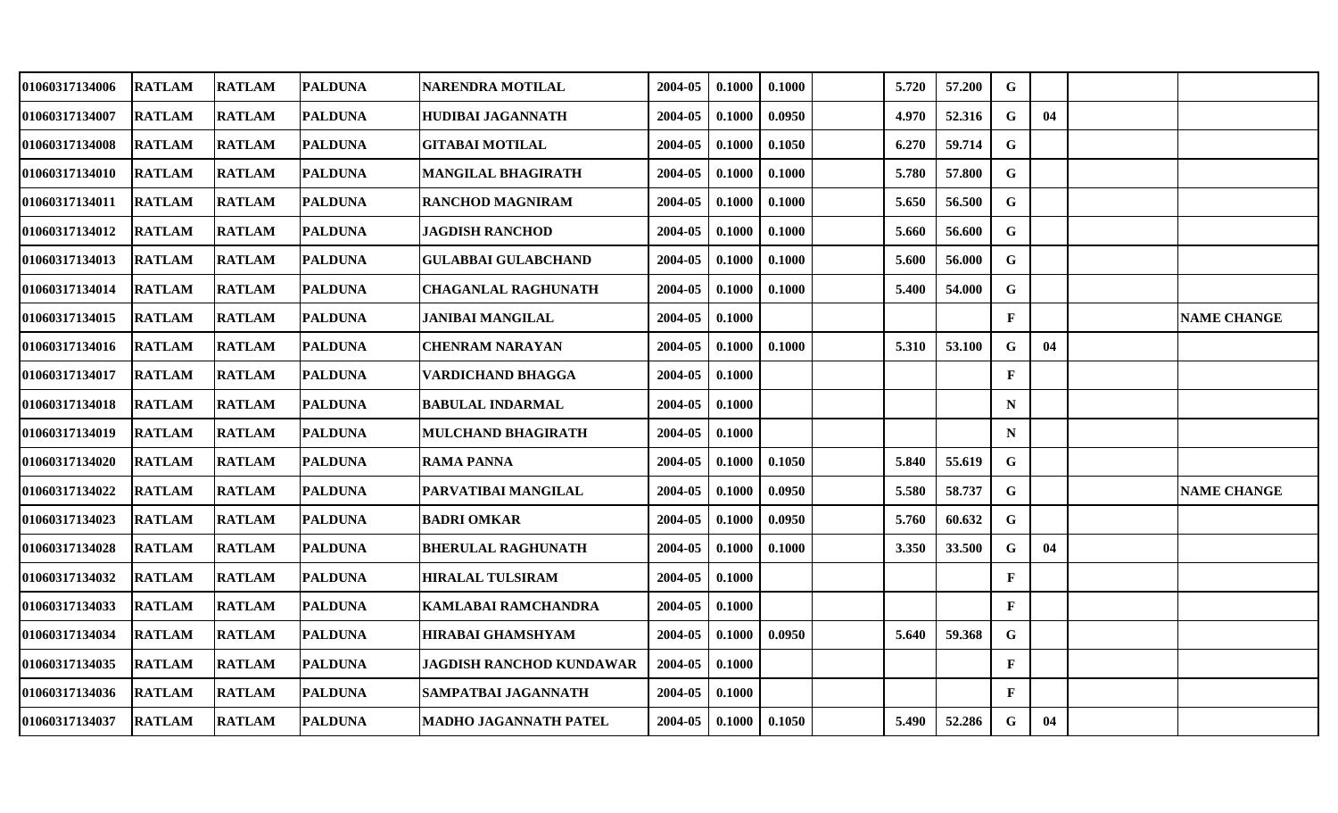| | | | | | | | | | | | | | | |
|---|---|---|---|---|---|---|---|---|---|---|---|---|---|---|
| 01060317134006 | RATLAM | RATLAM | PALDUNA | NARENDRA MOTILAL | 2004-05 | 0.1000 | 0.1000 | | 5.720 | 57.200 | G | | | |
| 01060317134007 | RATLAM | RATLAM | PALDUNA | HUDIBAI JAGANNATH | 2004-05 | 0.1000 | 0.0950 | | 4.970 | 52.316 | G | 04 | | |
| 01060317134008 | RATLAM | RATLAM | PALDUNA | GITABAI MOTILAL | 2004-05 | 0.1000 | 0.1050 | | 6.270 | 59.714 | G | | | |
| 01060317134010 | RATLAM | RATLAM | PALDUNA | MANGILAL BHAGIRATH | 2004-05 | 0.1000 | 0.1000 | | 5.780 | 57.800 | G | | | |
| 01060317134011 | RATLAM | RATLAM | PALDUNA | RANCHOD MAGNIRAM | 2004-05 | 0.1000 | 0.1000 | | 5.650 | 56.500 | G | | | |
| 01060317134012 | RATLAM | RATLAM | PALDUNA | JAGDISH RANCHOD | 2004-05 | 0.1000 | 0.1000 | | 5.660 | 56.600 | G | | | |
| 01060317134013 | RATLAM | RATLAM | PALDUNA | GULABBAI GULABCHAND | 2004-05 | 0.1000 | 0.1000 | | 5.600 | 56.000 | G | | | |
| 01060317134014 | RATLAM | RATLAM | PALDUNA | CHAGANLAL RAGHUNATH | 2004-05 | 0.1000 | 0.1000 | | 5.400 | 54.000 | G | | | |
| 01060317134015 | RATLAM | RATLAM | PALDUNA | JANIBAI MANGILAL | 2004-05 | 0.1000 | | | | | F | | | NAME CHANGE |
| 01060317134016 | RATLAM | RATLAM | PALDUNA | CHENRAM NARAYAN | 2004-05 | 0.1000 | 0.1000 | | 5.310 | 53.100 | G | 04 | | |
| 01060317134017 | RATLAM | RATLAM | PALDUNA | VARDICHAND BHAGGA | 2004-05 | 0.1000 | | | | | F | | | |
| 01060317134018 | RATLAM | RATLAM | PALDUNA | BABULAL INDARMAL | 2004-05 | 0.1000 | | | | | N | | | |
| 01060317134019 | RATLAM | RATLAM | PALDUNA | MULCHAND BHAGIRATH | 2004-05 | 0.1000 | | | | | N | | | |
| 01060317134020 | RATLAM | RATLAM | PALDUNA | RAMA PANNA | 2004-05 | 0.1000 | 0.1050 | | 5.840 | 55.619 | G | | | |
| 01060317134022 | RATLAM | RATLAM | PALDUNA | PARVATIBAI MANGILAL | 2004-05 | 0.1000 | 0.0950 | | 5.580 | 58.737 | G | | | NAME CHANGE |
| 01060317134023 | RATLAM | RATLAM | PALDUNA | BADRI OMKAR | 2004-05 | 0.1000 | 0.0950 | | 5.760 | 60.632 | G | | | |
| 01060317134028 | RATLAM | RATLAM | PALDUNA | BHERULAL RAGHUNATH | 2004-05 | 0.1000 | 0.1000 | | 3.350 | 33.500 | G | 04 | | |
| 01060317134032 | RATLAM | RATLAM | PALDUNA | HIRALAL TULSIRAM | 2004-05 | 0.1000 | | | | | F | | | |
| 01060317134033 | RATLAM | RATLAM | PALDUNA | KAMLABAI RAMCHANDRA | 2004-05 | 0.1000 | | | | | F | | | |
| 01060317134034 | RATLAM | RATLAM | PALDUNA | HIRABAI GHAMSHYAM | 2004-05 | 0.1000 | 0.0950 | | 5.640 | 59.368 | G | | | |
| 01060317134035 | RATLAM | RATLAM | PALDUNA | JAGDISH RANCHOD KUNDAWAR | 2004-05 | 0.1000 | | | | | F | | | |
| 01060317134036 | RATLAM | RATLAM | PALDUNA | SAMPATBAI JAGANNATH | 2004-05 | 0.1000 | | | | | F | | | |
| 01060317134037 | RATLAM | RATLAM | PALDUNA | MADHO JAGANNATH PATEL | 2004-05 | 0.1000 | 0.1050 | | 5.490 | 52.286 | G | 04 | | |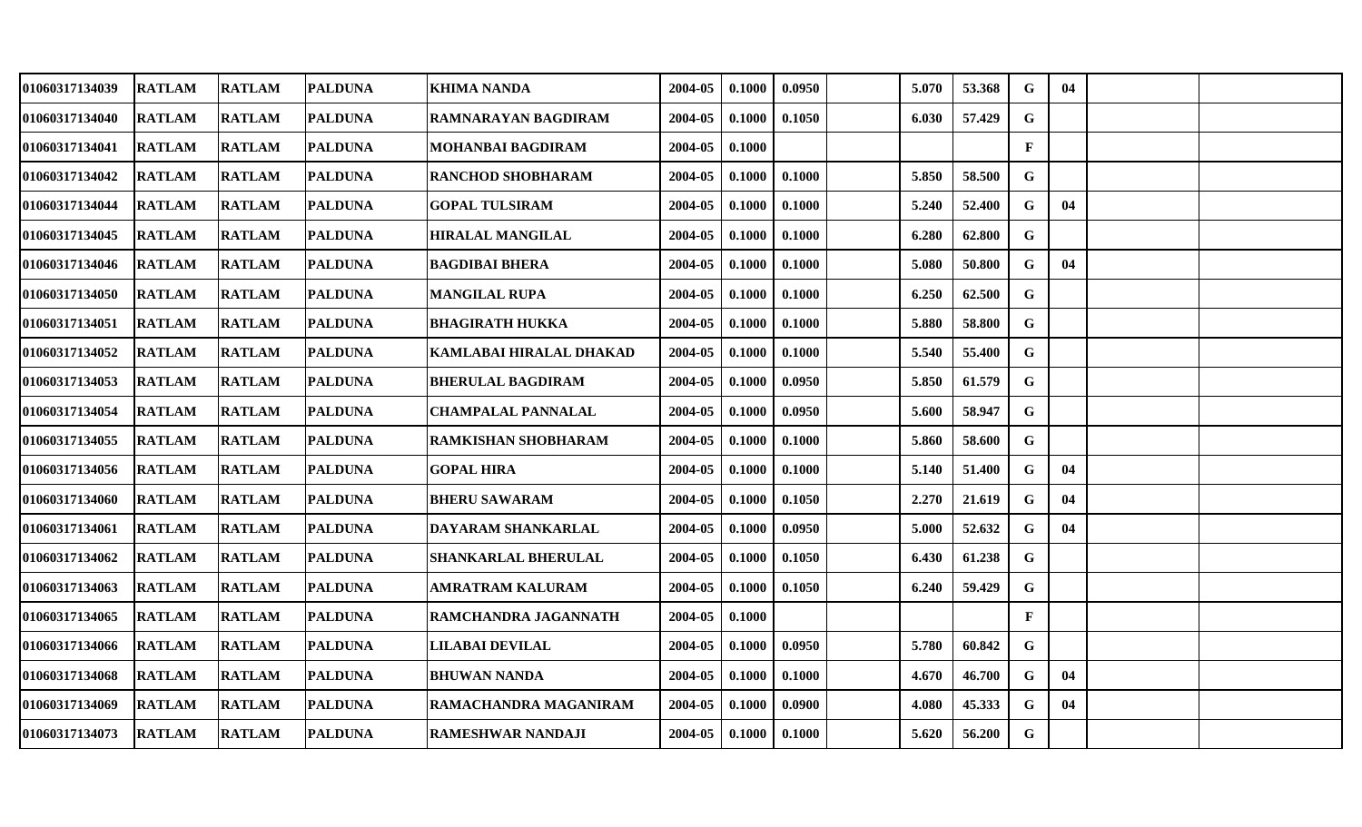| | | | | | | | | | | | | | | |
|---|---|---|---|---|---|---|---|---|---|---|---|---|---|---|
| 01060317134039 | RATLAM | RATLAM | PALDUNA | KHIMA NANDA | 2004-05 | 0.1000 | 0.0950 | | 5.070 | 53.368 | G | 04 | | |
| 01060317134040 | RATLAM | RATLAM | PALDUNA | RAMNARAYAN BAGDIRAM | 2004-05 | 0.1000 | 0.1050 | | 6.030 | 57.429 | G | | | |
| 01060317134041 | RATLAM | RATLAM | PALDUNA | MOHANBAI BAGDIRAM | 2004-05 | 0.1000 | | | | | F | | | |
| 01060317134042 | RATLAM | RATLAM | PALDUNA | RANCHOD SHOBHARAM | 2004-05 | 0.1000 | 0.1000 | | 5.850 | 58.500 | G | | | |
| 01060317134044 | RATLAM | RATLAM | PALDUNA | GOPAL TULSIRAM | 2004-05 | 0.1000 | 0.1000 | | 5.240 | 52.400 | G | 04 | | |
| 01060317134045 | RATLAM | RATLAM | PALDUNA | HIRALAL MANGILAL | 2004-05 | 0.1000 | 0.1000 | | 6.280 | 62.800 | G | | | |
| 01060317134046 | RATLAM | RATLAM | PALDUNA | BAGDIBAI BHERA | 2004-05 | 0.1000 | 0.1000 | | 5.080 | 50.800 | G | 04 | | |
| 01060317134050 | RATLAM | RATLAM | PALDUNA | MANGILAL RUPA | 2004-05 | 0.1000 | 0.1000 | | 6.250 | 62.500 | G | | | |
| 01060317134051 | RATLAM | RATLAM | PALDUNA | BHAGIRATH HUKKA | 2004-05 | 0.1000 | 0.1000 | | 5.880 | 58.800 | G | | | |
| 01060317134052 | RATLAM | RATLAM | PALDUNA | KAMLABAI HIRALAL DHAKAD | 2004-05 | 0.1000 | 0.1000 | | 5.540 | 55.400 | G | | | |
| 01060317134053 | RATLAM | RATLAM | PALDUNA | BHERULAL BAGDIRAM | 2004-05 | 0.1000 | 0.0950 | | 5.850 | 61.579 | G | | | |
| 01060317134054 | RATLAM | RATLAM | PALDUNA | CHAMPALAL PANNALAL | 2004-05 | 0.1000 | 0.0950 | | 5.600 | 58.947 | G | | | |
| 01060317134055 | RATLAM | RATLAM | PALDUNA | RAMKISHAN SHOBHARAM | 2004-05 | 0.1000 | 0.1000 | | 5.860 | 58.600 | G | | | |
| 01060317134056 | RATLAM | RATLAM | PALDUNA | GOPAL HIRA | 2004-05 | 0.1000 | 0.1000 | | 5.140 | 51.400 | G | 04 | | |
| 01060317134060 | RATLAM | RATLAM | PALDUNA | BHERU SAWARAM | 2004-05 | 0.1000 | 0.1050 | | 2.270 | 21.619 | G | 04 | | |
| 01060317134061 | RATLAM | RATLAM | PALDUNA | DAYARAM SHANKARLAL | 2004-05 | 0.1000 | 0.0950 | | 5.000 | 52.632 | G | 04 | | |
| 01060317134062 | RATLAM | RATLAM | PALDUNA | SHANKARLAL BHERULAL | 2004-05 | 0.1000 | 0.1050 | | 6.430 | 61.238 | G | | | |
| 01060317134063 | RATLAM | RATLAM | PALDUNA | AMRATRAM KALURAM | 2004-05 | 0.1000 | 0.1050 | | 6.240 | 59.429 | G | | | |
| 01060317134065 | RATLAM | RATLAM | PALDUNA | RAMCHANDRA JAGANNATH | 2004-05 | 0.1000 | | | | | F | | | |
| 01060317134066 | RATLAM | RATLAM | PALDUNA | LILABAI DEVILAL | 2004-05 | 0.1000 | 0.0950 | | 5.780 | 60.842 | G | | | |
| 01060317134068 | RATLAM | RATLAM | PALDUNA | BHUWAN NANDA | 2004-05 | 0.1000 | 0.1000 | | 4.670 | 46.700 | G | 04 | | |
| 01060317134069 | RATLAM | RATLAM | PALDUNA | RAMACHANDRA MAGANIRAM | 2004-05 | 0.1000 | 0.0900 | | 4.080 | 45.333 | G | 04 | | |
| 01060317134073 | RATLAM | RATLAM | PALDUNA | RAMESHWAR NANDAJI | 2004-05 | 0.1000 | 0.1000 | | 5.620 | 56.200 | G | | | |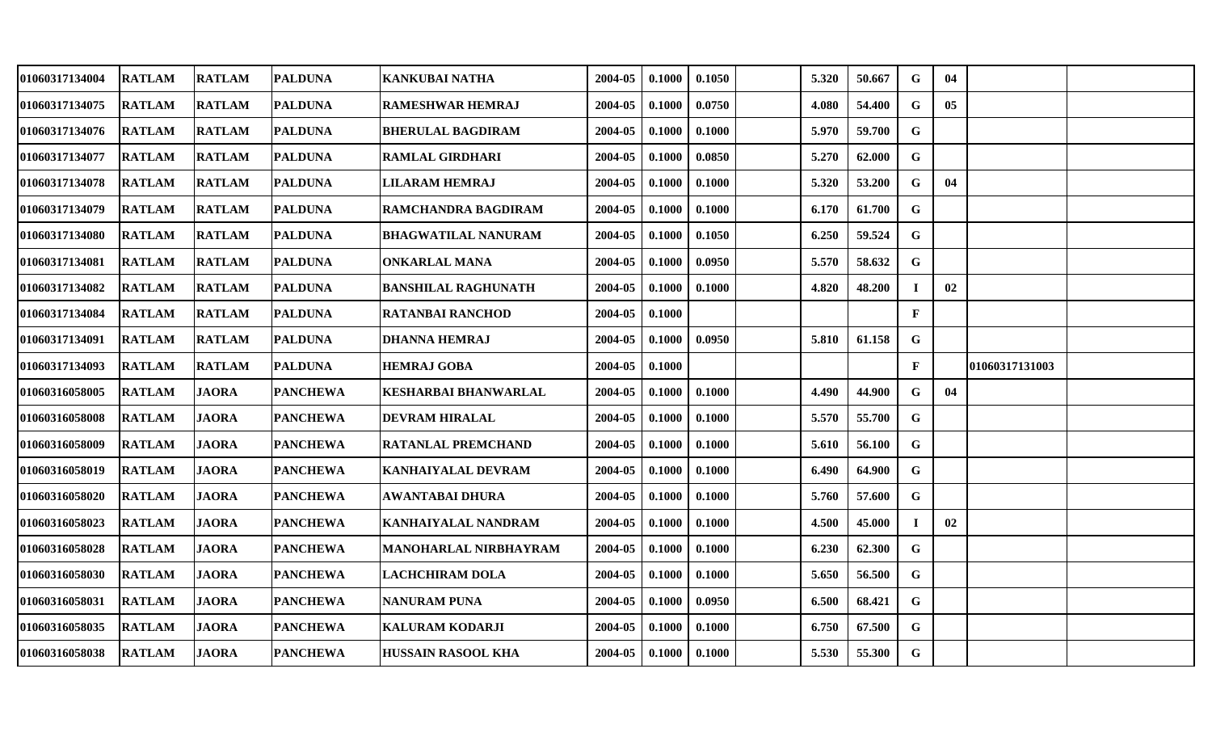| | | | | | | | | | | | | | | |
|---|---|---|---|---|---|---|---|---|---|---|---|---|---|---|
| 01060317134004 | RATLAM | RATLAM | PALDUNA | KANKUBAI NATHA | 2004-05 | 0.1000 | 0.1050 | | 5.320 | 50.667 | G | 04 | | |
| 01060317134075 | RATLAM | RATLAM | PALDUNA | RAMESHWAR HEMRAJ | 2004-05 | 0.1000 | 0.0750 | | 4.080 | 54.400 | G | 05 | | |
| 01060317134076 | RATLAM | RATLAM | PALDUNA | BHERULAL BAGDIRAM | 2004-05 | 0.1000 | 0.1000 | | 5.970 | 59.700 | G | | | |
| 01060317134077 | RATLAM | RATLAM | PALDUNA | RAMLAL GIRDHARI | 2004-05 | 0.1000 | 0.0850 | | 5.270 | 62.000 | G | | | |
| 01060317134078 | RATLAM | RATLAM | PALDUNA | LILARAM HEMRAJ | 2004-05 | 0.1000 | 0.1000 | | 5.320 | 53.200 | G | 04 | | |
| 01060317134079 | RATLAM | RATLAM | PALDUNA | RAMCHANDRA BAGDIRAM | 2004-05 | 0.1000 | 0.1000 | | 6.170 | 61.700 | G | | | |
| 01060317134080 | RATLAM | RATLAM | PALDUNA | BHAGWATILAL NANURAM | 2004-05 | 0.1000 | 0.1050 | | 6.250 | 59.524 | G | | | |
| 01060317134081 | RATLAM | RATLAM | PALDUNA | ONKARLAL MANA | 2004-05 | 0.1000 | 0.0950 | | 5.570 | 58.632 | G | | | |
| 01060317134082 | RATLAM | RATLAM | PALDUNA | BANSHILAL RAGHUNATH | 2004-05 | 0.1000 | 0.1000 | | 4.820 | 48.200 | I | 02 | | |
| 01060317134084 | RATLAM | RATLAM | PALDUNA | RATANBAI RANCHOD | 2004-05 | 0.1000 | | | | | F | | | |
| 01060317134091 | RATLAM | RATLAM | PALDUNA | DHANNA HEMRAJ | 2004-05 | 0.1000 | 0.0950 | | 5.810 | 61.158 | G | | | |
| 01060317134093 | RATLAM | RATLAM | PALDUNA | HEMRAJ GOBA | 2004-05 | 0.1000 | | | | | F | | 01060317131003 | |
| 01060316058005 | RATLAM | JAORA | PANCHEWA | KESHARBAI BHANWARLAL | 2004-05 | 0.1000 | 0.1000 | | 4.490 | 44.900 | G | 04 | | |
| 01060316058008 | RATLAM | JAORA | PANCHEWA | DEVRAM HIRALAL | 2004-05 | 0.1000 | 0.1000 | | 5.570 | 55.700 | G | | | |
| 01060316058009 | RATLAM | JAORA | PANCHEWA | RATANLAL PREMCHAND | 2004-05 | 0.1000 | 0.1000 | | 5.610 | 56.100 | G | | | |
| 01060316058019 | RATLAM | JAORA | PANCHEWA | KANHAIYALAL DEVRAM | 2004-05 | 0.1000 | 0.1000 | | 6.490 | 64.900 | G | | | |
| 01060316058020 | RATLAM | JAORA | PANCHEWA | AWANTABAI DHURA | 2004-05 | 0.1000 | 0.1000 | | 5.760 | 57.600 | G | | | |
| 01060316058023 | RATLAM | JAORA | PANCHEWA | KANHAIYALAL NANDRAM | 2004-05 | 0.1000 | 0.1000 | | 4.500 | 45.000 | I | 02 | | |
| 01060316058028 | RATLAM | JAORA | PANCHEWA | MANOHARLAL NIRBHAYRAM | 2004-05 | 0.1000 | 0.1000 | | 6.230 | 62.300 | G | | | |
| 01060316058030 | RATLAM | JAORA | PANCHEWA | LACHCHIRAM DOLA | 2004-05 | 0.1000 | 0.1000 | | 5.650 | 56.500 | G | | | |
| 01060316058031 | RATLAM | JAORA | PANCHEWA | NANURAM PUNA | 2004-05 | 0.1000 | 0.0950 | | 6.500 | 68.421 | G | | | |
| 01060316058035 | RATLAM | JAORA | PANCHEWA | KALURAM KODARJI | 2004-05 | 0.1000 | 0.1000 | | 6.750 | 67.500 | G | | | |
| 01060316058038 | RATLAM | JAORA | PANCHEWA | HUSSAIN RASOOL KHA | 2004-05 | 0.1000 | 0.1000 | | 5.530 | 55.300 | G | | | |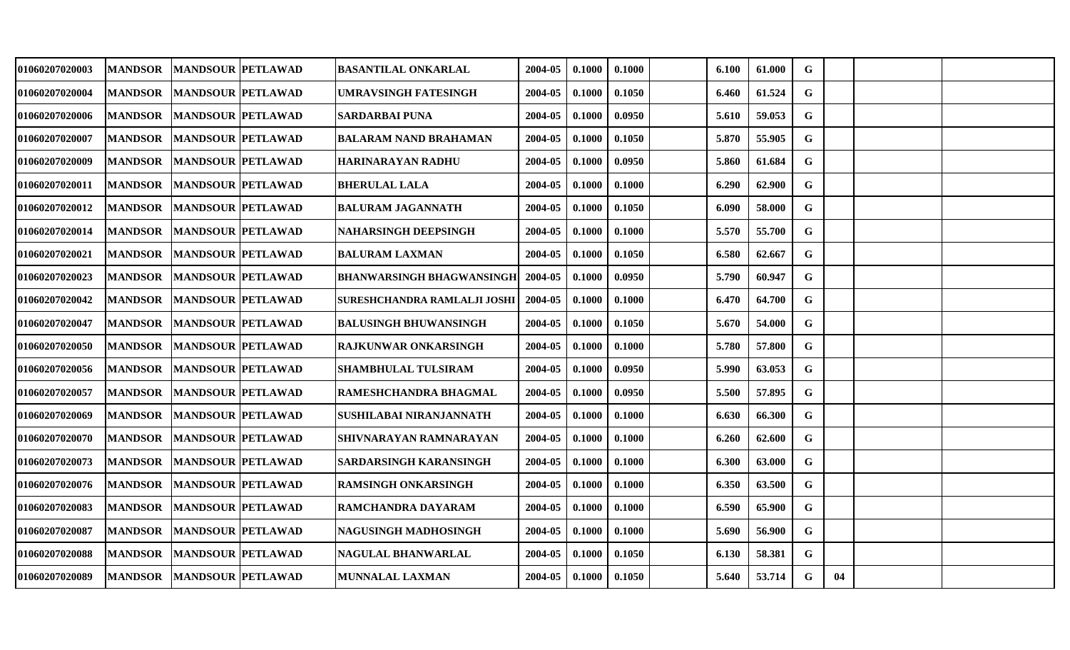| | | | | | | | | | | | | | | |
|---|---|---|---|---|---|---|---|---|---|---|---|---|---|---|
| 01060207020003 | MANDSOR | MANDSOUR | PETLAWAD | BASANTILAL ONKARLAL | 2004-05 | 0.1000 | 0.1000 | | 6.100 | 61.000 | G | | | |
| 01060207020004 | MANDSOR | MANDSOUR | PETLAWAD | UMRAVSINGH FATESINGH | 2004-05 | 0.1000 | 0.1050 | | 6.460 | 61.524 | G | | | |
| 01060207020006 | MANDSOR | MANDSOUR | PETLAWAD | SARDARBAI PUNA | 2004-05 | 0.1000 | 0.0950 | | 5.610 | 59.053 | G | | | |
| 01060207020007 | MANDSOR | MANDSOUR | PETLAWAD | BALARAM NAND BRAHAMAN | 2004-05 | 0.1000 | 0.1050 | | 5.870 | 55.905 | G | | | |
| 01060207020009 | MANDSOR | MANDSOUR | PETLAWAD | HARINARAYAN RADHU | 2004-05 | 0.1000 | 0.0950 | | 5.860 | 61.684 | G | | | |
| 01060207020011 | MANDSOR | MANDSOUR | PETLAWAD | BHERULAL LALA | 2004-05 | 0.1000 | 0.1000 | | 6.290 | 62.900 | G | | | |
| 01060207020012 | MANDSOR | MANDSOUR | PETLAWAD | BALURAM JAGANNATH | 2004-05 | 0.1000 | 0.1050 | | 6.090 | 58.000 | G | | | |
| 01060207020014 | MANDSOR | MANDSOUR | PETLAWAD | NAHARSINGH DEEPSINGH | 2004-05 | 0.1000 | 0.1000 | | 5.570 | 55.700 | G | | | |
| 01060207020021 | MANDSOR | MANDSOUR | PETLAWAD | BALURAM LAXMAN | 2004-05 | 0.1000 | 0.1050 | | 6.580 | 62.667 | G | | | |
| 01060207020023 | MANDSOR | MANDSOUR | PETLAWAD | BHANWARSINGH BHAGWANSINGH | 2004-05 | 0.1000 | 0.0950 | | 5.790 | 60.947 | G | | | |
| 01060207020042 | MANDSOR | MANDSOUR | PETLAWAD | SURESHCHANDRA RAMLALJI JOSHI | 2004-05 | 0.1000 | 0.1000 | | 6.470 | 64.700 | G | | | |
| 01060207020047 | MANDSOR | MANDSOUR | PETLAWAD | BALUSINGH BHUWANSINGH | 2004-05 | 0.1000 | 0.1050 | | 5.670 | 54.000 | G | | | |
| 01060207020050 | MANDSOR | MANDSOUR | PETLAWAD | RAJKUNWAR ONKARSINGH | 2004-05 | 0.1000 | 0.1000 | | 5.780 | 57.800 | G | | | |
| 01060207020056 | MANDSOR | MANDSOUR | PETLAWAD | SHAMBHULAL TULSIRAM | 2004-05 | 0.1000 | 0.0950 | | 5.990 | 63.053 | G | | | |
| 01060207020057 | MANDSOR | MANDSOUR | PETLAWAD | RAMESHCHANDRA BHAGMAL | 2004-05 | 0.1000 | 0.0950 | | 5.500 | 57.895 | G | | | |
| 01060207020069 | MANDSOR | MANDSOUR | PETLAWAD | SUSHILABAI NIRANJANNATH | 2004-05 | 0.1000 | 0.1000 | | 6.630 | 66.300 | G | | | |
| 01060207020070 | MANDSOR | MANDSOUR | PETLAWAD | SHIVNARAYAN RAMNARAYAN | 2004-05 | 0.1000 | 0.1000 | | 6.260 | 62.600 | G | | | |
| 01060207020073 | MANDSOR | MANDSOUR | PETLAWAD | SARDARSINGH KARANSINGH | 2004-05 | 0.1000 | 0.1000 | | 6.300 | 63.000 | G | | | |
| 01060207020076 | MANDSOR | MANDSOUR | PETLAWAD | RAMSINGH ONKARSINGH | 2004-05 | 0.1000 | 0.1000 | | 6.350 | 63.500 | G | | | |
| 01060207020083 | MANDSOR | MANDSOUR | PETLAWAD | RAMCHANDRA DAYARAM | 2004-05 | 0.1000 | 0.1000 | | 6.590 | 65.900 | G | | | |
| 01060207020087 | MANDSOR | MANDSOUR | PETLAWAD | NAGUSINGH MADHOSINGH | 2004-05 | 0.1000 | 0.1000 | | 5.690 | 56.900 | G | | | |
| 01060207020088 | MANDSOR | MANDSOUR | PETLAWAD | NAGULAL BHANWARLAL | 2004-05 | 0.1000 | 0.1050 | | 6.130 | 58.381 | G | | | |
| 01060207020089 | MANDSOR | MANDSOUR | PETLAWAD | MUNNALAL LAXMAN | 2004-05 | 0.1000 | 0.1050 | | 5.640 | 53.714 | G | 04 | | |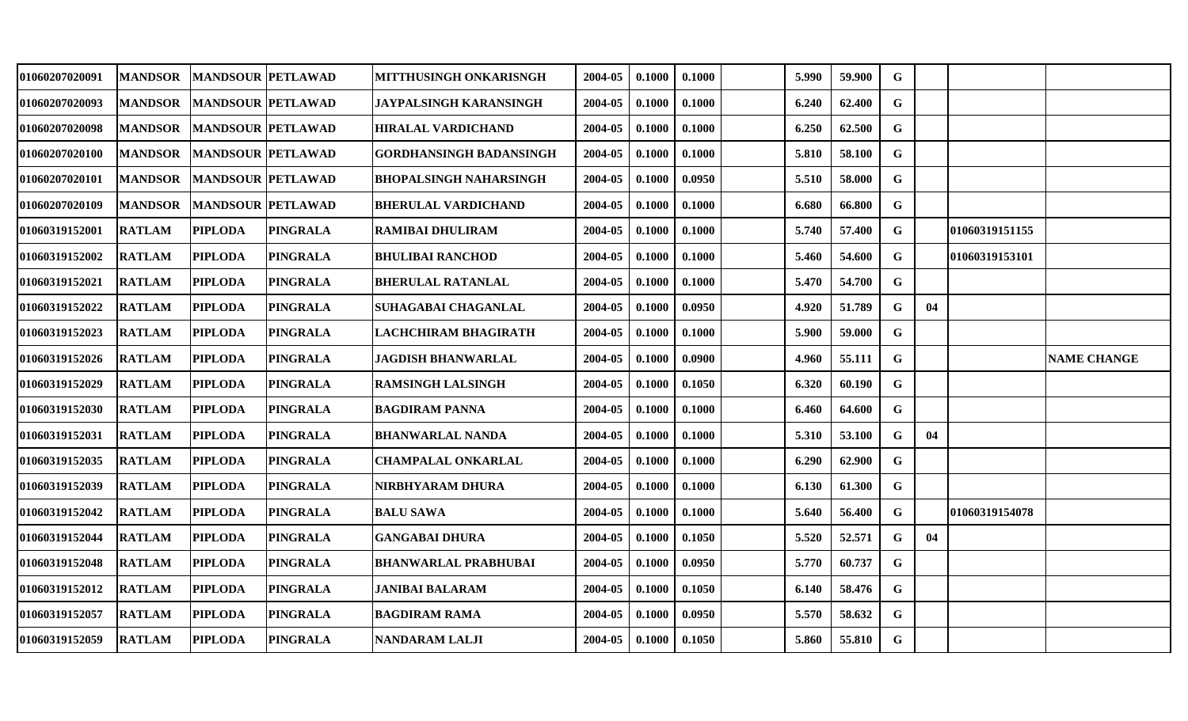| | | | | | | | | | | | | | | |
|---|---|---|---|---|---|---|---|---|---|---|---|---|---|---|
| 01060207020091 | MANDSOR | MANDSOUR | PETLAWAD | MITTHUSINGH ONKARISNGH | 2004-05 | 0.1000 | 0.1000 | | 5.990 | 59.900 | G | | | |
| 01060207020093 | MANDSOR | MANDSOUR | PETLAWAD | JAYPALSINGH KARANSINGH | 2004-05 | 0.1000 | 0.1000 | | 6.240 | 62.400 | G | | | |
| 01060207020098 | MANDSOR | MANDSOUR | PETLAWAD | HIRALAL VARDICHAND | 2004-05 | 0.1000 | 0.1000 | | 6.250 | 62.500 | G | | | |
| 01060207020100 | MANDSOR | MANDSOUR | PETLAWAD | GORDHANSINGH BADANSINGH | 2004-05 | 0.1000 | 0.1000 | | 5.810 | 58.100 | G | | | |
| 01060207020101 | MANDSOR | MANDSOUR | PETLAWAD | BHOPALSINGH NAHARSINGH | 2004-05 | 0.1000 | 0.0950 | | 5.510 | 58.000 | G | | | |
| 01060207020109 | MANDSOR | MANDSOUR | PETLAWAD | BHERULAL VARDICHAND | 2004-05 | 0.1000 | 0.1000 | | 6.680 | 66.800 | G | | | |
| 01060319152001 | RATLAM | PIPLODA | PINGRALA | RAMIBAI DHULIRAM | 2004-05 | 0.1000 | 0.1000 | | 5.740 | 57.400 | G | | 01060319151155 | |
| 01060319152002 | RATLAM | PIPLODA | PINGRALA | BHULIBAI RANCHOD | 2004-05 | 0.1000 | 0.1000 | | 5.460 | 54.600 | G | | 01060319153101 | |
| 01060319152021 | RATLAM | PIPLODA | PINGRALA | BHERULAL RATANLAL | 2004-05 | 0.1000 | 0.1000 | | 5.470 | 54.700 | G | | | |
| 01060319152022 | RATLAM | PIPLODA | PINGRALA | SUHAGABAI CHAGANLAL | 2004-05 | 0.1000 | 0.0950 | | 4.920 | 51.789 | G | 04 | | |
| 01060319152023 | RATLAM | PIPLODA | PINGRALA | LACHCHIRAM BHAGIRATH | 2004-05 | 0.1000 | 0.1000 | | 5.900 | 59.000 | G | | | |
| 01060319152026 | RATLAM | PIPLODA | PINGRALA | JAGDISH BHANWARLAL | 2004-05 | 0.1000 | 0.0900 | | 4.960 | 55.111 | G | | | NAME CHANGE |
| 01060319152029 | RATLAM | PIPLODA | PINGRALA | RAMSINGH LALSINGH | 2004-05 | 0.1000 | 0.1050 | | 6.320 | 60.190 | G | | | |
| 01060319152030 | RATLAM | PIPLODA | PINGRALA | BAGDIRAM PANNA | 2004-05 | 0.1000 | 0.1000 | | 6.460 | 64.600 | G | | | |
| 01060319152031 | RATLAM | PIPLODA | PINGRALA | BHANWARLAL NANDA | 2004-05 | 0.1000 | 0.1000 | | 5.310 | 53.100 | G | 04 | | |
| 01060319152035 | RATLAM | PIPLODA | PINGRALA | CHAMPALAL ONKARLAL | 2004-05 | 0.1000 | 0.1000 | | 6.290 | 62.900 | G | | | |
| 01060319152039 | RATLAM | PIPLODA | PINGRALA | NIRBHYARAM DHURA | 2004-05 | 0.1000 | 0.1000 | | 6.130 | 61.300 | G | | | |
| 01060319152042 | RATLAM | PIPLODA | PINGRALA | BALU SAWA | 2004-05 | 0.1000 | 0.1000 | | 5.640 | 56.400 | G | | 01060319154078 | |
| 01060319152044 | RATLAM | PIPLODA | PINGRALA | GANGABAI DHURA | 2004-05 | 0.1000 | 0.1050 | | 5.520 | 52.571 | G | 04 | | |
| 01060319152048 | RATLAM | PIPLODA | PINGRALA | BHANWARLAL PRABHUBAI | 2004-05 | 0.1000 | 0.0950 | | 5.770 | 60.737 | G | | | |
| 01060319152012 | RATLAM | PIPLODA | PINGRALA | JANIBAI BALARAM | 2004-05 | 0.1000 | 0.1050 | | 6.140 | 58.476 | G | | | |
| 01060319152057 | RATLAM | PIPLODA | PINGRALA | BAGDIRAM RAMA | 2004-05 | 0.1000 | 0.0950 | | 5.570 | 58.632 | G | | | |
| 01060319152059 | RATLAM | PIPLODA | PINGRALA | NANDARAM LALJI | 2004-05 | 0.1000 | 0.1050 | | 5.860 | 55.810 | G | | | |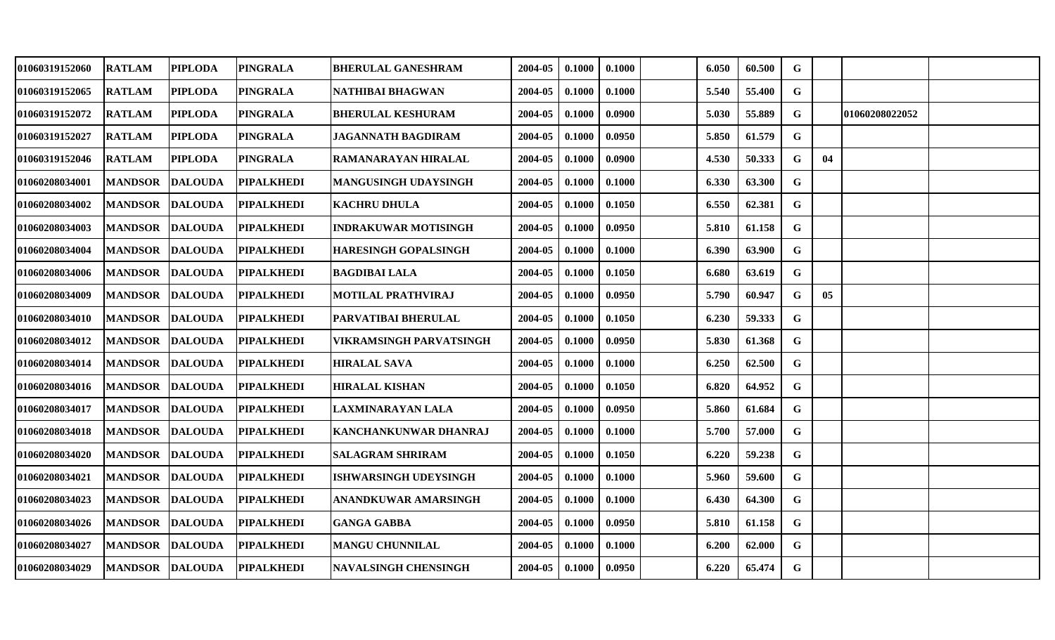| | | | | | | | | | | | | | | |
|---|---|---|---|---|---|---|---|---|---|---|---|---|---|---|
| 01060319152060 | RATLAM | PIPLODA | PINGRALA | BHERULAL GANESHRAM | 2004-05 | 0.1000 | 0.1000 | | 6.050 | 60.500 | G | | | |
| 01060319152065 | RATLAM | PIPLODA | PINGRALA | NATHIBAI BHAGWAN | 2004-05 | 0.1000 | 0.1000 | | 5.540 | 55.400 | G | | | |
| 01060319152072 | RATLAM | PIPLODA | PINGRALA | BHERULAL KESHURAM | 2004-05 | 0.1000 | 0.0900 | | 5.030 | 55.889 | G | | 01060208022052 | |
| 01060319152027 | RATLAM | PIPLODA | PINGRALA | JAGANNATH BAGDIRAM | 2004-05 | 0.1000 | 0.0950 | | 5.850 | 61.579 | G | | | |
| 01060319152046 | RATLAM | PIPLODA | PINGRALA | RAMANARAYAN HIRALAL | 2004-05 | 0.1000 | 0.0900 | | 4.530 | 50.333 | G | 04 | | |
| 01060208034001 | MANDSOR | DALOUDA | PIPALKHEDI | MANGUSINGH UDAYSINGH | 2004-05 | 0.1000 | 0.1000 | | 6.330 | 63.300 | G | | | |
| 01060208034002 | MANDSOR | DALOUDA | PIPALKHEDI | KACHRU DHULA | 2004-05 | 0.1000 | 0.1050 | | 6.550 | 62.381 | G | | | |
| 01060208034003 | MANDSOR | DALOUDA | PIPALKHEDI | INDRAKUWAR MOTISINGH | 2004-05 | 0.1000 | 0.0950 | | 5.810 | 61.158 | G | | | |
| 01060208034004 | MANDSOR | DALOUDA | PIPALKHEDI | HARESINGH GOPALSINGH | 2004-05 | 0.1000 | 0.1000 | | 6.390 | 63.900 | G | | | |
| 01060208034006 | MANDSOR | DALOUDA | PIPALKHEDI | BAGDIBAI LALA | 2004-05 | 0.1000 | 0.1050 | | 6.680 | 63.619 | G | | | |
| 01060208034009 | MANDSOR | DALOUDA | PIPALKHEDI | MOTILAL PRATHVIRAJ | 2004-05 | 0.1000 | 0.0950 | | 5.790 | 60.947 | G | 05 | | |
| 01060208034010 | MANDSOR | DALOUDA | PIPALKHEDI | PARVATIBAI BHERULAL | 2004-05 | 0.1000 | 0.1050 | | 6.230 | 59.333 | G | | | |
| 01060208034012 | MANDSOR | DALOUDA | PIPALKHEDI | VIKRAMSINGH PARVATSINGH | 2004-05 | 0.1000 | 0.0950 | | 5.830 | 61.368 | G | | | |
| 01060208034014 | MANDSOR | DALOUDA | PIPALKHEDI | HIRALAL SAVA | 2004-05 | 0.1000 | 0.1000 | | 6.250 | 62.500 | G | | | |
| 01060208034016 | MANDSOR | DALOUDA | PIPALKHEDI | HIRALAL KISHAN | 2004-05 | 0.1000 | 0.1050 | | 6.820 | 64.952 | G | | | |
| 01060208034017 | MANDSOR | DALOUDA | PIPALKHEDI | LAXMINARAYAN LALA | 2004-05 | 0.1000 | 0.0950 | | 5.860 | 61.684 | G | | | |
| 01060208034018 | MANDSOR | DALOUDA | PIPALKHEDI | KANCHANKUNWAR DHANRAJ | 2004-05 | 0.1000 | 0.1000 | | 5.700 | 57.000 | G | | | |
| 01060208034020 | MANDSOR | DALOUDA | PIPALKHEDI | SALAGRAM SHRIRAM | 2004-05 | 0.1000 | 0.1050 | | 6.220 | 59.238 | G | | | |
| 01060208034021 | MANDSOR | DALOUDA | PIPALKHEDI | ISHWARSINGH UDEYSINGH | 2004-05 | 0.1000 | 0.1000 | | 5.960 | 59.600 | G | | | |
| 01060208034023 | MANDSOR | DALOUDA | PIPALKHEDI | ANANDKUWAR AMARSINGH | 2004-05 | 0.1000 | 0.1000 | | 6.430 | 64.300 | G | | | |
| 01060208034026 | MANDSOR | DALOUDA | PIPALKHEDI | GANGA GABBA | 2004-05 | 0.1000 | 0.0950 | | 5.810 | 61.158 | G | | | |
| 01060208034027 | MANDSOR | DALOUDA | PIPALKHEDI | MANGU CHUNNILAL | 2004-05 | 0.1000 | 0.1000 | | 6.200 | 62.000 | G | | | |
| 01060208034029 | MANDSOR | DALOUDA | PIPALKHEDI | NAVALSINGH CHENSINGH | 2004-05 | 0.1000 | 0.0950 | | 6.220 | 65.474 | G | | | |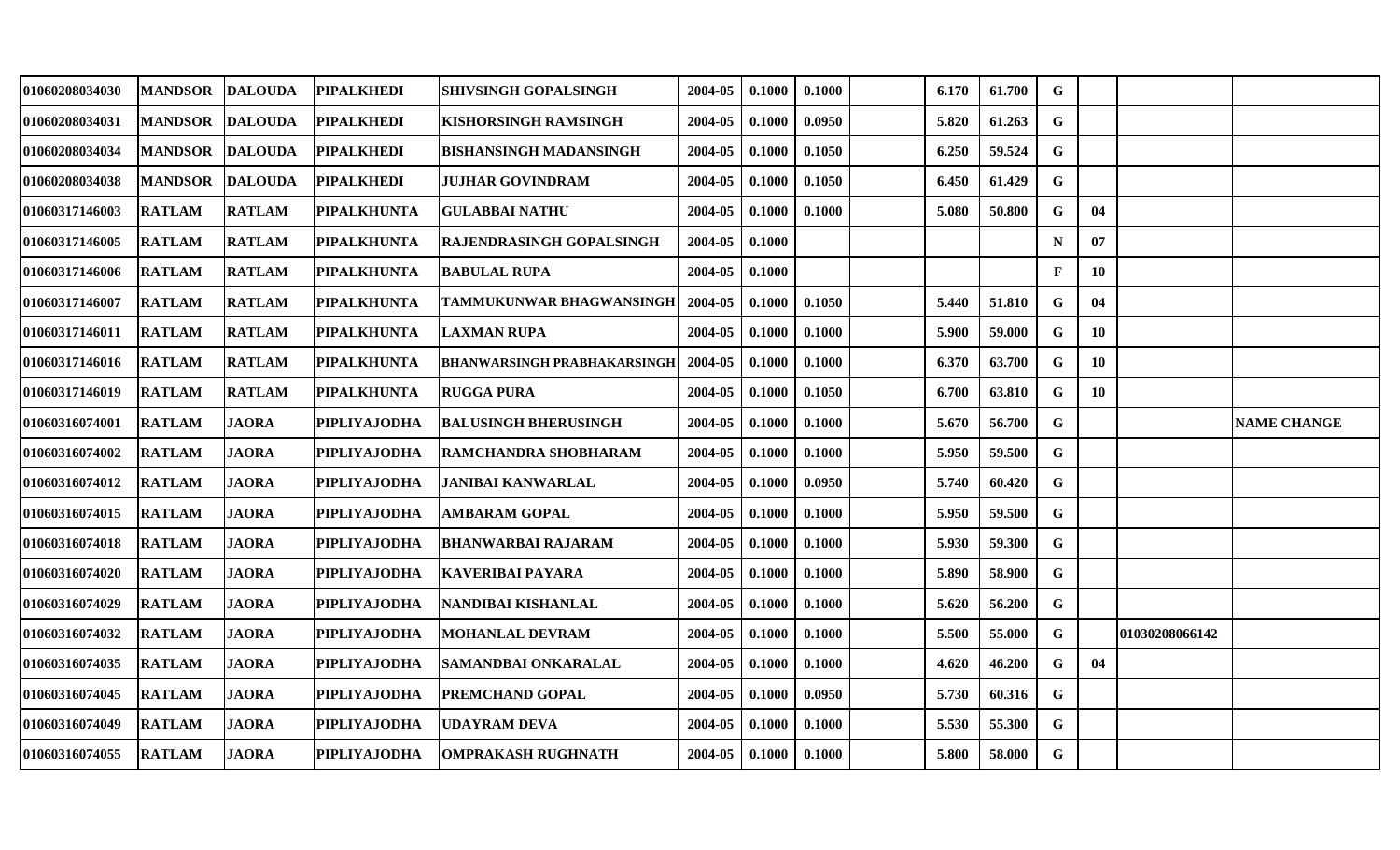| | | | | | | | | | | | | | | |
|---|---|---|---|---|---|---|---|---|---|---|---|---|---|---|
| 01060208034030 | MANDSOR | DALOUDA | PIPALKHEDI | SHIVSINGH GOPALSINGH | 2004-05 | 0.1000 | 0.1000 | | 6.170 | 61.700 | G | | | |
| 01060208034031 | MANDSOR | DALOUDA | PIPALKHEDI | KISHORSINGH RAMSINGH | 2004-05 | 0.1000 | 0.0950 | | 5.820 | 61.263 | G | | | |
| 01060208034034 | MANDSOR | DALOUDA | PIPALKHEDI | BISHANSINGH MADANSINGH | 2004-05 | 0.1000 | 0.1050 | | 6.250 | 59.524 | G | | | |
| 01060208034038 | MANDSOR | DALOUDA | PIPALKHEDI | JUJHAR GOVINDRAM | 2004-05 | 0.1000 | 0.1050 | | 6.450 | 61.429 | G | | | |
| 01060317146003 | RATLAM | RATLAM | PIPALKHUNTA | GULABBAI NATHU | 2004-05 | 0.1000 | 0.1000 | | 5.080 | 50.800 | G | 04 | | |
| 01060317146005 | RATLAM | RATLAM | PIPALKHUNTA | RAJENDRASINGH GOPALSINGH | 2004-05 | 0.1000 | | | | | N | 07 | | |
| 01060317146006 | RATLAM | RATLAM | PIPALKHUNTA | BABULAL RUPA | 2004-05 | 0.1000 | | | | | F | 10 | | |
| 01060317146007 | RATLAM | RATLAM | PIPALKHUNTA | TAMMUKUNWAR BHAGWANSINGH | 2004-05 | 0.1000 | 0.1050 | | 5.440 | 51.810 | G | 04 | | |
| 01060317146011 | RATLAM | RATLAM | PIPALKHUNTA | LAXMAN RUPA | 2004-05 | 0.1000 | 0.1000 | | 5.900 | 59.000 | G | 10 | | |
| 01060317146016 | RATLAM | RATLAM | PIPALKHUNTA | BHANWARSINGH PRABHAKARSINGH | 2004-05 | 0.1000 | 0.1000 | | 6.370 | 63.700 | G | 10 | | |
| 01060317146019 | RATLAM | RATLAM | PIPALKHUNTA | RUGGA PURA | 2004-05 | 0.1000 | 0.1050 | | 6.700 | 63.810 | G | 10 | | |
| 01060316074001 | RATLAM | JAORA | PIPLIYAJODHA | BALUSINGH BHERUSINGH | 2004-05 | 0.1000 | 0.1000 | | 5.670 | 56.700 | G | | | NAME CHANGE |
| 01060316074002 | RATLAM | JAORA | PIPLIYAJODHA | RAMCHANDRA SHOBHARAM | 2004-05 | 0.1000 | 0.1000 | | 5.950 | 59.500 | G | | | |
| 01060316074012 | RATLAM | JAORA | PIPLIYAJODHA | JANIBAI KANWARLAL | 2004-05 | 0.1000 | 0.0950 | | 5.740 | 60.420 | G | | | |
| 01060316074015 | RATLAM | JAORA | PIPLIYAJODHA | AMBARAM GOPAL | 2004-05 | 0.1000 | 0.1000 | | 5.950 | 59.500 | G | | | |
| 01060316074018 | RATLAM | JAORA | PIPLIYAJODHA | BHANWARBAI RAJARAM | 2004-05 | 0.1000 | 0.1000 | | 5.930 | 59.300 | G | | | |
| 01060316074020 | RATLAM | JAORA | PIPLIYAJODHA | KAVERIBAI PAYARA | 2004-05 | 0.1000 | 0.1000 | | 5.890 | 58.900 | G | | | |
| 01060316074029 | RATLAM | JAORA | PIPLIYAJODHA | NANDIBAI KISHANLAL | 2004-05 | 0.1000 | 0.1000 | | 5.620 | 56.200 | G | | | |
| 01060316074032 | RATLAM | JAORA | PIPLIYAJODHA | MOHANLAL DEVRAM | 2004-05 | 0.1000 | 0.1000 | | 5.500 | 55.000 | G | | 01030208066142 | |
| 01060316074035 | RATLAM | JAORA | PIPLIYAJODHA | SAMANDBAI ONKARALAL | 2004-05 | 0.1000 | 0.1000 | | 4.620 | 46.200 | G | 04 | | |
| 01060316074045 | RATLAM | JAORA | PIPLIYAJODHA | PREMCHAND GOPAL | 2004-05 | 0.1000 | 0.0950 | | 5.730 | 60.316 | G | | | |
| 01060316074049 | RATLAM | JAORA | PIPLIYAJODHA | UDAYRAM DEVA | 2004-05 | 0.1000 | 0.1000 | | 5.530 | 55.300 | G | | | |
| 01060316074055 | RATLAM | JAORA | PIPLIYAJODHA | OMPRAKASH RUGHNATH | 2004-05 | 0.1000 | 0.1000 | | 5.800 | 58.000 | G | | | |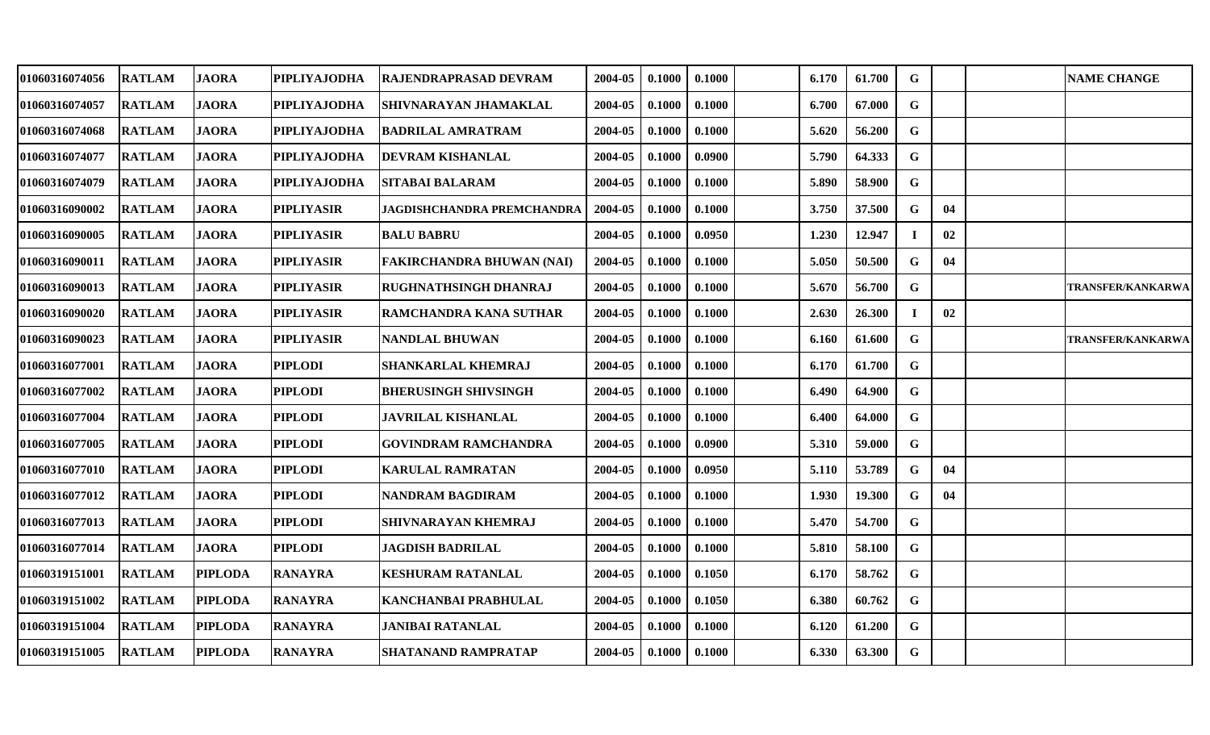| | | | | | | | | | | | | | | |
|---|---|---|---|---|---|---|---|---|---|---|---|---|---|---|
| 01060316074056 | RATLAM | JAORA | PIPLIYAJODHA | RAJENDRAPRASAD DEVRAM | 2004-05 | 0.1000 | 0.1000 | | 6.170 | 61.700 | G | | | NAME CHANGE |
| 01060316074057 | RATLAM | JAORA | PIPLIYAJODHA | SHIVNARAYAN JHAMAKLAL | 2004-05 | 0.1000 | 0.1000 | | 6.700 | 67.000 | G | | | |
| 01060316074068 | RATLAM | JAORA | PIPLIYAJODHA | BADRILAL AMRATRAM | 2004-05 | 0.1000 | 0.1000 | | 5.620 | 56.200 | G | | | |
| 01060316074077 | RATLAM | JAORA | PIPLIYAJODHA | DEVRAM KISHANLAL | 2004-05 | 0.1000 | 0.0900 | | 5.790 | 64.333 | G | | | |
| 01060316074079 | RATLAM | JAORA | PIPLIYAJODHA | SITABAI BALARAM | 2004-05 | 0.1000 | 0.1000 | | 5.890 | 58.900 | G | | | |
| 01060316090002 | RATLAM | JAORA | PIPLIYASIR | JAGDISHCHANDRA PREMCHANDRA | 2004-05 | 0.1000 | 0.1000 | | 3.750 | 37.500 | G | 04 | | |
| 01060316090005 | RATLAM | JAORA | PIPLIYASIR | BALU BABRU | 2004-05 | 0.1000 | 0.0950 | | 1.230 | 12.947 | I | 02 | | |
| 01060316090011 | RATLAM | JAORA | PIPLIYASIR | FAKIRCHANDRA BHUWAN (NAI) | 2004-05 | 0.1000 | 0.1000 | | 5.050 | 50.500 | G | 04 | | |
| 01060316090013 | RATLAM | JAORA | PIPLIYASIR | RUGHNATHSINGH DHANRAJ | 2004-05 | 0.1000 | 0.1000 | | 5.670 | 56.700 | G | | | TRANSFER/KANKARWA |
| 01060316090020 | RATLAM | JAORA | PIPLIYASIR | RAMCHANDRA KANA SUTHAR | 2004-05 | 0.1000 | 0.1000 | | 2.630 | 26.300 | I | 02 | | |
| 01060316090023 | RATLAM | JAORA | PIPLIYASIR | NANDLAL BHUWAN | 2004-05 | 0.1000 | 0.1000 | | 6.160 | 61.600 | G | | | TRANSFER/KANKARWA |
| 01060316077001 | RATLAM | JAORA | PIPLODI | SHANKARLAL KHEMRAJ | 2004-05 | 0.1000 | 0.1000 | | 6.170 | 61.700 | G | | | |
| 01060316077002 | RATLAM | JAORA | PIPLODI | BHERUSINGH SHIVSINGH | 2004-05 | 0.1000 | 0.1000 | | 6.490 | 64.900 | G | | | |
| 01060316077004 | RATLAM | JAORA | PIPLODI | JAVRILAL KISHANLAL | 2004-05 | 0.1000 | 0.1000 | | 6.400 | 64.000 | G | | | |
| 01060316077005 | RATLAM | JAORA | PIPLODI | GOVINDRAM RAMCHANDRA | 2004-05 | 0.1000 | 0.0900 | | 5.310 | 59.000 | G | | | |
| 01060316077010 | RATLAM | JAORA | PIPLODI | KARULAL RAMRATAN | 2004-05 | 0.1000 | 0.0950 | | 5.110 | 53.789 | G | 04 | | |
| 01060316077012 | RATLAM | JAORA | PIPLODI | NANDRAM BAGDIRAM | 2004-05 | 0.1000 | 0.1000 | | 1.930 | 19.300 | G | 04 | | |
| 01060316077013 | RATLAM | JAORA | PIPLODI | SHIVNARAYAN KHEMRAJ | 2004-05 | 0.1000 | 0.1000 | | 5.470 | 54.700 | G | | | |
| 01060316077014 | RATLAM | JAORA | PIPLODI | JAGDISH BADRILAL | 2004-05 | 0.1000 | 0.1000 | | 5.810 | 58.100 | G | | | |
| 01060319151001 | RATLAM | PIPLODA | RANAYRA | KESHURAM RATANLAL | 2004-05 | 0.1000 | 0.1050 | | 6.170 | 58.762 | G | | | |
| 01060319151002 | RATLAM | PIPLODA | RANAYRA | KANCHANBAI PRABHULAL | 2004-05 | 0.1000 | 0.1050 | | 6.380 | 60.762 | G | | | |
| 01060319151004 | RATLAM | PIPLODA | RANAYRA | JANIBAI RATANLAL | 2004-05 | 0.1000 | 0.1000 | | 6.120 | 61.200 | G | | | |
| 01060319151005 | RATLAM | PIPLODA | RANAYRA | SHATANAND RAMPRATAP | 2004-05 | 0.1000 | 0.1000 | | 6.330 | 63.300 | G | | | |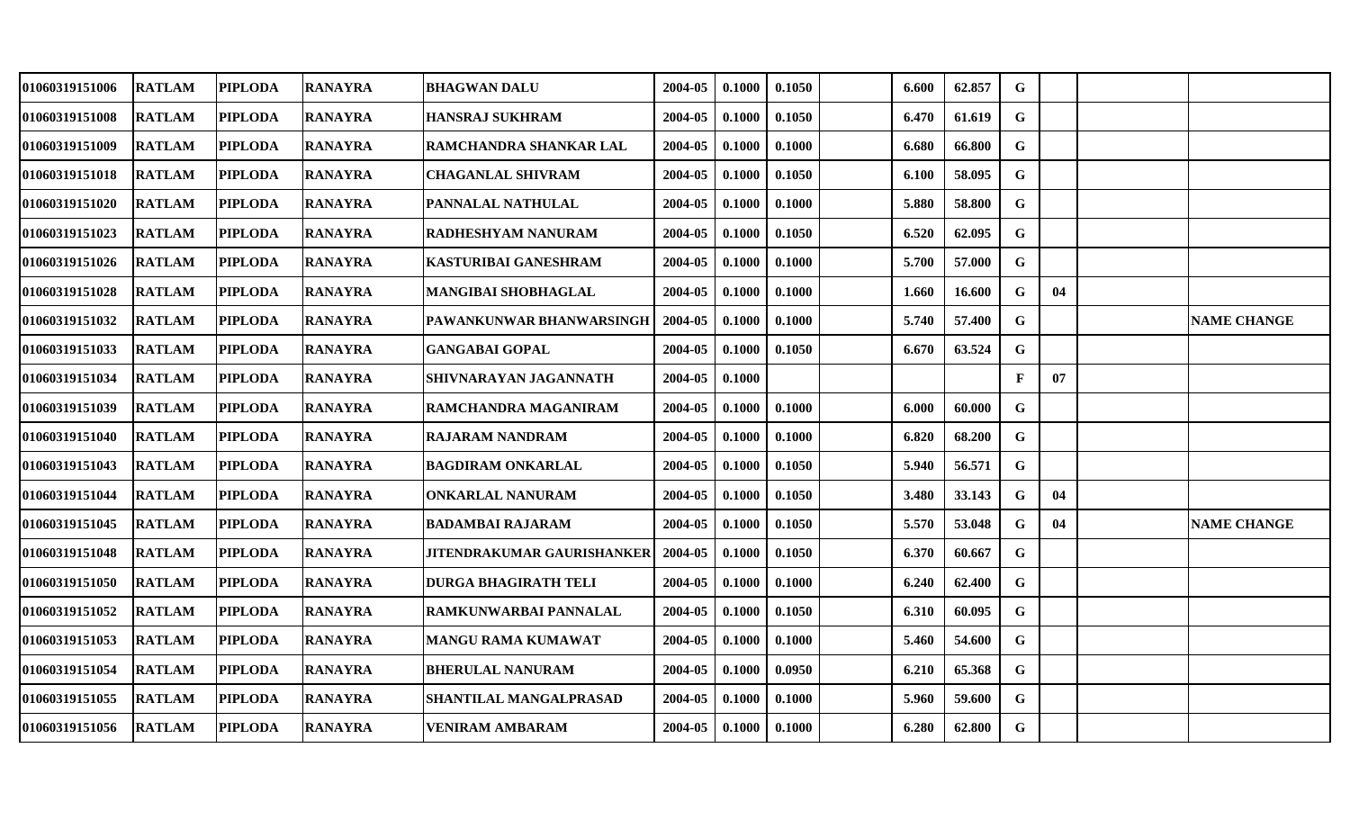| | | | | | | | | | | | | | | |
|---|---|---|---|---|---|---|---|---|---|---|---|---|---|---|
| 01060319151006 | RATLAM | PIPLODA | RANAYRA | BHAGWAN DALU | 2004-05 | 0.1000 | 0.1050 | | 6.600 | 62.857 | G | | | |
| 01060319151008 | RATLAM | PIPLODA | RANAYRA | HANSRAJ SUKHRAM | 2004-05 | 0.1000 | 0.1050 | | 6.470 | 61.619 | G | | | |
| 01060319151009 | RATLAM | PIPLODA | RANAYRA | RAMCHANDRA SHANKAR LAL | 2004-05 | 0.1000 | 0.1000 | | 6.680 | 66.800 | G | | | |
| 01060319151018 | RATLAM | PIPLODA | RANAYRA | CHAGANLAL SHIVRAM | 2004-05 | 0.1000 | 0.1050 | | 6.100 | 58.095 | G | | | |
| 01060319151020 | RATLAM | PIPLODA | RANAYRA | PANNALAL NATHULAL | 2004-05 | 0.1000 | 0.1000 | | 5.880 | 58.800 | G | | | |
| 01060319151023 | RATLAM | PIPLODA | RANAYRA | RADHESHYAM NANURAM | 2004-05 | 0.1000 | 0.1050 | | 6.520 | 62.095 | G | | | |
| 01060319151026 | RATLAM | PIPLODA | RANAYRA | KASTURIBAI GANESHRAM | 2004-05 | 0.1000 | 0.1000 | | 5.700 | 57.000 | G | | | |
| 01060319151028 | RATLAM | PIPLODA | RANAYRA | MANGIBAI SHOBHAGLAL | 2004-05 | 0.1000 | 0.1000 | | 1.660 | 16.600 | G | 04 | | |
| 01060319151032 | RATLAM | PIPLODA | RANAYRA | PAWANKUNWAR BHANWARSINGH | 2004-05 | 0.1000 | 0.1000 | | 5.740 | 57.400 | G | | | NAME CHANGE |
| 01060319151033 | RATLAM | PIPLODA | RANAYRA | GANGABAI GOPAL | 2004-05 | 0.1000 | 0.1050 | | 6.670 | 63.524 | G | | | |
| 01060319151034 | RATLAM | PIPLODA | RANAYRA | SHIVNARAYAN JAGANNATH | 2004-05 | 0.1000 | | | | | F | 07 | | |
| 01060319151039 | RATLAM | PIPLODA | RANAYRA | RAMCHANDRA MAGANIRAM | 2004-05 | 0.1000 | 0.1000 | | 6.000 | 60.000 | G | | | |
| 01060319151040 | RATLAM | PIPLODA | RANAYRA | RAJARAM NANDRAM | 2004-05 | 0.1000 | 0.1000 | | 6.820 | 68.200 | G | | | |
| 01060319151043 | RATLAM | PIPLODA | RANAYRA | BAGDIRAM ONKARLAL | 2004-05 | 0.1000 | 0.1050 | | 5.940 | 56.571 | G | | | |
| 01060319151044 | RATLAM | PIPLODA | RANAYRA | ONKARLAL NANURAM | 2004-05 | 0.1000 | 0.1050 | | 3.480 | 33.143 | G | 04 | | |
| 01060319151045 | RATLAM | PIPLODA | RANAYRA | BADAMBAI RAJARAM | 2004-05 | 0.1000 | 0.1050 | | 5.570 | 53.048 | G | 04 | | NAME CHANGE |
| 01060319151048 | RATLAM | PIPLODA | RANAYRA | JITENDRAKUMAR GAURISHANKER | 2004-05 | 0.1000 | 0.1050 | | 6.370 | 60.667 | G | | | |
| 01060319151050 | RATLAM | PIPLODA | RANAYRA | DURGA BHAGIRATH TELI | 2004-05 | 0.1000 | 0.1000 | | 6.240 | 62.400 | G | | | |
| 01060319151052 | RATLAM | PIPLODA | RANAYRA | RAMKUNWARBAI PANNALAL | 2004-05 | 0.1000 | 0.1050 | | 6.310 | 60.095 | G | | | |
| 01060319151053 | RATLAM | PIPLODA | RANAYRA | MANGU RAMA KUMAWAT | 2004-05 | 0.1000 | 0.1000 | | 5.460 | 54.600 | G | | | |
| 01060319151054 | RATLAM | PIPLODA | RANAYRA | BHERULAL NANURAM | 2004-05 | 0.1000 | 0.0950 | | 6.210 | 65.368 | G | | | |
| 01060319151055 | RATLAM | PIPLODA | RANAYRA | SHANTILAL MANGALPRASAD | 2004-05 | 0.1000 | 0.1000 | | 5.960 | 59.600 | G | | | |
| 01060319151056 | RATLAM | PIPLODA | RANAYRA | VENIRAM AMBARAM | 2004-05 | 0.1000 | 0.1000 | | 6.280 | 62.800 | G | | | |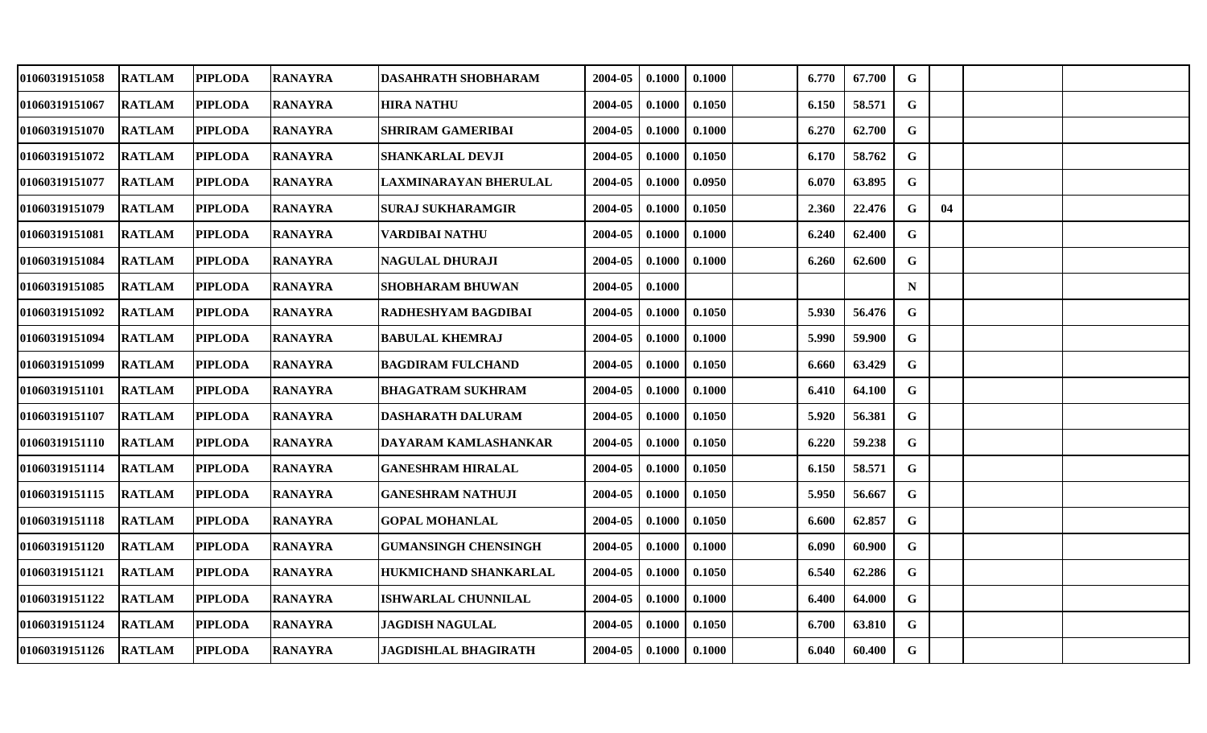| | | | | | | | | | | | | | | |
|---|---|---|---|---|---|---|---|---|---|---|---|---|---|---|
| 01060319151058 | RATLAM | PIPLODA | RANAYRA | DASAHRATH SHOBHARAM | 2004-05 | 0.1000 | 0.1000 | | 6.770 | 67.700 | G | | | |
| 01060319151067 | RATLAM | PIPLODA | RANAYRA | HIRA NATHU | 2004-05 | 0.1000 | 0.1050 | | 6.150 | 58.571 | G | | | |
| 01060319151070 | RATLAM | PIPLODA | RANAYRA | SHRIRAM GAMERIBAI | 2004-05 | 0.1000 | 0.1000 | | 6.270 | 62.700 | G | | | |
| 01060319151072 | RATLAM | PIPLODA | RANAYRA | SHANKARLAL DEVJI | 2004-05 | 0.1000 | 0.1050 | | 6.170 | 58.762 | G | | | |
| 01060319151077 | RATLAM | PIPLODA | RANAYRA | LAXMINARAYAN BHERULAL | 2004-05 | 0.1000 | 0.0950 | | 6.070 | 63.895 | G | | | |
| 01060319151079 | RATLAM | PIPLODA | RANAYRA | SURAJ SUKHARAMGIR | 2004-05 | 0.1000 | 0.1050 | | 2.360 | 22.476 | G | 04 | | |
| 01060319151081 | RATLAM | PIPLODA | RANAYRA | VARDIBAI NATHU | 2004-05 | 0.1000 | 0.1000 | | 6.240 | 62.400 | G | | | |
| 01060319151084 | RATLAM | PIPLODA | RANAYRA | NAGULAL DHURAJI | 2004-05 | 0.1000 | 0.1000 | | 6.260 | 62.600 | G | | | |
| 01060319151085 | RATLAM | PIPLODA | RANAYRA | SHOBHARAM BHUWAN | 2004-05 | 0.1000 | | | | | N | | | |
| 01060319151092 | RATLAM | PIPLODA | RANAYRA | RADHESHYAM BAGDIBAI | 2004-05 | 0.1000 | 0.1050 | | 5.930 | 56.476 | G | | | |
| 01060319151094 | RATLAM | PIPLODA | RANAYRA | BABULAL KHEMRAJ | 2004-05 | 0.1000 | 0.1000 | | 5.990 | 59.900 | G | | | |
| 01060319151099 | RATLAM | PIPLODA | RANAYRA | BAGDIRAM FULCHAND | 2004-05 | 0.1000 | 0.1050 | | 6.660 | 63.429 | G | | | |
| 01060319151101 | RATLAM | PIPLODA | RANAYRA | BHAGATRAM SUKHRAM | 2004-05 | 0.1000 | 0.1000 | | 6.410 | 64.100 | G | | | |
| 01060319151107 | RATLAM | PIPLODA | RANAYRA | DASHARATH DALURAM | 2004-05 | 0.1000 | 0.1050 | | 5.920 | 56.381 | G | | | |
| 01060319151110 | RATLAM | PIPLODA | RANAYRA | DAYARAM KAMLASHANKAR | 2004-05 | 0.1000 | 0.1050 | | 6.220 | 59.238 | G | | | |
| 01060319151114 | RATLAM | PIPLODA | RANAYRA | GANESHRAM HIRALAL | 2004-05 | 0.1000 | 0.1050 | | 6.150 | 58.571 | G | | | |
| 01060319151115 | RATLAM | PIPLODA | RANAYRA | GANESHRAM NATHUJI | 2004-05 | 0.1000 | 0.1050 | | 5.950 | 56.667 | G | | | |
| 01060319151118 | RATLAM | PIPLODA | RANAYRA | GOPAL MOHANLAL | 2004-05 | 0.1000 | 0.1050 | | 6.600 | 62.857 | G | | | |
| 01060319151120 | RATLAM | PIPLODA | RANAYRA | GUMANSINGH CHENSINGH | 2004-05 | 0.1000 | 0.1000 | | 6.090 | 60.900 | G | | | |
| 01060319151121 | RATLAM | PIPLODA | RANAYRA | HUKMICHAND SHANKARLAL | 2004-05 | 0.1000 | 0.1050 | | 6.540 | 62.286 | G | | | |
| 01060319151122 | RATLAM | PIPLODA | RANAYRA | ISHWARLAL CHUNNILAL | 2004-05 | 0.1000 | 0.1000 | | 6.400 | 64.000 | G | | | |
| 01060319151124 | RATLAM | PIPLODA | RANAYRA | JAGDISH NAGULAL | 2004-05 | 0.1000 | 0.1050 | | 6.700 | 63.810 | G | | | |
| 01060319151126 | RATLAM | PIPLODA | RANAYRA | JAGDISHLAL BHAGIRATH | 2004-05 | 0.1000 | 0.1000 | | 6.040 | 60.400 | G | | | |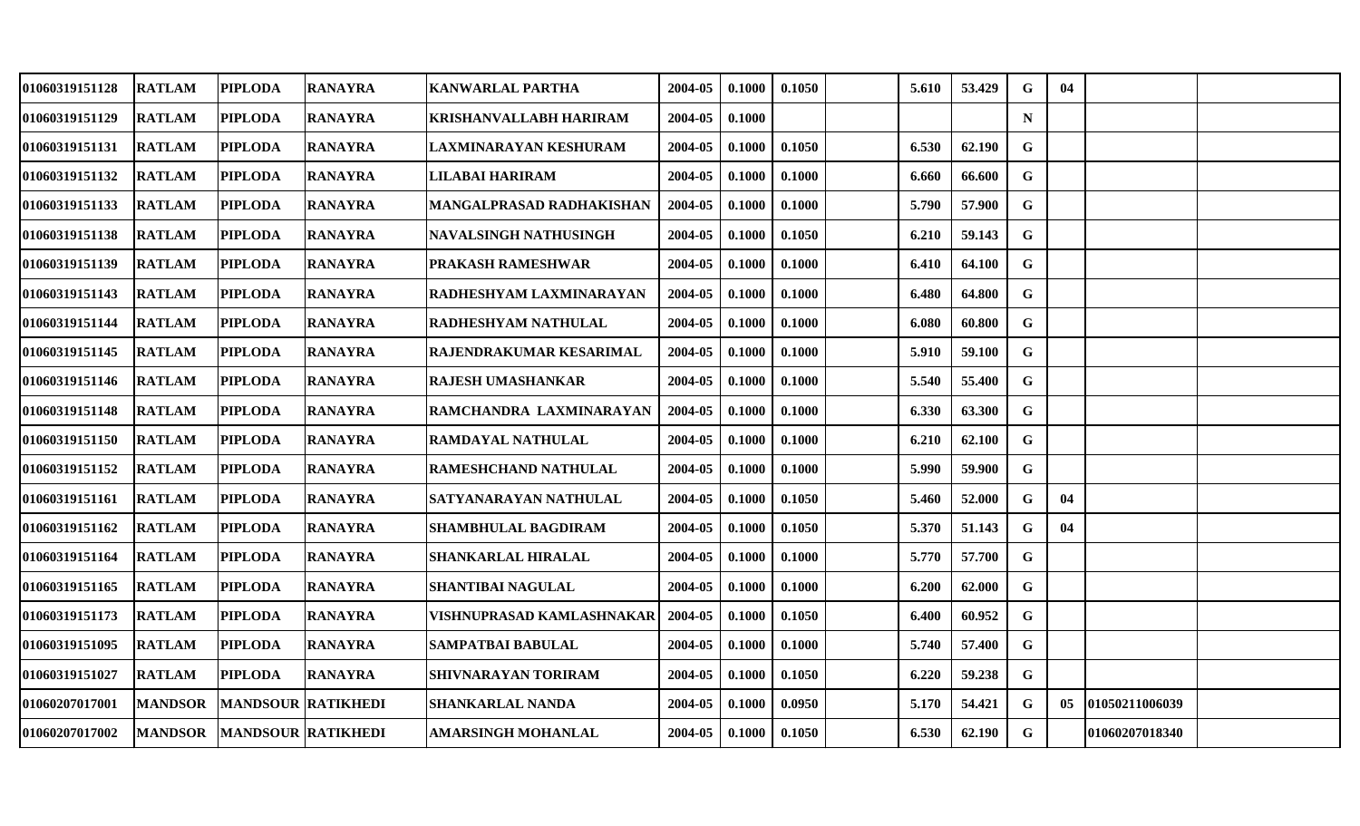| | | | | | | | | | | | | | | |
|---|---|---|---|---|---|---|---|---|---|---|---|---|---|---|
| 01060319151128 | RATLAM | PIPLODA | RANAYRA | KANWARLAL PARTHA | 2004-05 | 0.1000 | 0.1050 | | 5.610 | 53.429 | G | 04 | | |
| 01060319151129 | RATLAM | PIPLODA | RANAYRA | KRISHANVALLABH HARIRAM | 2004-05 | 0.1000 | | | | | N | | | |
| 01060319151131 | RATLAM | PIPLODA | RANAYRA | LAXMINARAYAN KESHURAM | 2004-05 | 0.1000 | 0.1050 | | 6.530 | 62.190 | G | | | |
| 01060319151132 | RATLAM | PIPLODA | RANAYRA | LILABAI HARIRAM | 2004-05 | 0.1000 | 0.1000 | | 6.660 | 66.600 | G | | | |
| 01060319151133 | RATLAM | PIPLODA | RANAYRA | MANGALPRASAD RADHAKISHAN | 2004-05 | 0.1000 | 0.1000 | | 5.790 | 57.900 | G | | | |
| 01060319151138 | RATLAM | PIPLODA | RANAYRA | NAVALSINGH NATHUSINGH | 2004-05 | 0.1000 | 0.1050 | | 6.210 | 59.143 | G | | | |
| 01060319151139 | RATLAM | PIPLODA | RANAYRA | PRAKASH RAMESHWAR | 2004-05 | 0.1000 | 0.1000 | | 6.410 | 64.100 | G | | | |
| 01060319151143 | RATLAM | PIPLODA | RANAYRA | RADHESHYAM LAXMINARAYAN | 2004-05 | 0.1000 | 0.1000 | | 6.480 | 64.800 | G | | | |
| 01060319151144 | RATLAM | PIPLODA | RANAYRA | RADHESHYAM NATHULAL | 2004-05 | 0.1000 | 0.1000 | | 6.080 | 60.800 | G | | | |
| 01060319151145 | RATLAM | PIPLODA | RANAYRA | RAJENDRAKUMAR KESARIMAL | 2004-05 | 0.1000 | 0.1000 | | 5.910 | 59.100 | G | | | |
| 01060319151146 | RATLAM | PIPLODA | RANAYRA | RAJESH UMASHANKAR | 2004-05 | 0.1000 | 0.1000 | | 5.540 | 55.400 | G | | | |
| 01060319151148 | RATLAM | PIPLODA | RANAYRA | RAMCHANDRA LAXMINARAYAN | 2004-05 | 0.1000 | 0.1000 | | 6.330 | 63.300 | G | | | |
| 01060319151150 | RATLAM | PIPLODA | RANAYRA | RAMDAYAL NATHULAL | 2004-05 | 0.1000 | 0.1000 | | 6.210 | 62.100 | G | | | |
| 01060319151152 | RATLAM | PIPLODA | RANAYRA | RAMESHCHAND NATHULAL | 2004-05 | 0.1000 | 0.1000 | | 5.990 | 59.900 | G | | | |
| 01060319151161 | RATLAM | PIPLODA | RANAYRA | SATYANARAYAN NATHULAL | 2004-05 | 0.1000 | 0.1050 | | 5.460 | 52.000 | G | 04 | | |
| 01060319151162 | RATLAM | PIPLODA | RANAYRA | SHAMBHULAL BAGDIRAM | 2004-05 | 0.1000 | 0.1050 | | 5.370 | 51.143 | G | 04 | | |
| 01060319151164 | RATLAM | PIPLODA | RANAYRA | SHANKARLAL HIRALAL | 2004-05 | 0.1000 | 0.1000 | | 5.770 | 57.700 | G | | | |
| 01060319151165 | RATLAM | PIPLODA | RANAYRA | SHANTIBAI NAGULAL | 2004-05 | 0.1000 | 0.1000 | | 6.200 | 62.000 | G | | | |
| 01060319151173 | RATLAM | PIPLODA | RANAYRA | VISHNUPRASAD KAMLASHNAKAR | 2004-05 | 0.1000 | 0.1050 | | 6.400 | 60.952 | G | | | |
| 01060319151095 | RATLAM | PIPLODA | RANAYRA | SAMPATBAI BABULAL | 2004-05 | 0.1000 | 0.1000 | | 5.740 | 57.400 | G | | | |
| 01060319151027 | RATLAM | PIPLODA | RANAYRA | SHIVNARAYAN TORIRAM | 2004-05 | 0.1000 | 0.1050 | | 6.220 | 59.238 | G | | | |
| 01060207017001 | MANDSOR | MANDSOUR | RATIKHEDI | SHANKARLAL NANDA | 2004-05 | 0.1000 | 0.0950 | | 5.170 | 54.421 | G | 05 | 01050211006039 | |
| 01060207017002 | MANDSOR | MANDSOUR | RATIKHEDI | AMARSINGH MOHANLAL | 2004-05 | 0.1000 | 0.1050 | | 6.530 | 62.190 | G | | 01060207018340 | |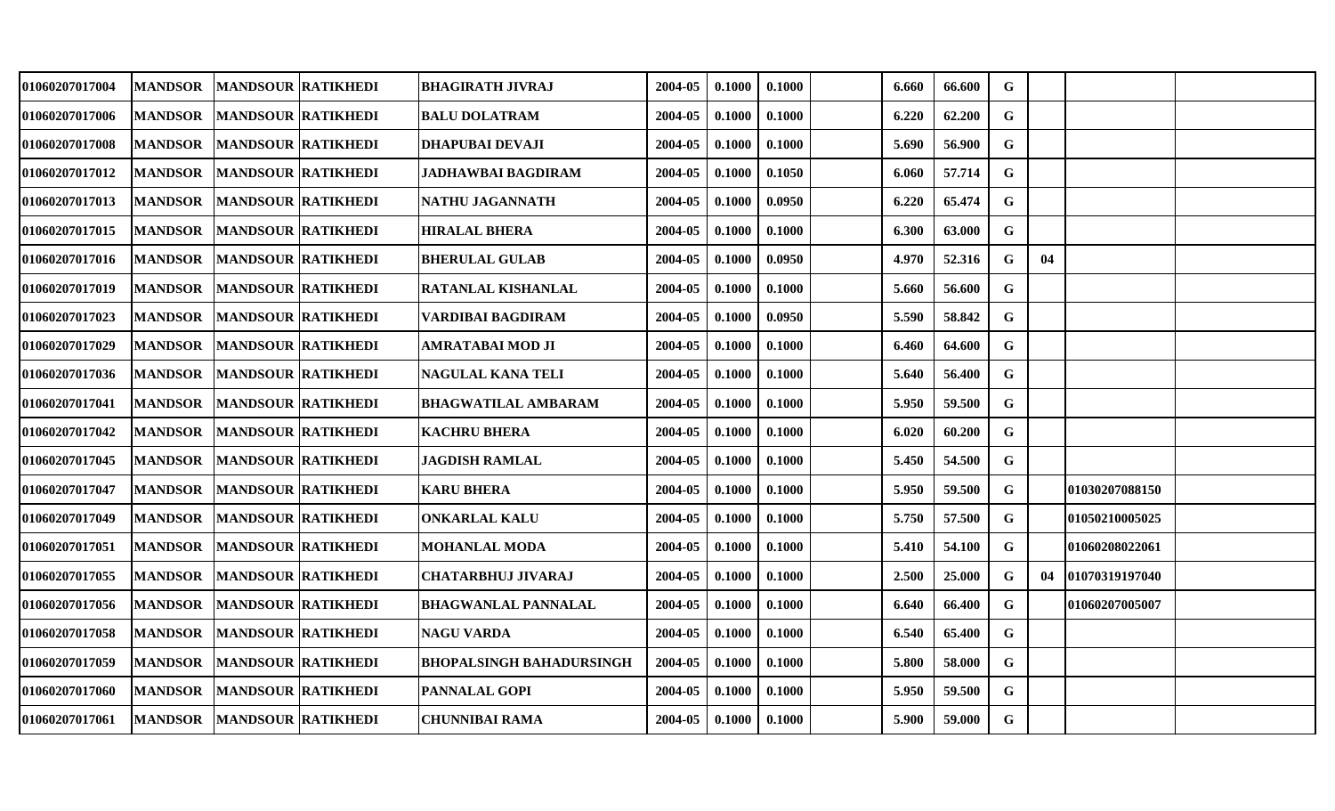| | | | | | | | | | | | | | | |
|---|---|---|---|---|---|---|---|---|---|---|---|---|---|---|
| 01060207017004 | MANDSOR | MANDSOUR | RATIKHEDI | BHAGIRATH JIVRAJ | 2004-05 | 0.1000 | 0.1000 | | 6.660 | 66.600 | G | | | |
| 01060207017006 | MANDSOR | MANDSOUR | RATIKHEDI | BALU DOLATRAM | 2004-05 | 0.1000 | 0.1000 | | 6.220 | 62.200 | G | | | |
| 01060207017008 | MANDSOR | MANDSOUR | RATIKHEDI | DHAPUBAI DEVAJI | 2004-05 | 0.1000 | 0.1000 | | 5.690 | 56.900 | G | | | |
| 01060207017012 | MANDSOR | MANDSOUR | RATIKHEDI | JADHAWBAI BAGDIRAM | 2004-05 | 0.1000 | 0.1050 | | 6.060 | 57.714 | G | | | |
| 01060207017013 | MANDSOR | MANDSOUR | RATIKHEDI | NATHU JAGANNATH | 2004-05 | 0.1000 | 0.0950 | | 6.220 | 65.474 | G | | | |
| 01060207017015 | MANDSOR | MANDSOUR | RATIKHEDI | HIRALAL BHERA | 2004-05 | 0.1000 | 0.1000 | | 6.300 | 63.000 | G | | | |
| 01060207017016 | MANDSOR | MANDSOUR | RATIKHEDI | BHERULAL GULAB | 2004-05 | 0.1000 | 0.0950 | | 4.970 | 52.316 | G | 04 | | |
| 01060207017019 | MANDSOR | MANDSOUR | RATIKHEDI | RATANLAL KISHANLAL | 2004-05 | 0.1000 | 0.1000 | | 5.660 | 56.600 | G | | | |
| 01060207017023 | MANDSOR | MANDSOUR | RATIKHEDI | VARDIBAI BAGDIRAM | 2004-05 | 0.1000 | 0.0950 | | 5.590 | 58.842 | G | | | |
| 01060207017029 | MANDSOR | MANDSOUR | RATIKHEDI | AMRATABAI MOD JI | 2004-05 | 0.1000 | 0.1000 | | 6.460 | 64.600 | G | | | |
| 01060207017036 | MANDSOR | MANDSOUR | RATIKHEDI | NAGULAL KANA TELI | 2004-05 | 0.1000 | 0.1000 | | 5.640 | 56.400 | G | | | |
| 01060207017041 | MANDSOR | MANDSOUR | RATIKHEDI | BHAGWATILAL AMBARAM | 2004-05 | 0.1000 | 0.1000 | | 5.950 | 59.500 | G | | | |
| 01060207017042 | MANDSOR | MANDSOUR | RATIKHEDI | KACHRU BHERA | 2004-05 | 0.1000 | 0.1000 | | 6.020 | 60.200 | G | | | |
| 01060207017045 | MANDSOR | MANDSOUR | RATIKHEDI | JAGDISH RAMLAL | 2004-05 | 0.1000 | 0.1000 | | 5.450 | 54.500 | G | | | |
| 01060207017047 | MANDSOR | MANDSOUR | RATIKHEDI | KARU BHERA | 2004-05 | 0.1000 | 0.1000 | | 5.950 | 59.500 | G | | 01030207088150 | |
| 01060207017049 | MANDSOR | MANDSOUR | RATIKHEDI | ONKARLAL KALU | 2004-05 | 0.1000 | 0.1000 | | 5.750 | 57.500 | G | | 01050210005025 | |
| 01060207017051 | MANDSOR | MANDSOUR | RATIKHEDI | MOHANLAL MODA | 2004-05 | 0.1000 | 0.1000 | | 5.410 | 54.100 | G | | 01060208022061 | |
| 01060207017055 | MANDSOR | MANDSOUR | RATIKHEDI | CHATARBHUJ JIVARAJ | 2004-05 | 0.1000 | 0.1000 | | 2.500 | 25.000 | G | 04 | 01070319197040 | |
| 01060207017056 | MANDSOR | MANDSOUR | RATIKHEDI | BHAGWANLAL PANNALAL | 2004-05 | 0.1000 | 0.1000 | | 6.640 | 66.400 | G | | 01060207005007 | |
| 01060207017058 | MANDSOR | MANDSOUR | RATIKHEDI | NAGU VARDA | 2004-05 | 0.1000 | 0.1000 | | 6.540 | 65.400 | G | | | |
| 01060207017059 | MANDSOR | MANDSOUR | RATIKHEDI | BHOPALSINGH BAHADURSINGH | 2004-05 | 0.1000 | 0.1000 | | 5.800 | 58.000 | G | | | |
| 01060207017060 | MANDSOR | MANDSOUR | RATIKHEDI | PANNALAL GOPI | 2004-05 | 0.1000 | 0.1000 | | 5.950 | 59.500 | G | | | |
| 01060207017061 | MANDSOR | MANDSOUR | RATIKHEDI | CHUNNIBAI RAMA | 2004-05 | 0.1000 | 0.1000 | | 5.900 | 59.000 | G | | | |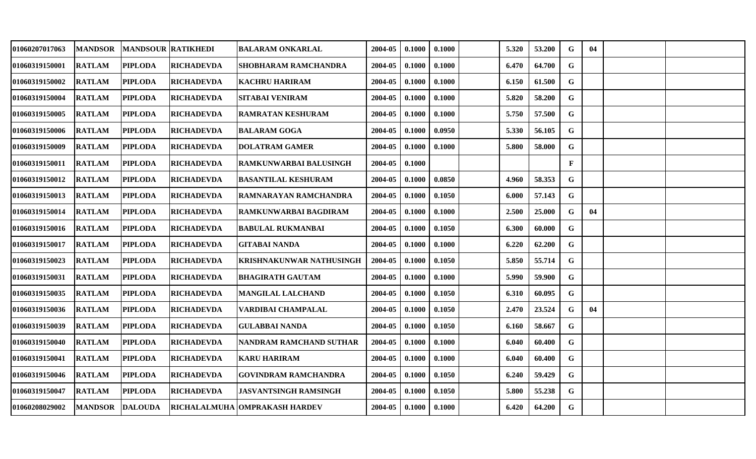| | | | | | | | | | | | | | | |
|---|---|---|---|---|---|---|---|---|---|---|---|---|---|---|
| 01060207017063 | MANDSOR | MANDSOUR | RATIKHEDI | BALARAM ONKARLAL | 2004-05 | 0.1000 | 0.1000 | | 5.320 | 53.200 | G | 04 | | |
| 01060319150001 | RATLAM | PIPLODA | RICHADEVDA | SHOBHARAM RAMCHANDRA | 2004-05 | 0.1000 | 0.1000 | | 6.470 | 64.700 | G | | | |
| 01060319150002 | RATLAM | PIPLODA | RICHADEVDA | KACHRU HARIRAM | 2004-05 | 0.1000 | 0.1000 | | 6.150 | 61.500 | G | | | |
| 01060319150004 | RATLAM | PIPLODA | RICHADEVDA | SITABAI VENIRAM | 2004-05 | 0.1000 | 0.1000 | | 5.820 | 58.200 | G | | | |
| 01060319150005 | RATLAM | PIPLODA | RICHADEVDA | RAMRATAN KESHURAM | 2004-05 | 0.1000 | 0.1000 | | 5.750 | 57.500 | G | | | |
| 01060319150006 | RATLAM | PIPLODA | RICHADEVDA | BALARAM GOGA | 2004-05 | 0.1000 | 0.0950 | | 5.330 | 56.105 | G | | | |
| 01060319150009 | RATLAM | PIPLODA | RICHADEVDA | DOLATRAM GAMER | 2004-05 | 0.1000 | 0.1000 | | 5.800 | 58.000 | G | | | |
| 01060319150011 | RATLAM | PIPLODA | RICHADEVDA | RAMKUNWARBAI BALUSINGH | 2004-05 | 0.1000 | | | | | F | | | |
| 01060319150012 | RATLAM | PIPLODA | RICHADEVDA | BASANTILAL KESHURAM | 2004-05 | 0.1000 | 0.0850 | | 4.960 | 58.353 | G | | | |
| 01060319150013 | RATLAM | PIPLODA | RICHADEVDA | RAMNARAYAN RAMCHANDRA | 2004-05 | 0.1000 | 0.1050 | | 6.000 | 57.143 | G | | | |
| 01060319150014 | RATLAM | PIPLODA | RICHADEVDA | RAMKUNWARBAI BAGDIRAM | 2004-05 | 0.1000 | 0.1000 | | 2.500 | 25.000 | G | 04 | | |
| 01060319150016 | RATLAM | PIPLODA | RICHADEVDA | BABULAL RUKMANBAI | 2004-05 | 0.1000 | 0.1050 | | 6.300 | 60.000 | G | | | |
| 01060319150017 | RATLAM | PIPLODA | RICHADEVDA | GITABAI NANDA | 2004-05 | 0.1000 | 0.1000 | | 6.220 | 62.200 | G | | | |
| 01060319150023 | RATLAM | PIPLODA | RICHADEVDA | KRISHNAKUNWAR NATHUSINGH | 2004-05 | 0.1000 | 0.1050 | | 5.850 | 55.714 | G | | | |
| 01060319150031 | RATLAM | PIPLODA | RICHADEVDA | BHAGIRATH GAUTAM | 2004-05 | 0.1000 | 0.1000 | | 5.990 | 59.900 | G | | | |
| 01060319150035 | RATLAM | PIPLODA | RICHADEVDA | MANGILAL LALCHAND | 2004-05 | 0.1000 | 0.1050 | | 6.310 | 60.095 | G | | | |
| 01060319150036 | RATLAM | PIPLODA | RICHADEVDA | VARDIBAI CHAMPALAL | 2004-05 | 0.1000 | 0.1050 | | 2.470 | 23.524 | G | 04 | | |
| 01060319150039 | RATLAM | PIPLODA | RICHADEVDA | GULABBAI NANDA | 2004-05 | 0.1000 | 0.1050 | | 6.160 | 58.667 | G | | | |
| 01060319150040 | RATLAM | PIPLODA | RICHADEVDA | NANDRAM RAMCHAND SUTHAR | 2004-05 | 0.1000 | 0.1000 | | 6.040 | 60.400 | G | | | |
| 01060319150041 | RATLAM | PIPLODA | RICHADEVDA | KARU HARIRAM | 2004-05 | 0.1000 | 0.1000 | | 6.040 | 60.400 | G | | | |
| 01060319150046 | RATLAM | PIPLODA | RICHADEVDA | GOVINDRAM RAMCHANDRA | 2004-05 | 0.1000 | 0.1050 | | 6.240 | 59.429 | G | | | |
| 01060319150047 | RATLAM | PIPLODA | RICHADEVDA | JASVANTSINGH RAMSINGH | 2004-05 | 0.1000 | 0.1050 | | 5.800 | 55.238 | G | | | |
| 01060208029002 | MANDSOR | DALOUDA | RICHALALMUHA | OMPRAKASH HARDEV | 2004-05 | 0.1000 | 0.1000 | | 6.420 | 64.200 | G | | | |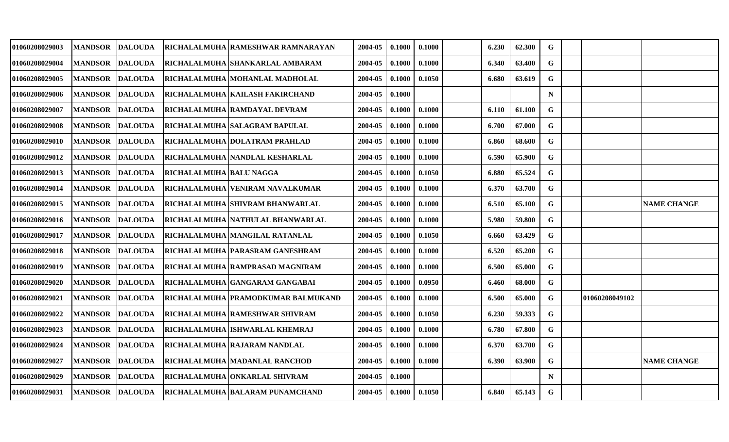| | | | | | | | | | | | | | | |
|---|---|---|---|---|---|---|---|---|---|---|---|---|---|---|
| 01060208029003 | MANDSOR | DALOUDA | RICHALALMUHA | RAMESHWAR RAMNARAYAN | 2004-05 | 0.1000 | 0.1000 | | 6.230 | 62.300 | G | | | |
| 01060208029004 | MANDSOR | DALOUDA | RICHALALMUHA | SHANKARLAL AMBARAM | 2004-05 | 0.1000 | 0.1000 | | 6.340 | 63.400 | G | | | |
| 01060208029005 | MANDSOR | DALOUDA | RICHALALMUHA | MOHANLAL MADHOLAL | 2004-05 | 0.1000 | 0.1050 | | 6.680 | 63.619 | G | | | |
| 01060208029006 | MANDSOR | DALOUDA | RICHALALMUHA | KAILASH FAKIRCHAND | 2004-05 | 0.1000 | | | | | N | | | |
| 01060208029007 | MANDSOR | DALOUDA | RICHALALMUHA | RAMDAYAL DEVRAM | 2004-05 | 0.1000 | 0.1000 | | 6.110 | 61.100 | G | | | |
| 01060208029008 | MANDSOR | DALOUDA | RICHALALMUHA | SALAGRAM BAPULAL | 2004-05 | 0.1000 | 0.1000 | | 6.700 | 67.000 | G | | | |
| 01060208029010 | MANDSOR | DALOUDA | RICHALALMUHA | DOLATRAM PRAHLAD | 2004-05 | 0.1000 | 0.1000 | | 6.860 | 68.600 | G | | | |
| 01060208029012 | MANDSOR | DALOUDA | RICHALALMUHA | NANDLAL KESHARLAL | 2004-05 | 0.1000 | 0.1000 | | 6.590 | 65.900 | G | | | |
| 01060208029013 | MANDSOR | DALOUDA | RICHALALMUHA | BALU NAGGA | 2004-05 | 0.1000 | 0.1050 | | 6.880 | 65.524 | G | | | |
| 01060208029014 | MANDSOR | DALOUDA | RICHALALMUHA | VENIRAM NAVALKUMAR | 2004-05 | 0.1000 | 0.1000 | | 6.370 | 63.700 | G | | | |
| 01060208029015 | MANDSOR | DALOUDA | RICHALALMUHA | SHIVRAM BHANWARLAL | 2004-05 | 0.1000 | 0.1000 | | 6.510 | 65.100 | G | | | NAME CHANGE |
| 01060208029016 | MANDSOR | DALOUDA | RICHALALMUHA | NATHULAL BHANWARLAL | 2004-05 | 0.1000 | 0.1000 | | 5.980 | 59.800 | G | | | |
| 01060208029017 | MANDSOR | DALOUDA | RICHALALMUHA | MANGILAL RATANLAL | 2004-05 | 0.1000 | 0.1050 | | 6.660 | 63.429 | G | | | |
| 01060208029018 | MANDSOR | DALOUDA | RICHALALMUHA | PARASRAM GANESHRAM | 2004-05 | 0.1000 | 0.1000 | | 6.520 | 65.200 | G | | | |
| 01060208029019 | MANDSOR | DALOUDA | RICHALALMUHA | RAMPRASAD MAGNIRAM | 2004-05 | 0.1000 | 0.1000 | | 6.500 | 65.000 | G | | | |
| 01060208029020 | MANDSOR | DALOUDA | RICHALALMUHA | GANGARAM GANGABAI | 2004-05 | 0.1000 | 0.0950 | | 6.460 | 68.000 | G | | | |
| 01060208029021 | MANDSOR | DALOUDA | RICHALALMUHA | PRAMODKUMAR BALMUKAND | 2004-05 | 0.1000 | 0.1000 | | 6.500 | 65.000 | G | | 01060208049102 | |
| 01060208029022 | MANDSOR | DALOUDA | RICHALALMUHA | RAMESHWAR SHIVRAM | 2004-05 | 0.1000 | 0.1050 | | 6.230 | 59.333 | G | | | |
| 01060208029023 | MANDSOR | DALOUDA | RICHALALMUHA | ISHWARLAL KHEMRAJ | 2004-05 | 0.1000 | 0.1000 | | 6.780 | 67.800 | G | | | |
| 01060208029024 | MANDSOR | DALOUDA | RICHALALMUHA | RAJARAM NANDLAL | 2004-05 | 0.1000 | 0.1000 | | 6.370 | 63.700 | G | | | |
| 01060208029027 | MANDSOR | DALOUDA | RICHALALMUHA | MADANLAL RANCHOD | 2004-05 | 0.1000 | 0.1000 | | 6.390 | 63.900 | G | | | NAME CHANGE |
| 01060208029029 | MANDSOR | DALOUDA | RICHALALMUHA | ONKARLAL SHIVRAM | 2004-05 | 0.1000 | | | | | N | | | |
| 01060208029031 | MANDSOR | DALOUDA | RICHALALMUHA | BALARAM PUNAMCHAND | 2004-05 | 0.1000 | 0.1050 | | 6.840 | 65.143 | G | | | |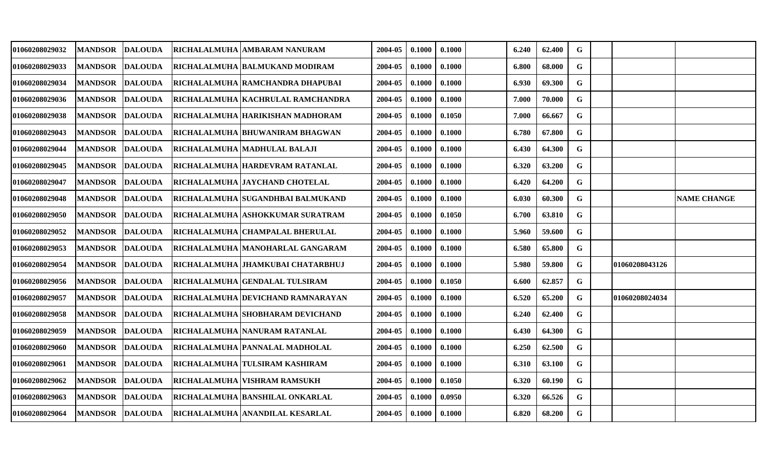| | | | | | | | | | | | | | | | |
|---|---|---|---|---|---|---|---|---|---|---|---|---|---|---|---|
| 01060208029032 | MANDSOR | DALOUDA | RICHALALMUHA | AMBARAM NANURAM | 2004-05 | 0.1000 | 0.1000 | | 6.240 | 62.400 | G | | | |
| 01060208029033 | MANDSOR | DALOUDA | RICHALALMUHA | BALMUKAND MODIRAM | 2004-05 | 0.1000 | 0.1000 | | 6.800 | 68.000 | G | | | |
| 01060208029034 | MANDSOR | DALOUDA | RICHALALMUHA | RAMCHANDRA DHAPUBAI | 2004-05 | 0.1000 | 0.1000 | | 6.930 | 69.300 | G | | | |
| 01060208029036 | MANDSOR | DALOUDA | RICHALALMUHA | KACHRULAL RAMCHANDRA | 2004-05 | 0.1000 | 0.1000 | | 7.000 | 70.000 | G | | | |
| 01060208029038 | MANDSOR | DALOUDA | RICHALALMUHA | HARIKISHAN MADHORAM | 2004-05 | 0.1000 | 0.1050 | | 7.000 | 66.667 | G | | | |
| 01060208029043 | MANDSOR | DALOUDA | RICHALALMUHA | BHUWANIRAM BHAGWAN | 2004-05 | 0.1000 | 0.1000 | | 6.780 | 67.800 | G | | | |
| 01060208029044 | MANDSOR | DALOUDA | RICHALALMUHA | MADHULAL BALAJI | 2004-05 | 0.1000 | 0.1000 | | 6.430 | 64.300 | G | | | |
| 01060208029045 | MANDSOR | DALOUDA | RICHALALMUHA | HARDEVRAM RATANLAL | 2004-05 | 0.1000 | 0.1000 | | 6.320 | 63.200 | G | | | |
| 01060208029047 | MANDSOR | DALOUDA | RICHALALMUHA | JAYCHAND CHOTELAL | 2004-05 | 0.1000 | 0.1000 | | 6.420 | 64.200 | G | | | |
| 01060208029048 | MANDSOR | DALOUDA | RICHALALMUHA | SUGANDHBAI BALMUKAND | 2004-05 | 0.1000 | 0.1000 | | 6.030 | 60.300 | G | | | NAME CHANGE |
| 01060208029050 | MANDSOR | DALOUDA | RICHALALMUHA | ASHOKKUMAR SURATRAM | 2004-05 | 0.1000 | 0.1050 | | 6.700 | 63.810 | G | | | |
| 01060208029052 | MANDSOR | DALOUDA | RICHALALMUHA | CHAMPALAL BHERULAL | 2004-05 | 0.1000 | 0.1000 | | 5.960 | 59.600 | G | | | |
| 01060208029053 | MANDSOR | DALOUDA | RICHALALMUHA | MANOHARLAL GANGARAM | 2004-05 | 0.1000 | 0.1000 | | 6.580 | 65.800 | G | | | |
| 01060208029054 | MANDSOR | DALOUDA | RICHALALMUHA | JHAMKUBAI CHATARBHUJ | 2004-05 | 0.1000 | 0.1000 | | 5.980 | 59.800 | G | | 01060208043126 | |
| 01060208029056 | MANDSOR | DALOUDA | RICHALALMUHA | GENDALAL TULSIRAM | 2004-05 | 0.1000 | 0.1050 | | 6.600 | 62.857 | G | | | |
| 01060208029057 | MANDSOR | DALOUDA | RICHALALMUHA | DEVICHAND RAMNARAYAN | 2004-05 | 0.1000 | 0.1000 | | 6.520 | 65.200 | G | | 01060208024034 | |
| 01060208029058 | MANDSOR | DALOUDA | RICHALALMUHA | SHOBHARAM DEVICHAND | 2004-05 | 0.1000 | 0.1000 | | 6.240 | 62.400 | G | | | |
| 01060208029059 | MANDSOR | DALOUDA | RICHALALMUHA | NANURAM RATANLAL | 2004-05 | 0.1000 | 0.1000 | | 6.430 | 64.300 | G | | | |
| 01060208029060 | MANDSOR | DALOUDA | RICHALALMUHA | PANNALAL MADHOLAL | 2004-05 | 0.1000 | 0.1000 | | 6.250 | 62.500 | G | | | |
| 01060208029061 | MANDSOR | DALOUDA | RICHALALMUHA | TULSIRAM KASHIRAM | 2004-05 | 0.1000 | 0.1000 | | 6.310 | 63.100 | G | | | |
| 01060208029062 | MANDSOR | DALOUDA | RICHALALMUHA | VISHRAM RAMSUKH | 2004-05 | 0.1000 | 0.1050 | | 6.320 | 60.190 | G | | | |
| 01060208029063 | MANDSOR | DALOUDA | RICHALALMUHA | BANSHILAL ONKARLAL | 2004-05 | 0.1000 | 0.0950 | | 6.320 | 66.526 | G | | | |
| 01060208029064 | MANDSOR | DALOUDA | RICHALALMUHA | ANANDILAL KESARLAL | 2004-05 | 0.1000 | 0.1000 | | 6.820 | 68.200 | G | | | |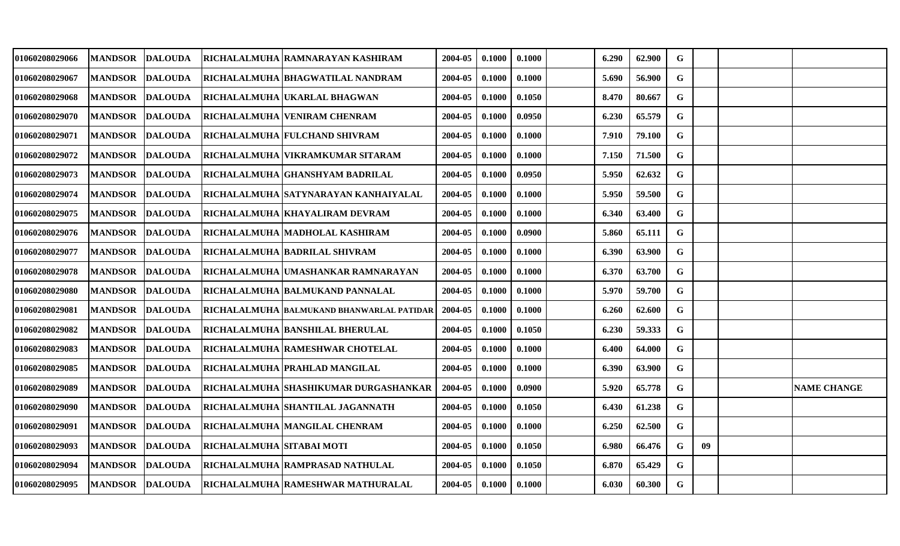| | | | | | | | | | | | | | | |
|---|---|---|---|---|---|---|---|---|---|---|---|---|---|---|
| 01060208029066 | MANDSOR | DALOUDA | RICHALALMUHA | RAMNARAYAN KASHIRAM | 2004-05 | 0.1000 | 0.1000 | | 6.290 | 62.900 | G | | | |
| 01060208029067 | MANDSOR | DALOUDA | RICHALALMUHA | BHAGWATILAL NANDRAM | 2004-05 | 0.1000 | 0.1000 | | 5.690 | 56.900 | G | | | |
| 01060208029068 | MANDSOR | DALOUDA | RICHALALMUHA | UKARLAL BHAGWAN | 2004-05 | 0.1000 | 0.1050 | | 8.470 | 80.667 | G | | | |
| 01060208029070 | MANDSOR | DALOUDA | RICHALALMUHA | VENIRAM CHENRAM | 2004-05 | 0.1000 | 0.0950 | | 6.230 | 65.579 | G | | | |
| 01060208029071 | MANDSOR | DALOUDA | RICHALALMUHA | FULCHAND SHIVRAM | 2004-05 | 0.1000 | 0.1000 | | 7.910 | 79.100 | G | | | |
| 01060208029072 | MANDSOR | DALOUDA | RICHALALMUHA | VIKRAMKUMAR SITARAM | 2004-05 | 0.1000 | 0.1000 | | 7.150 | 71.500 | G | | | |
| 01060208029073 | MANDSOR | DALOUDA | RICHALALMUHA | GHANSHYAM BADRILAL | 2004-05 | 0.1000 | 0.0950 | | 5.950 | 62.632 | G | | | |
| 01060208029074 | MANDSOR | DALOUDA | RICHALALMUHA | SATYNARAYAN KANHAIYALAL | 2004-05 | 0.1000 | 0.1000 | | 5.950 | 59.500 | G | | | |
| 01060208029075 | MANDSOR | DALOUDA | RICHALALMUHA | KHAYALIRAM DEVRAM | 2004-05 | 0.1000 | 0.1000 | | 6.340 | 63.400 | G | | | |
| 01060208029076 | MANDSOR | DALOUDA | RICHALALMUHA | MADHOLAL KASHIRAM | 2004-05 | 0.1000 | 0.0900 | | 5.860 | 65.111 | G | | | |
| 01060208029077 | MANDSOR | DALOUDA | RICHALALMUHA | BADRILAL SHIVRAM | 2004-05 | 0.1000 | 0.1000 | | 6.390 | 63.900 | G | | | |
| 01060208029078 | MANDSOR | DALOUDA | RICHALALMUHA | UMASHANKAR RAMNARAYAN | 2004-05 | 0.1000 | 0.1000 | | 6.370 | 63.700 | G | | | |
| 01060208029080 | MANDSOR | DALOUDA | RICHALALMUHA | BALMUKAND PANNALAL | 2004-05 | 0.1000 | 0.1000 | | 5.970 | 59.700 | G | | | |
| 01060208029081 | MANDSOR | DALOUDA | RICHALALMUHA | BALMUKAND BHANWARLAL PATIDAR | 2004-05 | 0.1000 | 0.1000 | | 6.260 | 62.600 | G | | | |
| 01060208029082 | MANDSOR | DALOUDA | RICHALALMUHA | BANSHILAL BHERULAL | 2004-05 | 0.1000 | 0.1050 | | 6.230 | 59.333 | G | | | |
| 01060208029083 | MANDSOR | DALOUDA | RICHALALMUHA | RAMESHWAR CHOTELAL | 2004-05 | 0.1000 | 0.1000 | | 6.400 | 64.000 | G | | | |
| 01060208029085 | MANDSOR | DALOUDA | RICHALALMUHA | PRAHLAD MANGILAL | 2004-05 | 0.1000 | 0.1000 | | 6.390 | 63.900 | G | | | |
| 01060208029089 | MANDSOR | DALOUDA | RICHALALMUHA | SHASHIKUMAR DURGASHANKAR | 2004-05 | 0.1000 | 0.0900 | | 5.920 | 65.778 | G | | | NAME CHANGE |
| 01060208029090 | MANDSOR | DALOUDA | RICHALALMUHA | SHANTILAL JAGANNATH | 2004-05 | 0.1000 | 0.1050 | | 6.430 | 61.238 | G | | | |
| 01060208029091 | MANDSOR | DALOUDA | RICHALALMUHA | MANGILAL CHENRAM | 2004-05 | 0.1000 | 0.1000 | | 6.250 | 62.500 | G | | | |
| 01060208029093 | MANDSOR | DALOUDA | RICHALALMUHA | SITABAI MOTI | 2004-05 | 0.1000 | 0.1050 | | 6.980 | 66.476 | G | 09 | | |
| 01060208029094 | MANDSOR | DALOUDA | RICHALALMUHA | RAMPRASAD NATHULAL | 2004-05 | 0.1000 | 0.1050 | | 6.870 | 65.429 | G | | | |
| 01060208029095 | MANDSOR | DALOUDA | RICHALALMUHA | RAMESHWAR MATHURALAL | 2004-05 | 0.1000 | 0.1000 | | 6.030 | 60.300 | G | | | |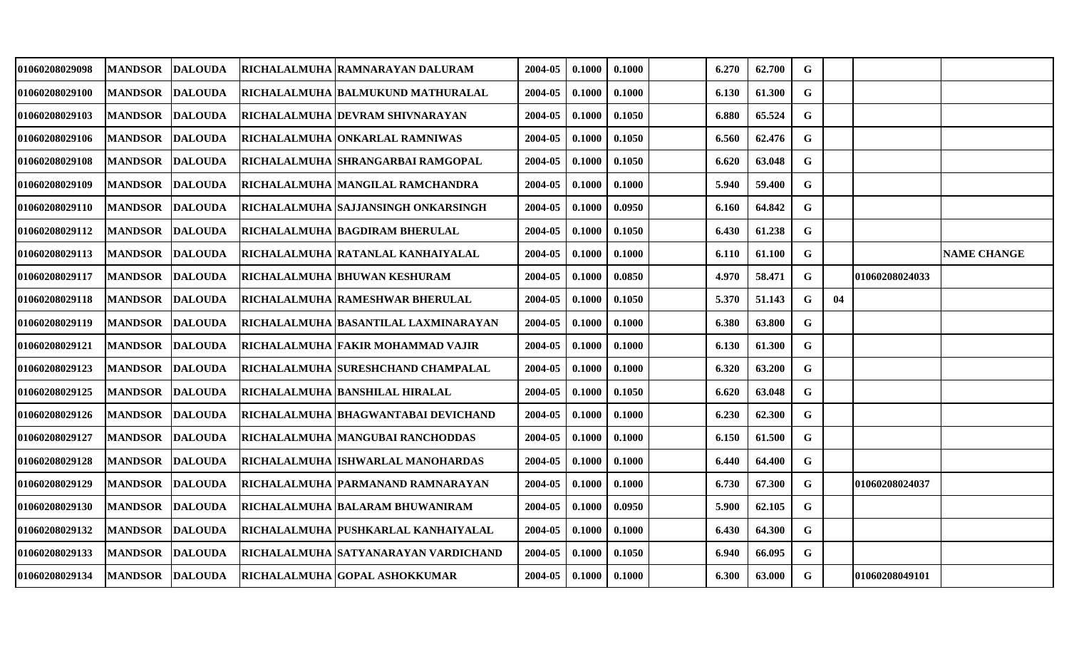| | | | | | | | | | | | | | | | |
|---|---|---|---|---|---|---|---|---|---|---|---|---|---|---|---|
| 01060208029098 | MANDSOR | DALOUDA | RICHALALMUHA | RAMNARAYAN DALURAM | 2004-05 | 0.1000 | 0.1000 | | 6.270 | 62.700 | G | | | |
| 01060208029100 | MANDSOR | DALOUDA | RICHALALMUHA | BALMUKUND MATHURALAL | 2004-05 | 0.1000 | 0.1000 | | 6.130 | 61.300 | G | | | |
| 01060208029103 | MANDSOR | DALOUDA | RICHALALMUHA | DEVRAM SHIVNARAYAN | 2004-05 | 0.1000 | 0.1050 | | 6.880 | 65.524 | G | | | |
| 01060208029106 | MANDSOR | DALOUDA | RICHALALMUHA | ONKARLAL RAMNIWAS | 2004-05 | 0.1000 | 0.1050 | | 6.560 | 62.476 | G | | | |
| 01060208029108 | MANDSOR | DALOUDA | RICHALALMUHA | SHRANGARBAI RAMGOPAL | 2004-05 | 0.1000 | 0.1050 | | 6.620 | 63.048 | G | | | |
| 01060208029109 | MANDSOR | DALOUDA | RICHALALMUHA | MANGILAL RAMCHANDRA | 2004-05 | 0.1000 | 0.1000 | | 5.940 | 59.400 | G | | | |
| 01060208029110 | MANDSOR | DALOUDA | RICHALALMUHA | SAJJANSINGH ONKARSINGH | 2004-05 | 0.1000 | 0.0950 | | 6.160 | 64.842 | G | | | |
| 01060208029112 | MANDSOR | DALOUDA | RICHALALMUHA | BAGDIRAM BHERULAL | 2004-05 | 0.1000 | 0.1050 | | 6.430 | 61.238 | G | | | |
| 01060208029113 | MANDSOR | DALOUDA | RICHALALMUHA | RATANLAL KANHAIYALAL | 2004-05 | 0.1000 | 0.1000 | | 6.110 | 61.100 | G | | | NAME CHANGE |
| 01060208029117 | MANDSOR | DALOUDA | RICHALALMUHA | BHUWAN KESHURAM | 2004-05 | 0.1000 | 0.0850 | | 4.970 | 58.471 | G | | 01060208024033 | |
| 01060208029118 | MANDSOR | DALOUDA | RICHALALMUHA | RAMESHWAR BHERULAL | 2004-05 | 0.1000 | 0.1050 | | 5.370 | 51.143 | G | 04 | | |
| 01060208029119 | MANDSOR | DALOUDA | RICHALALMUHA | BASANTILAL LAXMINARAYAN | 2004-05 | 0.1000 | 0.1000 | | 6.380 | 63.800 | G | | | |
| 01060208029121 | MANDSOR | DALOUDA | RICHALALMUHA | FAKIR MOHAMMAD VAJIR | 2004-05 | 0.1000 | 0.1000 | | 6.130 | 61.300 | G | | | |
| 01060208029123 | MANDSOR | DALOUDA | RICHALALMUHA | SURESHCHAND CHAMPALAL | 2004-05 | 0.1000 | 0.1000 | | 6.320 | 63.200 | G | | | |
| 01060208029125 | MANDSOR | DALOUDA | RICHALALMUHA | BANSHILAL HIRALAL | 2004-05 | 0.1000 | 0.1050 | | 6.620 | 63.048 | G | | | |
| 01060208029126 | MANDSOR | DALOUDA | RICHALALMUHA | BHAGWANTABAI DEVICHAND | 2004-05 | 0.1000 | 0.1000 | | 6.230 | 62.300 | G | | | |
| 01060208029127 | MANDSOR | DALOUDA | RICHALALMUHA | MANGUBAI RANCHODDAS | 2004-05 | 0.1000 | 0.1000 | | 6.150 | 61.500 | G | | | |
| 01060208029128 | MANDSOR | DALOUDA | RICHALALMUHA | ISHWARLAL MANOHARDAS | 2004-05 | 0.1000 | 0.1000 | | 6.440 | 64.400 | G | | | |
| 01060208029129 | MANDSOR | DALOUDA | RICHALALMUHA | PARMANAND RAMNARAYAN | 2004-05 | 0.1000 | 0.1000 | | 6.730 | 67.300 | G | | 01060208024037 | |
| 01060208029130 | MANDSOR | DALOUDA | RICHALALMUHA | BALARAM BHUWANIRAM | 2004-05 | 0.1000 | 0.0950 | | 5.900 | 62.105 | G | | | |
| 01060208029132 | MANDSOR | DALOUDA | RICHALALMUHA | PUSHKARLAL KANHAIYALAL | 2004-05 | 0.1000 | 0.1000 | | 6.430 | 64.300 | G | | | |
| 01060208029133 | MANDSOR | DALOUDA | RICHALALMUHA | SATYANARAYAN VARDICHAND | 2004-05 | 0.1000 | 0.1050 | | 6.940 | 66.095 | G | | | |
| 01060208029134 | MANDSOR | DALOUDA | RICHALALMUHA | GOPAL ASHOKKUMAR | 2004-05 | 0.1000 | 0.1000 | | 6.300 | 63.000 | G | | 01060208049101 | |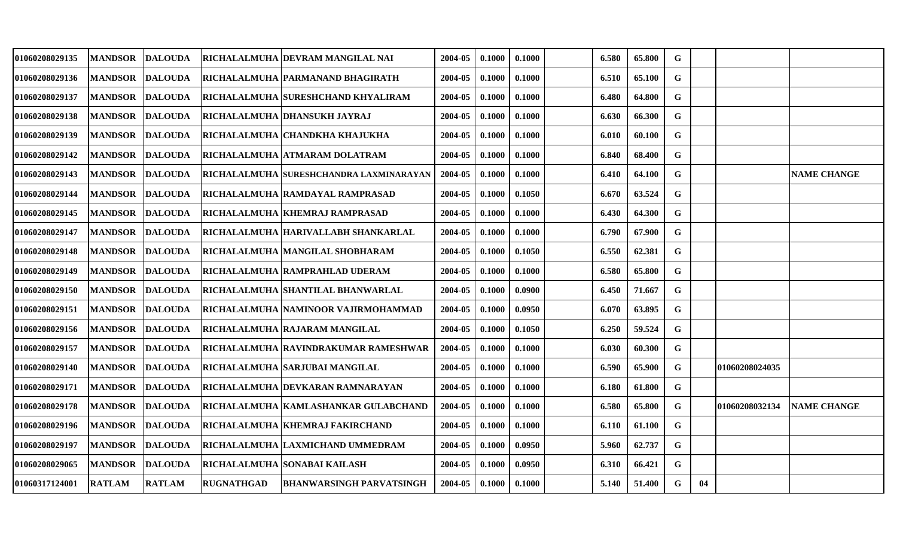| | | | | | | | | | | | | | | |
|---|---|---|---|---|---|---|---|---|---|---|---|---|---|---|
| 01060208029135 | MANDSOR | DALOUDA | RICHALALMUHA | DEVRAM MANGILAL NAI | 2004-05 | 0.1000 | 0.1000 | | 6.580 | 65.800 | G | | | |
| 01060208029136 | MANDSOR | DALOUDA | RICHALALMUHA | PARMANAND BHAGIRATH | 2004-05 | 0.1000 | 0.1000 | | 6.510 | 65.100 | G | | | |
| 01060208029137 | MANDSOR | DALOUDA | RICHALALMUHA | SURESHCHAND KHYALIRAM | 2004-05 | 0.1000 | 0.1000 | | 6.480 | 64.800 | G | | | |
| 01060208029138 | MANDSOR | DALOUDA | RICHALALMUHA | DHANSUKH JAYRAJ | 2004-05 | 0.1000 | 0.1000 | | 6.630 | 66.300 | G | | | |
| 01060208029139 | MANDSOR | DALOUDA | RICHALALMUHA | CHANDKHA KHAJUKHA | 2004-05 | 0.1000 | 0.1000 | | 6.010 | 60.100 | G | | | |
| 01060208029142 | MANDSOR | DALOUDA | RICHALALMUHA | ATMARAM DOLATRAM | 2004-05 | 0.1000 | 0.1000 | | 6.840 | 68.400 | G | | | |
| 01060208029143 | MANDSOR | DALOUDA | RICHALALMUHA | SURESHCHANDRA LAXMINARAYAN | 2004-05 | 0.1000 | 0.1000 | | 6.410 | 64.100 | G | | | NAME CHANGE |
| 01060208029144 | MANDSOR | DALOUDA | RICHALALMUHA | RAMDAYAL RAMPRASAD | 2004-05 | 0.1000 | 0.1050 | | 6.670 | 63.524 | G | | | |
| 01060208029145 | MANDSOR | DALOUDA | RICHALALMUHA | KHEMRAJ RAMPRASAD | 2004-05 | 0.1000 | 0.1000 | | 6.430 | 64.300 | G | | | |
| 01060208029147 | MANDSOR | DALOUDA | RICHALALMUHA | HARIVALLABH SHANKARLAL | 2004-05 | 0.1000 | 0.1000 | | 6.790 | 67.900 | G | | | |
| 01060208029148 | MANDSOR | DALOUDA | RICHALALMUHA | MANGILAL SHOBHARAM | 2004-05 | 0.1000 | 0.1050 | | 6.550 | 62.381 | G | | | |
| 01060208029149 | MANDSOR | DALOUDA | RICHALALMUHA | RAMPRAHLAD UDERAM | 2004-05 | 0.1000 | 0.1000 | | 6.580 | 65.800 | G | | | |
| 01060208029150 | MANDSOR | DALOUDA | RICHALALMUHA | SHANTILAL BHANWARLAL | 2004-05 | 0.1000 | 0.0900 | | 6.450 | 71.667 | G | | | |
| 01060208029151 | MANDSOR | DALOUDA | RICHALALMUHA | NAMINOOR VAJIRMOHAMMAD | 2004-05 | 0.1000 | 0.0950 | | 6.070 | 63.895 | G | | | |
| 01060208029156 | MANDSOR | DALOUDA | RICHALALMUHA | RAJARAM MANGILAL | 2004-05 | 0.1000 | 0.1050 | | 6.250 | 59.524 | G | | | |
| 01060208029157 | MANDSOR | DALOUDA | RICHALALMUHA | RAVINDRAKUMAR RAMESHWAR | 2004-05 | 0.1000 | 0.1000 | | 6.030 | 60.300 | G | | | |
| 01060208029140 | MANDSOR | DALOUDA | RICHALALMUHA | SARJUBAI MANGILAL | 2004-05 | 0.1000 | 0.1000 | | 6.590 | 65.900 | G | | 01060208024035 | |
| 01060208029171 | MANDSOR | DALOUDA | RICHALALMUHA | DEVKARAN RAMNARAYAN | 2004-05 | 0.1000 | 0.1000 | | 6.180 | 61.800 | G | | | |
| 01060208029178 | MANDSOR | DALOUDA | RICHALALMUHA | KAMLASHANKAR GULABCHAND | 2004-05 | 0.1000 | 0.1000 | | 6.580 | 65.800 | G | | 01060208032134 | NAME CHANGE |
| 01060208029196 | MANDSOR | DALOUDA | RICHALALMUHA | KHEMRAJ FAKIRCHAND | 2004-05 | 0.1000 | 0.1000 | | 6.110 | 61.100 | G | | | |
| 01060208029197 | MANDSOR | DALOUDA | RICHALALMUHA | LAXMICHAND UMMEDRAM | 2004-05 | 0.1000 | 0.0950 | | 5.960 | 62.737 | G | | | |
| 01060208029065 | MANDSOR | DALOUDA | RICHALALMUHA | SONABAI KAILASH | 2004-05 | 0.1000 | 0.0950 | | 6.310 | 66.421 | G | | | |
| 01060317124001 | RATLAM | RATLAM | RUGNATHGAD | BHANWARSINGH PARVATSINGH | 2004-05 | 0.1000 | 0.1000 | | 5.140 | 51.400 | G | 04 | | |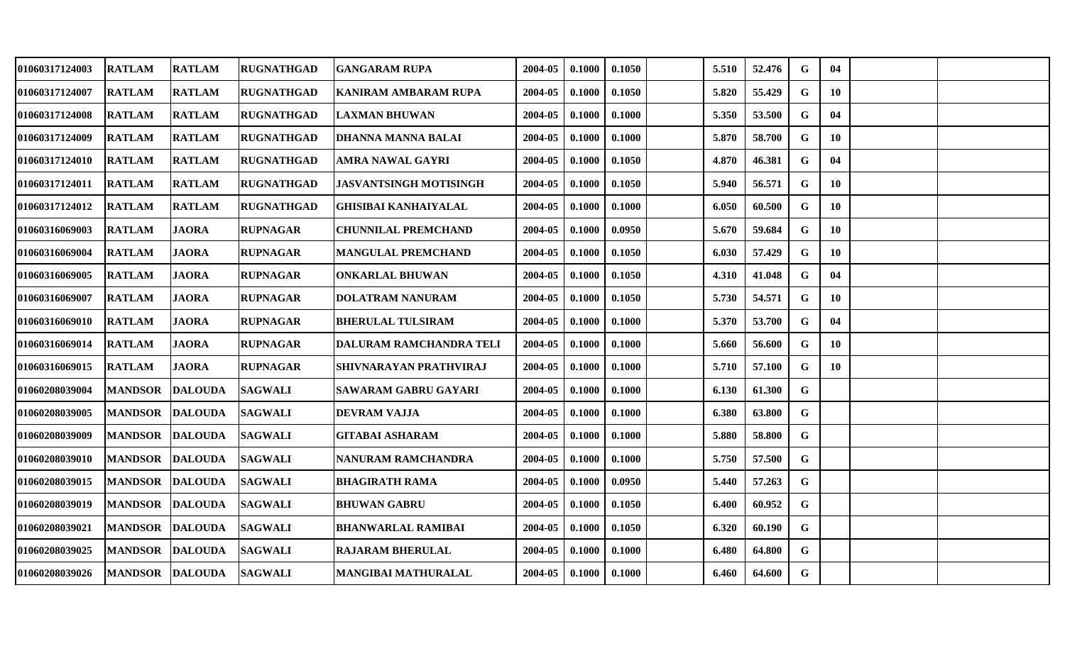| | | | | | | | | | | | | | | |
|---|---|---|---|---|---|---|---|---|---|---|---|---|---|---|
| 01060317124003 | RATLAM | RATLAM | RUGNATHGAD | GANGARAM RUPA | 2004-05 | 0.1000 | 0.1050 | | 5.510 | 52.476 | G | 04 | | |
| 01060317124007 | RATLAM | RATLAM | RUGNATHGAD | KANIRAM AMBARAM RUPA | 2004-05 | 0.1000 | 0.1050 | | 5.820 | 55.429 | G | 10 | | |
| 01060317124008 | RATLAM | RATLAM | RUGNATHGAD | LAXMAN BHUWAN | 2004-05 | 0.1000 | 0.1000 | | 5.350 | 53.500 | G | 04 | | |
| 01060317124009 | RATLAM | RATLAM | RUGNATHGAD | DHANNA MANNA BALAI | 2004-05 | 0.1000 | 0.1000 | | 5.870 | 58.700 | G | 10 | | |
| 01060317124010 | RATLAM | RATLAM | RUGNATHGAD | AMRA NAWAL GAYRI | 2004-05 | 0.1000 | 0.1050 | | 4.870 | 46.381 | G | 04 | | |
| 01060317124011 | RATLAM | RATLAM | RUGNATHGAD | JASVANTSINGH MOTISINGH | 2004-05 | 0.1000 | 0.1050 | | 5.940 | 56.571 | G | 10 | | |
| 01060317124012 | RATLAM | RATLAM | RUGNATHGAD | GHISIBAI KANHAIYALAL | 2004-05 | 0.1000 | 0.1000 | | 6.050 | 60.500 | G | 10 | | |
| 01060316069003 | RATLAM | JAORA | RUPNAGAR | CHUNNILAL PREMCHAND | 2004-05 | 0.1000 | 0.0950 | | 5.670 | 59.684 | G | 10 | | |
| 01060316069004 | RATLAM | JAORA | RUPNAGAR | MANGULAL PREMCHAND | 2004-05 | 0.1000 | 0.1050 | | 6.030 | 57.429 | G | 10 | | |
| 01060316069005 | RATLAM | JAORA | RUPNAGAR | ONKARLAL BHUWAN | 2004-05 | 0.1000 | 0.1050 | | 4.310 | 41.048 | G | 04 | | |
| 01060316069007 | RATLAM | JAORA | RUPNAGAR | DOLATRAM NANURAM | 2004-05 | 0.1000 | 0.1050 | | 5.730 | 54.571 | G | 10 | | |
| 01060316069010 | RATLAM | JAORA | RUPNAGAR | BHERULAL TULSIRAM | 2004-05 | 0.1000 | 0.1000 | | 5.370 | 53.700 | G | 04 | | |
| 01060316069014 | RATLAM | JAORA | RUPNAGAR | DALURAM RAMCHANDRA TELI | 2004-05 | 0.1000 | 0.1000 | | 5.660 | 56.600 | G | 10 | | |
| 01060316069015 | RATLAM | JAORA | RUPNAGAR | SHIVNARAYAN PRATHVIRAJ | 2004-05 | 0.1000 | 0.1000 | | 5.710 | 57.100 | G | 10 | | |
| 01060208039004 | MANDSOR | DALOUDA | SAGWALI | SAWARAM GABRU GAYARI | 2004-05 | 0.1000 | 0.1000 | | 6.130 | 61.300 | G | | | |
| 01060208039005 | MANDSOR | DALOUDA | SAGWALI | DEVRAM VAJJA | 2004-05 | 0.1000 | 0.1000 | | 6.380 | 63.800 | G | | | |
| 01060208039009 | MANDSOR | DALOUDA | SAGWALI | GITABAI ASHARAM | 2004-05 | 0.1000 | 0.1000 | | 5.880 | 58.800 | G | | | |
| 01060208039010 | MANDSOR | DALOUDA | SAGWALI | NANURAM RAMCHANDRA | 2004-05 | 0.1000 | 0.1000 | | 5.750 | 57.500 | G | | | |
| 01060208039015 | MANDSOR | DALOUDA | SAGWALI | BHAGIRATH RAMA | 2004-05 | 0.1000 | 0.0950 | | 5.440 | 57.263 | G | | | |
| 01060208039019 | MANDSOR | DALOUDA | SAGWALI | BHUWAN GABRU | 2004-05 | 0.1000 | 0.1050 | | 6.400 | 60.952 | G | | | |
| 01060208039021 | MANDSOR | DALOUDA | SAGWALI | BHANWARLAL RAMIBAI | 2004-05 | 0.1000 | 0.1050 | | 6.320 | 60.190 | G | | | |
| 01060208039025 | MANDSOR | DALOUDA | SAGWALI | RAJARAM BHERULAL | 2004-05 | 0.1000 | 0.1000 | | 6.480 | 64.800 | G | | | |
| 01060208039026 | MANDSOR | DALOUDA | SAGWALI | MANGIBAI MATHURALAL | 2004-05 | 0.1000 | 0.1000 | | 6.460 | 64.600 | G | | | |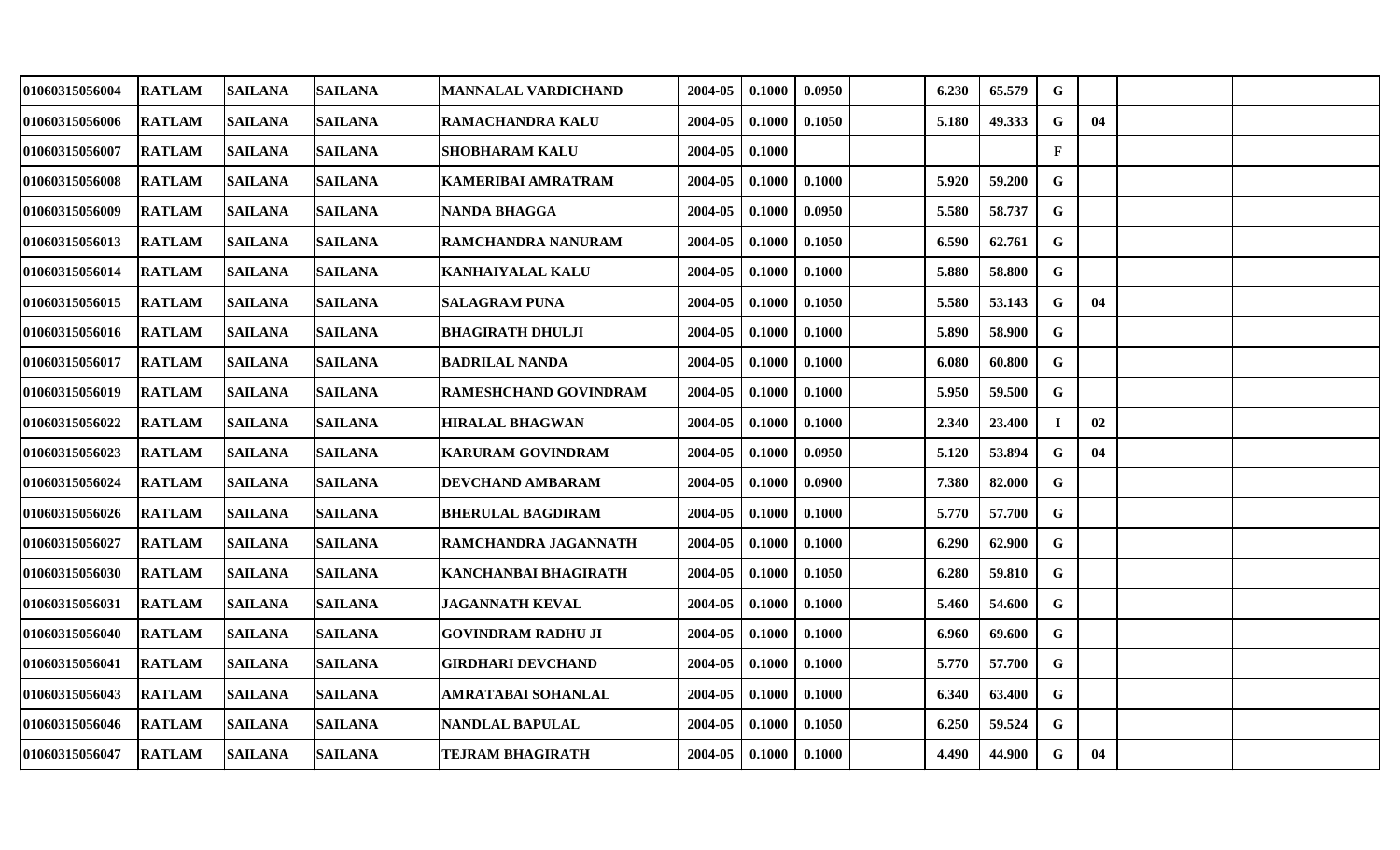| | | | | | | | | | | | | | | |
|---|---|---|---|---|---|---|---|---|---|---|---|---|---|---|
| 01060315056004 | RATLAM | SAILANA | SAILANA | MANNALAL VARDICHAND | 2004-05 | 0.1000 | 0.0950 | | 6.230 | 65.579 | G | | | |
| 01060315056006 | RATLAM | SAILANA | SAILANA | RAMACHANDRA KALU | 2004-05 | 0.1000 | 0.1050 | | 5.180 | 49.333 | G | 04 | | |
| 01060315056007 | RATLAM | SAILANA | SAILANA | SHOBHARAM KALU | 2004-05 | 0.1000 | | | | | F | | | |
| 01060315056008 | RATLAM | SAILANA | SAILANA | KAMERIBAI AMRATRAM | 2004-05 | 0.1000 | 0.1000 | | 5.920 | 59.200 | G | | | |
| 01060315056009 | RATLAM | SAILANA | SAILANA | NANDA BHAGGA | 2004-05 | 0.1000 | 0.0950 | | 5.580 | 58.737 | G | | | |
| 01060315056013 | RATLAM | SAILANA | SAILANA | RAMCHANDRA NANURAM | 2004-05 | 0.1000 | 0.1050 | | 6.590 | 62.761 | G | | | |
| 01060315056014 | RATLAM | SAILANA | SAILANA | KANHAIYALAL KALU | 2004-05 | 0.1000 | 0.1000 | | 5.880 | 58.800 | G | | | |
| 01060315056015 | RATLAM | SAILANA | SAILANA | SALAGRAM PUNA | 2004-05 | 0.1000 | 0.1050 | | 5.580 | 53.143 | G | 04 | | |
| 01060315056016 | RATLAM | SAILANA | SAILANA | BHAGIRATH DHULJI | 2004-05 | 0.1000 | 0.1000 | | 5.890 | 58.900 | G | | | |
| 01060315056017 | RATLAM | SAILANA | SAILANA | BADRILAL NANDA | 2004-05 | 0.1000 | 0.1000 | | 6.080 | 60.800 | G | | | |
| 01060315056019 | RATLAM | SAILANA | SAILANA | RAMESHCHAND GOVINDRAM | 2004-05 | 0.1000 | 0.1000 | | 5.950 | 59.500 | G | | | |
| 01060315056022 | RATLAM | SAILANA | SAILANA | HIRALAL BHAGWAN | 2004-05 | 0.1000 | 0.1000 | | 2.340 | 23.400 | I | 02 | | |
| 01060315056023 | RATLAM | SAILANA | SAILANA | KARURAM GOVINDRAM | 2004-05 | 0.1000 | 0.0950 | | 5.120 | 53.894 | G | 04 | | |
| 01060315056024 | RATLAM | SAILANA | SAILANA | DEVCHAND AMBARAM | 2004-05 | 0.1000 | 0.0900 | | 7.380 | 82.000 | G | | | |
| 01060315056026 | RATLAM | SAILANA | SAILANA | BHERULAL BAGDIRAM | 2004-05 | 0.1000 | 0.1000 | | 5.770 | 57.700 | G | | | |
| 01060315056027 | RATLAM | SAILANA | SAILANA | RAMCHANDRA JAGANNATH | 2004-05 | 0.1000 | 0.1000 | | 6.290 | 62.900 | G | | | |
| 01060315056030 | RATLAM | SAILANA | SAILANA | KANCHANBAI BHAGIRATH | 2004-05 | 0.1000 | 0.1050 | | 6.280 | 59.810 | G | | | |
| 01060315056031 | RATLAM | SAILANA | SAILANA | JAGANNATH KEVAL | 2004-05 | 0.1000 | 0.1000 | | 5.460 | 54.600 | G | | | |
| 01060315056040 | RATLAM | SAILANA | SAILANA | GOVINDRAM RADHU JI | 2004-05 | 0.1000 | 0.1000 | | 6.960 | 69.600 | G | | | |
| 01060315056041 | RATLAM | SAILANA | SAILANA | GIRDHARI DEVCHAND | 2004-05 | 0.1000 | 0.1000 | | 5.770 | 57.700 | G | | | |
| 01060315056043 | RATLAM | SAILANA | SAILANA | AMRATABAI SOHANLAL | 2004-05 | 0.1000 | 0.1000 | | 6.340 | 63.400 | G | | | |
| 01060315056046 | RATLAM | SAILANA | SAILANA | NANDLAL BAPULAL | 2004-05 | 0.1000 | 0.1050 | | 6.250 | 59.524 | G | | | |
| 01060315056047 | RATLAM | SAILANA | SAILANA | TEJRAM BHAGIRATH | 2004-05 | 0.1000 | 0.1000 | | 4.490 | 44.900 | G | 04 | | |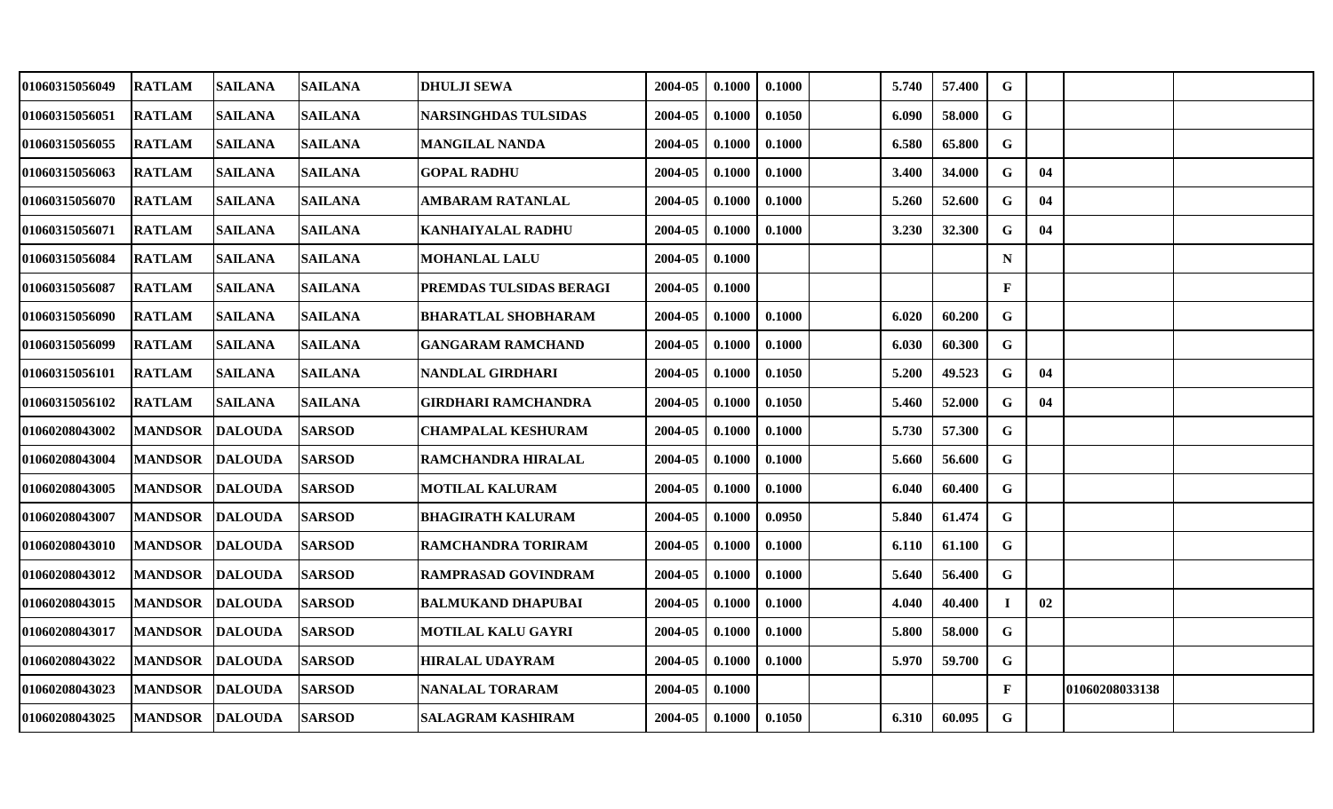| | | | | | | | | | | | | | | |
|---|---|---|---|---|---|---|---|---|---|---|---|---|---|---|
| 01060315056049 | RATLAM | SAILANA | SAILANA | DHULJI SEWA | 2004-05 | 0.1000 | 0.1000 | | 5.740 | 57.400 | G | | | |
| 01060315056051 | RATLAM | SAILANA | SAILANA | NARSINGHDAS TULSIDAS | 2004-05 | 0.1000 | 0.1050 | | 6.090 | 58.000 | G | | | |
| 01060315056055 | RATLAM | SAILANA | SAILANA | MANGILAL NANDA | 2004-05 | 0.1000 | 0.1000 | | 6.580 | 65.800 | G | | | |
| 01060315056063 | RATLAM | SAILANA | SAILANA | GOPAL RADHU | 2004-05 | 0.1000 | 0.1000 | | 3.400 | 34.000 | G | 04 | | |
| 01060315056070 | RATLAM | SAILANA | SAILANA | AMBARAM RATANLAL | 2004-05 | 0.1000 | 0.1000 | | 5.260 | 52.600 | G | 04 | | |
| 01060315056071 | RATLAM | SAILANA | SAILANA | KANHAIYALAL RADHU | 2004-05 | 0.1000 | 0.1000 | | 3.230 | 32.300 | G | 04 | | |
| 01060315056084 | RATLAM | SAILANA | SAILANA | MOHANLAL LALU | 2004-05 | 0.1000 | | | | | N | | | |
| 01060315056087 | RATLAM | SAILANA | SAILANA | PREMDAS TULSIDAS BERAGI | 2004-05 | 0.1000 | | | | | F | | | |
| 01060315056090 | RATLAM | SAILANA | SAILANA | BHARATLAL SHOBHARAM | 2004-05 | 0.1000 | 0.1000 | | 6.020 | 60.200 | G | | | |
| 01060315056099 | RATLAM | SAILANA | SAILANA | GANGARAM RAMCHAND | 2004-05 | 0.1000 | 0.1000 | | 6.030 | 60.300 | G | | | |
| 01060315056101 | RATLAM | SAILANA | SAILANA | NANDLAL GIRDHARI | 2004-05 | 0.1000 | 0.1050 | | 5.200 | 49.523 | G | 04 | | |
| 01060315056102 | RATLAM | SAILANA | SAILANA | GIRDHARI RAMCHANDRA | 2004-05 | 0.1000 | 0.1050 | | 5.460 | 52.000 | G | 04 | | |
| 01060208043002 | MANDSOR | DALOUDA | SARSOD | CHAMPALAL KESHURAM | 2004-05 | 0.1000 | 0.1000 | | 5.730 | 57.300 | G | | | |
| 01060208043004 | MANDSOR | DALOUDA | SARSOD | RAMCHANDRA HIRALAL | 2004-05 | 0.1000 | 0.1000 | | 5.660 | 56.600 | G | | | |
| 01060208043005 | MANDSOR | DALOUDA | SARSOD | MOTILAL KALURAM | 2004-05 | 0.1000 | 0.1000 | | 6.040 | 60.400 | G | | | |
| 01060208043007 | MANDSOR | DALOUDA | SARSOD | BHAGIRATH KALURAM | 2004-05 | 0.1000 | 0.0950 | | 5.840 | 61.474 | G | | | |
| 01060208043010 | MANDSOR | DALOUDA | SARSOD | RAMCHANDRA TORIRAM | 2004-05 | 0.1000 | 0.1000 | | 6.110 | 61.100 | G | | | |
| 01060208043012 | MANDSOR | DALOUDA | SARSOD | RAMPRASAD GOVINDRAM | 2004-05 | 0.1000 | 0.1000 | | 5.640 | 56.400 | G | | | |
| 01060208043015 | MANDSOR | DALOUDA | SARSOD | BALMUKAND DHAPUBAI | 2004-05 | 0.1000 | 0.1000 | | 4.040 | 40.400 | I | 02 | | |
| 01060208043017 | MANDSOR | DALOUDA | SARSOD | MOTILAL KALU GAYRI | 2004-05 | 0.1000 | 0.1000 | | 5.800 | 58.000 | G | | | |
| 01060208043022 | MANDSOR | DALOUDA | SARSOD | HIRALAL UDAYRAM | 2004-05 | 0.1000 | 0.1000 | | 5.970 | 59.700 | G | | | |
| 01060208043023 | MANDSOR | DALOUDA | SARSOD | NANALAL TORARAM | 2004-05 | 0.1000 | | | | | F | | 01060208033138 | |
| 01060208043025 | MANDSOR | DALOUDA | SARSOD | SALAGRAM KASHIRAM | 2004-05 | 0.1000 | 0.1050 | | 6.310 | 60.095 | G | | | |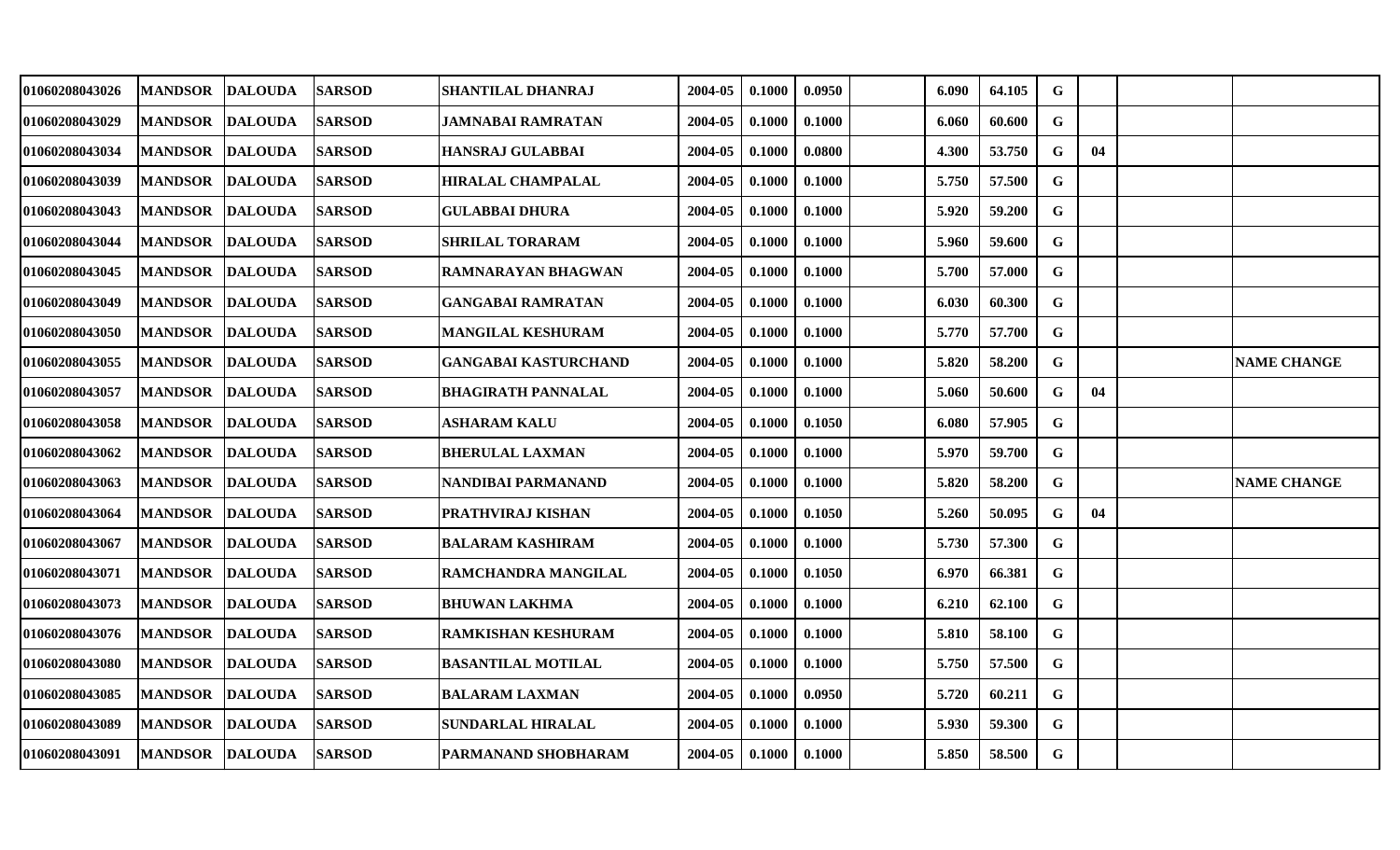| | | | | | | | | | | | | | | |
|---|---|---|---|---|---|---|---|---|---|---|---|---|---|---|
| 01060208043026 | MANDSOR | DALOUDA | SARSOD | SHANTILAL DHANRAJ | 2004-05 | 0.1000 | 0.0950 | | 6.090 | 64.105 | G | | | |
| 01060208043029 | MANDSOR | DALOUDA | SARSOD | JAMNABAI RAMRATAN | 2004-05 | 0.1000 | 0.1000 | | 6.060 | 60.600 | G | | | |
| 01060208043034 | MANDSOR | DALOUDA | SARSOD | HANSRAJ GULABBAI | 2004-05 | 0.1000 | 0.0800 | | 4.300 | 53.750 | G | 04 | | |
| 01060208043039 | MANDSOR | DALOUDA | SARSOD | HIRALAL CHAMPALAL | 2004-05 | 0.1000 | 0.1000 | | 5.750 | 57.500 | G | | | |
| 01060208043043 | MANDSOR | DALOUDA | SARSOD | GULABBAI DHURA | 2004-05 | 0.1000 | 0.1000 | | 5.920 | 59.200 | G | | | |
| 01060208043044 | MANDSOR | DALOUDA | SARSOD | SHRILAL TORARAM | 2004-05 | 0.1000 | 0.1000 | | 5.960 | 59.600 | G | | | |
| 01060208043045 | MANDSOR | DALOUDA | SARSOD | RAMNARAYAN BHAGWAN | 2004-05 | 0.1000 | 0.1000 | | 5.700 | 57.000 | G | | | |
| 01060208043049 | MANDSOR | DALOUDA | SARSOD | GANGABAI RAMRATAN | 2004-05 | 0.1000 | 0.1000 | | 6.030 | 60.300 | G | | | |
| 01060208043050 | MANDSOR | DALOUDA | SARSOD | MANGILAL KESHURAM | 2004-05 | 0.1000 | 0.1000 | | 5.770 | 57.700 | G | | | |
| 01060208043055 | MANDSOR | DALOUDA | SARSOD | GANGABAI KASTURCHAND | 2004-05 | 0.1000 | 0.1000 | | 5.820 | 58.200 | G | | | NAME CHANGE |
| 01060208043057 | MANDSOR | DALOUDA | SARSOD | BHAGIRATH PANNALAL | 2004-05 | 0.1000 | 0.1000 | | 5.060 | 50.600 | G | 04 | | |
| 01060208043058 | MANDSOR | DALOUDA | SARSOD | ASHARAM KALU | 2004-05 | 0.1000 | 0.1050 | | 6.080 | 57.905 | G | | | |
| 01060208043062 | MANDSOR | DALOUDA | SARSOD | BHERULAL LAXMAN | 2004-05 | 0.1000 | 0.1000 | | 5.970 | 59.700 | G | | | |
| 01060208043063 | MANDSOR | DALOUDA | SARSOD | NANDIBAI PARMANAND | 2004-05 | 0.1000 | 0.1000 | | 5.820 | 58.200 | G | | | NAME CHANGE |
| 01060208043064 | MANDSOR | DALOUDA | SARSOD | PRATHVIRAJ KISHAN | 2004-05 | 0.1000 | 0.1050 | | 5.260 | 50.095 | G | 04 | | |
| 01060208043067 | MANDSOR | DALOUDA | SARSOD | BALARAM KASHIRAM | 2004-05 | 0.1000 | 0.1000 | | 5.730 | 57.300 | G | | | |
| 01060208043071 | MANDSOR | DALOUDA | SARSOD | RAMCHANDRA MANGILAL | 2004-05 | 0.1000 | 0.1050 | | 6.970 | 66.381 | G | | | |
| 01060208043073 | MANDSOR | DALOUDA | SARSOD | BHUWAN LAKHMA | 2004-05 | 0.1000 | 0.1000 | | 6.210 | 62.100 | G | | | |
| 01060208043076 | MANDSOR | DALOUDA | SARSOD | RAMKISHAN KESHURAM | 2004-05 | 0.1000 | 0.1000 | | 5.810 | 58.100 | G | | | |
| 01060208043080 | MANDSOR | DALOUDA | SARSOD | BASANTILAL MOTILAL | 2004-05 | 0.1000 | 0.1000 | | 5.750 | 57.500 | G | | | |
| 01060208043085 | MANDSOR | DALOUDA | SARSOD | BALARAM LAXMAN | 2004-05 | 0.1000 | 0.0950 | | 5.720 | 60.211 | G | | | |
| 01060208043089 | MANDSOR | DALOUDA | SARSOD | SUNDARLAL HIRALAL | 2004-05 | 0.1000 | 0.1000 | | 5.930 | 59.300 | G | | | |
| 01060208043091 | MANDSOR | DALOUDA | SARSOD | PARMANAND SHOBHARAM | 2004-05 | 0.1000 | 0.1000 | | 5.850 | 58.500 | G | | | |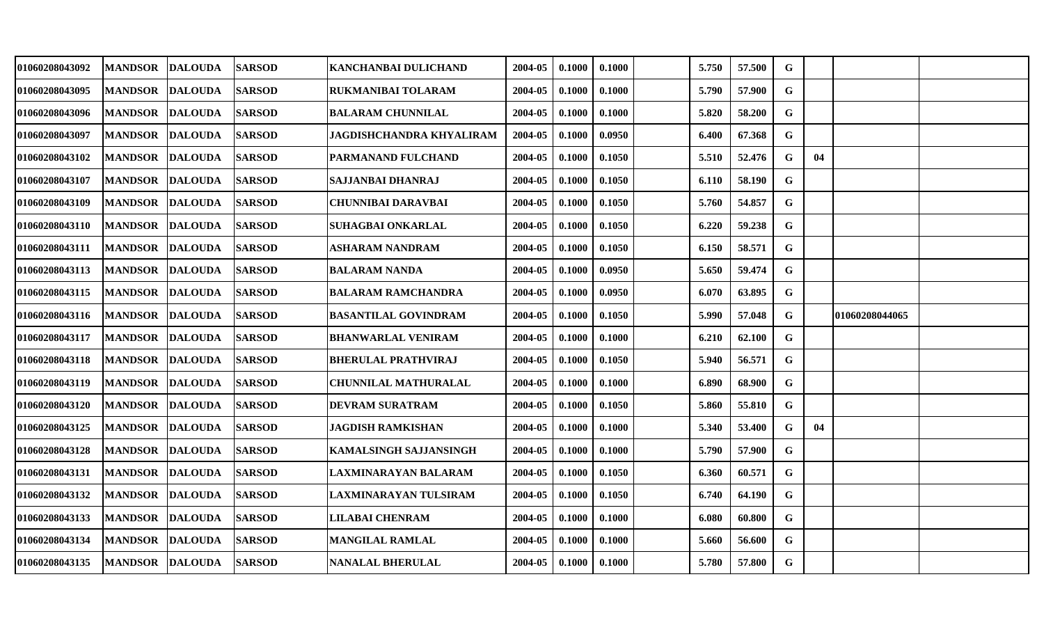| | | | | | | | | | | | | | | |
|---|---|---|---|---|---|---|---|---|---|---|---|---|---|---|
| 01060208043092 | MANDSOR | DALOUDA | SARSOD | KANCHANBAI DULICHAND | 2004-05 | 0.1000 | 0.1000 | | 5.750 | 57.500 | G | | | |
| 01060208043095 | MANDSOR | DALOUDA | SARSOD | RUKMANIBAI TOLARAM | 2004-05 | 0.1000 | 0.1000 | | 5.790 | 57.900 | G | | | |
| 01060208043096 | MANDSOR | DALOUDA | SARSOD | BALARAM CHUNNILAL | 2004-05 | 0.1000 | 0.1000 | | 5.820 | 58.200 | G | | | |
| 01060208043097 | MANDSOR | DALOUDA | SARSOD | JAGDISHCHANDRA KHYALIRAM | 2004-05 | 0.1000 | 0.0950 | | 6.400 | 67.368 | G | | | |
| 01060208043102 | MANDSOR | DALOUDA | SARSOD | PARMANAND FULCHAND | 2004-05 | 0.1000 | 0.1050 | | 5.510 | 52.476 | G | 04 | | |
| 01060208043107 | MANDSOR | DALOUDA | SARSOD | SAJJANBAI DHANRAJ | 2004-05 | 0.1000 | 0.1050 | | 6.110 | 58.190 | G | | | |
| 01060208043109 | MANDSOR | DALOUDA | SARSOD | CHUNNIBAI DARAVBAI | 2004-05 | 0.1000 | 0.1050 | | 5.760 | 54.857 | G | | | |
| 01060208043110 | MANDSOR | DALOUDA | SARSOD | SUHAGBAI ONKARLAL | 2004-05 | 0.1000 | 0.1050 | | 6.220 | 59.238 | G | | | |
| 01060208043111 | MANDSOR | DALOUDA | SARSOD | ASHARAM NANDRAM | 2004-05 | 0.1000 | 0.1050 | | 6.150 | 58.571 | G | | | |
| 01060208043113 | MANDSOR | DALOUDA | SARSOD | BALARAM NANDA | 2004-05 | 0.1000 | 0.0950 | | 5.650 | 59.474 | G | | | |
| 01060208043115 | MANDSOR | DALOUDA | SARSOD | BALARAM RAMCHANDRA | 2004-05 | 0.1000 | 0.0950 | | 6.070 | 63.895 | G | | | |
| 01060208043116 | MANDSOR | DALOUDA | SARSOD | BASANTILAL GOVINDRAM | 2004-05 | 0.1000 | 0.1050 | | 5.990 | 57.048 | G | | 01060208044065 | |
| 01060208043117 | MANDSOR | DALOUDA | SARSOD | BHANWARLAL VENIRAM | 2004-05 | 0.1000 | 0.1000 | | 6.210 | 62.100 | G | | | |
| 01060208043118 | MANDSOR | DALOUDA | SARSOD | BHERULAL PRATHVIRAJ | 2004-05 | 0.1000 | 0.1050 | | 5.940 | 56.571 | G | | | |
| 01060208043119 | MANDSOR | DALOUDA | SARSOD | CHUNNILAL MATHURALAL | 2004-05 | 0.1000 | 0.1000 | | 6.890 | 68.900 | G | | | |
| 01060208043120 | MANDSOR | DALOUDA | SARSOD | DEVRAM SURATRAM | 2004-05 | 0.1000 | 0.1050 | | 5.860 | 55.810 | G | | | |
| 01060208043125 | MANDSOR | DALOUDA | SARSOD | JAGDISH RAMKISHAN | 2004-05 | 0.1000 | 0.1000 | | 5.340 | 53.400 | G | 04 | | |
| 01060208043128 | MANDSOR | DALOUDA | SARSOD | KAMALSINGH SAJJANSINGH | 2004-05 | 0.1000 | 0.1000 | | 5.790 | 57.900 | G | | | |
| 01060208043131 | MANDSOR | DALOUDA | SARSOD | LAXMINARAYAN BALARAM | 2004-05 | 0.1000 | 0.1050 | | 6.360 | 60.571 | G | | | |
| 01060208043132 | MANDSOR | DALOUDA | SARSOD | LAXMINARAYAN TULSIRAM | 2004-05 | 0.1000 | 0.1050 | | 6.740 | 64.190 | G | | | |
| 01060208043133 | MANDSOR | DALOUDA | SARSOD | LILABAI CHENRAM | 2004-05 | 0.1000 | 0.1000 | | 6.080 | 60.800 | G | | | |
| 01060208043134 | MANDSOR | DALOUDA | SARSOD | MANGILAL RAMLAL | 2004-05 | 0.1000 | 0.1000 | | 5.660 | 56.600 | G | | | |
| 01060208043135 | MANDSOR | DALOUDA | SARSOD | NANALAL BHERULAL | 2004-05 | 0.1000 | 0.1000 | | 5.780 | 57.800 | G | | | |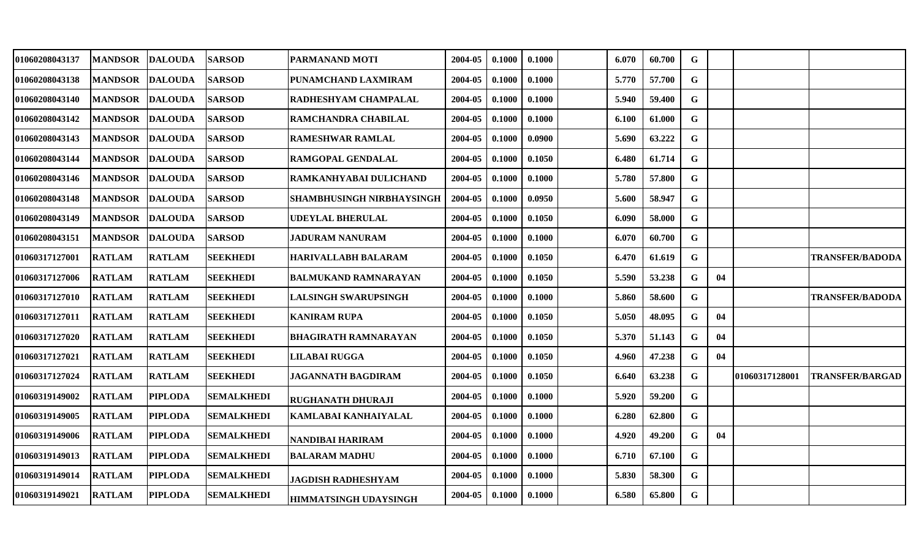| | | | | | | | | | | | | | | |
|---|---|---|---|---|---|---|---|---|---|---|---|---|---|---|
| 01060208043137 | MANDSOR | DALOUDA | SARSOD | PARMANAND MOTI | 2004-05 | 0.1000 | 0.1000 | | 6.070 | 60.700 | G | | | |
| 01060208043138 | MANDSOR | DALOUDA | SARSOD | PUNAMCHAND LAXMIRAM | 2004-05 | 0.1000 | 0.1000 | | 5.770 | 57.700 | G | | | |
| 01060208043140 | MANDSOR | DALOUDA | SARSOD | RADHESHYAM CHAMPALAL | 2004-05 | 0.1000 | 0.1000 | | 5.940 | 59.400 | G | | | |
| 01060208043142 | MANDSOR | DALOUDA | SARSOD | RAMCHANDRA CHABILAL | 2004-05 | 0.1000 | 0.1000 | | 6.100 | 61.000 | G | | | |
| 01060208043143 | MANDSOR | DALOUDA | SARSOD | RAMESHWAR RAMLAL | 2004-05 | 0.1000 | 0.0900 | | 5.690 | 63.222 | G | | | |
| 01060208043144 | MANDSOR | DALOUDA | SARSOD | RAMGOPAL GENDALAL | 2004-05 | 0.1000 | 0.1050 | | 6.480 | 61.714 | G | | | |
| 01060208043146 | MANDSOR | DALOUDA | SARSOD | RAMKANHYABAI DULICHAND | 2004-05 | 0.1000 | 0.1000 | | 5.780 | 57.800 | G | | | |
| 01060208043148 | MANDSOR | DALOUDA | SARSOD | SHAMBHUSINGH NIRBHAYSINGH | 2004-05 | 0.1000 | 0.0950 | | 5.600 | 58.947 | G | | | |
| 01060208043149 | MANDSOR | DALOUDA | SARSOD | UDEYLAL BHERULAL | 2004-05 | 0.1000 | 0.1050 | | 6.090 | 58.000 | G | | | |
| 01060208043151 | MANDSOR | DALOUDA | SARSOD | JADURAM NANURAM | 2004-05 | 0.1000 | 0.1000 | | 6.070 | 60.700 | G | | | |
| 01060317127001 | RATLAM | RATLAM | SEEKHEDI | HARIVALLABH BALARAM | 2004-05 | 0.1000 | 0.1050 | | 6.470 | 61.619 | G | | | TRANSFER/BADODA |
| 01060317127006 | RATLAM | RATLAM | SEEKHEDI | BALMUKAND RAMNARAYAN | 2004-05 | 0.1000 | 0.1050 | | 5.590 | 53.238 | G | 04 | | |
| 01060317127010 | RATLAM | RATLAM | SEEKHEDI | LALSINGH SWARUPSINGH | 2004-05 | 0.1000 | 0.1000 | | 5.860 | 58.600 | G | | | TRANSFER/BADODA |
| 01060317127011 | RATLAM | RATLAM | SEEKHEDI | KANIRAM RUPA | 2004-05 | 0.1000 | 0.1050 | | 5.050 | 48.095 | G | 04 | | |
| 01060317127020 | RATLAM | RATLAM | SEEKHEDI | BHAGIRATH RAMNARAYAN | 2004-05 | 0.1000 | 0.1050 | | 5.370 | 51.143 | G | 04 | | |
| 01060317127021 | RATLAM | RATLAM | SEEKHEDI | LILABAI RUGGA | 2004-05 | 0.1000 | 0.1050 | | 4.960 | 47.238 | G | 04 | | |
| 01060317127024 | RATLAM | RATLAM | SEEKHEDI | JAGANNATH BAGDIRAM | 2004-05 | 0.1000 | 0.1050 | | 6.640 | 63.238 | G | | 01060317128001 | TRANSFER/BARGAD |
| 01060319149002 | RATLAM | PIPLODA | SEMALKHEDI | RUGHANATH DHURAJI | 2004-05 | 0.1000 | 0.1000 | | 5.920 | 59.200 | G | | | |
| 01060319149005 | RATLAM | PIPLODA | SEMALKHEDI | KAMLABAI KANHAIYALAL | 2004-05 | 0.1000 | 0.1000 | | 6.280 | 62.800 | G | | | |
| 01060319149006 | RATLAM | PIPLODA | SEMALKHEDI | NANDIBAI HARIRAM | 2004-05 | 0.1000 | 0.1000 | | 4.920 | 49.200 | G | 04 | | |
| 01060319149013 | RATLAM | PIPLODA | SEMALKHEDI | BALARAM MADHU | 2004-05 | 0.1000 | 0.1000 | | 6.710 | 67.100 | G | | | |
| 01060319149014 | RATLAM | PIPLODA | SEMALKHEDI | JAGDISH RADHESHYAM | 2004-05 | 0.1000 | 0.1000 | | 5.830 | 58.300 | G | | | |
| 01060319149021 | RATLAM | PIPLODA | SEMALKHEDI | HIMMATSINGH UDAYSINGH | 2004-05 | 0.1000 | 0.1000 | | 6.580 | 65.800 | G | | | |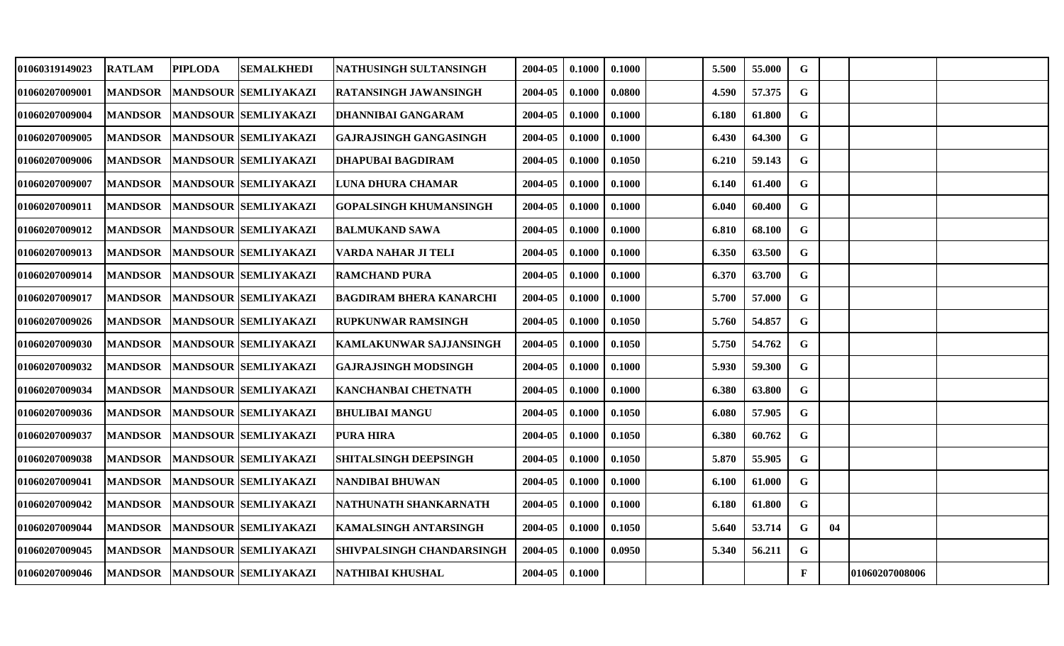| | | | | | | | | | | | | | | | |
|---|---|---|---|---|---|---|---|---|---|---|---|---|---|---|---|
| 01060319149023 | RATLAM | PIPLODA | SEMALKHEDI | NATHUSINGH SULTANSINGH | 2004-05 | 0.1000 | 0.1000 | | 5.500 | 55.000 | G | | | |
| 01060207009001 | MANDSOR | MANDSOUR | SEMLIYAKAZI | RATANSINGH JAWANSINGH | 2004-05 | 0.1000 | 0.0800 | | 4.590 | 57.375 | G | | | |
| 01060207009004 | MANDSOR | MANDSOUR | SEMLIYAKAZI | DHANNIBAI GANGARAM | 2004-05 | 0.1000 | 0.1000 | | 6.180 | 61.800 | G | | | |
| 01060207009005 | MANDSOR | MANDSOUR | SEMLIYAKAZI | GAJRAJSINGH GANGASINGH | 2004-05 | 0.1000 | 0.1000 | | 6.430 | 64.300 | G | | | |
| 01060207009006 | MANDSOR | MANDSOUR | SEMLIYAKAZI | DHAPUBAI BAGDIRAM | 2004-05 | 0.1000 | 0.1050 | | 6.210 | 59.143 | G | | | |
| 01060207009007 | MANDSOR | MANDSOUR | SEMLIYAKAZI | LUNA DHURA CHAMAR | 2004-05 | 0.1000 | 0.1000 | | 6.140 | 61.400 | G | | | |
| 01060207009011 | MANDSOR | MANDSOUR | SEMLIYAKAZI | GOPALSINGH KHUMANSINGH | 2004-05 | 0.1000 | 0.1000 | | 6.040 | 60.400 | G | | | |
| 01060207009012 | MANDSOR | MANDSOUR | SEMLIYAKAZI | BALMUKAND SAWA | 2004-05 | 0.1000 | 0.1000 | | 6.810 | 68.100 | G | | | |
| 01060207009013 | MANDSOR | MANDSOUR | SEMLIYAKAZI | VARDA NAHAR JI TELI | 2004-05 | 0.1000 | 0.1000 | | 6.350 | 63.500 | G | | | |
| 01060207009014 | MANDSOR | MANDSOUR | SEMLIYAKAZI | RAMCHAND PURA | 2004-05 | 0.1000 | 0.1000 | | 6.370 | 63.700 | G | | | |
| 01060207009017 | MANDSOR | MANDSOUR | SEMLIYAKAZI | BAGDIRAM BHERA KANARCHI | 2004-05 | 0.1000 | 0.1000 | | 5.700 | 57.000 | G | | | |
| 01060207009026 | MANDSOR | MANDSOUR | SEMLIYAKAZI | RUPKUNWAR RAMSINGH | 2004-05 | 0.1000 | 0.1050 | | 5.760 | 54.857 | G | | | |
| 01060207009030 | MANDSOR | MANDSOUR | SEMLIYAKAZI | KAMLAKUNWAR SAJJANSINGH | 2004-05 | 0.1000 | 0.1050 | | 5.750 | 54.762 | G | | | |
| 01060207009032 | MANDSOR | MANDSOUR | SEMLIYAKAZI | GAJRAJSINGH MODSINGH | 2004-05 | 0.1000 | 0.1000 | | 5.930 | 59.300 | G | | | |
| 01060207009034 | MANDSOR | MANDSOUR | SEMLIYAKAZI | KANCHANBAI CHETNATH | 2004-05 | 0.1000 | 0.1000 | | 6.380 | 63.800 | G | | | |
| 01060207009036 | MANDSOR | MANDSOUR | SEMLIYAKAZI | BHULIBAI MANGU | 2004-05 | 0.1000 | 0.1050 | | 6.080 | 57.905 | G | | | |
| 01060207009037 | MANDSOR | MANDSOUR | SEMLIYAKAZI | PURA HIRA | 2004-05 | 0.1000 | 0.1050 | | 6.380 | 60.762 | G | | | |
| 01060207009038 | MANDSOR | MANDSOUR | SEMLIYAKAZI | SHITALSINGH DEEPSINGH | 2004-05 | 0.1000 | 0.1050 | | 5.870 | 55.905 | G | | | |
| 01060207009041 | MANDSOR | MANDSOUR | SEMLIYAKAZI | NANDIBAI BHUWAN | 2004-05 | 0.1000 | 0.1000 | | 6.100 | 61.000 | G | | | |
| 01060207009042 | MANDSOR | MANDSOUR | SEMLIYAKAZI | NATHUNATH SHANKARNATH | 2004-05 | 0.1000 | 0.1000 | | 6.180 | 61.800 | G | | | |
| 01060207009044 | MANDSOR | MANDSOUR | SEMLIYAKAZI | KAMALSINGH ANTARSINGH | 2004-05 | 0.1000 | 0.1050 | | 5.640 | 53.714 | G | 04 | | |
| 01060207009045 | MANDSOR | MANDSOUR | SEMLIYAKAZI | SHIVPALSINGH CHANDARSINGH | 2004-05 | 0.1000 | 0.0950 | | 5.340 | 56.211 | G | | | |
| 01060207009046 | MANDSOR | MANDSOUR | SEMLIYAKAZI | NATHIBAI KHUSHAL | 2004-05 | 0.1000 | | | | | F | | 01060207008006 | |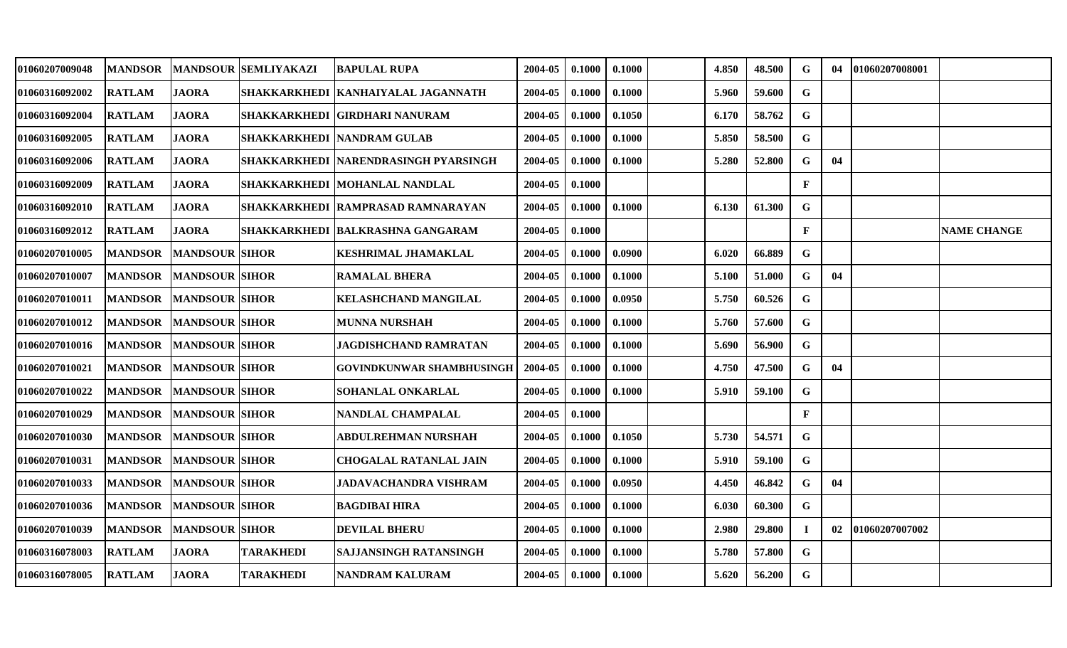| | | | | | | | | | | | | | | |
|---|---|---|---|---|---|---|---|---|---|---|---|---|---|---|
| 01060207009048 | MANDSOR | MANDSOUR | SEMLIYAKAZI | BAPULAL RUPA | 2004-05 | 0.1000 | 0.1000 | | 4.850 | 48.500 | G | 04 | 01060207008001 | |
| 01060316092002 | RATLAM | JAORA | SHAKKARKHEDI | KANHAIYALAL JAGANNATH | 2004-05 | 0.1000 | 0.1000 | | 5.960 | 59.600 | G | | | |
| 01060316092004 | RATLAM | JAORA | SHAKKARKHEDI | GIRDHARI NANURAM | 2004-05 | 0.1000 | 0.1050 | | 6.170 | 58.762 | G | | | |
| 01060316092005 | RATLAM | JAORA | SHAKKARKHEDI | NANDRAM GULAB | 2004-05 | 0.1000 | 0.1000 | | 5.850 | 58.500 | G | | | |
| 01060316092006 | RATLAM | JAORA | SHAKKARKHEDI | NARENDRASINGH PYARSINGH | 2004-05 | 0.1000 | 0.1000 | | 5.280 | 52.800 | G | 04 | | |
| 01060316092009 | RATLAM | JAORA | SHAKKARKHEDI | MOHANLAL NANDLAL | 2004-05 | 0.1000 | | | | | F | | | |
| 01060316092010 | RATLAM | JAORA | SHAKKARKHEDI | RAMPRASAD RAMNARAYAN | 2004-05 | 0.1000 | 0.1000 | | 6.130 | 61.300 | G | | | |
| 01060316092012 | RATLAM | JAORA | SHAKKARKHEDI | BALKRASHNA GANGARAM | 2004-05 | 0.1000 | | | | | F | | | NAME CHANGE |
| 01060207010005 | MANDSOR | MANDSOUR | SIHOR | KESHRIMAL JHAMAKLAL | 2004-05 | 0.1000 | 0.0900 | | 6.020 | 66.889 | G | | | |
| 01060207010007 | MANDSOR | MANDSOUR | SIHOR | RAMALAL BHERA | 2004-05 | 0.1000 | 0.1000 | | 5.100 | 51.000 | G | 04 | | |
| 01060207010011 | MANDSOR | MANDSOUR | SIHOR | KELASHCHAND MANGILAL | 2004-05 | 0.1000 | 0.0950 | | 5.750 | 60.526 | G | | | |
| 01060207010012 | MANDSOR | MANDSOUR | SIHOR | MUNNA NURSHAH | 2004-05 | 0.1000 | 0.1000 | | 5.760 | 57.600 | G | | | |
| 01060207010016 | MANDSOR | MANDSOUR | SIHOR | JAGDISHCHAND RAMRATAN | 2004-05 | 0.1000 | 0.1000 | | 5.690 | 56.900 | G | | | |
| 01060207010021 | MANDSOR | MANDSOUR | SIHOR | GOVINDKUNWAR SHAMBHUSINGH | 2004-05 | 0.1000 | 0.1000 | | 4.750 | 47.500 | G | 04 | | |
| 01060207010022 | MANDSOR | MANDSOUR | SIHOR | SOHANLAL ONKARLAL | 2004-05 | 0.1000 | 0.1000 | | 5.910 | 59.100 | G | | | |
| 01060207010029 | MANDSOR | MANDSOUR | SIHOR | NANDLAL CHAMPALAL | 2004-05 | 0.1000 | | | | | F | | | |
| 01060207010030 | MANDSOR | MANDSOUR | SIHOR | ABDULREHMAN NURSHAH | 2004-05 | 0.1000 | 0.1050 | | 5.730 | 54.571 | G | | | |
| 01060207010031 | MANDSOR | MANDSOUR | SIHOR | CHOGALAL RATANLAL JAIN | 2004-05 | 0.1000 | 0.1000 | | 5.910 | 59.100 | G | | | |
| 01060207010033 | MANDSOR | MANDSOUR | SIHOR | JADAVACHANDRA VISHRAM | 2004-05 | 0.1000 | 0.0950 | | 4.450 | 46.842 | G | 04 | | |
| 01060207010036 | MANDSOR | MANDSOUR | SIHOR | BAGDIBAI HIRA | 2004-05 | 0.1000 | 0.1000 | | 6.030 | 60.300 | G | | | |
| 01060207010039 | MANDSOR | MANDSOUR | SIHOR | DEVILAL BHERU | 2004-05 | 0.1000 | 0.1000 | | 2.980 | 29.800 | I | 02 | 01060207007002 | |
| 01060316078003 | RATLAM | JAORA | TARAKHEDI | SAJJANSINGH RATANSINGH | 2004-05 | 0.1000 | 0.1000 | | 5.780 | 57.800 | G | | | |
| 01060316078005 | RATLAM | JAORA | TARAKHEDI | NANDRAM KALURAM | 2004-05 | 0.1000 | 0.1000 | | 5.620 | 56.200 | G | | | |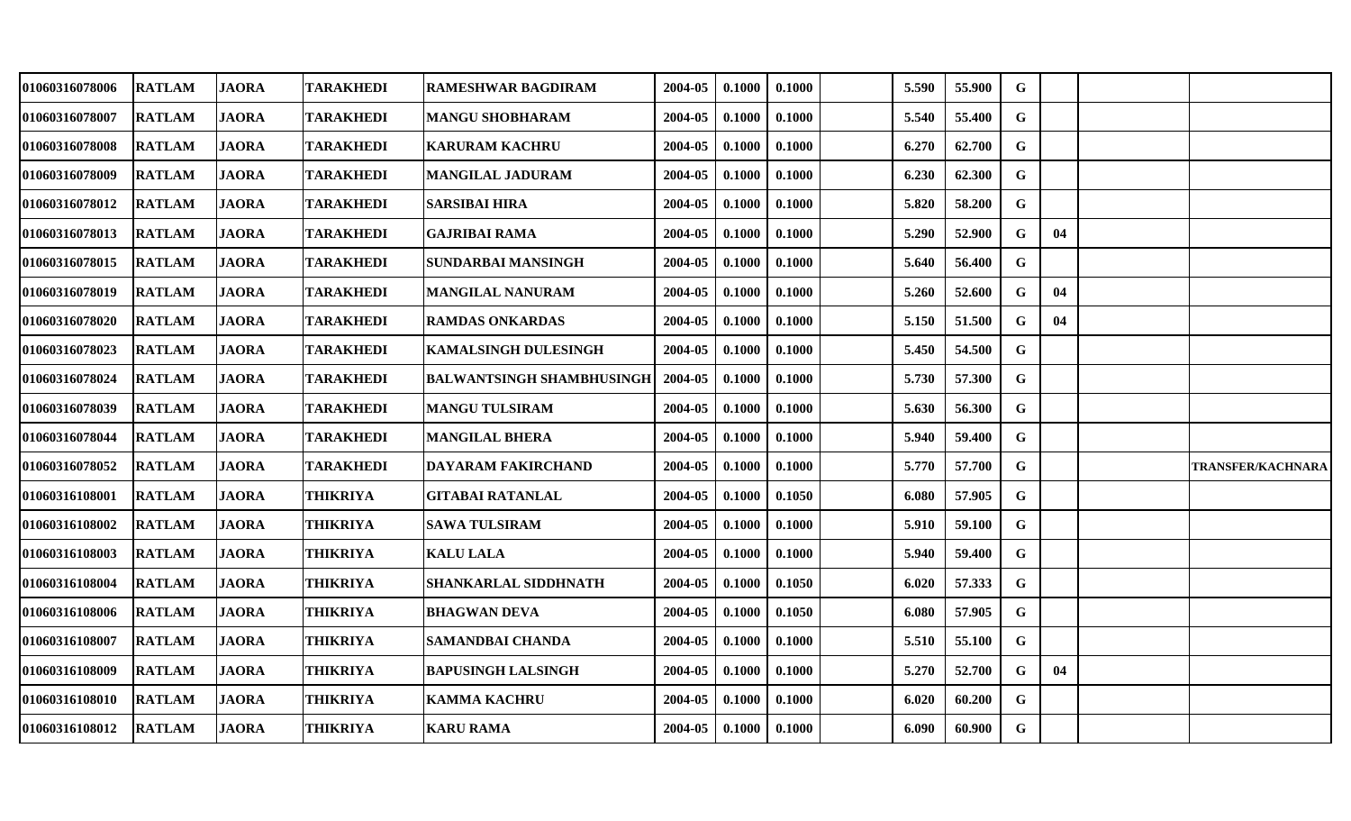| | | | | | | | | | | | | | | |
|---|---|---|---|---|---|---|---|---|---|---|---|---|---|---|
| 01060316078006 | RATLAM | JAORA | TARAKHEDI | RAMESHWAR BAGDIRAM | 2004-05 | 0.1000 | 0.1000 | | 5.590 | 55.900 | G | | | |
| 01060316078007 | RATLAM | JAORA | TARAKHEDI | MANGU SHOBHARAM | 2004-05 | 0.1000 | 0.1000 | | 5.540 | 55.400 | G | | | |
| 01060316078008 | RATLAM | JAORA | TARAKHEDI | KARURAM KACHRU | 2004-05 | 0.1000 | 0.1000 | | 6.270 | 62.700 | G | | | |
| 01060316078009 | RATLAM | JAORA | TARAKHEDI | MANGILAL JADURAM | 2004-05 | 0.1000 | 0.1000 | | 6.230 | 62.300 | G | | | |
| 01060316078012 | RATLAM | JAORA | TARAKHEDI | SARSIBAI HIRA | 2004-05 | 0.1000 | 0.1000 | | 5.820 | 58.200 | G | | | |
| 01060316078013 | RATLAM | JAORA | TARAKHEDI | GAJRIBAI RAMA | 2004-05 | 0.1000 | 0.1000 | | 5.290 | 52.900 | G | 04 | | |
| 01060316078015 | RATLAM | JAORA | TARAKHEDI | SUNDARBAI MANSINGH | 2004-05 | 0.1000 | 0.1000 | | 5.640 | 56.400 | G | | | |
| 01060316078019 | RATLAM | JAORA | TARAKHEDI | MANGILAL NANURAM | 2004-05 | 0.1000 | 0.1000 | | 5.260 | 52.600 | G | 04 | | |
| 01060316078020 | RATLAM | JAORA | TARAKHEDI | RAMDAS ONKARDAS | 2004-05 | 0.1000 | 0.1000 | | 5.150 | 51.500 | G | 04 | | |
| 01060316078023 | RATLAM | JAORA | TARAKHEDI | KAMALSINGH DULESINGH | 2004-05 | 0.1000 | 0.1000 | | 5.450 | 54.500 | G | | | |
| 01060316078024 | RATLAM | JAORA | TARAKHEDI | BALWANTSINGH SHAMBHUSINGH | 2004-05 | 0.1000 | 0.1000 | | 5.730 | 57.300 | G | | | |
| 01060316078039 | RATLAM | JAORA | TARAKHEDI | MANGU TULSIRAM | 2004-05 | 0.1000 | 0.1000 | | 5.630 | 56.300 | G | | | |
| 01060316078044 | RATLAM | JAORA | TARAKHEDI | MANGILAL BHERA | 2004-05 | 0.1000 | 0.1000 | | 5.940 | 59.400 | G | | | |
| 01060316078052 | RATLAM | JAORA | TARAKHEDI | DAYARAM FAKIRCHAND | 2004-05 | 0.1000 | 0.1000 | | 5.770 | 57.700 | G | | | TRANSFER/KACHNARA |
| 01060316108001 | RATLAM | JAORA | THIKRIYA | GITABAI RATANLAL | 2004-05 | 0.1000 | 0.1050 | | 6.080 | 57.905 | G | | | |
| 01060316108002 | RATLAM | JAORA | THIKRIYA | SAWA TULSIRAM | 2004-05 | 0.1000 | 0.1000 | | 5.910 | 59.100 | G | | | |
| 01060316108003 | RATLAM | JAORA | THIKRIYA | KALU LALA | 2004-05 | 0.1000 | 0.1000 | | 5.940 | 59.400 | G | | | |
| 01060316108004 | RATLAM | JAORA | THIKRIYA | SHANKARLAL SIDDHNATH | 2004-05 | 0.1000 | 0.1050 | | 6.020 | 57.333 | G | | | |
| 01060316108006 | RATLAM | JAORA | THIKRIYA | BHAGWAN DEVA | 2004-05 | 0.1000 | 0.1050 | | 6.080 | 57.905 | G | | | |
| 01060316108007 | RATLAM | JAORA | THIKRIYA | SAMANDBAI CHANDA | 2004-05 | 0.1000 | 0.1000 | | 5.510 | 55.100 | G | | | |
| 01060316108009 | RATLAM | JAORA | THIKRIYA | BAPUSINGH LALSINGH | 2004-05 | 0.1000 | 0.1000 | | 5.270 | 52.700 | G | 04 | | |
| 01060316108010 | RATLAM | JAORA | THIKRIYA | KAMMA KACHRU | 2004-05 | 0.1000 | 0.1000 | | 6.020 | 60.200 | G | | | |
| 01060316108012 | RATLAM | JAORA | THIKRIYA | KARU RAMA | 2004-05 | 0.1000 | 0.1000 | | 6.090 | 60.900 | G | | | |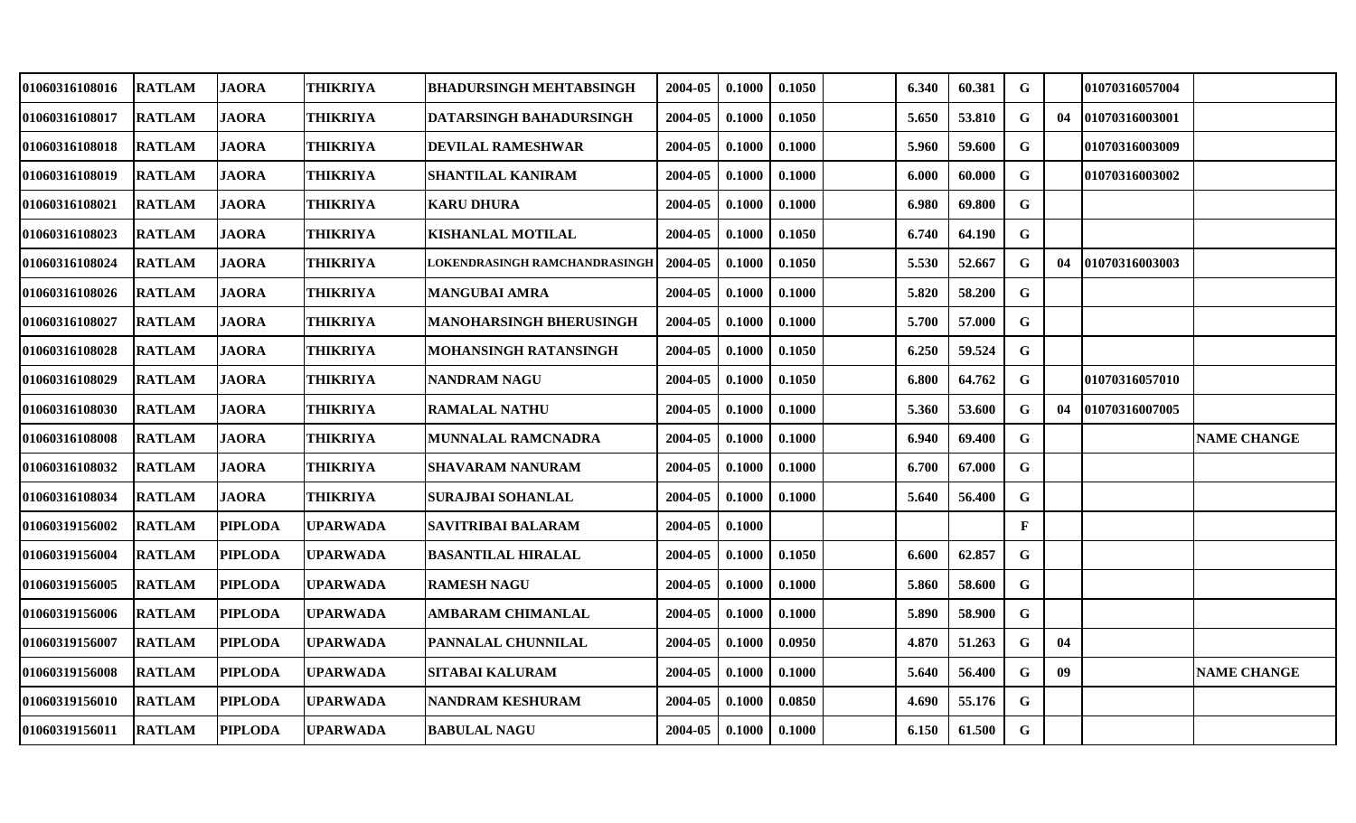| | | | | | | | | | | | | | | |
|---|---|---|---|---|---|---|---|---|---|---|---|---|---|---|
| 01060316108016 | RATLAM | JAORA | THIKRIYA | BHADURSINGH MEHTABSINGH | 2004-05 | 0.1000 | 0.1050 | | 6.340 | 60.381 | G | | 01070316057004 | |
| 01060316108017 | RATLAM | JAORA | THIKRIYA | DATARSINGH BAHADURSINGH | 2004-05 | 0.1000 | 0.1050 | | 5.650 | 53.810 | G | 04 | 01070316003001 | |
| 01060316108018 | RATLAM | JAORA | THIKRIYA | DEVILAL RAMESHWAR | 2004-05 | 0.1000 | 0.1000 | | 5.960 | 59.600 | G | | 01070316003009 | |
| 01060316108019 | RATLAM | JAORA | THIKRIYA | SHANTILAL KANIRAM | 2004-05 | 0.1000 | 0.1000 | | 6.000 | 60.000 | G | | 01070316003002 | |
| 01060316108021 | RATLAM | JAORA | THIKRIYA | KARU DHURA | 2004-05 | 0.1000 | 0.1000 | | 6.980 | 69.800 | G | | | |
| 01060316108023 | RATLAM | JAORA | THIKRIYA | KISHANLAL MOTILAL | 2004-05 | 0.1000 | 0.1050 | | 6.740 | 64.190 | G | | | |
| 01060316108024 | RATLAM | JAORA | THIKRIYA | LOKENDRASINGH RAMCHANDRASINGH | 2004-05 | 0.1000 | 0.1050 | | 5.530 | 52.667 | G | 04 | 01070316003003 | |
| 01060316108026 | RATLAM | JAORA | THIKRIYA | MANGUBAI AMRA | 2004-05 | 0.1000 | 0.1000 | | 5.820 | 58.200 | G | | | |
| 01060316108027 | RATLAM | JAORA | THIKRIYA | MANOHARSINGH BHERUSINGH | 2004-05 | 0.1000 | 0.1000 | | 5.700 | 57.000 | G | | | |
| 01060316108028 | RATLAM | JAORA | THIKRIYA | MOHANSINGH RATANSINGH | 2004-05 | 0.1000 | 0.1050 | | 6.250 | 59.524 | G | | | |
| 01060316108029 | RATLAM | JAORA | THIKRIYA | NANDRAM NAGU | 2004-05 | 0.1000 | 0.1050 | | 6.800 | 64.762 | G | | 01070316057010 | |
| 01060316108030 | RATLAM | JAORA | THIKRIYA | RAMALAL NATHU | 2004-05 | 0.1000 | 0.1000 | | 5.360 | 53.600 | G | 04 | 01070316007005 | |
| 01060316108008 | RATLAM | JAORA | THIKRIYA | MUNNALAL RAMCNADRA | 2004-05 | 0.1000 | 0.1000 | | 6.940 | 69.400 | G | | | NAME CHANGE |
| 01060316108032 | RATLAM | JAORA | THIKRIYA | SHAVARAM NANURAM | 2004-05 | 0.1000 | 0.1000 | | 6.700 | 67.000 | G | | | |
| 01060316108034 | RATLAM | JAORA | THIKRIYA | SURAJBAI SOHANLAL | 2004-05 | 0.1000 | 0.1000 | | 5.640 | 56.400 | G | | | |
| 01060319156002 | RATLAM | PIPLODA | UPARWADA | SAVITRIBAI BALARAM | 2004-05 | 0.1000 | | | | | F | | | |
| 01060319156004 | RATLAM | PIPLODA | UPARWADA | BASANTILAL HIRALAL | 2004-05 | 0.1000 | 0.1050 | | 6.600 | 62.857 | G | | | |
| 01060319156005 | RATLAM | PIPLODA | UPARWADA | RAMESH NAGU | 2004-05 | 0.1000 | 0.1000 | | 5.860 | 58.600 | G | | | |
| 01060319156006 | RATLAM | PIPLODA | UPARWADA | AMBARAM CHIMANLAL | 2004-05 | 0.1000 | 0.1000 | | 5.890 | 58.900 | G | | | |
| 01060319156007 | RATLAM | PIPLODA | UPARWADA | PANNALAL CHUNNILAL | 2004-05 | 0.1000 | 0.0950 | | 4.870 | 51.263 | G | 04 | | |
| 01060319156008 | RATLAM | PIPLODA | UPARWADA | SITABAI KALURAM | 2004-05 | 0.1000 | 0.1000 | | 5.640 | 56.400 | G | 09 | | NAME CHANGE |
| 01060319156010 | RATLAM | PIPLODA | UPARWADA | NANDRAM KESHURAM | 2004-05 | 0.1000 | 0.0850 | | 4.690 | 55.176 | G | | | |
| 01060319156011 | RATLAM | PIPLODA | UPARWADA | BABULAL NAGU | 2004-05 | 0.1000 | 0.1000 | | 6.150 | 61.500 | G | | | |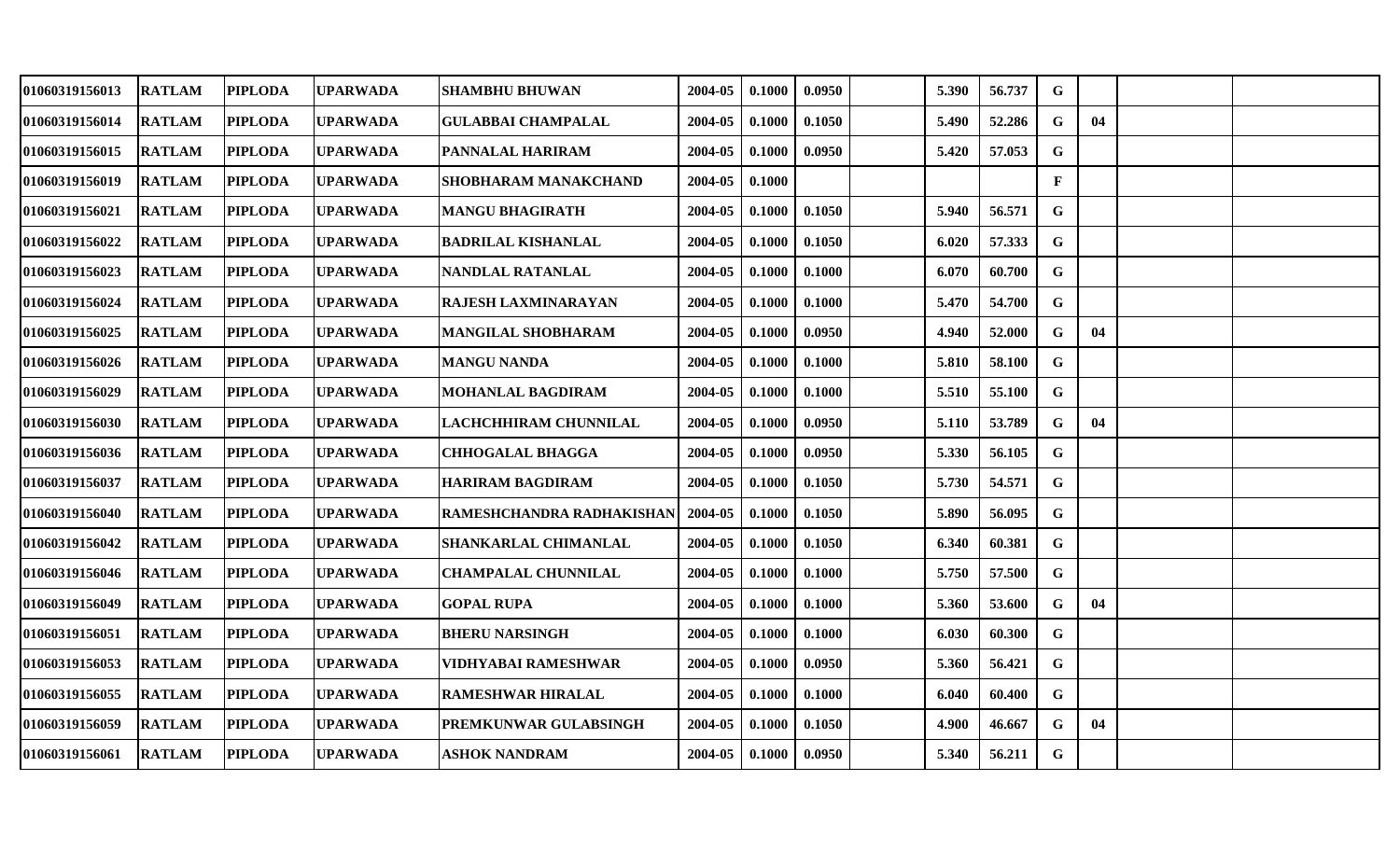| | | | | | | | | | | | | | | |
|---|---|---|---|---|---|---|---|---|---|---|---|---|---|---|
| 01060319156013 | RATLAM | PIPLODA | UPARWADA | SHAMBHU BHUWAN | 2004-05 | 0.1000 | 0.0950 | | 5.390 | 56.737 | G | | | |
| 01060319156014 | RATLAM | PIPLODA | UPARWADA | GULABBAI CHAMPALAL | 2004-05 | 0.1000 | 0.1050 | | 5.490 | 52.286 | G | 04 | | |
| 01060319156015 | RATLAM | PIPLODA | UPARWADA | PANNALAL HARIRAM | 2004-05 | 0.1000 | 0.0950 | | 5.420 | 57.053 | G | | | |
| 01060319156019 | RATLAM | PIPLODA | UPARWADA | SHOBHARAM MANAKCHAND | 2004-05 | 0.1000 | | | | | F | | | |
| 01060319156021 | RATLAM | PIPLODA | UPARWADA | MANGU BHAGIRATH | 2004-05 | 0.1000 | 0.1050 | | 5.940 | 56.571 | G | | | |
| 01060319156022 | RATLAM | PIPLODA | UPARWADA | BADRILAL KISHANLAL | 2004-05 | 0.1000 | 0.1050 | | 6.020 | 57.333 | G | | | |
| 01060319156023 | RATLAM | PIPLODA | UPARWADA | NANDLAL RATANLAL | 2004-05 | 0.1000 | 0.1000 | | 6.070 | 60.700 | G | | | |
| 01060319156024 | RATLAM | PIPLODA | UPARWADA | RAJESH LAXMINARAYAN | 2004-05 | 0.1000 | 0.1000 | | 5.470 | 54.700 | G | | | |
| 01060319156025 | RATLAM | PIPLODA | UPARWADA | MANGILAL SHOBHARAM | 2004-05 | 0.1000 | 0.0950 | | 4.940 | 52.000 | G | 04 | | |
| 01060319156026 | RATLAM | PIPLODA | UPARWADA | MANGU NANDA | 2004-05 | 0.1000 | 0.1000 | | 5.810 | 58.100 | G | | | |
| 01060319156029 | RATLAM | PIPLODA | UPARWADA | MOHANLAL BAGDIRAM | 2004-05 | 0.1000 | 0.1000 | | 5.510 | 55.100 | G | | | |
| 01060319156030 | RATLAM | PIPLODA | UPARWADA | LACHCHHIRAM CHUNNILAL | 2004-05 | 0.1000 | 0.0950 | | 5.110 | 53.789 | G | 04 | | |
| 01060319156036 | RATLAM | PIPLODA | UPARWADA | CHHOGALAL BHAGGA | 2004-05 | 0.1000 | 0.0950 | | 5.330 | 56.105 | G | | | |
| 01060319156037 | RATLAM | PIPLODA | UPARWADA | HARIRAM BAGDIRAM | 2004-05 | 0.1000 | 0.1050 | | 5.730 | 54.571 | G | | | |
| 01060319156040 | RATLAM | PIPLODA | UPARWADA | RAMESHCHANDRA RADHAKISHAN | 2004-05 | 0.1000 | 0.1050 | | 5.890 | 56.095 | G | | | |
| 01060319156042 | RATLAM | PIPLODA | UPARWADA | SHANKARLAL CHIMANLAL | 2004-05 | 0.1000 | 0.1050 | | 6.340 | 60.381 | G | | | |
| 01060319156046 | RATLAM | PIPLODA | UPARWADA | CHAMPALAL CHUNNILAL | 2004-05 | 0.1000 | 0.1000 | | 5.750 | 57.500 | G | | | |
| 01060319156049 | RATLAM | PIPLODA | UPARWADA | GOPAL RUPA | 2004-05 | 0.1000 | 0.1000 | | 5.360 | 53.600 | G | 04 | | |
| 01060319156051 | RATLAM | PIPLODA | UPARWADA | BHERU NARSINGH | 2004-05 | 0.1000 | 0.1000 | | 6.030 | 60.300 | G | | | |
| 01060319156053 | RATLAM | PIPLODA | UPARWADA | VIDHYABAI RAMESHWAR | 2004-05 | 0.1000 | 0.0950 | | 5.360 | 56.421 | G | | | |
| 01060319156055 | RATLAM | PIPLODA | UPARWADA | RAMESHWAR HIRALAL | 2004-05 | 0.1000 | 0.1000 | | 6.040 | 60.400 | G | | | |
| 01060319156059 | RATLAM | PIPLODA | UPARWADA | PREMKUNWAR GULABSINGH | 2004-05 | 0.1000 | 0.1050 | | 4.900 | 46.667 | G | 04 | | |
| 01060319156061 | RATLAM | PIPLODA | UPARWADA | ASHOK NANDRAM | 2004-05 | 0.1000 | 0.0950 | | 5.340 | 56.211 | G | | | |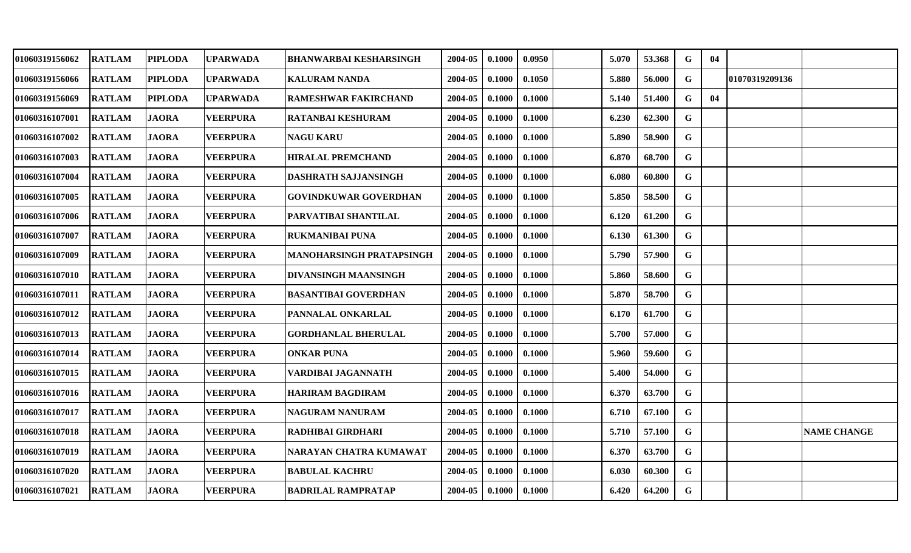| | | | | | | | | | | | | | | |
|---|---|---|---|---|---|---|---|---|---|---|---|---|---|---|
| 01060319156062 | RATLAM | PIPLODA | UPARWADA | BHANWARBAI KESHARSINGH | 2004-05 | 0.1000 | 0.0950 | | 5.070 | 53.368 | G | 04 | | |
| 01060319156066 | RATLAM | PIPLODA | UPARWADA | KALURAM NANDA | 2004-05 | 0.1000 | 0.1050 | | 5.880 | 56.000 | G | | 01070319209136 | |
| 01060319156069 | RATLAM | PIPLODA | UPARWADA | RAMESHWAR FAKIRCHAND | 2004-05 | 0.1000 | 0.1000 | | 5.140 | 51.400 | G | 04 | | |
| 01060316107001 | RATLAM | JAORA | VEERPURA | RATANBAI KESHURAM | 2004-05 | 0.1000 | 0.1000 | | 6.230 | 62.300 | G | | | |
| 01060316107002 | RATLAM | JAORA | VEERPURA | NAGU KARU | 2004-05 | 0.1000 | 0.1000 | | 5.890 | 58.900 | G | | | |
| 01060316107003 | RATLAM | JAORA | VEERPURA | HIRALAL PREMCHAND | 2004-05 | 0.1000 | 0.1000 | | 6.870 | 68.700 | G | | | |
| 01060316107004 | RATLAM | JAORA | VEERPURA | DASHRATH SAJJANSINGH | 2004-05 | 0.1000 | 0.1000 | | 6.080 | 60.800 | G | | | |
| 01060316107005 | RATLAM | JAORA | VEERPURA | GOVINDKUWAR GOVERDHAN | 2004-05 | 0.1000 | 0.1000 | | 5.850 | 58.500 | G | | | |
| 01060316107006 | RATLAM | JAORA | VEERPURA | PARVATIBAI SHANTILAL | 2004-05 | 0.1000 | 0.1000 | | 6.120 | 61.200 | G | | | |
| 01060316107007 | RATLAM | JAORA | VEERPURA | RUKMANIBAI PUNA | 2004-05 | 0.1000 | 0.1000 | | 6.130 | 61.300 | G | | | |
| 01060316107009 | RATLAM | JAORA | VEERPURA | MANOHARSINGH PRATAPSINGH | 2004-05 | 0.1000 | 0.1000 | | 5.790 | 57.900 | G | | | |
| 01060316107010 | RATLAM | JAORA | VEERPURA | DIVANSINGH MAANSINGH | 2004-05 | 0.1000 | 0.1000 | | 5.860 | 58.600 | G | | | |
| 01060316107011 | RATLAM | JAORA | VEERPURA | BASANTIBAI GOVERDHAN | 2004-05 | 0.1000 | 0.1000 | | 5.870 | 58.700 | G | | | |
| 01060316107012 | RATLAM | JAORA | VEERPURA | PANNALAL ONKARLAL | 2004-05 | 0.1000 | 0.1000 | | 6.170 | 61.700 | G | | | |
| 01060316107013 | RATLAM | JAORA | VEERPURA | GORDHANLAL BHERULAL | 2004-05 | 0.1000 | 0.1000 | | 5.700 | 57.000 | G | | | |
| 01060316107014 | RATLAM | JAORA | VEERPURA | ONKAR PUNA | 2004-05 | 0.1000 | 0.1000 | | 5.960 | 59.600 | G | | | |
| 01060316107015 | RATLAM | JAORA | VEERPURA | VARDIBAI JAGANNATH | 2004-05 | 0.1000 | 0.1000 | | 5.400 | 54.000 | G | | | |
| 01060316107016 | RATLAM | JAORA | VEERPURA | HARIRAM BAGDIRAM | 2004-05 | 0.1000 | 0.1000 | | 6.370 | 63.700 | G | | | |
| 01060316107017 | RATLAM | JAORA | VEERPURA | NAGURAM NANURAM | 2004-05 | 0.1000 | 0.1000 | | 6.710 | 67.100 | G | | | |
| 01060316107018 | RATLAM | JAORA | VEERPURA | RADHIBAI GIRDHARI | 2004-05 | 0.1000 | 0.1000 | | 5.710 | 57.100 | G | | | NAME CHANGE |
| 01060316107019 | RATLAM | JAORA | VEERPURA | NARAYAN CHATRA KUMAWAT | 2004-05 | 0.1000 | 0.1000 | | 6.370 | 63.700 | G | | | |
| 01060316107020 | RATLAM | JAORA | VEERPURA | BABULAL KACHRU | 2004-05 | 0.1000 | 0.1000 | | 6.030 | 60.300 | G | | | |
| 01060316107021 | RATLAM | JAORA | VEERPURA | BADRILAL RAMPRATAP | 2004-05 | 0.1000 | 0.1000 | | 6.420 | 64.200 | G | | | |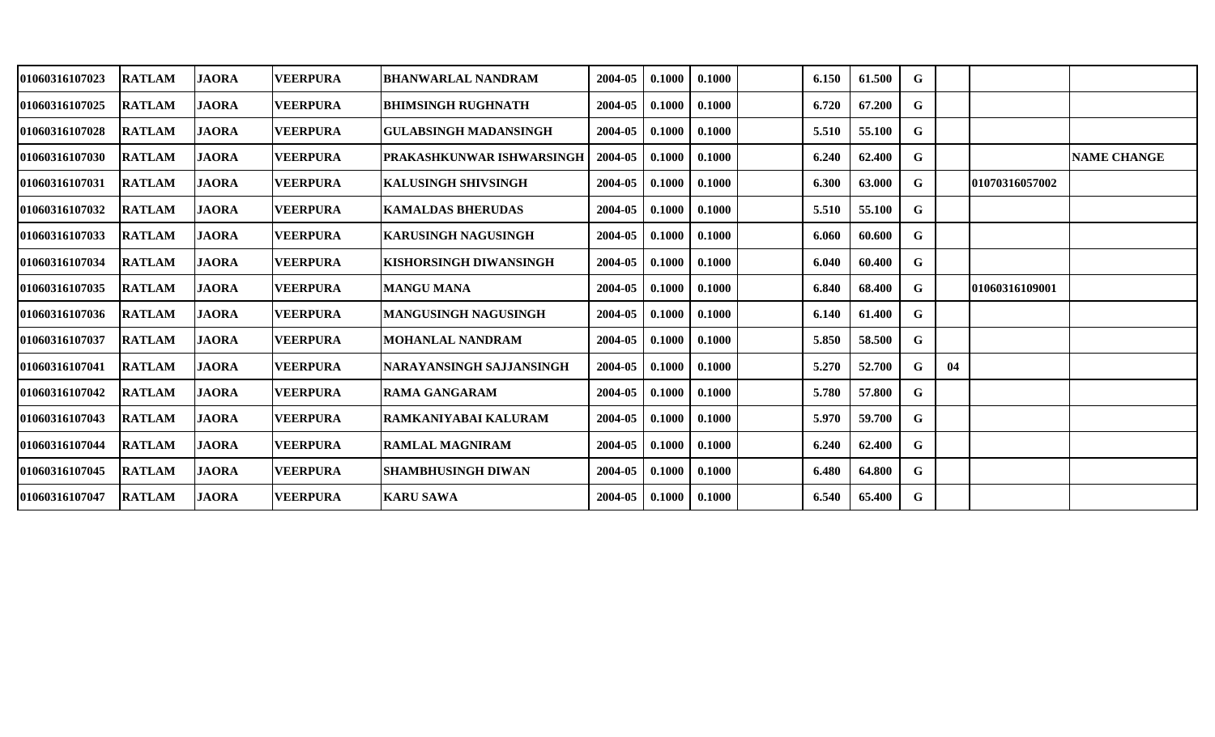| | | | | | | | | | | | | | | |
|---|---|---|---|---|---|---|---|---|---|---|---|---|---|---|
| 01060316107023 | RATLAM | JAORA | VEERPURA | BHANWARLAL NANDRAM | 2004-05 | 0.1000 | 0.1000 | | 6.150 | 61.500 | G | | | |
| 01060316107025 | RATLAM | JAORA | VEERPURA | BHIMSINGH RUGHNATH | 2004-05 | 0.1000 | 0.1000 | | 6.720 | 67.200 | G | | | |
| 01060316107028 | RATLAM | JAORA | VEERPURA | GULABSINGH MADANSINGH | 2004-05 | 0.1000 | 0.1000 | | 5.510 | 55.100 | G | | | |
| 01060316107030 | RATLAM | JAORA | VEERPURA | PRAKASHKUNWAR ISHWARSINGH | 2004-05 | 0.1000 | 0.1000 | | 6.240 | 62.400 | G | | | NAME CHANGE |
| 01060316107031 | RATLAM | JAORA | VEERPURA | KALUSINGH SHIVSINGH | 2004-05 | 0.1000 | 0.1000 | | 6.300 | 63.000 | G | | 01070316057002 | |
| 01060316107032 | RATLAM | JAORA | VEERPURA | KAMALDAS BHERUDAS | 2004-05 | 0.1000 | 0.1000 | | 5.510 | 55.100 | G | | | |
| 01060316107033 | RATLAM | JAORA | VEERPURA | KARUSINGH NAGUSINGH | 2004-05 | 0.1000 | 0.1000 | | 6.060 | 60.600 | G | | | |
| 01060316107034 | RATLAM | JAORA | VEERPURA | KISHORSINGH DIWANSINGH | 2004-05 | 0.1000 | 0.1000 | | 6.040 | 60.400 | G | | | |
| 01060316107035 | RATLAM | JAORA | VEERPURA | MANGU MANA | 2004-05 | 0.1000 | 0.1000 | | 6.840 | 68.400 | G | | 01060316109001 | |
| 01060316107036 | RATLAM | JAORA | VEERPURA | MANGUSINGH NAGUSINGH | 2004-05 | 0.1000 | 0.1000 | | 6.140 | 61.400 | G | | | |
| 01060316107037 | RATLAM | JAORA | VEERPURA | MOHANLAL NANDRAM | 2004-05 | 0.1000 | 0.1000 | | 5.850 | 58.500 | G | | | |
| 01060316107041 | RATLAM | JAORA | VEERPURA | NARAYANSINGH SAJJANSINGH | 2004-05 | 0.1000 | 0.1000 | | 5.270 | 52.700 | G | 04 | | |
| 01060316107042 | RATLAM | JAORA | VEERPURA | RAMA GANGARAM | 2004-05 | 0.1000 | 0.1000 | | 5.780 | 57.800 | G | | | |
| 01060316107043 | RATLAM | JAORA | VEERPURA | RAMKANIYABAI KALURAM | 2004-05 | 0.1000 | 0.1000 | | 5.970 | 59.700 | G | | | |
| 01060316107044 | RATLAM | JAORA | VEERPURA | RAMLAL MAGNIRAM | 2004-05 | 0.1000 | 0.1000 | | 6.240 | 62.400 | G | | | |
| 01060316107045 | RATLAM | JAORA | VEERPURA | SHAMBHUSINGH DIWAN | 2004-05 | 0.1000 | 0.1000 | | 6.480 | 64.800 | G | | | |
| 01060316107047 | RATLAM | JAORA | VEERPURA | KARU SAWA | 2004-05 | 0.1000 | 0.1000 | | 6.540 | 65.400 | G | | | |